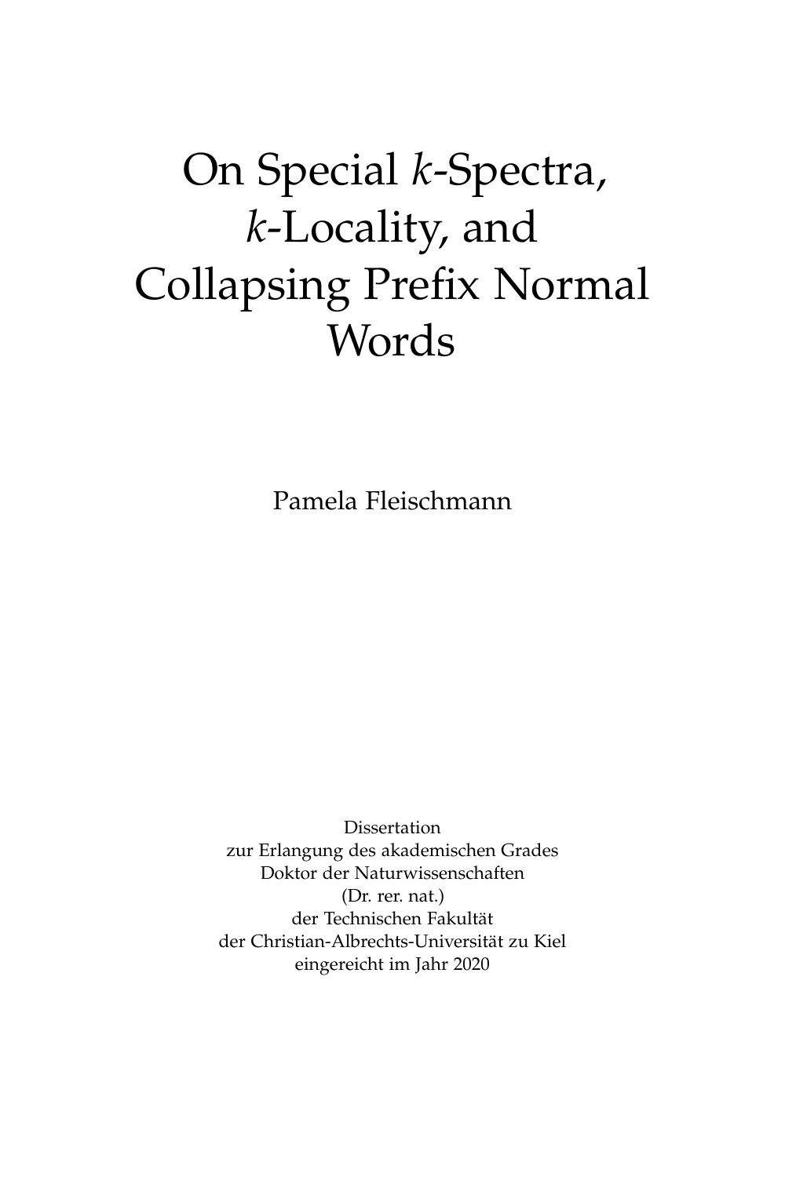# On Special $k$-Spectra, $k$-Locality, and Collapsing Prefix Normal Words

Pamela Fleischmann

Dissertation
zur Erlangung des akademischen Grades
Doktor der Naturwissenschaften
(Dr. rer. nat.)
der Technischen Fakultät
der Christian-Albrechts-Universität zu Kiel
eingereicht im Jahr 2020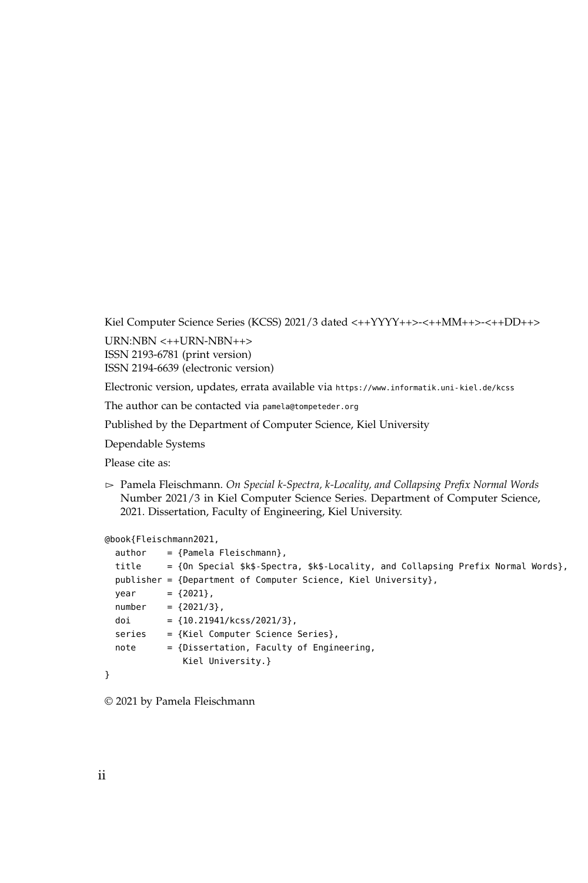Kiel Computer Science Series (KCSS) 2021/3 dated <++YYYY++>-<++MM++>-<++DD++>

URN:NBN <++URN-NBN++>
ISSN 2193-6781 (print version)
ISSN 2194-6639 (electronic version)

Electronic version, updates, errata available via https://www.informatik.uni-kiel.de/kcss

The author can be contacted via pamela@tompeteder.org

Published by the Department of Computer Science, Kiel University

Dependable Systems

Please cite as:

▷ Pamela Fleischmann. *On Special k-Spectra, k-Locality, and Collapsing Prefix Normal Words* Number 2021/3 in Kiel Computer Science Series. Department of Computer Science, 2021. Dissertation, Faculty of Engineering, Kiel University.

```
@book{Fleischmann2021,
  author    = {Pamela Fleischmann},
  title     = {On Special $k$-Spectra, $k$-Locality, and Collapsing Prefix Normal Words},
  publisher = {Department of Computer Science, Kiel University},
  year      = {2021},
  number    = {2021/3},
  doi       = {10.21941/kcss/2021/3},
  series    = {Kiel Computer Science Series},
  note      = {Dissertation, Faculty of Engineering,
               Kiel University.}
}
```

© 2021 by Pamela Fleischmann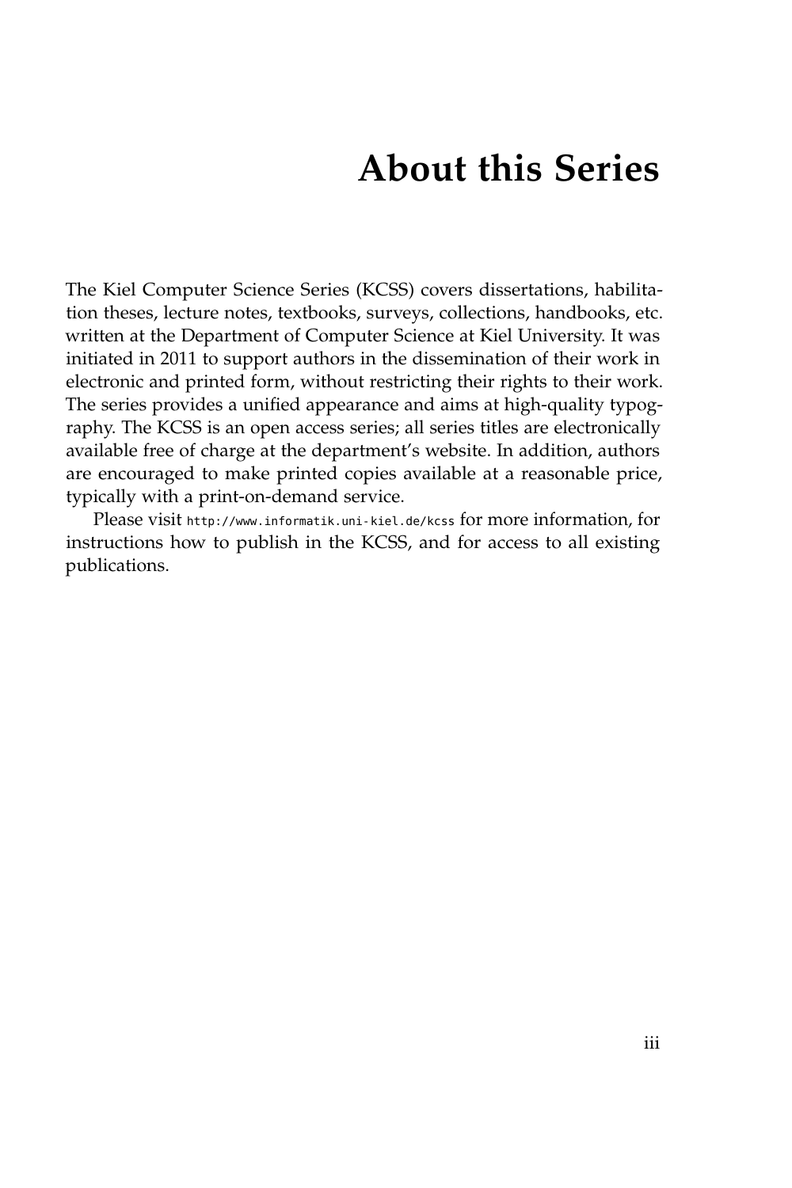# About this Series

The Kiel Computer Science Series (KCSS) covers dissertations, habilitation theses, lecture notes, textbooks, surveys, collections, handbooks, etc. written at the Department of Computer Science at Kiel University. It was initiated in 2011 to support authors in the dissemination of their work in electronic and printed form, without restricting their rights to their work. The series provides a unified appearance and aims at high-quality typography. The KCSS is an open access series; all series titles are electronically available free of charge at the department's website. In addition, authors are encouraged to make printed copies available at a reasonable price, typically with a print-on-demand service.

Please visit `http://www.informatik.uni-kiel.de/kcss` for more information, for instructions how to publish in the KCSS, and for access to all existing publications.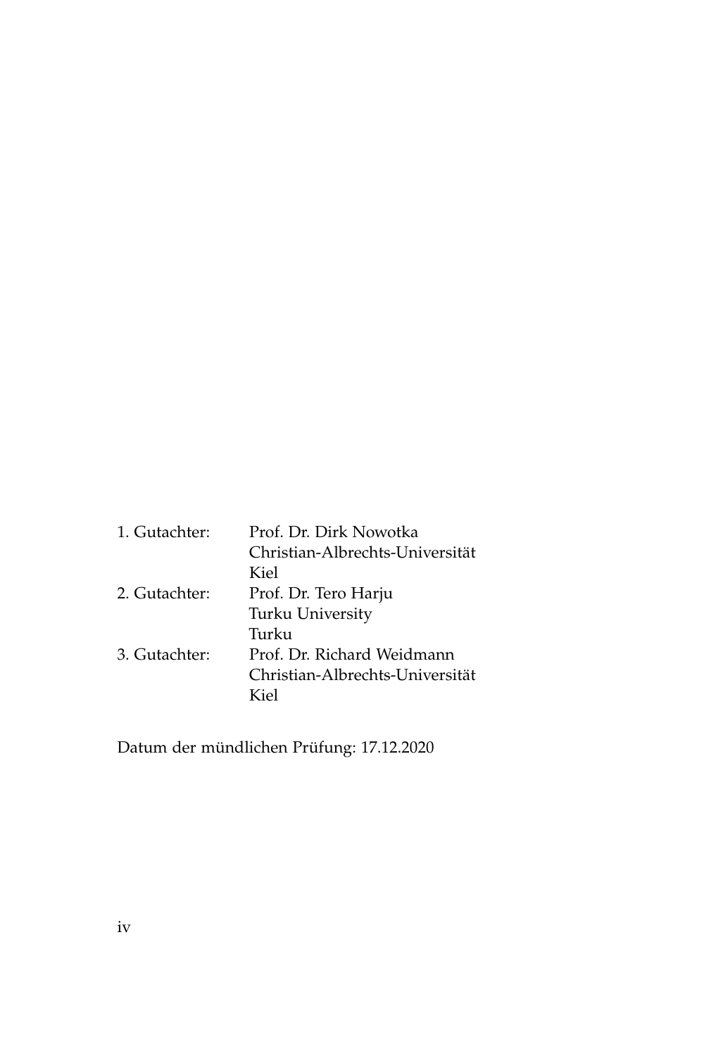| | |
|---|---|
| 1. Gutachter: | Prof. Dr. Dirk Nowotka<br>Christian-Albrechts-Universität<br>Kiel |
| 2. Gutachter: | Prof. Dr. Tero Harju<br>Turku University<br>Turku |
| 3. Gutachter: | Prof. Dr. Richard Weidmann<br>Christian-Albrechts-Universität<br>Kiel |

Datum der mündlichen Prüfung: 17.12.2020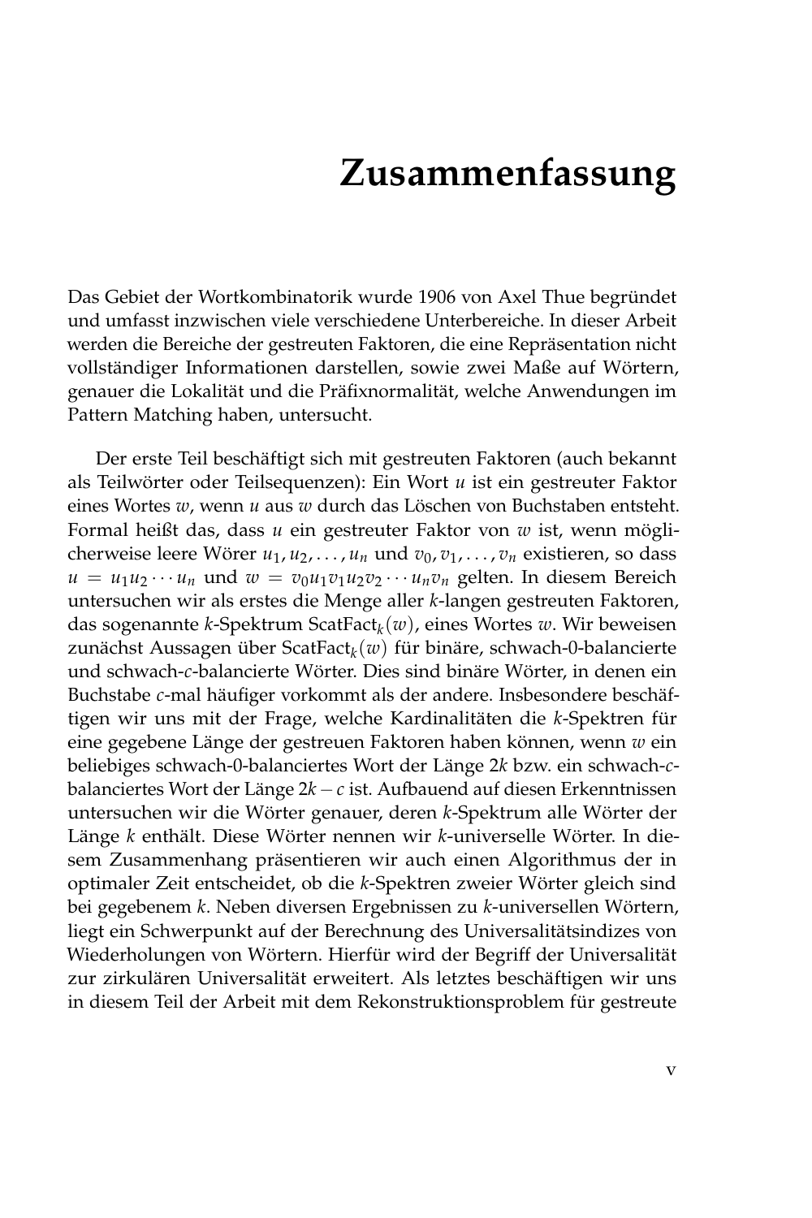# Zusammenfassung

Das Gebiet der Wortkombinatorik wurde 1906 von Axel Thue begründet und umfasst inzwischen viele verschiedene Unterbereiche. In dieser Arbeit werden die Bereiche der gestreuten Faktoren, die eine Repräsentation nicht vollständiger Informationen darstellen, sowie zwei Maße auf Wörtern, genauer die Lokalität und die Präfixnormalität, welche Anwendungen im Pattern Matching haben, untersucht.

Der erste Teil beschäftigt sich mit gestreuten Faktoren (auch bekannt als Teilwörter oder Teilsequenzen): Ein Wort $u$ ist ein gestreuter Faktor eines Wortes $w$, wenn $u$ aus $w$ durch das Löschen von Buchstaben entsteht. Formal heißt das, dass $u$ ein gestreuter Faktor von $w$ ist, wenn möglicherweise leere Wörer $u_1, u_2, \ldots, u_n$ und $v_0, v_1, \ldots, v_n$ existieren, so dass $u = u_1 u_2 \cdots u_n$ und $w = v_0 u_1 v_1 u_2 v_2 \cdots u_n v_n$ gelten. In diesem Bereich untersuchen wir als erstes die Menge aller $k$-langen gestreuten Faktoren, das sogenannte $k$-Spektrum $\mathrm{ScatFact}_k(w)$, eines Wortes $w$. Wir beweisen zunächst Aussagen über $\mathrm{ScatFact}_k(w)$ für binäre, schwach-0-balancierte und schwach-$c$-balancierte Wörter. Dies sind binäre Wörter, in denen ein Buchstabe $c$-mal häufiger vorkommt als der andere. Insbesondere beschäftigen wir uns mit der Frage, welche Kardinalitäten die $k$-Spektren für eine gegebene Länge der gestreuen Faktoren haben können, wenn $w$ ein beliebiges schwach-0-balanciertes Wort der Länge $2k$ bzw. ein schwach-$c$-balanciertes Wort der Länge $2k - c$ ist. Aufbauend auf diesen Erkenntnissen untersuchen wir die Wörter genauer, deren $k$-Spektrum alle Wörter der Länge $k$ enthält. Diese Wörter nennen wir $k$-universelle Wörter. In diesem Zusammenhang präsentieren wir auch einen Algorithmus der in optimaler Zeit entscheidet, ob die $k$-Spektren zweier Wörter gleich sind bei gegebenem $k$. Neben diversen Ergebnissen zu $k$-universellen Wörtern, liegt ein Schwerpunkt auf der Berechnung des Universalitätsindizes von Wiederholungen von Wörtern. Hierfür wird der Begriff der Universalität zur zirkulären Universalität erweitert. Als letztes beschäftigen wir uns in diesem Teil der Arbeit mit dem Rekonstruktionsproblem für gestreute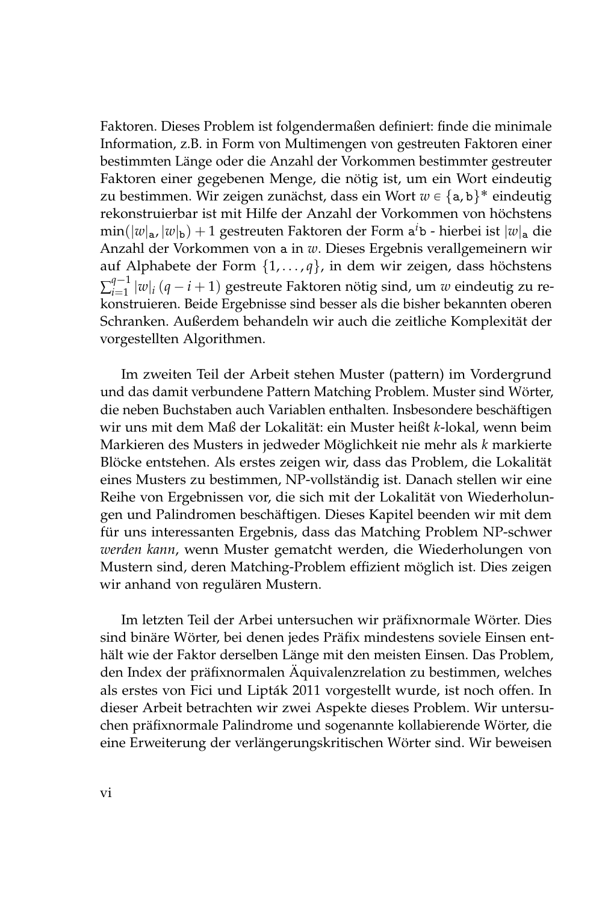Faktoren. Dieses Problem ist folgendermaßen definiert: finde die minimale Information, z.B. in Form von Multimengen von gestreuten Faktoren einer bestimmten Länge oder die Anzahl der Vorkommen bestimmter gestreuter Faktoren einer gegebenen Menge, die nötig ist, um ein Wort eindeutig zu bestimmen. Wir zeigen zunächst, dass ein Wort $w \in \{\mathtt{a}, \mathtt{b}\}^*$ eindeutig rekonstruierbar ist mit Hilfe der Anzahl der Vorkommen von höchstens $\min(|w|_\mathtt{a}, |w|_\mathtt{b}) + 1$ gestreuten Faktoren der Form $\mathtt{a}^i\mathtt{b}$ - hierbei ist $|w|_\mathtt{a}$ die Anzahl der Vorkommen von $\mathtt{a}$ in $w$. Dieses Ergebnis verallgemeinern wir auf Alphabete der Form $\{1, \ldots, q\}$, in dem wir zeigen, dass höchstens $\sum_{i=1}^{q-1} |w|_i (q - i + 1)$ gestreute Faktoren nötig sind, um $w$ eindeutig zu rekonstruieren. Beide Ergebnisse sind besser als die bisher bekannten oberen Schranken. Außerdem behandeln wir auch die zeitliche Komplexität der vorgestellten Algorithmen.

Im zweiten Teil der Arbeit stehen Muster (pattern) im Vordergrund und das damit verbundene Pattern Matching Problem. Muster sind Wörter, die neben Buchstaben auch Variablen enthalten. Insbesondere beschäftigen wir uns mit dem Maß der Lokalität: ein Muster heißt $k$-lokal, wenn beim Markieren des Musters in jedweder Möglichkeit nie mehr als $k$ markierte Blöcke entstehen. Als erstes zeigen wir, dass das Problem, die Lokalität eines Musters zu bestimmen, NP-vollständig ist. Danach stellen wir eine Reihe von Ergebnissen vor, die sich mit der Lokalität von Wiederholungen und Palindromen beschäftigen. Dieses Kapitel beenden wir mit dem für uns interessanten Ergebnis, dass das Matching Problem NP-schwer *werden kann*, wenn Muster gematcht werden, die Wiederholungen von Mustern sind, deren Matching-Problem effizient möglich ist. Dies zeigen wir anhand von regulären Mustern.

Im letzten Teil der Arbei untersuchen wir präfixnormale Wörter. Dies sind binäre Wörter, bei denen jedes Präfix mindestens soviele Einsen enthält wie der Faktor derselben Länge mit den meisten Einsen. Das Problem, den Index der präfixnormalen Äquivalenzrelation zu bestimmen, welches als erstes von Fici und Lipták 2011 vorgestellt wurde, ist noch offen. In dieser Arbeit betrachten wir zwei Aspekte dieses Problem. Wir untersuchen präfixnormale Palindrome und sogenannte kollabierende Wörter, die eine Erweiterung der verlängerungskritischen Wörter sind. Wir beweisen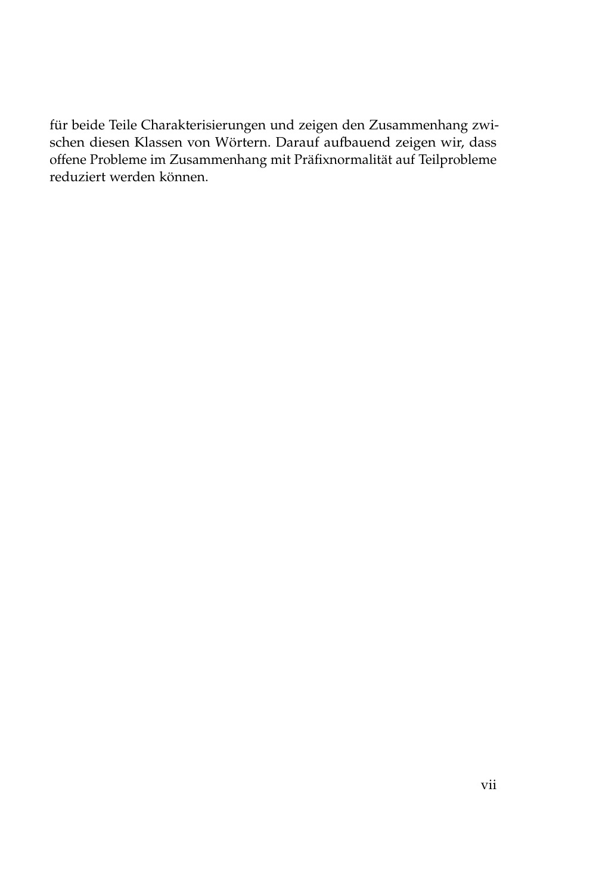für beide Teile Charakterisierungen und zeigen den Zusammenhang zwischen diesen Klassen von Wörtern. Darauf aufbauend zeigen wir, dass offene Probleme im Zusammenhang mit Präfixnormalität auf Teilprobleme reduziert werden können.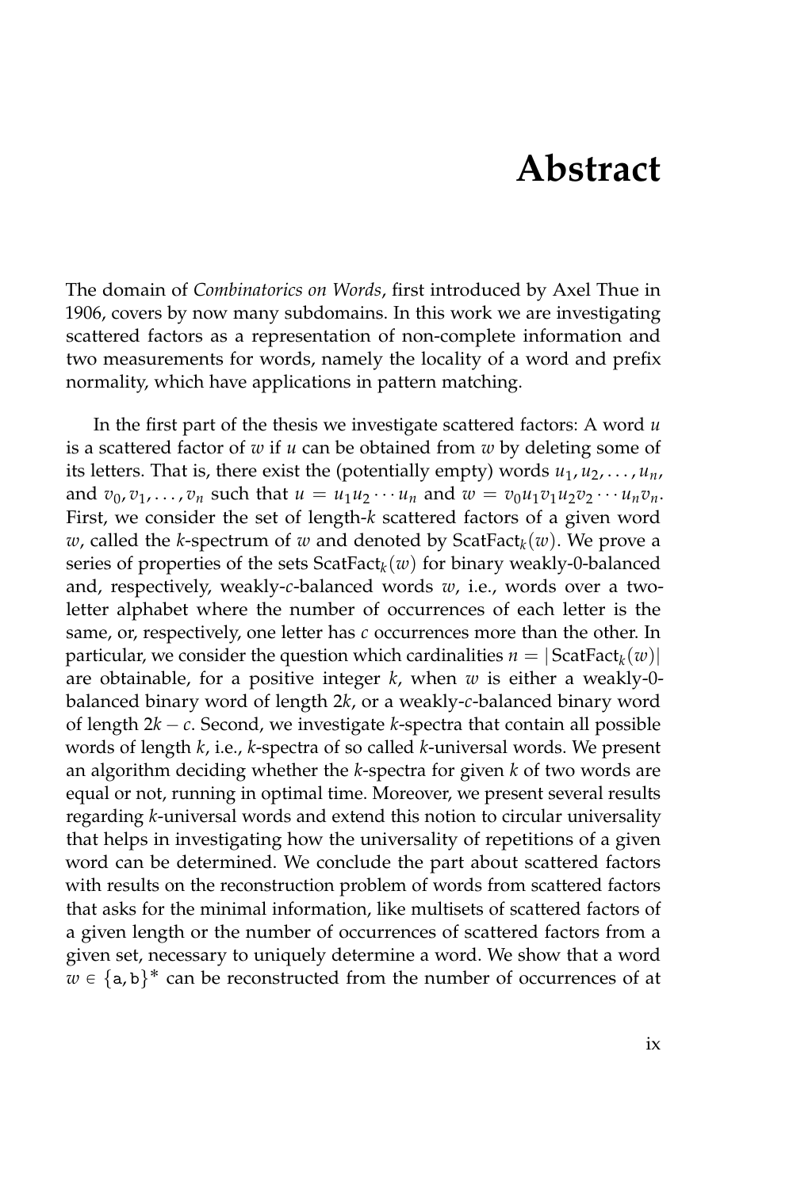# Abstract

The domain of *Combinatorics on Words*, first introduced by Axel Thue in 1906, covers by now many subdomains. In this work we are investigating scattered factors as a representation of non-complete information and two measurements for words, namely the locality of a word and prefix normality, which have applications in pattern matching.

In the first part of the thesis we investigate scattered factors: A word $u$ is a scattered factor of $w$ if $u$ can be obtained from $w$ by deleting some of its letters. That is, there exist the (potentially empty) words $u_1, u_2, \ldots, u_n$, and $v_0, v_1, \ldots, v_n$ such that $u = u_1 u_2 \cdots u_n$ and $w = v_0 u_1 v_1 u_2 v_2 \cdots u_n v_n$. First, we consider the set of length-$k$ scattered factors of a given word $w$, called the $k$-spectrum of $w$ and denoted by $\mathrm{ScatFact}_k(w)$. We prove a series of properties of the sets $\mathrm{ScatFact}_k(w)$ for binary weakly-0-balanced and, respectively, weakly-$c$-balanced words $w$, i.e., words over a two-letter alphabet where the number of occurrences of each letter is the same, or, respectively, one letter has $c$ occurrences more than the other. In particular, we consider the question which cardinalities $n = |\mathrm{ScatFact}_k(w)|$ are obtainable, for a positive integer $k$, when $w$ is either a weakly-0-balanced binary word of length $2k$, or a weakly-$c$-balanced binary word of length $2k - c$. Second, we investigate $k$-spectra that contain all possible words of length $k$, i.e., $k$-spectra of so called $k$-universal words. We present an algorithm deciding whether the $k$-spectra for given $k$ of two words are equal or not, running in optimal time. Moreover, we present several results regarding $k$-universal words and extend this notion to circular universality that helps in investigating how the universality of repetitions of a given word can be determined. We conclude the part about scattered factors with results on the reconstruction problem of words from scattered factors that asks for the minimal information, like multisets of scattered factors of a given length or the number of occurrences of scattered factors from a given set, necessary to uniquely determine a word. We show that a word $w \in \{\mathtt{a}, \mathtt{b}\}^*$ can be reconstructed from the number of occurrences of at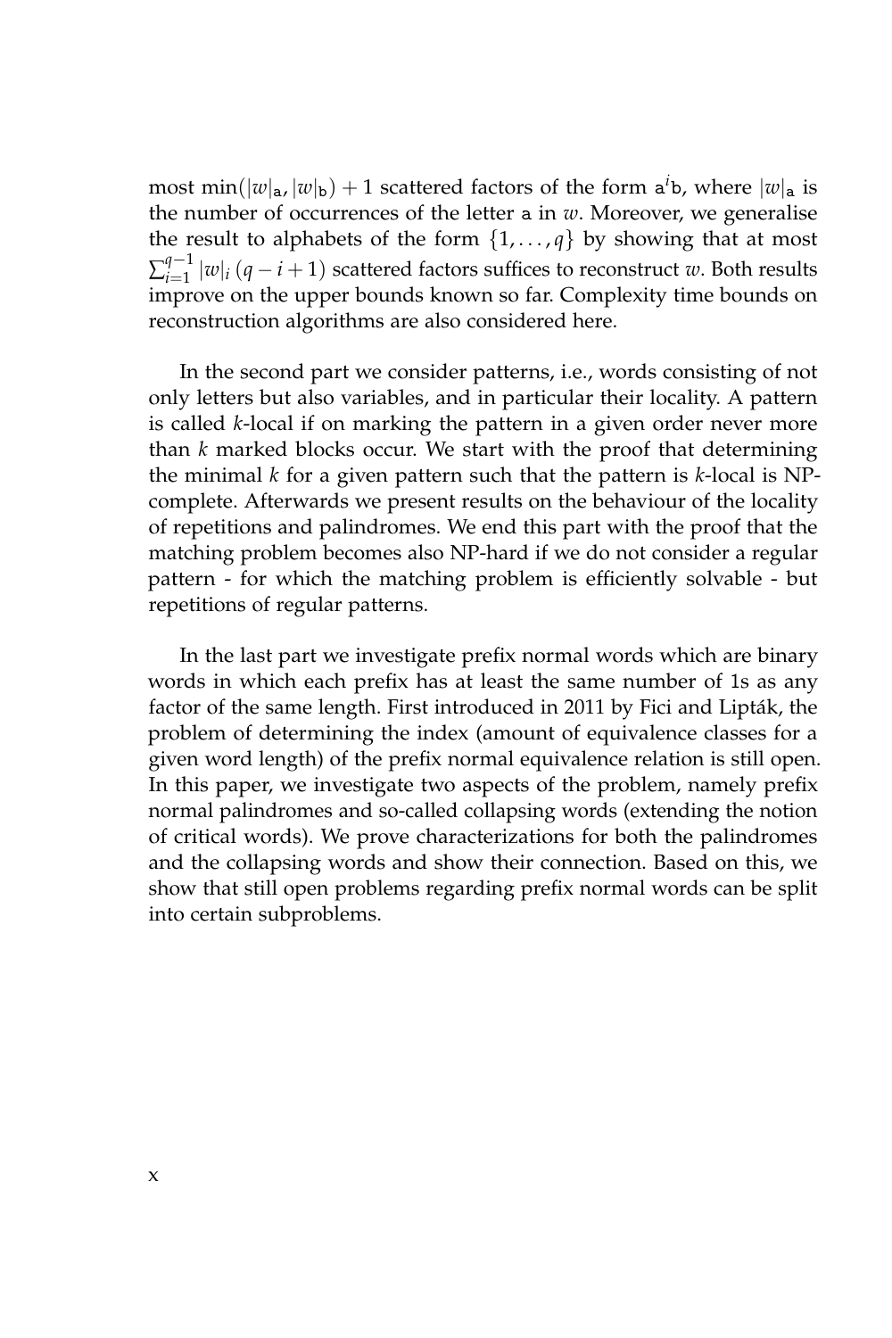most $\min(|w|_{\mathtt{a}}, |w|_{\mathtt{b}}) + 1$ scattered factors of the form $\mathtt{a}^i\mathtt{b}$, where $|w|_{\mathtt{a}}$ is the number of occurrences of the letter a in $w$. Moreover, we generalise the result to alphabets of the form $\{1, \ldots, q\}$ by showing that at most $\sum_{i=1}^{q-1} |w|_i \,(q - i + 1)$ scattered factors suffices to reconstruct $w$. Both results improve on the upper bounds known so far. Complexity time bounds on reconstruction algorithms are also considered here.

In the second part we consider patterns, i.e., words consisting of not only letters but also variables, and in particular their locality. A pattern is called $k$-local if on marking the pattern in a given order never more than $k$ marked blocks occur. We start with the proof that determining the minimal $k$ for a given pattern such that the pattern is $k$-local is NP-complete. Afterwards we present results on the behaviour of the locality of repetitions and palindromes. We end this part with the proof that the matching problem becomes also NP-hard if we do not consider a regular pattern - for which the matching problem is efficiently solvable - but repetitions of regular patterns.

In the last part we investigate prefix normal words which are binary words in which each prefix has at least the same number of 1s as any factor of the same length. First introduced in 2011 by Fici and Lipták, the problem of determining the index (amount of equivalence classes for a given word length) of the prefix normal equivalence relation is still open. In this paper, we investigate two aspects of the problem, namely prefix normal palindromes and so-called collapsing words (extending the notion of critical words). We prove characterizations for both the palindromes and the collapsing words and show their connection. Based on this, we show that still open problems regarding prefix normal words can be split into certain subproblems.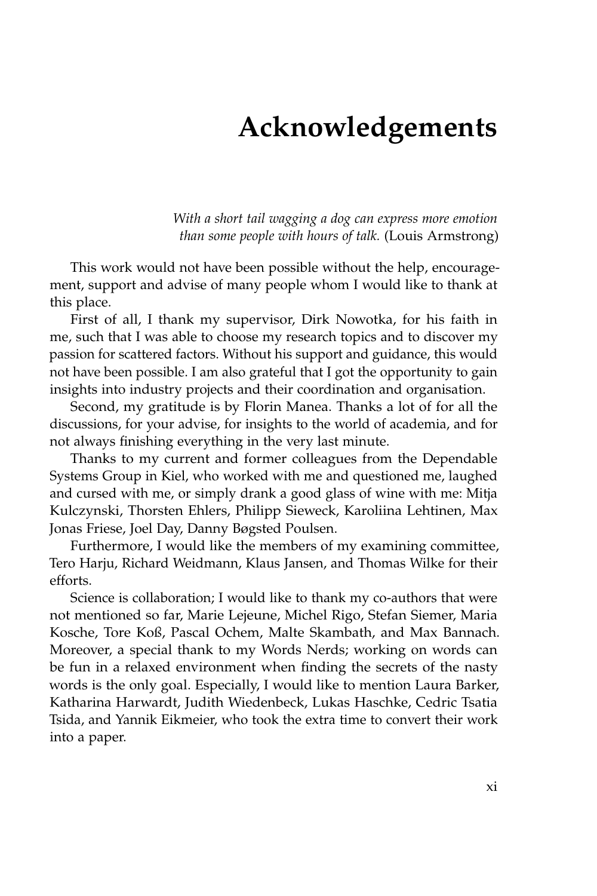# Acknowledgements

*With a short tail wagging a dog can express more emotion than some people with hours of talk.* (Louis Armstrong)

This work would not have been possible without the help, encouragement, support and advise of many people whom I would like to thank at this place.

First of all, I thank my supervisor, Dirk Nowotka, for his faith in me, such that I was able to choose my research topics and to discover my passion for scattered factors. Without his support and guidance, this would not have been possible. I am also grateful that I got the opportunity to gain insights into industry projects and their coordination and organisation.

Second, my gratitude is by Florin Manea. Thanks a lot of for all the discussions, for your advise, for insights to the world of academia, and for not always finishing everything in the very last minute.

Thanks to my current and former colleagues from the Dependable Systems Group in Kiel, who worked with me and questioned me, laughed and cursed with me, or simply drank a good glass of wine with me: Mitja Kulczynski, Thorsten Ehlers, Philipp Sieweck, Karoliina Lehtinen, Max Jonas Friese, Joel Day, Danny Bøgsted Poulsen.

Furthermore, I would like the members of my examining committee, Tero Harju, Richard Weidmann, Klaus Jansen, and Thomas Wilke for their efforts.

Science is collaboration; I would like to thank my co-authors that were not mentioned so far, Marie Lejeune, Michel Rigo, Stefan Siemer, Maria Kosche, Tore Koß, Pascal Ochem, Malte Skambath, and Max Bannach. Moreover, a special thank to my Words Nerds; working on words can be fun in a relaxed environment when finding the secrets of the nasty words is the only goal. Especially, I would like to mention Laura Barker, Katharina Harwardt, Judith Wiedenbeck, Lukas Haschke, Cedric Tsatia Tsida, and Yannik Eikmeier, who took the extra time to convert their work into a paper.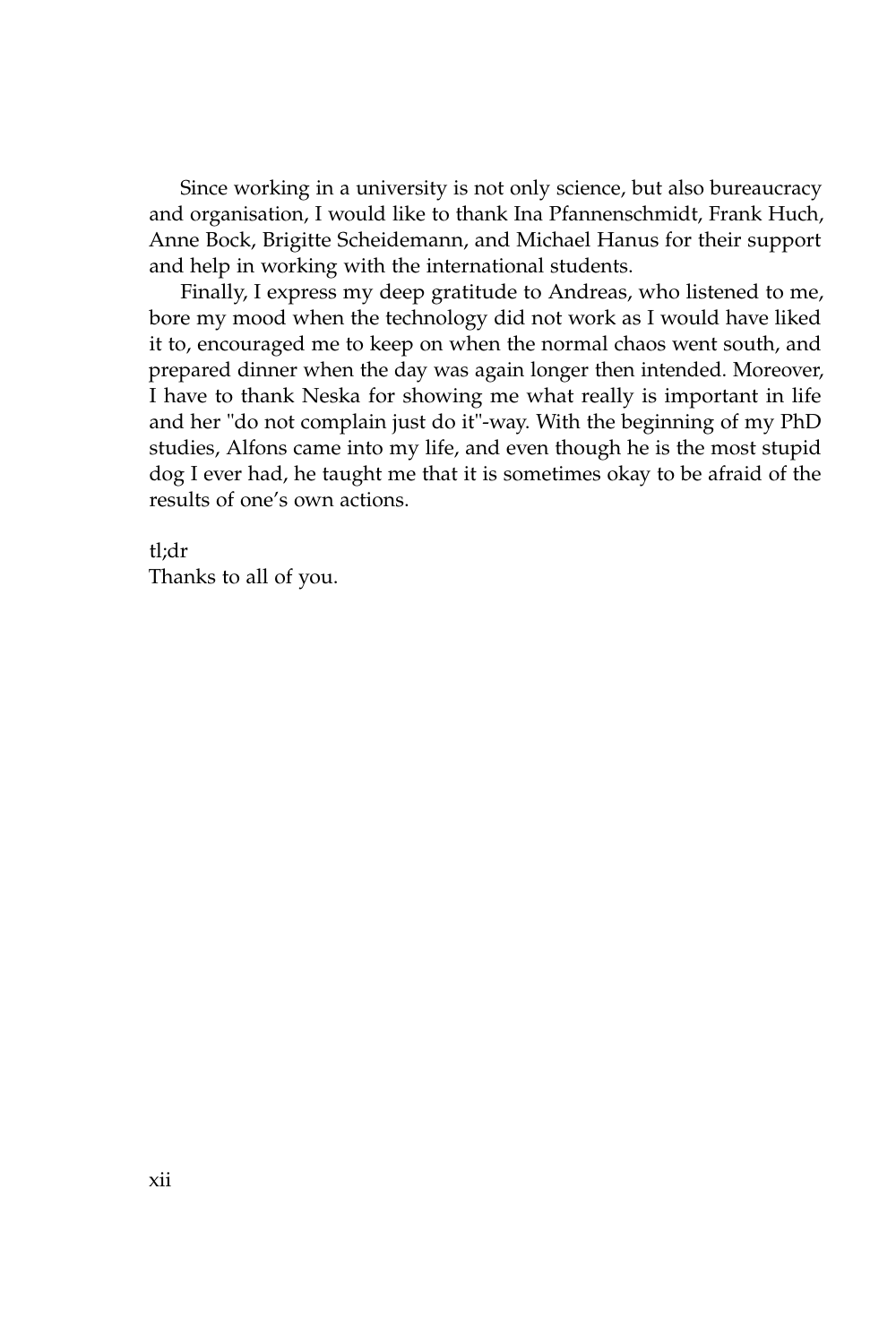Since working in a university is not only science, but also bureaucracy and organisation, I would like to thank Ina Pfannenschmidt, Frank Huch, Anne Bock, Brigitte Scheidemann, and Michael Hanus for their support and help in working with the international students.

Finally, I express my deep gratitude to Andreas, who listened to me, bore my mood when the technology did not work as I would have liked it to, encouraged me to keep on when the normal chaos went south, and prepared dinner when the day was again longer then intended. Moreover, I have to thank Neska for showing me what really is important in life and her "do not complain just do it"-way. With the beginning of my PhD studies, Alfons came into my life, and even though he is the most stupid dog I ever had, he taught me that it is sometimes okay to be afraid of the results of one's own actions.

tl;dr
Thanks to all of you.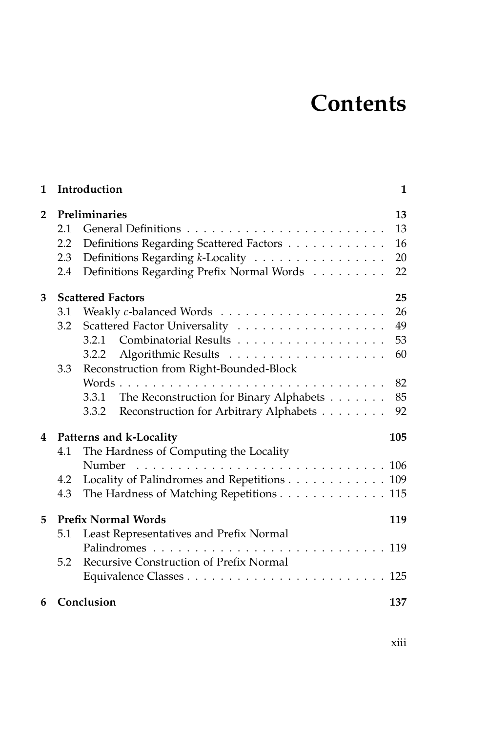# Contents

| | | |
|---|---|---|
| **1** | **Introduction** | **1** |
| **2** | **Preliminaries** | **13** |
| 2.1 | General Definitions | 13 |
| 2.2 | Definitions Regarding Scattered Factors | 16 |
| 2.3 | Definitions Regarding *k*-Locality | 20 |
| 2.4 | Definitions Regarding Prefix Normal Words | 22 |
| **3** | **Scattered Factors** | **25** |
| 3.1 | Weakly *c*-balanced Words | 26 |
| 3.2 | Scattered Factor Universality | 49 |
| 3.2.1 | Combinatorial Results | 53 |
| 3.2.2 | Algorithmic Results | 60 |
| 3.3 | Reconstruction from Right-Bounded-Block Words | 82 |
| 3.3.1 | The Reconstruction for Binary Alphabets | 85 |
| 3.3.2 | Reconstruction for Arbitrary Alphabets | 92 |
| **4** | **Patterns and k-Locality** | **105** |
| 4.1 | The Hardness of Computing the Locality Number | 106 |
| 4.2 | Locality of Palindromes and Repetitions | 109 |
| 4.3 | The Hardness of Matching Repetitions | 115 |
| **5** | **Prefix Normal Words** | **119** |
| 5.1 | Least Representatives and Prefix Normal Palindromes | 119 |
| 5.2 | Recursive Construction of Prefix Normal Equivalence Classes | 125 |
| **6** | **Conclusion** | **137** |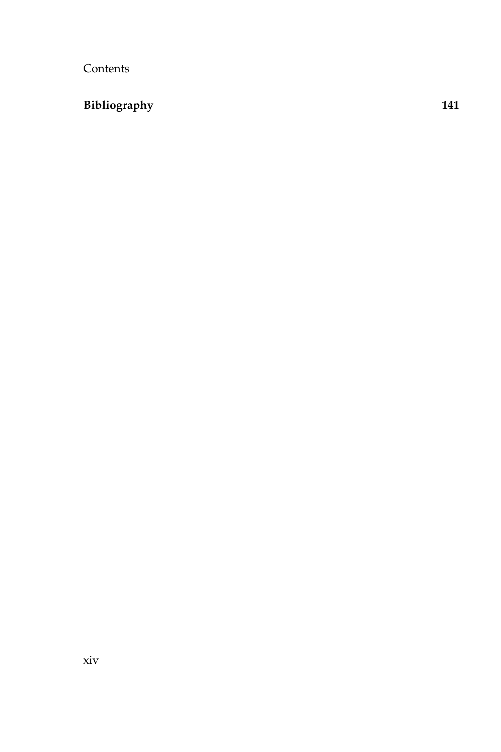**Bibliography** **141**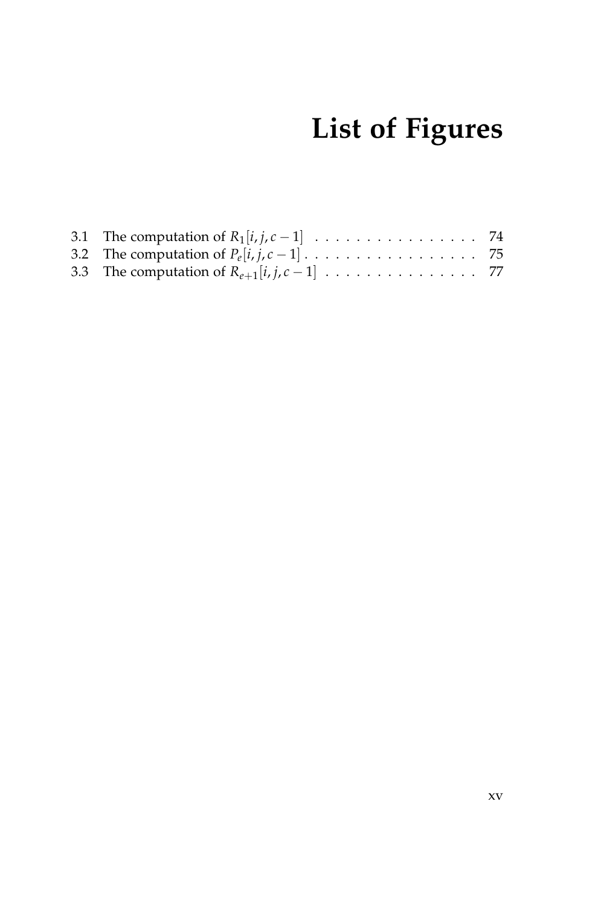# List of Figures

3.1 The computation of $R_1[i, j, c-1]$ . . . . . . . . . . . . . . . . 74
3.2 The computation of $P_e[i, j, c-1]$ . . . . . . . . . . . . . . . . . 75
3.3 The computation of $R_{e+1}[i, j, c-1]$ . . . . . . . . . . . . . . . 77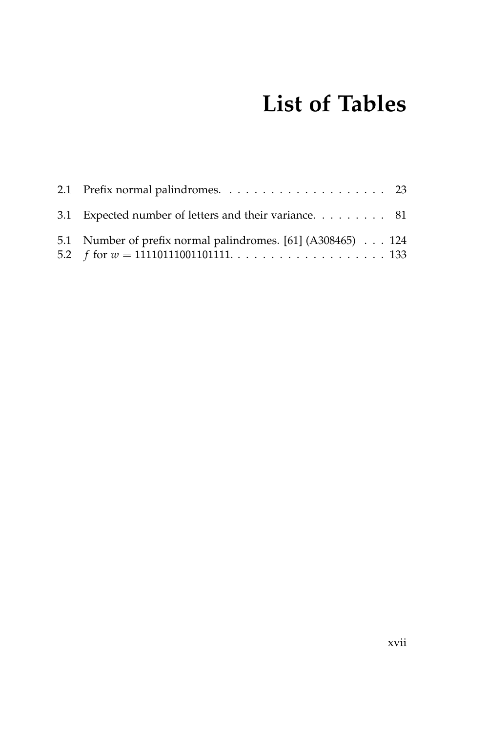# List of Tables

2.1 Prefix normal palindromes. . . . . . . . . . . . . . . . . . . . 23

3.1 Expected number of letters and their variance. . . . . . . . . 81

5.1 Number of prefix normal palindromes. [61] (A308465) . . . 124
5.2 $f$ for $w = 11110111001101111$. . . . . . . . . . . . . . . . . . . 133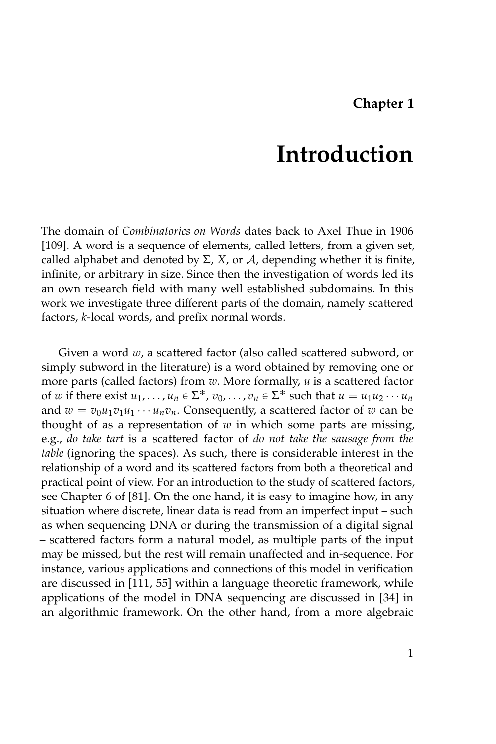# Chapter 1

# Introduction

The domain of *Combinatorics on Words* dates back to Axel Thue in 1906 [109]. A word is a sequence of elements, called letters, from a given set, called alphabet and denoted by $\Sigma$, $X$, or $\mathcal{A}$, depending whether it is finite, infinite, or arbitrary in size. Since then the investigation of words led its an own research field with many well established subdomains. In this work we investigate three different parts of the domain, namely scattered factors, $k$-local words, and prefix normal words.

Given a word $w$, a scattered factor (also called scattered subword, or simply subword in the literature) is a word obtained by removing one or more parts (called factors) from $w$. More formally, $u$ is a scattered factor of $w$ if there exist $u_1, \ldots, u_n \in \Sigma^*$, $v_0, \ldots, v_n \in \Sigma^*$ such that $u = u_1u_2 \cdots u_n$ and $w = v_0u_1v_1u_1 \cdots u_nv_n$. Consequently, a scattered factor of $w$ can be thought of as a representation of $w$ in which some parts are missing, e.g., *do take tart* is a scattered factor of *do not take the sausage from the table* (ignoring the spaces). As such, there is considerable interest in the relationship of a word and its scattered factors from both a theoretical and practical point of view. For an introduction to the study of scattered factors, see Chapter 6 of [81]. On the one hand, it is easy to imagine how, in any situation where discrete, linear data is read from an imperfect input – such as when sequencing DNA or during the transmission of a digital signal – scattered factors form a natural model, as multiple parts of the input may be missed, but the rest will remain unaffected and in-sequence. For instance, various applications and connections of this model in verification are discussed in [111, 55] within a language theoretic framework, while applications of the model in DNA sequencing are discussed in [34] in an algorithmic framework. On the other hand, from a more algebraic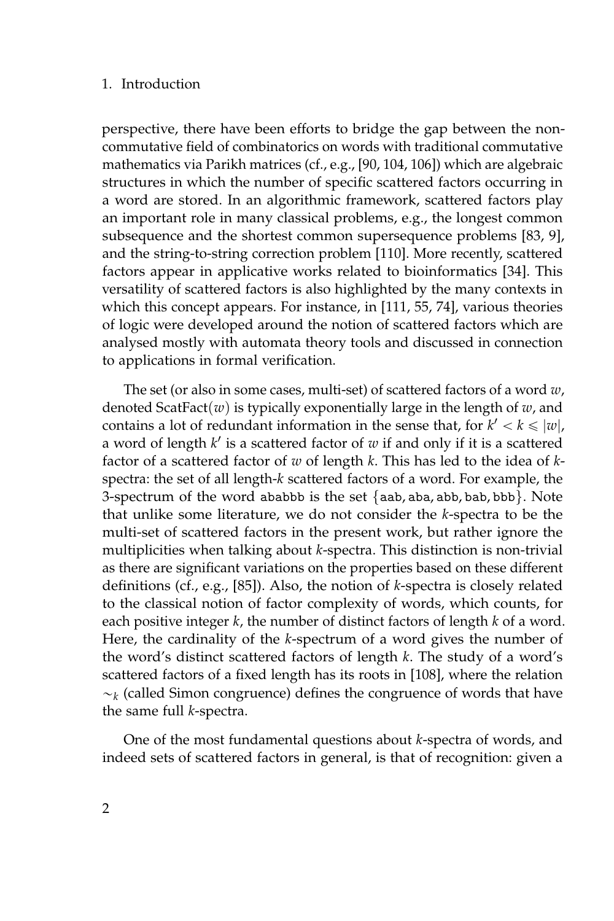perspective, there have been efforts to bridge the gap between the non-commutative field of combinatorics on words with traditional commutative mathematics via Parikh matrices (cf., e.g., [90, 104, 106]) which are algebraic structures in which the number of specific scattered factors occurring in a word are stored. In an algorithmic framework, scattered factors play an important role in many classical problems, e.g., the longest common subsequence and the shortest common supersequence problems [83, 9], and the string-to-string correction problem [110]. More recently, scattered factors appear in applicative works related to bioinformatics [34]. This versatility of scattered factors is also highlighted by the many contexts in which this concept appears. For instance, in [111, 55, 74], various theories of logic were developed around the notion of scattered factors which are analysed mostly with automata theory tools and discussed in connection to applications in formal verification.

The set (or also in some cases, multi-set) of scattered factors of a word $w$, denoted $\mathrm{ScatFact}(w)$ is typically exponentially large in the length of $w$, and contains a lot of redundant information in the sense that, for $k' < k \leqslant |w|$, a word of length $k'$ is a scattered factor of $w$ if and only if it is a scattered factor of a scattered factor of $w$ of length $k$. This has led to the idea of $k$-spectra: the set of all length-$k$ scattered factors of a word. For example, the 3-spectrum of the word ababbb is the set $\{\mathtt{aab}, \mathtt{aba}, \mathtt{abb}, \mathtt{bab}, \mathtt{bbb}\}$. Note that unlike some literature, we do not consider the $k$-spectra to be the multi-set of scattered factors in the present work, but rather ignore the multiplicities when talking about $k$-spectra. This distinction is non-trivial as there are significant variations on the properties based on these different definitions (cf., e.g., [85]). Also, the notion of $k$-spectra is closely related to the classical notion of factor complexity of words, which counts, for each positive integer $k$, the number of distinct factors of length $k$ of a word. Here, the cardinality of the $k$-spectrum of a word gives the number of the word's distinct scattered factors of length $k$. The study of a word's scattered factors of a fixed length has its roots in [108], where the relation $\sim_k$ (called Simon congruence) defines the congruence of words that have the same full $k$-spectra.

One of the most fundamental questions about $k$-spectra of words, and indeed sets of scattered factors in general, is that of recognition: given a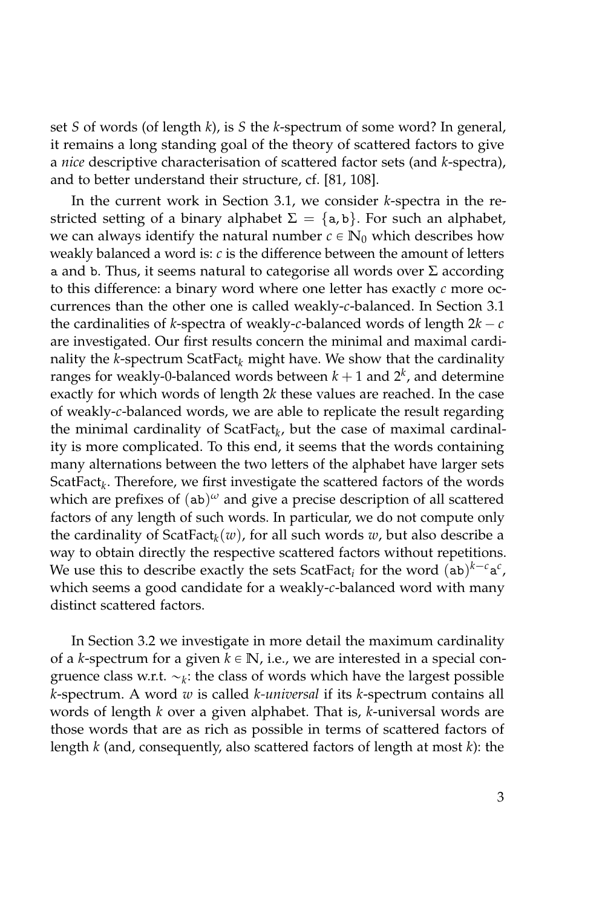set $S$ of words (of length $k$), is $S$ the $k$-spectrum of some word? In general, it remains a long standing goal of the theory of scattered factors to give a *nice* descriptive characterisation of scattered factor sets (and $k$-spectra), and to better understand their structure, cf. [81, 108].

In the current work in Section 3.1, we consider $k$-spectra in the restricted setting of a binary alphabet $\Sigma = \{\mathtt{a}, \mathtt{b}\}$. For such an alphabet, we can always identify the natural number $c \in \mathbb{N}_0$ which describes how weakly balanced a word is: $c$ is the difference between the amount of letters a and b. Thus, it seems natural to categorise all words over $\Sigma$ according to this difference: a binary word where one letter has exactly $c$ more occurrences than the other one is called weakly-$c$-balanced. In Section 3.1 the cardinalities of $k$-spectra of weakly-$c$-balanced words of length $2k - c$ are investigated. Our first results concern the minimal and maximal cardinality the $k$-spectrum $\mathrm{ScatFact}_k$ might have. We show that the cardinality ranges for weakly-0-balanced words between $k+1$ and $2^k$, and determine exactly for which words of length $2k$ these values are reached. In the case of weakly-$c$-balanced words, we are able to replicate the result regarding the minimal cardinality of $\mathrm{ScatFact}_k$, but the case of maximal cardinality is more complicated. To this end, it seems that the words containing many alternations between the two letters of the alphabet have larger sets $\mathrm{ScatFact}_k$. Therefore, we first investigate the scattered factors of the words which are prefixes of $(\mathtt{ab})^\omega$ and give a precise description of all scattered factors of any length of such words. In particular, we do not compute only the cardinality of $\mathrm{ScatFact}_k(w)$, for all such words $w$, but also describe a way to obtain directly the respective scattered factors without repetitions. We use this to describe exactly the sets $\mathrm{ScatFact}_i$ for the word $(\mathtt{ab})^{k-c}\mathtt{a}^c$, which seems a good candidate for a weakly-$c$-balanced word with many distinct scattered factors.

In Section 3.2 we investigate in more detail the maximum cardinality of a $k$-spectrum for a given $k \in \mathbb{N}$, i.e., we are interested in a special congruence class w.r.t. $\sim_k$: the class of words which have the largest possible $k$-spectrum. A word $w$ is called *$k$-universal* if its $k$-spectrum contains all words of length $k$ over a given alphabet. That is, $k$-universal words are those words that are as rich as possible in terms of scattered factors of length $k$ (and, consequently, also scattered factors of length at most $k$): the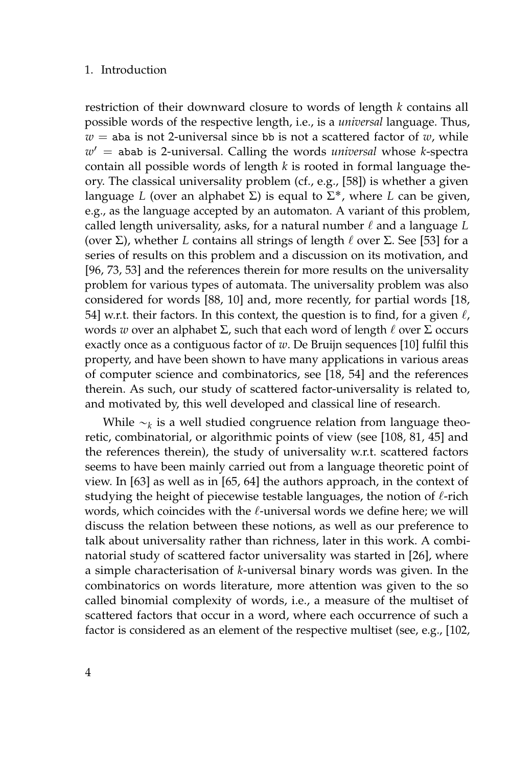restriction of their downward closure to words of length $k$ contains all possible words of the respective length, i.e., is a *universal* language. Thus, $w =$ aba is not 2-universal since bb is not a scattered factor of $w$, while $w' =$ abab is 2-universal. Calling the words *universal* whose $k$-spectra contain all possible words of length $k$ is rooted in formal language theory. The classical universality problem (cf., e.g., [58]) is whether a given language $L$ (over an alphabet $\Sigma$) is equal to $\Sigma^*$, where $L$ can be given, e.g., as the language accepted by an automaton. A variant of this problem, called length universality, asks, for a natural number $\ell$ and a language $L$ (over $\Sigma$), whether $L$ contains all strings of length $\ell$ over $\Sigma$. See [53] for a series of results on this problem and a discussion on its motivation, and [96, 73, 53] and the references therein for more results on the universality problem for various types of automata. The universality problem was also considered for words [88, 10] and, more recently, for partial words [18, 54] w.r.t. their factors. In this context, the question is to find, for a given $\ell$, words $w$ over an alphabet $\Sigma$, such that each word of length $\ell$ over $\Sigma$ occurs exactly once as a contiguous factor of $w$. De Bruijn sequences [10] fulfil this property, and have been shown to have many applications in various areas of computer science and combinatorics, see [18, 54] and the references therein. As such, our study of scattered factor-universality is related to, and motivated by, this well developed and classical line of research.

While $\sim_k$ is a well studied congruence relation from language theoretic, combinatorial, or algorithmic points of view (see [108, 81, 45] and the references therein), the study of universality w.r.t. scattered factors seems to have been mainly carried out from a language theoretic point of view. In [63] as well as in [65, 64] the authors approach, in the context of studying the height of piecewise testable languages, the notion of $\ell$-rich words, which coincides with the $\ell$-universal words we define here; we will discuss the relation between these notions, as well as our preference to talk about universality rather than richness, later in this work. A combinatorial study of scattered factor universality was started in [26], where a simple characterisation of $k$-universal binary words was given. In the combinatorics on words literature, more attention was given to the so called binomial complexity of words, i.e., a measure of the multiset of scattered factors that occur in a word, where each occurrence of such a factor is considered as an element of the respective multiset (see, e.g., [102,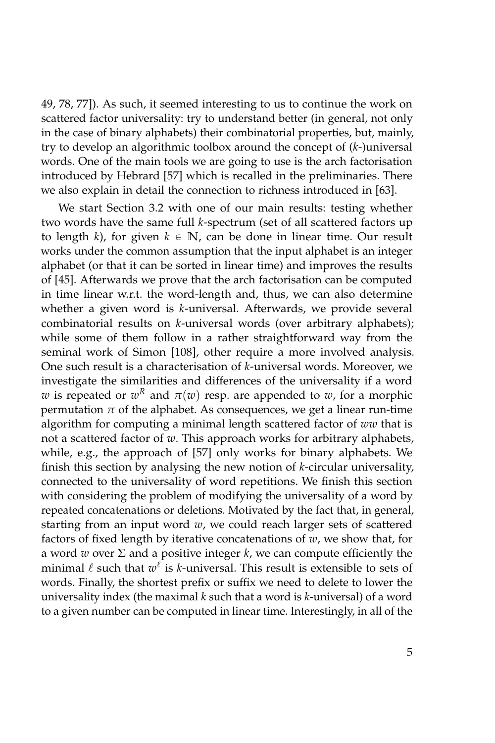49, 78, 77]). As such, it seemed interesting to us to continue the work on scattered factor universality: try to understand better (in general, not only in the case of binary alphabets) their combinatorial properties, but, mainly, try to develop an algorithmic toolbox around the concept of ($k$-)universal words. One of the main tools we are going to use is the arch factorisation introduced by Hebrard [57] which is recalled in the preliminaries. There we also explain in detail the connection to richness introduced in [63].

We start Section 3.2 with one of our main results: testing whether two words have the same full $k$-spectrum (set of all scattered factors up to length $k$), for given $k \in \mathbb{N}$, can be done in linear time. Our result works under the common assumption that the input alphabet is an integer alphabet (or that it can be sorted in linear time) and improves the results of [45]. Afterwards we prove that the arch factorisation can be computed in time linear w.r.t. the word-length and, thus, we can also determine whether a given word is $k$-universal. Afterwards, we provide several combinatorial results on $k$-universal words (over arbitrary alphabets); while some of them follow in a rather straightforward way from the seminal work of Simon [108], other require a more involved analysis. One such result is a characterisation of $k$-universal words. Moreover, we investigate the similarities and differences of the universality if a word $w$ is repeated or $w^R$ and $\pi(w)$ resp. are appended to $w$, for a morphic permutation $\pi$ of the alphabet. As consequences, we get a linear run-time algorithm for computing a minimal length scattered factor of $ww$ that is not a scattered factor of $w$. This approach works for arbitrary alphabets, while, e.g., the approach of [57] only works for binary alphabets. We finish this section by analysing the new notion of $k$-circular universality, connected to the universality of word repetitions. We finish this section with considering the problem of modifying the universality of a word by repeated concatenations or deletions. Motivated by the fact that, in general, starting from an input word $w$, we could reach larger sets of scattered factors of fixed length by iterative concatenations of $w$, we show that, for a word $w$ over $\Sigma$ and a positive integer $k$, we can compute efficiently the minimal $\ell$ such that $w^\ell$ is $k$-universal. This result is extensible to sets of words. Finally, the shortest prefix or suffix we need to delete to lower the universality index (the maximal $k$ such that a word is $k$-universal) of a word to a given number can be computed in linear time. Interestingly, in all of the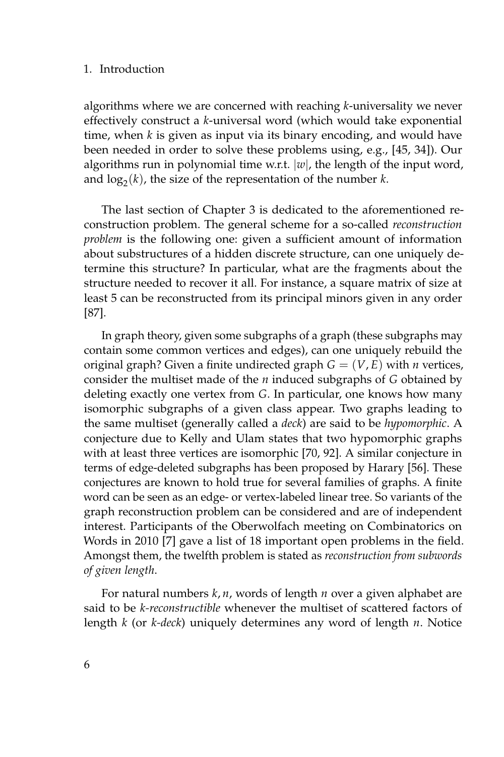algorithms where we are concerned with reaching $k$-universality we never effectively construct a $k$-universal word (which would take exponential time, when $k$ is given as input via its binary encoding, and would have been needed in order to solve these problems using, e.g., [45, 34]). Our algorithms run in polynomial time w.r.t. $|w|$, the length of the input word, and $\log_2(k)$, the size of the representation of the number $k$.

The last section of Chapter 3 is dedicated to the aforementioned reconstruction problem. The general scheme for a so-called *reconstruction problem* is the following one: given a sufficient amount of information about substructures of a hidden discrete structure, can one uniquely determine this structure? In particular, what are the fragments about the structure needed to recover it all. For instance, a square matrix of size at least 5 can be reconstructed from its principal minors given in any order [87].

In graph theory, given some subgraphs of a graph (these subgraphs may contain some common vertices and edges), can one uniquely rebuild the original graph? Given a finite undirected graph $G = (V, E)$ with $n$ vertices, consider the multiset made of the $n$ induced subgraphs of $G$ obtained by deleting exactly one vertex from $G$. In particular, one knows how many isomorphic subgraphs of a given class appear. Two graphs leading to the same multiset (generally called a *deck*) are said to be *hypomorphic*. A conjecture due to Kelly and Ulam states that two hypomorphic graphs with at least three vertices are isomorphic [70, 92]. A similar conjecture in terms of edge-deleted subgraphs has been proposed by Harary [56]. These conjectures are known to hold true for several families of graphs. A finite word can be seen as an edge- or vertex-labeled linear tree. So variants of the graph reconstruction problem can be considered and are of independent interest. Participants of the Oberwolfach meeting on Combinatorics on Words in 2010 [7] gave a list of 18 important open problems in the field. Amongst them, the twelfth problem is stated as *reconstruction from subwords of given length*.

For natural numbers $k, n$, words of length $n$ over a given alphabet are said to be *k-reconstructible* whenever the multiset of scattered factors of length $k$ (or *k-deck*) uniquely determines any word of length $n$. Notice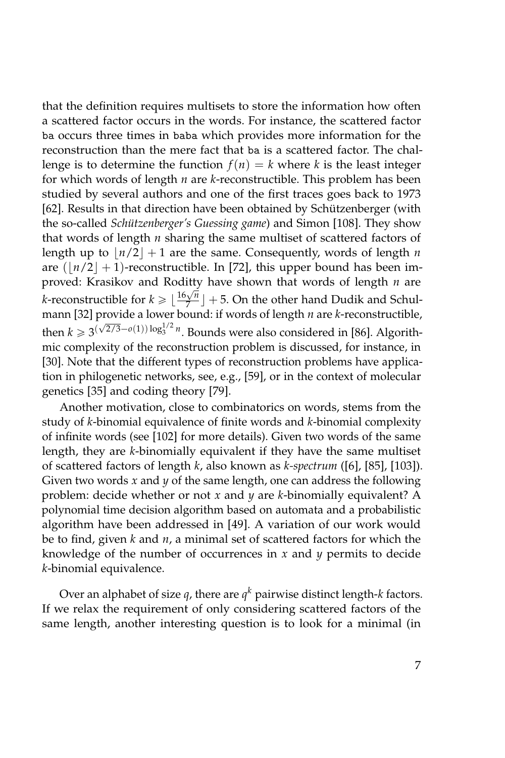that the definition requires multisets to store the information how often a scattered factor occurs in the words. For instance, the scattered factor `ba` occurs three times in `baba` which provides more information for the reconstruction than the mere fact that `ba` is a scattered factor. The challenge is to determine the function $f(n) = k$ where $k$ is the least integer for which words of length $n$ are $k$-reconstructible. This problem has been studied by several authors and one of the first traces goes back to 1973 [62]. Results in that direction have been obtained by Schützenberger (with the so-called *Schützenberger's Guessing game*) and Simon [108]. They show that words of length $n$ sharing the same multiset of scattered factors of length up to $\lfloor n/2 \rfloor + 1$ are the same. Consequently, words of length $n$ are $(\lfloor n/2 \rfloor + 1)$-reconstructible. In [72], this upper bound has been improved: Krasikov and Roditty have shown that words of length $n$ are $k$-reconstructible for $k \geqslant \lfloor \frac{16\sqrt{n}}{7} \rfloor + 5$. On the other hand Dudik and Schulmann [32] provide a lower bound: if words of length $n$ are $k$-reconstructible, then $k \geqslant 3^{(\sqrt{2/3}-o(1))\log_3^{1/2} n}$. Bounds were also considered in [86]. Algorithmic complexity of the reconstruction problem is discussed, for instance, in [30]. Note that the different types of reconstruction problems have application in philogenetic networks, see, e.g., [59], or in the context of molecular genetics [35] and coding theory [79].

Another motivation, close to combinatorics on words, stems from the study of $k$-binomial equivalence of finite words and $k$-binomial complexity of infinite words (see [102] for more details). Given two words of the same length, they are $k$-binomially equivalent if they have the same multiset of scattered factors of length $k$, also known as *$k$-spectrum* ([6], [85], [103]). Given two words $x$ and $y$ of the same length, one can address the following problem: decide whether or not $x$ and $y$ are $k$-binomially equivalent? A polynomial time decision algorithm based on automata and a probabilistic algorithm have been addressed in [49]. A variation of our work would be to find, given $k$ and $n$, a minimal set of scattered factors for which the knowledge of the number of occurrences in $x$ and $y$ permits to decide $k$-binomial equivalence.

Over an alphabet of size $q$, there are $q^k$ pairwise distinct length-$k$ factors. If we relax the requirement of only considering scattered factors of the same length, another interesting question is to look for a minimal (in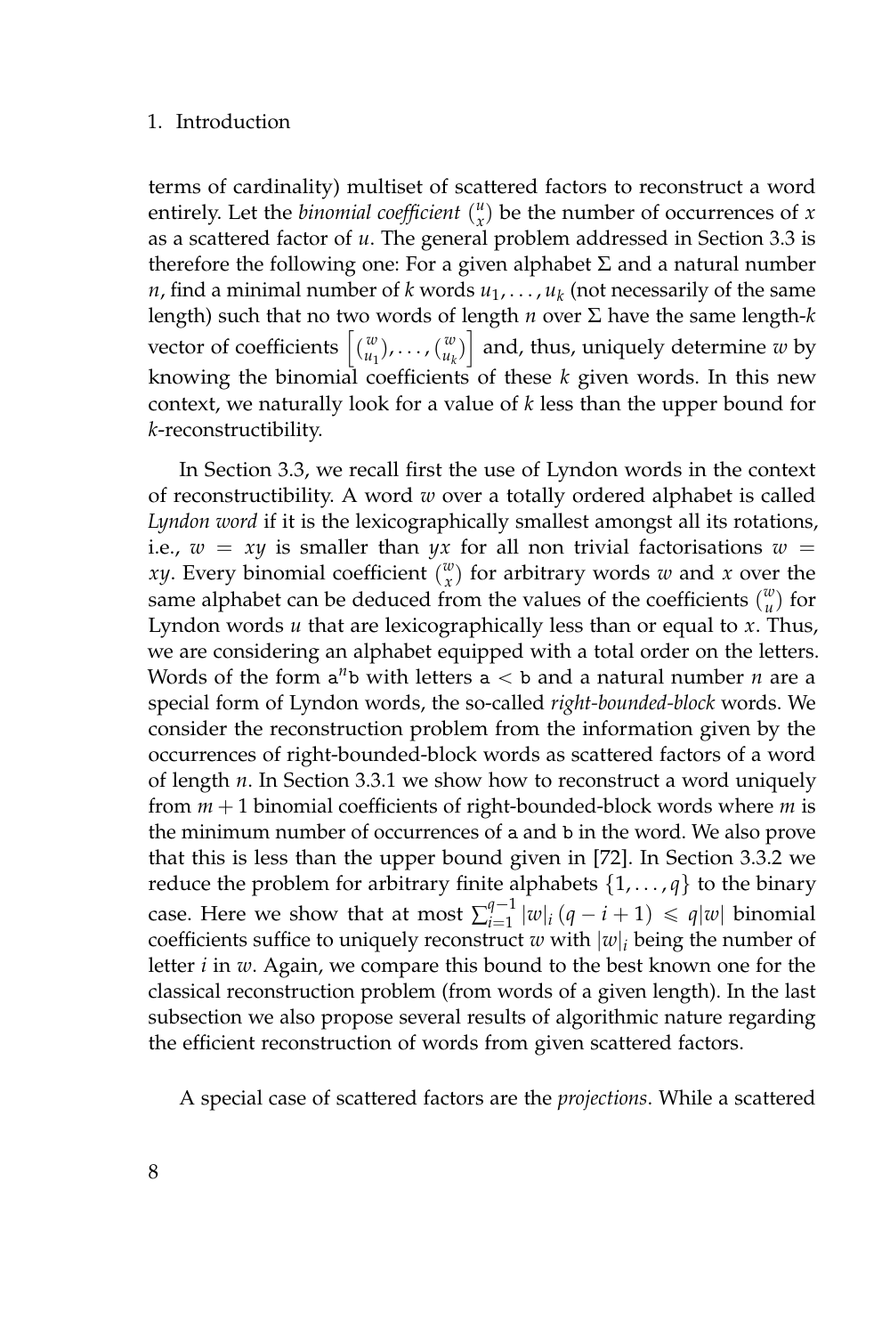terms of cardinality) multiset of scattered factors to reconstruct a word entirely. Let the *binomial coefficient* $\binom{u}{x}$ be the number of occurrences of $x$ as a scattered factor of $u$. The general problem addressed in Section 3.3 is therefore the following one: For a given alphabet $\Sigma$ and a natural number $n$, find a minimal number of $k$ words $u_1, \ldots, u_k$ (not necessarily of the same length) such that no two words of length $n$ over $\Sigma$ have the same length-$k$ vector of coefficients $\left[\binom{w}{u_1}, \ldots, \binom{w}{u_k}\right]$ and, thus, uniquely determine $w$ by knowing the binomial coefficients of these $k$ given words. In this new context, we naturally look for a value of $k$ less than the upper bound for $k$-reconstructibility.

In Section 3.3, we recall first the use of Lyndon words in the context of reconstructibility. A word $w$ over a totally ordered alphabet is called *Lyndon word* if it is the lexicographically smallest amongst all its rotations, i.e., $w = xy$ is smaller than $yx$ for all non trivial factorisations $w = xy$. Every binomial coefficient $\binom{w}{x}$ for arbitrary words $w$ and $x$ over the same alphabet can be deduced from the values of the coefficients $\binom{w}{u}$ for Lyndon words $u$ that are lexicographically less than or equal to $x$. Thus, we are considering an alphabet equipped with a total order on the letters. Words of the form $\mathtt{a}^n\mathtt{b}$ with letters $\mathtt{a} < \mathtt{b}$ and a natural number $n$ are a special form of Lyndon words, the so-called *right-bounded-block* words. We consider the reconstruction problem from the information given by the occurrences of right-bounded-block words as scattered factors of a word of length $n$. In Section 3.3.1 we show how to reconstruct a word uniquely from $m + 1$ binomial coefficients of right-bounded-block words where $m$ is the minimum number of occurrences of a and b in the word. We also prove that this is less than the upper bound given in [72]. In Section 3.3.2 we reduce the problem for arbitrary finite alphabets $\{1, \ldots, q\}$ to the binary case. Here we show that at most $\sum_{i=1}^{q-1} |w|_i \, (q - i + 1) \leqslant q|w|$ binomial coefficients suffice to uniquely reconstruct $w$ with $|w|_i$ being the number of letter $i$ in $w$. Again, we compare this bound to the best known one for the classical reconstruction problem (from words of a given length). In the last subsection we also propose several results of algorithmic nature regarding the efficient reconstruction of words from given scattered factors.

A special case of scattered factors are the *projections*. While a scattered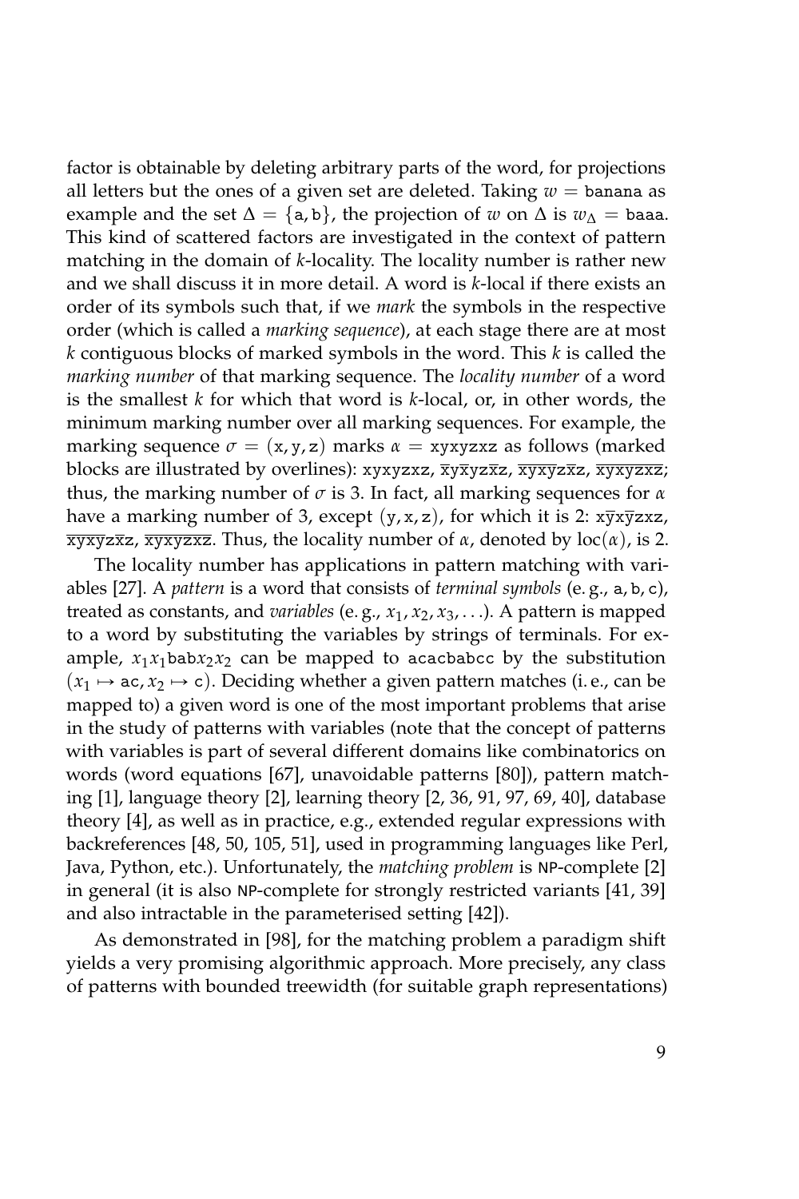factor is obtainable by deleting arbitrary parts of the word, for projections all letters but the ones of a given set are deleted. Taking $w = \mathtt{banana}$ as example and the set $\Delta = \{\mathtt{a}, \mathtt{b}\}$, the projection of $w$ on $\Delta$ is $w_\Delta = \mathtt{baaa}$. This kind of scattered factors are investigated in the context of pattern matching in the domain of $k$-locality. The locality number is rather new and we shall discuss it in more detail. A word is $k$-local if there exists an order of its symbols such that, if we *mark* the symbols in the respective order (which is called a *marking sequence*), at each stage there are at most $k$ contiguous blocks of marked symbols in the word. This $k$ is called the *marking number* of that marking sequence. The *locality number* of a word is the smallest $k$ for which that word is $k$-local, or, in other words, the minimum marking number over all marking sequences. For example, the marking sequence $\sigma = (\mathtt{x}, \mathtt{y}, \mathtt{z})$ marks $\alpha = \mathtt{xyxyzxz}$ as follows (marked blocks are illustrated by overlines): $\mathtt{xyxyzxz}$, $\overline{\mathtt{x}}\mathtt{y}\overline{\mathtt{x}}\mathtt{yz}\overline{\mathtt{x}}\mathtt{z}$, $\overline{\mathtt{xyxy}}\mathtt{z}\overline{\mathtt{x}}\mathtt{z}$, $\overline{\mathtt{xyxyzxz}}$; thus, the marking number of $\sigma$ is 3. In fact, all marking sequences for $\alpha$ have a marking number of 3, except $(\mathtt{y}, \mathtt{x}, \mathtt{z})$, for which it is 2: $\mathtt{x}\overline{\mathtt{y}}\mathtt{x}\overline{\mathtt{y}}\mathtt{zxz}$, $\overline{\mathtt{xyxy}}\mathtt{z}\overline{\mathtt{x}}\mathtt{z}$, $\overline{\mathtt{xyxyzxz}}$. Thus, the locality number of $\alpha$, denoted by $\mathrm{loc}(\alpha)$, is 2.

The locality number has applications in pattern matching with variables [27]. A *pattern* is a word that consists of *terminal symbols* (e. g., $\mathtt{a}, \mathtt{b}, \mathtt{c}$), treated as constants, and *variables* (e. g., $x_1, x_2, x_3, \ldots$). A pattern is mapped to a word by substituting the variables by strings of terminals. For example, $x_1 x_1 \mathtt{bab} x_2 x_2$ can be mapped to $\mathtt{acacbabcc}$ by the substitution $(x_1 \mapsto \mathtt{ac}, x_2 \mapsto \mathtt{c})$. Deciding whether a given pattern matches (i. e., can be mapped to) a given word is one of the most important problems that arise in the study of patterns with variables (note that the concept of patterns with variables is part of several different domains like combinatorics on words (word equations [67], unavoidable patterns [80]), pattern matching [1], language theory [2], learning theory [2, 36, 91, 97, 69, 40], database theory [4], as well as in practice, e.g., extended regular expressions with backreferences [48, 50, 105, 51], used in programming languages like Perl, Java, Python, etc.). Unfortunately, the *matching problem* is NP-complete [2] in general (it is also NP-complete for strongly restricted variants [41, 39] and also intractable in the parameterised setting [42]).

As demonstrated in [98], for the matching problem a paradigm shift yields a very promising algorithmic approach. More precisely, any class of patterns with bounded treewidth (for suitable graph representations)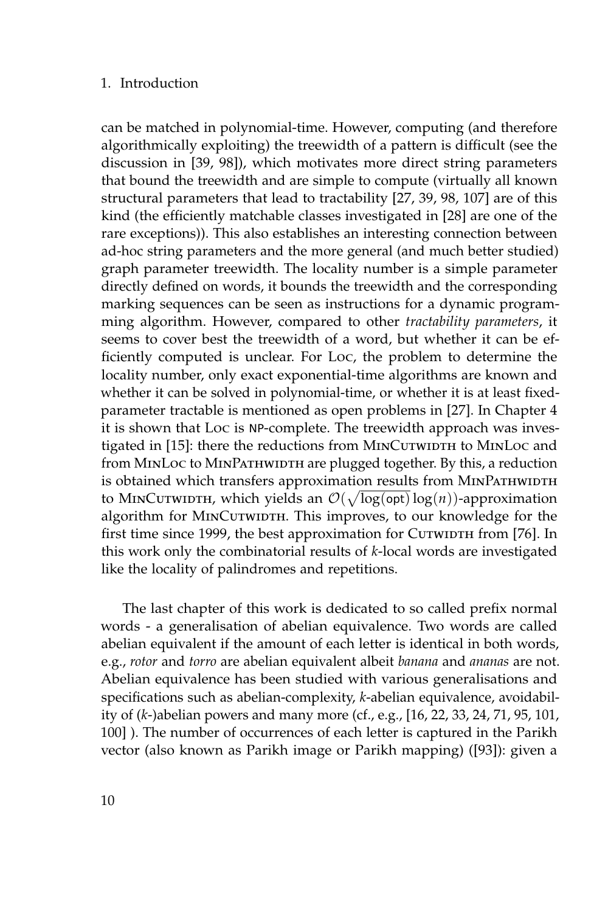can be matched in polynomial-time. However, computing (and therefore algorithmically exploiting) the treewidth of a pattern is difficult (see the discussion in [39, 98]), which motivates more direct string parameters that bound the treewidth and are simple to compute (virtually all known structural parameters that lead to tractability [27, 39, 98, 107] are of this kind (the efficiently matchable classes investigated in [28] are one of the rare exceptions)). This also establishes an interesting connection between ad-hoc string parameters and the more general (and much better studied) graph parameter treewidth. The locality number is a simple parameter directly defined on words, it bounds the treewidth and the corresponding marking sequences can be seen as instructions for a dynamic programming algorithm. However, compared to other *tractability parameters*, it seems to cover best the treewidth of a word, but whether it can be efficiently computed is unclear. For Loc, the problem to determine the locality number, only exact exponential-time algorithms are known and whether it can be solved in polynomial-time, or whether it is at least fixed-parameter tractable is mentioned as open problems in [27]. In Chapter 4 it is shown that Loc is NP-complete. The treewidth approach was investigated in [15]: there the reductions from MinCutwidth to MinLoc and from MinLoc to MinPathwidth are plugged together. By this, a reduction is obtained which transfers approximation results from MinPathwidth to MinCutwidth, which yields an $\mathcal{O}(\sqrt{\log(\mathsf{opt})}\log(n))$-approximation algorithm for MinCutwidth. This improves, to our knowledge for the first time since 1999, the best approximation for Cutwidth from [76]. In this work only the combinatorial results of $k$-local words are investigated like the locality of palindromes and repetitions.

The last chapter of this work is dedicated to so called prefix normal words - a generalisation of abelian equivalence. Two words are called abelian equivalent if the amount of each letter is identical in both words, e.g., *rotor* and *torro* are abelian equivalent albeit *banana* and *ananas* are not. Abelian equivalence has been studied with various generalisations and specifications such as abelian-complexity, $k$-abelian equivalence, avoidability of ($k$-)abelian powers and many more (cf., e.g., [16, 22, 33, 24, 71, 95, 101, 100] ). The number of occurrences of each letter is captured in the Parikh vector (also known as Parikh image or Parikh mapping) ([93]): given a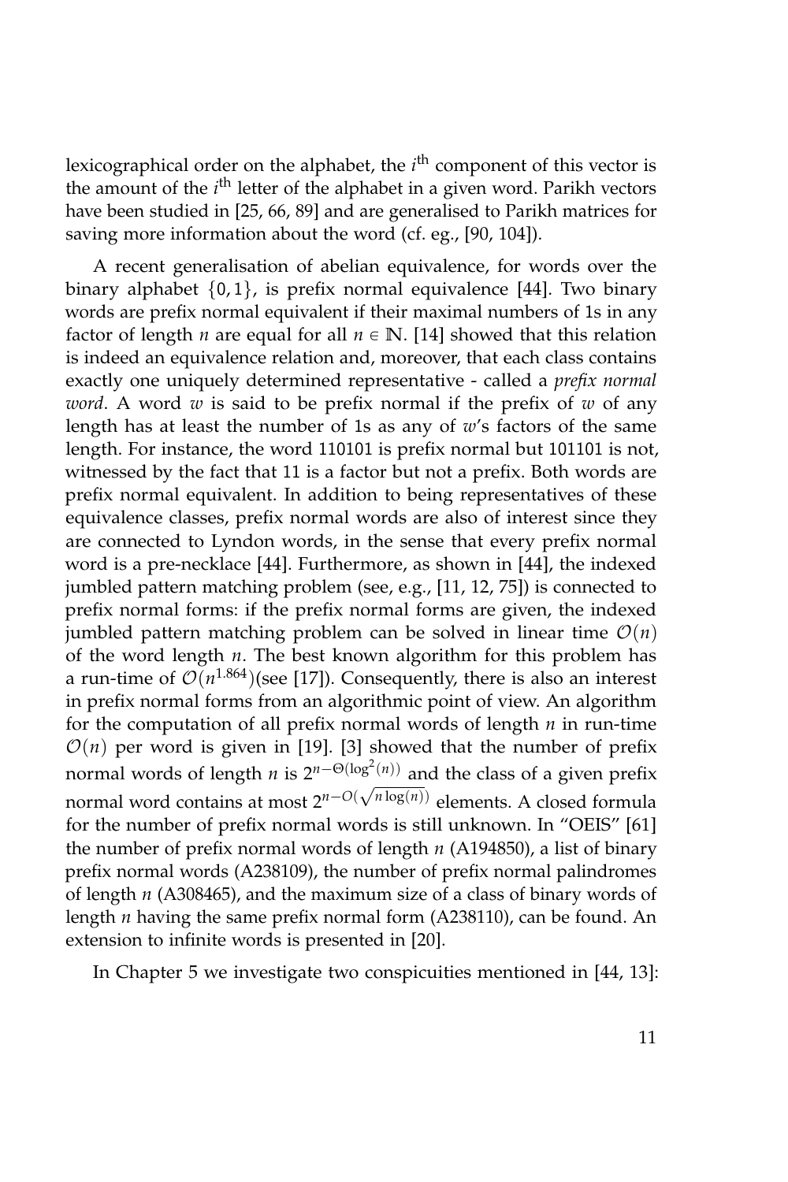lexicographical order on the alphabet, the $i^{\text{th}}$ component of this vector is the amount of the $i^{\text{th}}$ letter of the alphabet in a given word. Parikh vectors have been studied in [25, 66, 89] and are generalised to Parikh matrices for saving more information about the word (cf. eg., [90, 104]).

A recent generalisation of abelian equivalence, for words over the binary alphabet $\{0, 1\}$, is prefix normal equivalence [44]. Two binary words are prefix normal equivalent if their maximal numbers of 1s in any factor of length $n$ are equal for all $n \in \mathbb{N}$. [14] showed that this relation is indeed an equivalence relation and, moreover, that each class contains exactly one uniquely determined representative - called a *prefix normal word*. A word $w$ is said to be prefix normal if the prefix of $w$ of any length has at least the number of 1s as any of $w$'s factors of the same length. For instance, the word 110101 is prefix normal but 101101 is not, witnessed by the fact that 11 is a factor but not a prefix. Both words are prefix normal equivalent. In addition to being representatives of these equivalence classes, prefix normal words are also of interest since they are connected to Lyndon words, in the sense that every prefix normal word is a pre-necklace [44]. Furthermore, as shown in [44], the indexed jumbled pattern matching problem (see, e.g., [11, 12, 75]) is connected to prefix normal forms: if the prefix normal forms are given, the indexed jumbled pattern matching problem can be solved in linear time $\mathcal{O}(n)$ of the word length $n$. The best known algorithm for this problem has a run-time of $\mathcal{O}(n^{1.864})$(see [17]). Consequently, there is also an interest in prefix normal forms from an algorithmic point of view. An algorithm for the computation of all prefix normal words of length $n$ in run-time $\mathcal{O}(n)$ per word is given in [19]. [3] showed that the number of prefix normal words of length $n$ is $2^{n-\Theta(\log^2(n))}$ and the class of a given prefix normal word contains at most $2^{n-O(\sqrt{n\log(n)})}$ elements. A closed formula for the number of prefix normal words is still unknown. In "OEIS" [61] the number of prefix normal words of length $n$ (A194850), a list of binary prefix normal words (A238109), the number of prefix normal palindromes of length $n$ (A308465), and the maximum size of a class of binary words of length $n$ having the same prefix normal form (A238110), can be found. An extension to infinite words is presented in [20].

In Chapter 5 we investigate two conspicuities mentioned in [44, 13]: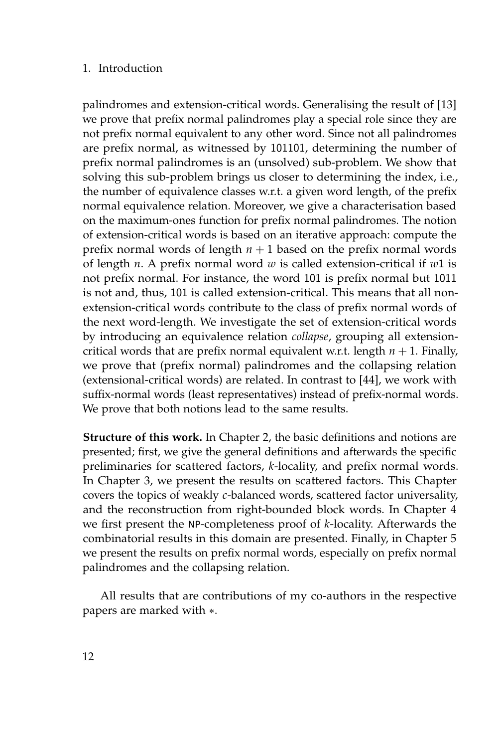palindromes and extension-critical words. Generalising the result of [13] we prove that prefix normal palindromes play a special role since they are not prefix normal equivalent to any other word. Since not all palindromes are prefix normal, as witnessed by 101101, determining the number of prefix normal palindromes is an (unsolved) sub-problem. We show that solving this sub-problem brings us closer to determining the index, i.e., the number of equivalence classes w.r.t. a given word length, of the prefix normal equivalence relation. Moreover, we give a characterisation based on the maximum-ones function for prefix normal palindromes. The notion of extension-critical words is based on an iterative approach: compute the prefix normal words of length $n + 1$ based on the prefix normal words of length $n$. A prefix normal word $w$ is called extension-critical if $w1$ is not prefix normal. For instance, the word 101 is prefix normal but 1011 is not and, thus, 101 is called extension-critical. This means that all non-extension-critical words contribute to the class of prefix normal words of the next word-length. We investigate the set of extension-critical words by introducing an equivalence relation *collapse*, grouping all extension-critical words that are prefix normal equivalent w.r.t. length $n + 1$. Finally, we prove that (prefix normal) palindromes and the collapsing relation (extensional-critical words) are related. In contrast to [44], we work with suffix-normal words (least representatives) instead of prefix-normal words. We prove that both notions lead to the same results.

**Structure of this work.** In Chapter 2, the basic definitions and notions are presented; first, we give the general definitions and afterwards the specific preliminaries for scattered factors, $k$-locality, and prefix normal words. In Chapter 3, we present the results on scattered factors. This Chapter covers the topics of weakly $c$-balanced words, scattered factor universality, and the reconstruction from right-bounded block words. In Chapter 4 we first present the NP-completeness proof of $k$-locality. Afterwards the combinatorial results in this domain are presented. Finally, in Chapter 5 we present the results on prefix normal words, especially on prefix normal palindromes and the collapsing relation.

All results that are contributions of my co-authors in the respective papers are marked with $*$.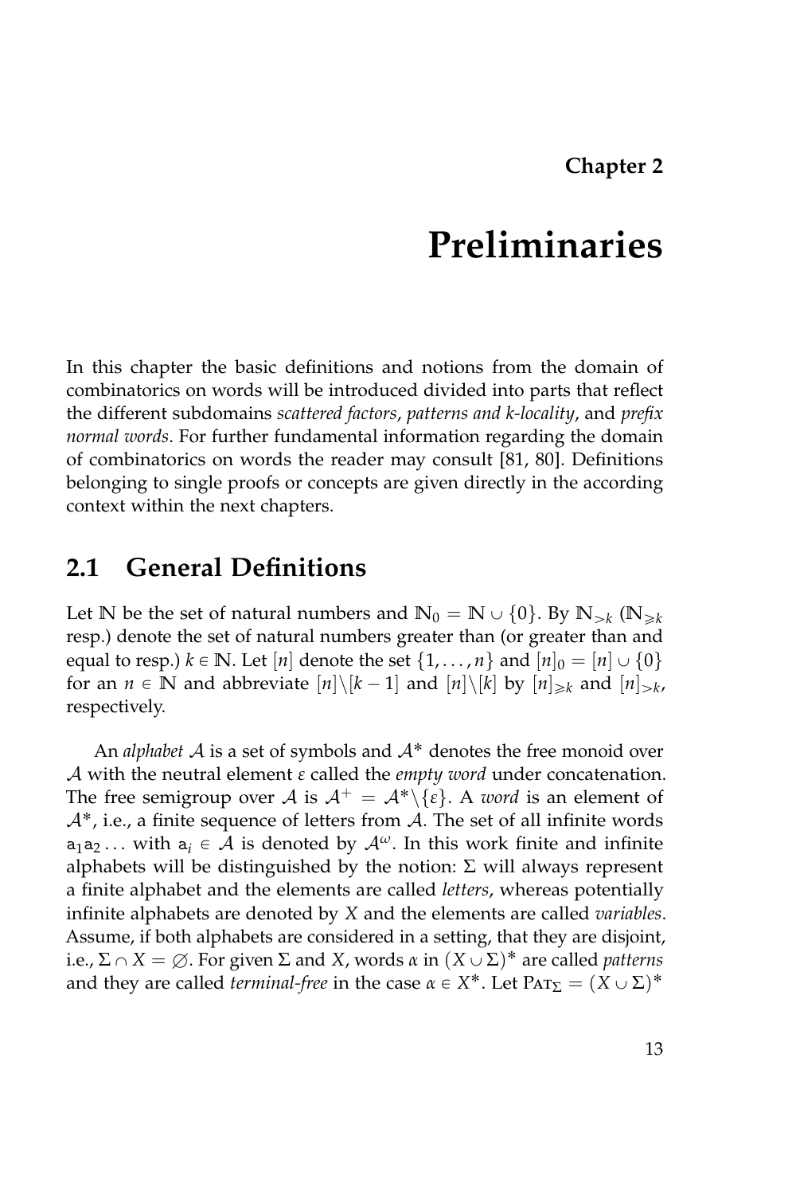**Chapter 2**

# Preliminaries

In this chapter the basic definitions and notions from the domain of combinatorics on words will be introduced divided into parts that reflect the different subdomains *scattered factors*, *patterns and k-locality*, and *prefix normal words*. For further fundamental information regarding the domain of combinatorics on words the reader may consult [81, 80]. Definitions belonging to single proofs or concepts are given directly in the according context within the next chapters.

## 2.1 General Definitions

Let $\mathbb{N}$ be the set of natural numbers and $\mathbb{N}_0 = \mathbb{N} \cup \{0\}$. By $\mathbb{N}_{>k}$ ($\mathbb{N}_{\geqslant k}$ resp.) denote the set of natural numbers greater than (or greater than and equal to resp.) $k \in \mathbb{N}$. Let $[n]$ denote the set $\{1, \ldots, n\}$ and $[n]_0 = [n] \cup \{0\}$ for an $n \in \mathbb{N}$ and abbreviate $[n]\backslash[k-1]$ and $[n]\backslash[k]$ by $[n]_{\geqslant k}$ and $[n]_{>k}$, respectively.

An *alphabet* $\mathcal{A}$ is a set of symbols and $\mathcal{A}^*$ denotes the free monoid over $\mathcal{A}$ with the neutral element $\varepsilon$ called the *empty word* under concatenation. The free semigroup over $\mathcal{A}$ is $\mathcal{A}^+ = \mathcal{A}^*\backslash\{\varepsilon\}$. A *word* is an element of $\mathcal{A}^*$, i.e., a finite sequence of letters from $\mathcal{A}$. The set of all infinite words $\mathtt{a}_1\mathtt{a}_2\ldots$ with $\mathtt{a}_i \in \mathcal{A}$ is denoted by $\mathcal{A}^\omega$. In this work finite and infinite alphabets will be distinguished by the notion: $\Sigma$ will always represent a finite alphabet and the elements are called *letters*, whereas potentially infinite alphabets are denoted by $X$ and the elements are called *variables*. Assume, if both alphabets are considered in a setting, that they are disjoint, i.e., $\Sigma \cap X = \varnothing$. For given $\Sigma$ and $X$, words $\alpha$ in $(X \cup \Sigma)^*$ are called *patterns* and they are called *terminal-free* in the case $\alpha \in X^*$. Let $\text{P}\small{\text{AT}}_\Sigma = (X \cup \Sigma)^*$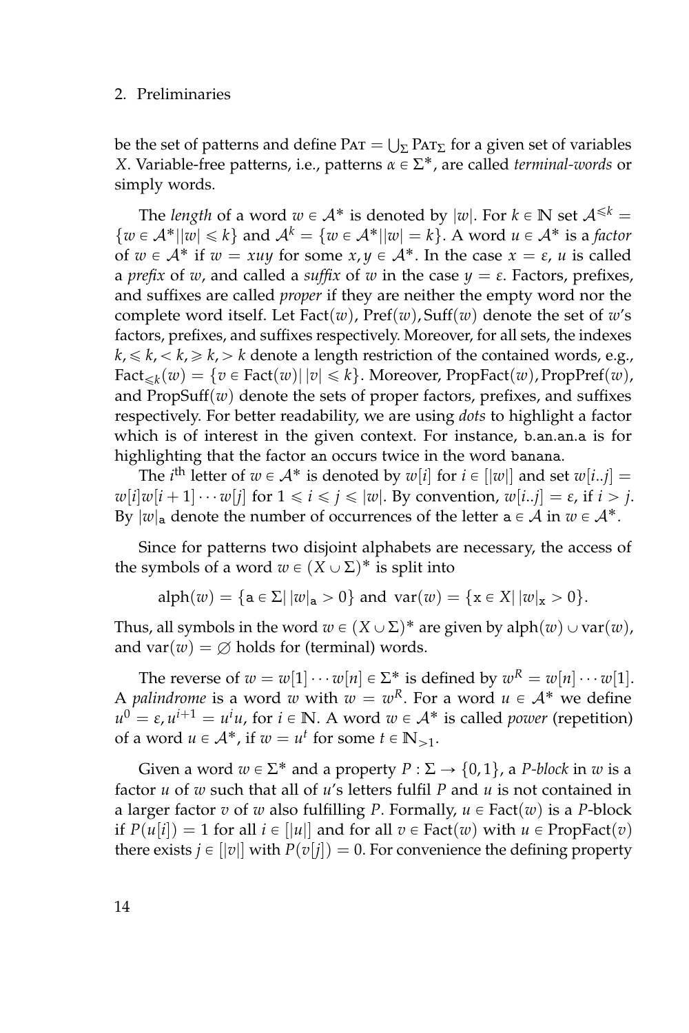be the set of patterns and define $\text{PAT} = \bigcup_{\Sigma} \text{PAT}_{\Sigma}$ for a given set of variables $X$. Variable-free patterns, i.e., patterns $\alpha \in \Sigma^*$, are called *terminal-words* or simply words.

The *length* of a word $w \in \mathcal{A}^*$ is denoted by $|w|$. For $k \in \mathbb{N}$ set $\mathcal{A}^{\leqslant k} = \{w \in \mathcal{A}^* \mid |w| \leqslant k\}$ and $\mathcal{A}^k = \{w \in \mathcal{A}^* \mid |w| = k\}$. A word $u \in \mathcal{A}^*$ is a *factor* of $w \in \mathcal{A}^*$ if $w = xuy$ for some $x, y \in \mathcal{A}^*$. In the case $x = \varepsilon$, $u$ is called a *prefix* of $w$, and called a *suffix* of $w$ in the case $y = \varepsilon$. Factors, prefixes, and suffixes are called *proper* if they are neither the empty word nor the complete word itself. Let $\text{Fact}(w), \text{Pref}(w), \text{Suff}(w)$ denote the set of $w$'s factors, prefixes, and suffixes respectively. Moreover, for all sets, the indexes $k, \leqslant k, < k, \geqslant k, > k$ denote a length restriction of the contained words, e.g., $\text{Fact}_{\leqslant k}(w) = \{v \in \text{Fact}(w) \mid |v| \leqslant k\}$. Moreover, $\text{PropFact}(w), \text{PropPref}(w)$, and $\text{PropSuff}(w)$ denote the sets of proper factors, prefixes, and suffixes respectively. For better readability, we are using *dots* to highlight a factor which is of interest in the given context. For instance, b.an.an.a is for highlighting that the factor an occurs twice in the word banana.

The $i^{\text{th}}$ letter of $w \in \mathcal{A}^*$ is denoted by $w[i]$ for $i \in [|w|]$ and set $w[i..j] = w[i]w[i+1] \cdots w[j]$ for $1 \leqslant i \leqslant j \leqslant |w|$. By convention, $w[i..j] = \varepsilon$, if $i > j$. By $|w|_{\mathtt{a}}$ denote the number of occurrences of the letter $\mathtt{a} \in \mathcal{A}$ in $w \in \mathcal{A}^*$.

Since for patterns two disjoint alphabets are necessary, the access of the symbols of a word $w \in (X \cup \Sigma)^*$ is split into

$$\text{alph}(w) = \{\mathtt{a} \in \Sigma \mid |w|_{\mathtt{a}} > 0\} \text{ and } \text{var}(w) = \{\mathtt{x} \in X \mid |w|_{\mathtt{x}} > 0\}.$$

Thus, all symbols in the word $w \in (X \cup \Sigma)^*$ are given by $\text{alph}(w) \cup \text{var}(w)$, and $\text{var}(w) = \varnothing$ holds for (terminal) words.

The reverse of $w = w[1] \cdots w[n] \in \Sigma^*$ is defined by $w^R = w[n] \cdots w[1]$. A *palindrome* is a word $w$ with $w = w^R$. For a word $u \in \mathcal{A}^*$ we define $u^0 = \varepsilon, u^{i+1} = u^i u$, for $i \in \mathbb{N}$. A word $w \in \mathcal{A}^*$ is called *power* (repetition) of a word $u \in \mathcal{A}^*$, if $w = u^t$ for some $t \in \mathbb{N}_{>1}$.

Given a word $w \in \Sigma^*$ and a property $P : \Sigma \to \{0, 1\}$, a *P-block* in $w$ is a factor $u$ of $w$ such that all of $u$'s letters fulfil $P$ and $u$ is not contained in a larger factor $v$ of $w$ also fulfilling $P$. Formally, $u \in \text{Fact}(w)$ is a $P$-block if $P(u[i]) = 1$ for all $i \in [|u|]$ and for all $v \in \text{Fact}(w)$ with $u \in \text{PropFact}(v)$ there exists $j \in [|v|]$ with $P(v[j]) = 0$. For convenience the defining property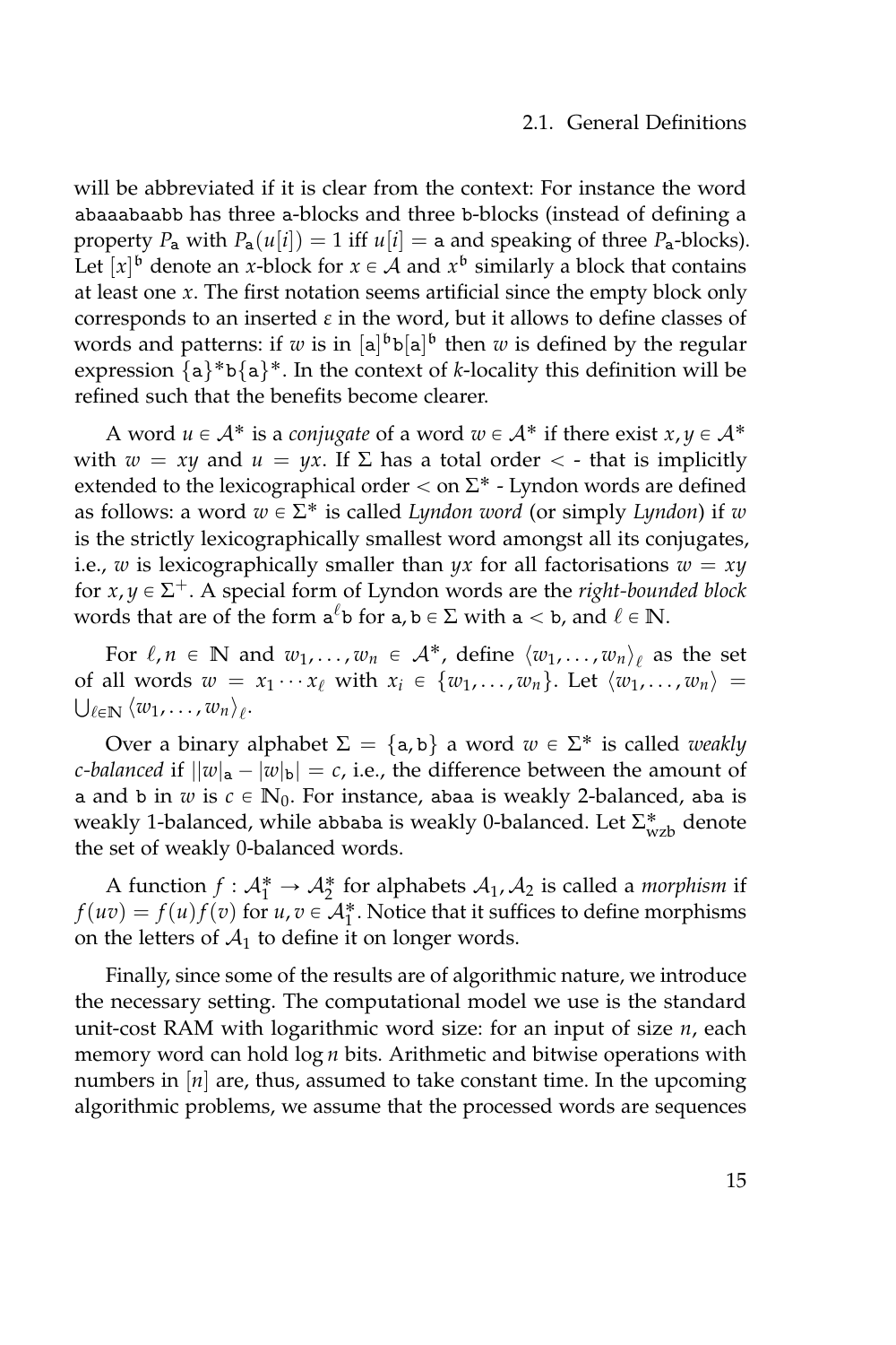will be abbreviated if it is clear from the context: For instance the word abaaabaabb has three a-blocks and three b-blocks (instead of defining a property $P_{\mathtt{a}}$ with $P_{\mathtt{a}}(u[i]) = 1$ iff $u[i] = \mathtt{a}$ and speaking of three $P_{\mathtt{a}}$-blocks). Let $[x]^{\mathfrak{b}}$ denote an $x$-block for $x \in \mathcal{A}$ and $x^{\mathfrak{b}}$ similarly a block that contains at least one $x$. The first notation seems artificial since the empty block only corresponds to an inserted $\varepsilon$ in the word, but it allows to define classes of words and patterns: if $w$ is in $[\mathtt{a}]^{\mathfrak{b}}\mathtt{b}[\mathtt{a}]^{\mathfrak{b}}$ then $w$ is defined by the regular expression $\{\mathtt{a}\}^*\mathtt{b}\{\mathtt{a}\}^*$. In the context of $k$-locality this definition will be refined such that the benefits become clearer.

A word $u \in \mathcal{A}^*$ is a *conjugate* of a word $w \in \mathcal{A}^*$ if there exist $x, y \in \mathcal{A}^*$ with $w = xy$ and $u = yx$. If $\Sigma$ has a total order $<$ - that is implicitly extended to the lexicographical order $<$ on $\Sigma^*$ - Lyndon words are defined as follows: a word $w \in \Sigma^*$ is called *Lyndon word* (or simply *Lyndon*) if $w$ is the strictly lexicographically smallest word amongst all its conjugates, i.e., $w$ is lexicographically smaller than $yx$ for all factorisations $w = xy$ for $x, y \in \Sigma^+$. A special form of Lyndon words are the *right-bounded block* words that are of the form $\mathtt{a}^\ell\mathtt{b}$ for $\mathtt{a}, \mathtt{b} \in \Sigma$ with $\mathtt{a} < \mathtt{b}$, and $\ell \in \mathbb{N}$.

For $\ell, n \in \mathbb{N}$ and $w_1, \ldots, w_n \in \mathcal{A}^*$, define $\langle w_1, \ldots, w_n \rangle_\ell$ as the set of all words $w = x_1 \cdots x_\ell$ with $x_i \in \{w_1, \ldots, w_n\}$. Let $\langle w_1, \ldots, w_n \rangle = \bigcup_{\ell \in \mathbb{N}} \langle w_1, \ldots, w_n \rangle_\ell$.

Over a binary alphabet $\Sigma = \{\mathtt{a}, \mathtt{b}\}$ a word $w \in \Sigma^*$ is called *weakly c-balanced* if $||w|_{\mathtt{a}} - |w|_{\mathtt{b}}| = c$, i.e., the difference between the amount of a and b in $w$ is $c \in \mathbb{N}_0$. For instance, abaa is weakly 2-balanced, aba is weakly 1-balanced, while abbaba is weakly 0-balanced. Let $\Sigma^*_{\mathrm{wzb}}$ denote the set of weakly 0-balanced words.

A function $f : \mathcal{A}_1^* \to \mathcal{A}_2^*$ for alphabets $\mathcal{A}_1, \mathcal{A}_2$ is called a *morphism* if $f(uv) = f(u)f(v)$ for $u, v \in \mathcal{A}_1^*$. Notice that it suffices to define morphisms on the letters of $\mathcal{A}_1$ to define it on longer words.

Finally, since some of the results are of algorithmic nature, we introduce the necessary setting. The computational model we use is the standard unit-cost RAM with logarithmic word size: for an input of size $n$, each memory word can hold $\log n$ bits. Arithmetic and bitwise operations with numbers in $[n]$ are, thus, assumed to take constant time. In the upcoming algorithmic problems, we assume that the processed words are sequences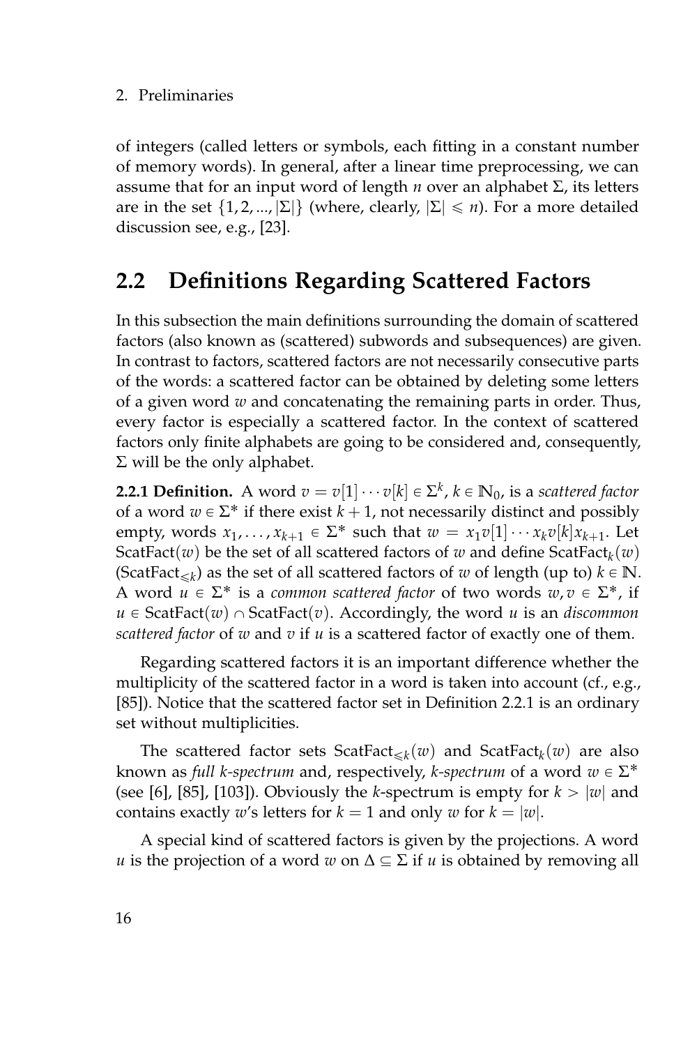of integers (called letters or symbols, each fitting in a constant number of memory words). In general, after a linear time preprocessing, we can assume that for an input word of length $n$ over an alphabet $\Sigma$, its letters are in the set $\{1, 2, ..., |\Sigma|\}$ (where, clearly, $|\Sigma| \leqslant n$). For a more detailed discussion see, e.g., [23].

## 2.2 Definitions Regarding Scattered Factors

In this subsection the main definitions surrounding the domain of scattered factors (also known as (scattered) subwords and subsequences) are given. In contrast to factors, scattered factors are not necessarily consecutive parts of the words: a scattered factor can be obtained by deleting some letters of a given word $w$ and concatenating the remaining parts in order. Thus, every factor is especially a scattered factor. In the context of scattered factors only finite alphabets are going to be considered and, consequently, $\Sigma$ will be the only alphabet.

**2.2.1 Definition.** A word $v = v[1] \cdots v[k] \in \Sigma^k$, $k \in \mathbb{N}_0$, is a *scattered factor* of a word $w \in \Sigma^*$ if there exist $k+1$, not necessarily distinct and possibly empty, words $x_1, \ldots, x_{k+1} \in \Sigma^*$ such that $w = x_1 v[1] \cdots x_k v[k] x_{k+1}$. Let $\text{ScatFact}(w)$ be the set of all scattered factors of $w$ and define $\text{ScatFact}_k(w)$ ($\text{ScatFact}_{\leqslant k}$) as the set of all scattered factors of $w$ of length (up to) $k \in \mathbb{N}$. A word $u \in \Sigma^*$ is a *common scattered factor* of two words $w, v \in \Sigma^*$, if $u \in \text{ScatFact}(w) \cap \text{ScatFact}(v)$. Accordingly, the word $u$ is an *discommon scattered factor* of $w$ and $v$ if $u$ is a scattered factor of exactly one of them.

Regarding scattered factors it is an important difference whether the multiplicity of the scattered factor in a word is taken into account (cf., e.g., [85]). Notice that the scattered factor set in Definition 2.2.1 is an ordinary set without multiplicities.

The scattered factor sets $\text{ScatFact}_{\leqslant k}(w)$ and $\text{ScatFact}_k(w)$ are also known as *full k-spectrum* and, respectively, *k-spectrum* of a word $w \in \Sigma^*$ (see [6], [85], [103]). Obviously the $k$-spectrum is empty for $k > |w|$ and contains exactly $w$'s letters for $k = 1$ and only $w$ for $k = |w|$.

A special kind of scattered factors is given by the projections. A word $u$ is the projection of a word $w$ on $\Delta \subseteq \Sigma$ if $u$ is obtained by removing all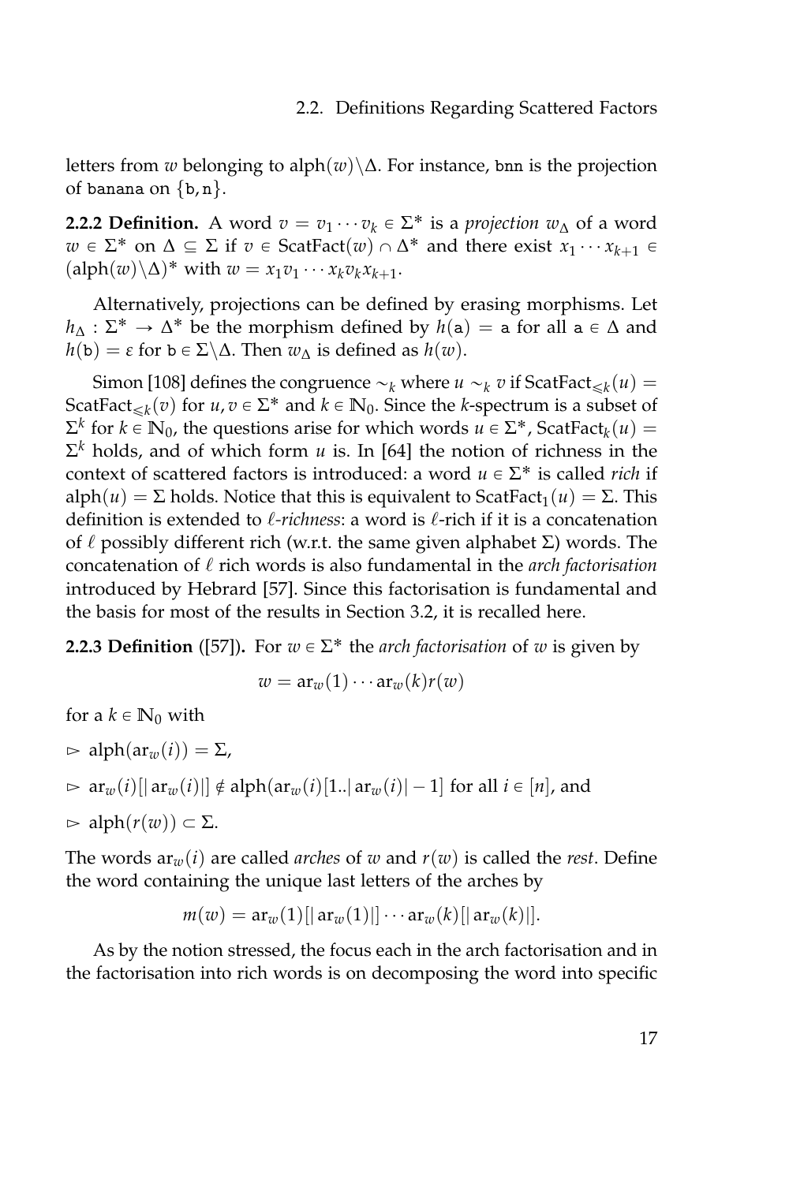letters from $w$ belonging to $\mathrm{alph}(w)\backslash\Delta$. For instance, bnn is the projection of banana on $\{\mathtt{b},\mathtt{n}\}$.

**2.2.2 Definition.** A word $v = v_1 \cdots v_k \in \Sigma^*$ is a *projection* $w_\Delta$ of a word $w \in \Sigma^*$ on $\Delta \subseteq \Sigma$ if $v \in \mathrm{ScatFact}(w) \cap \Delta^*$ and there exist $x_1 \cdots x_{k+1} \in (\mathrm{alph}(w)\backslash\Delta)^*$ with $w = x_1 v_1 \cdots x_k v_k x_{k+1}$.

Alternatively, projections can be defined by erasing morphisms. Let $h_\Delta : \Sigma^* \to \Delta^*$ be the morphism defined by $h(\mathtt{a}) = \mathtt{a}$ for all $\mathtt{a} \in \Delta$ and $h(\mathtt{b}) = \varepsilon$ for $\mathtt{b} \in \Sigma\backslash\Delta$. Then $w_\Delta$ is defined as $h(w)$.

Simon [108] defines the congruence $\sim_k$ where $u \sim_k v$ if $\mathrm{ScatFact}_{\leqslant k}(u) = \mathrm{ScatFact}_{\leqslant k}(v)$ for $u, v \in \Sigma^*$ and $k \in \mathbb{N}_0$. Since the $k$-spectrum is a subset of $\Sigma^k$ for $k \in \mathbb{N}_0$, the questions arise for which words $u \in \Sigma^*$, $\mathrm{ScatFact}_k(u) = \Sigma^k$ holds, and of which form $u$ is. In [64] the notion of richness in the context of scattered factors is introduced: a word $u \in \Sigma^*$ is called *rich* if $\mathrm{alph}(u) = \Sigma$ holds. Notice that this is equivalent to $\mathrm{ScatFact}_1(u) = \Sigma$. This definition is extended to *$\ell$-richness*: a word is $\ell$-rich if it is a concatenation of $\ell$ possibly different rich (w.r.t. the same given alphabet $\Sigma$) words. The concatenation of $\ell$ rich words is also fundamental in the *arch factorisation* introduced by Hebrard [57]. Since this factorisation is fundamental and the basis for most of the results in Section 3.2, it is recalled here.

**2.2.3 Definition** ([57])**.** For $w \in \Sigma^*$ the *arch factorisation* of $w$ is given by

$$w = \mathrm{ar}_w(1) \cdots \mathrm{ar}_w(k) r(w)$$

for a $k \in \mathbb{N}_0$ with

- ▷ $\mathrm{alph}(\mathrm{ar}_w(i)) = \Sigma$,
- ▷ $\mathrm{ar}_w(i)[|\mathrm{ar}_w(i)|] \notin \mathrm{alph}(\mathrm{ar}_w(i)[1..|\mathrm{ar}_w(i)| - 1]$ for all $i \in [n]$, and
- ▷ $\mathrm{alph}(r(w)) \subset \Sigma$.

The words $\mathrm{ar}_w(i)$ are called *arches* of $w$ and $r(w)$ is called the *rest*. Define the word containing the unique last letters of the arches by

$$m(w) = \mathrm{ar}_w(1)[|\mathrm{ar}_w(1)|] \cdots \mathrm{ar}_w(k)[|\mathrm{ar}_w(k)|].$$

As by the notion stressed, the focus each in the arch factorisation and in the factorisation into rich words is on decomposing the word into specific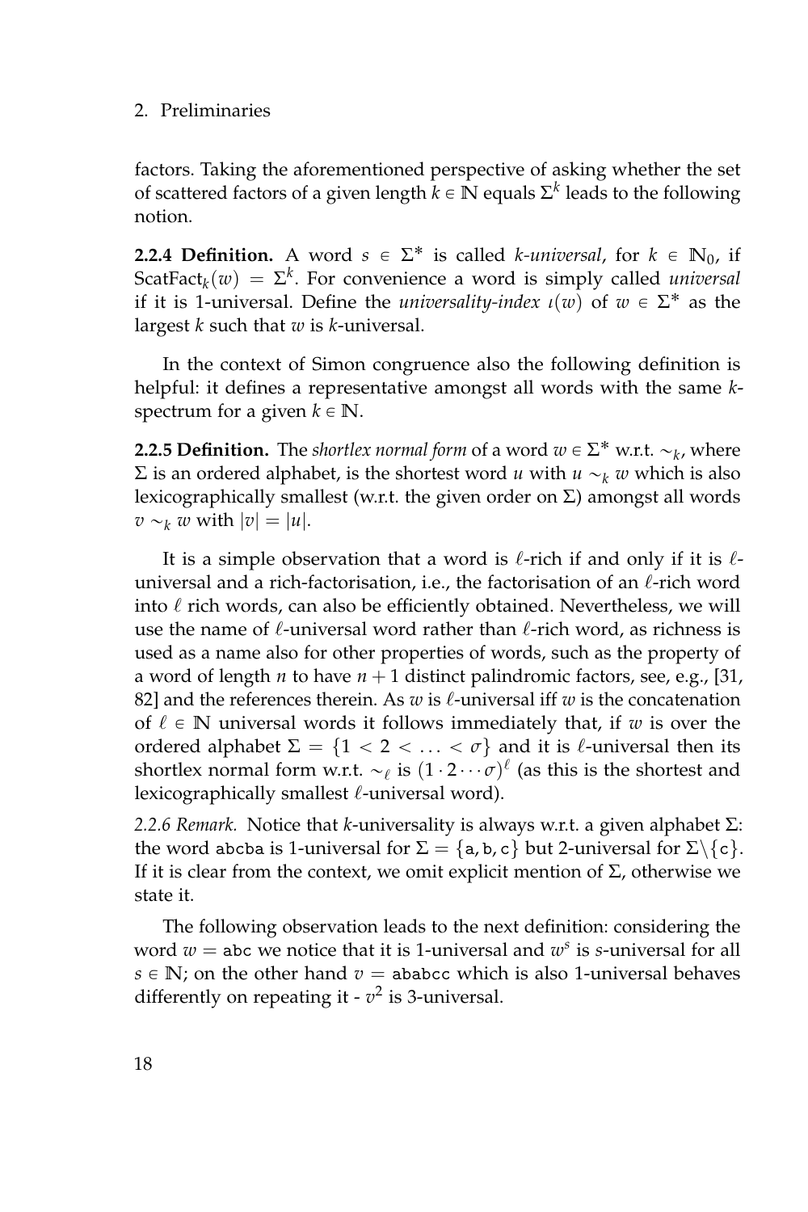factors. Taking the aforementioned perspective of asking whether the set of scattered factors of a given length $k \in \mathbb{N}$ equals $\Sigma^k$ leads to the following notion.

**2.2.4 Definition.** A word $s \in \Sigma^*$ is called *k-universal*, for $k \in \mathbb{N}_0$, if $\mathrm{ScatFact}_k(w) = \Sigma^k$. For convenience a word is simply called *universal* if it is 1-universal. Define the *universality-index* $\iota(w)$ of $w \in \Sigma^*$ as the largest $k$ such that $w$ is $k$-universal.

In the context of Simon congruence also the following definition is helpful: it defines a representative amongst all words with the same $k$-spectrum for a given $k \in \mathbb{N}$.

**2.2.5 Definition.** The *shortlex normal form* of a word $w \in \Sigma^*$ w.r.t. $\sim_k$, where $\Sigma$ is an ordered alphabet, is the shortest word $u$ with $u \sim_k w$ which is also lexicographically smallest (w.r.t. the given order on $\Sigma$) amongst all words $v \sim_k w$ with $|v| = |u|$.

It is a simple observation that a word is $\ell$-rich if and only if it is $\ell$-universal and a rich-factorisation, i.e., the factorisation of an $\ell$-rich word into $\ell$ rich words, can also be efficiently obtained. Nevertheless, we will use the name of $\ell$-universal word rather than $\ell$-rich word, as richness is used as a name also for other properties of words, such as the property of a word of length $n$ to have $n+1$ distinct palindromic factors, see, e.g., [31, 82] and the references therein. As $w$ is $\ell$-universal iff $w$ is the concatenation of $\ell \in \mathbb{N}$ universal words it follows immediately that, if $w$ is over the ordered alphabet $\Sigma = \{1 < 2 < \ldots < \sigma\}$ and it is $\ell$-universal then its shortlex normal form w.r.t. $\sim_\ell$ is $(1 \cdot 2 \cdots \sigma)^\ell$ (as this is the shortest and lexicographically smallest $\ell$-universal word).

*2.2.6 Remark.* Notice that $k$-universality is always w.r.t. a given alphabet $\Sigma$: the word abcba is 1-universal for $\Sigma = \{\mathtt{a}, \mathtt{b}, \mathtt{c}\}$ but 2-universal for $\Sigma \backslash \{\mathtt{c}\}$. If it is clear from the context, we omit explicit mention of $\Sigma$, otherwise we state it.

The following observation leads to the next definition: considering the word $w = \mathtt{abc}$ we notice that it is 1-universal and $w^s$ is $s$-universal for all $s \in \mathbb{N}$; on the other hand $v = \mathtt{ababcc}$ which is also 1-universal behaves differently on repeating it - $v^2$ is 3-universal.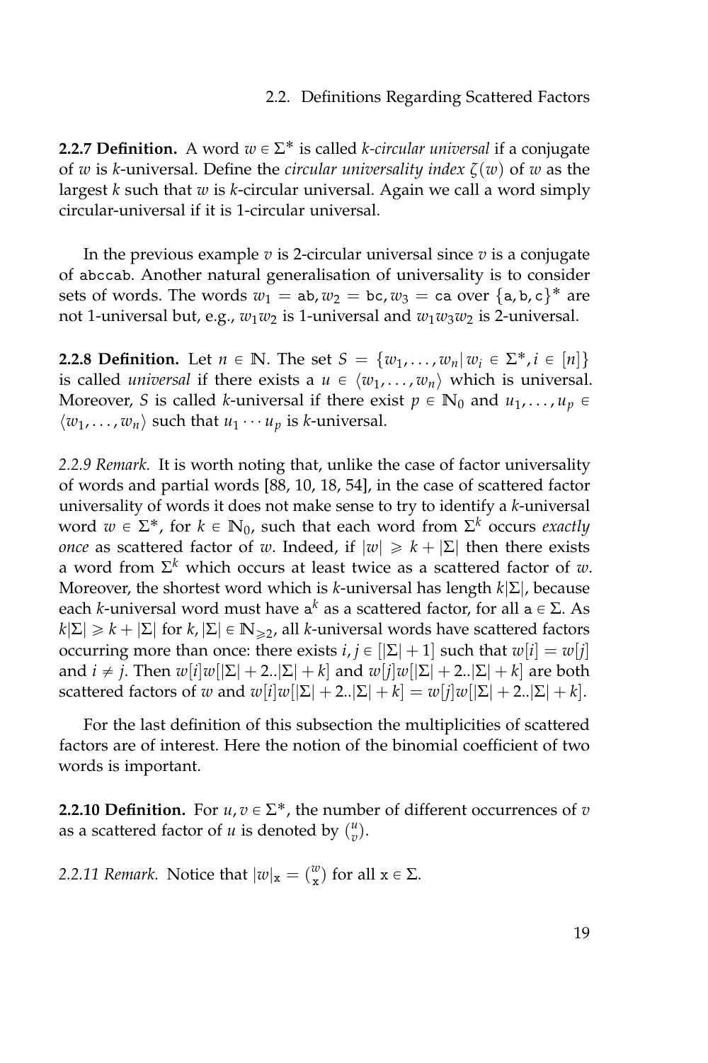**2.2.7 Definition.** A word $w \in \Sigma^*$ is called *k-circular universal* if a conjugate of $w$ is $k$-universal. Define the *circular universality index* $\zeta(w)$ of $w$ as the largest $k$ such that $w$ is $k$-circular universal. Again we call a word simply circular-universal if it is 1-circular universal.

In the previous example $v$ is 2-circular universal since $v$ is a conjugate of $\mathtt{abccab}$. Another natural generalisation of universality is to consider sets of words. The words $w_1 = \mathtt{ab}, w_2 = \mathtt{bc}, w_3 = \mathtt{ca}$ over $\{\mathtt{a}, \mathtt{b}, \mathtt{c}\}^*$ are not 1-universal but, e.g., $w_1 w_2$ is 1-universal and $w_1 w_3 w_2$ is 2-universal.

**2.2.8 Definition.** Let $n \in \mathbb{N}$. The set $S = \{w_1, \dots, w_n | \, w_i \in \Sigma^*, i \in [n]\}$ is called *universal* if there exists a $u \in \langle w_1, \dots, w_n \rangle$ which is universal. Moreover, $S$ is called $k$-universal if there exist $p \in \mathbb{N}_0$ and $u_1, \dots, u_p \in \langle w_1, \dots, w_n \rangle$ such that $u_1 \cdots u_p$ is $k$-universal.

*2.2.9 Remark.* It is worth noting that, unlike the case of factor universality of words and partial words [88, 10, 18, 54], in the case of scattered factor universality of words it does not make sense to try to identify a $k$-universal word $w \in \Sigma^*$, for $k \in \mathbb{N}_0$, such that each word from $\Sigma^k$ occurs *exactly once* as scattered factor of $w$. Indeed, if $|w| \geqslant k + |\Sigma|$ then there exists a word from $\Sigma^k$ which occurs at least twice as a scattered factor of $w$. Moreover, the shortest word which is $k$-universal has length $k|\Sigma|$, because each $k$-universal word must have $\mathtt{a}^k$ as a scattered factor, for all $\mathtt{a} \in \Sigma$. As $k|\Sigma| \geqslant k + |\Sigma|$ for $k, |\Sigma| \in \mathbb{N}_{\geqslant 2}$, all $k$-universal words have scattered factors occurring more than once: there exists $i, j \in [|\Sigma| + 1]$ such that $w[i] = w[j]$ and $i \neq j$. Then $w[i]w[|\Sigma| + 2..|\Sigma| + k]$ and $w[j]w[|\Sigma| + 2..|\Sigma| + k]$ are both scattered factors of $w$ and $w[i]w[|\Sigma| + 2..|\Sigma| + k] = w[j]w[|\Sigma| + 2..|\Sigma| + k]$.

For the last definition of this subsection the multiplicities of scattered factors are of interest. Here the notion of the binomial coefficient of two words is important.

**2.2.10 Definition.** For $u, v \in \Sigma^*$, the number of different occurrences of $v$ as a scattered factor of $u$ is denoted by $\binom{u}{v}$.

*2.2.11 Remark.* Notice that $|w|_{\mathtt{x}} = \binom{w}{\mathtt{x}}$ for all $\mathtt{x} \in \Sigma$.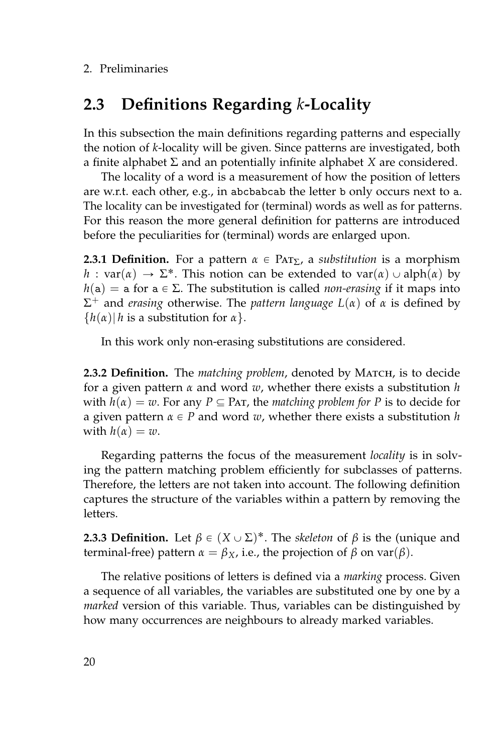## 2.3 Definitions Regarding $k$-Locality

In this subsection the main definitions regarding patterns and especially the notion of $k$-locality will be given. Since patterns are investigated, both a finite alphabet $\Sigma$ and an potentially infinite alphabet $X$ are considered.

The locality of a word is a measurement of how the position of letters are w.r.t. each other, e.g., in abcbabcab the letter b only occurs next to a. The locality can be investigated for (terminal) words as well as for patterns. For this reason the more general definition for patterns are introduced before the peculiarities for (terminal) words are enlarged upon.

**2.3.1 Definition.** For a pattern $\alpha \in \text{PAT}_\Sigma$, a *substitution* is a morphism $h : \text{var}(\alpha) \to \Sigma^*$. This notion can be extended to $\text{var}(\alpha) \cup \text{alph}(\alpha)$ by $h(\mathtt{a}) = \mathtt{a}$ for $\mathtt{a} \in \Sigma$. The substitution is called *non-erasing* if it maps into $\Sigma^+$ and *erasing* otherwise. The *pattern language* $L(\alpha)$ of $\alpha$ is defined by $\{h(\alpha) | \, h \text{ is a substitution for } \alpha\}$.

In this work only non-erasing substitutions are considered.

**2.3.2 Definition.** The *matching problem*, denoted by MATCH, is to decide for a given pattern $\alpha$ and word $w$, whether there exists a substitution $h$ with $h(\alpha) = w$. For any $P \subseteq \text{PAT}$, the *matching problem for P* is to decide for a given pattern $\alpha \in P$ and word $w$, whether there exists a substitution $h$ with $h(\alpha) = w$.

Regarding patterns the focus of the measurement *locality* is in solving the pattern matching problem efficiently for subclasses of patterns. Therefore, the letters are not taken into account. The following definition captures the structure of the variables within a pattern by removing the letters.

**2.3.3 Definition.** Let $\beta \in (X \cup \Sigma)^*$. The *skeleton* of $\beta$ is the (unique and terminal-free) pattern $\alpha = \beta_X$, i.e., the projection of $\beta$ on $\text{var}(\beta)$.

The relative positions of letters is defined via a *marking* process. Given a sequence of all variables, the variables are substituted one by one by a *marked* version of this variable. Thus, variables can be distinguished by how many occurrences are neighbours to already marked variables.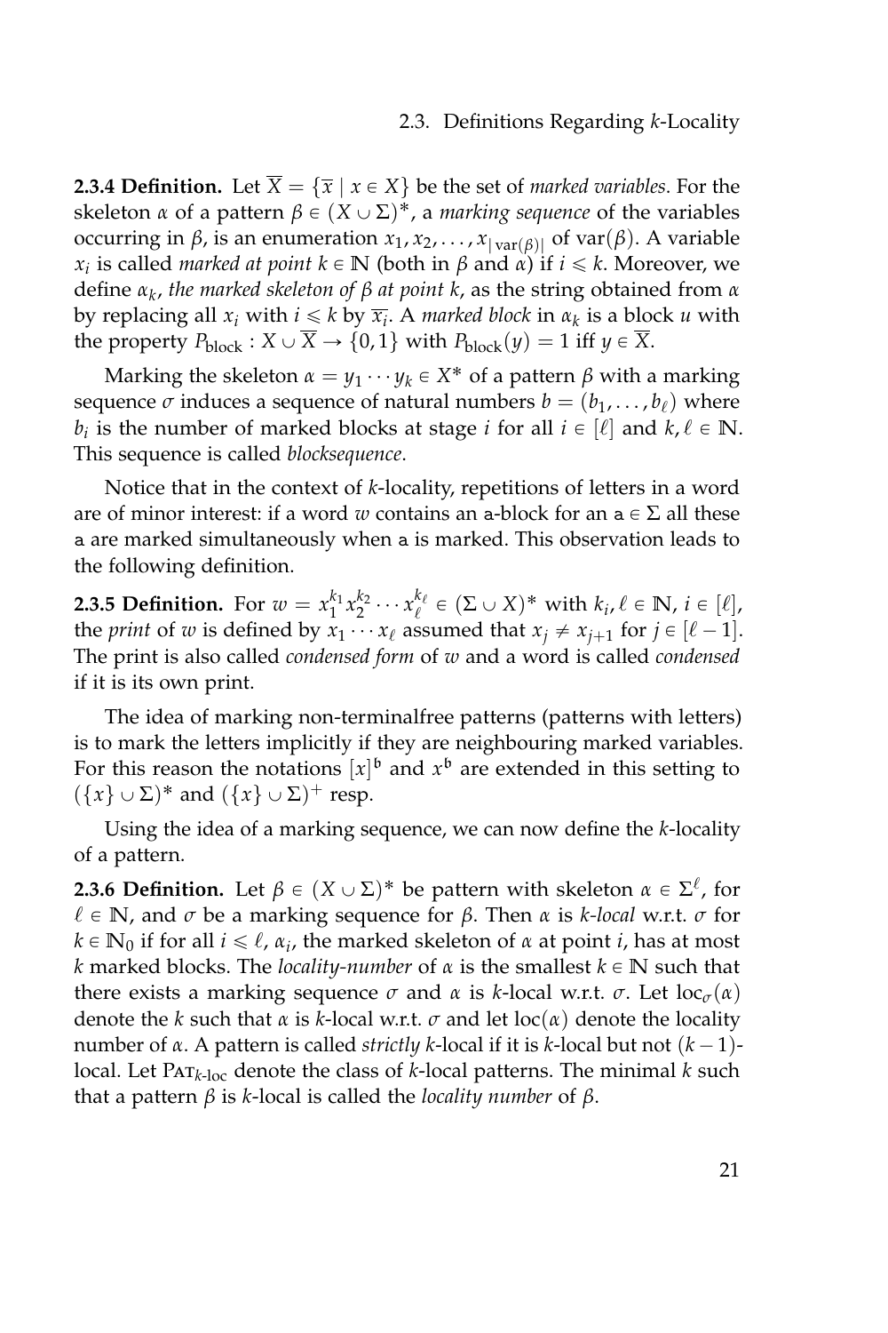**2.3.4 Definition.** Let $\overline{X} = \{\overline{x} \mid x \in X\}$ be the set of *marked variables*. For the skeleton $\alpha$ of a pattern $\beta \in (X \cup \Sigma)^*$, a *marking sequence* of the variables occurring in $\beta$, is an enumeration $x_1, x_2, \ldots, x_{|\operatorname{var}(\beta)|}$ of $\operatorname{var}(\beta)$. A variable $x_i$ is called *marked at point* $k \in \mathbb{N}$ (both in $\beta$ and $\alpha$) if $i \leqslant k$. Moreover, we define $\alpha_k$, *the marked skeleton of* $\beta$ *at point* $k$, as the string obtained from $\alpha$ by replacing all $x_i$ with $i \leqslant k$ by $\overline{x_i}$. A *marked block* in $\alpha_k$ is a block $u$ with the property $P_{\text{block}} : X \cup \overline{X} \to \{0, 1\}$ with $P_{\text{block}}(y) = 1$ iff $y \in \overline{X}$.

Marking the skeleton $\alpha = y_1 \cdots y_k \in X^*$ of a pattern $\beta$ with a marking sequence $\sigma$ induces a sequence of natural numbers $b = (b_1, \ldots, b_\ell)$ where $b_i$ is the number of marked blocks at stage $i$ for all $i \in [\ell]$ and $k, \ell \in \mathbb{N}$. This sequence is called *blocksequence*.

Notice that in the context of $k$-locality, repetitions of letters in a word are of minor interest: if a word $w$ contains an a-block for an $\mathtt{a} \in \Sigma$ all these a are marked simultaneously when a is marked. This observation leads to the following definition.

**2.3.5 Definition.** For $w = x_1^{k_1} x_2^{k_2} \cdots x_\ell^{k_\ell} \in (\Sigma \cup X)^*$ with $k_i, \ell \in \mathbb{N}$, $i \in [\ell]$, the *print* of $w$ is defined by $x_1 \cdots x_\ell$ assumed that $x_j \neq x_{j+1}$ for $j \in [\ell - 1]$. The print is also called *condensed form* of $w$ and a word is called *condensed* if it is its own print.

The idea of marking non-terminalfree patterns (patterns with letters) is to mark the letters implicitly if they are neighbouring marked variables. For this reason the notations $[x]^{\mathfrak{b}}$ and $x^{\mathfrak{b}}$ are extended in this setting to $(\{x\} \cup \Sigma)^*$ and $(\{x\} \cup \Sigma)^+$ resp.

Using the idea of a marking sequence, we can now define the $k$-locality of a pattern.

**2.3.6 Definition.** Let $\beta \in (X \cup \Sigma)^*$ be pattern with skeleton $\alpha \in \Sigma^\ell$, for $\ell \in \mathbb{N}$, and $\sigma$ be a marking sequence for $\beta$. Then $\alpha$ is *$k$-local* w.r.t. $\sigma$ for $k \in \mathbb{N}_0$ if for all $i \leqslant \ell$, $\alpha_i$, the marked skeleton of $\alpha$ at point $i$, has at most $k$ marked blocks. The *locality-number* of $\alpha$ is the smallest $k \in \mathbb{N}$ such that there exists a marking sequence $\sigma$ and $\alpha$ is $k$-local w.r.t. $\sigma$. Let $\operatorname{loc}_\sigma(\alpha)$ denote the $k$ such that $\alpha$ is $k$-local w.r.t. $\sigma$ and let $\operatorname{loc}(\alpha)$ denote the locality number of $\alpha$. A pattern is called *strictly* $k$-local if it is $k$-local but not $(k-1)$-local. Let $\text{PAT}_{k\text{-loc}}$ denote the class of $k$-local patterns. The minimal $k$ such that a pattern $\beta$ is $k$-local is called the *locality number* of $\beta$.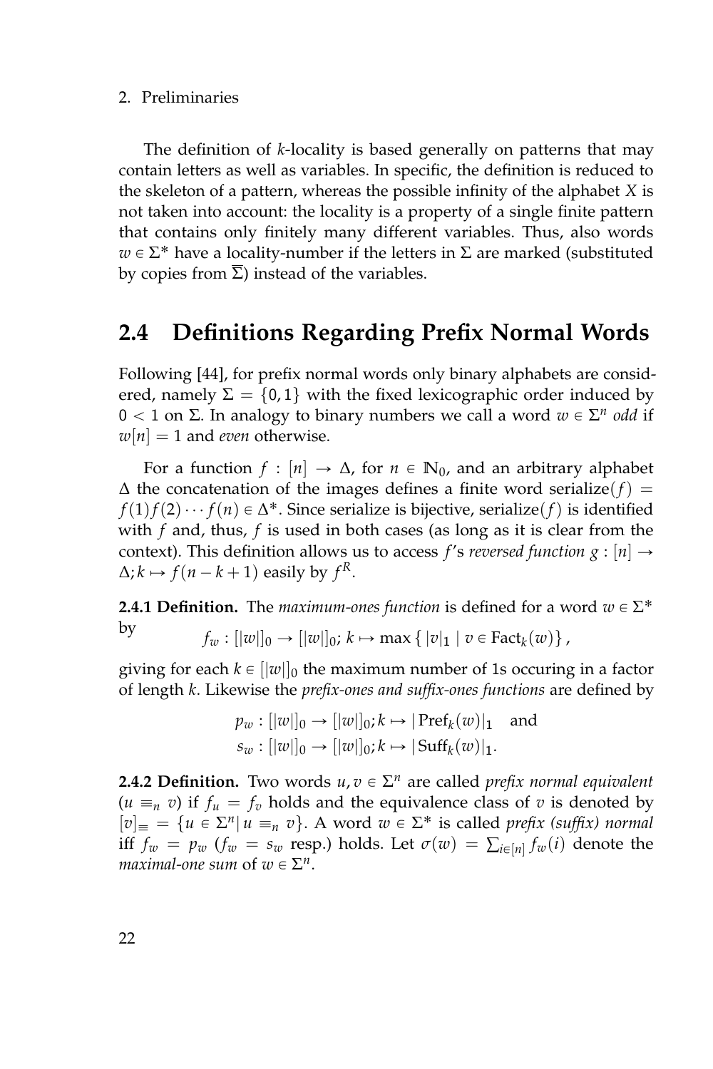The definition of $k$-locality is based generally on patterns that may contain letters as well as variables. In specific, the definition is reduced to the skeleton of a pattern, whereas the possible infinity of the alphabet $X$ is not taken into account: the locality is a property of a single finite pattern that contains only finitely many different variables. Thus, also words $w \in \Sigma^*$ have a locality-number if the letters in $\Sigma$ are marked (substituted by copies from $\overline{\Sigma}$) instead of the variables.

## 2.4 Definitions Regarding Prefix Normal Words

Following [44], for prefix normal words only binary alphabets are considered, namely $\Sigma = \{0, 1\}$ with the fixed lexicographic order induced by $0 < 1$ on $\Sigma$. In analogy to binary numbers we call a word $w \in \Sigma^n$ *odd* if $w[n] = 1$ and *even* otherwise.

For a function $f : [n] \to \Delta$, for $n \in \mathbb{N}_0$, and an arbitrary alphabet $\Delta$ the concatenation of the images defines a finite word $\mathrm{serialize}(f) = f(1)f(2)\cdots f(n) \in \Delta^*$. Since serialize is bijective, $\mathrm{serialize}(f)$ is identified with $f$ and, thus, $f$ is used in both cases (as long as it is clear from the context). This definition allows us to access $f$'s *reversed function* $g : [n] \to \Delta; k \mapsto f(n-k+1)$ easily by $f^R$.

**2.4.1 Definition.** The *maximum-ones function* is defined for a word $w \in \Sigma^*$ by

$$f_w : [|w|]_0 \to [|w|]_0;\ k \mapsto \max\{\, |v|_1 \mid v \in \mathrm{Fact}_k(w) \,\},$$

giving for each $k \in [|w|]_0$ the maximum number of 1s occuring in a factor of length $k$. Likewise the *prefix-ones and suffix-ones functions* are defined by

$$p_w : [|w|]_0 \to [|w|]_0; k \mapsto |\operatorname{Pref}_k(w)|_1 \quad \text{and}$$
$$s_w : [|w|]_0 \to [|w|]_0; k \mapsto |\operatorname{Suff}_k(w)|_1.$$

**2.4.2 Definition.** Two words $u, v \in \Sigma^n$ are called *prefix normal equivalent* ($u \equiv_n v$) if $f_u = f_v$ holds and the equivalence class of $v$ is denoted by $[v]_\equiv = \{u \in \Sigma^n | \, u \equiv_n v\}$. A word $w \in \Sigma^*$ is called *prefix (suffix) normal* iff $f_w = p_w$ ($f_w = s_w$ resp.) holds. Let $\sigma(w) = \sum_{i \in [n]} f_w(i)$ denote the *maximal-one sum* of $w \in \Sigma^n$.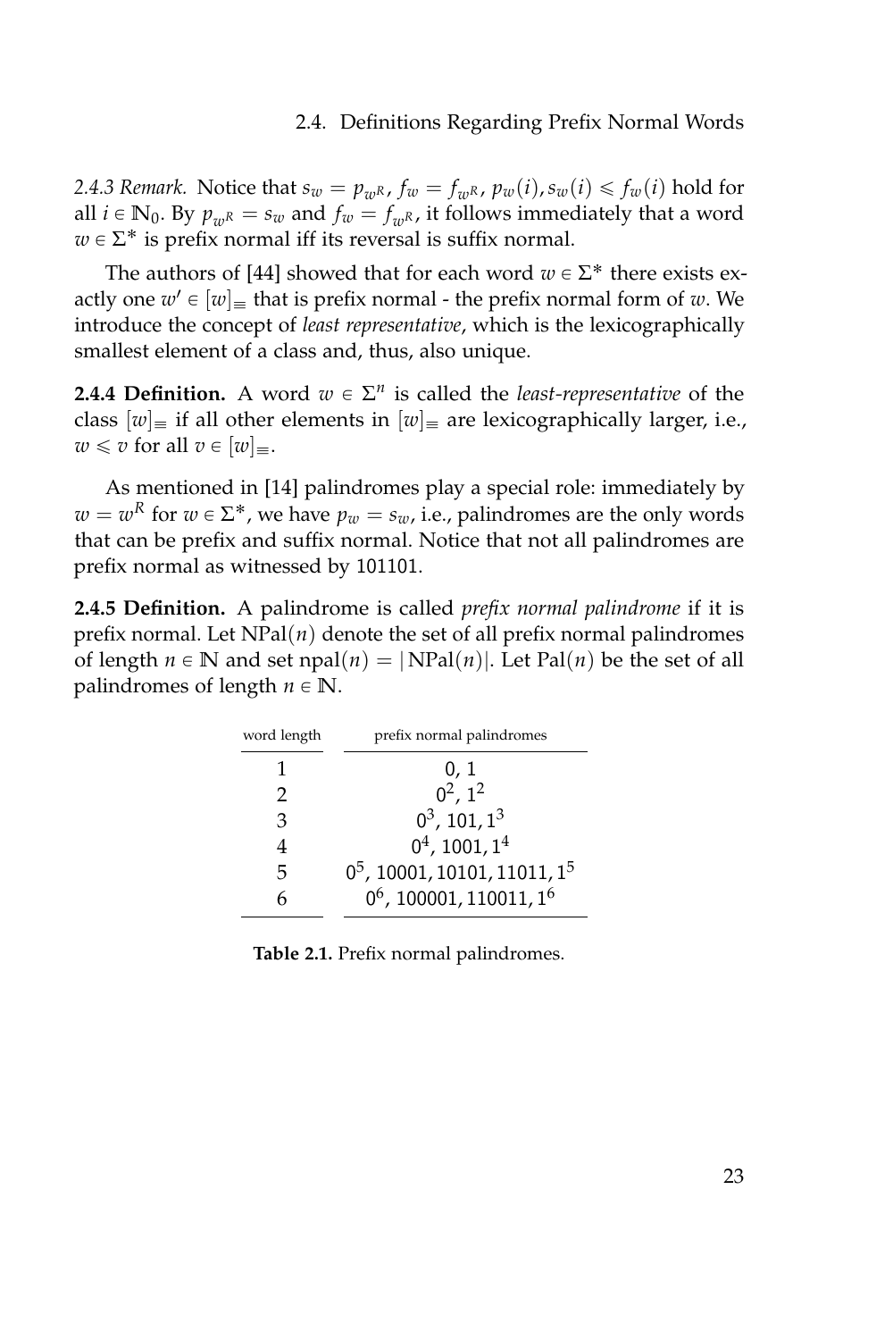*2.4.3 Remark.* Notice that $s_w = p_{w^R}$, $f_w = f_{w^R}$, $p_w(i), s_w(i) \leqslant f_w(i)$ hold for all $i \in \mathbb{N}_0$. By $p_{w^R} = s_w$ and $f_w = f_{w^R}$, it follows immediately that a word $w \in \Sigma^*$ is prefix normal iff its reversal is suffix normal.

The authors of [44] showed that for each word $w \in \Sigma^*$ there exists exactly one $w' \in [w]_\equiv$ that is prefix normal - the prefix normal form of $w$. We introduce the concept of *least representative*, which is the lexicographically smallest element of a class and, thus, also unique.

**2.4.4 Definition.** A word $w \in \Sigma^n$ is called the *least-representative* of the class $[w]_\equiv$ if all other elements in $[w]_\equiv$ are lexicographically larger, i.e., $w \leqslant v$ for all $v \in [w]_\equiv$.

As mentioned in [14] palindromes play a special role: immediately by $w = w^R$ for $w \in \Sigma^*$, we have $p_w = s_w$, i.e., palindromes are the only words that can be prefix and suffix normal. Notice that not all palindromes are prefix normal as witnessed by 101101.

**2.4.5 Definition.** A palindrome is called *prefix normal palindrome* if it is prefix normal. Let $\mathrm{NPal}(n)$ denote the set of all prefix normal palindromes of length $n \in \mathbb{N}$ and set $\mathrm{npal}(n) = |\mathrm{NPal}(n)|$. Let $\mathrm{Pal}(n)$ be the set of all palindromes of length $n \in \mathbb{N}$.

| word length | prefix normal palindromes |
|---|---|
| 1 | 0, 1 |
| 2 | $0^2$, $1^2$ |
| 3 | $0^3$, 101, $1^3$ |
| 4 | $0^4$, 1001, $1^4$ |
| 5 | $0^5$, 10001, 10101, 11011, $1^5$ |
| 6 | $0^6$, 100001, 110011, $1^6$ |

**Table 2.1.** Prefix normal palindromes.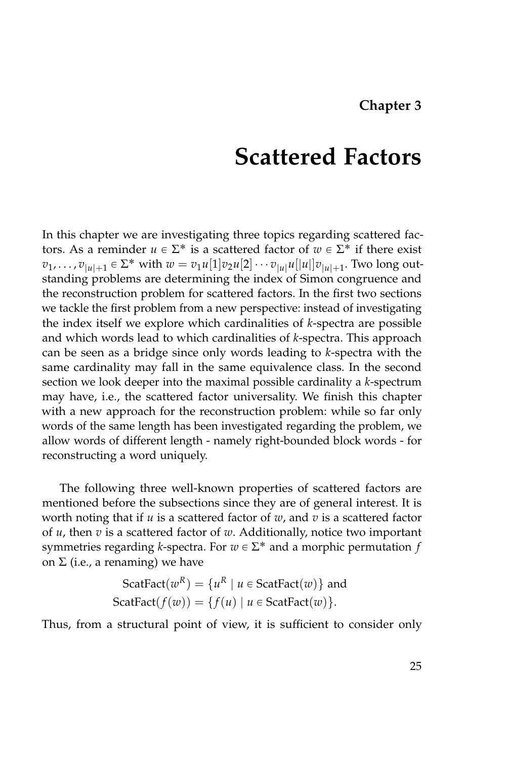# Chapter 3

# Scattered Factors

In this chapter we are investigating three topics regarding scattered factors. As a reminder $u \in \Sigma^*$ is a scattered factor of $w \in \Sigma^*$ if there exist $v_1, \dots, v_{|u|+1} \in \Sigma^*$ with $w = v_1 u[1] v_2 u[2] \cdots v_{|u|} u[|u|] v_{|u|+1}$. Two long outstanding problems are determining the index of Simon congruence and the reconstruction problem for scattered factors. In the first two sections we tackle the first problem from a new perspective: instead of investigating the index itself we explore which cardinalities of *k*-spectra are possible and which words lead to which cardinalities of *k*-spectra. This approach can be seen as a bridge since only words leading to *k*-spectra with the same cardinality may fall in the same equivalence class. In the second section we look deeper into the maximal possible cardinality a *k*-spectrum may have, i.e., the scattered factor universality. We finish this chapter with a new approach for the reconstruction problem: while so far only words of the same length has been investigated regarding the problem, we allow words of different length - namely right-bounded block words - for reconstructing a word uniquely.

The following three well-known properties of scattered factors are mentioned before the subsections since they are of general interest. It is worth noting that if $u$ is a scattered factor of $w$, and $v$ is a scattered factor of $u$, then $v$ is a scattered factor of $w$. Additionally, notice two important symmetries regarding *k*-spectra. For $w \in \Sigma^*$ and a morphic permutation $f$ on $\Sigma$ (i.e., a renaming) we have

$$\text{ScatFact}(w^R) = \{u^R \mid u \in \text{ScatFact}(w)\} \text{ and}$$
$$\text{ScatFact}(f(w)) = \{f(u) \mid u \in \text{ScatFact}(w)\}.$$

Thus, from a structural point of view, it is sufficient to consider only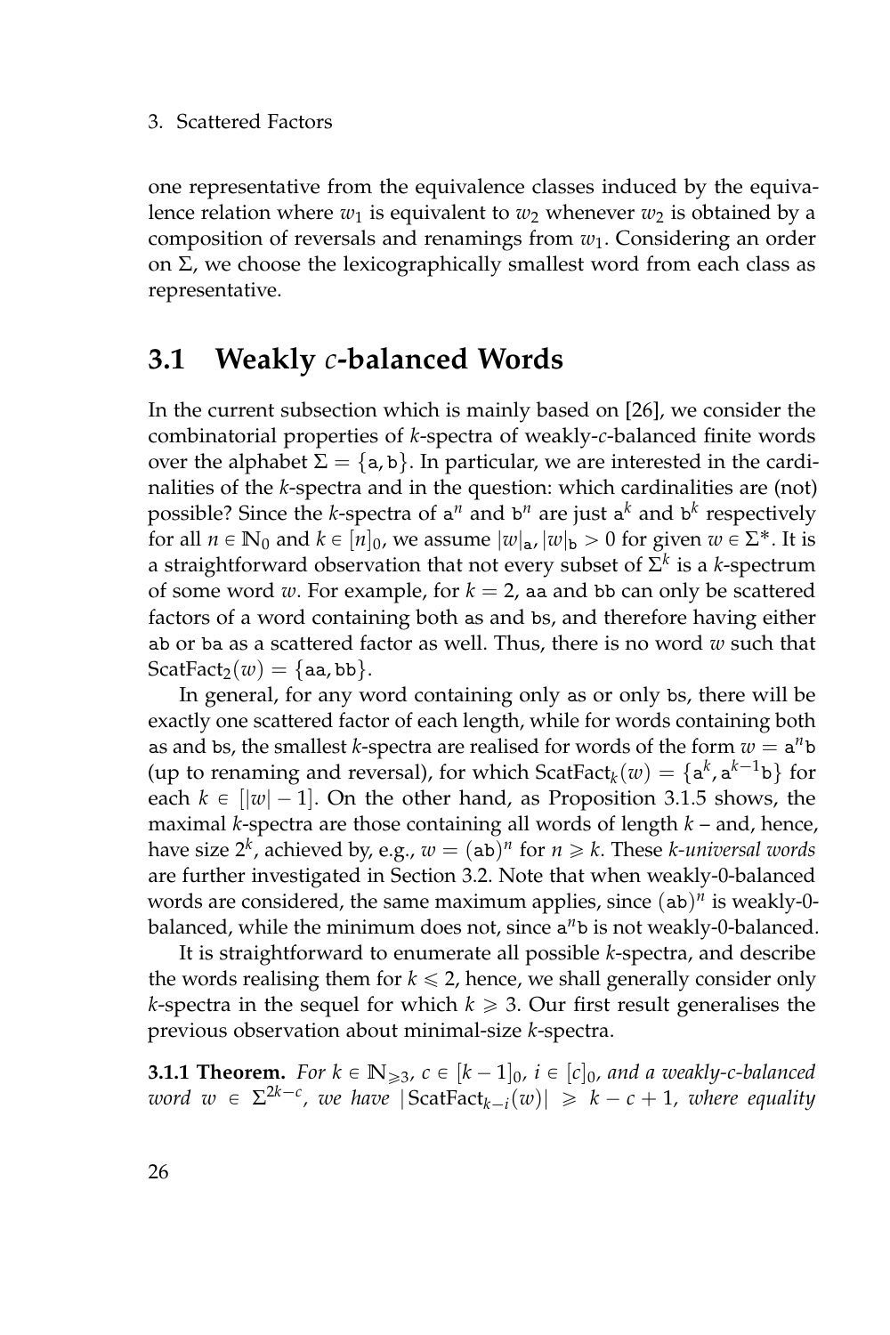one representative from the equivalence classes induced by the equivalence relation where $w_1$ is equivalent to $w_2$ whenever $w_2$ is obtained by a composition of reversals and renamings from $w_1$. Considering an order on $\Sigma$, we choose the lexicographically smallest word from each class as representative.

## 3.1 Weakly *c*-balanced Words

In the current subsection which is mainly based on [26], we consider the combinatorial properties of $k$-spectra of weakly-$c$-balanced finite words over the alphabet $\Sigma = \{\mathtt{a}, \mathtt{b}\}$. In particular, we are interested in the cardinalities of the $k$-spectra and in the question: which cardinalities are (not) possible? Since the $k$-spectra of $\mathtt{a}^n$ and $\mathtt{b}^n$ are just $\mathtt{a}^k$ and $\mathtt{b}^k$ respectively for all $n \in \mathbb{N}_0$ and $k \in [n]_0$, we assume $|w|_\mathtt{a}, |w|_\mathtt{b} > 0$ for given $w \in \Sigma^*$. It is a straightforward observation that not every subset of $\Sigma^k$ is a $k$-spectrum of some word $w$. For example, for $k = 2$, aa and bb can only be scattered factors of a word containing both as and bs, and therefore having either ab or ba as a scattered factor as well. Thus, there is no word $w$ such that $\mathrm{ScatFact}_2(w) = \{\mathtt{aa}, \mathtt{bb}\}$.

In general, for any word containing only as or only bs, there will be exactly one scattered factor of each length, while for words containing both as and bs, the smallest $k$-spectra are realised for words of the form $w = \mathtt{a}^n\mathtt{b}$ (up to renaming and reversal), for which $\mathrm{ScatFact}_k(w) = \{\mathtt{a}^k, \mathtt{a}^{k-1}\mathtt{b}\}$ for each $k \in [|w| - 1]$. On the other hand, as Proposition 3.1.5 shows, the maximal $k$-spectra are those containing all words of length $k$ – and, hence, have size $2^k$, achieved by, e.g., $w = (\mathtt{ab})^n$ for $n \geqslant k$. These *k-universal words* are further investigated in Section 3.2. Note that when weakly-0-balanced words are considered, the same maximum applies, since $(\mathtt{ab})^n$ is weakly-0-balanced, while the minimum does not, since $\mathtt{a}^n\mathtt{b}$ is not weakly-0-balanced.

It is straightforward to enumerate all possible $k$-spectra, and describe the words realising them for $k \leqslant 2$, hence, we shall generally consider only $k$-spectra in the sequel for which $k \geqslant 3$. Our first result generalises the previous observation about minimal-size $k$-spectra.

**3.1.1 Theorem.** *For $k \in \mathbb{N}_{\geqslant 3}$, $c \in [k-1]_0$, $i \in [c]_0$, and a weakly-c-balanced word $w \in \Sigma^{2k-c}$, we have $|\mathrm{ScatFact}_{k-i}(w)| \geqslant k - c + 1$, where equality*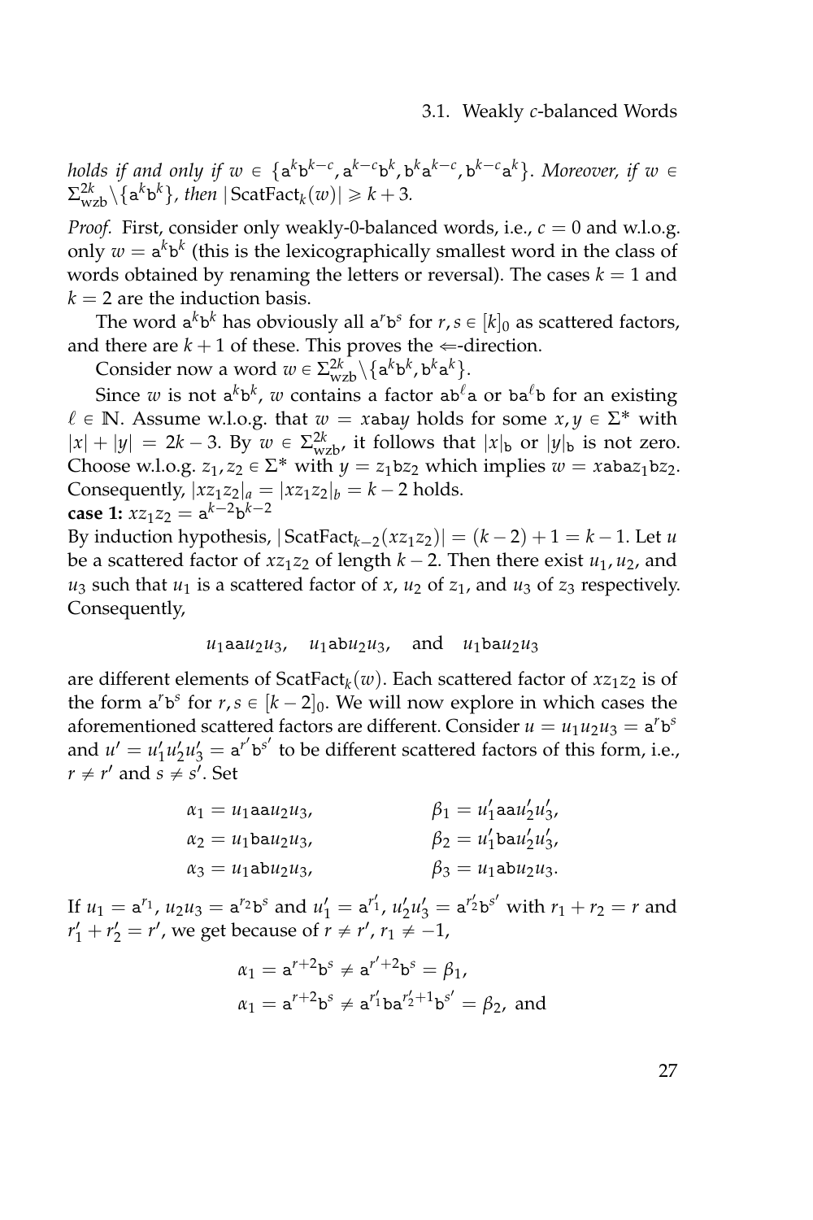*holds if and only if* $w \in \{\mathtt{a}^k\mathtt{b}^{k-c}, \mathtt{a}^{k-c}\mathtt{b}^k, \mathtt{b}^k\mathtt{a}^{k-c}, \mathtt{b}^{k-c}\mathtt{a}^k\}$*. Moreover, if* $w \in \Sigma^{2k}_{\mathrm{wzb}}\backslash\{\mathtt{a}^k\mathtt{b}^k\}$*, then* $|\operatorname{ScatFact}_k(w)| \geqslant k+3$*.*

*Proof.* First, consider only weakly-0-balanced words, i.e., $c = 0$ and w.l.o.g. only $w = \mathtt{a}^k\mathtt{b}^k$ (this is the lexicographically smallest word in the class of words obtained by renaming the letters or reversal). The cases $k = 1$ and $k = 2$ are the induction basis.

The word $\mathtt{a}^k\mathtt{b}^k$ has obviously all $\mathtt{a}^r\mathtt{b}^s$ for $r, s \in [k]_0$ as scattered factors, and there are $k+1$ of these. This proves the $\Leftarrow$-direction.

Consider now a word $w \in \Sigma^{2k}_{\mathrm{wzb}}\backslash\{\mathtt{a}^k\mathtt{b}^k, \mathtt{b}^k\mathtt{a}^k\}$.

Since $w$ is not $\mathtt{a}^k\mathtt{b}^k$, $w$ contains a factor $\mathtt{a}\mathtt{b}^\ell\mathtt{a}$ or $\mathtt{b}\mathtt{a}^\ell\mathtt{b}$ for an existing $\ell \in \mathbb{N}$. Assume w.l.o.g. that $w = x\mathtt{aba}y$ holds for some $x, y \in \Sigma^*$ with $|x| + |y| = 2k-3$. By $w \in \Sigma^{2k}_{\mathrm{wzb}}$, it follows that $|x|_\mathtt{b}$ or $|y|_\mathtt{b}$ is not zero. Choose w.l.o.g. $z_1, z_2 \in \Sigma^*$ with $y = z_1\mathtt{b}z_2$ which implies $w = x\mathtt{aba}z_1\mathtt{b}z_2$. Consequently, $|xz_1z_2|_a = |xz_1z_2|_b = k-2$ holds.

**case 1:** $xz_1z_2 = \mathtt{a}^{k-2}\mathtt{b}^{k-2}$

By induction hypothesis, $|\operatorname{ScatFact}_{k-2}(xz_1z_2)| = (k-2)+1 = k-1$. Let $u$ be a scattered factor of $xz_1z_2$ of length $k-2$. Then there exist $u_1, u_2$, and $u_3$ such that $u_1$ is a scattered factor of $x$, $u_2$ of $z_1$, and $u_3$ of $z_3$ respectively. Consequently,

$$u_1\mathtt{aa}u_2u_3, \quad u_1\mathtt{ab}u_2u_3, \quad \text{and} \quad u_1\mathtt{ba}u_2u_3$$

are different elements of $\operatorname{ScatFact}_k(w)$. Each scattered factor of $xz_1z_2$ is of the form $\mathtt{a}^r\mathtt{b}^s$ for $r, s \in [k-2]_0$. We will now explore in which cases the aforementioned scattered factors are different. Consider $u = u_1u_2u_3 = \mathtt{a}^r\mathtt{b}^s$ and $u' = u_1'u_2'u_3' = \mathtt{a}^{r'}\mathtt{b}^{s'}$ to be different scattered factors of this form, i.e., $r \neq r'$ and $s \neq s'$. Set

$$\begin{aligned}
\alpha_1 &= u_1\mathtt{aa}u_2u_3, & \beta_1 &= u_1'\mathtt{aa}u_2'u_3',\\
\alpha_2 &= u_1\mathtt{ba}u_2u_3, & \beta_2 &= u_1'\mathtt{ba}u_2'u_3',\\
\alpha_3 &= u_1\mathtt{ab}u_2u_3, & \beta_3 &= u_1\mathtt{ab}u_2u_3.
\end{aligned}$$

If $u_1 = \mathtt{a}^{r_1}$, $u_2u_3 = \mathtt{a}^{r_2}\mathtt{b}^s$ and $u_1' = \mathtt{a}^{r_1'}$, $u_2'u_3' = \mathtt{a}^{r_2'}\mathtt{b}^{s'}$ with $r_1 + r_2 = r$ and $r_1' + r_2' = r'$, we get because of $r \neq r'$, $r_1 \neq -1$,

$$\begin{aligned}
\alpha_1 &= \mathtt{a}^{r+2}\mathtt{b}^s \neq \mathtt{a}^{r'+2}\mathtt{b}^s = \beta_1,\\
\alpha_1 &= \mathtt{a}^{r+2}\mathtt{b}^s \neq \mathtt{a}^{r_1'}\mathtt{b}\mathtt{a}^{r_2'+1}\mathtt{b}^{s'} = \beta_2, \text{ and}
\end{aligned}$$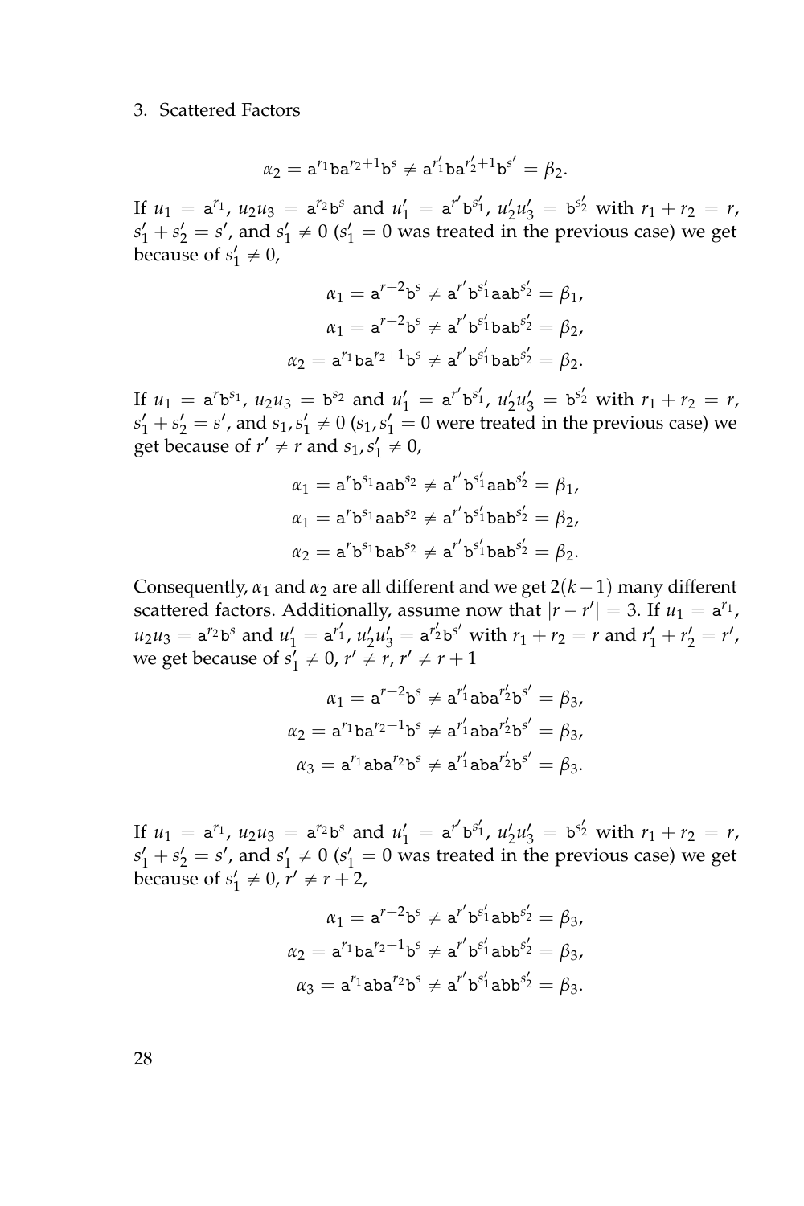$$\alpha_2 = \mathtt{a}^{r_1}\mathtt{b}\mathtt{a}^{r_2+1}\mathtt{b}^{s} \neq \mathtt{a}^{r'_1}\mathtt{b}\mathtt{a}^{r'_2+1}\mathtt{b}^{s'} = \beta_2.$$

If $u_1 = \mathtt{a}^{r_1}$, $u_2u_3 = \mathtt{a}^{r_2}\mathtt{b}^{s}$ and $u'_1 = \mathtt{a}^{r'}\mathtt{b}^{s'_1}$, $u'_2u'_3 = \mathtt{b}^{s'_2}$ with $r_1 + r_2 = r$, $s'_1 + s'_2 = s'$, and $s'_1 \neq 0$ ($s'_1 = 0$ was treated in the previous case) we get because of $s'_1 \neq 0$,

$$\alpha_1 = \mathtt{a}^{r+2}\mathtt{b}^{s} \neq \mathtt{a}^{r'}\mathtt{b}^{s'_1}\mathtt{a}\mathtt{a}\mathtt{b}^{s'_2} = \beta_1,$$

$$\alpha_1 = \mathtt{a}^{r+2}\mathtt{b}^{s} \neq \mathtt{a}^{r'}\mathtt{b}^{s'_1}\mathtt{b}\mathtt{a}\mathtt{b}^{s'_2} = \beta_2,$$

$$\alpha_2 = \mathtt{a}^{r_1}\mathtt{b}\mathtt{a}^{r_2+1}\mathtt{b}^{s} \neq \mathtt{a}^{r'}\mathtt{b}^{s'_1}\mathtt{b}\mathtt{a}\mathtt{b}^{s'_2} = \beta_2.$$

If $u_1 = \mathtt{a}^{r}\mathtt{b}^{s_1}$, $u_2u_3 = \mathtt{b}^{s_2}$ and $u'_1 = \mathtt{a}^{r'}\mathtt{b}^{s'_1}$, $u'_2u'_3 = \mathtt{b}^{s'_2}$ with $r_1 + r_2 = r$, $s'_1 + s'_2 = s'$, and $s_1, s'_1 \neq 0$ ($s_1, s'_1 = 0$ were treated in the previous case) we get because of $r' \neq r$ and $s_1, s'_1 \neq 0$,

$$\alpha_1 = \mathtt{a}^{r}\mathtt{b}^{s_1}\mathtt{a}\mathtt{a}\mathtt{b}^{s_2} \neq \mathtt{a}^{r'}\mathtt{b}^{s'_1}\mathtt{a}\mathtt{a}\mathtt{b}^{s'_2} = \beta_1,$$

$$\alpha_1 = \mathtt{a}^{r}\mathtt{b}^{s_1}\mathtt{a}\mathtt{a}\mathtt{b}^{s_2} \neq \mathtt{a}^{r'}\mathtt{b}^{s'_1}\mathtt{b}\mathtt{a}\mathtt{b}^{s'_2} = \beta_2,$$

$$\alpha_2 = \mathtt{a}^{r}\mathtt{b}^{s_1}\mathtt{b}\mathtt{a}\mathtt{b}^{s_2} \neq \mathtt{a}^{r'}\mathtt{b}^{s'_1}\mathtt{b}\mathtt{a}\mathtt{b}^{s'_2} = \beta_2.$$

Consequently, $\alpha_1$ and $\alpha_2$ are all different and we get $2(k-1)$ many different scattered factors. Additionally, assume now that $|r - r'| = 3$. If $u_1 = \mathtt{a}^{r_1}$, $u_2u_3 = \mathtt{a}^{r_2}\mathtt{b}^{s}$ and $u'_1 = \mathtt{a}^{r'_1}$, $u'_2u'_3 = \mathtt{a}^{r'_2}\mathtt{b}^{s'}$ with $r_1 + r_2 = r$ and $r'_1 + r'_2 = r'$, we get because of $s'_1 \neq 0$, $r' \neq r$, $r' \neq r + 1$

$$\alpha_1 = \mathtt{a}^{r+2}\mathtt{b}^{s} \neq \mathtt{a}^{r'_1}\mathtt{a}\mathtt{b}\mathtt{a}^{r'_2}\mathtt{b}^{s'} = \beta_3,$$

$$\alpha_2 = \mathtt{a}^{r_1}\mathtt{b}\mathtt{a}^{r_2+1}\mathtt{b}^{s} \neq \mathtt{a}^{r'_1}\mathtt{a}\mathtt{b}\mathtt{a}^{r'_2}\mathtt{b}^{s'} = \beta_3,$$

$$\alpha_3 = \mathtt{a}^{r_1}\mathtt{a}\mathtt{b}\mathtt{a}^{r_2}\mathtt{b}^{s} \neq \mathtt{a}^{r'_1}\mathtt{a}\mathtt{b}\mathtt{a}^{r'_2}\mathtt{b}^{s'} = \beta_3.$$

If $u_1 = \mathtt{a}^{r_1}$, $u_2u_3 = \mathtt{a}^{r_2}\mathtt{b}^{s}$ and $u'_1 = \mathtt{a}^{r'}\mathtt{b}^{s'_1}$, $u'_2u'_3 = \mathtt{b}^{s'_2}$ with $r_1 + r_2 = r$, $s'_1 + s'_2 = s'$, and $s'_1 \neq 0$ ($s'_1 = 0$ was treated in the previous case) we get because of $s'_1 \neq 0$, $r' \neq r + 2$,

$$\alpha_1 = \mathtt{a}^{r+2}\mathtt{b}^{s} \neq \mathtt{a}^{r'}\mathtt{b}^{s'_1}\mathtt{a}\mathtt{b}\mathtt{b}^{s'_2} = \beta_3,$$

$$\alpha_2 = \mathtt{a}^{r_1}\mathtt{b}\mathtt{a}^{r_2+1}\mathtt{b}^{s} \neq \mathtt{a}^{r'}\mathtt{b}^{s'_1}\mathtt{a}\mathtt{b}\mathtt{b}^{s'_2} = \beta_3,$$

$$\alpha_3 = \mathtt{a}^{r_1}\mathtt{a}\mathtt{b}\mathtt{a}^{r_2}\mathtt{b}^{s} \neq \mathtt{a}^{r'}\mathtt{b}^{s'_1}\mathtt{a}\mathtt{b}\mathtt{b}^{s'_2} = \beta_3.$$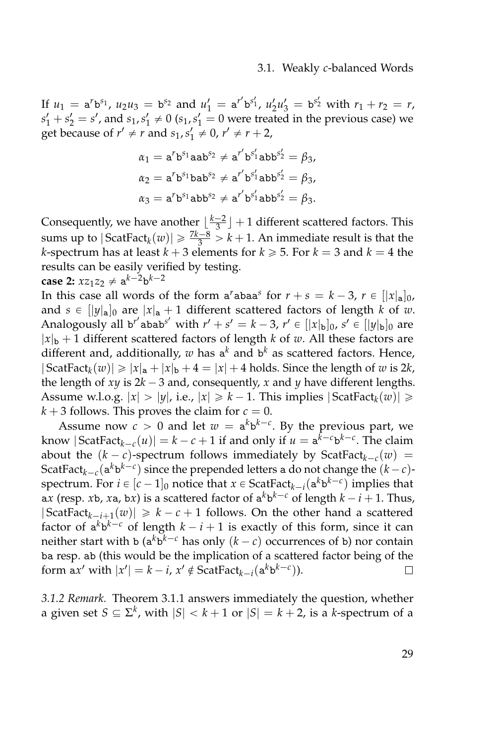If $u_1 = \mathtt{a}^r\mathtt{b}^{s_1}$, $u_2u_3 = \mathtt{b}^{s_2}$ and $u_1' = \mathtt{a}^{r'}\mathtt{b}^{s_1'}$, $u_2'u_3' = \mathtt{b}^{s_2'}$ with $r_1 + r_2 = r$, $s_1' + s_2' = s'$, and $s_1, s_1' \neq 0$ ($s_1, s_1' = 0$ were treated in the previous case) we get because of $r' \neq r$ and $s_1, s_1' \neq 0$, $r' \neq r + 2$,

$$\alpha_1 = \mathtt{a}^r\mathtt{b}^{s_1}\mathtt{aab}^{s_2} \neq \mathtt{a}^{r'}\mathtt{b}^{s_1'}\mathtt{abb}^{s_2'} = \beta_3,$$

$$\alpha_2 = \mathtt{a}^r\mathtt{b}^{s_1}\mathtt{bab}^{s_2} \neq \mathtt{a}^{r'}\mathtt{b}^{s_1'}\mathtt{abb}^{s_2'} = \beta_3,$$

$$\alpha_3 = \mathtt{a}^r\mathtt{b}^{s_1}\mathtt{abb}^{s_2} \neq \mathtt{a}^{r'}\mathtt{b}^{s_1'}\mathtt{abb}^{s_2'} = \beta_3.$$

Consequently, we have another $\lfloor \frac{k-2}{3} \rfloor + 1$ different scattered factors. This sums up to $|\operatorname{ScatFact}_k(w)| \geqslant \frac{7k-8}{3} > k+1$. An immediate result is that the $k$-spectrum has at least $k+3$ elements for $k \geqslant 5$. For $k = 3$ and $k = 4$ the results can be easily verified by testing.

**case 2:** $xz_1z_2 \neq \mathtt{a}^{k-2}\mathtt{b}^{k-2}$

In this case all words of the form $\mathtt{a}^r\mathtt{abaa}^s$ for $r + s = k - 3$, $r \in [|x|_\mathtt{a}]_0$, and $s \in [|y|_\mathtt{a}]_0$ are $|x|_\mathtt{a} + 1$ different scattered factors of length $k$ of $w$. Analogously all $\mathtt{b}^{r'}\mathtt{abab}^{s'}$ with $r' + s' = k - 3$, $r' \in [|x|_\mathtt{b}]_0$, $s' \in [|y|_\mathtt{b}]_0$ are $|x|_\mathtt{b} + 1$ different scattered factors of length $k$ of $w$. All these factors are different and, additionally, $w$ has $\mathtt{a}^k$ and $\mathtt{b}^k$ as scattered factors. Hence, $|\operatorname{ScatFact}_k(w)| \geqslant |x|_\mathtt{a} + |x|_\mathtt{b} + 4 = |x| + 4$ holds. Since the length of $w$ is $2k$, the length of $xy$ is $2k - 3$ and, consequently, $x$ and $y$ have different lengths. Assume w.l.o.g. $|x| > |y|$, i.e., $|x| \geqslant k - 1$. This implies $|\operatorname{ScatFact}_k(w)| \geqslant k + 3$ follows. This proves the claim for $c = 0$.

Assume now $c > 0$ and let $w = \mathtt{a}^k\mathtt{b}^{k-c}$. By the previous part, we know $|\operatorname{ScatFact}_{k-c}(u)| = k - c + 1$ if and only if $u = \mathtt{a}^{k-c}\mathtt{b}^{k-c}$. The claim about the $(k-c)$-spectrum follows immediately by $\operatorname{ScatFact}_{k-c}(w) = \operatorname{ScatFact}_{k-c}(\mathtt{a}^k\mathtt{b}^{k-c})$ since the prepended letters $\mathtt{a}$ do not change the $(k-c)$-spectrum. For $i \in [c-1]_0$ notice that $x \in \operatorname{ScatFact}_{k-i}(\mathtt{a}^k\mathtt{b}^{k-c})$ implies that $\mathtt{a}x$ (resp. $x\mathtt{b}$, $x\mathtt{a}$, $\mathtt{b}x$) is a scattered factor of $\mathtt{a}^k\mathtt{b}^{k-c}$ of length $k - i + 1$. Thus, $|\operatorname{ScatFact}_{k-i+1}(w)| \geqslant k - c + 1$ follows. On the other hand a scattered factor of $\mathtt{a}^k\mathtt{b}^{k-c}$ of length $k - i + 1$ is exactly of this form, since it can neither start with $\mathtt{b}$ ($\mathtt{a}^k\mathtt{b}^{k-c}$ has only $(k-c)$ occurrences of $\mathtt{b}$) nor contain $\mathtt{ba}$ resp. $\mathtt{ab}$ (this would be the implication of a scattered factor being of the form $\mathtt{a}x'$ with $|x'| = k - i$, $x' \notin \operatorname{ScatFact}_{k-i}(\mathtt{a}^k\mathtt{b}^{k-c})$). □

*3.1.2 Remark.* Theorem 3.1.1 answers immediately the question, whether a given set $S \subseteq \Sigma^k$, with $|S| < k + 1$ or $|S| = k + 2$, is a $k$-spectrum of a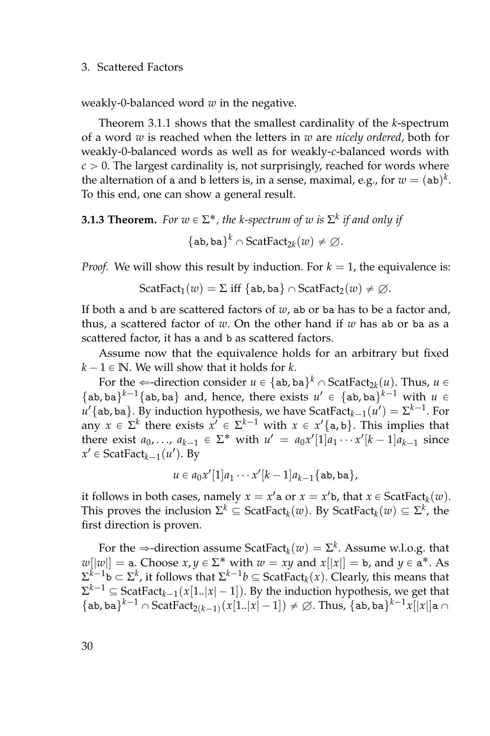weakly-0-balanced word $w$ in the negative.

Theorem 3.1.1 shows that the smallest cardinality of the $k$-spectrum of a word $w$ is reached when the letters in $w$ are *nicely ordered*, both for weakly-0-balanced words as well as for weakly-$c$-balanced words with $c > 0$. The largest cardinality is, not surprisingly, reached for words where the alternation of a and b letters is, in a sense, maximal, e.g., for $w = (\mathtt{ab})^k$. To this end, one can show a general result.

**3.1.3 Theorem.** *For $w \in \Sigma^*$, the $k$-spectrum of $w$ is $\Sigma^k$ if and only if*

$$\{\mathtt{ab}, \mathtt{ba}\}^k \cap \mathrm{ScatFact}_{2k}(w) \neq \emptyset.$$

*Proof.* We will show this result by induction. For $k = 1$, the equivalence is:

$$\mathrm{ScatFact}_1(w) = \Sigma \text{ iff } \{\mathtt{ab}, \mathtt{ba}\} \cap \mathrm{ScatFact}_2(w) \neq \emptyset.$$

If both a and b are scattered factors of $w$, ab or ba has to be a factor and, thus, a scattered factor of $w$. On the other hand if $w$ has ab or ba as a scattered factor, it has a and b as scattered factors.

Assume now that the equivalence holds for an arbitrary but fixed $k - 1 \in \mathbb{N}$. We will show that it holds for $k$.

For the $\Leftarrow$-direction consider $u \in \{\mathtt{ab}, \mathtt{ba}\}^k \cap \mathrm{ScatFact}_{2k}(u)$. Thus, $u \in \{\mathtt{ab}, \mathtt{ba}\}^{k-1}\{\mathtt{ab}, \mathtt{ba}\}$ and, hence, there exists $u' \in \{\mathtt{ab}, \mathtt{ba}\}^{k-1}$ with $u \in u'\{\mathtt{ab}, \mathtt{ba}\}$. By induction hypothesis, we have $\mathrm{ScatFact}_{k-1}(u') = \Sigma^{k-1}$. For any $x \in \Sigma^k$ there exists $x' \in \Sigma^{k-1}$ with $x \in x'\{\mathtt{a}, \mathtt{b}\}$. This implies that there exist $a_0, \ldots, a_{k-1} \in \Sigma^*$ with $u' = a_0 x'[1] a_1 \cdots x'[k-1] a_{k-1}$ since $x' \in \mathrm{ScatFact}_{k-1}(u')$. By

$$u \in a_0 x'[1] a_1 \cdots x'[k-1] a_{k-1} \{\mathtt{ab}, \mathtt{ba}\},$$

it follows in both cases, namely $x = x'\mathtt{a}$ or $x = x'\mathtt{b}$, that $x \in \mathrm{ScatFact}_k(w)$. This proves the inclusion $\Sigma^k \subseteq \mathrm{ScatFact}_k(w)$. By $\mathrm{ScatFact}_k(w) \subseteq \Sigma^k$, the first direction is proven.

For the $\Rightarrow$-direction assume $\mathrm{ScatFact}_k(w) = \Sigma^k$. Assume w.l.o.g. that $w[|w|] = \mathtt{a}$. Choose $x, y \in \Sigma^*$ with $w = xy$ and $x[|x|] = \mathtt{b}$, and $y \in \mathtt{a}^*$. As $\Sigma^{k-1}\mathtt{b} \subset \Sigma^k$, it follows that $\Sigma^{k-1}b \subseteq \mathrm{ScatFact}_k(x)$. Clearly, this means that $\Sigma^{k-1} \subseteq \mathrm{ScatFact}_{k-1}(x[1..|x|-1])$. By the induction hypothesis, we get that $\{\mathtt{ab}, \mathtt{ba}\}^{k-1} \cap \mathrm{ScatFact}_{2(k-1)}(x[1..|x|-1]) \neq \emptyset$. Thus, $\{\mathtt{ab}, \mathtt{ba}\}^{k-1} x[|x|]\mathtt{a} \cap$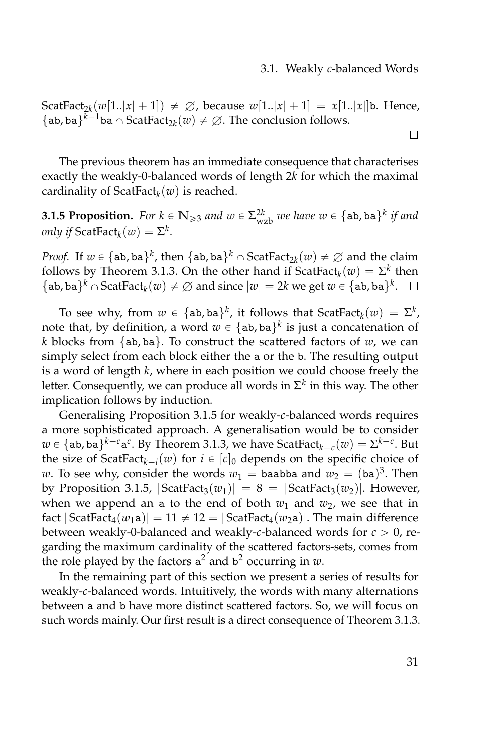$\text{ScatFact}_{2k}(w[1..|x|+1]) \neq \emptyset$, because $w[1..|x|+1] = x[1..|x|]\mathtt{b}$. Hence, $\{\mathtt{ab},\mathtt{ba}\}^{k-1}\mathtt{ba} \cap \text{ScatFact}_{2k}(w) \neq \emptyset$. The conclusion follows.

□

The previous theorem has an immediate consequence that characterises exactly the weakly-0-balanced words of length $2k$ for which the maximal cardinality of $\text{ScatFact}_k(w)$ is reached.

**3.1.5 Proposition.** *For $k \in \mathbb{N}_{\geqslant 3}$ and $w \in \Sigma^{2k}_{\text{wzb}}$ we have $w \in \{\mathtt{ab},\mathtt{ba}\}^k$ if and only if $\text{ScatFact}_k(w) = \Sigma^k$.*

*Proof.* If $w \in \{\mathtt{ab},\mathtt{ba}\}^k$, then $\{\mathtt{ab},\mathtt{ba}\}^k \cap \text{ScatFact}_{2k}(w) \neq \emptyset$ and the claim follows by Theorem 3.1.3. On the other hand if $\text{ScatFact}_k(w) = \Sigma^k$ then $\{\mathtt{ab},\mathtt{ba}\}^k \cap \text{ScatFact}_k(w) \neq \emptyset$ and since $|w| = 2k$ we get $w \in \{\mathtt{ab},\mathtt{ba}\}^k$. □

To see why, from $w \in \{\mathtt{ab},\mathtt{ba}\}^k$, it follows that $\text{ScatFact}_k(w) = \Sigma^k$, note that, by definition, a word $w \in \{\mathtt{ab},\mathtt{ba}\}^k$ is just a concatenation of $k$ blocks from $\{\mathtt{ab},\mathtt{ba}\}$. To construct the scattered factors of $w$, we can simply select from each block either the $\mathtt{a}$ or the $\mathtt{b}$. The resulting output is a word of length $k$, where in each position we could choose freely the letter. Consequently, we can produce all words in $\Sigma^k$ in this way. The other implication follows by induction.

Generalising Proposition 3.1.5 for weakly-$c$-balanced words requires a more sophisticated approach. A generalisation would be to consider $w \in \{\mathtt{ab},\mathtt{ba}\}^{k-c}\mathtt{a}^c$. By Theorem 3.1.3, we have $\text{ScatFact}_{k-c}(w) = \Sigma^{k-c}$. But the size of $\text{ScatFact}_{k-i}(w)$ for $i \in [c]_0$ depends on the specific choice of $w$. To see why, consider the words $w_1 = \mathtt{baabba}$ and $w_2 = (\mathtt{ba})^3$. Then by Proposition 3.1.5, $|\text{ScatFact}_3(w_1)| = 8 = |\text{ScatFact}_3(w_2)|$. However, when we append an $\mathtt{a}$ to the end of both $w_1$ and $w_2$, we see that in fact $|\text{ScatFact}_4(w_1\mathtt{a})| = 11 \neq 12 = |\text{ScatFact}_4(w_2\mathtt{a})|$. The main difference between weakly-0-balanced and weakly-$c$-balanced words for $c > 0$, regarding the maximum cardinality of the scattered factors-sets, comes from the role played by the factors $\mathtt{a}^2$ and $\mathtt{b}^2$ occurring in $w$.

In the remaining part of this section we present a series of results for weakly-$c$-balanced words. Intuitively, the words with many alternations between $\mathtt{a}$ and $\mathtt{b}$ have more distinct scattered factors. So, we will focus on such words mainly. Our first result is a direct consequence of Theorem 3.1.3.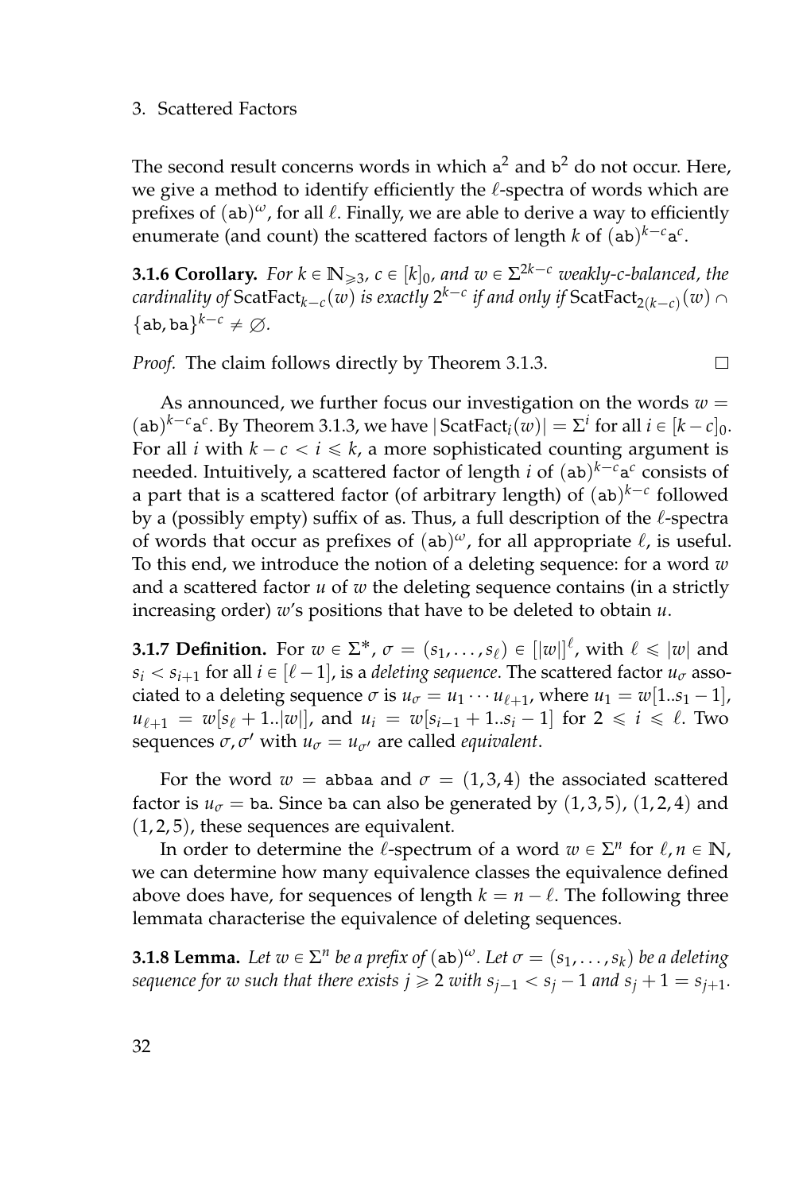The second result concerns words in which $\mathtt{a}^2$ and $\mathtt{b}^2$ do not occur. Here, we give a method to identify efficiently the $\ell$-spectra of words which are prefixes of $(\mathtt{ab})^\omega$, for all $\ell$. Finally, we are able to derive a way to efficiently enumerate (and count) the scattered factors of length $k$ of $(\mathtt{ab})^{k-c}\mathtt{a}^c$.

**3.1.6 Corollary.** *For $k \in \mathbb{N}_{\geqslant 3}$, $c \in [k]_0$, and $w \in \Sigma^{2k-c}$ weakly-$c$-balanced, the cardinality of $\mathrm{ScatFact}_{k-c}(w)$ is exactly $2^{k-c}$ if and only if $\mathrm{ScatFact}_{2(k-c)}(w) \cap \{\mathtt{ab}, \mathtt{ba}\}^{k-c} \neq \emptyset$.*

*Proof.* The claim follows directly by Theorem 3.1.3. $\square$

As announced, we further focus our investigation on the words $w = (\mathtt{ab})^{k-c}\mathtt{a}^c$. By Theorem 3.1.3, we have $|\mathrm{ScatFact}_i(w)| = \Sigma^i$ for all $i \in [k-c]_0$. For all $i$ with $k - c < i \leqslant k$, a more sophisticated counting argument is needed. Intuitively, a scattered factor of length $i$ of $(\mathtt{ab})^{k-c}\mathtt{a}^c$ consists of a part that is a scattered factor (of arbitrary length) of $(\mathtt{ab})^{k-c}$ followed by a (possibly empty) suffix of as. Thus, a full description of the $\ell$-spectra of words that occur as prefixes of $(\mathtt{ab})^\omega$, for all appropriate $\ell$, is useful. To this end, we introduce the notion of a deleting sequence: for a word $w$ and a scattered factor $u$ of $w$ the deleting sequence contains (in a strictly increasing order) $w$'s positions that have to be deleted to obtain $u$.

**3.1.7 Definition.** For $w \in \Sigma^*$, $\sigma = (s_1, \ldots, s_\ell) \in [|w|]^\ell$, with $\ell \leqslant |w|$ and $s_i < s_{i+1}$ for all $i \in [\ell - 1]$, is a *deleting sequence*. The scattered factor $u_\sigma$ associated to a deleting sequence $\sigma$ is $u_\sigma = u_1 \cdots u_{\ell+1}$, where $u_1 = w[1..s_1 - 1]$, $u_{\ell+1} = w[s_\ell + 1..|w|]$, and $u_i = w[s_{i-1} + 1..s_i - 1]$ for $2 \leqslant i \leqslant \ell$. Two sequences $\sigma, \sigma'$ with $u_\sigma = u_{\sigma'}$ are called *equivalent*.

For the word $w = \mathtt{abbaa}$ and $\sigma = (1, 3, 4)$ the associated scattered factor is $u_\sigma = \mathtt{ba}$. Since $\mathtt{ba}$ can also be generated by $(1, 3, 5)$, $(1, 2, 4)$ and $(1, 2, 5)$, these sequences are equivalent.

In order to determine the $\ell$-spectrum of a word $w \in \Sigma^n$ for $\ell, n \in \mathbb{N}$, we can determine how many equivalence classes the equivalence defined above does have, for sequences of length $k = n - \ell$. The following three lemmata characterise the equivalence of deleting sequences.

**3.1.8 Lemma.** *Let $w \in \Sigma^n$ be a prefix of $(\mathtt{ab})^\omega$. Let $\sigma = (s_1, \ldots, s_k)$ be a deleting sequence for $w$ such that there exists $j \geqslant 2$ with $s_{j-1} < s_j - 1$ and $s_j + 1 = s_{j+1}$.*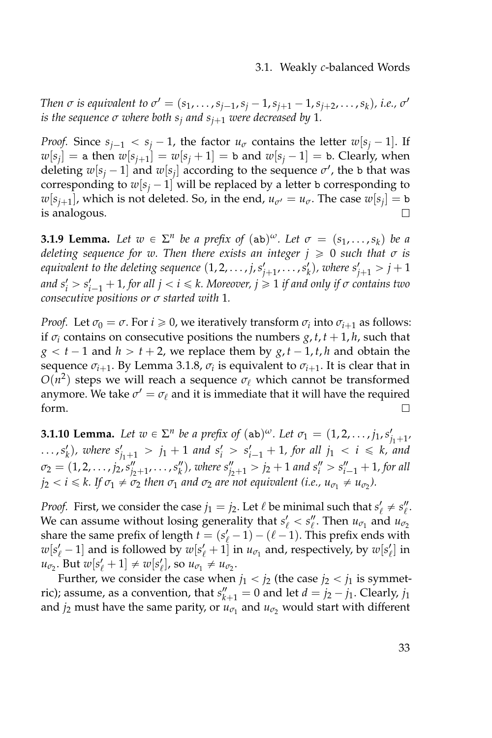*Then $\sigma$ is equivalent to $\sigma' = (s_1, \ldots, s_{j-1}, s_j - 1, s_{j+1} - 1, s_{j+2}, \ldots, s_k)$, i.e., $\sigma'$ is the sequence $\sigma$ where both $s_j$ and $s_{j+1}$ were decreased by 1.*

*Proof.* Since $s_{j-1} < s_j - 1$, the factor $u_\sigma$ contains the letter $w[s_j - 1]$. If $w[s_j] = \mathtt{a}$ then $w[s_{j+1}] = w[s_j + 1] = \mathtt{b}$ and $w[s_j - 1] = \mathtt{b}$. Clearly, when deleting $w[s_j - 1]$ and $w[s_j]$ according to the sequence $\sigma'$, the b that was corresponding to $w[s_j - 1]$ will be replaced by a letter b corresponding to $w[s_{j+1}]$, which is not deleted. So, in the end, $u_{\sigma'} = u_\sigma$. The case $w[s_j] = \mathtt{b}$ is analogous. □

**3.1.9 Lemma.** *Let $w \in \Sigma^n$ be a prefix of $(\mathtt{ab})^\omega$. Let $\sigma = (s_1, \ldots, s_k)$ be a deleting sequence for $w$. Then there exists an integer $j \geqslant 0$ such that $\sigma$ is equivalent to the deleting sequence $(1, 2, \ldots, j, s'_{j+1}, \ldots, s'_k)$, where $s'_{j+1} > j + 1$ and $s'_i > s'_{i-1} + 1$, for all $j < i \leqslant k$. Moreover, $j \geqslant 1$ if and only if $\sigma$ contains two consecutive positions or $\sigma$ started with 1.*

*Proof.* Let $\sigma_0 = \sigma$. For $i \geqslant 0$, we iteratively transform $\sigma_i$ into $\sigma_{i+1}$ as follows: if $\sigma_i$ contains on consecutive positions the numbers $g, t, t + 1, h$, such that $g < t - 1$ and $h > t + 2$, we replace them by $g, t - 1, t, h$ and obtain the sequence $\sigma_{i+1}$. By Lemma 3.1.8, $\sigma_i$ is equivalent to $\sigma_{i+1}$. It is clear that in $O(n^2)$ steps we will reach a sequence $\sigma_\ell$ which cannot be transformed anymore. We take $\sigma' = \sigma_\ell$ and it is immediate that it will have the required form. □

**3.1.10 Lemma.** *Let $w \in \Sigma^n$ be a prefix of $(\mathtt{ab})^\omega$. Let $\sigma_1 = (1, 2, \ldots, j_1, s'_{j_1+1}, \ldots, s'_k)$, where $s'_{j_1+1} > j_1 + 1$ and $s'_i > s'_{i-1} + 1$, for all $j_1 < i \leqslant k$, and $\sigma_2 = (1, 2, \ldots, j_2, s''_{j_2+1}, \ldots, s''_k)$, where $s''_{j_2+1} > j_2 + 1$ and $s''_i > s''_{i-1} + 1$, for all $j_2 < i \leqslant k$. If $\sigma_1 \neq \sigma_2$ then $\sigma_1$ and $\sigma_2$ are not equivalent (i.e., $u_{\sigma_1} \neq u_{\sigma_2}$).*

*Proof.* First, we consider the case $j_1 = j_2$. Let $\ell$ be minimal such that $s'_\ell \neq s''_\ell$. We can assume without losing generality that $s'_\ell < s''_\ell$. Then $u_{\sigma_1}$ and $u_{\sigma_2}$ share the same prefix of length $t = (s'_\ell - 1) - (\ell - 1)$. This prefix ends with $w[s'_\ell - 1]$ and is followed by $w[s'_\ell + 1]$ in $u_{\sigma_1}$ and, respectively, by $w[s'_\ell]$ in $u_{\sigma_2}$. But $w[s'_\ell + 1] \neq w[s'_\ell]$, so $u_{\sigma_1} \neq u_{\sigma_2}$.

Further, we consider the case when $j_1 < j_2$ (the case $j_2 < j_1$ is symmetric); assume, as a convention, that $s''_{k+1} = 0$ and let $d = j_2 - j_1$. Clearly, $j_1$ and $j_2$ must have the same parity, or $u_{\sigma_1}$ and $u_{\sigma_2}$ would start with different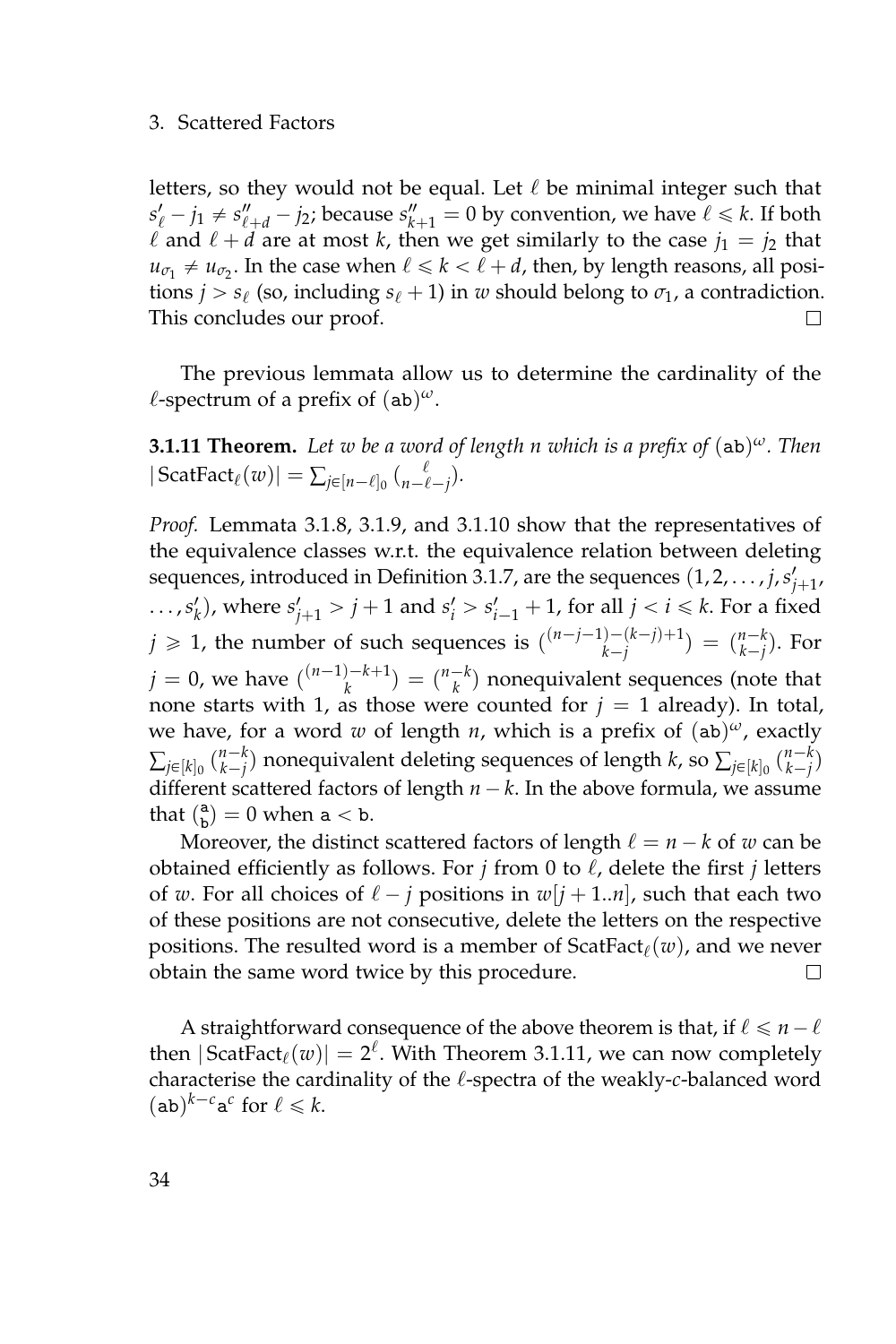letters, so they would not be equal. Let $\ell$ be minimal integer such that $s'_\ell - j_1 \neq s''_{\ell+d} - j_2$; because $s''_{k+1} = 0$ by convention, we have $\ell \leqslant k$. If both $\ell$ and $\ell + d$ are at most $k$, then we get similarly to the case $j_1 = j_2$ that $u_{\sigma_1} \neq u_{\sigma_2}$. In the case when $\ell \leqslant k < \ell + d$, then, by length reasons, all positions $j > s_\ell$ (so, including $s_\ell + 1$) in $w$ should belong to $\sigma_1$, a contradiction. This concludes our proof. □

The previous lemmata allow us to determine the cardinality of the $\ell$-spectrum of a prefix of $(\mathtt{ab})^\omega$.

**3.1.11 Theorem.** *Let $w$ be a word of length $n$ which is a prefix of $(\mathtt{ab})^\omega$. Then $|\operatorname{ScatFact}_\ell(w)| = \sum_{j\in[n-\ell]_0} \binom{\ell}{n-\ell-j}$.*

*Proof.* Lemmata 3.1.8, 3.1.9, and 3.1.10 show that the representatives of the equivalence classes w.r.t. the equivalence relation between deleting sequences, introduced in Definition 3.1.7, are the sequences $(1, 2, \ldots, j, s'_{j+1}, \ldots, s'_k)$, where $s'_{j+1} > j + 1$ and $s'_i > s'_{i-1} + 1$, for all $j < i \leqslant k$. For a fixed $j \geqslant 1$, the number of such sequences is $\binom{(n-j-1)-(k-j)+1}{k-j} = \binom{n-k}{k-j}$. For $j = 0$, we have $\binom{(n-1)-k+1}{k} = \binom{n-k}{k}$ nonequivalent sequences (note that none starts with 1, as those were counted for $j = 1$ already). In total, we have, for a word $w$ of length $n$, which is a prefix of $(\mathtt{ab})^\omega$, exactly $\sum_{j\in[k]_0} \binom{n-k}{k-j}$ nonequivalent deleting sequences of length $k$, so $\sum_{j\in[k]_0} \binom{n-k}{k-j}$ different scattered factors of length $n - k$. In the above formula, we assume that $\binom{\mathtt{a}}{\mathtt{b}} = 0$ when $\mathtt{a} < \mathtt{b}$.

Moreover, the distinct scattered factors of length $\ell = n - k$ of $w$ can be obtained efficiently as follows. For $j$ from 0 to $\ell$, delete the first $j$ letters of $w$. For all choices of $\ell - j$ positions in $w[j + 1..n]$, such that each two of these positions are not consecutive, delete the letters on the respective positions. The resulted word is a member of $\operatorname{ScatFact}_\ell(w)$, and we never obtain the same word twice by this procedure. □

A straightforward consequence of the above theorem is that, if $\ell \leqslant n - \ell$ then $|\operatorname{ScatFact}_\ell(w)| = 2^\ell$. With Theorem 3.1.11, we can now completely characterise the cardinality of the $\ell$-spectra of the weakly-$c$-balanced word $(\mathtt{ab})^{k-c}\mathtt{a}^c$ for $\ell \leqslant k$.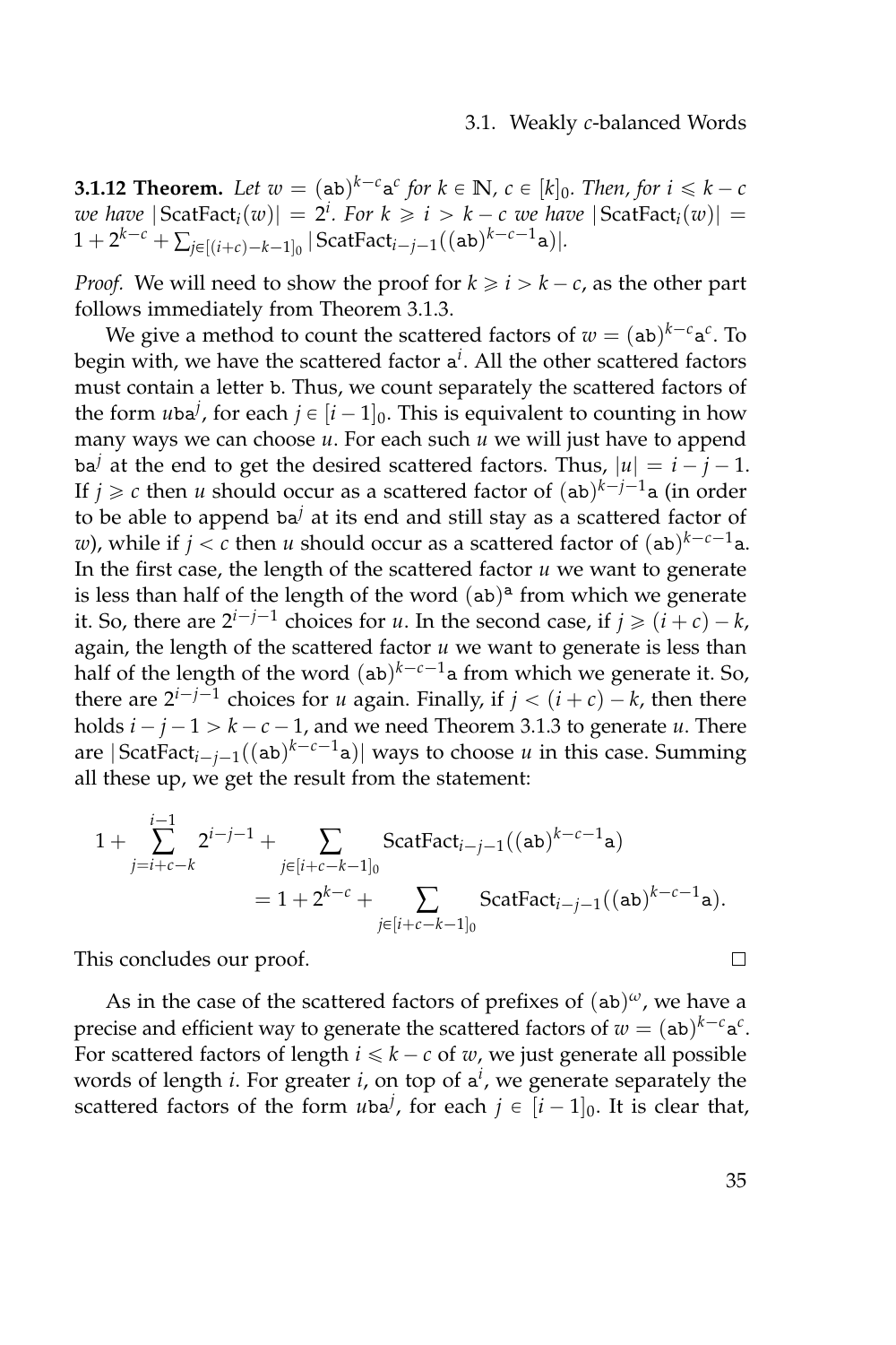**3.1.12 Theorem.** *Let $w = (\mathtt{ab})^{k-c}\mathtt{a}^c$ for $k \in \mathbb{N}$, $c \in [k]_0$. Then, for $i \leqslant k-c$ we have $|\operatorname{ScatFact}_i(w)| = 2^i$. For $k \geqslant i > k-c$ we have $|\operatorname{ScatFact}_i(w)| = 1 + 2^{k-c} + \sum_{j \in [(i+c)-k-1]_0} |\operatorname{ScatFact}_{i-j-1}((\mathtt{ab})^{k-c-1}\mathtt{a})|$.*

*Proof.* We will need to show the proof for $k \geqslant i > k-c$, as the other part follows immediately from Theorem 3.1.3.

We give a method to count the scattered factors of $w = (\mathtt{ab})^{k-c}\mathtt{a}^c$. To begin with, we have the scattered factor $\mathtt{a}^i$. All the other scattered factors must contain a letter $\mathtt{b}$. Thus, we count separately the scattered factors of the form $u\mathtt{ba}^j$, for each $j \in [i-1]_0$. This is equivalent to counting in how many ways we can choose $u$. For each such $u$ we will just have to append $\mathtt{ba}^j$ at the end to get the desired scattered factors. Thus, $|u| = i-j-1$. If $j \geqslant c$ then $u$ should occur as a scattered factor of $(\mathtt{ab})^{k-j-1}\mathtt{a}$ (in order to be able to append $\mathtt{ba}^j$ at its end and still stay as a scattered factor of $w$), while if $j < c$ then $u$ should occur as a scattered factor of $(\mathtt{ab})^{k-c-1}\mathtt{a}$. In the first case, the length of the scattered factor $u$ we want to generate is less than half of the length of the word $(\mathtt{ab})^{\mathtt{a}}$ from which we generate it. So, there are $2^{i-j-1}$ choices for $u$. In the second case, if $j \geqslant (i+c)-k$, again, the length of the scattered factor $u$ we want to generate is less than half of the length of the word $(\mathtt{ab})^{k-c-1}\mathtt{a}$ from which we generate it. So, there are $2^{i-j-1}$ choices for $u$ again. Finally, if $j < (i+c)-k$, then there holds $i-j-1 > k-c-1$, and we need Theorem 3.1.3 to generate $u$. There are $|\operatorname{ScatFact}_{i-j-1}((\mathtt{ab})^{k-c-1}\mathtt{a})|$ ways to choose $u$ in this case. Summing all these up, we get the result from the statement:

$$
\begin{aligned}
1 + \sum_{j=i+c-k}^{i-1} 2^{i-j-1} + \sum_{j \in [i+c-k-1]_0} \operatorname{ScatFact}_{i-j-1}((\mathtt{ab})^{k-c-1}\mathtt{a}) \\
= 1 + 2^{k-c} + \sum_{j \in [i+c-k-1]_0} \operatorname{ScatFact}_{i-j-1}((\mathtt{ab})^{k-c-1}\mathtt{a}).
\end{aligned}
$$

This concludes our proof. □

As in the case of the scattered factors of prefixes of $(\mathtt{ab})^{\omega}$, we have a precise and efficient way to generate the scattered factors of $w = (\mathtt{ab})^{k-c}\mathtt{a}^c$. For scattered factors of length $i \leqslant k-c$ of $w$, we just generate all possible words of length $i$. For greater $i$, on top of $\mathtt{a}^i$, we generate separately the scattered factors of the form $u\mathtt{ba}^j$, for each $j \in [i-1]_0$. It is clear that,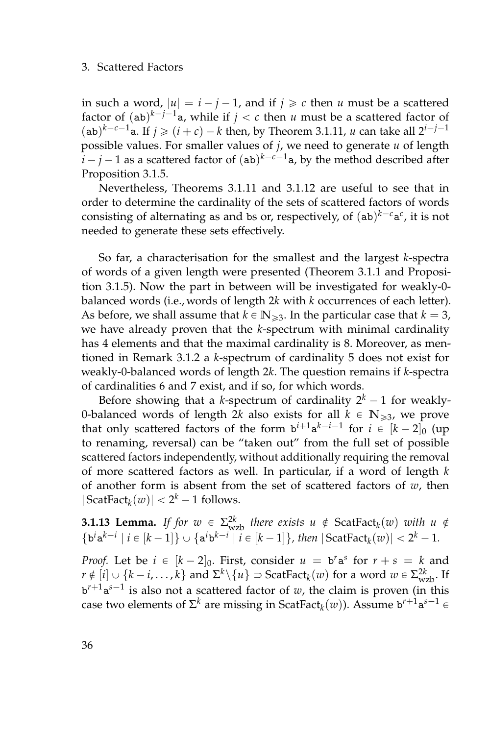in such a word, $|u| = i - j - 1$, and if $j \geqslant c$ then $u$ must be a scattered factor of $(\mathtt{ab})^{k-j-1}\mathtt{a}$, while if $j < c$ then $u$ must be a scattered factor of $(\mathtt{ab})^{k-c-1}\mathtt{a}$. If $j \geqslant (i+c) - k$ then, by Theorem 3.1.11, $u$ can take all $2^{i-j-1}$ possible values. For smaller values of $j$, we need to generate $u$ of length $i - j - 1$ as a scattered factor of $(\mathtt{ab})^{k-c-1}\mathtt{a}$, by the method described after Proposition 3.1.5.

Nevertheless, Theorems 3.1.11 and 3.1.12 are useful to see that in order to determine the cardinality of the sets of scattered factors of words consisting of alternating as and bs or, respectively, of $(\mathtt{ab})^{k-c}\mathtt{a}^c$, it is not needed to generate these sets effectively.

So far, a characterisation for the smallest and the largest $k$-spectra of words of a given length were presented (Theorem 3.1.1 and Proposition 3.1.5). Now the part in between will be investigated for weakly-0-balanced words (i.e., words of length $2k$ with $k$ occurrences of each letter). As before, we shall assume that $k \in \mathbb{N}_{\geqslant 3}$. In the particular case that $k = 3$, we have already proven that the $k$-spectrum with minimal cardinality has 4 elements and that the maximal cardinality is 8. Moreover, as mentioned in Remark 3.1.2 a $k$-spectrum of cardinality 5 does not exist for weakly-0-balanced words of length $2k$. The question remains if $k$-spectra of cardinalities 6 and 7 exist, and if so, for which words.

Before showing that a $k$-spectrum of cardinality $2^k - 1$ for weakly-0-balanced words of length $2k$ also exists for all $k \in \mathbb{N}_{\geqslant 3}$, we prove that only scattered factors of the form $\mathtt{b}^{i+1}\mathtt{a}^{k-i-1}$ for $i \in [k-2]_0$ (up to renaming, reversal) can be "taken out" from the full set of possible scattered factors independently, without additionally requiring the removal of more scattered factors as well. In particular, if a word of length $k$ of another form is absent from the set of scattered factors of $w$, then $|\operatorname{ScatFact}_k(w)| < 2^k - 1$ follows.

**3.1.13 Lemma.** *If for $w \in \Sigma^{2k}_{\text{wzb}}$ there exists $u \notin \operatorname{ScatFact}_k(w)$ with $u \notin \{\mathtt{b}^i\mathtt{a}^{k-i} \mid i \in [k-1]\} \cup \{\mathtt{a}^i\mathtt{b}^{k-i} \mid i \in [k-1]\}$, then $|\operatorname{ScatFact}_k(w)| < 2^k - 1$.*

*Proof.* Let be $i \in [k-2]_0$. First, consider $u = \mathtt{b}^r\mathtt{a}^s$ for $r + s = k$ and $r \notin [i] \cup \{k-i, \ldots, k\}$ and $\Sigma^k \backslash \{u\} \supset \operatorname{ScatFact}_k(w)$ for a word $w \in \Sigma^{2k}_{\text{wzb}}$. If $\mathtt{b}^{r+1}\mathtt{a}^{s-1}$ is also not a scattered factor of $w$, the claim is proven (in this case two elements of $\Sigma^k$ are missing in $\operatorname{ScatFact}_k(w)$). Assume $\mathtt{b}^{r+1}\mathtt{a}^{s-1} \in$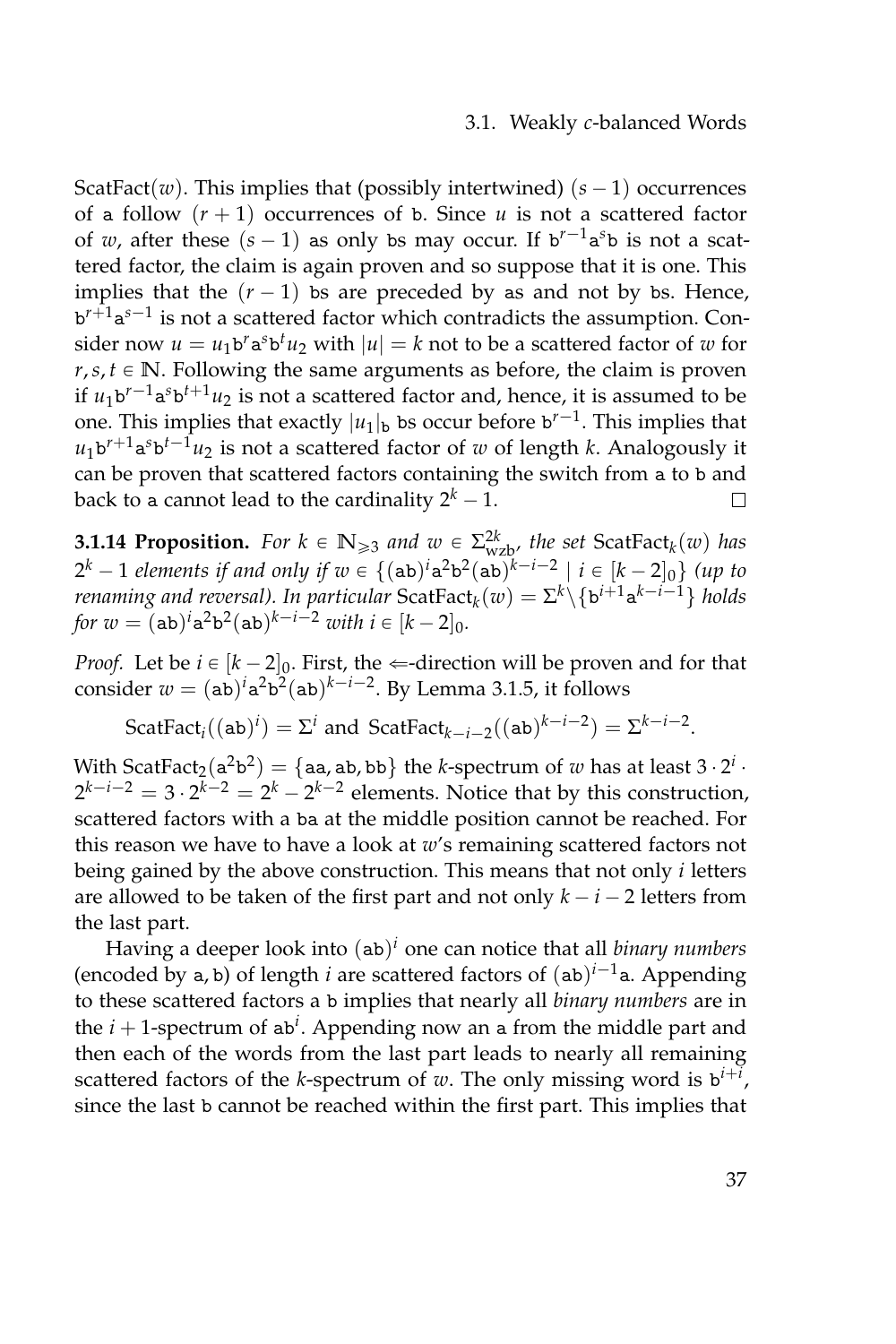ScatFact($w$). This implies that (possibly intertwined) $(s-1)$ occurrences of $\mathtt{a}$ follow $(r+1)$ occurrences of $\mathtt{b}$. Since $u$ is not a scattered factor of $w$, after these $(s-1)$ as only bs may occur. If $\mathtt{b}^{r-1}\mathtt{a}^s\mathtt{b}$ is not a scattered factor, the claim is again proven and so suppose that it is one. This implies that the $(r-1)$ bs are preceded by as and not by bs. Hence, $\mathtt{b}^{r+1}\mathtt{a}^{s-1}$ is not a scattered factor which contradicts the assumption. Consider now $u = u_1\mathtt{b}^r\mathtt{a}^s\mathtt{b}^t u_2$ with $|u| = k$ not to be a scattered factor of $w$ for $r, s, t \in \mathbb{N}$. Following the same arguments as before, the claim is proven if $u_1\mathtt{b}^{r-1}\mathtt{a}^s\mathtt{b}^{t+1}u_2$ is not a scattered factor and, hence, it is assumed to be one. This implies that exactly $|u_1|_\mathtt{b}$ bs occur before $\mathtt{b}^{r-1}$. This implies that $u_1\mathtt{b}^{r+1}\mathtt{a}^s\mathtt{b}^{t-1}u_2$ is not a scattered factor of $w$ of length $k$. Analogously it can be proven that scattered factors containing the switch from a to b and back to a cannot lead to the cardinality $2^k - 1$. □

**3.1.14 Proposition.** *For $k \in \mathbb{N}_{\geqslant 3}$ and $w \in \Sigma^{2k}_{\mathrm{wzb}}$, the set $\mathrm{ScatFact}_k(w)$ has $2^k - 1$ elements if and only if $w \in \{(\mathtt{ab})^i\mathtt{a}^2\mathtt{b}^2(\mathtt{ab})^{k-i-2} \mid i \in [k-2]_0\}$ (up to renaming and reversal). In particular $\mathrm{ScatFact}_k(w) = \Sigma^k \backslash \{\mathtt{b}^{i+1}\mathtt{a}^{k-i-1}\}$ holds for $w = (\mathtt{ab})^i\mathtt{a}^2\mathtt{b}^2(\mathtt{ab})^{k-i-2}$ with $i \in [k-2]_0$.*

*Proof.* Let be $i \in [k-2]_0$. First, the $\Leftarrow$-direction will be proven and for that consider $w = (\mathtt{ab})^i\mathtt{a}^2\mathtt{b}^2(\mathtt{ab})^{k-i-2}$. By Lemma 3.1.5, it follows

$$\mathrm{ScatFact}_i((\mathtt{ab})^i) = \Sigma^i \text{ and } \mathrm{ScatFact}_{k-i-2}((\mathtt{ab})^{k-i-2}) = \Sigma^{k-i-2}.$$

With $\mathrm{ScatFact}_2(\mathtt{a}^2\mathtt{b}^2) = \{\mathtt{aa}, \mathtt{ab}, \mathtt{bb}\}$ the $k$-spectrum of $w$ has at least $3 \cdot 2^i \cdot 2^{k-i-2} = 3 \cdot 2^{k-2} = 2^k - 2^{k-2}$ elements. Notice that by this construction, scattered factors with a ba at the middle position cannot be reached. For this reason we have to have a look at $w$'s remaining scattered factors not being gained by the above construction. This means that not only $i$ letters are allowed to be taken of the first part and not only $k-i-2$ letters from the last part.

Having a deeper look into $(\mathtt{ab})^i$ one can notice that all *binary numbers* (encoded by a, b) of length $i$ are scattered factors of $(\mathtt{ab})^{i-1}\mathtt{a}$. Appending to these scattered factors a b implies that nearly all *binary numbers* are in the $i+1$-spectrum of $\mathtt{ab}^i$. Appending now an a from the middle part and then each of the words from the last part leads to nearly all remaining scattered factors of the $k$-spectrum of $w$. The only missing word is $\mathtt{b}^{i+i}$, since the last b cannot be reached within the first part. This implies that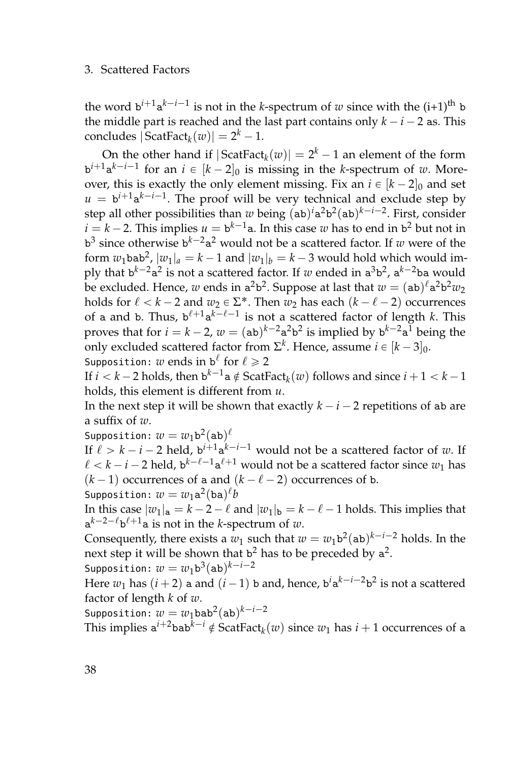the word $\mathtt{b}^{i+1}\mathtt{a}^{k-i-1}$ is not in the $k$-spectrum of $w$ since with the (i+1)$^{\text{th}}$ $\mathtt{b}$ the middle part is reached and the last part contains only $k-i-2$ $\mathtt{a}$s. This concludes $|\text{ScatFact}_k(w)| = 2^k - 1$.

On the other hand if $|\text{ScatFact}_k(w)| = 2^k - 1$ an element of the form $\mathtt{b}^{i+1}\mathtt{a}^{k-i-1}$ for an $i \in [k-2]_0$ is missing in the $k$-spectrum of $w$. Moreover, this is exactly the only element missing. Fix an $i \in [k-2]_0$ and set $u = \mathtt{b}^{i+1}\mathtt{a}^{k-i-1}$. The proof will be very technical and exclude step by step all other possibilities than $w$ being $(\mathtt{ab})^i\mathtt{a}^2\mathtt{b}^2(\mathtt{ab})^{k-i-2}$. First, consider $i = k-2$. This implies $u = \mathtt{b}^{k-1}\mathtt{a}$. In this case $w$ has to end in $\mathtt{b}^2$ but not in $\mathtt{b}^3$ since otherwise $\mathtt{b}^{k-2}\mathtt{a}^2$ would not be a scattered factor. If $w$ were of the form $w_1\mathtt{bab}^2$, $|w_1|_a = k-1$ and $|w_1|_b = k-3$ would hold which would imply that $\mathtt{b}^{k-2}\mathtt{a}^2$ is not a scattered factor. If $w$ ended in $\mathtt{a}^3\mathtt{b}^2$, $\mathtt{a}^{k-2}\mathtt{ba}$ would be excluded. Hence, $w$ ends in $\mathtt{a}^2\mathtt{b}^2$. Suppose at last that $w = (\mathtt{ab})^\ell\mathtt{a}^2\mathtt{b}^2 w_2$ holds for $\ell < k-2$ and $w_2 \in \Sigma^*$. Then $w_2$ has each $(k-\ell-2)$ occurrences of $\mathtt{a}$ and $\mathtt{b}$. Thus, $\mathtt{b}^{\ell+1}\mathtt{a}^{k-\ell-1}$ is not a scattered factor of length $k$. This proves that for $i = k-2$, $w = (\mathtt{ab})^{k-2}\mathtt{a}^2\mathtt{b}^2$ is implied by $\mathtt{b}^{k-2}\mathtt{a}^1$ being the only excluded scattered factor from $\Sigma^k$. Hence, assume $i \in [k-3]_0$.

`Supposition:` $w$ ends in $\mathtt{b}^\ell$ for $\ell \geq 2$

If $i < k-2$ holds, then $\mathtt{b}^{k-1}\mathtt{a} \notin \text{ScatFact}_k(w)$ follows and since $i+1 < k-1$ holds, this element is different from $u$.

In the next step it will be shown that exactly $k-i-2$ repetitions of $\mathtt{ab}$ are a suffix of $w$.

`Supposition:` $w = w_1\mathtt{b}^2(\mathtt{ab})^\ell$

If $\ell > k-i-2$ held, $\mathtt{b}^{i+1}\mathtt{a}^{k-i-1}$ would not be a scattered factor of $w$. If $\ell < k-i-2$ held, $\mathtt{b}^{k-\ell-1}\mathtt{a}^{\ell+1}$ would not be a scattered factor since $w_1$ has $(k-1)$ occurrences of $\mathtt{a}$ and $(k-\ell-2)$ occurrences of $\mathtt{b}$.

`Supposition:` $w = w_1\mathtt{a}^2(\mathtt{ba})^\ell b$

In this case $|w_1|_\mathtt{a} = k-2-\ell$ and $|w_1|_\mathtt{b} = k-\ell-1$ holds. This implies that $\mathtt{a}^{k-2-\ell}\mathtt{b}^{\ell+1}\mathtt{a}$ is not in the $k$-spectrum of $w$.

Consequently, there exists a $w_1$ such that $w = w_1\mathtt{b}^2(\mathtt{ab})^{k-i-2}$ holds. In the next step it will be shown that $\mathtt{b}^2$ has to be preceded by $\mathtt{a}^2$.

`Supposition:` $w = w_1\mathtt{b}^3(\mathtt{ab})^{k-i-2}$

Here $w_1$ has $(i+2)$ $\mathtt{a}$ and $(i-1)$ $\mathtt{b}$ and, hence, $\mathtt{b}^i\mathtt{a}^{k-i-2}\mathtt{b}^2$ is not a scattered factor of length $k$ of $w$.

`Supposition:` $w = w_1\mathtt{bab}^2(\mathtt{ab})^{k-i-2}$

This implies $\mathtt{a}^{i+2}\mathtt{bab}^{k-i} \notin \text{ScatFact}_k(w)$ since $w_1$ has $i+1$ occurrences of $\mathtt{a}$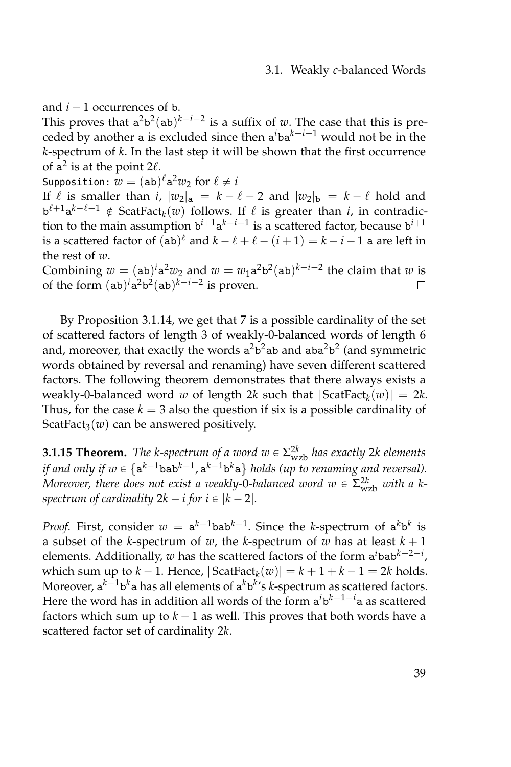and $i-1$ occurrences of $\mathtt{b}$.
This proves that $\mathtt{a}^2\mathtt{b}^2(\mathtt{ab})^{k-i-2}$ is a suffix of $w$. The case that this is preceded by another $\mathtt{a}$ is excluded since then $\mathtt{a}^i\mathtt{b}\mathtt{a}^{k-i-1}$ would not be in the $k$-spectrum of $k$. In the last step it will be shown that the first occurrence of $\mathtt{a}^2$ is at the point $2\ell$.
`Supposition:` $w = (\mathtt{ab})^\ell \mathtt{a}^2 w_2$ for $\ell \neq i$
If $\ell$ is smaller than $i$, $|w_2|_{\mathtt{a}} = k - \ell - 2$ and $|w_2|_{\mathtt{b}} = k - \ell$ hold and $\mathtt{b}^{\ell+1}\mathtt{a}^{k-\ell-1} \notin \mathrm{ScatFact}_k(w)$ follows. If $\ell$ is greater than $i$, in contradiction to the main assumption $\mathtt{b}^{i+1}\mathtt{a}^{k-i-1}$ is a scattered factor, because $\mathtt{b}^{i+1}$ is a scattered factor of $(\mathtt{ab})^\ell$ and $k-\ell+\ell-(i+1) = k-i-1$ $\mathtt{a}$ are left in the rest of $w$.
Combining $w = (\mathtt{ab})^i\mathtt{a}^2 w_2$ and $w = w_1\mathtt{a}^2\mathtt{b}^2(\mathtt{ab})^{k-i-2}$ the claim that $w$ is of the form $(\mathtt{ab})^i\mathtt{a}^2\mathtt{b}^2(\mathtt{ab})^{k-i-2}$ is proven. □

By Proposition 3.1.14, we get that 7 is a possible cardinality of the set of scattered factors of length 3 of weakly-0-balanced words of length 6 and, moreover, that exactly the words $\mathtt{a}^2\mathtt{b}^2\mathtt{ab}$ and $\mathtt{aba}^2\mathtt{b}^2$ (and symmetric words obtained by reversal and renaming) have seven different scattered factors. The following theorem demonstrates that there always exists a weakly-0-balanced word $w$ of length $2k$ such that $|\mathrm{ScatFact}_k(w)| = 2k$. Thus, for the case $k = 3$ also the question if six is a possible cardinality of $\mathrm{ScatFact}_3(w)$ can be answered positively.

**3.1.15 Theorem.** *The $k$-spectrum of a word $w \in \Sigma_{\mathrm{wzb}}^{2k}$ has exactly $2k$ elements if and only if $w \in \{\mathtt{a}^{k-1}\mathtt{bab}^{k-1}, \mathtt{a}^{k-1}\mathtt{b}^k\mathtt{a}\}$ holds (up to renaming and reversal). Moreover, there does not exist a weakly-0-balanced word $w \in \Sigma_{\mathrm{wzb}}^{2k}$ with a $k$-spectrum of cardinality $2k - i$ for $i \in [k-2]$.*

*Proof.* First, consider $w = \mathtt{a}^{k-1}\mathtt{bab}^{k-1}$. Since the $k$-spectrum of $\mathtt{a}^k\mathtt{b}^k$ is a subset of the $k$-spectrum of $w$, the $k$-spectrum of $w$ has at least $k+1$ elements. Additionally, $w$ has the scattered factors of the form $\mathtt{a}^i\mathtt{bab}^{k-2-i}$, which sum up to $k-1$. Hence, $|\mathrm{ScatFact}_k(w)| = k+1+k-1 = 2k$ holds. Moreover, $\mathtt{a}^{k-1}\mathtt{b}^k\mathtt{a}$ has all elements of $\mathtt{a}^k\mathtt{b}^k$'s $k$-spectrum as scattered factors. Here the word has in addition all words of the form $\mathtt{a}^i\mathtt{b}^{k-1-i}\mathtt{a}$ as scattered factors which sum up to $k-1$ as well. This proves that both words have a scattered factor set of cardinality $2k$.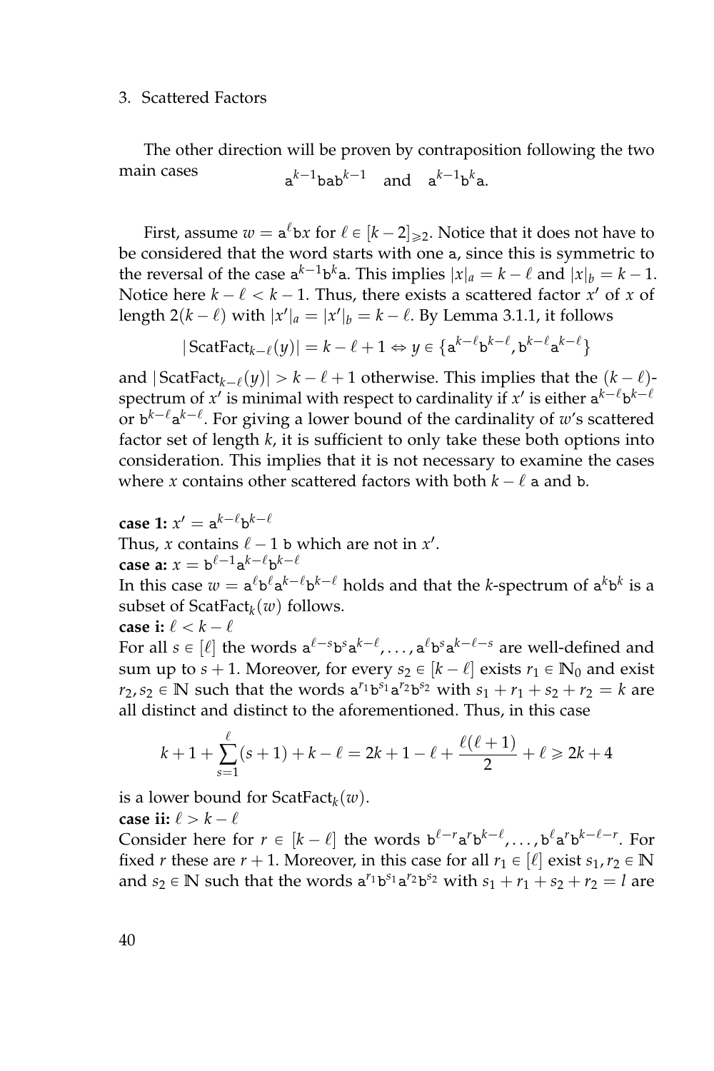The other direction will be proven by contraposition following the two main cases

$$\mathtt{a}^{k-1}\mathtt{bab}^{k-1} \quad \text{and} \quad \mathtt{a}^{k-1}\mathtt{b}^k\mathtt{a}.$$

First, assume $w = \mathtt{a}^\ell \mathtt{b} x$ for $\ell \in [k-2]_{\geqslant 2}$. Notice that it does not have to be considered that the word starts with one $\mathtt{a}$, since this is symmetric to the reversal of the case $\mathtt{a}^{k-1}\mathtt{b}^k\mathtt{a}$. This implies $|x|_a = k - \ell$ and $|x|_b = k-1$. Notice here $k - \ell < k - 1$. Thus, there exists a scattered factor $x'$ of $x$ of length $2(k-\ell)$ with $|x'|_a = |x'|_b = k - \ell$. By Lemma 3.1.1, it follows

$$|\operatorname{ScatFact}_{k-\ell}(y)| = k - \ell + 1 \Leftrightarrow y \in \{\mathtt{a}^{k-\ell}\mathtt{b}^{k-\ell}, \mathtt{b}^{k-\ell}\mathtt{a}^{k-\ell}\}$$

and $|\operatorname{ScatFact}_{k-\ell}(y)| > k - \ell + 1$ otherwise. This implies that the $(k-\ell)$-spectrum of $x'$ is minimal with respect to cardinality if $x'$ is either $\mathtt{a}^{k-\ell}\mathtt{b}^{k-\ell}$ or $\mathtt{b}^{k-\ell}\mathtt{a}^{k-\ell}$. For giving a lower bound of the cardinality of $w$'s scattered factor set of length $k$, it is sufficient to only take these both options into consideration. This implies that it is not necessary to examine the cases where $x$ contains other scattered factors with both $k-\ell$ $\mathtt{a}$ and $\mathtt{b}$.

**case 1:** $x' = \mathtt{a}^{k-\ell}\mathtt{b}^{k-\ell}$
Thus, $x$ contains $\ell - 1$ $\mathtt{b}$ which are not in $x'$.
**case a:** $x = \mathtt{b}^{\ell-1}\mathtt{a}^{k-\ell}\mathtt{b}^{k-\ell}$
In this case $w = \mathtt{a}^\ell\mathtt{b}^\ell\mathtt{a}^{k-\ell}\mathtt{b}^{k-\ell}$ holds and that the $k$-spectrum of $\mathtt{a}^k\mathtt{b}^k$ is a subset of $\operatorname{ScatFact}_k(w)$ follows.
**case i:** $\ell < k - \ell$
For all $s \in [\ell]$ the words $\mathtt{a}^{\ell-s}\mathtt{b}^s\mathtt{a}^{k-\ell}, \dots, \mathtt{a}^\ell\mathtt{b}^s\mathtt{a}^{k-\ell-s}$ are well-defined and sum up to $s+1$. Moreover, for every $s_2 \in [k-\ell]$ exists $r_1 \in \mathbb{N}_0$ and exist $r_2, s_2 \in \mathbb{N}$ such that the words $\mathtt{a}^{r_1}\mathtt{b}^{s_1}\mathtt{a}^{r_2}\mathtt{b}^{s_2}$ with $s_1 + r_1 + s_2 + r_2 = k$ are all distinct and distinct to the aforementioned. Thus, in this case

$$k + 1 + \sum_{s=1}^{\ell}(s+1) + k - \ell = 2k + 1 - \ell + \frac{\ell(\ell+1)}{2} + \ell \geqslant 2k + 4$$

is a lower bound for $\operatorname{ScatFact}_k(w)$.
**case ii:** $\ell > k - \ell$
Consider here for $r \in [k-\ell]$ the words $\mathtt{b}^{\ell-r}\mathtt{a}^r\mathtt{b}^{k-\ell}, \dots, \mathtt{b}^\ell\mathtt{a}^r\mathtt{b}^{k-\ell-r}$. For fixed $r$ these are $r+1$. Moreover, in this case for all $r_1 \in [\ell]$ exist $s_1, r_2 \in \mathbb{N}$ and $s_2 \in \mathbb{N}$ such that the words $\mathtt{a}^{r_1}\mathtt{b}^{s_1}\mathtt{a}^{r_2}\mathtt{b}^{s_2}$ with $s_1 + r_1 + s_2 + r_2 = l$ are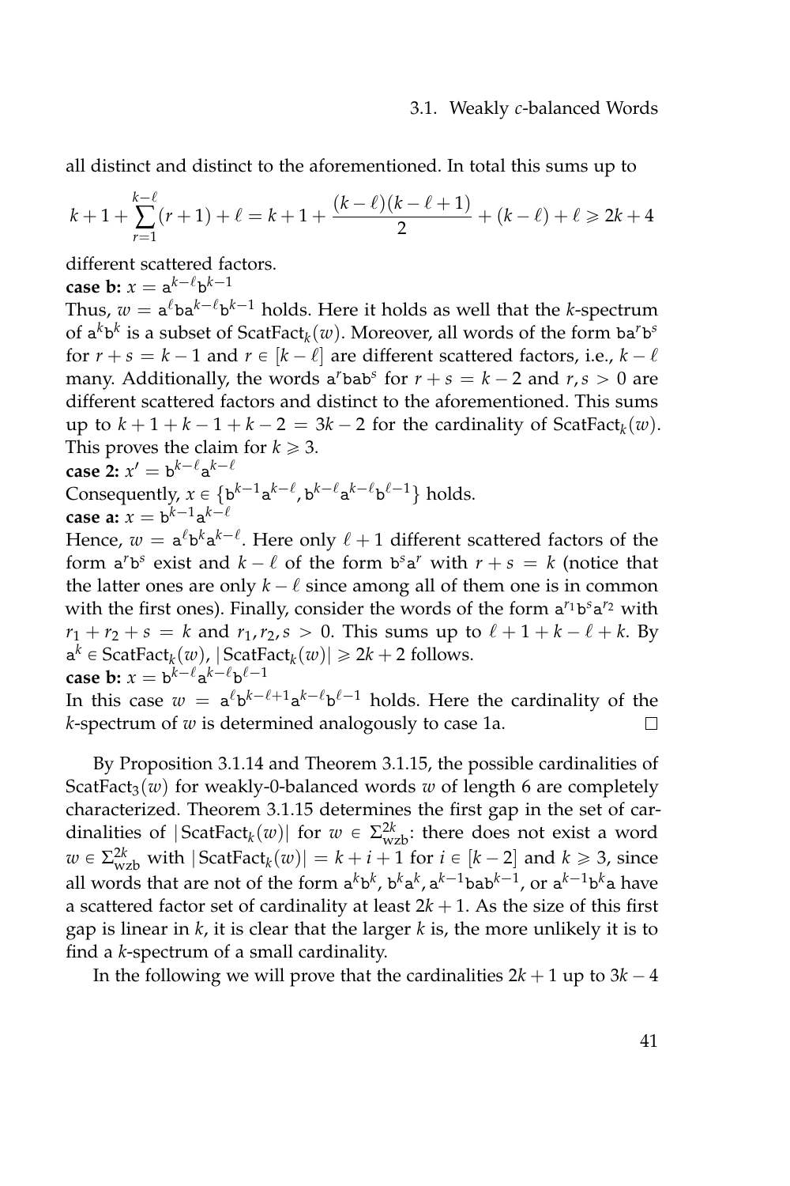all distinct and distinct to the aforementioned. In total this sums up to

$$k+1+\sum_{r=1}^{k-\ell}(r+1)+\ell = k+1+\frac{(k-\ell)(k-\ell+1)}{2}+(k-\ell)+\ell \geqslant 2k+4$$

different scattered factors.

**case b:** $x = \mathtt{a}^{k-\ell}\mathtt{b}^{k-1}$

Thus, $w = \mathtt{a}^{\ell}\mathtt{b}\mathtt{a}^{k-\ell}\mathtt{b}^{k-1}$ holds. Here it holds as well that the $k$-spectrum of $\mathtt{a}^k\mathtt{b}^k$ is a subset of $\mathrm{ScatFact}_k(w)$. Moreover, all words of the form $\mathtt{b}\mathtt{a}^r\mathtt{b}^s$ for $r+s = k-1$ and $r \in [k-\ell]$ are different scattered factors, i.e., $k-\ell$ many. Additionally, the words $\mathtt{a}^r\mathtt{b}\mathtt{a}\mathtt{b}^s$ for $r+s = k-2$ and $r,s > 0$ are different scattered factors and distinct to the aforementioned. This sums up to $k+1+k-1+k-2 = 3k-2$ for the cardinality of $\mathrm{ScatFact}_k(w)$. This proves the claim for $k \geqslant 3$.

**case 2:** $x' = \mathtt{b}^{k-\ell}\mathtt{a}^{k-\ell}$

Consequently, $x \in \{\mathtt{b}^{k-1}\mathtt{a}^{k-\ell}, \mathtt{b}^{k-\ell}\mathtt{a}^{k-\ell}\mathtt{b}^{\ell-1}\}$ holds.

**case a:** $x = \mathtt{b}^{k-1}\mathtt{a}^{k-\ell}$

Hence, $w = \mathtt{a}^{\ell}\mathtt{b}^{k}\mathtt{a}^{k-\ell}$. Here only $\ell+1$ different scattered factors of the form $\mathtt{a}^r\mathtt{b}^s$ exist and $k-\ell$ of the form $\mathtt{b}^s\mathtt{a}^r$ with $r+s = k$ (notice that the latter ones are only $k-\ell$ since among all of them one is in common with the first ones). Finally, consider the words of the form $\mathtt{a}^{r_1}\mathtt{b}^s\mathtt{a}^{r_2}$ with $r_1+r_2+s = k$ and $r_1, r_2, s > 0$. This sums up to $\ell+1+k-\ell+k$. By $\mathtt{a}^k \in \mathrm{ScatFact}_k(w)$, $|\mathrm{ScatFact}_k(w)| \geqslant 2k+2$ follows.

**case b:** $x = \mathtt{b}^{k-\ell}\mathtt{a}^{k-\ell}\mathtt{b}^{\ell-1}$

In this case $w = \mathtt{a}^{\ell}\mathtt{b}^{k-\ell+1}\mathtt{a}^{k-\ell}\mathtt{b}^{\ell-1}$ holds. Here the cardinality of the $k$-spectrum of $w$ is determined analogously to case 1a. □

By Proposition 3.1.14 and Theorem 3.1.15, the possible cardinalities of $\mathrm{ScatFact}_3(w)$ for weakly-0-balanced words $w$ of length 6 are completely characterized. Theorem 3.1.15 determines the first gap in the set of cardinalities of $|\mathrm{ScatFact}_k(w)|$ for $w \in \Sigma_{\mathrm{wzb}}^{2k}$: there does not exist a word $w \in \Sigma_{\mathrm{wzb}}^{2k}$ with $|\mathrm{ScatFact}_k(w)| = k+i+1$ for $i \in [k-2]$ and $k \geqslant 3$, since all words that are not of the form $\mathtt{a}^k\mathtt{b}^k$, $\mathtt{b}^k\mathtt{a}^k$, $\mathtt{a}^{k-1}\mathtt{b}\mathtt{a}\mathtt{b}^{k-1}$, or $\mathtt{a}^{k-1}\mathtt{b}^k\mathtt{a}$ have a scattered factor set of cardinality at least $2k+1$. As the size of this first gap is linear in $k$, it is clear that the larger $k$ is, the more unlikely it is to find a $k$-spectrum of a small cardinality.

In the following we will prove that the cardinalities $2k+1$ up to $3k-4$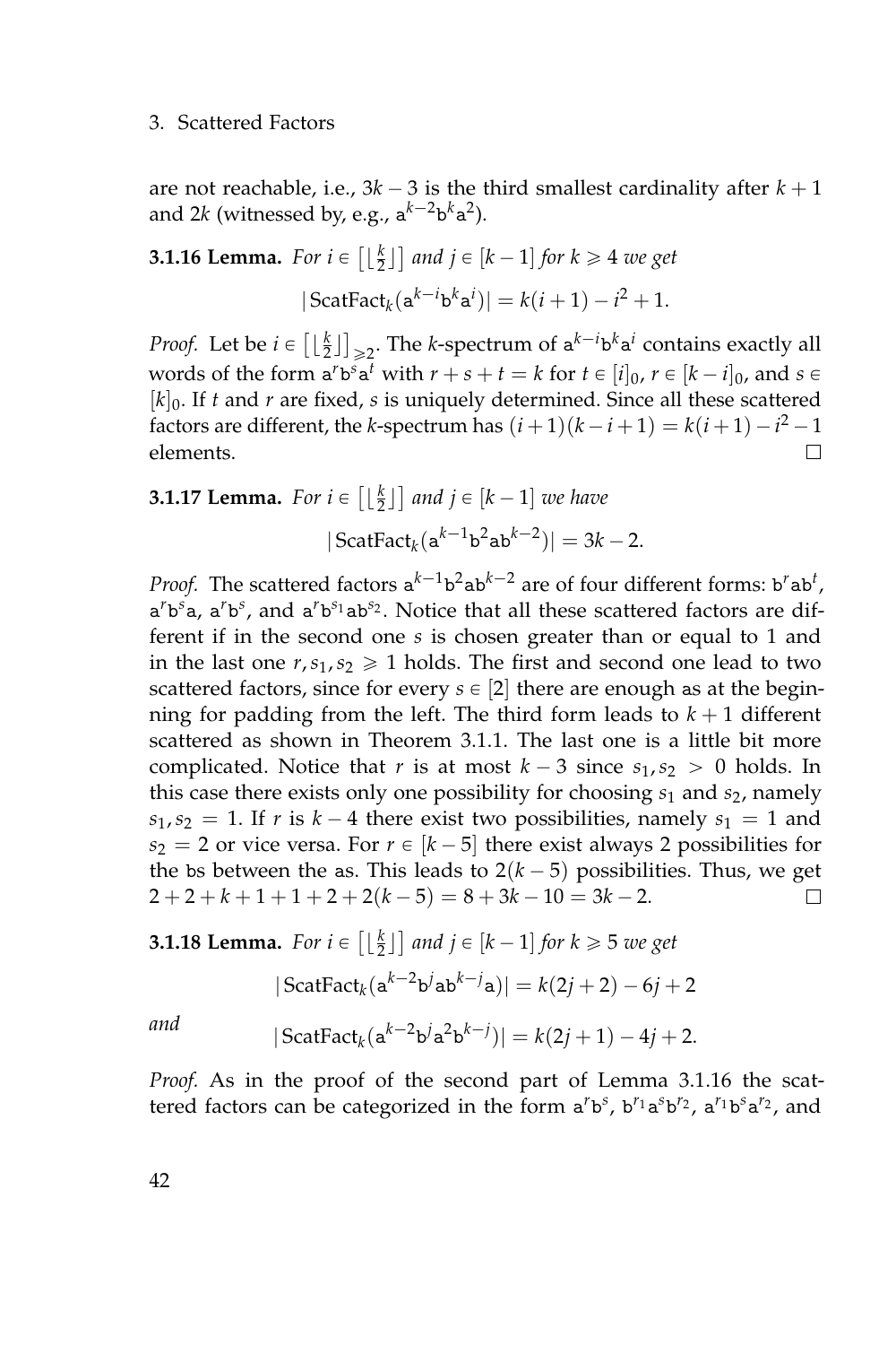are not reachable, i.e., $3k-3$ is the third smallest cardinality after $k+1$ and $2k$ (witnessed by, e.g., $\mathtt{a}^{k-2}\mathtt{b}^k\mathtt{a}^2$).

**3.1.16 Lemma.** *For $i \in \left[\lfloor \frac{k}{2} \rfloor\right]$ and $j \in [k-1]$ for $k \geqslant 4$ we get*

$$|\operatorname{ScatFact}_k(\mathtt{a}^{k-i}\mathtt{b}^k\mathtt{a}^i)| = k(i+1) - i^2 + 1.$$

*Proof.* Let be $i \in \left[\lfloor \frac{k}{2} \rfloor\right]_{\geqslant 2}$. The $k$-spectrum of $\mathtt{a}^{k-i}\mathtt{b}^k\mathtt{a}^i$ contains exactly all words of the form $\mathtt{a}^r\mathtt{b}^s\mathtt{a}^t$ with $r+s+t=k$ for $t \in [i]_0$, $r \in [k-i]_0$, and $s \in [k]_0$. If $t$ and $r$ are fixed, $s$ is uniquely determined. Since all these scattered factors are different, the $k$-spectrum has $(i+1)(k-i+1) = k(i+1) - i^2 - 1$ elements. $\square$

**3.1.17 Lemma.** *For $i \in \left[\lfloor \frac{k}{2} \rfloor\right]$ and $j \in [k-1]$ we have*

$$|\operatorname{ScatFact}_k(\mathtt{a}^{k-1}\mathtt{b}^2\mathtt{a}\mathtt{b}^{k-2})| = 3k-2.$$

*Proof.* The scattered factors $\mathtt{a}^{k-1}\mathtt{b}^2\mathtt{a}\mathtt{b}^{k-2}$ are of four different forms: $\mathtt{b}^r\mathtt{a}\mathtt{b}^t$, $\mathtt{a}^r\mathtt{b}^s\mathtt{a}$, $\mathtt{a}^r\mathtt{b}^s$, and $\mathtt{a}^r\mathtt{b}^{s_1}\mathtt{a}\mathtt{b}^{s_2}$. Notice that all these scattered factors are different if in the second one $s$ is chosen greater than or equal to 1 and in the last one $r, s_1, s_2 \geqslant 1$ holds. The first and second one lead to two scattered factors, since for every $s \in [2]$ there are enough $\mathtt{a}$s at the beginning for padding from the left. The third form leads to $k+1$ different scattered as shown in Theorem 3.1.1. The last one is a little bit more complicated. Notice that $r$ is at most $k-3$ since $s_1, s_2 > 0$ holds. In this case there exists only one possibility for choosing $s_1$ and $s_2$, namely $s_1, s_2 = 1$. If $r$ is $k-4$ there exist two possibilities, namely $s_1 = 1$ and $s_2 = 2$ or vice versa. For $r \in [k-5]$ there exist always 2 possibilities for the $\mathtt{b}$s between the $\mathtt{a}$s. This leads to $2(k-5)$ possibilities. Thus, we get $2+2+k+1+1+2+2(k-5) = 8+3k-10 = 3k-2$. $\square$

**3.1.18 Lemma.** *For $i \in \left[\lfloor \frac{k}{2} \rfloor\right]$ and $j \in [k-1]$ for $k \geqslant 5$ we get*

$$|\operatorname{ScatFact}_k(\mathtt{a}^{k-2}\mathtt{b}^j\mathtt{a}\mathtt{b}^{k-j}\mathtt{a})| = k(2j+2) - 6j + 2$$

*and*

$$|\operatorname{ScatFact}_k(\mathtt{a}^{k-2}\mathtt{b}^j\mathtt{a}^2\mathtt{b}^{k-j})| = k(2j+1) - 4j + 2.$$

*Proof.* As in the proof of the second part of Lemma 3.1.16 the scattered factors can be categorized in the form $\mathtt{a}^r\mathtt{b}^s$, $\mathtt{b}^{r_1}\mathtt{a}^s\mathtt{b}^{r_2}$, $\mathtt{a}^{r_1}\mathtt{b}^s\mathtt{a}^{r_2}$, and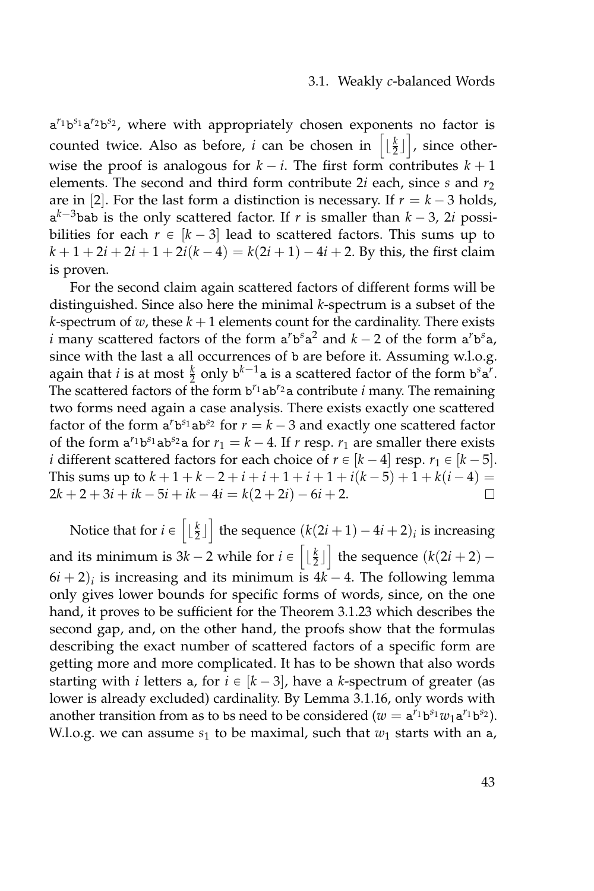$\mathtt{a}^{r_1}\mathtt{b}^{s_1}\mathtt{a}^{r_2}\mathtt{b}^{s_2}$, where with appropriately chosen exponents no factor is counted twice. Also as before, $i$ can be chosen in $\left[\lfloor \frac{k}{2} \rfloor\right]$, since otherwise the proof is analogous for $k-i$. The first form contributes $k+1$ elements. The second and third form contribute $2i$ each, since $s$ and $r_2$ are in $[2]$. For the last form a distinction is necessary. If $r = k-3$ holds, $\mathtt{a}^{k-3}\mathtt{bab}$ is the only scattered factor. If $r$ is smaller than $k-3$, $2i$ possibilities for each $r \in [k-3]$ lead to scattered factors. This sums up to $k+1+2i+2i+1+2i(k-4) = k(2i+1)-4i+2$. By this, the first claim is proven.

For the second claim again scattered factors of different forms will be distinguished. Since also here the minimal $k$-spectrum is a subset of the $k$-spectrum of $w$, these $k+1$ elements count for the cardinality. There exists $i$ many scattered factors of the form $\mathtt{a}^r\mathtt{b}^s\mathtt{a}^2$ and $k-2$ of the form $\mathtt{a}^r\mathtt{b}^s\mathtt{a}$, since with the last $\mathtt{a}$ all occurrences of $\mathtt{b}$ are before it. Assuming w.l.o.g. again that $i$ is at most $\frac{k}{2}$ only $\mathtt{b}^{k-1}\mathtt{a}$ is a scattered factor of the form $\mathtt{b}^s\mathtt{a}^r$. The scattered factors of the form $\mathtt{b}^{r_1}\mathtt{a}\mathtt{b}^{r_2}\mathtt{a}$ contribute $i$ many. The remaining two forms need again a case analysis. There exists exactly one scattered factor of the form $\mathtt{a}^r\mathtt{b}^{s_1}\mathtt{a}\mathtt{b}^{s_2}$ for $r = k-3$ and exactly one scattered factor of the form $\mathtt{a}^{r_1}\mathtt{b}^{s_1}\mathtt{a}\mathtt{b}^{s_2}\mathtt{a}$ for $r_1 = k-4$. If $r$ resp. $r_1$ are smaller there exists $i$ different scattered factors for each choice of $r \in [k-4]$ resp. $r_1 \in [k-5]$. This sums up to $k+1+k-2+i+i+1+i+1+i(k-5)+1+k(i-4) = 2k+2+3i+ik-5i+ik-4i = k(2+2i)-6i+2$. $\square$

Notice that for $i \in \left[\lfloor \frac{k}{2} \rfloor\right]$ the sequence $(k(2i+1)-4i+2)_i$ is increasing and its minimum is $3k-2$ while for $i \in \left[\lfloor \frac{k}{2} \rfloor\right]$ the sequence $(k(2i+2)-6i+2)_i$ is increasing and its minimum is $4k-4$. The following lemma only gives lower bounds for specific forms of words, since, on the one hand, it proves to be sufficient for the Theorem 3.1.23 which describes the second gap, and, on the other hand, the proofs show that the formulas describing the exact number of scattered factors of a specific form are getting more and more complicated. It has to be shown that also words starting with $i$ letters $\mathtt{a}$, for $i \in [k-3]$, have a $k$-spectrum of greater (as lower is already excluded) cardinality. By Lemma 3.1.16, only words with another transition from $\mathtt{a}$s to $\mathtt{b}$s need to be considered ($w = \mathtt{a}^{r_1}\mathtt{b}^{s_1}w_1\mathtt{a}^{r_1}\mathtt{b}^{s_2}$). W.l.o.g. we can assume $s_1$ to be maximal, such that $w_1$ starts with an $\mathtt{a}$,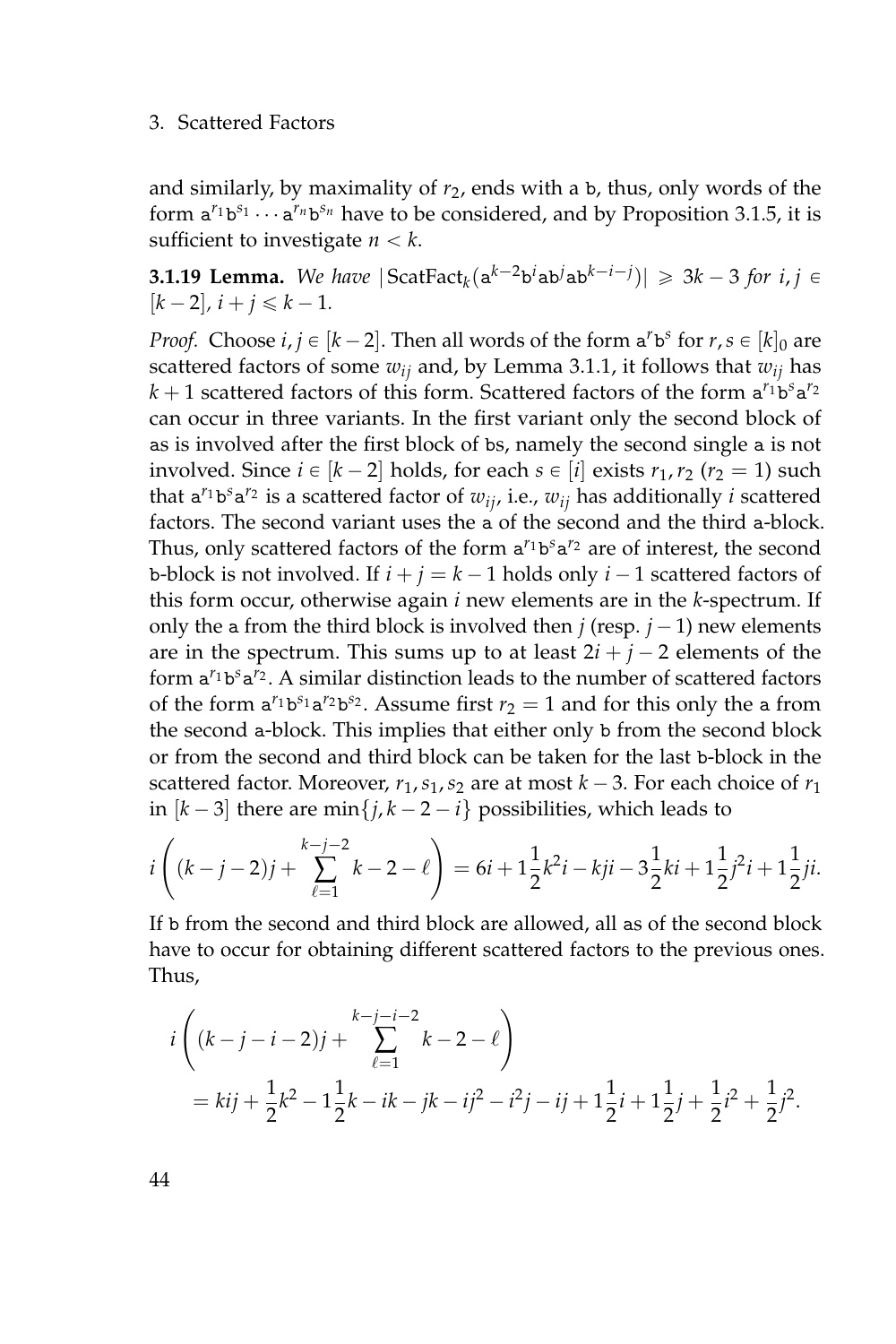and similarly, by maximality of $r_2$, ends with a $\mathtt{b}$, thus, only words of the form $\mathtt{a}^{r_1}\mathtt{b}^{s_1}\cdots\mathtt{a}^{r_n}\mathtt{b}^{s_n}$ have to be considered, and by Proposition 3.1.5, it is sufficient to investigate $n < k$.

**3.1.19 Lemma.** *We have* $|\mathrm{ScatFact}_k(\mathtt{a}^{k-2}\mathtt{b}^i\mathtt{a}\mathtt{b}^j\mathtt{a}\mathtt{b}^{k-i-j})| \geqslant 3k-3$ *for* $i, j \in [k-2]$, $i+j \leqslant k-1$.

*Proof.* Choose $i, j \in [k-2]$. Then all words of the form $\mathtt{a}^r\mathtt{b}^s$ for $r, s \in [k]_0$ are scattered factors of some $w_{ij}$ and, by Lemma 3.1.1, it follows that $w_{ij}$ has $k+1$ scattered factors of this form. Scattered factors of the form $\mathtt{a}^{r_1}\mathtt{b}^s\mathtt{a}^{r_2}$ can occur in three variants. In the first variant only the second block of $\mathtt{a}$s is involved after the first block of $\mathtt{b}$s, namely the second single $\mathtt{a}$ is not involved. Since $i \in [k-2]$ holds, for each $s \in [i]$ exists $r_1, r_2$ ($r_2 = 1$) such that $\mathtt{a}^{r_1}\mathtt{b}^s\mathtt{a}^{r_2}$ is a scattered factor of $w_{ij}$, i.e., $w_{ij}$ has additionally $i$ scattered factors. The second variant uses the $\mathtt{a}$ of the second and the third $\mathtt{a}$-block. Thus, only scattered factors of the form $\mathtt{a}^{r_1}\mathtt{b}^s\mathtt{a}^{r_2}$ are of interest, the second $\mathtt{b}$-block is not involved. If $i + j = k-1$ holds only $i-1$ scattered factors of this form occur, otherwise again $i$ new elements are in the $k$-spectrum. If only the $\mathtt{a}$ from the third block is involved then $j$ (resp. $j-1$) new elements are in the spectrum. This sums up to at least $2i + j - 2$ elements of the form $\mathtt{a}^{r_1}\mathtt{b}^s\mathtt{a}^{r_2}$. A similar distinction leads to the number of scattered factors of the form $\mathtt{a}^{r_1}\mathtt{b}^{s_1}\mathtt{a}^{r_2}\mathtt{b}^{s_2}$. Assume first $r_2 = 1$ and for this only the $\mathtt{a}$ from the second $\mathtt{a}$-block. This implies that either only $\mathtt{b}$ from the second block or from the second and third block can be taken for the last $\mathtt{b}$-block in the scattered factor. Moreover, $r_1, s_1, s_2$ are at most $k-3$. For each choice of $r_1$ in $[k-3]$ there are $\min\{j, k-2-i\}$ possibilities, which leads to

$$i\left((k-j-2)j + \sum_{\ell=1}^{k-j-2} k-2-\ell\right) = 6i + 1\frac{1}{2}k^2 i - kji - 3\frac{1}{2}ki + 1\frac{1}{2}j^2 i + 1\frac{1}{2}ji.$$

If $\mathtt{b}$ from the second and third block are allowed, all $\mathtt{a}$s of the second block have to occur for obtaining different scattered factors to the previous ones. Thus,

$$\begin{aligned} & i\left((k-j-i-2)j + \sum_{\ell=1}^{k-j-i-2} k-2-\ell\right) \\ & \quad = kij + \frac{1}{2}k^2 - 1\frac{1}{2}k - ik - jk - ij^2 - i^2 j - ij + 1\frac{1}{2}i + 1\frac{1}{2}j + \frac{1}{2}i^2 + \frac{1}{2}j^2. \end{aligned}$$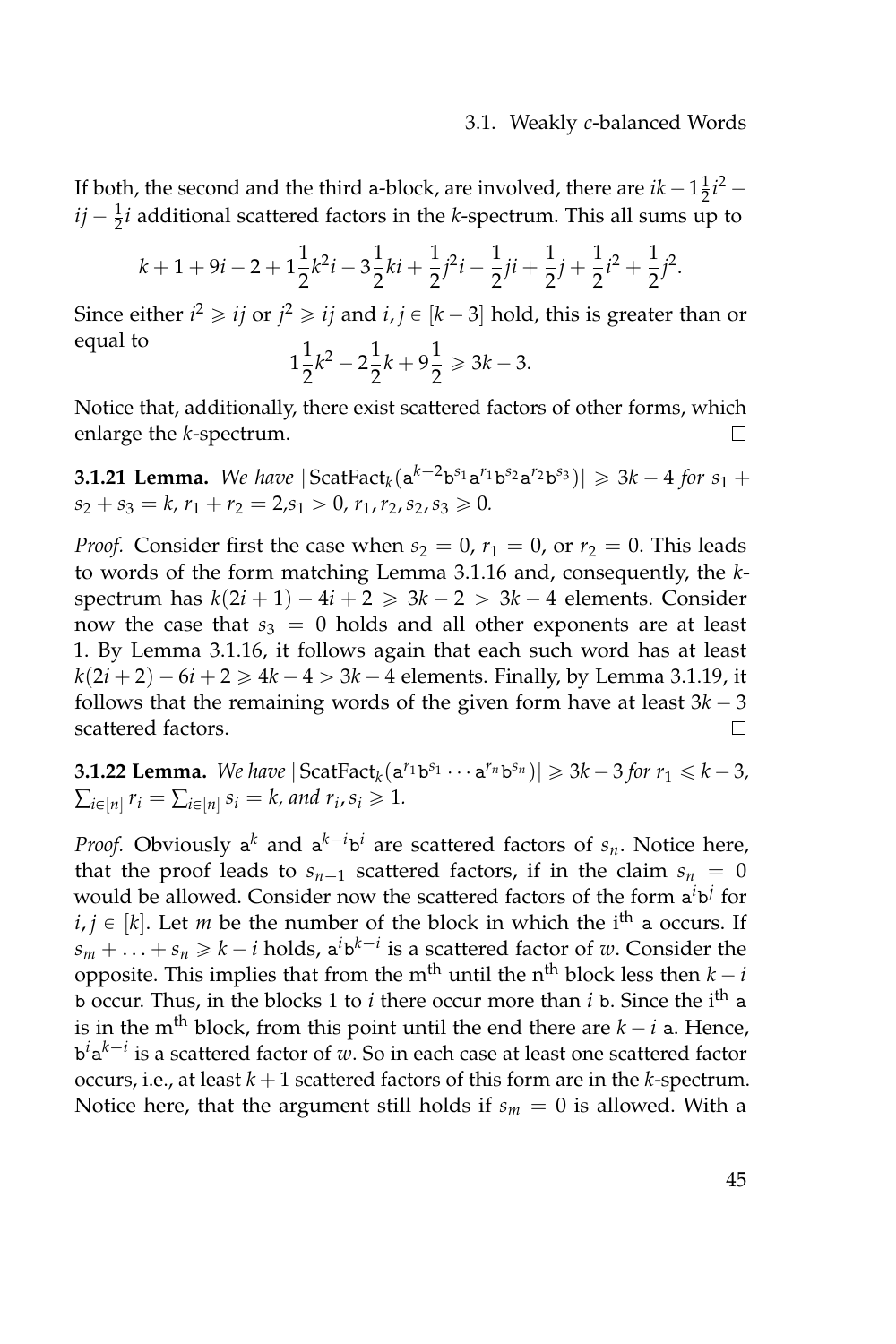If both, the second and the third a-block, are involved, there are $ik - 1\frac{1}{2}i^2 - ij - \frac{1}{2}i$ additional scattered factors in the $k$-spectrum. This all sums up to

$$k + 1 + 9i - 2 + 1\frac{1}{2}k^2 i - 3\frac{1}{2}ki + \frac{1}{2}j^2 i - \frac{1}{2}ji + \frac{1}{2}j + \frac{1}{2}i^2 + \frac{1}{2}j^2.$$

Since either $i^2 \geqslant ij$ or $j^2 \geqslant ij$ and $i, j \in [k-3]$ hold, this is greater than or equal to

$$1\frac{1}{2}k^2 - 2\frac{1}{2}k + 9\frac{1}{2} \geqslant 3k - 3.$$

Notice that, additionally, there exist scattered factors of other forms, which enlarge the $k$-spectrum. □

**3.1.21 Lemma.** *We have* $|\operatorname{ScatFact}_k(\mathtt{a}^{k-2}\mathtt{b}^{s_1}\mathtt{a}^{r_1}\mathtt{b}^{s_2}\mathtt{a}^{r_2}\mathtt{b}^{s_3})| \geqslant 3k - 4$ *for* $s_1 + s_2 + s_3 = k$, $r_1 + r_2 = 2$, $s_1 > 0$, $r_1, r_2, s_2, s_3 \geqslant 0$.

*Proof.* Consider first the case when $s_2 = 0$, $r_1 = 0$, or $r_2 = 0$. This leads to words of the form matching Lemma 3.1.16 and, consequently, the $k$-spectrum has $k(2i+1) - 4i + 2 \geqslant 3k - 2 > 3k - 4$ elements. Consider now the case that $s_3 = 0$ holds and all other exponents are at least 1. By Lemma 3.1.16, it follows again that each such word has at least $k(2i+2) - 6i + 2 \geqslant 4k - 4 > 3k - 4$ elements. Finally, by Lemma 3.1.19, it follows that the remaining words of the given form have at least $3k - 3$ scattered factors. □

**3.1.22 Lemma.** *We have* $|\operatorname{ScatFact}_k(\mathtt{a}^{r_1}\mathtt{b}^{s_1} \cdots \mathtt{a}^{r_n}\mathtt{b}^{s_n})| \geqslant 3k - 3$ *for* $r_1 \leqslant k - 3$, $\sum_{i \in [n]} r_i = \sum_{i \in [n]} s_i = k$, *and* $r_i, s_i \geqslant 1$.

*Proof.* Obviously $\mathtt{a}^k$ and $\mathtt{a}^{k-i}\mathtt{b}^i$ are scattered factors of $s_n$. Notice here, that the proof leads to $s_{n-1}$ scattered factors, if in the claim $s_n = 0$ would be allowed. Consider now the scattered factors of the form $\mathtt{a}^i\mathtt{b}^j$ for $i, j \in [k]$. Let $m$ be the number of the block in which the i[th] a occurs. If $s_m + \ldots + s_n \geqslant k - i$ holds, $\mathtt{a}^i\mathtt{b}^{k-i}$ is a scattered factor of $w$. Consider the opposite. This implies that from the m[th] until the n[th] block less then $k - i$ b occur. Thus, in the blocks 1 to $i$ there occur more than $i$ b. Since the i[th] a is in the m[th] block, from this point until the end there are $k - i$ a. Hence, $\mathtt{b}^i\mathtt{a}^{k-i}$ is a scattered factor of $w$. So in each case at least one scattered factor occurs, i.e., at least $k + 1$ scattered factors of this form are in the $k$-spectrum. Notice here, that the argument still holds if $s_m = 0$ is allowed. With a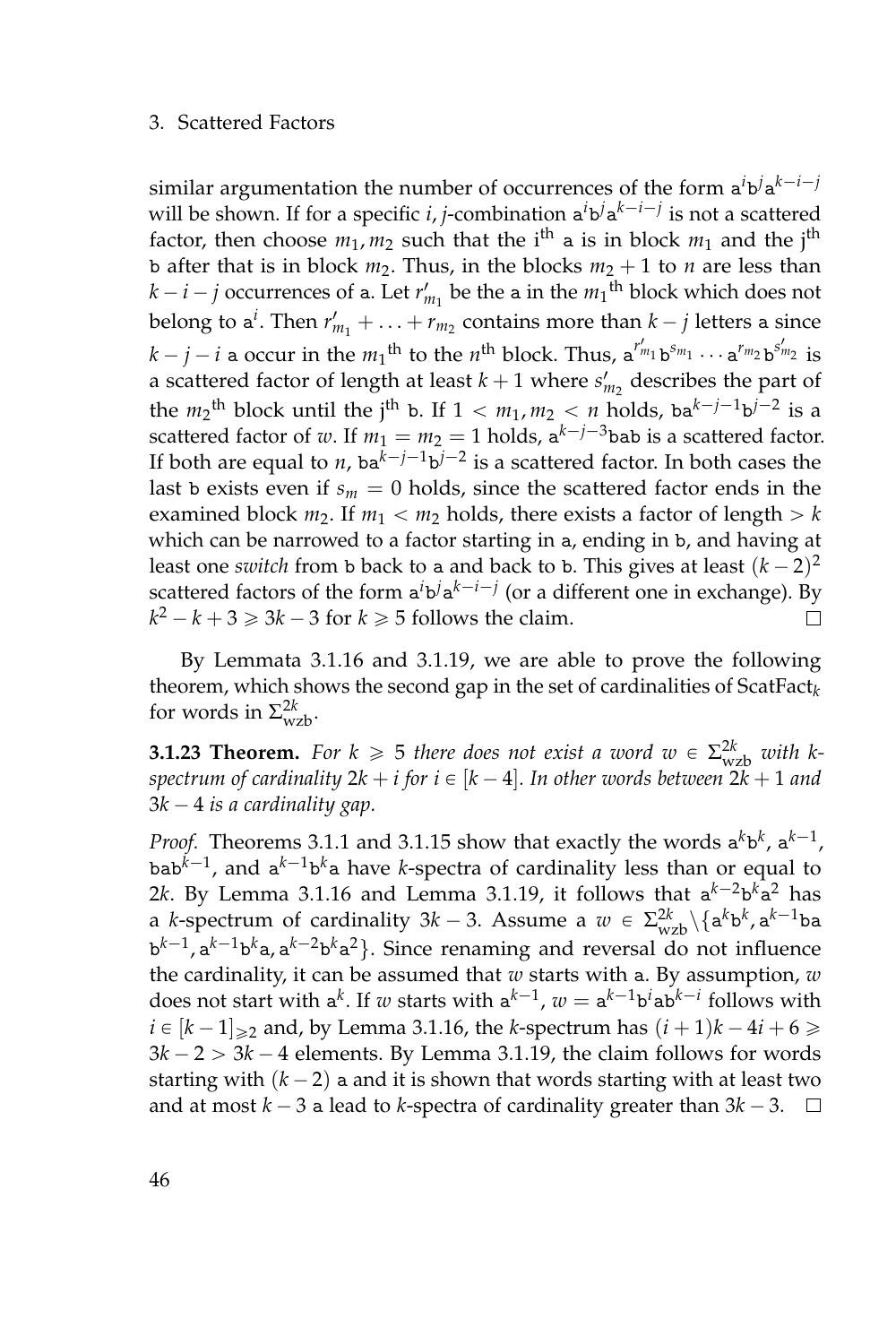similar argumentation the number of occurrences of the form $\mathtt{a}^i\mathtt{b}^j\mathtt{a}^{k-i-j}$ will be shown. If for a specific $i, j$-combination $\mathtt{a}^i\mathtt{b}^j\mathtt{a}^{k-i-j}$ is not a scattered factor, then choose $m_1, m_2$ such that the i$^{\text{th}}$ a is in block $m_1$ and the j$^{\text{th}}$ b after that is in block $m_2$. Thus, in the blocks $m_2 + 1$ to $n$ are less than $k - i - j$ occurrences of a. Let $r'_{m_1}$ be the a in the $m_1{}^{\text{th}}$ block which does not belong to $\mathtt{a}^i$. Then $r'_{m_1} + \ldots + r_{m_2}$ contains more than $k - j$ letters a since $k - j - i$ a occur in the $m_1{}^{\text{th}}$ to the $n^{\text{th}}$ block. Thus, $\mathtt{a}^{r'_{m_1}}\mathtt{b}^{s_{m_1}} \cdots \mathtt{a}^{r_{m_2}}\mathtt{b}^{s'_{m_2}}$ is a scattered factor of length at least $k + 1$ where $s'_{m_2}$ describes the part of the $m_2{}^{\text{th}}$ block until the j$^{\text{th}}$ b. If $1 < m_1, m_2 < n$ holds, $\mathtt{ba}^{k-j-1}\mathtt{b}^{j-2}$ is a scattered factor of $w$. If $m_1 = m_2 = 1$ holds, $\mathtt{a}^{k-j-3}\mathtt{bab}$ is a scattered factor. If both are equal to $n$, $\mathtt{ba}^{k-j-1}\mathtt{b}^{j-2}$ is a scattered factor. In both cases the last b exists even if $s_m = 0$ holds, since the scattered factor ends in the examined block $m_2$. If $m_1 < m_2$ holds, there exists a factor of length $> k$ which can be narrowed to a factor starting in a, ending in b, and having at least one *switch* from b back to a and back to b. This gives at least $(k-2)^2$ scattered factors of the form $\mathtt{a}^i\mathtt{b}^j\mathtt{a}^{k-i-j}$ (or a different one in exchange). By $k^2 - k + 3 \geqslant 3k - 3$ for $k \geqslant 5$ follows the claim. □

By Lemmata 3.1.16 and 3.1.19, we are able to prove the following theorem, which shows the second gap in the set of cardinalities of $\text{ScatFact}_k$ for words in $\Sigma^{2k}_{\text{wzb}}$.

**3.1.23 Theorem.** *For $k \geqslant 5$ there does not exist a word $w \in \Sigma^{2k}_{\text{wzb}}$ with $k$-spectrum of cardinality $2k + i$ for $i \in [k-4]$. In other words between $2k + 1$ and $3k - 4$ is a cardinality gap.*

*Proof.* Theorems 3.1.1 and 3.1.15 show that exactly the words $\mathtt{a}^k\mathtt{b}^k$, $\mathtt{a}^{k-1}$, $\mathtt{bab}^{k-1}$, and $\mathtt{a}^{k-1}\mathtt{b}^k\mathtt{a}$ have $k$-spectra of cardinality less than or equal to $2k$. By Lemma 3.1.16 and Lemma 3.1.19, it follows that $\mathtt{a}^{k-2}\mathtt{b}^k\mathtt{a}^2$ has a $k$-spectrum of cardinality $3k - 3$. Assume a $w \in \Sigma^{2k}_{\text{wzb}} \backslash \{\mathtt{a}^k\mathtt{b}^k, \mathtt{a}^{k-1}\mathtt{ba}\,\mathtt{b}^{k-1}, \mathtt{a}^{k-1}\mathtt{b}^k\mathtt{a}, \mathtt{a}^{k-2}\mathtt{b}^k\mathtt{a}^2\}$. Since renaming and reversal do not influence the cardinality, it can be assumed that $w$ starts with a. By assumption, $w$ does not start with $\mathtt{a}^k$. If $w$ starts with $\mathtt{a}^{k-1}$, $w = \mathtt{a}^{k-1}\mathtt{b}^i\mathtt{ab}^{k-i}$ follows with $i \in [k-1]_{\geqslant 2}$ and, by Lemma 3.1.16, the $k$-spectrum has $(i+1)k - 4i + 6 \geqslant 3k - 2 > 3k - 4$ elements. By Lemma 3.1.19, the claim follows for words starting with $(k-2)$ a and it is shown that words starting with at least two and at most $k - 3$ a lead to $k$-spectra of cardinality greater than $3k - 3$. □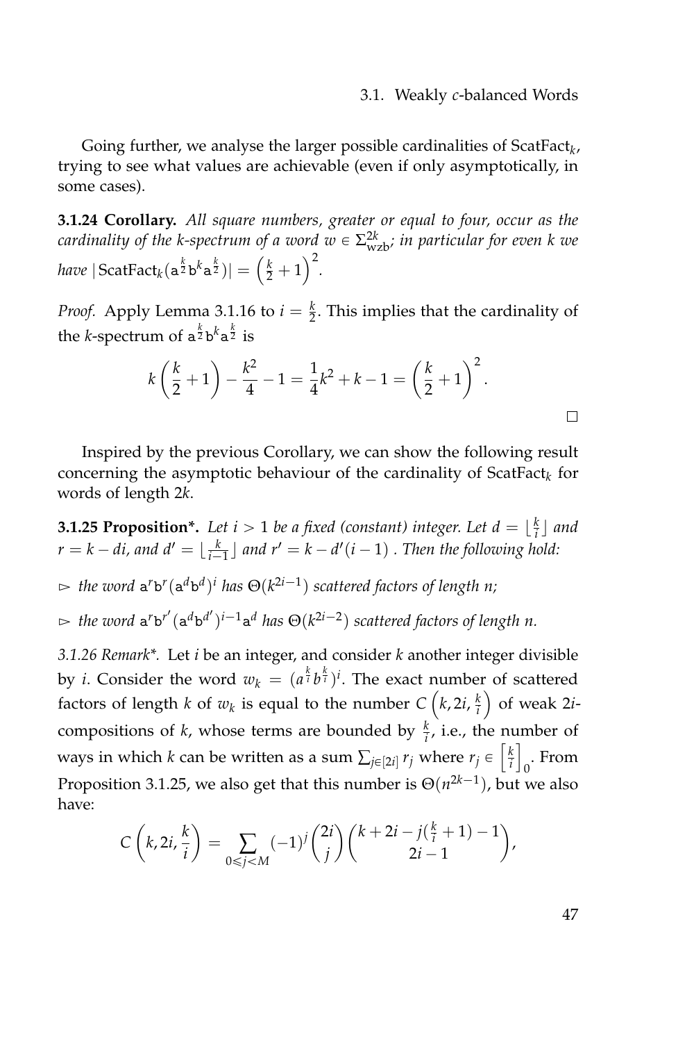Going further, we analyse the larger possible cardinalities of $\text{ScatFact}_k$, trying to see what values are achievable (even if only asymptotically, in some cases).

**3.1.24 Corollary.** *All square numbers, greater or equal to four, occur as the cardinality of the k-spectrum of a word $w \in \Sigma_{\text{wzb}}^{2k}$; in particular for even k we have* $|\,\text{ScatFact}_k(\mathtt{a}^{\frac{k}{2}}\mathtt{b}^k\mathtt{a}^{\frac{k}{2}})| = \left(\frac{k}{2}+1\right)^2$.

*Proof.* Apply Lemma 3.1.16 to $i = \frac{k}{2}$. This implies that the cardinality of the $k$-spectrum of $\mathtt{a}^{\frac{k}{2}}\mathtt{b}^k\mathtt{a}^{\frac{k}{2}}$ is

$$k\left(\frac{k}{2}+1\right) - \frac{k^2}{4} - 1 = \frac{1}{4}k^2 + k - 1 = \left(\frac{k}{2}+1\right)^2.$$

□

Inspired by the previous Corollary, we can show the following result concerning the asymptotic behaviour of the cardinality of $\text{ScatFact}_k$ for words of length $2k$.

**3.1.25 Proposition\*.** *Let $i > 1$ be a fixed (constant) integer. Let $d = \lfloor \frac{k}{i} \rfloor$ and $r = k - di$, and $d' = \lfloor \frac{k}{i-1} \rfloor$ and $r' = k - d'(i-1)$ . Then the following hold:*

- ▻ *the word $\mathtt{a}^r\mathtt{b}^r(\mathtt{a}^d\mathtt{b}^d)^i$ has $\Theta(k^{2i-1})$ scattered factors of length n;*
- ▻ *the word $\mathtt{a}^r\mathtt{b}^{r'}(\mathtt{a}^d\mathtt{b}^{d'})^{i-1}\mathtt{a}^d$ has $\Theta(k^{2i-2})$ scattered factors of length n.*

*3.1.26 Remark\*.* Let $i$ be an integer, and consider $k$ another integer divisible by $i$. Consider the word $w_k = (a^{\frac{k}{i}}b^{\frac{k}{i}})^i$. The exact number of scattered factors of length $k$ of $w_k$ is equal to the number $C\left(k, 2i, \frac{k}{i}\right)$ of weak $2i$-compositions of $k$, whose terms are bounded by $\frac{k}{i}$, i.e., the number of ways in which $k$ can be written as a sum $\sum_{j\in[2i]} r_j$ where $r_j \in \left[\frac{k}{i}\right]_0$. From Proposition 3.1.25, we also get that this number is $\Theta(n^{2k-1})$, but we also have:

$$C\left(k, 2i, \frac{k}{i}\right) = \sum_{0\leqslant j<M} (-1)^j \binom{2i}{j}\binom{k+2i-j(\frac{k}{i}+1)-1}{2i-1},$$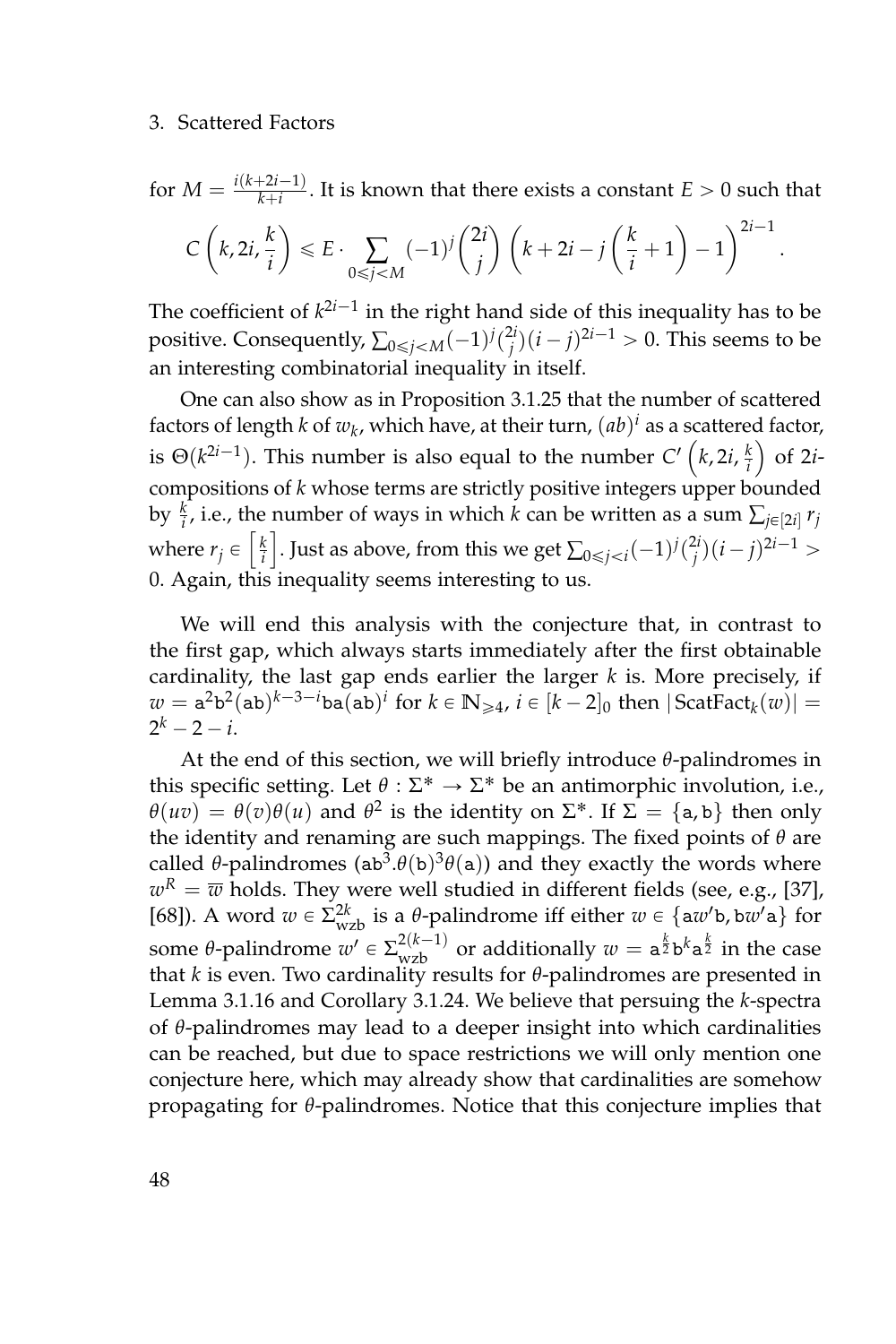for $M = \frac{i(k+2i-1)}{k+i}$. It is known that there exists a constant $E > 0$ such that

$$C\left(k, 2i, \frac{k}{i}\right) \leqslant E \cdot \sum_{0 \leqslant j < M} (-1)^j \binom{2i}{j} \left(k + 2i - j\left(\frac{k}{i}+1\right) - 1\right)^{2i-1}.$$

The coefficient of $k^{2i-1}$ in the right hand side of this inequality has to be positive. Consequently, $\sum_{0 \leqslant j < M} (-1)^j \binom{2i}{j} (i-j)^{2i-1} > 0$. This seems to be an interesting combinatorial inequality in itself.

One can also show as in Proposition 3.1.25 that the number of scattered factors of length $k$ of $w_k$, which have, at their turn, $(ab)^i$ as a scattered factor, is $\Theta(k^{2i-1})$. This number is also equal to the number $C'\left(k, 2i, \frac{k}{i}\right)$ of $2i$-compositions of $k$ whose terms are strictly positive integers upper bounded by $\frac{k}{i}$, i.e., the number of ways in which $k$ can be written as a sum $\sum_{j \in [2i]} r_j$ where $r_j \in \left[\frac{k}{i}\right]$. Just as above, from this we get $\sum_{0 \leqslant j < i} (-1)^j \binom{2i}{j} (i-j)^{2i-1} > 0$. Again, this inequality seems interesting to us.

We will end this analysis with the conjecture that, in contrast to the first gap, which always starts immediately after the first obtainable cardinality, the last gap ends earlier the larger $k$ is. More precisely, if $w = \mathtt{a}^2\mathtt{b}^2(\mathtt{ab})^{k-3-i}\mathtt{ba}(\mathtt{ab})^i$ for $k \in \mathbb{N}_{\geqslant 4}$, $i \in [k-2]_0$ then $|\operatorname{ScatFact}_k(w)| = 2^k - 2 - i$.

At the end of this section, we will briefly introduce $\theta$-palindromes in this specific setting. Let $\theta : \Sigma^* \to \Sigma^*$ be an antimorphic involution, i.e., $\theta(uv) = \theta(v)\theta(u)$ and $\theta^2$ is the identity on $\Sigma^*$. If $\Sigma = \{\mathtt{a}, \mathtt{b}\}$ then only the identity and renaming are such mappings. The fixed points of $\theta$ are called $\theta$-palindromes ($\mathtt{ab}^3.\theta(\mathtt{b})^3\theta(\mathtt{a})$) and they exactly the words where $w^R = \overline{w}$ holds. They were well studied in different fields (see, e.g., [37], [68]). A word $w \in \Sigma_{\text{wzb}}^{2k}$ is a $\theta$-palindrome iff either $w \in \{\mathtt{a}w'\mathtt{b}, \mathtt{b}w'\mathtt{a}\}$ for some $\theta$-palindrome $w' \in \Sigma_{\text{wzb}}^{2(k-1)}$ or additionally $w = \mathtt{a}^{\frac{k}{2}}\mathtt{b}^k\mathtt{a}^{\frac{k}{2}}$ in the case that $k$ is even. Two cardinality results for $\theta$-palindromes are presented in Lemma 3.1.16 and Corollary 3.1.24. We believe that persuing the $k$-spectra of $\theta$-palindromes may lead to a deeper insight into which cardinalities can be reached, but due to space restrictions we will only mention one conjecture here, which may already show that cardinalities are somehow propagating for $\theta$-palindromes. Notice that this conjecture implies that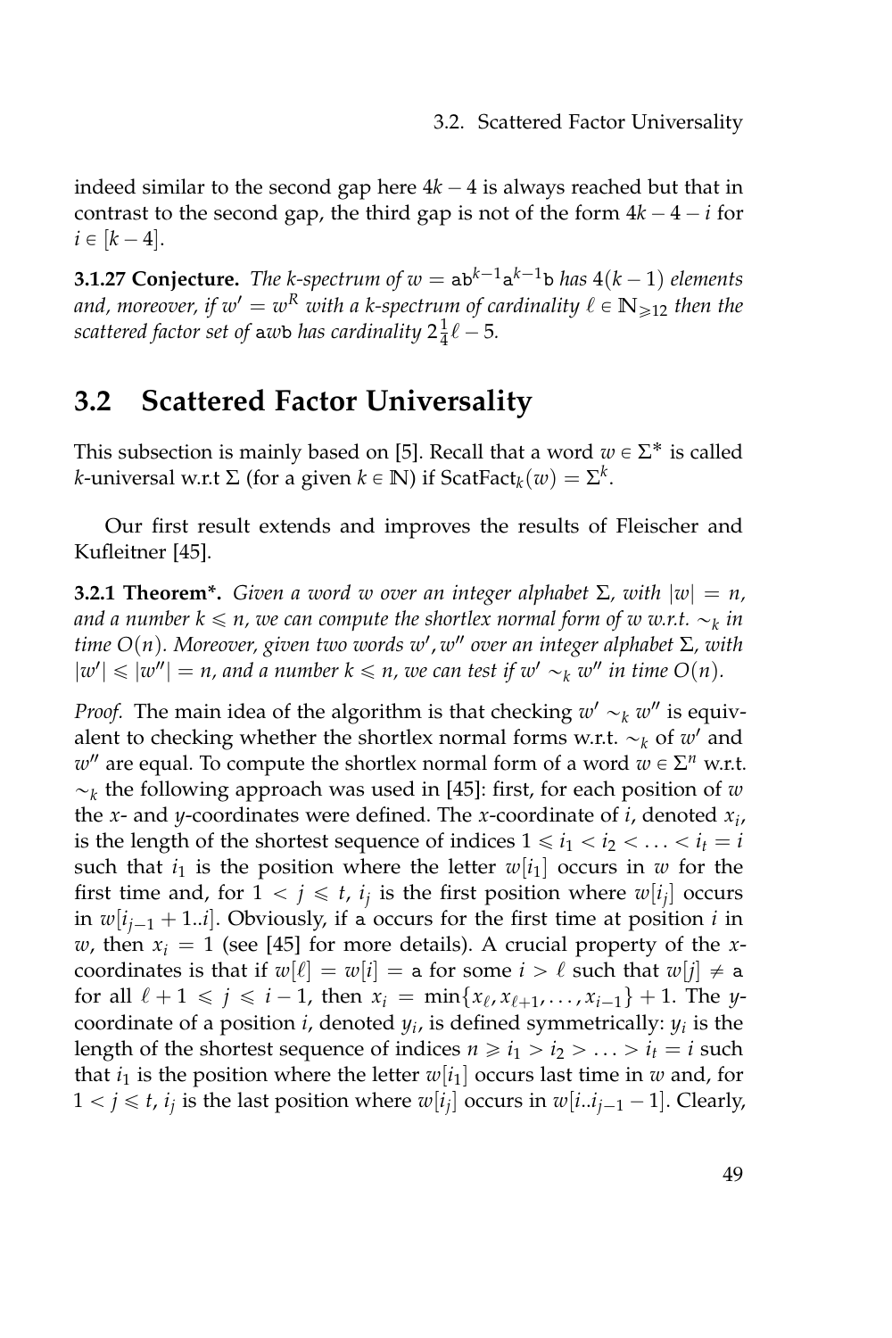indeed similar to the second gap here $4k-4$ is always reached but that in contrast to the second gap, the third gap is not of the form $4k-4-i$ for $i \in [k-4]$.

**3.1.27 Conjecture.** *The k-spectrum of $w = \mathtt{a}\mathtt{b}^{k-1}\mathtt{a}^{k-1}\mathtt{b}$ has $4(k-1)$ elements and, moreover, if $w' = w^R$ with a k-spectrum of cardinality $\ell \in \mathbb{N}_{\geqslant 12}$ then the scattered factor set of $\mathtt{a}w\mathtt{b}$ has cardinality $2\frac{1}{4}\ell - 5$.*

## 3.2 Scattered Factor Universality

This subsection is mainly based on [5]. Recall that a word $w \in \Sigma^*$ is called $k$-universal w.r.t $\Sigma$ (for a given $k \in \mathbb{N}$) if $\mathrm{ScatFact}_k(w) = \Sigma^k$.

Our first result extends and improves the results of Fleischer and Kufleitner [45].

**3.2.1 Theorem\*.** *Given a word $w$ over an integer alphabet $\Sigma$, with $|w| = n$, and a number $k \leqslant n$, we can compute the shortlex normal form of $w$ w.r.t. $\sim_k$ in time $O(n)$. Moreover, given two words $w', w''$ over an integer alphabet $\Sigma$, with $|w'| \leqslant |w''| = n$, and a number $k \leqslant n$, we can test if $w' \sim_k w''$ in time $O(n)$.*

*Proof.* The main idea of the algorithm is that checking $w' \sim_k w''$ is equivalent to checking whether the shortlex normal forms w.r.t. $\sim_k$ of $w'$ and $w''$ are equal. To compute the shortlex normal form of a word $w \in \Sigma^n$ w.r.t. $\sim_k$ the following approach was used in [45]: first, for each position of $w$ the $x$- and $y$-coordinates were defined. The $x$-coordinate of $i$, denoted $x_i$, is the length of the shortest sequence of indices $1 \leqslant i_1 < i_2 < \ldots < i_t = i$ such that $i_1$ is the position where the letter $w[i_1]$ occurs in $w$ for the first time and, for $1 < j \leqslant t$, $i_j$ is the first position where $w[i_j]$ occurs in $w[i_{j-1}+1..i]$. Obviously, if $\mathtt{a}$ occurs for the first time at position $i$ in $w$, then $x_i = 1$ (see [45] for more details). A crucial property of the $x$-coordinates is that if $w[\ell] = w[i] = \mathtt{a}$ for some $i > \ell$ such that $w[j] \neq \mathtt{a}$ for all $\ell + 1 \leqslant j \leqslant i-1$, then $x_i = \min\{x_\ell, x_{\ell+1}, \ldots, x_{i-1}\} + 1$. The $y$-coordinate of a position $i$, denoted $y_i$, is defined symmetrically: $y_i$ is the length of the shortest sequence of indices $n \geqslant i_1 > i_2 > \ldots > i_t = i$ such that $i_1$ is the position where the letter $w[i_1]$ occurs last time in $w$ and, for $1 < j \leqslant t$, $i_j$ is the last position where $w[i_j]$ occurs in $w[i..i_{j-1}-1]$. Clearly,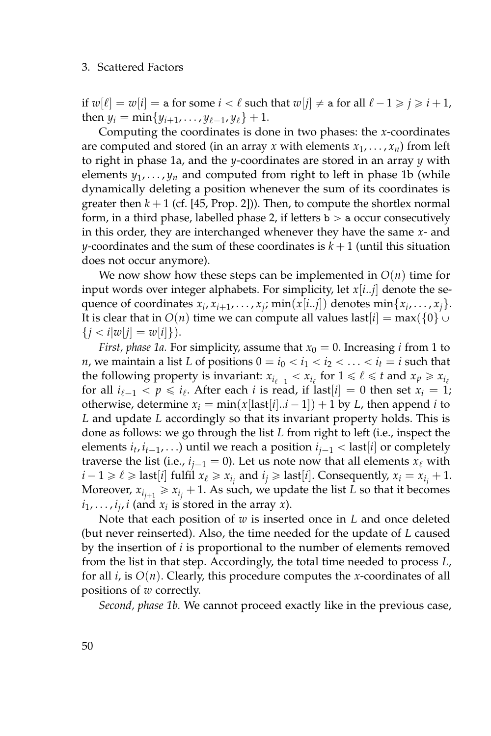if $w[\ell] = w[i] = \mathtt{a}$ for some $i < \ell$ such that $w[j] \neq \mathtt{a}$ for all $\ell - 1 \geqslant j \geqslant i + 1$, then $y_i = \min\{y_{i+1}, \ldots, y_{\ell-1}, y_\ell\} + 1$.

Computing the coordinates is done in two phases: the $x$-coordinates are computed and stored (in an array $x$ with elements $x_1, \ldots, x_n$) from left to right in phase 1a, and the $y$-coordinates are stored in an array $y$ with elements $y_1, \ldots, y_n$ and computed from right to left in phase 1b (while dynamically deleting a position whenever the sum of its coordinates is greater then $k + 1$ (cf. [45, Prop. 2])). Then, to compute the shortlex normal form, in a third phase, labelled phase 2, if letters $\mathtt{b} > \mathtt{a}$ occur consecutively in this order, they are interchanged whenever they have the same $x$- and $y$-coordinates and the sum of these coordinates is $k + 1$ (until this situation does not occur anymore).

We now show how these steps can be implemented in $O(n)$ time for input words over integer alphabets. For simplicity, let $x[i..j]$ denote the sequence of coordinates $x_i, x_{i+1}, \ldots, x_j$; $\min(x[i..j])$ denotes $\min\{x_i, \ldots, x_j\}$. It is clear that in $O(n)$ time we can compute all values $\text{last}[i] = \max(\{0\} \cup \{j < i | w[j] = w[i]\})$.

*First, phase 1a.* For simplicity, assume that $x_0 = 0$. Increasing $i$ from 1 to $n$, we maintain a list $L$ of positions $0 = i_0 < i_1 < i_2 < \ldots < i_t = i$ such that the following property is invariant: $x_{i_{\ell-1}} < x_{i_\ell}$ for $1 \leqslant \ell \leqslant t$ and $x_p \geqslant x_{i_\ell}$ for all $i_{\ell-1} < p \leqslant i_\ell$. After each $i$ is read, if $\text{last}[i] = 0$ then set $x_i = 1$; otherwise, determine $x_i = \min(x[\text{last}[i]..i-1]) + 1$ by $L$, then append $i$ to $L$ and update $L$ accordingly so that its invariant property holds. This is done as follows: we go through the list $L$ from right to left (i.e., inspect the elements $i_t, i_{t-1}, \ldots$) until we reach a position $i_{j-1} < \text{last}[i]$ or completely traverse the list (i.e., $i_{j-1} = 0$). Let us note now that all elements $x_\ell$ with $i - 1 \geqslant \ell \geqslant \text{last}[i]$ fulfil $x_\ell \geqslant x_{i_j}$ and $i_j \geqslant \text{last}[i]$. Consequently, $x_i = x_{i_j} + 1$. Moreover, $x_{i_{j+1}} \geqslant x_{i_j} + 1$. As such, we update the list $L$ so that it becomes $i_1, \ldots, i_j, i$ (and $x_i$ is stored in the array $x$).

Note that each position of $w$ is inserted once in $L$ and once deleted (but never reinserted). Also, the time needed for the update of $L$ caused by the insertion of $i$ is proportional to the number of elements removed from the list in that step. Accordingly, the total time needed to process $L$, for all $i$, is $O(n)$. Clearly, this procedure computes the $x$-coordinates of all positions of $w$ correctly.

*Second, phase 1b.* We cannot proceed exactly like in the previous case,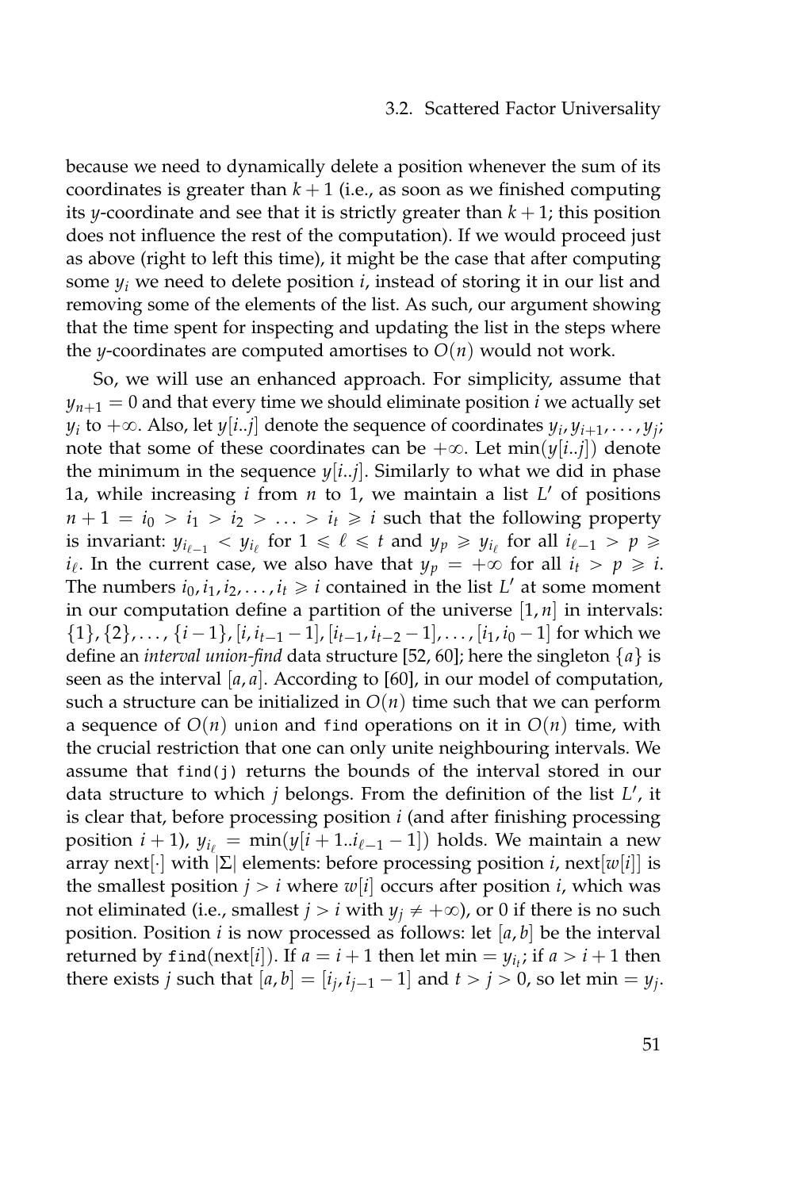because we need to dynamically delete a position whenever the sum of its coordinates is greater than $k+1$ (i.e., as soon as we finished computing its $y$-coordinate and see that it is strictly greater than $k+1$; this position does not influence the rest of the computation). If we would proceed just as above (right to left this time), it might be the case that after computing some $y_i$ we need to delete position $i$, instead of storing it in our list and removing some of the elements of the list. As such, our argument showing that the time spent for inspecting and updating the list in the steps where the $y$-coordinates are computed amortises to $O(n)$ would not work.

So, we will use an enhanced approach. For simplicity, assume that $y_{n+1} = 0$ and that every time we should eliminate position $i$ we actually set $y_i$ to $+\infty$. Also, let $y[i..j]$ denote the sequence of coordinates $y_i, y_{i+1}, \ldots, y_j$; note that some of these coordinates can be $+\infty$. Let $\min(y[i..j])$ denote the minimum in the sequence $y[i..j]$. Similarly to what we did in phase 1a, while increasing $i$ from $n$ to 1, we maintain a list $L'$ of positions $n+1 = i_0 > i_1 > i_2 > \ldots > i_t \geqslant i$ such that the following property is invariant: $y_{i_{\ell-1}} < y_{i_\ell}$ for $1 \leqslant \ell \leqslant t$ and $y_p \geqslant y_{i_\ell}$ for all $i_{\ell-1} > p \geqslant i_\ell$. In the current case, we also have that $y_p = +\infty$ for all $i_t > p \geqslant i$. The numbers $i_0, i_1, i_2, \ldots, i_t \geqslant i$ contained in the list $L'$ at some moment in our computation define a partition of the universe $[1, n]$ in intervals: $\{1\}, \{2\}, \ldots, \{i-1\}, [i, i_{t-1}-1], [i_{t-1}, i_{t-2}-1], \ldots, [i_1, i_0-1]$ for which we define an *interval union-find* data structure [52, 60]; here the singleton $\{a\}$ is seen as the interval $[a, a]$. According to [60], in our model of computation, such a structure can be initialized in $O(n)$ time such that we can perform a sequence of $O(n)$ `union` and `find` operations on it in $O(n)$ time, with the crucial restriction that one can only unite neighbouring intervals. We assume that `find(j)` returns the bounds of the interval stored in our data structure to which $j$ belongs. From the definition of the list $L'$, it is clear that, before processing position $i$ (and after finishing processing position $i+1$), $y_{i_\ell} = \min(y[i+1..i_{\ell-1}-1])$ holds. We maintain a new array $\text{next}[\cdot]$ with $|\Sigma|$ elements: before processing position $i$, $\text{next}[w[i]]$ is the smallest position $j > i$ where $w[i]$ occurs after position $i$, which was not eliminated (i.e., smallest $j > i$ with $y_j \neq +\infty$), or 0 if there is no such position. Position $i$ is now processed as follows: let $[a, b]$ be the interval returned by $\texttt{find}(\text{next}[i])$. If $a = i+1$ then let $\min = y_{i_t}$; if $a > i+1$ then there exists $j$ such that $[a, b] = [i_j, i_{j-1}-1]$ and $t > j > 0$, so let $\min = y_j$.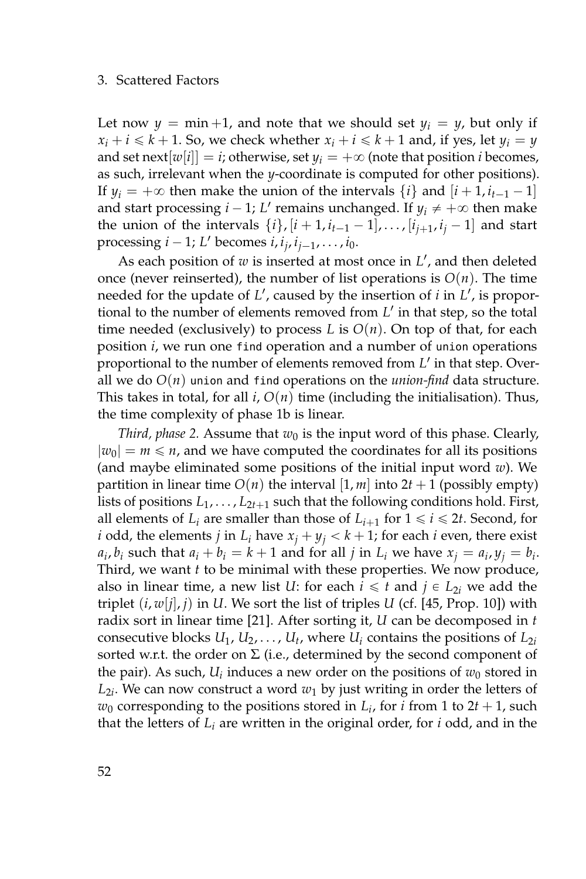Let now $y = \min +1$, and note that we should set $y_i = y$, but only if $x_i + i \leqslant k+1$. So, we check whether $x_i + i \leqslant k+1$ and, if yes, let $y_i = y$ and set $\text{next}[w[i]] = i$; otherwise, set $y_i = +\infty$ (note that position $i$ becomes, as such, irrelevant when the $y$-coordinate is computed for other positions). If $y_i = +\infty$ then make the union of the intervals $\{i\}$ and $[i+1, i_{t-1} - 1]$ and start processing $i-1$; $L'$ remains unchanged. If $y_i \neq +\infty$ then make the union of the intervals $\{i\}, [i+1, i_{t-1} - 1], \ldots, [i_{j+1}, i_j - 1]$ and start processing $i-1$; $L'$ becomes $i, i_j, i_{j-1}, \ldots, i_0$.

As each position of $w$ is inserted at most once in $L'$, and then deleted once (never reinserted), the number of list operations is $O(n)$. The time needed for the update of $L'$, caused by the insertion of $i$ in $L'$, is proportional to the number of elements removed from $L'$ in that step, so the total time needed (exclusively) to process $L$ is $O(n)$. On top of that, for each position $i$, we run one `find` operation and a number of `union` operations proportional to the number of elements removed from $L'$ in that step. Overall we do $O(n)$ `union` and `find` operations on the *union-find* data structure. This takes in total, for all $i$, $O(n)$ time (including the initialisation). Thus, the time complexity of phase 1b is linear.

*Third, phase 2.* Assume that $w_0$ is the input word of this phase. Clearly, $|w_0| = m \leqslant n$, and we have computed the coordinates for all its positions (and maybe eliminated some positions of the initial input word $w$). We partition in linear time $O(n)$ the interval $[1, m]$ into $2t+1$ (possibly empty) lists of positions $L_1, \ldots, L_{2t+1}$ such that the following conditions hold. First, all elements of $L_i$ are smaller than those of $L_{i+1}$ for $1 \leqslant i \leqslant 2t$. Second, for $i$ odd, the elements $j$ in $L_i$ have $x_j + y_j < k+1$; for each $i$ even, there exist $a_i, b_i$ such that $a_i + b_i = k+1$ and for all $j$ in $L_i$ we have $x_j = a_i, y_j = b_i$. Third, we want $t$ to be minimal with these properties. We now produce, also in linear time, a new list $U$: for each $i \leqslant t$ and $j \in L_{2i}$ we add the triplet $(i, w[j], j)$ in $U$. We sort the list of triples $U$ (cf. [45, Prop. 10]) with radix sort in linear time [21]. After sorting it, $U$ can be decomposed in $t$ consecutive blocks $U_1, U_2, \ldots, U_t$, where $U_i$ contains the positions of $L_{2i}$ sorted w.r.t. the order on $\Sigma$ (i.e., determined by the second component of the pair). As such, $U_i$ induces a new order on the positions of $w_0$ stored in $L_{2i}$. We can now construct a word $w_1$ by just writing in order the letters of $w_0$ corresponding to the positions stored in $L_i$, for $i$ from 1 to $2t+1$, such that the letters of $L_i$ are written in the original order, for $i$ odd, and in the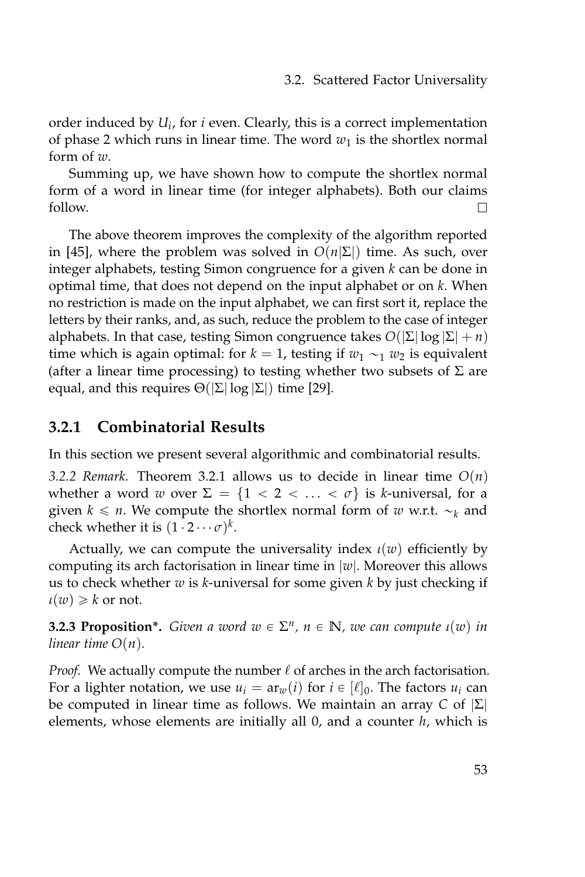order induced by $U_i$, for $i$ even. Clearly, this is a correct implementation of phase 2 which runs in linear time. The word $w_1$ is the shortlex normal form of $w$.

Summing up, we have shown how to compute the shortlex normal form of a word in linear time (for integer alphabets). Both our claims follow. $\square$

The above theorem improves the complexity of the algorithm reported in [45], where the problem was solved in $O(n|\Sigma|)$ time. As such, over integer alphabets, testing Simon congruence for a given $k$ can be done in optimal time, that does not depend on the input alphabet or on $k$. When no restriction is made on the input alphabet, we can first sort it, replace the letters by their ranks, and, as such, reduce the problem to the case of integer alphabets. In that case, testing Simon congruence takes $O(|\Sigma| \log |\Sigma| + n)$ time which is again optimal: for $k = 1$, testing if $w_1 \sim_1 w_2$ is equivalent (after a linear time processing) to testing whether two subsets of $\Sigma$ are equal, and this requires $\Theta(|\Sigma| \log |\Sigma|)$ time [29].

### 3.2.1 Combinatorial Results

In this section we present several algorithmic and combinatorial results.

*3.2.2 Remark.* Theorem 3.2.1 allows us to decide in linear time $O(n)$ whether a word $w$ over $\Sigma = \{1 < 2 < \ldots < \sigma\}$ is $k$-universal, for a given $k \leqslant n$. We compute the shortlex normal form of $w$ w.r.t. $\sim_k$ and check whether it is $(1 \cdot 2 \cdots \sigma)^k$.

Actually, we can compute the universality index $\iota(w)$ efficiently by computing its arch factorisation in linear time in $|w|$. Moreover this allows us to check whether $w$ is $k$-universal for some given $k$ by just checking if $\iota(w) \geqslant k$ or not.

**3.2.3 Proposition\*.** *Given a word $w \in \Sigma^n$, $n \in \mathbb{N}$, we can compute $\iota(w)$ in linear time $O(n)$.*

*Proof.* We actually compute the number $\ell$ of arches in the arch factorisation. For a lighter notation, we use $u_i = \mathrm{ar}_w(i)$ for $i \in [\ell]_0$. The factors $u_i$ can be computed in linear time as follows. We maintain an array $C$ of $|\Sigma|$ elements, whose elements are initially all 0, and a counter $h$, which is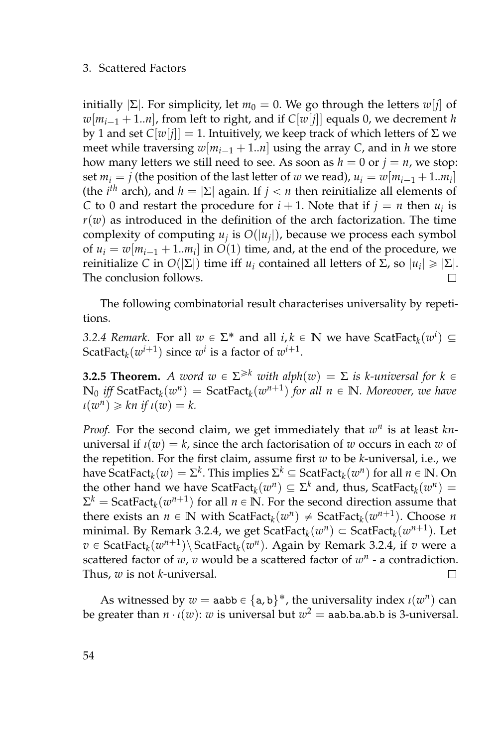initially $|\Sigma|$. For simplicity, let $m_0 = 0$. We go through the letters $w[j]$ of $w[m_{i-1}+1..n]$, from left to right, and if $C[w[j]]$ equals 0, we decrement $h$ by 1 and set $C[w[j]] = 1$. Intuitively, we keep track of which letters of $\Sigma$ we meet while traversing $w[m_{i-1}+1..n]$ using the array $C$, and in $h$ we store how many letters we still need to see. As soon as $h = 0$ or $j = n$, we stop: set $m_i = j$ (the position of the last letter of $w$ we read), $u_i = w[m_{i-1}+1..m_i]$ (the $i^{th}$ arch), and $h = |\Sigma|$ again. If $j < n$ then reinitialize all elements of $C$ to 0 and restart the procedure for $i+1$. Note that if $j = n$ then $u_i$ is $r(w)$ as introduced in the definition of the arch factorization. The time complexity of computing $u_j$ is $O(|u_j|)$, because we process each symbol of $u_i = w[m_{i-1}+1..m_i]$ in $O(1)$ time, and, at the end of the procedure, we reinitialize $C$ in $O(|\Sigma|)$ time iff $u_i$ contained all letters of $\Sigma$, so $|u_i| \geqslant |\Sigma|$. The conclusion follows. □

The following combinatorial result characterises universality by repetitions.

*3.2.4 Remark.* For all $w \in \Sigma^*$ and all $i, k \in \mathbb{N}$ we have $\mathrm{ScatFact}_k(w^i) \subseteq \mathrm{ScatFact}_k(w^{i+1})$ since $w^i$ is a factor of $w^{i+1}$.

**3.2.5 Theorem.** *A word $w \in \Sigma^{\geqslant k}$ with $\mathrm{alph}(w) = \Sigma$ is $k$-universal for $k \in \mathbb{N}_0$ iff $\mathrm{ScatFact}_k(w^n) = \mathrm{ScatFact}_k(w^{n+1})$ for all $n \in \mathbb{N}$. Moreover, we have $\iota(w^n) \geqslant kn$ if $\iota(w) = k$.*

*Proof.* For the second claim, we get immediately that $w^n$ is at least $kn$-universal if $\iota(w) = k$, since the arch factorisation of $w$ occurs in each $w$ of the repetition. For the first claim, assume first $w$ to be $k$-universal, i.e., we have $\mathrm{ScatFact}_k(w) = \Sigma^k$. This implies $\Sigma^k \subseteq \mathrm{ScatFact}_k(w^n)$ for all $n \in \mathbb{N}$. On the other hand we have $\mathrm{ScatFact}_k(w^n) \subseteq \Sigma^k$ and, thus, $\mathrm{ScatFact}_k(w^n) = \Sigma^k = \mathrm{ScatFact}_k(w^{n+1})$ for all $n \in \mathbb{N}$. For the second direction assume that there exists an $n \in \mathbb{N}$ with $\mathrm{ScatFact}_k(w^n) \neq \mathrm{ScatFact}_k(w^{n+1})$. Choose $n$ minimal. By Remark 3.2.4, we get $\mathrm{ScatFact}_k(w^n) \subset \mathrm{ScatFact}_k(w^{n+1})$. Let $v \in \mathrm{ScatFact}_k(w^{n+1}) \setminus \mathrm{ScatFact}_k(w^n)$. Again by Remark 3.2.4, if $v$ were a scattered factor of $w$, $v$ would be a scattered factor of $w^n$ - a contradiction. Thus, $w$ is not $k$-universal. □

As witnessed by $w = \mathtt{aabb} \in \{\mathtt{a}, \mathtt{b}\}^*$, the universality index $\iota(w^n)$ can be greater than $n \cdot \iota(w)$: $w$ is universal but $w^2 = \mathtt{aab.ba.ab.b}$ is 3-universal.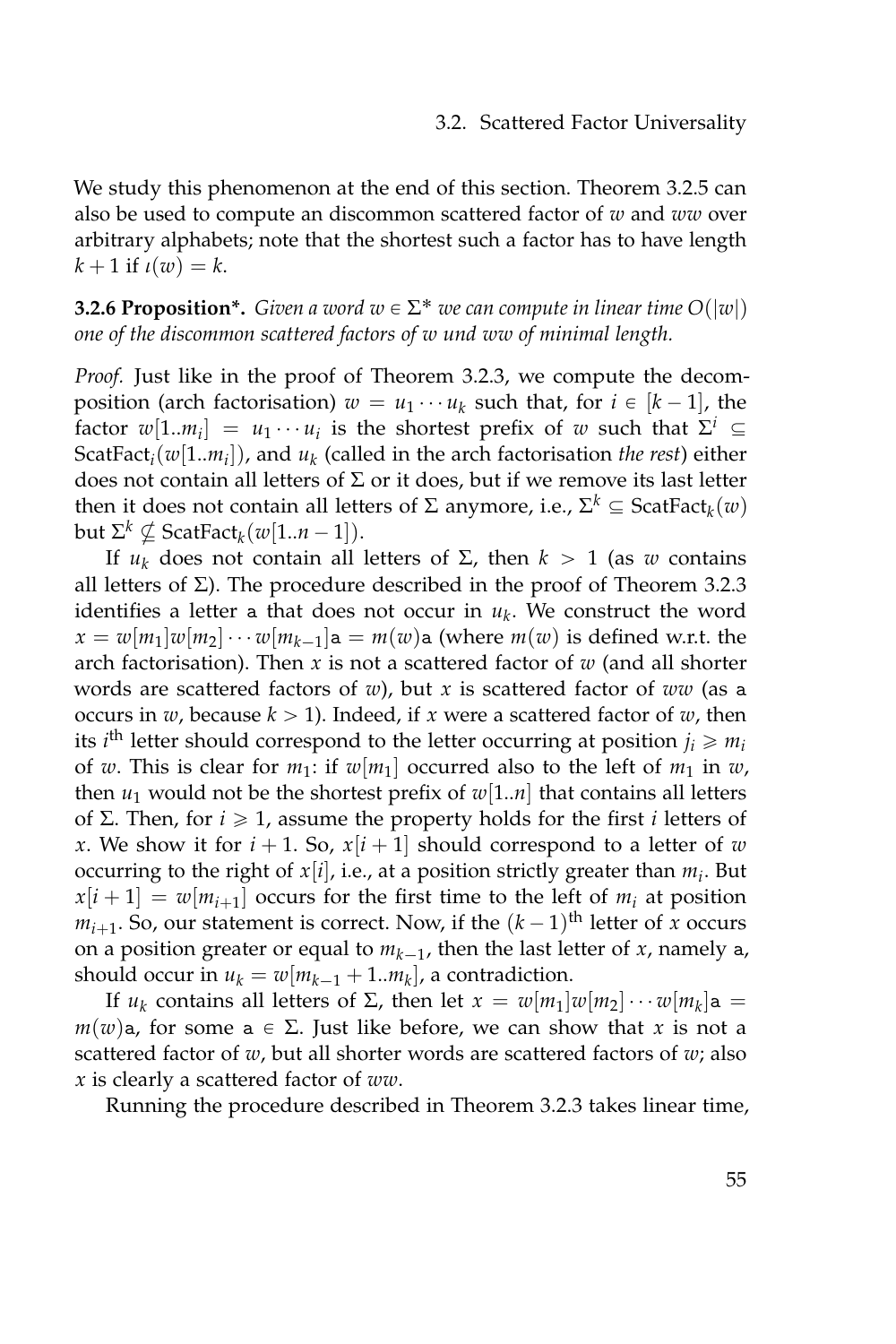We study this phenomenon at the end of this section. Theorem 3.2.5 can also be used to compute an discommon scattered factor of $w$ and $ww$ over arbitrary alphabets; note that the shortest such a factor has to have length $k+1$ if $\iota(w) = k$.

**3.2.6 Proposition*.** *Given a word $w \in \Sigma^*$ we can compute in linear time $O(|w|)$ one of the discommon scattered factors of $w$ und $ww$ of minimal length.*

*Proof.* Just like in the proof of Theorem 3.2.3, we compute the decomposition (arch factorisation) $w = u_1 \cdots u_k$ such that, for $i \in [k-1]$, the factor $w[1..m_i] = u_1 \cdots u_i$ is the shortest prefix of $w$ such that $\Sigma^i \subseteq \mathrm{ScatFact}_i(w[1..m_i])$, and $u_k$ (called in the arch factorisation *the rest*) either does not contain all letters of $\Sigma$ or it does, but if we remove its last letter then it does not contain all letters of $\Sigma$ anymore, i.e., $\Sigma^k \subseteq \mathrm{ScatFact}_k(w)$ but $\Sigma^k \not\subseteq \mathrm{ScatFact}_k(w[1..n-1])$.

If $u_k$ does not contain all letters of $\Sigma$, then $k > 1$ (as $w$ contains all letters of $\Sigma$). The procedure described in the proof of Theorem 3.2.3 identifies a letter $\mathtt{a}$ that does not occur in $u_k$. We construct the word $x = w[m_1]w[m_2] \cdots w[m_{k-1}]\mathtt{a} = m(w)\mathtt{a}$ (where $m(w)$ is defined w.r.t. the arch factorisation). Then $x$ is not a scattered factor of $w$ (and all shorter words are scattered factors of $w$), but $x$ is scattered factor of $ww$ (as $\mathtt{a}$ occurs in $w$, because $k > 1$). Indeed, if $x$ were a scattered factor of $w$, then its $i^{\text{th}}$ letter should correspond to the letter occurring at position $j_i \geq m_i$ of $w$. This is clear for $m_1$: if $w[m_1]$ occurred also to the left of $m_1$ in $w$, then $u_1$ would not be the shortest prefix of $w[1..n]$ that contains all letters of $\Sigma$. Then, for $i \geq 1$, assume the property holds for the first $i$ letters of $x$. We show it for $i+1$. So, $x[i+1]$ should correspond to a letter of $w$ occurring to the right of $x[i]$, i.e., at a position strictly greater than $m_i$. But $x[i+1] = w[m_{i+1}]$ occurs for the first time to the left of $m_i$ at position $m_{i+1}$. So, our statement is correct. Now, if the $(k-1)^{\text{th}}$ letter of $x$ occurs on a position greater or equal to $m_{k-1}$, then the last letter of $x$, namely $\mathtt{a}$, should occur in $u_k = w[m_{k-1}+1..m_k]$, a contradiction.

If $u_k$ contains all letters of $\Sigma$, then let $x = w[m_1]w[m_2] \cdots w[m_k]\mathtt{a} = m(w)\mathtt{a}$, for some $\mathtt{a} \in \Sigma$. Just like before, we can show that $x$ is not a scattered factor of $w$, but all shorter words are scattered factors of $w$; also $x$ is clearly a scattered factor of $ww$.

Running the procedure described in Theorem 3.2.3 takes linear time,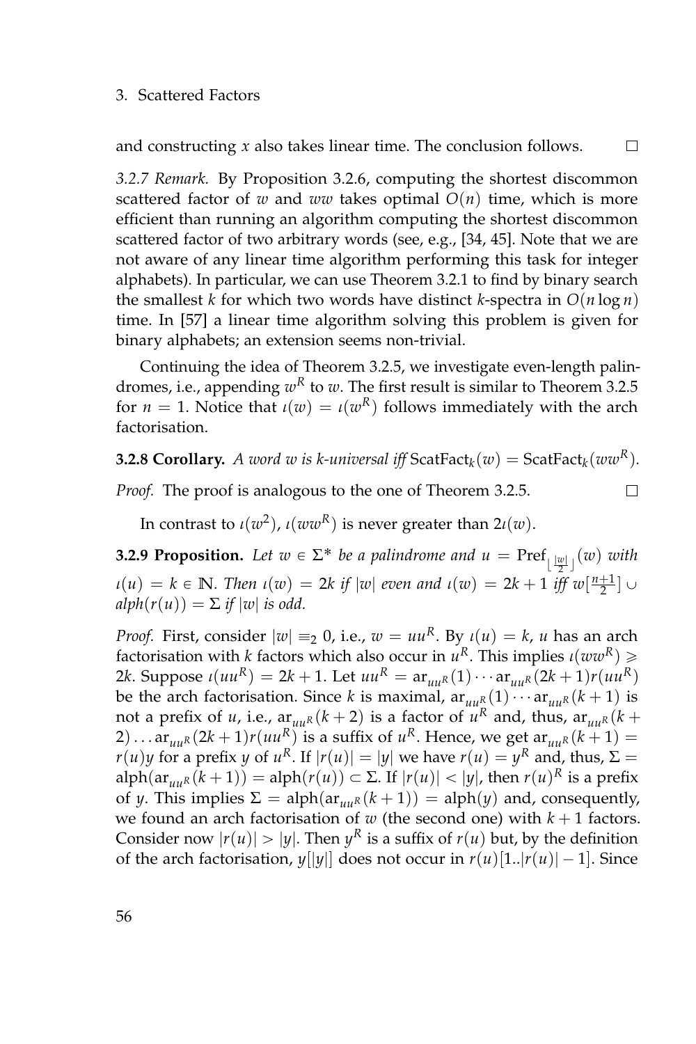and constructing $x$ also takes linear time. The conclusion follows. $\square$

*3.2.7 Remark.* By Proposition 3.2.6, computing the shortest discommon scattered factor of $w$ and $ww$ takes optimal $O(n)$ time, which is more efficient than running an algorithm computing the shortest discommon scattered factor of two arbitrary words (see, e.g., [34, 45]. Note that we are not aware of any linear time algorithm performing this task for integer alphabets). In particular, we can use Theorem 3.2.1 to find by binary search the smallest $k$ for which two words have distinct $k$-spectra in $O(n \log n)$ time. In [57] a linear time algorithm solving this problem is given for binary alphabets; an extension seems non-trivial.

Continuing the idea of Theorem 3.2.5, we investigate even-length palindromes, i.e., appending $w^R$ to $w$. The first result is similar to Theorem 3.2.5 for $n = 1$. Notice that $\iota(w) = \iota(w^R)$ follows immediately with the arch factorisation.

**3.2.8 Corollary.** *A word $w$ is $k$-universal iff $\mathrm{ScatFact}_k(w) = \mathrm{ScatFact}_k(ww^R)$.*

*Proof.* The proof is analogous to the one of Theorem 3.2.5. $\square$

In contrast to $\iota(w^2)$, $\iota(ww^R)$ is never greater than $2\iota(w)$.

**3.2.9 Proposition.** *Let $w \in \Sigma^*$ be a palindrome and $u = \mathrm{Pref}_{\lfloor \frac{|w|}{2} \rfloor}(w)$ with $\iota(u) = k \in \mathbb{N}$. Then $\iota(w) = 2k$ if $|w|$ even and $\iota(w) = 2k+1$ iff $w[\frac{n+1}{2}] \cup alph(r(u)) = \Sigma$ if $|w|$ is odd.*

*Proof.* First, consider $|w| \equiv_2 0$, i.e., $w = uu^R$. By $\iota(u) = k$, $u$ has an arch factorisation with $k$ factors which also occur in $u^R$. This implies $\iota(ww^R) \geqslant 2k$. Suppose $\iota(uu^R) = 2k+1$. Let $uu^R = \mathrm{ar}_{uu^R}(1) \cdots \mathrm{ar}_{uu^R}(2k+1) r(uu^R)$ be the arch factorisation. Since $k$ is maximal, $\mathrm{ar}_{uu^R}(1) \cdots \mathrm{ar}_{uu^R}(k+1)$ is not a prefix of $u$, i.e., $\mathrm{ar}_{uu^R}(k+2)$ is a factor of $u^R$ and, thus, $\mathrm{ar}_{uu^R}(k+2) \ldots \mathrm{ar}_{uu^R}(2k+1) r(uu^R)$ is a suffix of $u^R$. Hence, we get $\mathrm{ar}_{uu^R}(k+1) = r(u)y$ for a prefix $y$ of $u^R$. If $|r(u)| = |y|$ we have $r(u) = y^R$ and, thus, $\Sigma = \mathrm{alph}(\mathrm{ar}_{uu^R}(k+1)) = \mathrm{alph}(r(u)) \subset \Sigma$. If $|r(u)| < |y|$, then $r(u)^R$ is a prefix of $y$. This implies $\Sigma = \mathrm{alph}(\mathrm{ar}_{uu^R}(k+1)) = \mathrm{alph}(y)$ and, consequently, we found an arch factorisation of $w$ (the second one) with $k+1$ factors. Consider now $|r(u)| > |y|$. Then $y^R$ is a suffix of $r(u)$ but, by the definition of the arch factorisation, $y[|y|]$ does not occur in $r(u)[1..|r(u)|-1]$. Since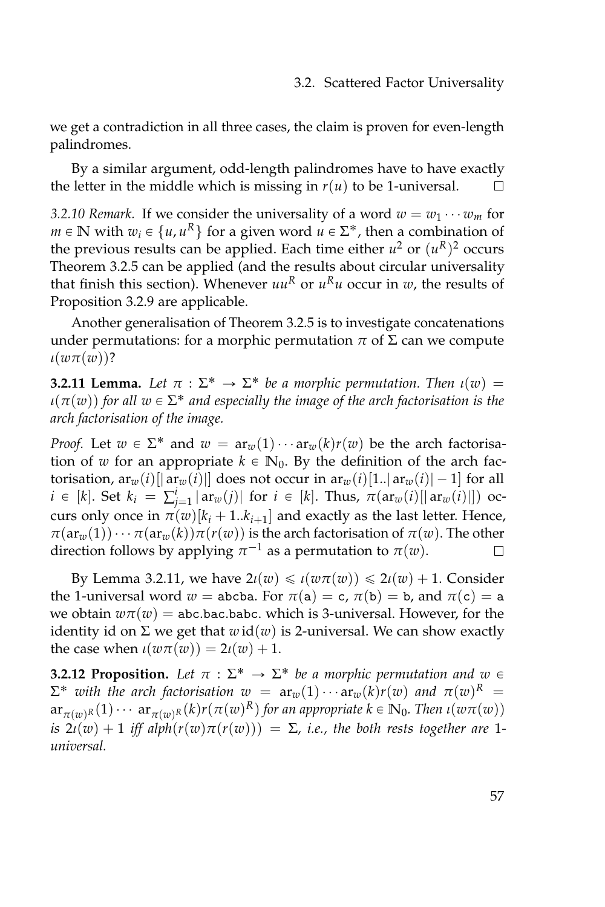we get a contradiction in all three cases, the claim is proven for even-length palindromes.

By a similar argument, odd-length palindromes have to have exactly the letter in the middle which is missing in $r(u)$ to be 1-universal. $\square$

*3.2.10 Remark.* If we consider the universality of a word $w = w_1 \cdots w_m$ for $m \in \mathbb{N}$ with $w_i \in \{u, u^R\}$ for a given word $u \in \Sigma^*$, then a combination of the previous results can be applied. Each time either $u^2$ or $(u^R)^2$ occurs Theorem 3.2.5 can be applied (and the results about circular universality that finish this section). Whenever $uu^R$ or $u^R u$ occur in $w$, the results of Proposition 3.2.9 are applicable.

Another generalisation of Theorem 3.2.5 is to investigate concatenations under permutations: for a morphic permutation $\pi$ of $\Sigma$ can we compute $\iota(w\pi(w))$?

**3.2.11 Lemma.** *Let $\pi : \Sigma^* \to \Sigma^*$ be a morphic permutation. Then $\iota(w) = \iota(\pi(w))$ for all $w \in \Sigma^*$ and especially the image of the arch factorisation is the arch factorisation of the image.*

*Proof.* Let $w \in \Sigma^*$ and $w = \mathrm{ar}_w(1) \cdots \mathrm{ar}_w(k) r(w)$ be the arch factorisation of $w$ for an appropriate $k \in \mathbb{N}_0$. By the definition of the arch factorisation, $\mathrm{ar}_w(i)[|\mathrm{ar}_w(i)|]$ does not occur in $\mathrm{ar}_w(i)[1..|\mathrm{ar}_w(i)| - 1]$ for all $i \in [k]$. Set $k_i = \sum_{j=1}^{i} |\mathrm{ar}_w(j)|$ for $i \in [k]$. Thus, $\pi(\mathrm{ar}_w(i)[|\mathrm{ar}_w(i)|])$ occurs only once in $\pi(w)[k_i + 1..k_{i+1}]$ and exactly as the last letter. Hence, $\pi(\mathrm{ar}_w(1)) \cdots \pi(\mathrm{ar}_w(k))\pi(r(w))$ is the arch factorisation of $\pi(w)$. The other direction follows by applying $\pi^{-1}$ as a permutation to $\pi(w)$. $\square$

By Lemma 3.2.11, we have $2\iota(w) \leq \iota(w\pi(w)) \leq 2\iota(w) + 1$. Consider the 1-universal word $w = \texttt{abcba}$. For $\pi(\texttt{a}) = \texttt{c}$, $\pi(\texttt{b}) = \texttt{b}$, and $\pi(\texttt{c}) = \texttt{a}$ we obtain $w\pi(w) = \texttt{abc.bac.babc}$. which is 3-universal. However, for the identity id on $\Sigma$ we get that $w\,\mathrm{id}(w)$ is 2-universal. We can show exactly the case when $\iota(w\pi(w)) = 2\iota(w) + 1$.

**3.2.12 Proposition.** *Let $\pi : \Sigma^* \to \Sigma^*$ be a morphic permutation and $w \in \Sigma^*$ with the arch factorisation $w = \mathrm{ar}_w(1) \cdots \mathrm{ar}_w(k) r(w)$ and $\pi(w)^R = \mathrm{ar}_{\pi(w)^R}(1) \cdots \mathrm{ar}_{\pi(w)^R}(k) r(\pi(w)^R)$ for an appropriate $k \in \mathbb{N}_0$. Then $\iota(w\pi(w))$ is $2\iota(w) + 1$ iff $\mathrm{alph}(r(w)\pi(r(w))) = \Sigma$, i.e., the both rests together are 1-universal.*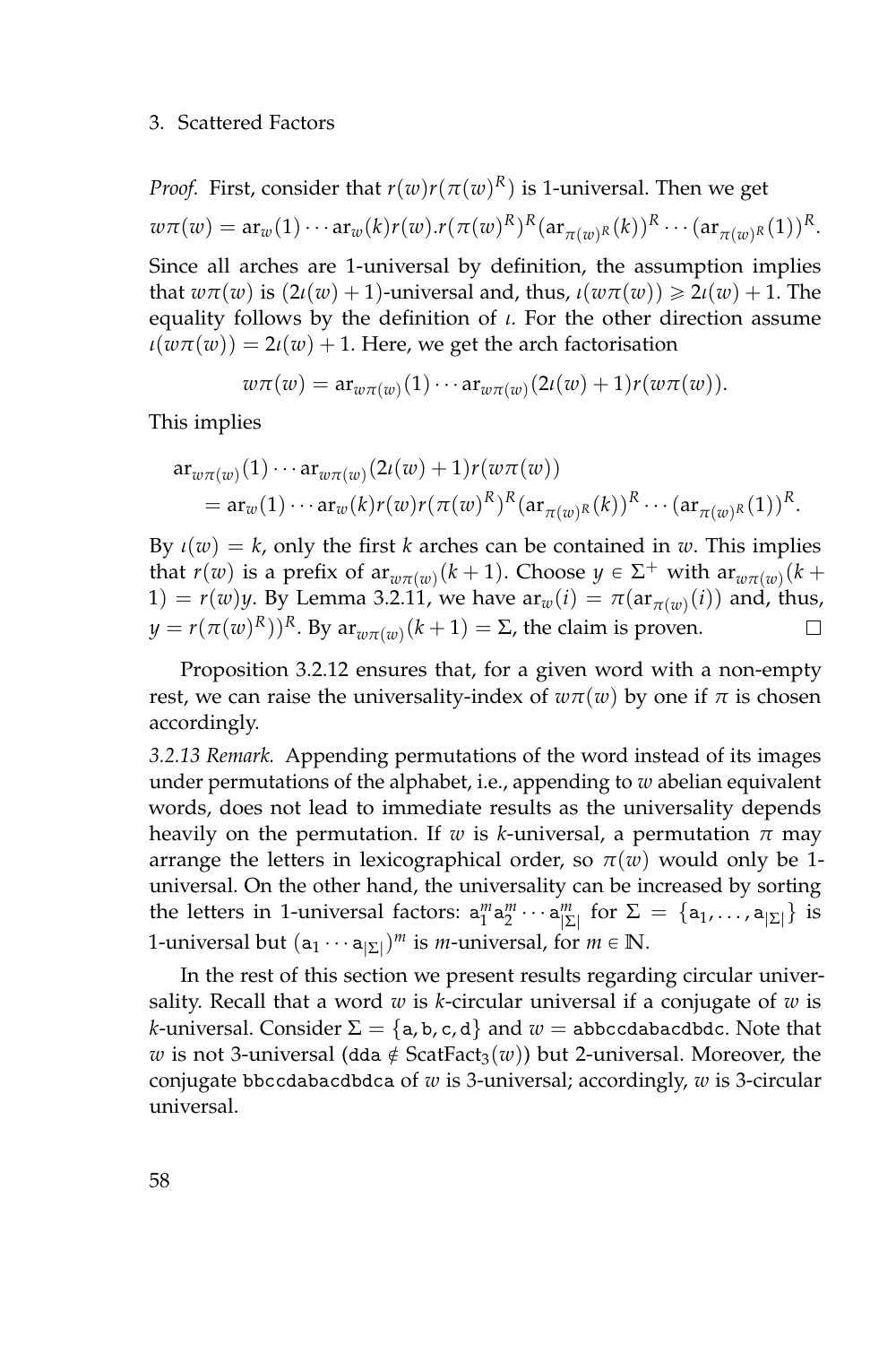*Proof.* First, consider that $r(w)r(\pi(w)^R)$ is 1-universal. Then we get

$$w\pi(w) = \mathrm{ar}_w(1)\cdots\mathrm{ar}_w(k)r(w).r(\pi(w)^R)^R(\mathrm{ar}_{\pi(w)^R}(k))^R\cdots(\mathrm{ar}_{\pi(w)^R}(1))^R.$$

Since all arches are 1-universal by definition, the assumption implies that $w\pi(w)$ is $(2\iota(w)+1)$-universal and, thus, $\iota(w\pi(w)) \geqslant 2\iota(w)+1$. The equality follows by the definition of $\iota$. For the other direction assume $\iota(w\pi(w)) = 2\iota(w)+1$. Here, we get the arch factorisation

$$w\pi(w) = \mathrm{ar}_{w\pi(w)}(1)\cdots\mathrm{ar}_{w\pi(w)}(2\iota(w)+1)r(w\pi(w)).$$

This implies

$$\begin{aligned}
&\mathrm{ar}_{w\pi(w)}(1)\cdots\mathrm{ar}_{w\pi(w)}(2\iota(w)+1)r(w\pi(w)) \\
&\quad= \mathrm{ar}_w(1)\cdots\mathrm{ar}_w(k)r(w)r(\pi(w)^R)^R(\mathrm{ar}_{\pi(w)^R}(k))^R\cdots(\mathrm{ar}_{\pi(w)^R}(1))^R.
\end{aligned}$$

By $\iota(w) = k$, only the first $k$ arches can be contained in $w$. This implies that $r(w)$ is a prefix of $\mathrm{ar}_{w\pi(w)}(k+1)$. Choose $y \in \Sigma^+$ with $\mathrm{ar}_{w\pi(w)}(k+1) = r(w)y$. By Lemma 3.2.11, we have $\mathrm{ar}_w(i) = \pi(\mathrm{ar}_{\pi(w)}(i))$ and, thus, $y = r(\pi(w)^R))^R$. By $\mathrm{ar}_{w\pi(w)}(k+1) = \Sigma$, the claim is proven. □

Proposition 3.2.12 ensures that, for a given word with a non-empty rest, we can raise the universality-index of $w\pi(w)$ by one if $\pi$ is chosen accordingly.

*3.2.13 Remark.* Appending permutations of the word instead of its images under permutations of the alphabet, i.e., appending to $w$ abelian equivalent words, does not lead to immediate results as the universality depends heavily on the permutation. If $w$ is $k$-universal, a permutation $\pi$ may arrange the letters in lexicographical order, so $\pi(w)$ would only be 1-universal. On the other hand, the universality can be increased by sorting the letters in 1-universal factors: $\mathtt{a}_1^m\mathtt{a}_2^m\cdots\mathtt{a}_{|\Sigma|}^m$ for $\Sigma = \{\mathtt{a}_1,\ldots,\mathtt{a}_{|\Sigma|}\}$ is 1-universal but $(\mathtt{a}_1\cdots\mathtt{a}_{|\Sigma|})^m$ is $m$-universal, for $m \in \mathbb{N}$.

In the rest of this section we present results regarding circular universality. Recall that a word $w$ is $k$-circular universal if a conjugate of $w$ is $k$-universal. Consider $\Sigma = \{\mathtt{a},\mathtt{b},\mathtt{c},\mathtt{d}\}$ and $w = \mathtt{abbccdabacdbdc}$. Note that $w$ is not 3-universal ($\mathtt{dda} \notin \mathrm{ScatFact}_3(w)$) but 2-universal. Moreover, the conjugate $\mathtt{bbccdabacdbdca}$ of $w$ is 3-universal; accordingly, $w$ is 3-circular universal.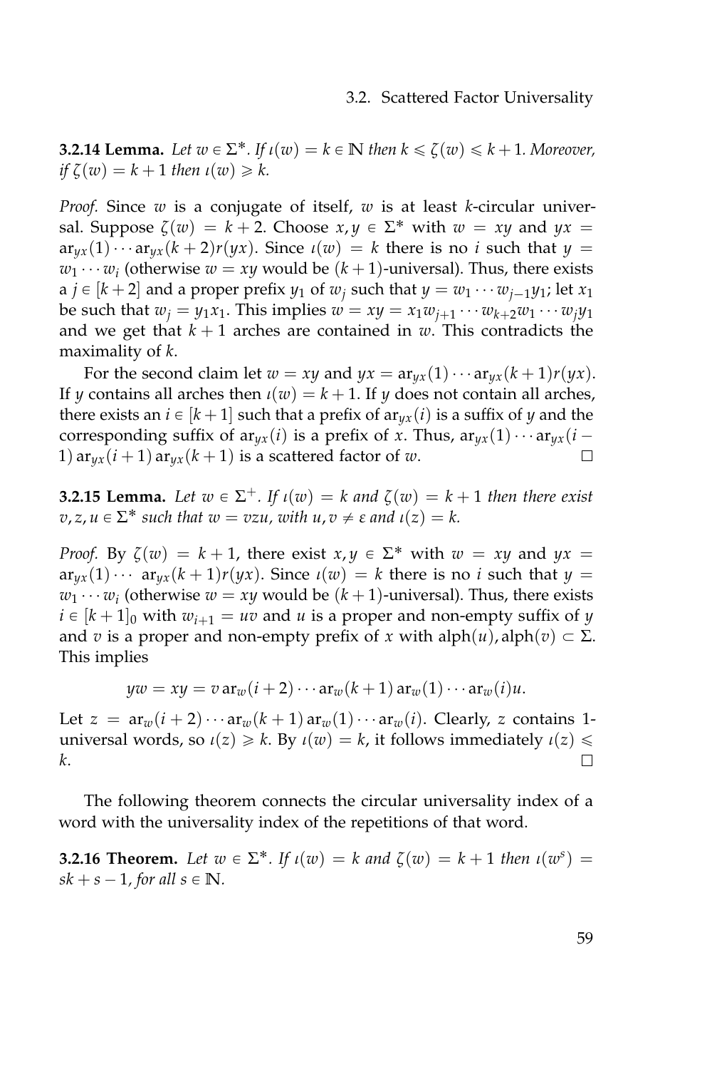**3.2.14 Lemma.** *Let $w \in \Sigma^*$. If $\iota(w) = k \in \mathbb{N}$ then $k \leqslant \zeta(w) \leqslant k+1$. Moreover, if $\zeta(w) = k+1$ then $\iota(w) \geqslant k$.*

*Proof.* Since $w$ is a conjugate of itself, $w$ is at least $k$-circular universal. Suppose $\zeta(w) = k+2$. Choose $x, y \in \Sigma^*$ with $w = xy$ and $yx = \mathrm{ar}_{yx}(1) \cdots \mathrm{ar}_{yx}(k+2) r(yx)$. Since $\iota(w) = k$ there is no $i$ such that $y = w_1 \cdots w_i$ (otherwise $w = xy$ would be $(k+1)$-universal). Thus, there exists a $j \in [k+2]$ and a proper prefix $y_1$ of $w_j$ such that $y = w_1 \cdots w_{j-1} y_1$; let $x_1$ be such that $w_j = y_1 x_1$. This implies $w = xy = x_1 w_{j+1} \cdots w_{k+2} w_1 \cdots w_j y_1$ and we get that $k+1$ arches are contained in $w$. This contradicts the maximality of $k$.

For the second claim let $w = xy$ and $yx = \mathrm{ar}_{yx}(1) \cdots \mathrm{ar}_{yx}(k+1) r(yx)$. If $y$ contains all arches then $\iota(w) = k+1$. If $y$ does not contain all arches, there exists an $i \in [k+1]$ such that a prefix of $\mathrm{ar}_{yx}(i)$ is a suffix of $y$ and the corresponding suffix of $\mathrm{ar}_{yx}(i)$ is a prefix of $x$. Thus, $\mathrm{ar}_{yx}(1) \cdots \mathrm{ar}_{yx}(i-1)\, \mathrm{ar}_{yx}(i+1)\, \mathrm{ar}_{yx}(k+1)$ is a scattered factor of $w$. □

**3.2.15 Lemma.** *Let $w \in \Sigma^+$. If $\iota(w) = k$ and $\zeta(w) = k+1$ then there exist $v, z, u \in \Sigma^*$ such that $w = vzu$, with $u, v \neq \varepsilon$ and $\iota(z) = k$.*

*Proof.* By $\zeta(w) = k+1$, there exist $x, y \in \Sigma^*$ with $w = xy$ and $yx = \mathrm{ar}_{yx}(1) \cdots\ \mathrm{ar}_{yx}(k+1) r(yx)$. Since $\iota(w) = k$ there is no $i$ such that $y = w_1 \cdots w_i$ (otherwise $w = xy$ would be $(k+1)$-universal). Thus, there exists $i \in [k+1]_0$ with $w_{i+1} = uv$ and $u$ is a proper and non-empty suffix of $y$ and $v$ is a proper and non-empty prefix of $x$ with $\mathrm{alph}(u), \mathrm{alph}(v) \subset \Sigma$. This implies

$$yw = xy = v\, \mathrm{ar}_w(i+2) \cdots \mathrm{ar}_w(k+1)\, \mathrm{ar}_w(1) \cdots \mathrm{ar}_w(i) u.$$

Let $z = \mathrm{ar}_w(i+2) \cdots \mathrm{ar}_w(k+1)\, \mathrm{ar}_w(1) \cdots \mathrm{ar}_w(i)$. Clearly, $z$ contains 1-universal words, so $\iota(z) \geqslant k$. By $\iota(w) = k$, it follows immediately $\iota(z) \leqslant k$. □

The following theorem connects the circular universality index of a word with the universality index of the repetitions of that word.

**3.2.16 Theorem.** *Let $w \in \Sigma^*$. If $\iota(w) = k$ and $\zeta(w) = k+1$ then $\iota(w^s) = sk + s - 1$, for all $s \in \mathbb{N}$.*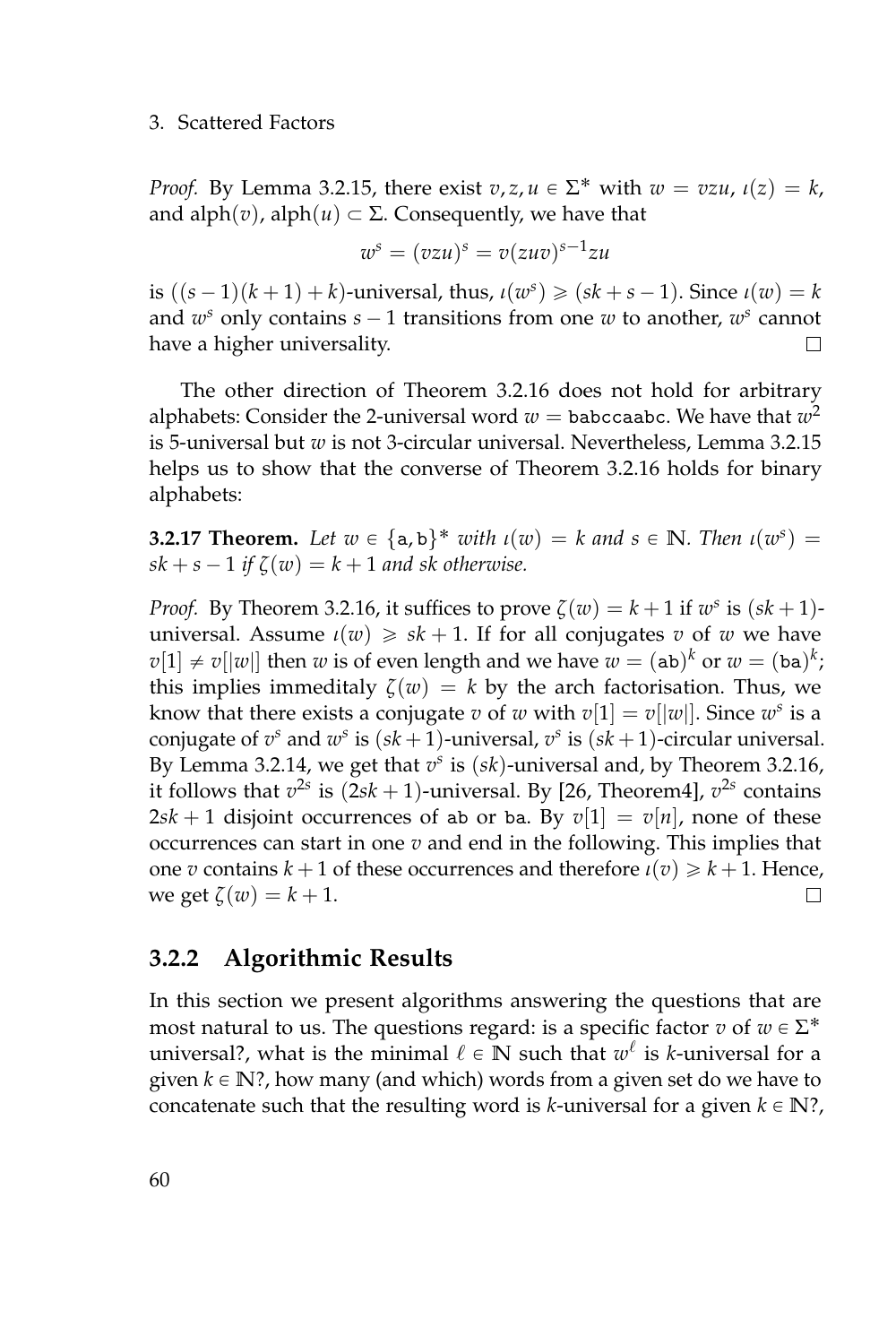*Proof.* By Lemma 3.2.15, there exist $v, z, u \in \Sigma^*$ with $w = vzu$, $\iota(z) = k$, and $\mathrm{alph}(v)$, $\mathrm{alph}(u) \subset \Sigma$. Consequently, we have that

$$w^s = (vzu)^s = v(zuv)^{s-1}zu$$

is $((s-1)(k+1)+k)$-universal, thus, $\iota(w^s) \geqslant (sk+s-1)$. Since $\iota(w) = k$ and $w^s$ only contains $s-1$ transitions from one $w$ to another, $w^s$ cannot have a higher universality. □

The other direction of Theorem 3.2.16 does not hold for arbitrary alphabets: Consider the 2-universal word $w = \texttt{babccaabc}$. We have that $w^2$ is 5-universal but $w$ is not 3-circular universal. Nevertheless, Lemma 3.2.15 helps us to show that the converse of Theorem 3.2.16 holds for binary alphabets:

**3.2.17 Theorem.** *Let $w \in \{\texttt{a},\texttt{b}\}^*$ with $\iota(w) = k$ and $s \in \mathbb{N}$. Then $\iota(w^s) = sk+s-1$ if $\zeta(w) = k+1$ and $sk$ otherwise.*

*Proof.* By Theorem 3.2.16, it suffices to prove $\zeta(w) = k+1$ if $w^s$ is $(sk+1)$-universal. Assume $\iota(w) \geqslant sk+1$. If for all conjugates $v$ of $w$ we have $v[1] \neq v[|w|]$ then $w$ is of even length and we have $w = (\texttt{ab})^k$ or $w = (\texttt{ba})^k$; this implies immeditaly $\zeta(w) = k$ by the arch factorisation. Thus, we know that there exists a conjugate $v$ of $w$ with $v[1] = v[|w|]$. Since $w^s$ is a conjugate of $v^s$ and $w^s$ is $(sk+1)$-universal, $v^s$ is $(sk+1)$-circular universal. By Lemma 3.2.14, we get that $v^s$ is $(sk)$-universal and, by Theorem 3.2.16, it follows that $v^{2s}$ is $(2sk+1)$-universal. By [26, Theorem4], $v^{2s}$ contains $2sk+1$ disjoint occurrences of $\texttt{ab}$ or $\texttt{ba}$. By $v[1] = v[n]$, none of these occurrences can start in one $v$ and end in the following. This implies that one $v$ contains $k+1$ of these occurrences and therefore $\iota(v) \geqslant k+1$. Hence, we get $\zeta(w) = k+1$. □

### 3.2.2 Algorithmic Results

In this section we present algorithms answering the questions that are most natural to us. The questions regard: is a specific factor $v$ of $w \in \Sigma^*$ universal?, what is the minimal $\ell \in \mathbb{N}$ such that $w^\ell$ is $k$-universal for a given $k \in \mathbb{N}$?, how many (and which) words from a given set do we have to concatenate such that the resulting word is $k$-universal for a given $k \in \mathbb{N}$?,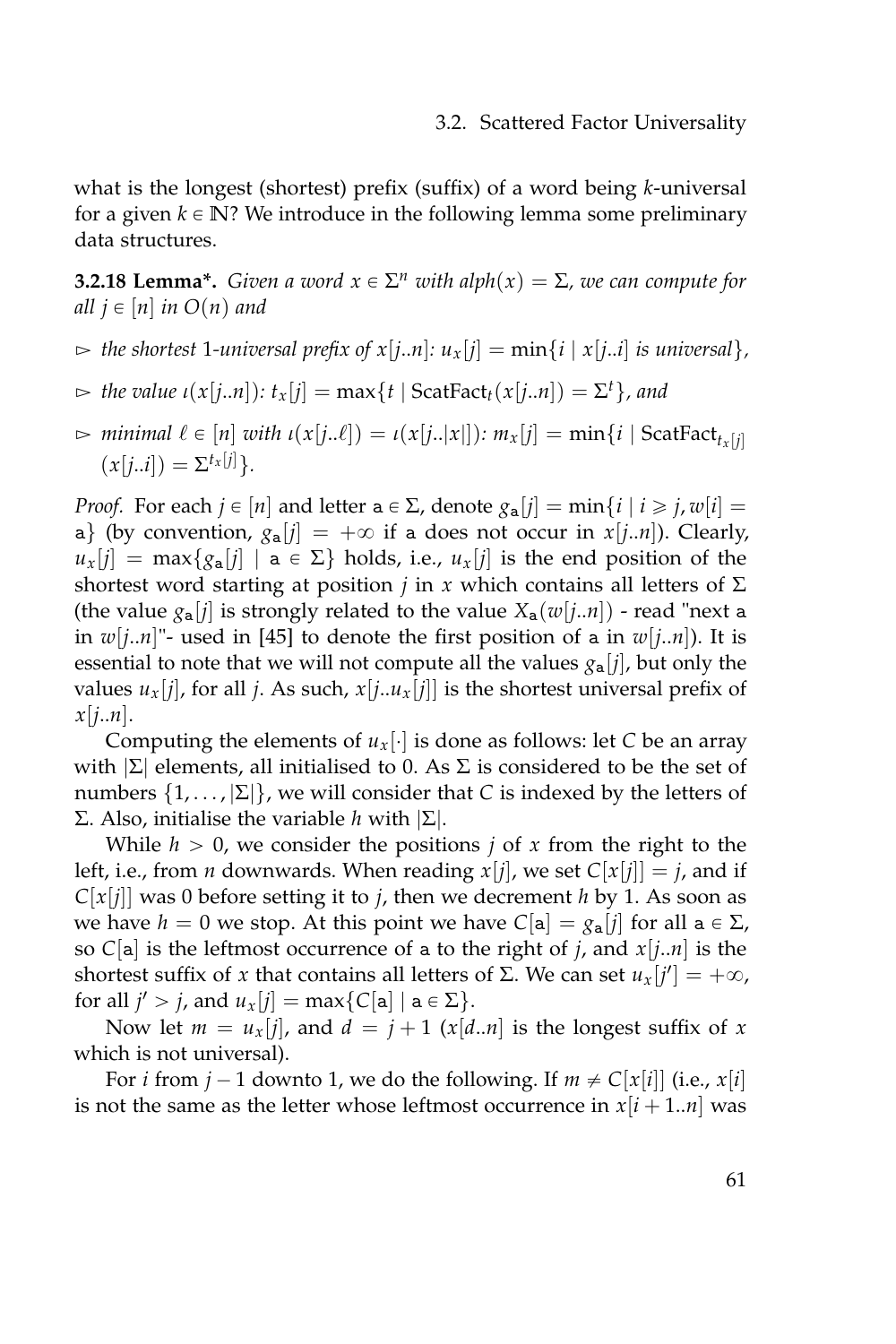what is the longest (shortest) prefix (suffix) of a word being $k$-universal for a given $k \in \mathbb{N}$? We introduce in the following lemma some preliminary data structures.

**3.2.18 Lemma*.** *Given a word $x \in \Sigma^n$ with $alph(x) = \Sigma$, we can compute for all $j \in [n]$ in $O(n)$ and*

- ▻ *the shortest 1-universal prefix of $x[j..n]$: $u_x[j] = \min\{i \mid x[j..i]$ is universal$\}$,*
- ▻ *the value $\iota(x[j..n])$: $t_x[j] = \max\{t \mid \mathrm{ScatFact}_t(x[j..n]) = \Sigma^t\}$, and*
- ▻ *minimal $\ell \in [n]$ with $\iota(x[j..\ell]) = \iota(x[j..|x|])$: $m_x[j] = \min\{i \mid \mathrm{ScatFact}_{t_x[j]}(x[j..i]) = \Sigma^{t_x[j]}\}$.*

*Proof.* For each $j \in [n]$ and letter $\mathtt{a} \in \Sigma$, denote $g_{\mathtt{a}}[j] = \min\{i \mid i \geqslant j, w[i] = \mathtt{a}\}$ (by convention, $g_{\mathtt{a}}[j] = +\infty$ if $\mathtt{a}$ does not occur in $x[j..n]$). Clearly, $u_x[j] = \max\{g_{\mathtt{a}}[j] \mid \mathtt{a} \in \Sigma\}$ holds, i.e., $u_x[j]$ is the end position of the shortest word starting at position $j$ in $x$ which contains all letters of $\Sigma$ (the value $g_{\mathtt{a}}[j]$ is strongly related to the value $X_{\mathtt{a}}(w[j..n])$ - read "next $\mathtt{a}$ in $w[j..n]$"- used in [45] to denote the first position of $\mathtt{a}$ in $w[j..n]$). It is essential to note that we will not compute all the values $g_{\mathtt{a}}[j]$, but only the values $u_x[j]$, for all $j$. As such, $x[j..u_x[j]]$ is the shortest universal prefix of $x[j..n]$.

Computing the elements of $u_x[\cdot]$ is done as follows: let $C$ be an array with $|\Sigma|$ elements, all initialised to 0. As $\Sigma$ is considered to be the set of numbers $\{1, \ldots, |\Sigma|\}$, we will consider that $C$ is indexed by the letters of $\Sigma$. Also, initialise the variable $h$ with $|\Sigma|$.

While $h > 0$, we consider the positions $j$ of $x$ from the right to the left, i.e., from $n$ downwards. When reading $x[j]$, we set $C[x[j]] = j$, and if $C[x[j]]$ was 0 before setting it to $j$, then we decrement $h$ by 1. As soon as we have $h = 0$ we stop. At this point we have $C[\mathtt{a}] = g_{\mathtt{a}}[j]$ for all $\mathtt{a} \in \Sigma$, so $C[\mathtt{a}]$ is the leftmost occurrence of $\mathtt{a}$ to the right of $j$, and $x[j..n]$ is the shortest suffix of $x$ that contains all letters of $\Sigma$. We can set $u_x[j'] = +\infty$, for all $j' > j$, and $u_x[j] = \max\{C[\mathtt{a}] \mid \mathtt{a} \in \Sigma\}$.

Now let $m = u_x[j]$, and $d = j + 1$ ($x[d..n]$ is the longest suffix of $x$ which is not universal).

For $i$ from $j - 1$ downto 1, we do the following. If $m \neq C[x[i]]$ (i.e., $x[i]$ is not the same as the letter whose leftmost occurrence in $x[i + 1..n]$ was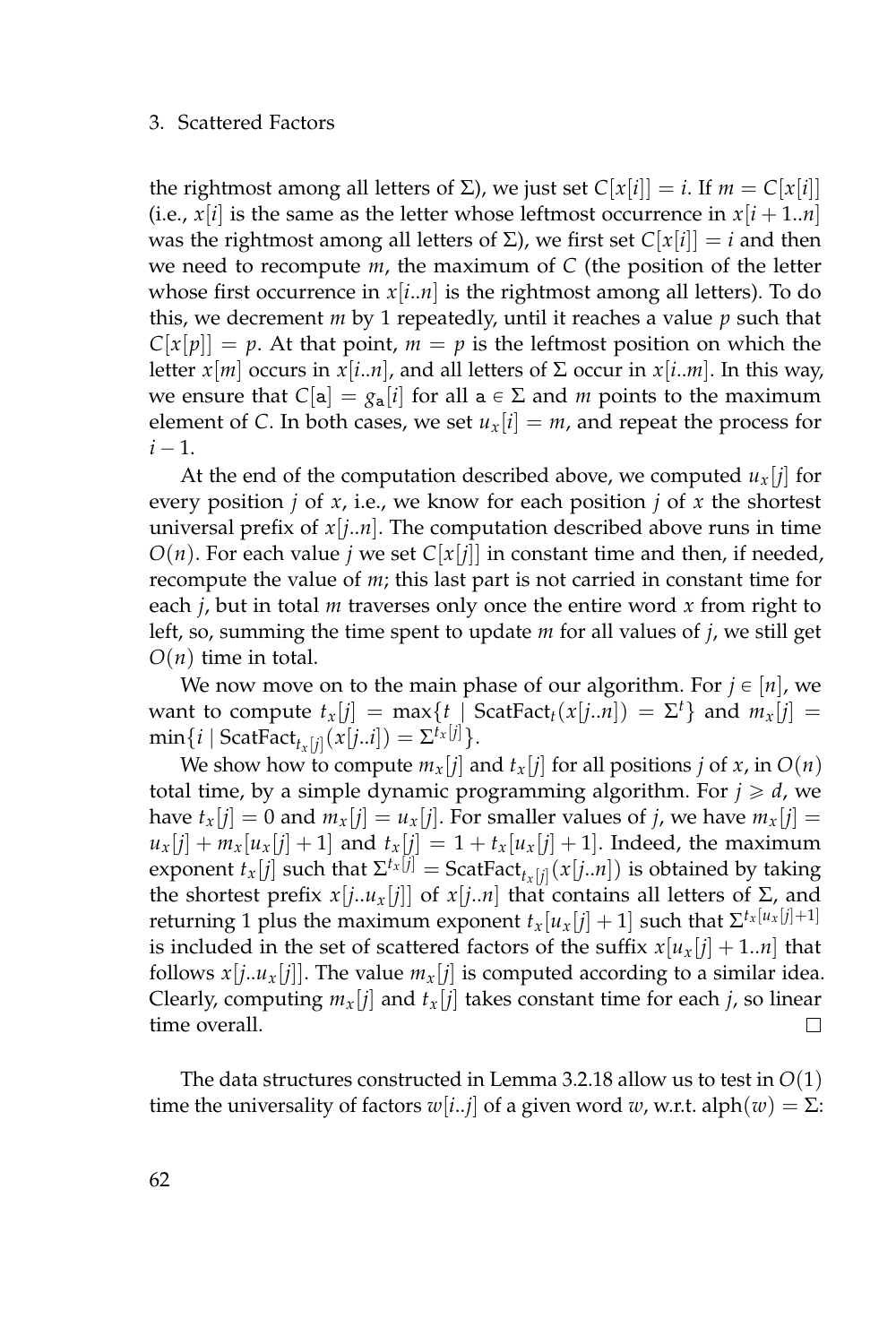the rightmost among all letters of $\Sigma$), we just set $C[x[i]] = i$. If $m = C[x[i]]$ (i.e., $x[i]$ is the same as the letter whose leftmost occurrence in $x[i+1..n]$ was the rightmost among all letters of $\Sigma$), we first set $C[x[i]] = i$ and then we need to recompute $m$, the maximum of $C$ (the position of the letter whose first occurrence in $x[i..n]$ is the rightmost among all letters). To do this, we decrement $m$ by 1 repeatedly, until it reaches a value $p$ such that $C[x[p]] = p$. At that point, $m = p$ is the leftmost position on which the letter $x[m]$ occurs in $x[i..n]$, and all letters of $\Sigma$ occur in $x[i..m]$. In this way, we ensure that $C[\mathtt{a}] = g_{\mathtt{a}}[i]$ for all $\mathtt{a} \in \Sigma$ and $m$ points to the maximum element of $C$. In both cases, we set $u_x[i] = m$, and repeat the process for $i - 1$.

At the end of the computation described above, we computed $u_x[j]$ for every position $j$ of $x$, i.e., we know for each position $j$ of $x$ the shortest universal prefix of $x[j..n]$. The computation described above runs in time $O(n)$. For each value $j$ we set $C[x[j]]$ in constant time and then, if needed, recompute the value of $m$; this last part is not carried in constant time for each $j$, but in total $m$ traverses only once the entire word $x$ from right to left, so, summing the time spent to update $m$ for all values of $j$, we still get $O(n)$ time in total.

We now move on to the main phase of our algorithm. For $j \in [n]$, we want to compute $t_x[j] = \max\{t \mid \mathrm{ScatFact}_t(x[j..n]) = \Sigma^t\}$ and $m_x[j] = \min\{i \mid \mathrm{ScatFact}_{t_x[j]}(x[j..i]) = \Sigma^{t_x[j]}\}$.

We show how to compute $m_x[j]$ and $t_x[j]$ for all positions $j$ of $x$, in $O(n)$ total time, by a simple dynamic programming algorithm. For $j \geqslant d$, we have $t_x[j] = 0$ and $m_x[j] = u_x[j]$. For smaller values of $j$, we have $m_x[j] = u_x[j] + m_x[u_x[j] + 1]$ and $t_x[j] = 1 + t_x[u_x[j] + 1]$. Indeed, the maximum exponent $t_x[j]$ such that $\Sigma^{t_x[j]} = \mathrm{ScatFact}_{t_x[j]}(x[j..n])$ is obtained by taking the shortest prefix $x[j..u_x[j]]$ of $x[j..n]$ that contains all letters of $\Sigma$, and returning 1 plus the maximum exponent $t_x[u_x[j] + 1]$ such that $\Sigma^{t_x[u_x[j]+1]}$ is included in the set of scattered factors of the suffix $x[u_x[j] + 1..n]$ that follows $x[j..u_x[j]]$. The value $m_x[j]$ is computed according to a similar idea. Clearly, computing $m_x[j]$ and $t_x[j]$ takes constant time for each $j$, so linear time overall. □

The data structures constructed in Lemma 3.2.18 allow us to test in $O(1)$ time the universality of factors $w[i..j]$ of a given word $w$, w.r.t. $\mathrm{alph}(w) = \Sigma$: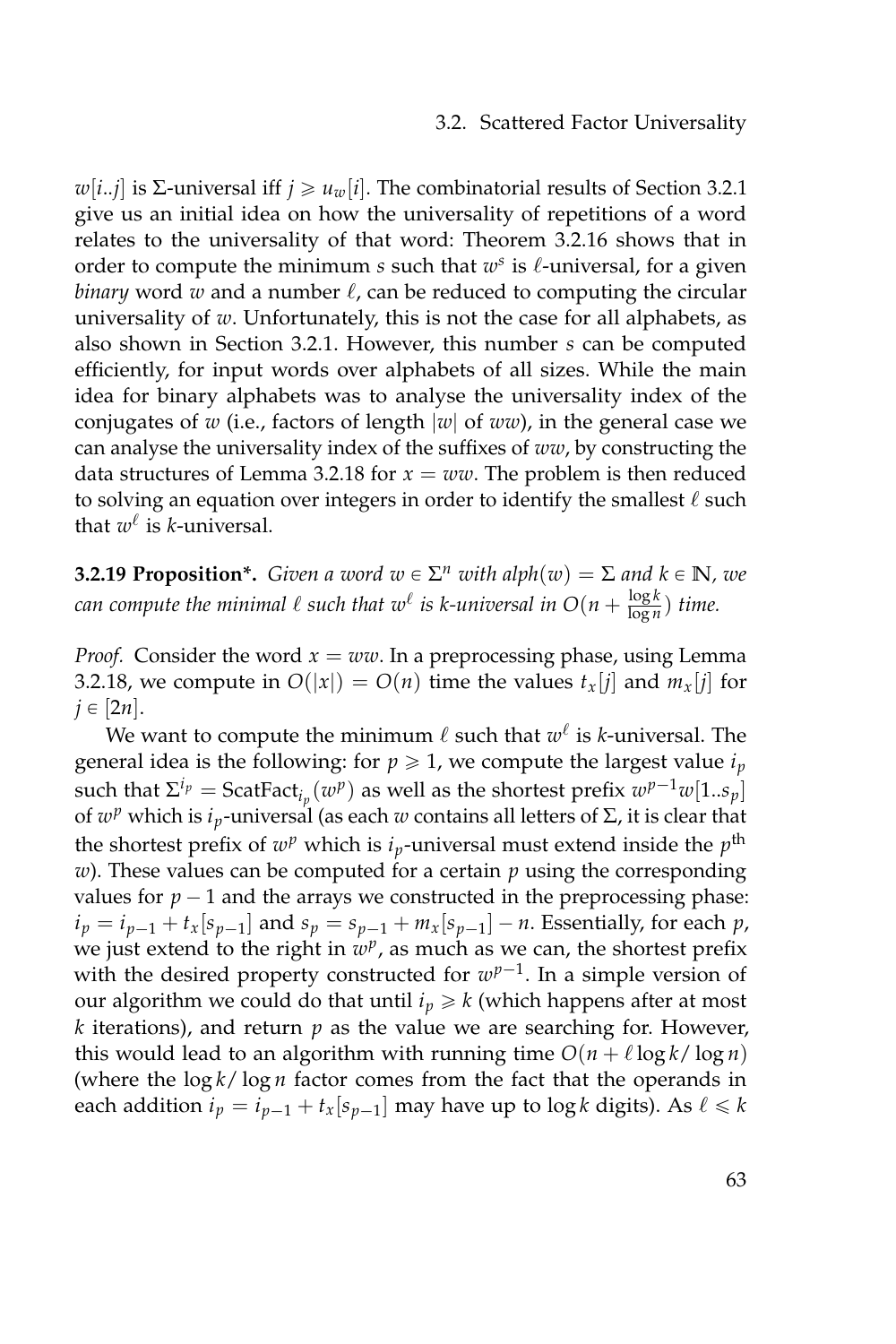$w[i..j]$ is $\Sigma$-universal iff $j \geqslant u_w[i]$. The combinatorial results of Section 3.2.1 give us an initial idea on how the universality of repetitions of a word relates to the universality of that word: Theorem 3.2.16 shows that in order to compute the minimum $s$ such that $w^s$ is $\ell$-universal, for a given *binary* word $w$ and a number $\ell$, can be reduced to computing the circular universality of $w$. Unfortunately, this is not the case for all alphabets, as also shown in Section 3.2.1. However, this number $s$ can be computed efficiently, for input words over alphabets of all sizes. While the main idea for binary alphabets was to analyse the universality index of the conjugates of $w$ (i.e., factors of length $|w|$ of $ww$), in the general case we can analyse the universality index of the suffixes of $ww$, by constructing the data structures of Lemma 3.2.18 for $x = ww$. The problem is then reduced to solving an equation over integers in order to identify the smallest $\ell$ such that $w^\ell$ is $k$-universal.

**3.2.19 Proposition\*.** *Given a word $w \in \Sigma^n$ with $alph(w) = \Sigma$ and $k \in \mathbb{N}$, we can compute the minimal $\ell$ such that $w^\ell$ is $k$-universal in $O(n + \frac{\log k}{\log n})$ time.*

*Proof.* Consider the word $x = ww$. In a preprocessing phase, using Lemma 3.2.18, we compute in $O(|x|) = O(n)$ time the values $t_x[j]$ and $m_x[j]$ for $j \in [2n]$.

We want to compute the minimum $\ell$ such that $w^\ell$ is $k$-universal. The general idea is the following: for $p \geqslant 1$, we compute the largest value $i_p$ such that $\Sigma^{i_p} = \text{ScatFact}_{i_p}(w^p)$ as well as the shortest prefix $w^{p-1}w[1..s_p]$ of $w^p$ which is $i_p$-universal (as each $w$ contains all letters of $\Sigma$, it is clear that the shortest prefix of $w^p$ which is $i_p$-universal must extend inside the $p^{\text{th}}$ $w$). These values can be computed for a certain $p$ using the corresponding values for $p - 1$ and the arrays we constructed in the preprocessing phase: $i_p = i_{p-1} + t_x[s_{p-1}]$ and $s_p = s_{p-1} + m_x[s_{p-1}] - n$. Essentially, for each $p$, we just extend to the right in $w^p$, as much as we can, the shortest prefix with the desired property constructed for $w^{p-1}$. In a simple version of our algorithm we could do that until $i_p \geqslant k$ (which happens after at most $k$ iterations), and return $p$ as the value we are searching for. However, this would lead to an algorithm with running time $O(n + \ell \log k / \log n)$ (where the $\log k / \log n$ factor comes from the fact that the operands in each addition $i_p = i_{p-1} + t_x[s_{p-1}]$ may have up to $\log k$ digits). As $\ell \leqslant k$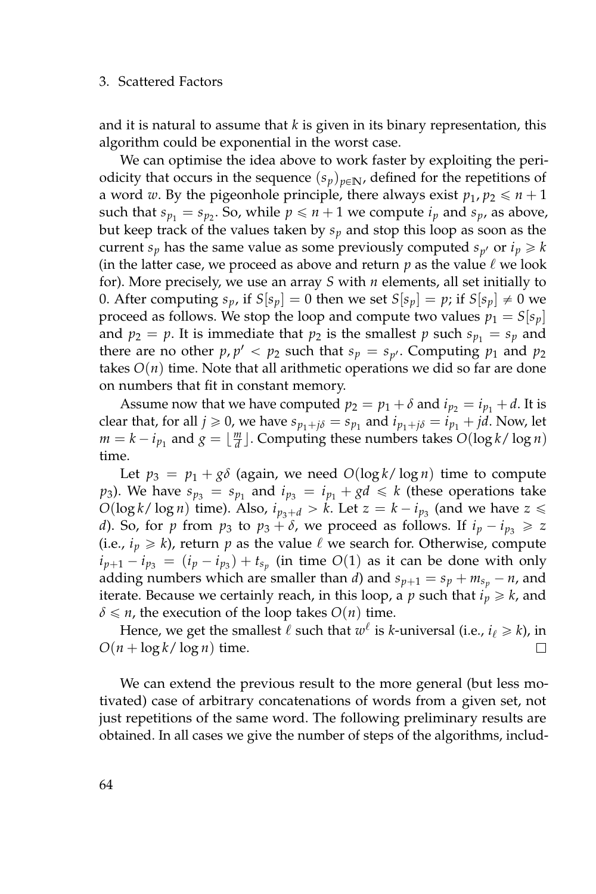and it is natural to assume that $k$ is given in its binary representation, this algorithm could be exponential in the worst case.

We can optimise the idea above to work faster by exploiting the periodicity that occurs in the sequence $(s_p)_{p \in \mathbb{N}}$, defined for the repetitions of a word $w$. By the pigeonhole principle, there always exist $p_1, p_2 \leqslant n+1$ such that $s_{p_1} = s_{p_2}$. So, while $p \leqslant n+1$ we compute $i_p$ and $s_p$, as above, but keep track of the values taken by $s_p$ and stop this loop as soon as the current $s_p$ has the same value as some previously computed $s_{p'}$ or $i_p \geqslant k$ (in the latter case, we proceed as above and return $p$ as the value $\ell$ we look for). More precisely, we use an array $S$ with $n$ elements, all set initially to 0. After computing $s_p$, if $S[s_p] = 0$ then we set $S[s_p] = p$; if $S[s_p] \neq 0$ we proceed as follows. We stop the loop and compute two values $p_1 = S[s_p]$ and $p_2 = p$. It is immediate that $p_2$ is the smallest $p$ such $s_{p_1} = s_p$ and there are no other $p, p' < p_2$ such that $s_p = s_{p'}$. Computing $p_1$ and $p_2$ takes $O(n)$ time. Note that all arithmetic operations we did so far are done on numbers that fit in constant memory.

Assume now that we have computed $p_2 = p_1 + \delta$ and $i_{p_2} = i_{p_1} + d$. It is clear that, for all $j \geqslant 0$, we have $s_{p_1 + j\delta} = s_{p_1}$ and $i_{p_1 + j\delta} = i_{p_1} + jd$. Now, let $m = k - i_{p_1}$ and $g = \lfloor \frac{m}{d} \rfloor$. Computing these numbers takes $O(\log k / \log n)$ time.

Let $p_3 = p_1 + g\delta$ (again, we need $O(\log k / \log n)$ time to compute $p_3$). We have $s_{p_3} = s_{p_1}$ and $i_{p_3} = i_{p_1} + gd \leqslant k$ (these operations take $O(\log k / \log n)$ time). Also, $i_{p_3 + d} > k$. Let $z = k - i_{p_3}$ (and we have $z \leqslant d$). So, for $p$ from $p_3$ to $p_3 + \delta$, we proceed as follows. If $i_p - i_{p_3} \geqslant z$ (i.e., $i_p \geqslant k$), return $p$ as the value $\ell$ we search for. Otherwise, compute $i_{p+1} - i_{p_3} = (i_p - i_{p_3}) + t_{s_p}$ (in time $O(1)$ as it can be done with only adding numbers which are smaller than $d$) and $s_{p+1} = s_p + m_{s_p} - n$, and iterate. Because we certainly reach, in this loop, a $p$ such that $i_p \geqslant k$, and $\delta \leqslant n$, the execution of the loop takes $O(n)$ time.

Hence, we get the smallest $\ell$ such that $w^\ell$ is $k$-universal (i.e., $i_\ell \geqslant k$), in $O(n + \log k / \log n)$ time. □

We can extend the previous result to the more general (but less motivated) case of arbitrary concatenations of words from a given set, not just repetitions of the same word. The following preliminary results are obtained. In all cases we give the number of steps of the algorithms, includ-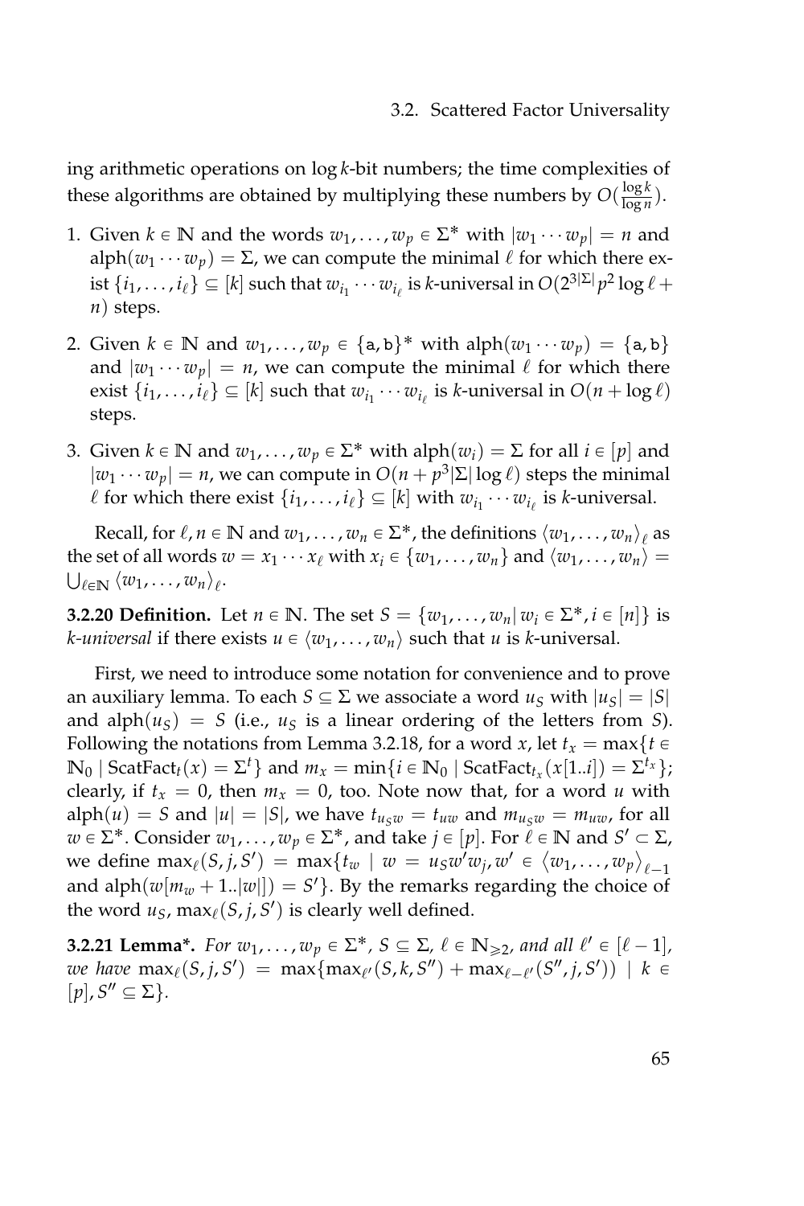ing arithmetic operations on $\log k$-bit numbers; the time complexities of these algorithms are obtained by multiplying these numbers by $O(\frac{\log k}{\log n})$.

1. Given $k \in \mathbb{N}$ and the words $w_1, \ldots, w_p \in \Sigma^*$ with $|w_1 \cdots w_p| = n$ and $\mathrm{alph}(w_1 \cdots w_p) = \Sigma$, we can compute the minimal $\ell$ for which there exist $\{i_1, \ldots, i_\ell\} \subseteq [k]$ such that $w_{i_1} \cdots w_{i_\ell}$ is $k$-universal in $O(2^{3|\Sigma|} p^2 \log \ell + n)$ steps.
2. Given $k \in \mathbb{N}$ and $w_1, \ldots, w_p \in \{\mathtt{a}, \mathtt{b}\}^*$ with $\mathrm{alph}(w_1 \cdots w_p) = \{\mathtt{a}, \mathtt{b}\}$ and $|w_1 \cdots w_p| = n$, we can compute the minimal $\ell$ for which there exist $\{i_1, \ldots, i_\ell\} \subseteq [k]$ such that $w_{i_1} \cdots w_{i_\ell}$ is $k$-universal in $O(n + \log \ell)$ steps.
3. Given $k \in \mathbb{N}$ and $w_1, \ldots, w_p \in \Sigma^*$ with $\mathrm{alph}(w_i) = \Sigma$ for all $i \in [p]$ and $|w_1 \cdots w_p| = n$, we can compute in $O(n + p^3 |\Sigma| \log \ell)$ steps the minimal $\ell$ for which there exist $\{i_1, \ldots, i_\ell\} \subseteq [k]$ with $w_{i_1} \cdots w_{i_\ell}$ is $k$-universal.

Recall, for $\ell, n \in \mathbb{N}$ and $w_1, \ldots, w_n \in \Sigma^*$, the definitions $\langle w_1, \ldots, w_n \rangle_\ell$ as the set of all words $w = x_1 \cdots x_\ell$ with $x_i \in \{w_1, \ldots, w_n\}$ and $\langle w_1, \ldots, w_n \rangle = \bigcup_{\ell \in \mathbb{N}} \langle w_1, \ldots, w_n \rangle_\ell$.

**3.2.20 Definition.** Let $n \in \mathbb{N}$. The set $S = \{w_1, \ldots, w_n | \, w_i \in \Sigma^*, i \in [n]\}$ is *$k$-universal* if there exists $u \in \langle w_1, \ldots, w_n \rangle$ such that $u$ is $k$-universal.

First, we need to introduce some notation for convenience and to prove an auxiliary lemma. To each $S \subseteq \Sigma$ we associate a word $u_S$ with $|u_S| = |S|$ and $\mathrm{alph}(u_S) = S$ (i.e., $u_S$ is a linear ordering of the letters from $S$). Following the notations from Lemma 3.2.18, for a word $x$, let $t_x = \max\{t \in \mathbb{N}_0 \mid \mathrm{ScatFact}_t(x) = \Sigma^t\}$ and $m_x = \min\{i \in \mathbb{N}_0 \mid \mathrm{ScatFact}_{t_x}(x[1..i]) = \Sigma^{t_x}\}$; clearly, if $t_x = 0$, then $m_x = 0$, too. Note now that, for a word $u$ with $\mathrm{alph}(u) = S$ and $|u| = |S|$, we have $t_{u_S w} = t_{uw}$ and $m_{u_S w} = m_{uw}$, for all $w \in \Sigma^*$. Consider $w_1, \ldots, w_p \in \Sigma^*$, and take $j \in [p]$. For $\ell \in \mathbb{N}$ and $S' \subset \Sigma$, we define $\max_\ell(S, j, S') = \max\{t_w \mid w = u_S w' w_j, w' \in \langle w_1, \ldots, w_p \rangle_{\ell-1}$ and $\mathrm{alph}(w[m_w + 1..|w|]) = S'\}$. By the remarks regarding the choice of the word $u_S$, $\max_\ell(S, j, S')$ is clearly well defined.

**3.2.21 Lemma\*.** *For $w_1, \ldots, w_p \in \Sigma^*$, $S \subseteq \Sigma$, $\ell \in \mathbb{N}_{\geqslant 2}$, and all $\ell' \in [\ell - 1]$, we have $\max_\ell(S, j, S') = \max\{\max_{\ell'}(S, k, S'') + \max_{\ell-\ell'}(S'', j, S')) \mid k \in [p], S'' \subseteq \Sigma\}$.*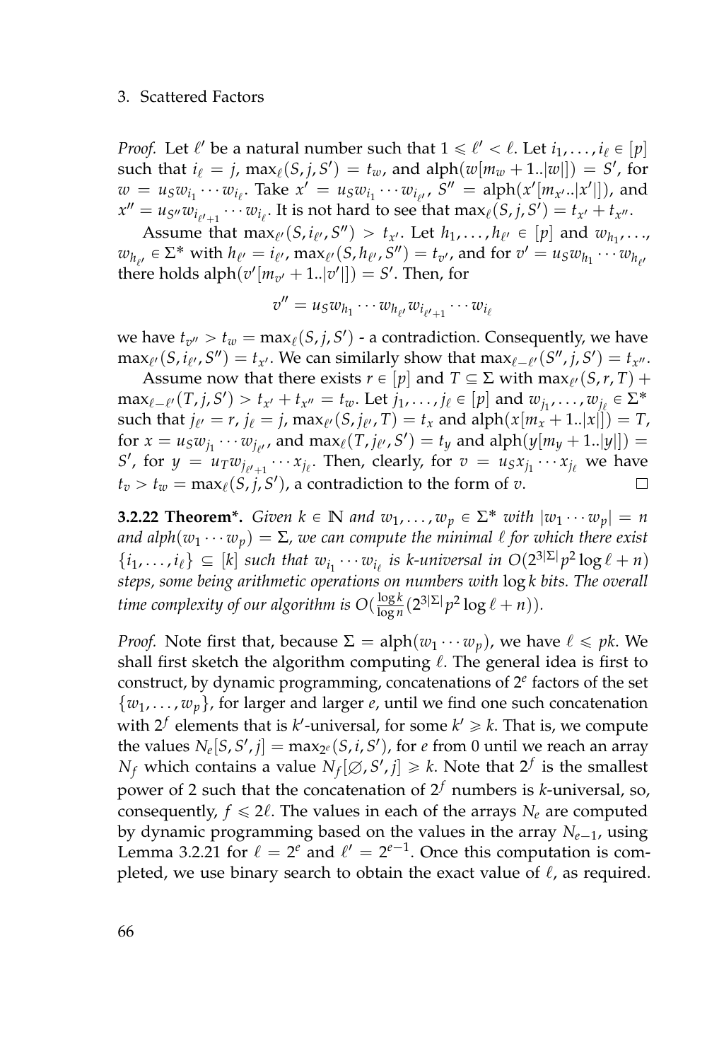*Proof.* Let $\ell'$ be a natural number such that $1 \leqslant \ell' < \ell$. Let $i_1, \ldots, i_\ell \in [p]$ such that $i_\ell = j$, $\max_\ell(S, j, S') = t_w$, and $\text{alph}(w[m_w + 1..|w|]) = S'$, for $w = u_S w_{i_1} \cdots w_{i_\ell}$. Take $x' = u_S w_{i_1} \cdots w_{i_{\ell'}}$, $S'' = \text{alph}(x'[m_{x'}..|x'|])$, and $x'' = u_{S''} w_{i_{\ell'+1}} \cdots w_{i_\ell}$. It is not hard to see that $\max_\ell(S, j, S') = t_{x'} + t_{x''}$.

Assume that $\max_{\ell'}(S, i_{\ell'}, S'') > t_{x'}$. Let $h_1, \ldots, h_{\ell'} \in [p]$ and $w_{h_1}, \ldots, w_{h_{\ell'}} \in \Sigma^*$ with $h_{\ell'} = i_{\ell'}$, $\max_{\ell'}(S, h_{\ell'}, S'') = t_{v'}$, and for $v' = u_S w_{h_1} \cdots w_{h_{\ell'}}$ there holds $\text{alph}(v'[m_{v'} + 1..|v'|]) = S'$. Then, for

$$v'' = u_S w_{h_1} \cdots w_{h_{\ell'}} w_{i_{\ell'+1}} \cdots w_{i_\ell}$$

we have $t_{v''} > t_w = \max_\ell(S, j, S')$ - a contradiction. Consequently, we have $\max_{\ell'}(S, i_{\ell'}, S'') = t_{x'}$. We can similarly show that $\max_{\ell-\ell'}(S'', j, S') = t_{x''}$.

Assume now that there exists $r \in [p]$ and $T \subseteq \Sigma$ with $\max_{\ell'}(S, r, T) + \max_{\ell-\ell'}(T, j, S') > t_{x'} + t_{x''} = t_w$. Let $j_1, \ldots, j_\ell \in [p]$ and $w_{j_1}, \ldots, w_{j_\ell} \in \Sigma^*$ such that $j_{\ell'} = r$, $j_\ell = j$, $\max_{\ell'}(S, j_{\ell'}, T) = t_x$ and $\text{alph}(x[m_x + 1..|x|]) = T$, for $x = u_S w_{j_1} \cdots w_{j_{\ell'}}$, and $\max_\ell(T, j_{\ell'}, S') = t_y$ and $\text{alph}(y[m_y + 1..|y|]) = S'$, for $y = u_T w_{j_{\ell'+1}} \cdots x_{j_\ell}$. Then, clearly, for $v = u_S x_{j_1} \cdots x_{j_\ell}$ we have $t_v > t_w = \max_\ell(S, j, S')$, a contradiction to the form of $v$. □

**3.2.22 Theorem\*.** *Given $k \in \mathbb{N}$ and $w_1, \ldots, w_p \in \Sigma^*$ with $|w_1 \cdots w_p| = n$ and $\text{alph}(w_1 \cdots w_p) = \Sigma$, we can compute the minimal $\ell$ for which there exist $\{i_1, \ldots, i_\ell\} \subseteq [k]$ such that $w_{i_1} \cdots w_{i_\ell}$ is $k$-universal in $O(2^{3|\Sigma|} p^2 \log \ell + n)$ steps, some being arithmetic operations on numbers with $\log k$ bits. The overall time complexity of our algorithm is $O(\frac{\log k}{\log n}(2^{3|\Sigma|} p^2 \log \ell + n))$.*

*Proof.* Note first that, because $\Sigma = \text{alph}(w_1 \cdots w_p)$, we have $\ell \leqslant pk$. We shall first sketch the algorithm computing $\ell$. The general idea is first to construct, by dynamic programming, concatenations of $2^e$ factors of the set $\{w_1, \ldots, w_p\}$, for larger and larger $e$, until we find one such concatenation with $2^f$ elements that is $k'$-universal, for some $k' \geqslant k$. That is, we compute the values $N_e[S, S', j] = \max_{2^e}(S, i, S')$, for $e$ from 0 until we reach an array $N_f$ which contains a value $N_f[\emptyset, S', j] \geqslant k$. Note that $2^f$ is the smallest power of 2 such that the concatenation of $2^f$ numbers is $k$-universal, so, consequently, $f \leqslant 2\ell$. The values in each of the arrays $N_e$ are computed by dynamic programming based on the values in the array $N_{e-1}$, using Lemma 3.2.21 for $\ell = 2^e$ and $\ell' = 2^{e-1}$. Once this computation is completed, we use binary search to obtain the exact value of $\ell$, as required.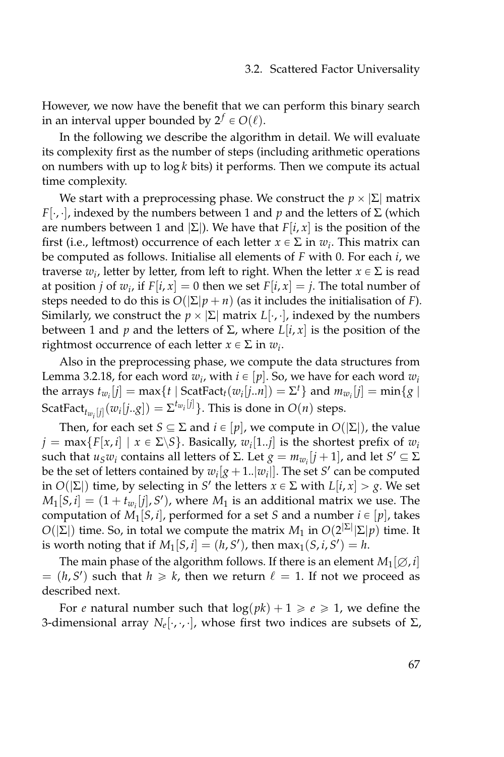However, we now have the benefit that we can perform this binary search in an interval upper bounded by $2^f \in O(\ell)$.

In the following we describe the algorithm in detail. We will evaluate its complexity first as the number of steps (including arithmetic operations on numbers with up to $\log k$ bits) it performs. Then we compute its actual time complexity.

We start with a preprocessing phase. We construct the $p \times |\Sigma|$ matrix $F[\cdot,\cdot]$, indexed by the numbers between 1 and $p$ and the letters of $\Sigma$ (which are numbers between 1 and $|\Sigma|$). We have that $F[i,x]$ is the position of the first (i.e., leftmost) occurrence of each letter $x \in \Sigma$ in $w_i$. This matrix can be computed as follows. Initialise all elements of $F$ with 0. For each $i$, we traverse $w_i$, letter by letter, from left to right. When the letter $x \in \Sigma$ is read at position $j$ of $w_i$, if $F[i,x] = 0$ then we set $F[i,x] = j$. The total number of steps needed to do this is $O(|\Sigma|p + n)$ (as it includes the initialisation of $F$). Similarly, we construct the $p \times |\Sigma|$ matrix $L[\cdot,\cdot]$, indexed by the numbers between 1 and $p$ and the letters of $\Sigma$, where $L[i,x]$ is the position of the rightmost occurrence of each letter $x \in \Sigma$ in $w_i$.

Also in the preprocessing phase, we compute the data structures from Lemma 3.2.18, for each word $w_i$, with $i \in [p]$. So, we have for each word $w_i$ the arrays $t_{w_i}[j] = \max\{t \mid \mathrm{ScatFact}_t(w_i[j..n]) = \Sigma^t\}$ and $m_{w_i}[j] = \min\{g \mid \mathrm{ScatFact}_{t_{w_i}[j]}(w_i[j..g]) = \Sigma^{t_{w_i}[j]}\}$. This is done in $O(n)$ steps.

Then, for each set $S \subseteq \Sigma$ and $i \in [p]$, we compute in $O(|\Sigma|)$, the value $j = \max\{F[x,i] \mid x \in \Sigma \backslash S\}$. Basically, $w_i[1..j]$ is the shortest prefix of $w_i$ such that $u_S w_i$ contains all letters of $\Sigma$. Let $g = m_{w_i}[j+1]$, and let $S' \subseteq \Sigma$ be the set of letters contained by $w_i[g+1..|w_i|]$. The set $S'$ can be computed in $O(|\Sigma|)$ time, by selecting in $S'$ the letters $x \in \Sigma$ with $L[i,x] > g$. We set $M_1[S,i] = (1 + t_{w_i}[j], S')$, where $M_1$ is an additional matrix we use. The computation of $M_1[S,i]$, performed for a set $S$ and a number $i \in [p]$, takes $O(|\Sigma|)$ time. So, in total we compute the matrix $M_1$ in $O(2^{|\Sigma|}|\Sigma|p)$ time. It is worth noting that if $M_1[S,i] = (h, S')$, then $\max_1(S,i,S') = h$.

The main phase of the algorithm follows. If there is an element $M_1[\varnothing, i] = (h, S')$ such that $h \geqslant k$, then we return $\ell = 1$. If not we proceed as described next.

For $e$ natural number such that $\log(pk) + 1 \geqslant e \geqslant 1$, we define the 3-dimensional array $N_e[\cdot,\cdot,\cdot]$, whose first two indices are subsets of $\Sigma$,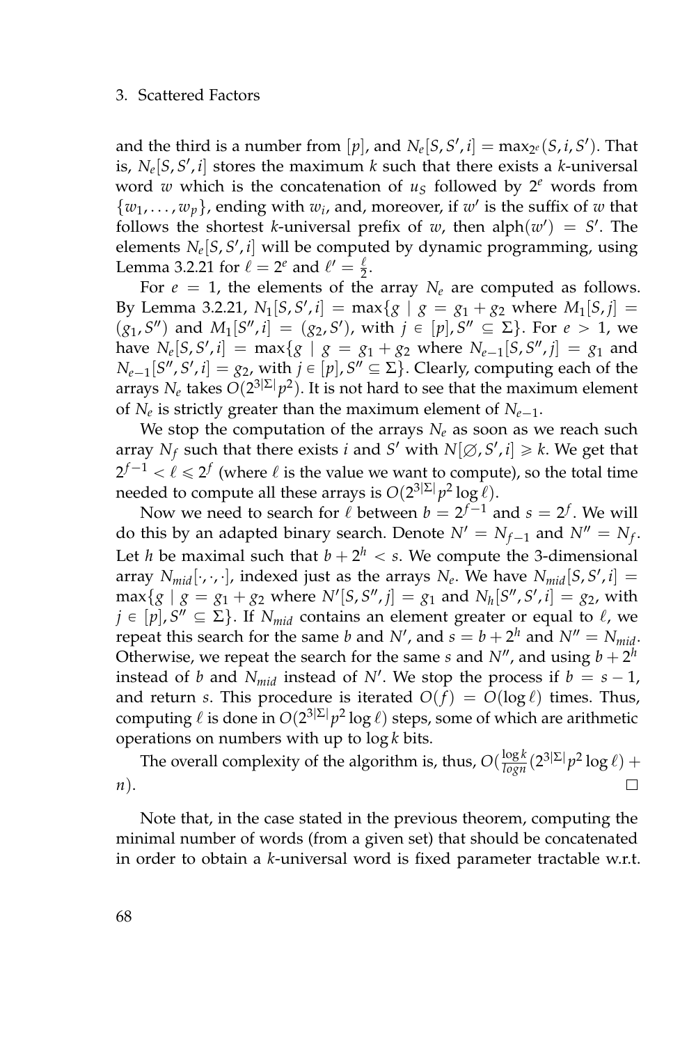and the third is a number from $[p]$, and $N_e[S, S', i] = \max_{2^e}(S, i, S')$. That is, $N_e[S, S', i]$ stores the maximum $k$ such that there exists a $k$-universal word $w$ which is the concatenation of $u_S$ followed by $2^e$ words from $\{w_1, \ldots, w_p\}$, ending with $w_i$, and, moreover, if $w'$ is the suffix of $w$ that follows the shortest $k$-universal prefix of $w$, then $\mathrm{alph}(w') = S'$. The elements $N_e[S, S', i]$ will be computed by dynamic programming, using Lemma 3.2.21 for $\ell = 2^e$ and $\ell' = \frac{\ell}{2}$.

For $e = 1$, the elements of the array $N_e$ are computed as follows. By Lemma 3.2.21, $N_1[S, S', i] = \max\{g \mid g = g_1 + g_2$ where $M_1[S, j] = (g_1, S'')$ and $M_1[S'', i] = (g_2, S')$, with $j \in [p], S'' \subseteq \Sigma\}$. For $e > 1$, we have $N_e[S, S', i] = \max\{g \mid g = g_1 + g_2$ where $N_{e-1}[S, S'', j] = g_1$ and $N_{e-1}[S'', S', i] = g_2$, with $j \in [p], S'' \subseteq \Sigma\}$. Clearly, computing each of the arrays $N_e$ takes $O(2^{3|\Sigma|}p^2)$. It is not hard to see that the maximum element of $N_e$ is strictly greater than the maximum element of $N_{e-1}$.

We stop the computation of the arrays $N_e$ as soon as we reach such array $N_f$ such that there exists $i$ and $S'$ with $N[\emptyset, S', i] \geqslant k$. We get that $2^{f-1} < \ell \leqslant 2^f$ (where $\ell$ is the value we want to compute), so the total time needed to compute all these arrays is $O(2^{3|\Sigma|}p^2 \log \ell)$.

Now we need to search for $\ell$ between $b = 2^{f-1}$ and $s = 2^f$. We will do this by an adapted binary search. Denote $N' = N_{f-1}$ and $N'' = N_f$. Let $h$ be maximal such that $b + 2^h < s$. We compute the 3-dimensional array $N_{mid}[\cdot, \cdot, \cdot]$, indexed just as the arrays $N_e$. We have $N_{mid}[S, S', i] = \max\{g \mid g = g_1 + g_2$ where $N'[S, S'', j] = g_1$ and $N_h[S'', S', i] = g_2$, with $j \in [p], S'' \subseteq \Sigma\}$. If $N_{mid}$ contains an element greater or equal to $\ell$, we repeat this search for the same $b$ and $N'$, and $s = b + 2^h$ and $N'' = N_{mid}$. Otherwise, we repeat the search for the same $s$ and $N''$, and using $b + 2^h$ instead of $b$ and $N_{mid}$ instead of $N'$. We stop the process if $b = s - 1$, and return $s$. This procedure is iterated $O(f) = O(\log \ell)$ times. Thus, computing $\ell$ is done in $O(2^{3|\Sigma|}p^2 \log \ell)$ steps, some of which are arithmetic operations on numbers with up to $\log k$ bits.

The overall complexity of the algorithm is, thus, $O(\frac{\log k}{\log n}(2^{3|\Sigma|}p^2 \log \ell) + n)$. □

Note that, in the case stated in the previous theorem, computing the minimal number of words (from a given set) that should be concatenated in order to obtain a $k$-universal word is fixed parameter tractable w.r.t.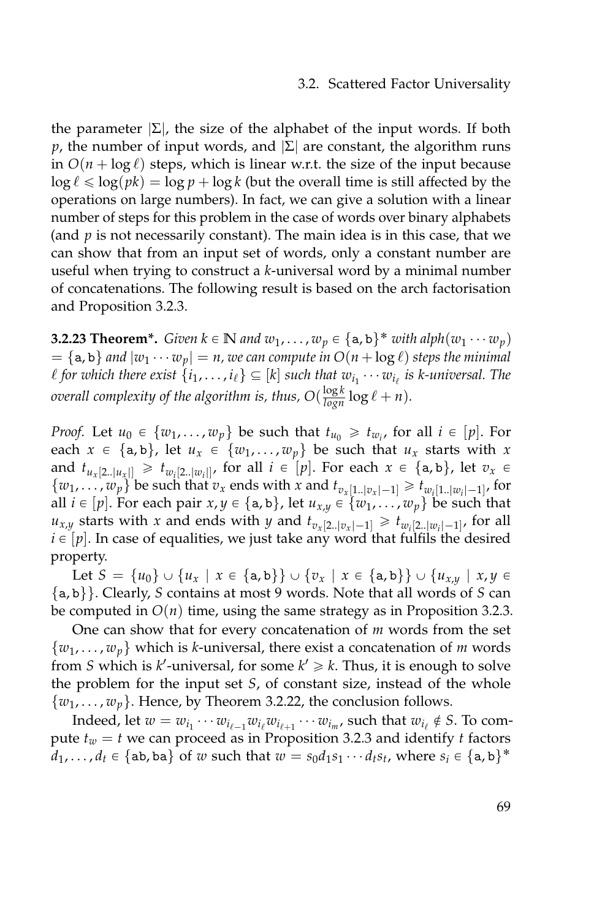the parameter $|\Sigma|$, the size of the alphabet of the input words. If both $p$, the number of input words, and $|\Sigma|$ are constant, the algorithm runs in $O(n + \log \ell)$ steps, which is linear w.r.t. the size of the input because $\log \ell \leqslant \log(pk) = \log p + \log k$ (but the overall time is still affected by the operations on large numbers). In fact, we can give a solution with a linear number of steps for this problem in the case of words over binary alphabets (and $p$ is not necessarily constant). The main idea is in this case, that we can show that from an input set of words, only a constant number are useful when trying to construct a $k$-universal word by a minimal number of concatenations. The following result is based on the arch factorisation and Proposition 3.2.3.

**3.2.23 Theorem*.** *Given $k \in \mathbb{N}$ and $w_1, \ldots, w_p \in \{\mathtt{a}, \mathtt{b}\}^*$ with $alph(w_1 \cdots w_p) = \{\mathtt{a}, \mathtt{b}\}$ and $|w_1 \cdots w_p| = n$, we can compute in $O(n + \log \ell)$ steps the minimal $\ell$ for which there exist $\{i_1, \ldots, i_\ell\} \subseteq [k]$ such that $w_{i_1} \cdots w_{i_\ell}$ is $k$-universal. The overall complexity of the algorithm is, thus, $O(\frac{\log k}{\log n} \log \ell + n)$.*

*Proof.* Let $u_0 \in \{w_1, \ldots, w_p\}$ be such that $t_{u_0} \geqslant t_{w_i}$, for all $i \in [p]$. For each $x \in \{\mathtt{a}, \mathtt{b}\}$, let $u_x \in \{w_1, \ldots, w_p\}$ be such that $u_x$ starts with $x$ and $t_{u_x[2..|u_x|]} \geqslant t_{w_i[2..|w_i|]}$, for all $i \in [p]$. For each $x \in \{\mathtt{a}, \mathtt{b}\}$, let $v_x \in \{w_1, \ldots, w_p\}$ be such that $v_x$ ends with $x$ and $t_{v_x[1..|v_x|-1]} \geqslant t_{w_i[1..|w_i|-1]}$, for all $i \in [p]$. For each pair $x, y \in \{\mathtt{a}, \mathtt{b}\}$, let $u_{x,y} \in \{w_1, \ldots, w_p\}$ be such that $u_{x,y}$ starts with $x$ and ends with $y$ and $t_{v_x[2..|v_x|-1]} \geqslant t_{w_i[2..|w_i|-1]}$, for all $i \in [p]$. In case of equalities, we just take any word that fulfils the desired property.

Let $S = \{u_0\} \cup \{u_x \mid x \in \{\mathtt{a}, \mathtt{b}\}\} \cup \{v_x \mid x \in \{\mathtt{a}, \mathtt{b}\}\} \cup \{u_{x,y} \mid x, y \in \{\mathtt{a}, \mathtt{b}\}\}$. Clearly, $S$ contains at most 9 words. Note that all words of $S$ can be computed in $O(n)$ time, using the same strategy as in Proposition 3.2.3.

One can show that for every concatenation of $m$ words from the set $\{w_1, \ldots, w_p\}$ which is $k$-universal, there exist a concatenation of $m$ words from $S$ which is $k'$-universal, for some $k' \geqslant k$. Thus, it is enough to solve the problem for the input set $S$, of constant size, instead of the whole $\{w_1, \ldots, w_p\}$. Hence, by Theorem 3.2.22, the conclusion follows.

Indeed, let $w = w_{i_1} \cdots w_{i_{\ell-1}} w_{i_\ell} w_{i_{\ell+1}} \cdots w_{i_m}$, such that $w_{i_\ell} \notin S$. To compute $t_w = t$ we can proceed as in Proposition 3.2.3 and identify $t$ factors $d_1, \ldots, d_t \in \{\mathtt{ab}, \mathtt{ba}\}$ of $w$ such that $w = s_0 d_1 s_1 \cdots d_t s_t$, where $s_i \in \{\mathtt{a}, \mathtt{b}\}^*$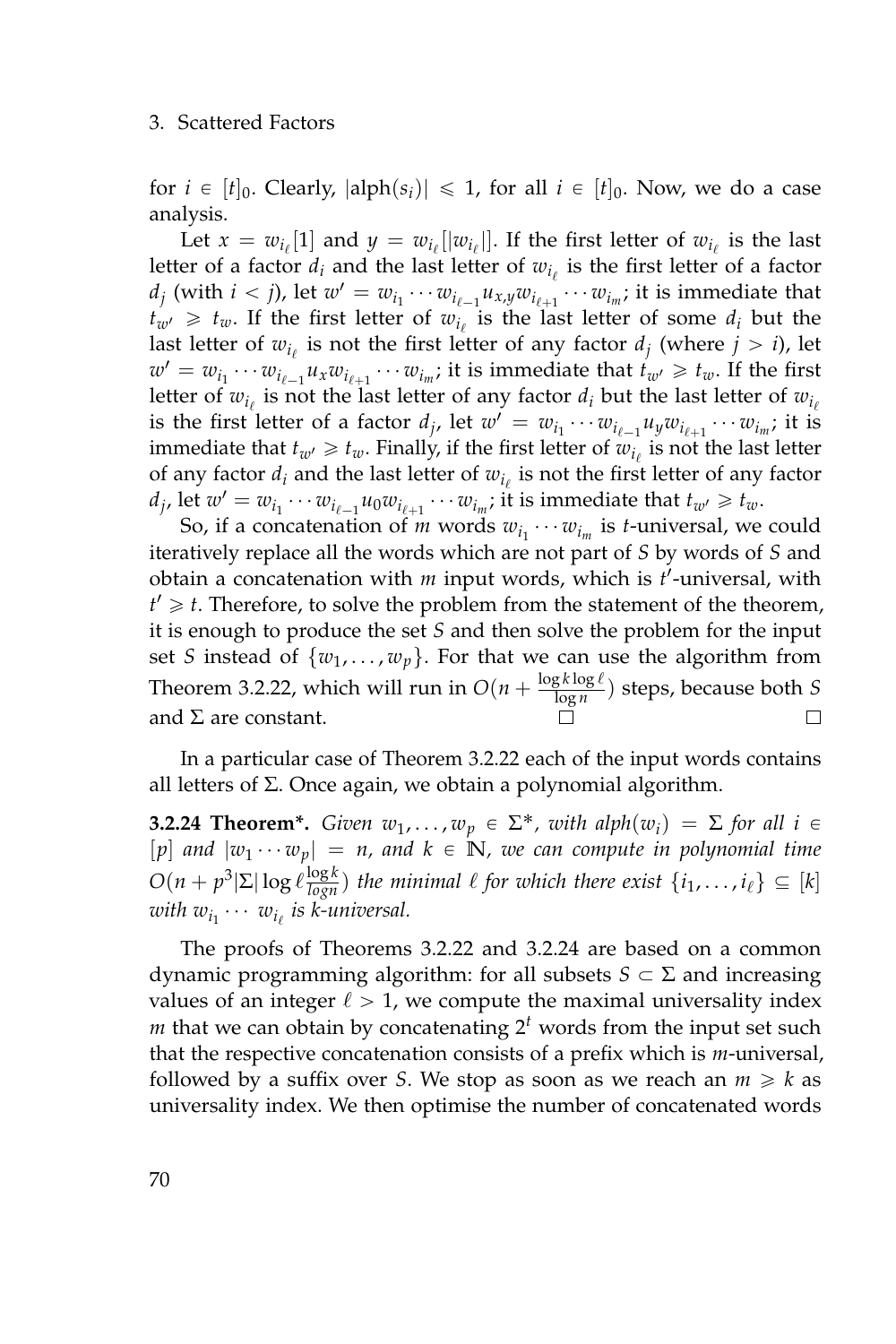for $i \in [t]_0$. Clearly, $|\text{alph}(s_i)| \leqslant 1$, for all $i \in [t]_0$. Now, we do a case analysis.

Let $x = w_{i_\ell}[1]$ and $y = w_{i_\ell}[|w_{i_\ell}|]$. If the first letter of $w_{i_\ell}$ is the last letter of a factor $d_i$ and the last letter of $w_{i_\ell}$ is the first letter of a factor $d_j$ (with $i < j$), let $w' = w_{i_1} \cdots w_{i_{\ell-1}} u_{x,y} w_{i_{\ell+1}} \cdots w_{i_m}$; it is immediate that $t_{w'} \geqslant t_w$. If the first letter of $w_{i_\ell}$ is the last letter of some $d_i$ but the last letter of $w_{i_\ell}$ is not the first letter of any factor $d_j$ (where $j > i$), let $w' = w_{i_1} \cdots w_{i_{\ell-1}} u_x w_{i_{\ell+1}} \cdots w_{i_m}$; it is immediate that $t_{w'} \geqslant t_w$. If the first letter of $w_{i_\ell}$ is not the last letter of any factor $d_i$ but the last letter of $w_{i_\ell}$ is the first letter of a factor $d_j$, let $w' = w_{i_1} \cdots w_{i_{\ell-1}} u_y w_{i_{\ell+1}} \cdots w_{i_m}$; it is immediate that $t_{w'} \geqslant t_w$. Finally, if the first letter of $w_{i_\ell}$ is not the last letter of any factor $d_i$ and the last letter of $w_{i_\ell}$ is not the first letter of any factor $d_j$, let $w' = w_{i_1} \cdots w_{i_{\ell-1}} u_0 w_{i_{\ell+1}} \cdots w_{i_m}$; it is immediate that $t_{w'} \geqslant t_w$.

So, if a concatenation of $m$ words $w_{i_1} \cdots w_{i_m}$ is $t$-universal, we could iteratively replace all the words which are not part of $S$ by words of $S$ and obtain a concatenation with $m$ input words, which is $t'$-universal, with $t' \geqslant t$. Therefore, to solve the problem from the statement of the theorem, it is enough to produce the set $S$ and then solve the problem for the input set $S$ instead of $\{w_1, \ldots, w_p\}$. For that we can use the algorithm from Theorem 3.2.22, which will run in $O(n + \frac{\log k \log \ell}{\log n})$ steps, because both $S$ and $\Sigma$ are constant. □ □

In a particular case of Theorem 3.2.22 each of the input words contains all letters of $\Sigma$. Once again, we obtain a polynomial algorithm.

**3.2.24 Theorem\*.** *Given $w_1, \ldots, w_p \in \Sigma^*$, with $alph(w_i) = \Sigma$ for all $i \in [p]$ and $|w_1 \cdots w_p| = n$, and $k \in \mathbb{N}$, we can compute in polynomial time $O(n + p^3|\Sigma| \log \ell \frac{\log k}{\log n})$ the minimal $\ell$ for which there exist $\{i_1, \ldots, i_\ell\} \subseteq [k]$ with $w_{i_1} \cdots w_{i_\ell}$ is $k$-universal.*

The proofs of Theorems 3.2.22 and 3.2.24 are based on a common dynamic programming algorithm: for all subsets $S \subset \Sigma$ and increasing values of an integer $\ell > 1$, we compute the maximal universality index $m$ that we can obtain by concatenating $2^t$ words from the input set such that the respective concatenation consists of a prefix which is $m$-universal, followed by a suffix over $S$. We stop as soon as we reach an $m \geqslant k$ as universality index. We then optimise the number of concatenated words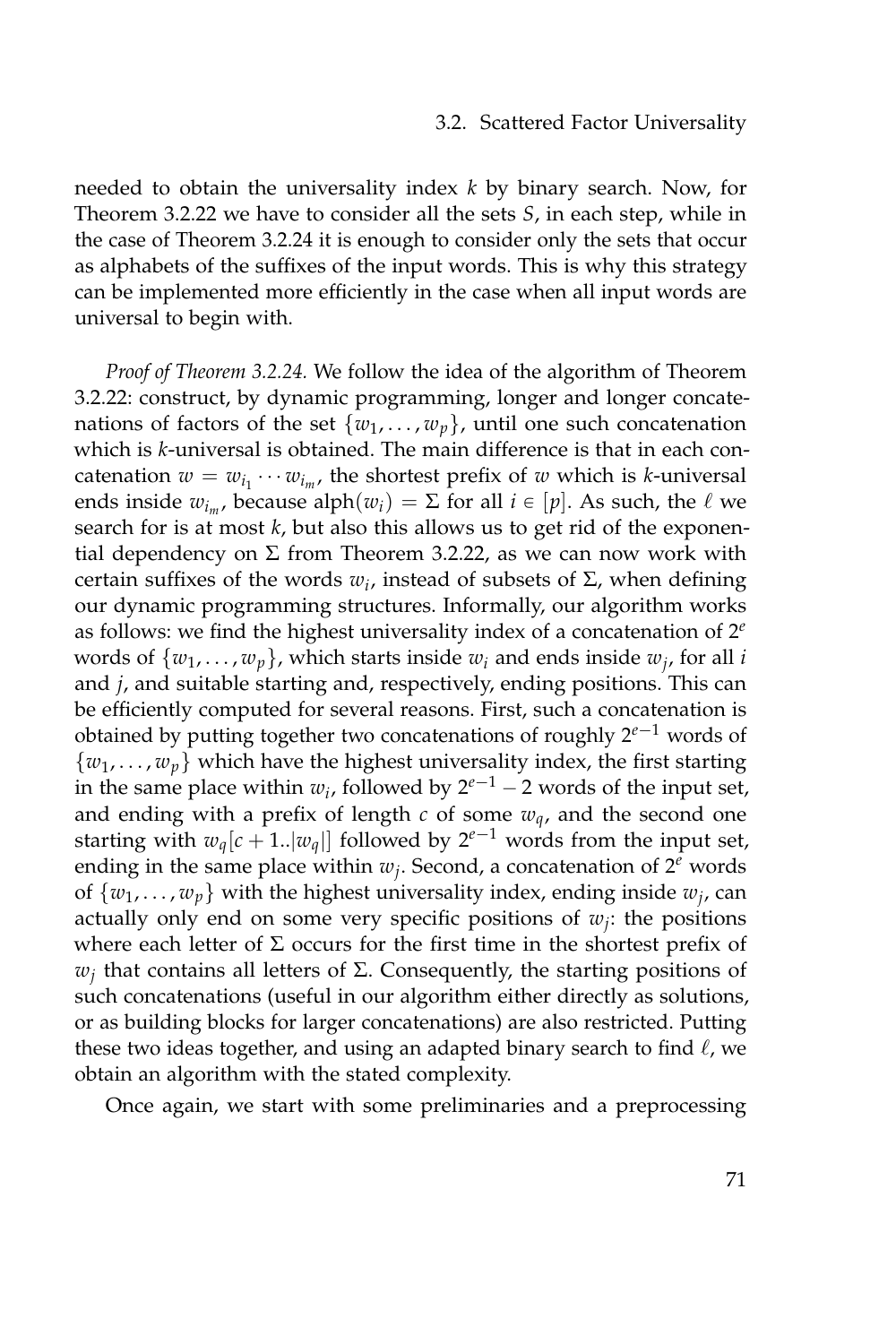needed to obtain the universality index $k$ by binary search. Now, for Theorem 3.2.22 we have to consider all the sets $S$, in each step, while in the case of Theorem 3.2.24 it is enough to consider only the sets that occur as alphabets of the suffixes of the input words. This is why this strategy can be implemented more efficiently in the case when all input words are universal to begin with.

*Proof of Theorem 3.2.24.* We follow the idea of the algorithm of Theorem 3.2.22: construct, by dynamic programming, longer and longer concatenations of factors of the set $\{w_1, \ldots, w_p\}$, until one such concatenation which is $k$-universal is obtained. The main difference is that in each concatenation $w = w_{i_1} \cdots w_{i_m}$, the shortest prefix of $w$ which is $k$-universal ends inside $w_{i_m}$, because $\text{alph}(w_i) = \Sigma$ for all $i \in [p]$. As such, the $\ell$ we search for is at most $k$, but also this allows us to get rid of the exponential dependency on $\Sigma$ from Theorem 3.2.22, as we can now work with certain suffixes of the words $w_i$, instead of subsets of $\Sigma$, when defining our dynamic programming structures. Informally, our algorithm works as follows: we find the highest universality index of a concatenation of $2^e$ words of $\{w_1, \ldots, w_p\}$, which starts inside $w_i$ and ends inside $w_j$, for all $i$ and $j$, and suitable starting and, respectively, ending positions. This can be efficiently computed for several reasons. First, such a concatenation is obtained by putting together two concatenations of roughly $2^{e-1}$ words of $\{w_1, \ldots, w_p\}$ which have the highest universality index, the first starting in the same place within $w_i$, followed by $2^{e-1} - 2$ words of the input set, and ending with a prefix of length $c$ of some $w_q$, and the second one starting with $w_q[c+1..|w_q|]$ followed by $2^{e-1}$ words from the input set, ending in the same place within $w_j$. Second, a concatenation of $2^e$ words of $\{w_1, \ldots, w_p\}$ with the highest universality index, ending inside $w_j$, can actually only end on some very specific positions of $w_j$: the positions where each letter of $\Sigma$ occurs for the first time in the shortest prefix of $w_j$ that contains all letters of $\Sigma$. Consequently, the starting positions of such concatenations (useful in our algorithm either directly as solutions, or as building blocks for larger concatenations) are also restricted. Putting these two ideas together, and using an adapted binary search to find $\ell$, we obtain an algorithm with the stated complexity.

Once again, we start with some preliminaries and a preprocessing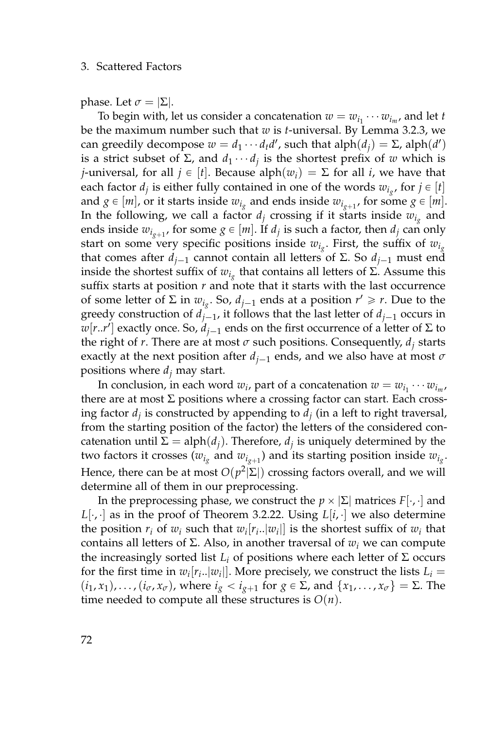phase. Let $\sigma = |\Sigma|$.

To begin with, let us consider a concatenation $w = w_{i_1} \cdots w_{i_m}$, and let $t$ be the maximum number such that $w$ is $t$-universal. By Lemma 3.2.3, we can greedily decompose $w = d_1 \cdots d_t d'$, such that $\text{alph}(d_j) = \Sigma$, $\text{alph}(d')$ is a strict subset of $\Sigma$, and $d_1 \cdots d_j$ is the shortest prefix of $w$ which is $j$-universal, for all $j \in [t]$. Because $\text{alph}(w_i) = \Sigma$ for all $i$, we have that each factor $d_j$ is either fully contained in one of the words $w_{i_g}$, for $j \in [t]$ and $g \in [m]$, or it starts inside $w_{i_g}$ and ends inside $w_{i_{g+1}}$, for some $g \in [m]$. In the following, we call a factor $d_j$ crossing if it starts inside $w_{i_g}$ and ends inside $w_{i_{g+1}}$, for some $g \in [m]$. If $d_j$ is such a factor, then $d_j$ can only start on some very specific positions inside $w_{i_g}$. First, the suffix of $w_{i_g}$ that comes after $d_{j-1}$ cannot contain all letters of $\Sigma$. So $d_{j-1}$ must end inside the shortest suffix of $w_{i_g}$ that contains all letters of $\Sigma$. Assume this suffix starts at position $r$ and note that it starts with the last occurrence of some letter of $\Sigma$ in $w_{i_g}$. So, $d_{j-1}$ ends at a position $r' \geqslant r$. Due to the greedy construction of $d_{j-1}$, it follows that the last letter of $d_{j-1}$ occurs in $w[r..r']$ exactly once. So, $d_{j-1}$ ends on the first occurrence of a letter of $\Sigma$ to the right of $r$. There are at most $\sigma$ such positions. Consequently, $d_j$ starts exactly at the next position after $d_{j-1}$ ends, and we also have at most $\sigma$ positions where $d_j$ may start.

In conclusion, in each word $w_i$, part of a concatenation $w = w_{i_1} \cdots w_{i_m}$, there are at most $\Sigma$ positions where a crossing factor can start. Each crossing factor $d_j$ is constructed by appending to $d_j$ (in a left to right traversal, from the starting position of the factor) the letters of the considered concatenation until $\Sigma = \text{alph}(d_j)$. Therefore, $d_j$ is uniquely determined by the two factors it crosses ($w_{i_g}$ and $w_{i_{g+1}}$) and its starting position inside $w_{i_g}$. Hence, there can be at most $O(p^2|\Sigma|)$ crossing factors overall, and we will determine all of them in our preprocessing.

In the preprocessing phase, we construct the $p \times |\Sigma|$ matrices $F[\cdot,\cdot]$ and $L[\cdot,\cdot]$ as in the proof of Theorem 3.2.22. Using $L[i,\cdot]$ we also determine the position $r_i$ of $w_i$ such that $w_i[r_i..|w_i|]$ is the shortest suffix of $w_i$ that contains all letters of $\Sigma$. Also, in another traversal of $w_i$ we can compute the increasingly sorted list $L_i$ of positions where each letter of $\Sigma$ occurs for the first time in $w_i[r_i..|w_i|]$. More precisely, we construct the lists $L_i = (i_1, x_1), \ldots, (i_\sigma, x_\sigma)$, where $i_g < i_{g+1}$ for $g \in \Sigma$, and $\{x_1, \ldots, x_\sigma\} = \Sigma$. The time needed to compute all these structures is $O(n)$.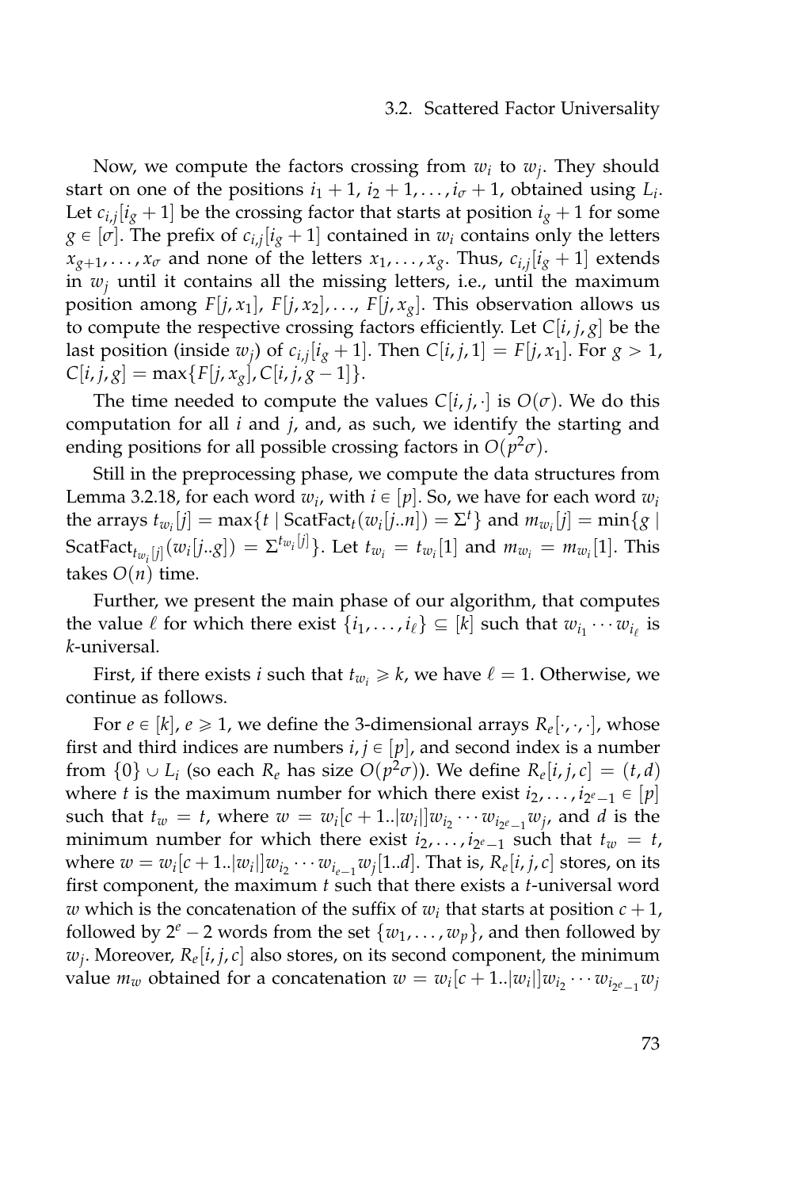Now, we compute the factors crossing from $w_i$ to $w_j$. They should start on one of the positions $i_1 + 1$, $i_2 + 1, \ldots, i_\sigma + 1$, obtained using $L_i$. Let $c_{i,j}[i_g + 1]$ be the crossing factor that starts at position $i_g + 1$ for some $g \in [\sigma]$. The prefix of $c_{i,j}[i_g + 1]$ contained in $w_i$ contains only the letters $x_{g+1}, \ldots, x_\sigma$ and none of the letters $x_1, \ldots, x_g$. Thus, $c_{i,j}[i_g + 1]$ extends in $w_j$ until it contains all the missing letters, i.e., until the maximum position among $F[j, x_1]$, $F[j, x_2], \ldots$, $F[j, x_g]$. This observation allows us to compute the respective crossing factors efficiently. Let $C[i, j, g]$ be the last position (inside $w_j$) of $c_{i,j}[i_g + 1]$. Then $C[i, j, 1] = F[j, x_1]$. For $g > 1$, $C[i, j, g] = \max\{F[j, x_g], C[i, j, g-1]\}$.

The time needed to compute the values $C[i, j, \cdot]$ is $O(\sigma)$. We do this computation for all $i$ and $j$, and, as such, we identify the starting and ending positions for all possible crossing factors in $O(p^2\sigma)$.

Still in the preprocessing phase, we compute the data structures from Lemma 3.2.18, for each word $w_i$, with $i \in [p]$. So, we have for each word $w_i$ the arrays $t_{w_i}[j] = \max\{t \mid \text{ScatFact}_t(w_i[j..n]) = \Sigma^t\}$ and $m_{w_i}[j] = \min\{g \mid \text{ScatFact}_{t_{w_i}[j]}(w_i[j..g]) = \Sigma^{t_{w_i}[j]}\}$. Let $t_{w_i} = t_{w_i}[1]$ and $m_{w_i} = m_{w_i}[1]$. This takes $O(n)$ time.

Further, we present the main phase of our algorithm, that computes the value $\ell$ for which there exist $\{i_1, \ldots, i_\ell\} \subseteq [k]$ such that $w_{i_1} \cdots w_{i_\ell}$ is $k$-universal.

First, if there exists $i$ such that $t_{w_i} \geqslant k$, we have $\ell = 1$. Otherwise, we continue as follows.

For $e \in [k]$, $e \geqslant 1$, we define the 3-dimensional arrays $R_e[\cdot, \cdot, \cdot]$, whose first and third indices are numbers $i, j \in [p]$, and second index is a number from $\{0\} \cup L_i$ (so each $R_e$ has size $O(p^2\sigma)$). We define $R_e[i, j, c] = (t, d)$ where $t$ is the maximum number for which there exist $i_2, \ldots, i_{2^e-1} \in [p]$ such that $t_w = t$, where $w = w_i[c + 1..|w_i|]w_{i_2} \cdots w_{i_{2^e-1}} w_j$, and $d$ is the minimum number for which there exist $i_2, \ldots, i_{2^e-1}$ such that $t_w = t$, where $w = w_i[c + 1..|w_i|]w_{i_2} \cdots w_{i_{e-1}} w_j[1..d]$. That is, $R_e[i, j, c]$ stores, on its first component, the maximum $t$ such that there exists a $t$-universal word $w$ which is the concatenation of the suffix of $w_i$ that starts at position $c + 1$, followed by $2^e - 2$ words from the set $\{w_1, \ldots, w_p\}$, and then followed by $w_j$. Moreover, $R_e[i, j, c]$ also stores, on its second component, the minimum value $m_w$ obtained for a concatenation $w = w_i[c + 1..|w_i|]w_{i_2} \cdots w_{i_{2^e-1}} w_j$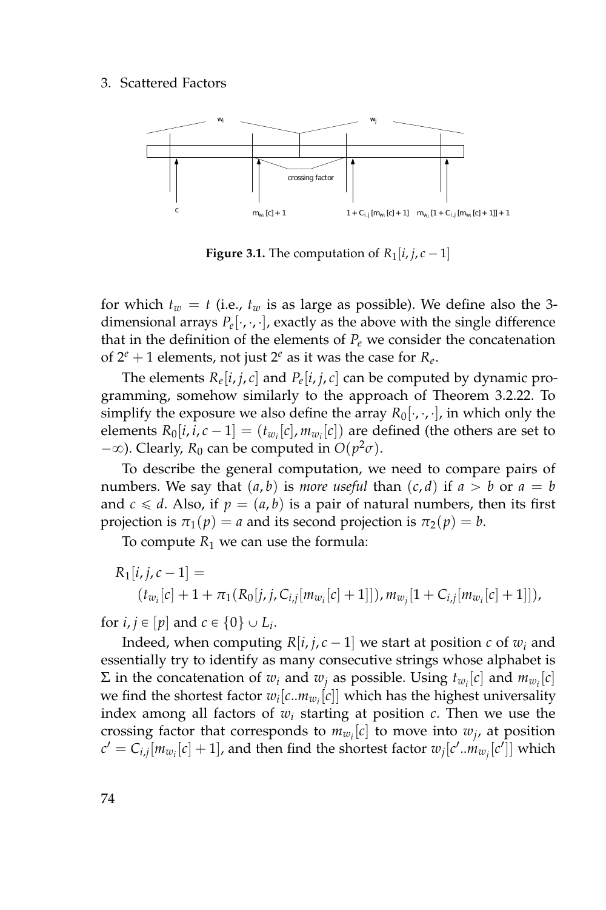**Figure 3.1.** The computation of $R_1[i, j, c-1]$

for which $t_w = t$ (i.e., $t_w$ is as large as possible). We define also the 3-dimensional arrays $P_e[\cdot,\cdot,\cdot]$, exactly as the above with the single difference that in the definition of the elements of $P_e$ we consider the concatenation of $2^e + 1$ elements, not just $2^e$ as it was the case for $R_e$.

The elements $R_e[i, j, c]$ and $P_e[i, j, c]$ can be computed by dynamic programming, somehow similarly to the approach of Theorem 3.2.22. To simplify the exposure we also define the array $R_0[\cdot,\cdot,\cdot]$, in which only the elements $R_0[i, i, c-1] = (t_{w_i}[c], m_{w_i}[c])$ are defined (the others are set to $-\infty$). Clearly, $R_0$ can be computed in $O(p^2\sigma)$.

To describe the general computation, we need to compare pairs of numbers. We say that $(a, b)$ is *more useful* than $(c, d)$ if $a > b$ or $a = b$ and $c \leqslant d$. Also, if $p = (a, b)$ is a pair of natural numbers, then its first projection is $\pi_1(p) = a$ and its second projection is $\pi_2(p) = b$.

To compute $R_1$ we can use the formula:

$$R_1[i, j, c-1] = \\ (t_{w_i}[c] + 1 + \pi_1(R_0[j, j, C_{i,j}[m_{w_i}[c] + 1]]), m_{w_j}[1 + C_{i,j}[m_{w_i}[c] + 1]]),$$

for $i, j \in [p]$ and $c \in \{0\} \cup L_i$.

Indeed, when computing $R[i, j, c-1]$ we start at position $c$ of $w_i$ and essentially try to identify as many consecutive strings whose alphabet is $\Sigma$ in the concatenation of $w_i$ and $w_j$ as possible. Using $t_{w_i}[c]$ and $m_{w_i}[c]$ we find the shortest factor $w_i[c..m_{w_i}[c]]$ which has the highest universality index among all factors of $w_i$ starting at position $c$. Then we use the crossing factor that corresponds to $m_{w_i}[c]$ to move into $w_j$, at position $c' = C_{i,j}[m_{w_i}[c] + 1]$, and then find the shortest factor $w_j[c'..m_{w_j}[c']]$ which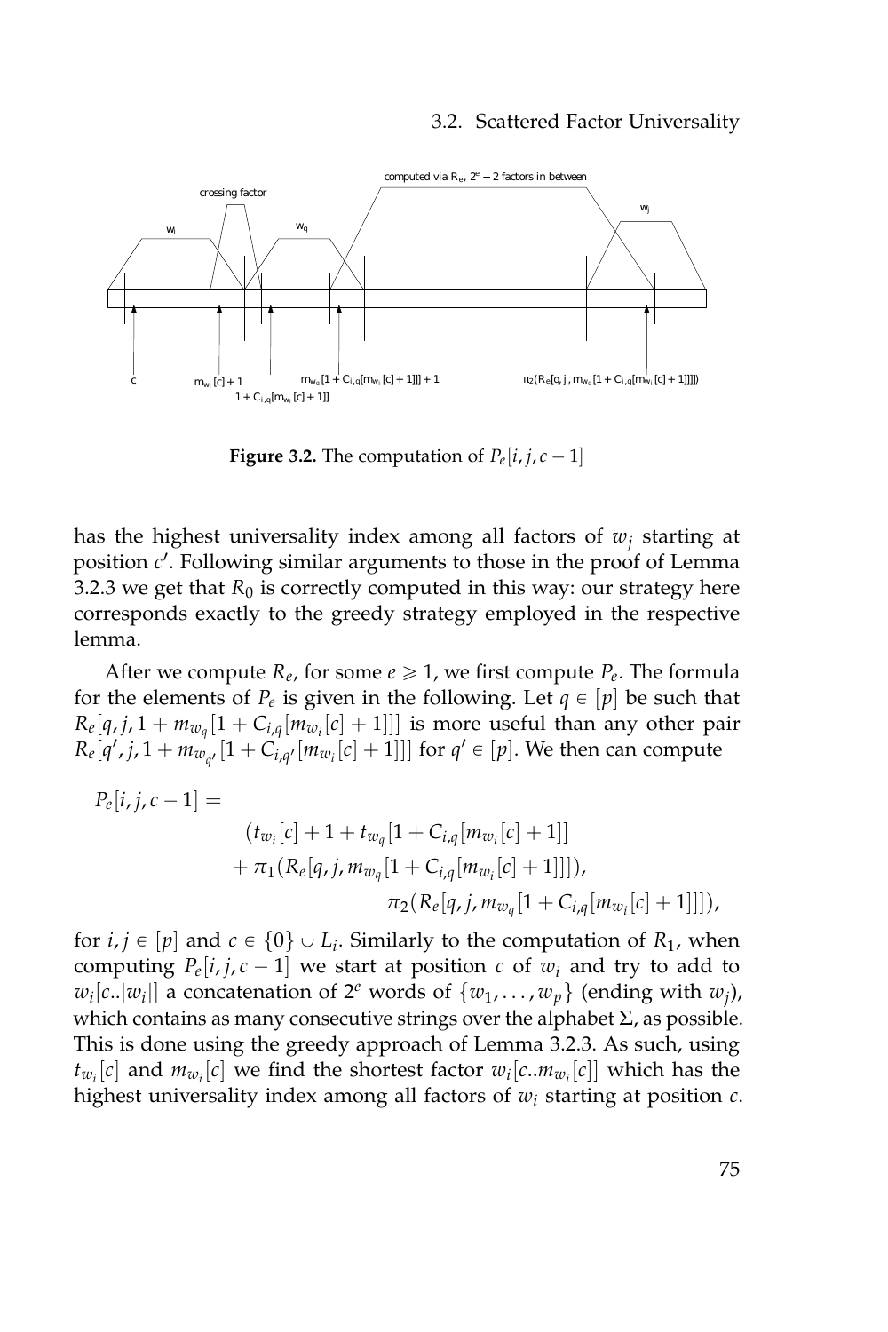**Figure 3.2.** The computation of $P_e[i, j, c-1]$

has the highest universality index among all factors of $w_j$ starting at position $c'$. Following similar arguments to those in the proof of Lemma 3.2.3 we get that $R_0$ is correctly computed in this way: our strategy here corresponds exactly to the greedy strategy employed in the respective lemma.

After we compute $R_e$, for some $e \geqslant 1$, we first compute $P_e$. The formula for the elements of $P_e$ is given in the following. Let $q \in [p]$ be such that $R_e[q, j, 1 + m_{w_q}[1 + C_{i,q}[m_{w_i}[c] + 1]]]$ is more useful than any other pair $R_e[q', j, 1 + m_{w_{q'}}[1 + C_{i,q'}[m_{w_i}[c] + 1]]]$ for $q' \in [p]$. We then can compute

$$
\begin{aligned}
P_e[i, j, c-1] = \\
&(t_{w_i}[c] + 1 + t_{w_q}[1 + C_{i,q}[m_{w_i}[c] + 1]] \\
&+ \pi_1(R_e[q, j, m_{w_q}[1 + C_{i,q}[m_{w_i}[c] + 1]]]), \\
&\qquad \pi_2(R_e[q, j, m_{w_q}[1 + C_{i,q}[m_{w_i}[c] + 1]]]),
\end{aligned}
$$

for $i, j \in [p]$ and $c \in \{0\} \cup L_i$. Similarly to the computation of $R_1$, when computing $P_e[i, j, c-1]$ we start at position $c$ of $w_i$ and try to add to $w_i[c..|w_i|]$ a concatenation of $2^e$ words of $\{w_1, \ldots, w_p\}$ (ending with $w_j$), which contains as many consecutive strings over the alphabet $\Sigma$, as possible. This is done using the greedy approach of Lemma 3.2.3. As such, using $t_{w_i}[c]$ and $m_{w_i}[c]$ we find the shortest factor $w_i[c..m_{w_i}[c]]$ which has the highest universality index among all factors of $w_i$ starting at position $c$.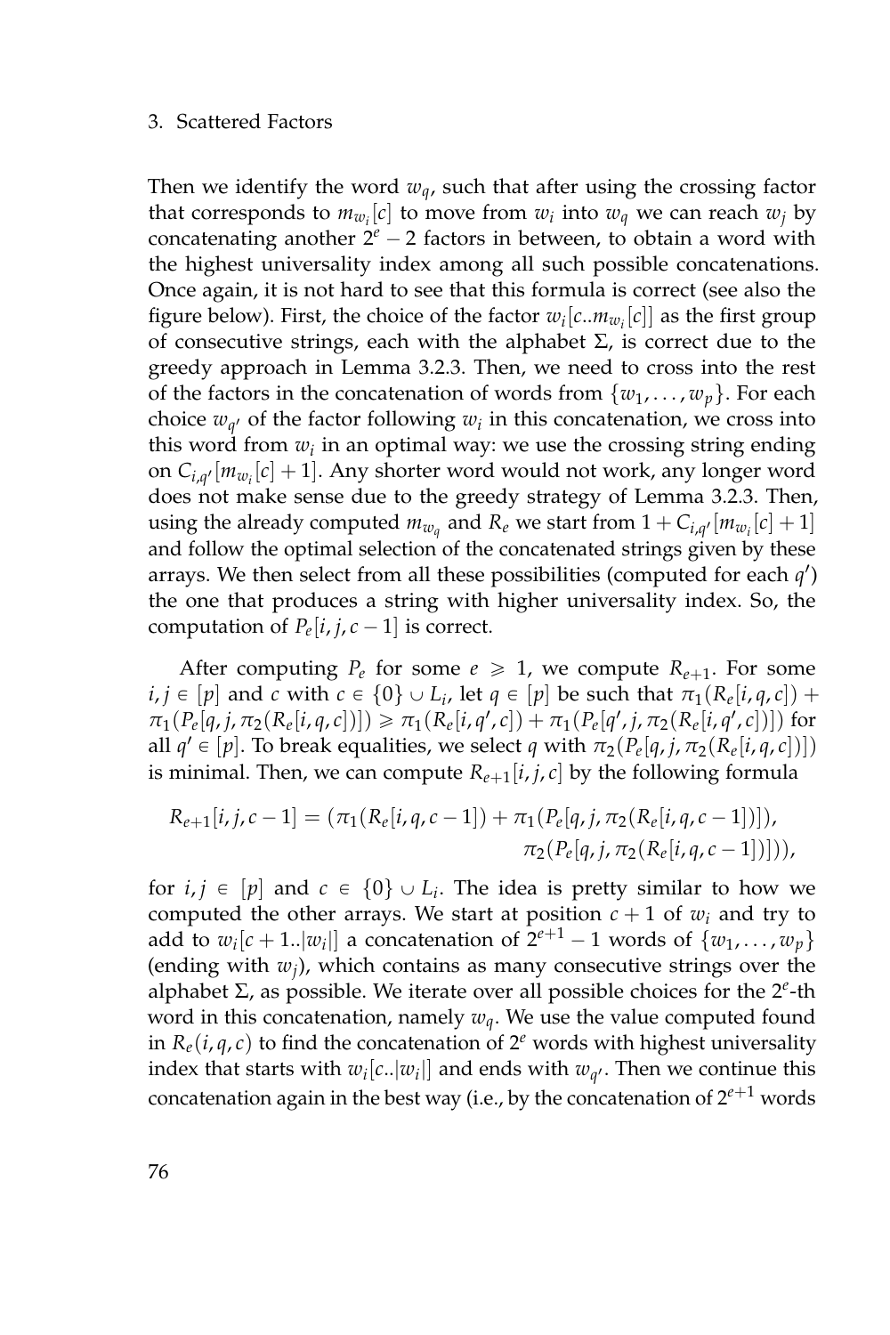Then we identify the word $w_q$, such that after using the crossing factor that corresponds to $m_{w_i}[c]$ to move from $w_i$ into $w_q$ we can reach $w_j$ by concatenating another $2^e - 2$ factors in between, to obtain a word with the highest universality index among all such possible concatenations. Once again, it is not hard to see that this formula is correct (see also the figure below). First, the choice of the factor $w_i[c..m_{w_i}[c]]$ as the first group of consecutive strings, each with the alphabet $\Sigma$, is correct due to the greedy approach in Lemma 3.2.3. Then, we need to cross into the rest of the factors in the concatenation of words from $\{w_1, \ldots, w_p\}$. For each choice $w_{q'}$ of the factor following $w_i$ in this concatenation, we cross into this word from $w_i$ in an optimal way: we use the crossing string ending on $C_{i,q'}[m_{w_i}[c] + 1]$. Any shorter word would not work, any longer word does not make sense due to the greedy strategy of Lemma 3.2.3. Then, using the already computed $m_{w_q}$ and $R_e$ we start from $1 + C_{i,q'}[m_{w_i}[c] + 1]$ and follow the optimal selection of the concatenated strings given by these arrays. We then select from all these possibilities (computed for each $q'$) the one that produces a string with higher universality index. So, the computation of $P_e[i, j, c-1]$ is correct.

After computing $P_e$ for some $e \geqslant 1$, we compute $R_{e+1}$. For some $i, j \in [p]$ and $c$ with $c \in \{0\} \cup L_i$, let $q \in [p]$ be such that $\pi_1(R_e[i, q, c]) + \pi_1(P_e[q, j, \pi_2(R_e[i, q, c])]) \geqslant \pi_1(R_e[i, q', c]) + \pi_1(P_e[q', j, \pi_2(R_e[i, q', c])])$ for all $q' \in [p]$. To break equalities, we select $q$ with $\pi_2(P_e[q, j, \pi_2(R_e[i, q, c])])$ is minimal. Then, we can compute $R_{e+1}[i, j, c]$ by the following formula

$$R_{e+1}[i, j, c-1] = (\pi_1(R_e[i, q, c-1]) + \pi_1(P_e[q, j, \pi_2(R_e[i, q, c-1])]), \pi_2(P_e[q, j, \pi_2(R_e[i, q, c-1])])),$$

for $i, j \in [p]$ and $c \in \{0\} \cup L_i$. The idea is pretty similar to how we computed the other arrays. We start at position $c + 1$ of $w_i$ and try to add to $w_i[c + 1..|w_i|]$ a concatenation of $2^{e+1} - 1$ words of $\{w_1, \ldots, w_p\}$ (ending with $w_j$), which contains as many consecutive strings over the alphabet $\Sigma$, as possible. We iterate over all possible choices for the $2^e$-th word in this concatenation, namely $w_q$. We use the value computed found in $R_e(i, q, c)$ to find the concatenation of $2^e$ words with highest universality index that starts with $w_i[c..|w_i|]$ and ends with $w_{q'}$. Then we continue this concatenation again in the best way (i.e., by the concatenation of $2^{e+1}$ words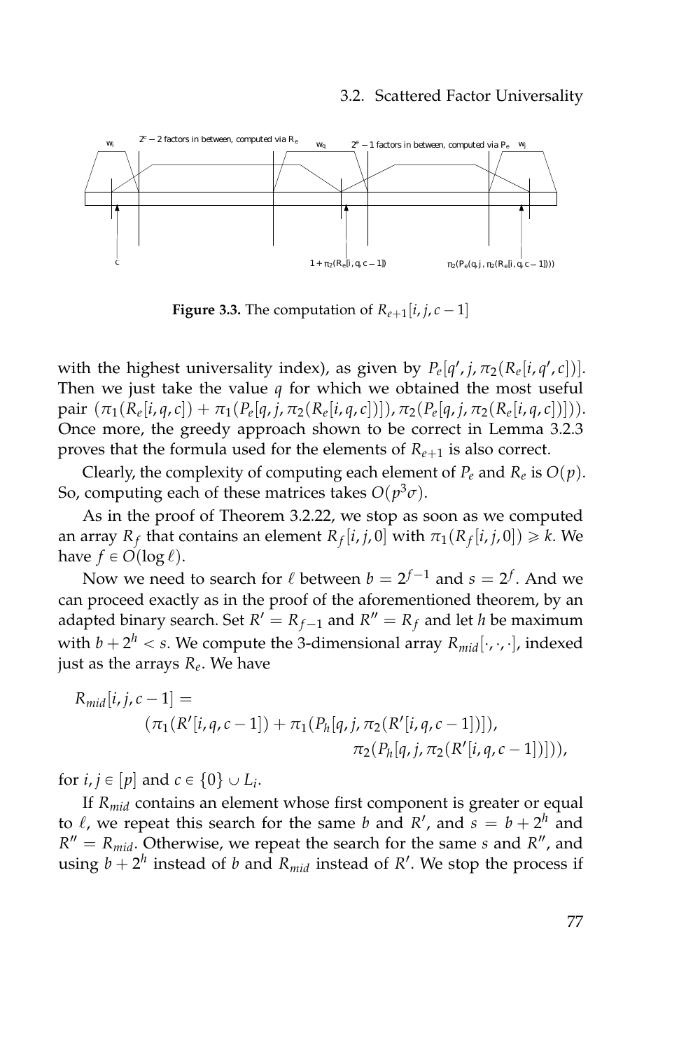**Figure 3.3.** The computation of $R_{e+1}[i, j, c-1]$

with the highest universality index), as given by $P_e[q', j, \pi_2(R_e[i, q', c])]$. Then we just take the value $q$ for which we obtained the most useful pair $(\pi_1(R_e[i, q, c]) + \pi_1(P_e[q, j, \pi_2(R_e[i, q, c])]), \pi_2(P_e[q, j, \pi_2(R_e[i, q, c])]))$. Once more, the greedy approach shown to be correct in Lemma 3.2.3 proves that the formula used for the elements of $R_{e+1}$ is also correct.

Clearly, the complexity of computing each element of $P_e$ and $R_e$ is $O(p)$. So, computing each of these matrices takes $O(p^3\sigma)$.

As in the proof of Theorem 3.2.22, we stop as soon as we computed an array $R_f$ that contains an element $R_f[i, j, 0]$ with $\pi_1(R_f[i, j, 0]) \geqslant k$. We have $f \in O(\log \ell)$.

Now we need to search for $\ell$ between $b = 2^{f-1}$ and $s = 2^f$. And we can proceed exactly as in the proof of the aforementioned theorem, by an adapted binary search. Set $R' = R_{f-1}$ and $R'' = R_f$ and let $h$ be maximum with $b + 2^h < s$. We compute the 3-dimensional array $R_{mid}[\cdot, \cdot, \cdot]$, indexed just as the arrays $R_e$. We have

$$
\begin{aligned}
R_{mid}[i, j, c-1] = \\
&(\pi_1(R'[i, q, c-1]) + \pi_1(P_h[q, j, \pi_2(R'[i, q, c-1])]), \\
&\qquad \pi_2(P_h[q, j, \pi_2(R'[i, q, c-1])])),
\end{aligned}
$$

for $i, j \in [p]$ and $c \in \{0\} \cup L_i$.

If $R_{mid}$ contains an element whose first component is greater or equal to $\ell$, we repeat this search for the same $b$ and $R'$, and $s = b + 2^h$ and $R'' = R_{mid}$. Otherwise, we repeat the search for the same $s$ and $R''$, and using $b + 2^h$ instead of $b$ and $R_{mid}$ instead of $R'$. We stop the process if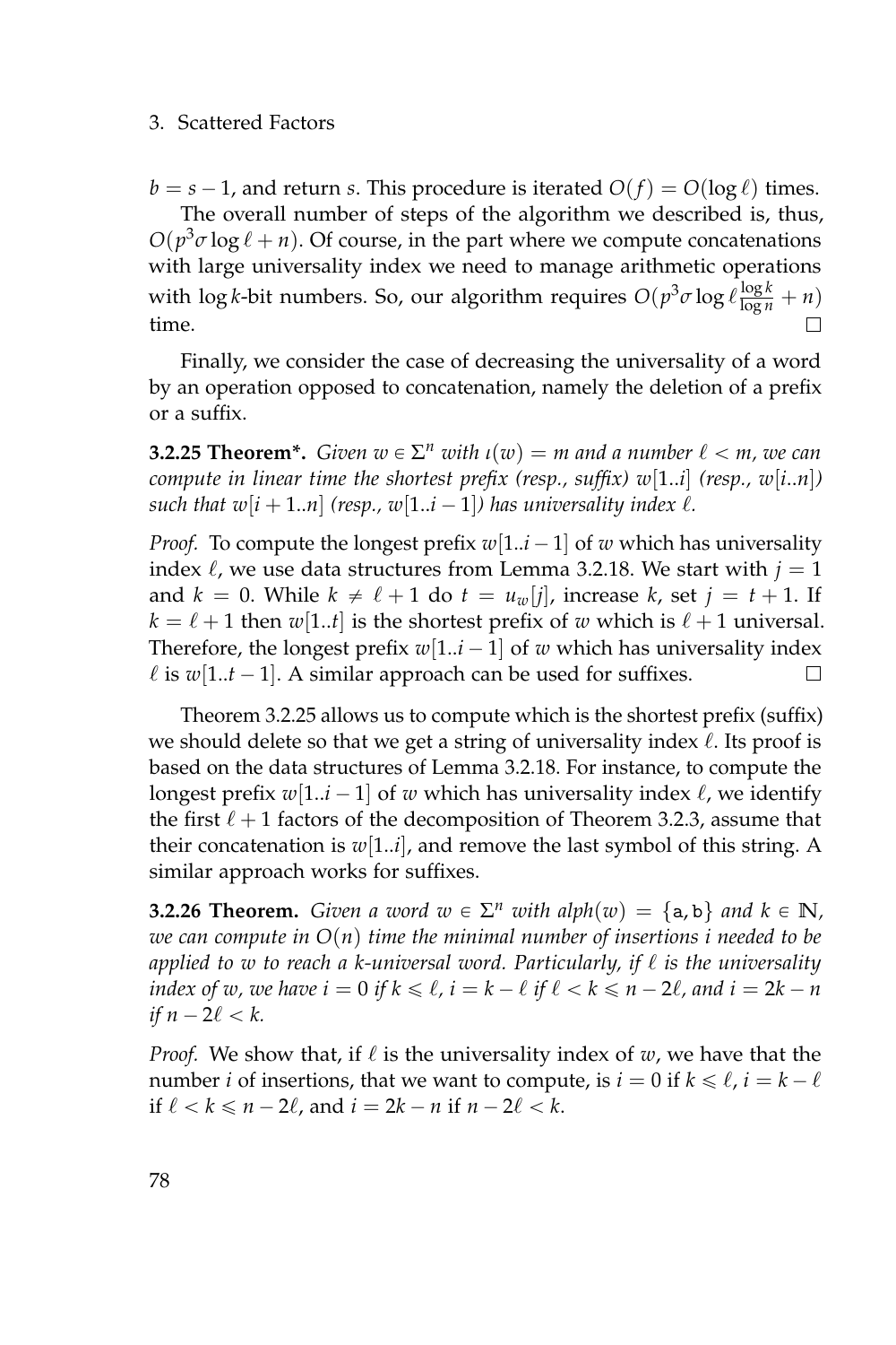$b = s - 1$, and return $s$. This procedure is iterated $O(f) = O(\log \ell)$ times.

The overall number of steps of the algorithm we described is, thus, $O(p^3\sigma \log \ell + n)$. Of course, in the part where we compute concatenations with large universality index we need to manage arithmetic operations with $\log k$-bit numbers. So, our algorithm requires $O(p^3\sigma \log \ell \frac{\log k}{\log n} + n)$ time. □

Finally, we consider the case of decreasing the universality of a word by an operation opposed to concatenation, namely the deletion of a prefix or a suffix.

**3.2.25 Theorem\*.** *Given $w \in \Sigma^n$ with $\iota(w) = m$ and a number $\ell < m$, we can compute in linear time the shortest prefix (resp., suffix) $w[1..i]$ (resp., $w[i..n]$) such that $w[i+1..n]$ (resp., $w[1..i-1]$) has universality index $\ell$.*

*Proof.* To compute the longest prefix $w[1..i-1]$ of $w$ which has universality index $\ell$, we use data structures from Lemma 3.2.18. We start with $j = 1$ and $k = 0$. While $k \neq \ell + 1$ do $t = u_w[j]$, increase $k$, set $j = t + 1$. If $k = \ell + 1$ then $w[1..t]$ is the shortest prefix of $w$ which is $\ell + 1$ universal. Therefore, the longest prefix $w[1..i-1]$ of $w$ which has universality index $\ell$ is $w[1..t-1]$. A similar approach can be used for suffixes. □

Theorem 3.2.25 allows us to compute which is the shortest prefix (suffix) we should delete so that we get a string of universality index $\ell$. Its proof is based on the data structures of Lemma 3.2.18. For instance, to compute the longest prefix $w[1..i-1]$ of $w$ which has universality index $\ell$, we identify the first $\ell + 1$ factors of the decomposition of Theorem 3.2.3, assume that their concatenation is $w[1..i]$, and remove the last symbol of this string. A similar approach works for suffixes.

**3.2.26 Theorem.** *Given a word $w \in \Sigma^n$ with $alph(w) = \{\mathtt{a}, \mathtt{b}\}$ and $k \in \mathbb{N}$, we can compute in $O(n)$ time the minimal number of insertions $i$ needed to be applied to $w$ to reach a $k$-universal word. Particularly, if $\ell$ is the universality index of $w$, we have $i = 0$ if $k \leqslant \ell$, $i = k - \ell$ if $\ell < k \leqslant n - 2\ell$, and $i = 2k - n$ if $n - 2\ell < k$.*

*Proof.* We show that, if $\ell$ is the universality index of $w$, we have that the number $i$ of insertions, that we want to compute, is $i = 0$ if $k \leqslant \ell$, $i = k - \ell$ if $\ell < k \leqslant n - 2\ell$, and $i = 2k - n$ if $n - 2\ell < k$.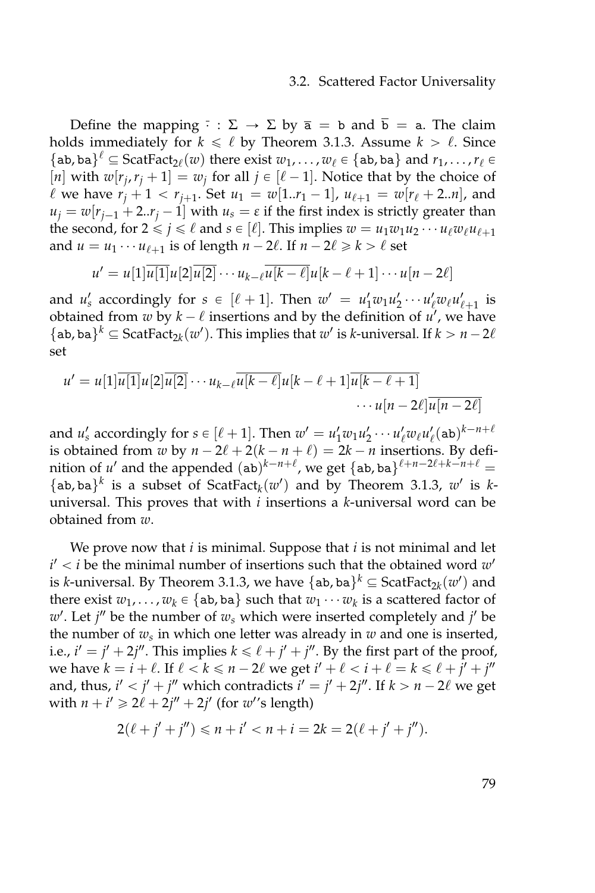Define the mapping $\bar{\cdot} : \Sigma \to \Sigma$ by $\overline{\mathtt{a}} = \mathtt{b}$ and $\overline{\mathtt{b}} = \mathtt{a}$. The claim holds immediately for $k \leqslant \ell$ by Theorem 3.1.3. Assume $k > \ell$. Since $\{\mathtt{ab}, \mathtt{ba}\}^{\ell} \subseteq \mathrm{ScatFact}_{2\ell}(w)$ there exist $w_1, \ldots, w_\ell \in \{\mathtt{ab}, \mathtt{ba}\}$ and $r_1, \ldots, r_\ell \in [n]$ with $w[r_j, r_j + 1] = w_j$ for all $j \in [\ell - 1]$. Notice that by the choice of $\ell$ we have $r_j + 1 < r_{j+1}$. Set $u_1 = w[1..r_1 - 1]$, $u_{\ell+1} = w[r_\ell + 2..n]$, and $u_j = w[r_{j-1} + 2..r_j - 1]$ with $u_s = \varepsilon$ if the first index is strictly greater than the second, for $2 \leqslant j \leqslant \ell$ and $s \in [\ell]$. This implies $w = u_1 w_1 u_2 \cdots u_\ell w_\ell u_{\ell+1}$ and $u = u_1 \cdots u_{\ell+1}$ is of length $n - 2\ell$. If $n - 2\ell \geqslant k > \ell$ set

$$u' = u[1]\overline{u[1]}u[2]\overline{u[2]} \cdots u_{k-\ell}\overline{u[k-\ell]}u[k-\ell+1] \cdots u[n-2\ell]$$

and $u'_s$ accordingly for $s \in [\ell + 1]$. Then $w' = u'_1 w_1 u'_2 \cdots u'_\ell w_\ell u'_{\ell+1}$ is obtained from $w$ by $k - \ell$ insertions and by the definition of $u'$, we have $\{\mathtt{ab}, \mathtt{ba}\}^k \subseteq \mathrm{ScatFact}_{2k}(w')$. This implies that $w'$ is $k$-universal. If $k > n - 2\ell$ set

$$u' = u[1]\overline{u[1]}u[2]\overline{u[2]} \cdots u_{k-\ell}\overline{u[k-\ell]}u[k-\ell+1]\overline{u[k-\ell+1]} \\ \cdots u[n-2\ell]\overline{u[n-2\ell]}$$

and $u'_s$ accordingly for $s \in [\ell + 1]$. Then $w' = u'_1 w_1 u'_2 \cdots u'_\ell w_\ell u'_\ell (\mathtt{ab})^{k-n+\ell}$ is obtained from $w$ by $n - 2\ell + 2(k - n + \ell) = 2k - n$ insertions. By definition of $u'$ and the appended $(\mathtt{ab})^{k-n+\ell}$, we get $\{\mathtt{ab}, \mathtt{ba}\}^{\ell+n-2\ell+k-n+\ell} = \{\mathtt{ab}, \mathtt{ba}\}^k$ is a subset of $\mathrm{ScatFact}_k(w')$ and by Theorem 3.1.3, $w'$ is $k$-universal. This proves that with $i$ insertions a $k$-universal word can be obtained from $w$.

We prove now that $i$ is minimal. Suppose that $i$ is not minimal and let $i' < i$ be the minimal number of insertions such that the obtained word $w'$ is $k$-universal. By Theorem 3.1.3, we have $\{\mathtt{ab}, \mathtt{ba}\}^k \subseteq \mathrm{ScatFact}_{2k}(w')$ and there exist $w_1, \ldots, w_k \in \{\mathtt{ab}, \mathtt{ba}\}$ such that $w_1 \cdots w_k$ is a scattered factor of $w'$. Let $j''$ be the number of $w_s$ which were inserted completely and $j'$ be the number of $w_s$ in which one letter was already in $w$ and one is inserted, i.e., $i' = j' + 2j''$. This implies $k \leqslant \ell + j' + j''$. By the first part of the proof, we have $k = i + \ell$. If $\ell < k \leqslant n - 2\ell$ we get $i' + \ell < i + \ell = k \leqslant \ell + j' + j''$ and, thus, $i' < j' + j''$ which contradicts $i' = j' + 2j''$. If $k > n - 2\ell$ we get with $n + i' \geqslant 2\ell + 2j'' + 2j'$ (for $w'$'s length)

$$2(\ell + j' + j'') \leqslant n + i' < n + i = 2k = 2(\ell + j' + j'').$$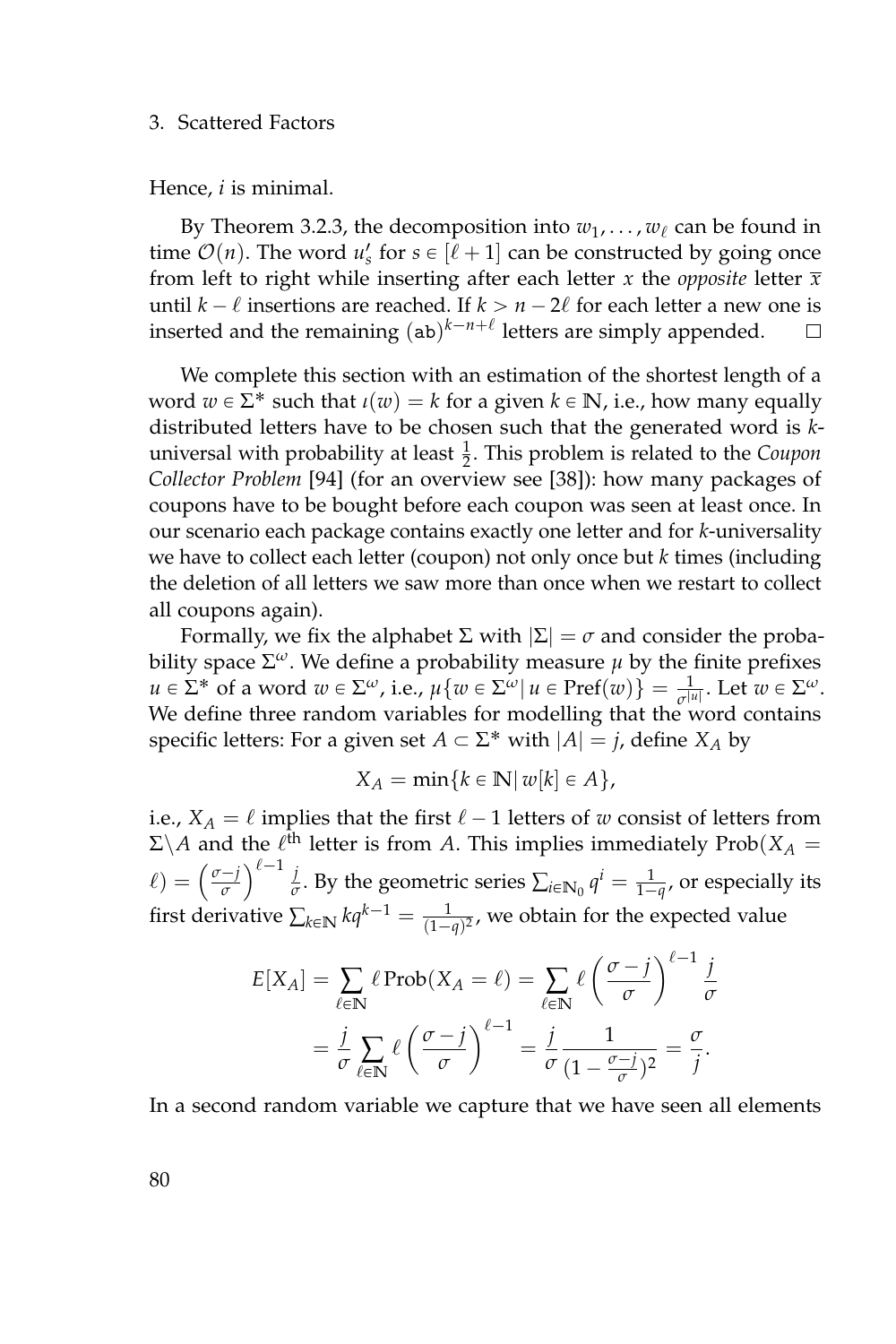Hence, $i$ is minimal.

By Theorem 3.2.3, the decomposition into $w_1, \ldots, w_\ell$ can be found in time $\mathcal{O}(n)$. The word $u'_s$ for $s \in [\ell+1]$ can be constructed by going once from left to right while inserting after each letter $x$ the *opposite* letter $\overline{x}$ until $k - \ell$ insertions are reached. If $k > n - 2\ell$ for each letter a new one is inserted and the remaining $(\mathtt{ab})^{k-n+\ell}$ letters are simply appended. □

We complete this section with an estimation of the shortest length of a word $w \in \Sigma^*$ such that $\iota(w) = k$ for a given $k \in \mathbb{N}$, i.e., how many equally distributed letters have to be chosen such that the generated word is $k$-universal with probability at least $\frac{1}{2}$. This problem is related to the *Coupon Collector Problem* [94] (for an overview see [38]): how many packages of coupons have to be bought before each coupon was seen at least once. In our scenario each package contains exactly one letter and for $k$-universality we have to collect each letter (coupon) not only once but $k$ times (including the deletion of all letters we saw more than once when we restart to collect all coupons again).

Formally, we fix the alphabet $\Sigma$ with $|\Sigma| = \sigma$ and consider the probability space $\Sigma^\omega$. We define a probability measure $\mu$ by the finite prefixes $u \in \Sigma^*$ of a word $w \in \Sigma^\omega$, i.e., $\mu\{w \in \Sigma^\omega \,|\, u \in \mathrm{Pref}(w)\} = \frac{1}{\sigma^{|u|}}$. Let $w \in \Sigma^\omega$. We define three random variables for modelling that the word contains specific letters: For a given set $A \subset \Sigma^*$ with $|A| = j$, define $X_A$ by

$$X_A = \min\{k \in \mathbb{N} \,|\, w[k] \in A\},$$

i.e., $X_A = \ell$ implies that the first $\ell - 1$ letters of $w$ consist of letters from $\Sigma \backslash A$ and the $\ell^{\text{th}}$ letter is from $A$. This implies immediately $\mathrm{Prob}(X_A = \ell) = \left(\frac{\sigma - j}{\sigma}\right)^{\ell-1} \frac{j}{\sigma}$. By the geometric series $\sum_{i \in \mathbb{N}_0} q^i = \frac{1}{1-q}$, or especially its first derivative $\sum_{k \in \mathbb{N}} kq^{k-1} = \frac{1}{(1-q)^2}$, we obtain for the expected value

$$\begin{aligned} E[X_A] &= \sum_{\ell \in \mathbb{N}} \ell \,\mathrm{Prob}(X_A = \ell) = \sum_{\ell \in \mathbb{N}} \ell \left(\frac{\sigma - j}{\sigma}\right)^{\ell-1} \frac{j}{\sigma} \\ &= \frac{j}{\sigma} \sum_{\ell \in \mathbb{N}} \ell \left(\frac{\sigma - j}{\sigma}\right)^{\ell-1} = \frac{j}{\sigma} \frac{1}{(1 - \frac{\sigma - j}{\sigma})^2} = \frac{\sigma}{j}. \end{aligned}$$

In a second random variable we capture that we have seen all elements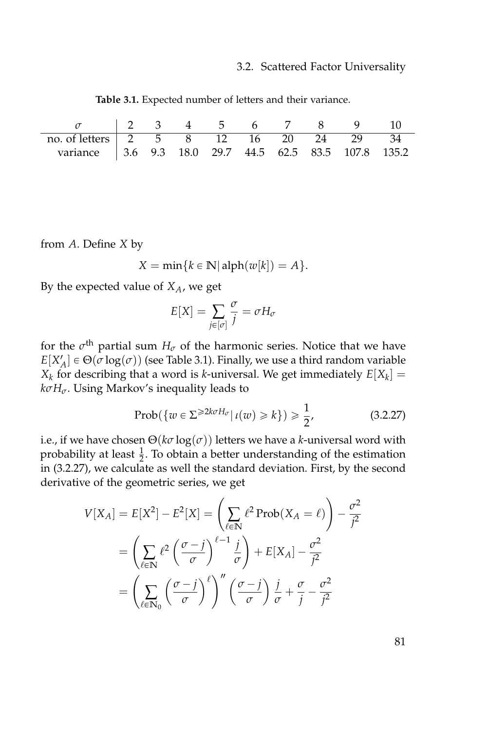**Table 3.1.** Expected number of letters and their variance.

| $\sigma$ | 2 | 3 | 4 | 5 | 6 | 7 | 8 | 9 | 10 |
|---|---|---|---|---|---|---|---|---|---|
| no. of letters | 2 | 5 | 8 | 12 | 16 | 20 | 24 | 29 | 34 |
| variance | 3.6 | 9.3 | 18.0 | 29.7 | 44.5 | 62.5 | 83.5 | 107.8 | 135.2 |

from $A$. Define $X$ by

$$X = \min\{k \in \mathbb{N} \mid \text{alph}(w[k]) = A\}.$$

By the expected value of $X_A$, we get

$$E[X] = \sum_{j \in [\sigma]} \frac{\sigma}{j} = \sigma H_\sigma$$

for the $\sigma^{\text{th}}$ partial sum $H_\sigma$ of the harmonic series. Notice that we have $E[X'_A] \in \Theta(\sigma \log(\sigma))$ (see Table 3.1). Finally, we use a third random variable $X_k$ for describing that a word is $k$-universal. We get immediately $E[X_k] = k\sigma H_\sigma$. Using Markov's inequality leads to

$$\text{Prob}(\{w \in \Sigma^{\geqslant 2k\sigma H_\sigma} \mid \iota(w) \geqslant k\}) \geqslant \frac{1}{2}, \tag{3.2.27}$$

i.e., if we have chosen $\Theta(k\sigma \log(\sigma))$ letters we have a $k$-universal word with probability at least $\frac{1}{2}$. To obtain a better understanding of the estimation in (3.2.27), we calculate as well the standard deviation. First, by the second derivative of the geometric series, we get

$$\begin{aligned}
V[X_A] = E[X^2] - E^2[X] &= \left( \sum_{\ell \in \mathbb{N}} \ell^2 \,\text{Prob}(X_A = \ell) \right) - \frac{\sigma^2}{j^2} \\
&= \left( \sum_{\ell \in \mathbb{N}} \ell^2 \left( \frac{\sigma - j}{\sigma} \right)^{\ell - 1} \frac{j}{\sigma} \right) + E[X_A] - \frac{\sigma^2}{j^2} \\
&= \left( \sum_{\ell \in \mathbb{N}_0} \left( \frac{\sigma - j}{\sigma} \right)^{\ell} \right)'' \left( \frac{\sigma - j}{\sigma} \right) \frac{j}{\sigma} + \frac{\sigma}{j} - \frac{\sigma^2}{j^2}
\end{aligned}$$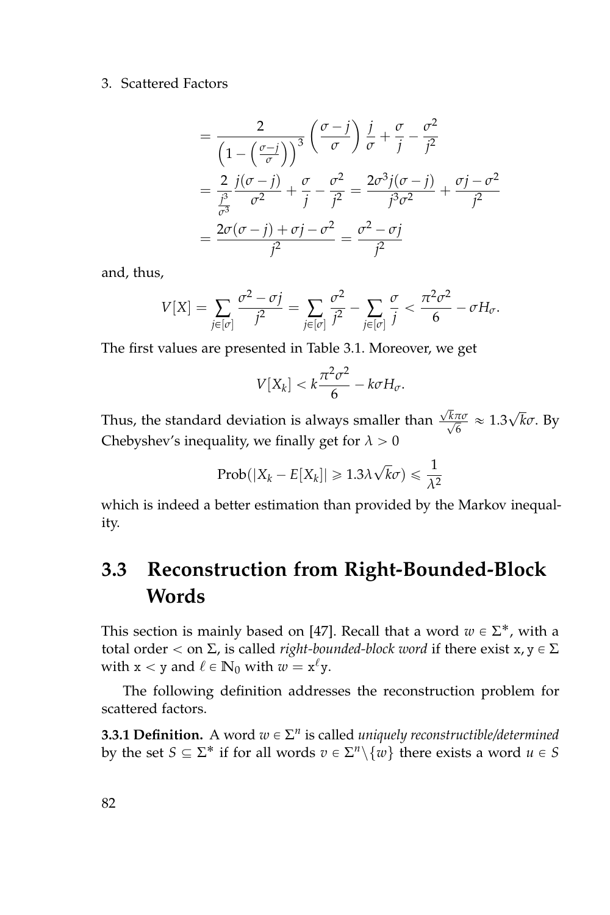$$= \frac{2}{\left(1 - \left(\frac{\sigma - j}{\sigma}\right)\right)^3} \left(\frac{\sigma - j}{\sigma}\right) \frac{j}{\sigma} + \frac{\sigma}{j} - \frac{\sigma^2}{j^2}$$

$$= \frac{2}{\frac{j^3}{\sigma^3}} \frac{j(\sigma - j)}{\sigma^2} + \frac{\sigma}{j} - \frac{\sigma^2}{j^2} = \frac{2\sigma^3 j(\sigma - j)}{j^3 \sigma^2} + \frac{\sigma j - \sigma^2}{j^2}$$

$$= \frac{2\sigma(\sigma - j) + \sigma j - \sigma^2}{j^2} = \frac{\sigma^2 - \sigma j}{j^2}$$

and, thus,

$$V[X] = \sum_{j \in [\sigma]} \frac{\sigma^2 - \sigma j}{j^2} = \sum_{j \in [\sigma]} \frac{\sigma^2}{j^2} - \sum_{j \in [\sigma]} \frac{\sigma}{j} < \frac{\pi^2 \sigma^2}{6} - \sigma H_\sigma.$$

The first values are presented in Table 3.1. Moreover, we get

$$V[X_k] < k\frac{\pi^2 \sigma^2}{6} - k\sigma H_\sigma.$$

Thus, the standard deviation is always smaller than $\frac{\sqrt{k}\pi\sigma}{\sqrt{6}} \approx 1.3\sqrt{k}\sigma$. By Chebyshev's inequality, we finally get for $\lambda > 0$

$$\text{Prob}(|X_k - E[X_k]| \geqslant 1.3\lambda\sqrt{k}\sigma) \leqslant \frac{1}{\lambda^2}$$

which is indeed a better estimation than provided by the Markov inequality.

## 3.3 Reconstruction from Right-Bounded-Block Words

This section is mainly based on [47]. Recall that a word $w \in \Sigma^*$, with a total order $<$ on $\Sigma$, is called *right-bounded-block word* if there exist $\mathtt{x}, \mathtt{y} \in \Sigma$ with $\mathtt{x} < \mathtt{y}$ and $\ell \in \mathbb{N}_0$ with $w = \mathtt{x}^\ell \mathtt{y}$.

The following definition addresses the reconstruction problem for scattered factors.

**3.3.1 Definition.** A word $w \in \Sigma^n$ is called *uniquely reconstructible/determined* by the set $S \subseteq \Sigma^*$ if for all words $v \in \Sigma^n \backslash \{w\}$ there exists a word $u \in S$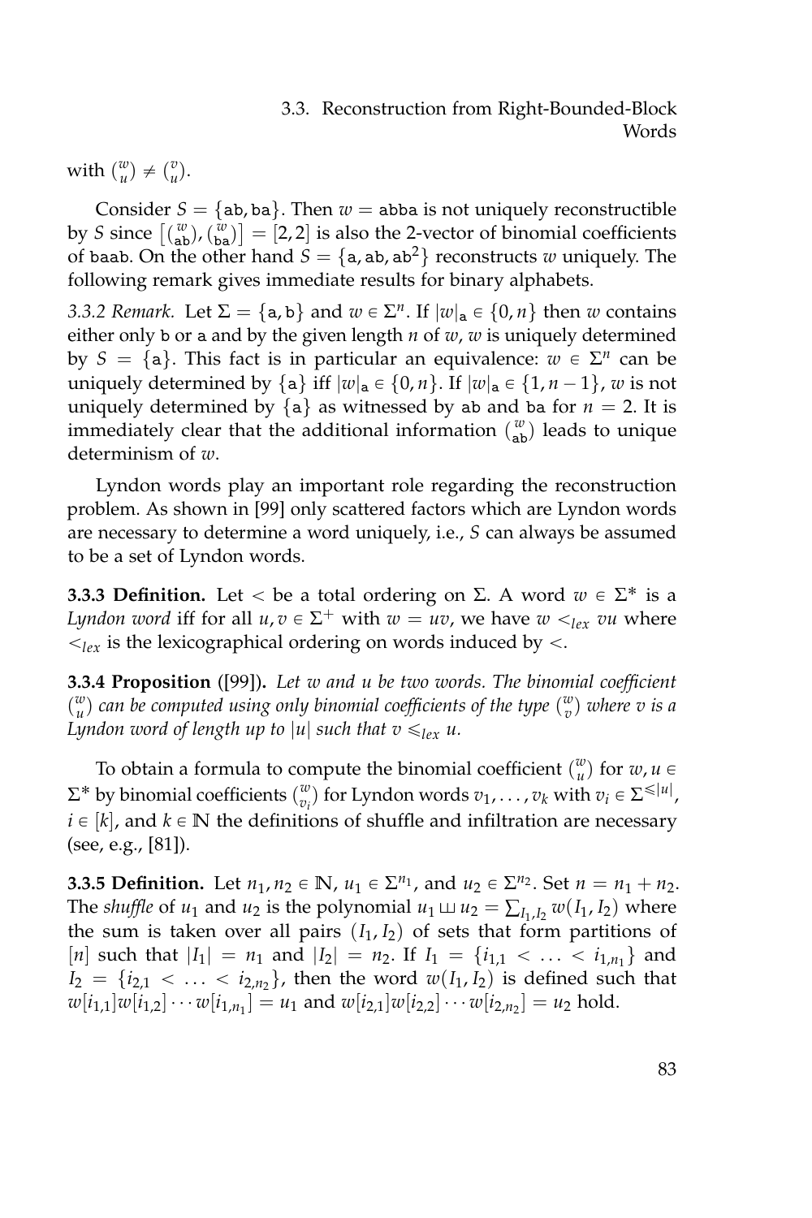with $\binom{w}{u} \neq \binom{v}{u}$.

Consider $S = \{\mathtt{ab}, \mathtt{ba}\}$. Then $w = \mathtt{abba}$ is not uniquely reconstructible by $S$ since $\left[\binom{w}{\mathtt{ab}}, \binom{w}{\mathtt{ba}}\right] = [2, 2]$ is also the 2-vector of binomial coefficients of $\mathtt{baab}$. On the other hand $S = \{\mathtt{a}, \mathtt{ab}, \mathtt{ab}^2\}$ reconstructs $w$ uniquely. The following remark gives immediate results for binary alphabets.

*3.3.2 Remark.* Let $\Sigma = \{\mathtt{a}, \mathtt{b}\}$ and $w \in \Sigma^n$. If $|w|_\mathtt{a} \in \{0, n\}$ then $w$ contains either only $\mathtt{b}$ or $\mathtt{a}$ and by the given length $n$ of $w$, $w$ is uniquely determined by $S = \{\mathtt{a}\}$. This fact is in particular an equivalence: $w \in \Sigma^n$ can be uniquely determined by $\{\mathtt{a}\}$ iff $|w|_\mathtt{a} \in \{0, n\}$. If $|w|_\mathtt{a} \in \{1, n-1\}$, $w$ is not uniquely determined by $\{\mathtt{a}\}$ as witnessed by $\mathtt{ab}$ and $\mathtt{ba}$ for $n = 2$. It is immediately clear that the additional information $\binom{w}{\mathtt{ab}}$ leads to unique determinism of $w$.

Lyndon words play an important role regarding the reconstruction problem. As shown in [99] only scattered factors which are Lyndon words are necessary to determine a word uniquely, i.e., $S$ can always be assumed to be a set of Lyndon words.

**3.3.3 Definition.** Let $<$ be a total ordering on $\Sigma$. A word $w \in \Sigma^*$ is a *Lyndon word* iff for all $u, v \in \Sigma^+$ with $w = uv$, we have $w <_{lex} vu$ where $<_{lex}$ is the lexicographical ordering on words induced by $<$.

**3.3.4 Proposition** ([99])**.** *Let $w$ and $u$ be two words. The binomial coefficient $\binom{w}{u}$ can be computed using only binomial coefficients of the type $\binom{w}{v}$ where $v$ is a Lyndon word of length up to $|u|$ such that $v \leqslant_{lex} u$.*

To obtain a formula to compute the binomial coefficient $\binom{w}{u}$ for $w, u \in \Sigma^*$ by binomial coefficients $\binom{w}{v_i}$ for Lyndon words $v_1, \dots, v_k$ with $v_i \in \Sigma^{\leqslant |u|}$, $i \in [k]$, and $k \in \mathbb{N}$ the definitions of shuffle and infiltration are necessary (see, e.g., [81]).

**3.3.5 Definition.** Let $n_1, n_2 \in \mathbb{N}$, $u_1 \in \Sigma^{n_1}$, and $u_2 \in \Sigma^{n_2}$. Set $n = n_1 + n_2$. The *shuffle* of $u_1$ and $u_2$ is the polynomial $u_1 \sqcup\!\sqcup u_2 = \sum_{I_1, I_2} w(I_1, I_2)$ where the sum is taken over all pairs $(I_1, I_2)$ of sets that form partitions of $[n]$ such that $|I_1| = n_1$ and $|I_2| = n_2$. If $I_1 = \{i_{1,1} < \ldots < i_{1,n_1}\}$ and $I_2 = \{i_{2,1} < \ldots < i_{2,n_2}\}$, then the word $w(I_1, I_2)$ is defined such that $w[i_{1,1}]w[i_{1,2}] \cdots w[i_{1,n_1}] = u_1$ and $w[i_{2,1}]w[i_{2,2}] \cdots w[i_{2,n_2}] = u_2$ hold.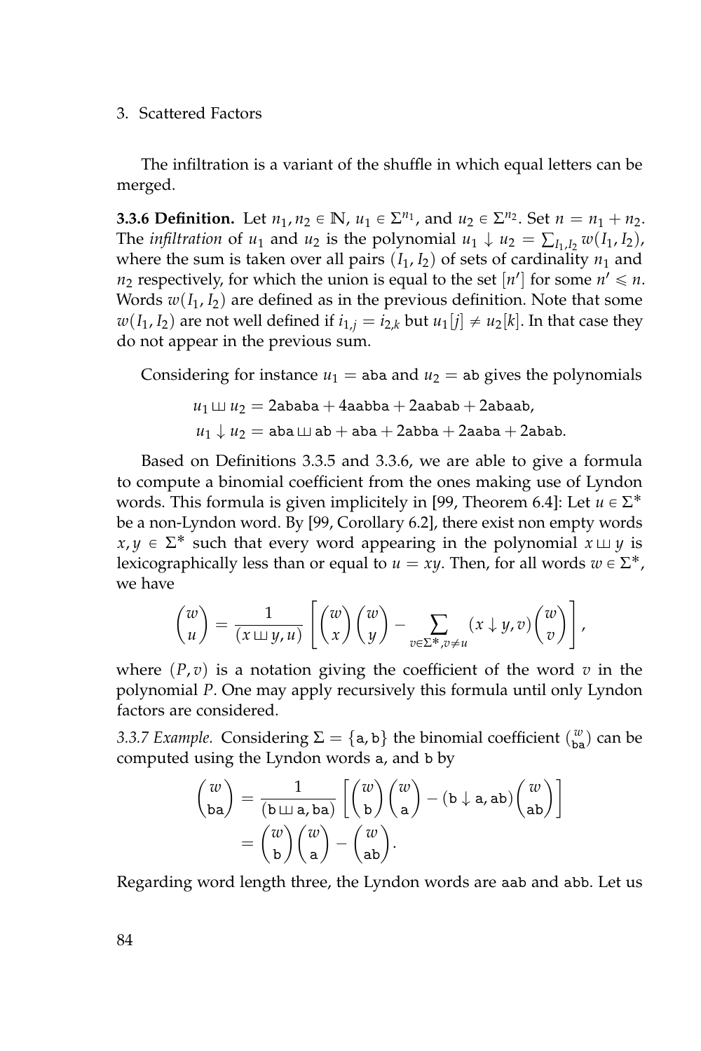The infiltration is a variant of the shuffle in which equal letters can be merged.

**3.3.6 Definition.** Let $n_1, n_2 \in \mathbb{N}$, $u_1 \in \Sigma^{n_1}$, and $u_2 \in \Sigma^{n_2}$. Set $n = n_1 + n_2$. The *infiltration* of $u_1$ and $u_2$ is the polynomial $u_1 \downarrow u_2 = \sum_{I_1, I_2} w(I_1, I_2)$, where the sum is taken over all pairs $(I_1, I_2)$ of sets of cardinality $n_1$ and $n_2$ respectively, for which the union is equal to the set $[n']$ for some $n' \leqslant n$. Words $w(I_1, I_2)$ are defined as in the previous definition. Note that some $w(I_1, I_2)$ are not well defined if $i_{1,j} = i_{2,k}$ but $u_1[j] \neq u_2[k]$. In that case they do not appear in the previous sum.

Considering for instance $u_1 = \mathtt{aba}$ and $u_2 = \mathtt{ab}$ gives the polynomials

$$u_1 \sqcup\!\sqcup\, u_2 = 2\mathtt{ababa} + 4\mathtt{aabba} + 2\mathtt{aabab} + 2\mathtt{abaab},$$

$$u_1 \downarrow u_2 = \mathtt{aba} \sqcup\!\sqcup\, \mathtt{ab} + \mathtt{aba} + 2\mathtt{abba} + 2\mathtt{aaba} + 2\mathtt{abab}.$$

Based on Definitions 3.3.5 and 3.3.6, we are able to give a formula to compute a binomial coefficient from the ones making use of Lyndon words. This formula is given implicitely in [99, Theorem 6.4]: Let $u \in \Sigma^*$ be a non-Lyndon word. By [99, Corollary 6.2], there exist non empty words $x, y \in \Sigma^*$ such that every word appearing in the polynomial $x \sqcup\!\sqcup\, y$ is lexicographically less than or equal to $u = xy$. Then, for all words $w \in \Sigma^*$, we have

$$\binom{w}{u} = \frac{1}{(x \sqcup\!\sqcup\, y, u)} \left[ \binom{w}{x}\binom{w}{y} - \sum_{v \in \Sigma^*, v \neq u} (x \downarrow y, v) \binom{w}{v} \right],$$

where $(P, v)$ is a notation giving the coefficient of the word $v$ in the polynomial $P$. One may apply recursively this formula until only Lyndon factors are considered.

*3.3.7 Example.* Considering $\Sigma = \{\mathtt{a}, \mathtt{b}\}$ the binomial coefficient $\binom{w}{\mathtt{ba}}$ can be computed using the Lyndon words $\mathtt{a}$, and $\mathtt{b}$ by

$$\begin{aligned} \binom{w}{\mathtt{ba}} &= \frac{1}{(\mathtt{b} \sqcup\!\sqcup\, \mathtt{a}, \mathtt{ba})} \left[ \binom{w}{\mathtt{b}}\binom{w}{\mathtt{a}} - (\mathtt{b} \downarrow \mathtt{a}, \mathtt{ab}) \binom{w}{\mathtt{ab}} \right] \\ &= \binom{w}{\mathtt{b}}\binom{w}{\mathtt{a}} - \binom{w}{\mathtt{ab}}. \end{aligned}$$

Regarding word length three, the Lyndon words are $\mathtt{aab}$ and $\mathtt{abb}$. Let us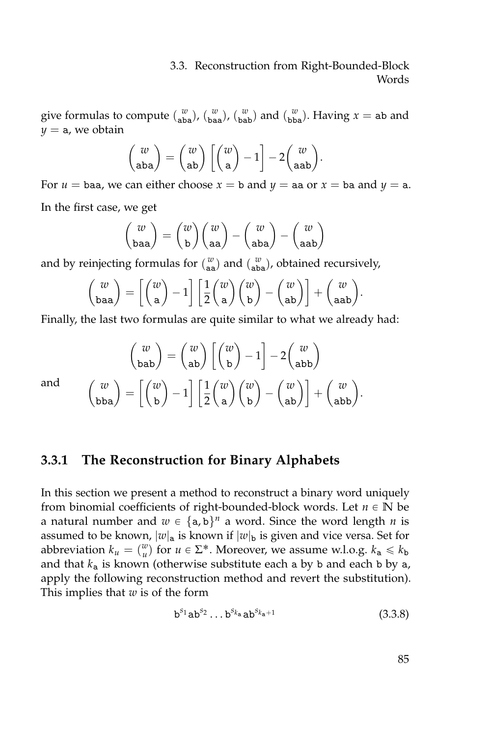give formulas to compute $\binom{w}{\texttt{aba}}$, $\binom{w}{\texttt{baa}}$, $\binom{w}{\texttt{bab}}$ and $\binom{w}{\texttt{bba}}$. Having $x = \texttt{ab}$ and $y = \texttt{a}$, we obtain

$$\binom{w}{\texttt{aba}} = \binom{w}{\texttt{ab}}\left[\binom{w}{\texttt{a}} - 1\right] - 2\binom{w}{\texttt{aab}}.$$

For $u = \texttt{baa}$, we can either choose $x = \texttt{b}$ and $y = \texttt{aa}$ or $x = \texttt{ba}$ and $y = \texttt{a}$. In the first case, we get

$$\binom{w}{\texttt{baa}} = \binom{w}{\texttt{b}}\binom{w}{\texttt{aa}} - \binom{w}{\texttt{aba}} - \binom{w}{\texttt{aab}}$$

and by reinjecting formulas for $\binom{w}{\texttt{aa}}$ and $\binom{w}{\texttt{aba}}$, obtained recursively,

$$\binom{w}{\texttt{baa}} = \left[\binom{w}{\texttt{a}} - 1\right]\left[\frac{1}{2}\binom{w}{\texttt{a}}\binom{w}{\texttt{b}} - \binom{w}{\texttt{ab}}\right] + \binom{w}{\texttt{aab}}.$$

Finally, the last two formulas are quite similar to what we already had:

$$\binom{w}{\texttt{bab}} = \binom{w}{\texttt{ab}}\left[\binom{w}{\texttt{b}} - 1\right] - 2\binom{w}{\texttt{abb}}$$

and

$$\binom{w}{\texttt{bba}} = \left[\binom{w}{\texttt{b}} - 1\right]\left[\frac{1}{2}\binom{w}{\texttt{a}}\binom{w}{\texttt{b}} - \binom{w}{\texttt{ab}}\right] + \binom{w}{\texttt{abb}}.$$

### 3.3.1 The Reconstruction for Binary Alphabets

In this section we present a method to reconstruct a binary word uniquely from binomial coefficients of right-bounded-block words. Let $n \in \mathbb{N}$ be a natural number and $w \in \{\texttt{a}, \texttt{b}\}^n$ a word. Since the word length $n$ is assumed to be known, $|w|_{\texttt{a}}$ is known if $|w|_{\texttt{b}}$ is given and vice versa. Set for abbreviation $k_u = \binom{w}{u}$ for $u \in \Sigma^*$. Moreover, we assume w.l.o.g. $k_{\texttt{a}} \leqslant k_{\texttt{b}}$ and that $k_{\texttt{a}}$ is known (otherwise substitute each a by b and each b by a, apply the following reconstruction method and revert the substitution). This implies that $w$ is of the form

$$\texttt{b}^{s_1}\texttt{a}\texttt{b}^{s_2}\ldots\texttt{b}^{s_{k_{\texttt{a}}}}\texttt{a}\texttt{b}^{s_{k_{\texttt{a}}+1}} \tag{3.3.8}$$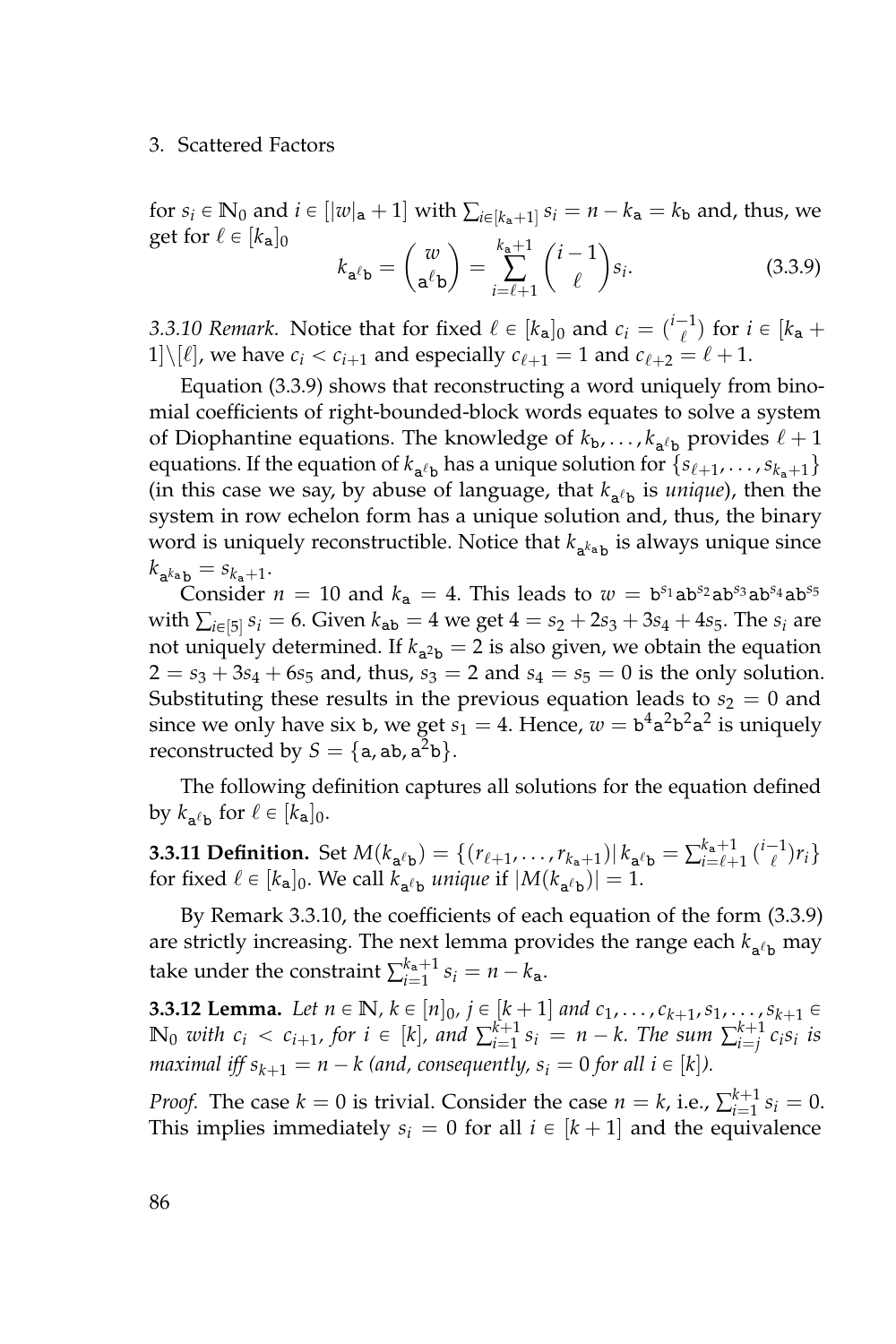for $s_i \in \mathbb{N}_0$ and $i \in [|w|_{\mathtt{a}} + 1]$ with $\sum_{i \in [k_{\mathtt{a}}+1]} s_i = n - k_{\mathtt{a}} = k_{\mathtt{b}}$ and, thus, we get for $\ell \in [k_{\mathtt{a}}]_0$

$$k_{\mathtt{a}^\ell \mathtt{b}} = \binom{w}{\mathtt{a}^\ell \mathtt{b}} = \sum_{i=\ell+1}^{k_{\mathtt{a}}+1} \binom{i-1}{\ell} s_i. \tag{3.3.9}$$

*3.3.10 Remark.* Notice that for fixed $\ell \in [k_{\mathtt{a}}]_0$ and $c_i = \binom{i-1}{\ell}$ for $i \in [k_{\mathtt{a}} + 1] \backslash [\ell]$, we have $c_i < c_{i+1}$ and especially $c_{\ell+1} = 1$ and $c_{\ell+2} = \ell + 1$.

Equation (3.3.9) shows that reconstructing a word uniquely from binomial coefficients of right-bounded-block words equates to solve a system of Diophantine equations. The knowledge of $k_{\mathtt{b}}, \ldots, k_{\mathtt{a}^\ell \mathtt{b}}$ provides $\ell + 1$ equations. If the equation of $k_{\mathtt{a}^\ell \mathtt{b}}$ has a unique solution for $\{s_{\ell+1}, \ldots, s_{k_{\mathtt{a}}+1}\}$ (in this case we say, by abuse of language, that $k_{\mathtt{a}^\ell \mathtt{b}}$ is *unique*), then the system in row echelon form has a unique solution and, thus, the binary word is uniquely reconstructible. Notice that $k_{\mathtt{a}^{k_{\mathtt{a}}} \mathtt{b}}$ is always unique since $k_{\mathtt{a}^{k_{\mathtt{a}}} \mathtt{b}} = s_{k_{\mathtt{a}}+1}$.

Consider $n = 10$ and $k_{\mathtt{a}} = 4$. This leads to $w = \mathtt{b}^{s_1} \mathtt{a} \mathtt{b}^{s_2} \mathtt{a} \mathtt{b}^{s_3} \mathtt{a} \mathtt{b}^{s_4} \mathtt{a} \mathtt{b}^{s_5}$ with $\sum_{i \in [5]} s_i = 6$. Given $k_{\mathtt{ab}} = 4$ we get $4 = s_2 + 2s_3 + 3s_4 + 4s_5$. The $s_i$ are not uniquely determined. If $k_{\mathtt{a}^2 \mathtt{b}} = 2$ is also given, we obtain the equation $2 = s_3 + 3s_4 + 6s_5$ and, thus, $s_3 = 2$ and $s_4 = s_5 = 0$ is the only solution. Substituting these results in the previous equation leads to $s_2 = 0$ and since we only have six $\mathtt{b}$, we get $s_1 = 4$. Hence, $w = \mathtt{b}^4 \mathtt{a}^2 \mathtt{b}^2 \mathtt{a}^2$ is uniquely reconstructed by $S = \{\mathtt{a}, \mathtt{ab}, \mathtt{a}^2 \mathtt{b}\}$.

The following definition captures all solutions for the equation defined by $k_{\mathtt{a}^\ell \mathtt{b}}$ for $\ell \in [k_{\mathtt{a}}]_0$.

**3.3.11 Definition.** Set $M(k_{\mathtt{a}^\ell \mathtt{b}}) = \{(r_{\ell+1}, \ldots, r_{k_{\mathtt{a}}+1}) \,|\, k_{\mathtt{a}^\ell \mathtt{b}} = \sum_{i=\ell+1}^{k_{\mathtt{a}}+1} \binom{i-1}{\ell} r_i\}$ for fixed $\ell \in [k_{\mathtt{a}}]_0$. We call $k_{\mathtt{a}^\ell \mathtt{b}}$ *unique* if $|M(k_{\mathtt{a}^\ell \mathtt{b}})| = 1$.

By Remark 3.3.10, the coefficients of each equation of the form (3.3.9) are strictly increasing. The next lemma provides the range each $k_{\mathtt{a}^\ell \mathtt{b}}$ may take under the constraint $\sum_{i=1}^{k_{\mathtt{a}}+1} s_i = n - k_{\mathtt{a}}$.

**3.3.12 Lemma.** *Let $n \in \mathbb{N}$, $k \in [n]_0$, $j \in [k+1]$ and $c_1, \ldots, c_{k+1}, s_1, \ldots, s_{k+1} \in \mathbb{N}_0$ with $c_i < c_{i+1}$, for $i \in [k]$, and $\sum_{i=1}^{k+1} s_i = n - k$. The sum $\sum_{i=j}^{k+1} c_i s_i$ is maximal iff $s_{k+1} = n - k$ (and, consequently, $s_i = 0$ for all $i \in [k]$).*

*Proof.* The case $k = 0$ is trivial. Consider the case $n = k$, i.e., $\sum_{i=1}^{k+1} s_i = 0$. This implies immediately $s_i = 0$ for all $i \in [k+1]$ and the equivalence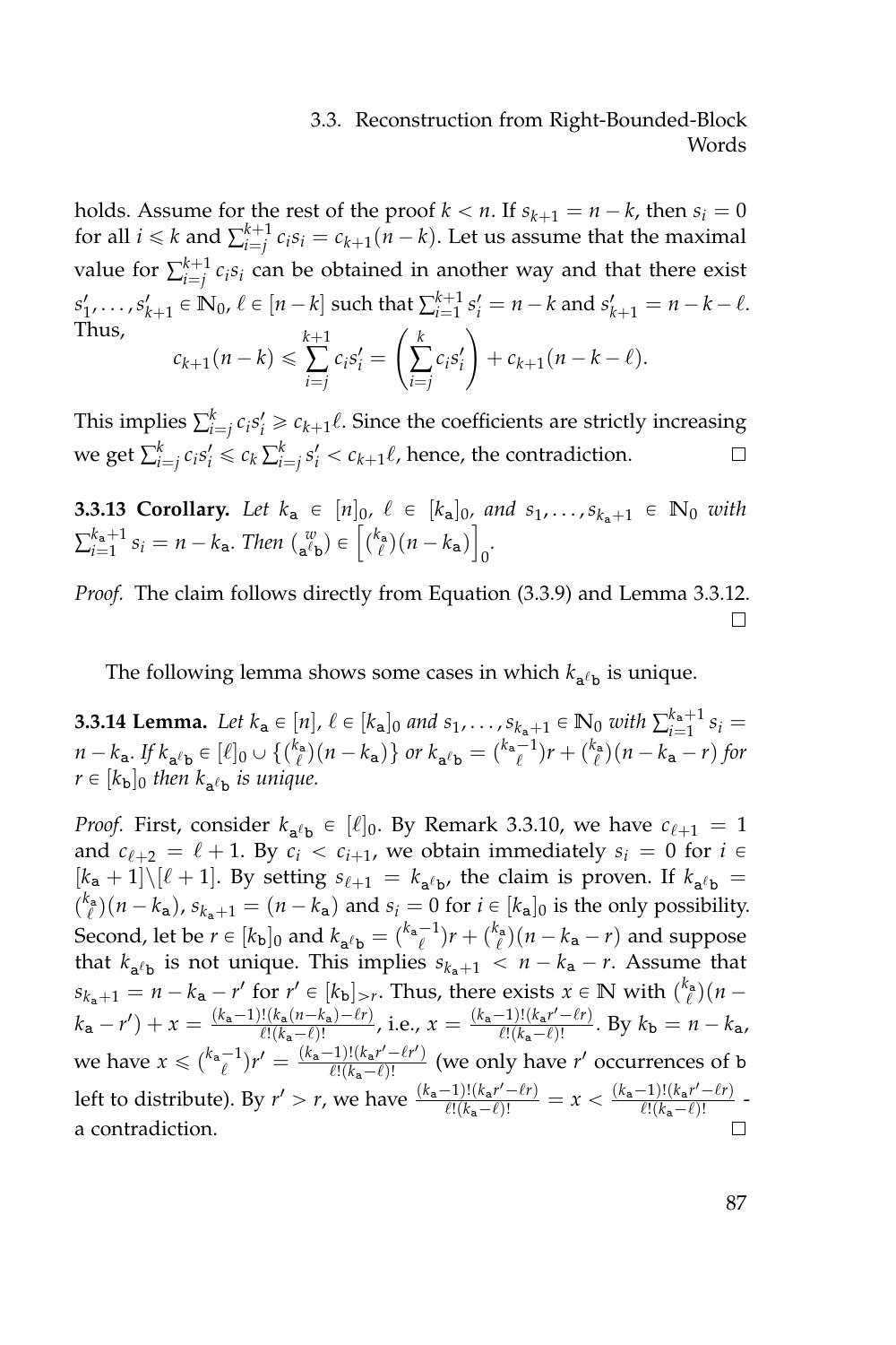holds. Assume for the rest of the proof $k < n$. If $s_{k+1} = n - k$, then $s_i = 0$ for all $i \leqslant k$ and $\sum_{i=j}^{k+1} c_i s_i = c_{k+1}(n-k)$. Let us assume that the maximal value for $\sum_{i=j}^{k+1} c_i s_i$ can be obtained in another way and that there exist $s'_1, \ldots, s'_{k+1} \in \mathbb{N}_0$, $\ell \in [n-k]$ such that $\sum_{i=1}^{k+1} s'_i = n - k$ and $s'_{k+1} = n - k - \ell$. Thus,

$$c_{k+1}(n-k) \leqslant \sum_{i=j}^{k+1} c_i s'_i = \left(\sum_{i=j}^{k} c_i s'_i\right) + c_{k+1}(n-k-\ell).$$

This implies $\sum_{i=j}^{k} c_i s'_i \geqslant c_{k+1}\ell$. Since the coefficients are strictly increasing we get $\sum_{i=j}^{k} c_i s'_i \leqslant c_k \sum_{i=j}^{k} s'_i < c_{k+1}\ell$, hence, the contradiction. □

**3.3.13 Corollary.** *Let $k_{\mathtt{a}} \in [n]_0$, $\ell \in [k_{\mathtt{a}}]_0$, and $s_1, \ldots, s_{k_{\mathtt{a}}+1} \in \mathbb{N}_0$ with $\sum_{i=1}^{k_{\mathtt{a}}+1} s_i = n - k_{\mathtt{a}}$. Then $\binom{w}{\mathtt{a}^\ell \mathtt{b}} \in \left[\binom{k_{\mathtt{a}}}{\ell}(n-k_{\mathtt{a}})\right]_0$.*

*Proof.* The claim follows directly from Equation (3.3.9) and Lemma 3.3.12. □

The following lemma shows some cases in which $k_{\mathtt{a}^\ell\mathtt{b}}$ is unique.

**3.3.14 Lemma.** *Let $k_{\mathtt{a}} \in [n]$, $\ell \in [k_{\mathtt{a}}]_0$ and $s_1, \ldots, s_{k_{\mathtt{a}}+1} \in \mathbb{N}_0$ with $\sum_{i=1}^{k_{\mathtt{a}}+1} s_i = n - k_{\mathtt{a}}$. If $k_{\mathtt{a}^\ell\mathtt{b}} \in [\ell]_0 \cup \{\binom{k_{\mathtt{a}}}{\ell}(n-k_{\mathtt{a}})\}$ or $k_{\mathtt{a}^\ell\mathtt{b}} = \binom{k_{\mathtt{a}}-1}{\ell} r + \binom{k_{\mathtt{a}}}{\ell}(n-k_{\mathtt{a}}-r)$ for $r \in [k_{\mathtt{b}}]_0$ then $k_{\mathtt{a}^\ell\mathtt{b}}$ is unique.*

*Proof.* First, consider $k_{\mathtt{a}^\ell\mathtt{b}} \in [\ell]_0$. By Remark 3.3.10, we have $c_{\ell+1} = 1$ and $c_{\ell+2} = \ell + 1$. By $c_i < c_{i+1}$, we obtain immediately $s_i = 0$ for $i \in [k_{\mathtt{a}}+1]\backslash[\ell+1]$. By setting $s_{\ell+1} = k_{\mathtt{a}^\ell\mathtt{b}}$, the claim is proven. If $k_{\mathtt{a}^\ell\mathtt{b}} = \binom{k_{\mathtt{a}}}{\ell}(n-k_{\mathtt{a}})$, $s_{k_{\mathtt{a}}+1} = (n-k_{\mathtt{a}})$ and $s_i = 0$ for $i \in [k_{\mathtt{a}}]_0$ is the only possibility. Second, let be $r \in [k_{\mathtt{b}}]_0$ and $k_{\mathtt{a}^\ell\mathtt{b}} = \binom{k_{\mathtt{a}}-1}{\ell} r + \binom{k_{\mathtt{a}}}{\ell}(n-k_{\mathtt{a}}-r)$ and suppose that $k_{\mathtt{a}^\ell\mathtt{b}}$ is not unique. This implies $s_{k_{\mathtt{a}}+1} < n - k_{\mathtt{a}} - r$. Assume that $s_{k_{\mathtt{a}}+1} = n - k_{\mathtt{a}} - r'$ for $r' \in [k_{\mathtt{b}}]_{>r}$. Thus, there exists $x \in \mathbb{N}$ with $\binom{k_{\mathtt{a}}}{\ell}(n - k_{\mathtt{a}} - r') + x = \frac{(k_{\mathtt{a}}-1)!(k_{\mathtt{a}}(n-k_{\mathtt{a}})-\ell r)}{\ell!(k_{\mathtt{a}}-\ell)!}$, i.e., $x = \frac{(k_{\mathtt{a}}-1)!(k_{\mathtt{a}}r'-\ell r)}{\ell!(k_{\mathtt{a}}-\ell)!}$. By $k_{\mathtt{b}} = n - k_{\mathtt{a}}$, we have $x \leqslant \binom{k_{\mathtt{a}}-1}{\ell} r' = \frac{(k_{\mathtt{a}}-1)!(k_{\mathtt{a}}r'-\ell r')}{\ell!(k_{\mathtt{a}}-\ell)!}$ (we only have $r'$ occurrences of $\mathtt{b}$ left to distribute). By $r' > r$, we have $\frac{(k_{\mathtt{a}}-1)!(k_{\mathtt{a}}r'-\ell r)}{\ell!(k_{\mathtt{a}}-\ell)!} = x < \frac{(k_{\mathtt{a}}-1)!(k_{\mathtt{a}}r'-\ell r)}{\ell!(k_{\mathtt{a}}-\ell)!}$ - a contradiction. □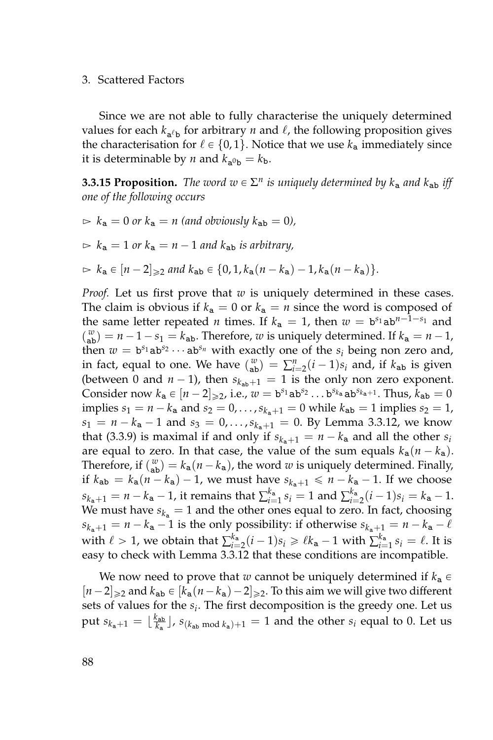Since we are not able to fully characterise the uniquely determined values for each $k_{\mathtt{a}^\ell\mathtt{b}}$ for arbitrary $n$ and $\ell$, the following proposition gives the characterisation for $\ell \in \{0,1\}$. Notice that we use $k_\mathtt{a}$ immediately since it is determinable by $n$ and $k_{\mathtt{a}^0\mathtt{b}} = k_\mathtt{b}$.

**3.3.15 Proposition.** *The word $w \in \Sigma^n$ is uniquely determined by $k_\mathtt{a}$ and $k_{\mathtt{ab}}$ iff one of the following occurs*

- $k_\mathtt{a} = 0$ *or* $k_\mathtt{a} = n$ *(and obviously $k_{\mathtt{ab}} = 0$),*
- $k_\mathtt{a} = 1$ *or* $k_\mathtt{a} = n-1$ *and $k_{\mathtt{ab}}$ is arbitrary,*
- $k_\mathtt{a} \in [n-2]_{\geqslant 2}$ *and* $k_{\mathtt{ab}} \in \{0, 1, k_\mathtt{a}(n-k_\mathtt{a})-1, k_\mathtt{a}(n-k_\mathtt{a})\}$.

*Proof.* Let us first prove that $w$ is uniquely determined in these cases. The claim is obvious if $k_\mathtt{a} = 0$ or $k_\mathtt{a} = n$ since the word is composed of the same letter repeated $n$ times. If $k_\mathtt{a} = 1$, then $w = \mathtt{b}^{s_1}\mathtt{a}\mathtt{b}^{n-1-s_1}$ and $\binom{w}{\mathtt{ab}} = n-1-s_1 = k_{\mathtt{ab}}$. Therefore, $w$ is uniquely determined. If $k_\mathtt{a} = n-1$, then $w = \mathtt{b}^{s_1}\mathtt{a}\mathtt{b}^{s_2}\cdots\mathtt{a}\mathtt{b}^{s_n}$ with exactly one of the $s_i$ being non zero and, in fact, equal to one. We have $\binom{w}{\mathtt{ab}} = \sum_{i=2}^{n}(i-1)s_i$ and, if $k_{\mathtt{ab}}$ is given (between 0 and $n-1$), then $s_{k_{\mathtt{ab}}+1} = 1$ is the only non zero exponent. Consider now $k_\mathtt{a} \in [n-2]_{\geqslant 2}$, i.e., $w = \mathtt{b}^{s_1}\mathtt{a}\mathtt{b}^{s_2}\ldots\mathtt{b}^{s_{k_\mathtt{a}}}\mathtt{a}\mathtt{b}^{s_{k_\mathtt{a}+1}}$. Thus, $k_{\mathtt{ab}} = 0$ implies $s_1 = n-k_\mathtt{a}$ and $s_2 = 0, \ldots, s_{k_\mathtt{a}+1} = 0$ while $k_{\mathtt{ab}} = 1$ implies $s_2 = 1$, $s_1 = n-k_\mathtt{a}-1$ and $s_3 = 0, \ldots, s_{k_\mathtt{a}+1} = 0$. By Lemma 3.3.12, we know that (3.3.9) is maximal if and only if $s_{k_\mathtt{a}+1} = n-k_\mathtt{a}$ and all the other $s_i$ are equal to zero. In that case, the value of the sum equals $k_\mathtt{a}(n-k_\mathtt{a})$. Therefore, if $\binom{w}{\mathtt{ab}} = k_\mathtt{a}(n-k_\mathtt{a})$, the word $w$ is uniquely determined. Finally, if $k_{\mathtt{ab}} = k_\mathtt{a}(n-k_\mathtt{a})-1$, we must have $s_{k_\mathtt{a}+1} \leqslant n-k_\mathtt{a}-1$. If we choose $s_{k_\mathtt{a}+1} = n-k_\mathtt{a}-1$, it remains that $\sum_{i=1}^{k_\mathtt{a}} s_i = 1$ and $\sum_{i=2}^{k_\mathtt{a}}(i-1)s_i = k_\mathtt{a}-1$. We must have $s_{k_\mathtt{a}} = 1$ and the other ones equal to zero. In fact, choosing $s_{k_\mathtt{a}+1} = n-k_\mathtt{a}-1$ is the only possibility: if otherwise $s_{k_\mathtt{a}+1} = n-k_\mathtt{a}-\ell$ with $\ell > 1$, we obtain that $\sum_{i=2}^{k_\mathtt{a}}(i-1)s_i \geqslant \ell k_\mathtt{a}-1$ with $\sum_{i=1}^{k_\mathtt{a}} s_i = \ell$. It is easy to check with Lemma 3.3.12 that these conditions are incompatible.

We now need to prove that $w$ cannot be uniquely determined if $k_\mathtt{a} \in [n-2]_{\geqslant 2}$ and $k_{\mathtt{ab}} \in [k_\mathtt{a}(n-k_\mathtt{a})-2]_{\geqslant 2}$. To this aim we will give two different sets of values for the $s_i$. The first decomposition is the greedy one. Let us put $s_{k_\mathtt{a}+1} = \lfloor \frac{k_{\mathtt{ab}}}{k_\mathtt{a}} \rfloor$, $s_{(k_{\mathtt{ab}} \bmod k_\mathtt{a})+1} = 1$ and the other $s_i$ equal to 0. Let us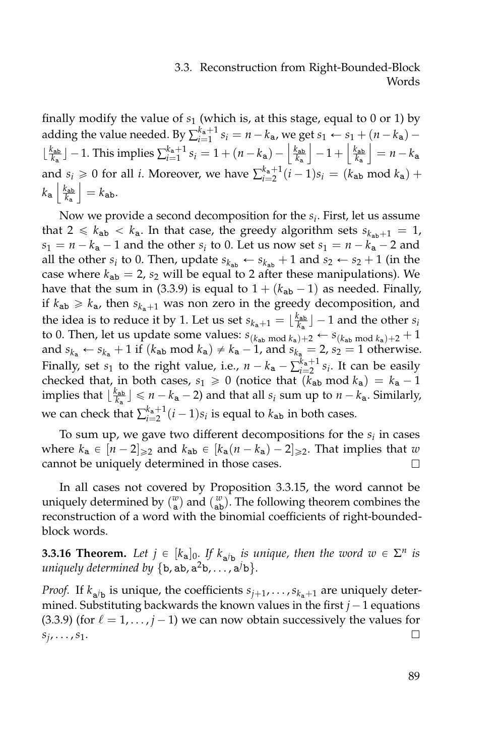finally modify the value of $s_1$ (which is, at this stage, equal to 0 or 1) by adding the value needed. By $\sum_{i=1}^{k_{\mathtt{a}}+1} s_i = n - k_{\mathtt{a}}$, we get $s_1 \leftarrow s_1 + (n - k_{\mathtt{a}}) - \lfloor \frac{k_{\mathtt{ab}}}{k_{\mathtt{a}}} \rfloor - 1$. This implies $\sum_{i=1}^{k_{\mathtt{a}}+1} s_i = 1 + (n - k_{\mathtt{a}}) - \left\lfloor \frac{k_{\mathtt{ab}}}{k_{\mathtt{a}}} \right\rfloor - 1 + \left\lfloor \frac{k_{\mathtt{ab}}}{k_{\mathtt{a}}} \right\rfloor = n - k_{\mathtt{a}}$ and $s_i \geqslant 0$ for all $i$. Moreover, we have $\sum_{i=2}^{k_{\mathtt{a}}+1} (i-1) s_i = (k_{\mathtt{ab}} \bmod k_{\mathtt{a}}) + k_{\mathtt{a}} \left\lfloor \frac{k_{\mathtt{ab}}}{k_{\mathtt{a}}} \right\rfloor = k_{\mathtt{ab}}$.

Now we provide a second decomposition for the $s_i$. First, let us assume that $2 \leqslant k_{\mathtt{ab}} < k_{\mathtt{a}}$. In that case, the greedy algorithm sets $s_{k_{\mathtt{ab}}+1} = 1$, $s_1 = n - k_{\mathtt{a}} - 1$ and the other $s_i$ to 0. Let us now set $s_1 = n - k_{\mathtt{a}} - 2$ and all the other $s_i$ to 0. Then, update $s_{k_{\mathtt{ab}}} \leftarrow s_{k_{\mathtt{ab}}} + 1$ and $s_2 \leftarrow s_2 + 1$ (in the case where $k_{\mathtt{ab}} = 2$, $s_2$ will be equal to 2 after these manipulations). We have that the sum in (3.3.9) is equal to $1 + (k_{\mathtt{ab}} - 1)$ as needed. Finally, if $k_{\mathtt{ab}} \geqslant k_{\mathtt{a}}$, then $s_{k_{\mathtt{a}}+1}$ was non zero in the greedy decomposition, and the idea is to reduce it by 1. Let us set $s_{k_{\mathtt{a}}+1} = \lfloor \frac{k_{\mathtt{ab}}}{k_{\mathtt{a}}} \rfloor - 1$ and the other $s_i$ to 0. Then, let us update some values: $s_{(k_{\mathtt{ab}} \bmod k_{\mathtt{a}})+2} \leftarrow s_{(k_{\mathtt{ab}} \bmod k_{\mathtt{a}})+2} + 1$ and $s_{k_{\mathtt{a}}} \leftarrow s_{k_{\mathtt{a}}} + 1$ if $(k_{\mathtt{ab}} \bmod k_{\mathtt{a}}) \neq k_{\mathtt{a}} - 1$, and $s_{k_{\mathtt{a}}} = 2$, $s_2 = 1$ otherwise. Finally, set $s_1$ to the right value, i.e., $n - k_{\mathtt{a}} - \sum_{i=2}^{k_{\mathtt{a}}+1} s_i$. It can be easily checked that, in both cases, $s_1 \geqslant 0$ (notice that $(k_{\mathtt{ab}} \bmod k_{\mathtt{a}}) = k_{\mathtt{a}} - 1$ implies that $\lfloor \frac{k_{\mathtt{ab}}}{k_{\mathtt{a}}} \rfloor \leqslant n - k_{\mathtt{a}} - 2$) and that all $s_i$ sum up to $n - k_{\mathtt{a}}$. Similarly, we can check that $\sum_{i=2}^{k_{\mathtt{a}}+1} (i-1) s_i$ is equal to $k_{\mathtt{ab}}$ in both cases.

To sum up, we gave two different decompositions for the $s_i$ in cases where $k_{\mathtt{a}} \in [n-2]_{\geqslant 2}$ and $k_{\mathtt{ab}} \in [k_{\mathtt{a}}(n - k_{\mathtt{a}}) - 2]_{\geqslant 2}$. That implies that $w$ cannot be uniquely determined in those cases. □

In all cases not covered by Proposition 3.3.15, the word cannot be uniquely determined by $\binom{w}{\mathtt{a}}$ and $\binom{w}{\mathtt{ab}}$. The following theorem combines the reconstruction of a word with the binomial coefficients of right-bounded-block words.

**3.3.16 Theorem.** *Let $j \in [k_{\mathtt{a}}]_0$. If $k_{\mathtt{a}^j\mathtt{b}}$ is unique, then the word $w \in \Sigma^n$ is uniquely determined by $\{\mathtt{b}, \mathtt{ab}, \mathtt{a}^2\mathtt{b}, \ldots, \mathtt{a}^j\mathtt{b}\}$.*

*Proof.* If $k_{\mathtt{a}^j\mathtt{b}}$ is unique, the coefficients $s_{j+1}, \ldots, s_{k_{\mathtt{a}}+1}$ are uniquely determined. Substituting backwards the known values in the first $j-1$ equations (3.3.9) (for $\ell = 1, \ldots, j-1$) we can now obtain successively the values for $s_j, \ldots, s_1$. □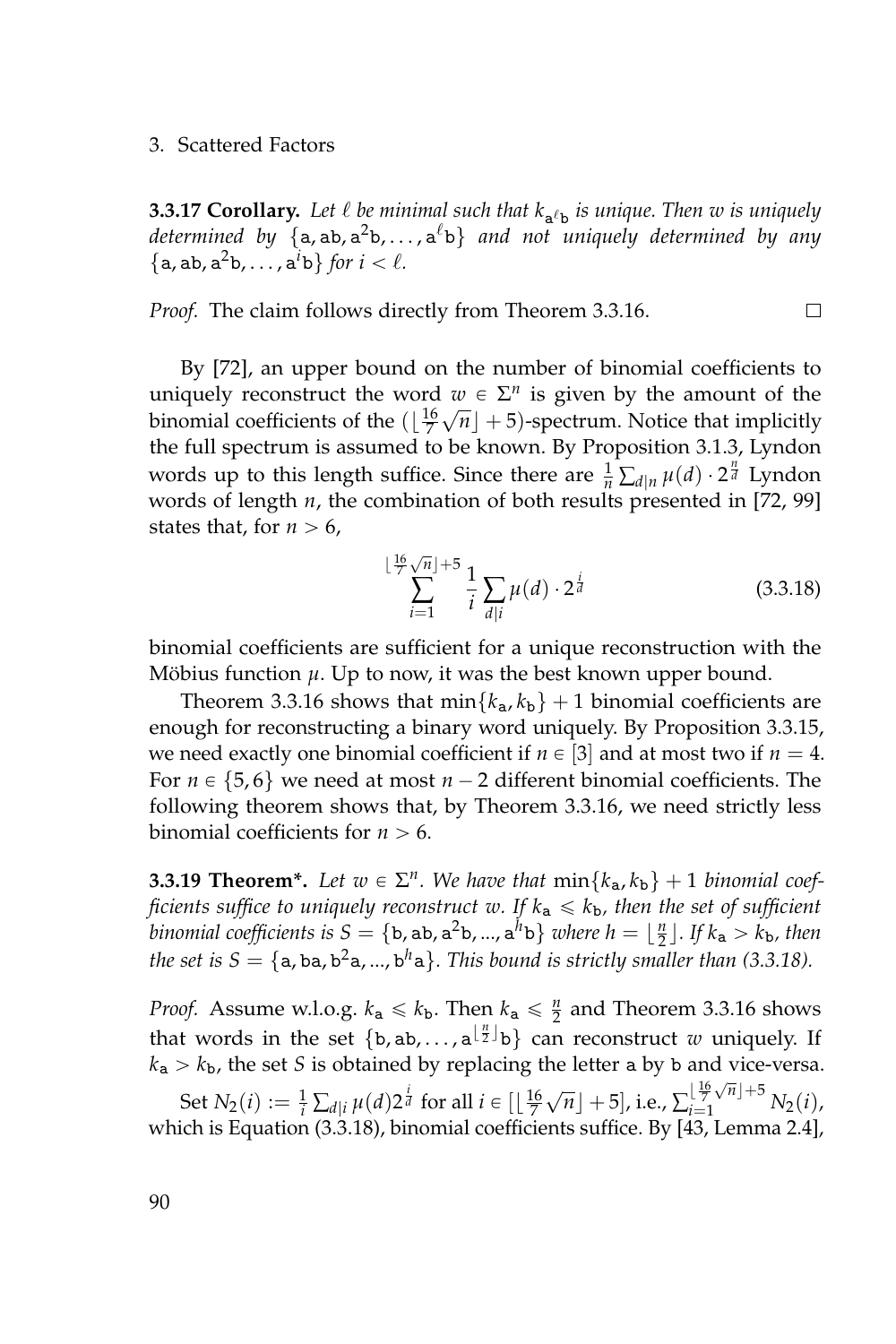**3.3.17 Corollary.** *Let $\ell$ be minimal such that $k_{\mathtt{a}^\ell\mathtt{b}}$ is unique. Then $w$ is uniquely determined by $\{\mathtt{a}, \mathtt{ab}, \mathtt{a}^2\mathtt{b}, \ldots, \mathtt{a}^\ell\mathtt{b}\}$ and not uniquely determined by any $\{\mathtt{a}, \mathtt{ab}, \mathtt{a}^2\mathtt{b}, \ldots, \mathtt{a}^i\mathtt{b}\}$ for $i < \ell$.*

*Proof.* The claim follows directly from Theorem 3.3.16. □

By [72], an upper bound on the number of binomial coefficients to uniquely reconstruct the word $w \in \Sigma^n$ is given by the amount of the binomial coefficients of the $(\lfloor \frac{16}{7}\sqrt{n} \rfloor + 5)$-spectrum. Notice that implicitly the full spectrum is assumed to be known. By Proposition 3.1.3, Lyndon words up to this length suffice. Since there are $\frac{1}{n}\sum_{d|n}\mu(d) \cdot 2^{\frac{n}{d}}$ Lyndon words of length $n$, the combination of both results presented in [72, 99] states that, for $n > 6$,

$$\sum_{i=1}^{\lfloor \frac{16}{7}\sqrt{n} \rfloor + 5} \frac{1}{i} \sum_{d|i} \mu(d) \cdot 2^{\frac{i}{d}} \tag{3.3.18}$$

binomial coefficients are sufficient for a unique reconstruction with the Möbius function $\mu$. Up to now, it was the best known upper bound.

Theorem 3.3.16 shows that $\min\{k_\mathtt{a}, k_\mathtt{b}\} + 1$ binomial coefficients are enough for reconstructing a binary word uniquely. By Proposition 3.3.15, we need exactly one binomial coefficient if $n \in [3]$ and at most two if $n = 4$. For $n \in \{5, 6\}$ we need at most $n - 2$ different binomial coefficients. The following theorem shows that, by Theorem 3.3.16, we need strictly less binomial coefficients for $n > 6$.

**3.3.19 Theorem\*.** *Let $w \in \Sigma^n$. We have that $\min\{k_\mathtt{a}, k_\mathtt{b}\} + 1$ binomial coefficients suffice to uniquely reconstruct $w$. If $k_\mathtt{a} \leqslant k_\mathtt{b}$, then the set of sufficient binomial coefficients is $S = \{\mathtt{b}, \mathtt{ab}, \mathtt{a}^2\mathtt{b}, ..., \mathtt{a}^h\mathtt{b}\}$ where $h = \lfloor \frac{n}{2} \rfloor$. If $k_\mathtt{a} > k_\mathtt{b}$, then the set is $S = \{\mathtt{a}, \mathtt{ba}, \mathtt{b}^2\mathtt{a}, ..., \mathtt{b}^h\mathtt{a}\}$. This bound is strictly smaller than (3.3.18).*

*Proof.* Assume w.l.o.g. $k_\mathtt{a} \leqslant k_\mathtt{b}$. Then $k_\mathtt{a} \leqslant \frac{n}{2}$ and Theorem 3.3.16 shows that words in the set $\{\mathtt{b}, \mathtt{ab}, \ldots, \mathtt{a}^{\lfloor \frac{n}{2} \rfloor}\mathtt{b}\}$ can reconstruct $w$ uniquely. If $k_\mathtt{a} > k_\mathtt{b}$, the set $S$ is obtained by replacing the letter $\mathtt{a}$ by $\mathtt{b}$ and vice-versa.

Set $N_2(i) := \frac{1}{i}\sum_{d|i}\mu(d)2^{\frac{i}{d}}$ for all $i \in [\lfloor \frac{16}{7}\sqrt{n} \rfloor + 5]$, i.e., $\sum_{i=1}^{\lfloor \frac{16}{7}\sqrt{n} \rfloor + 5} N_2(i)$, which is Equation (3.3.18), binomial coefficients suffice. By [43, Lemma 2.4],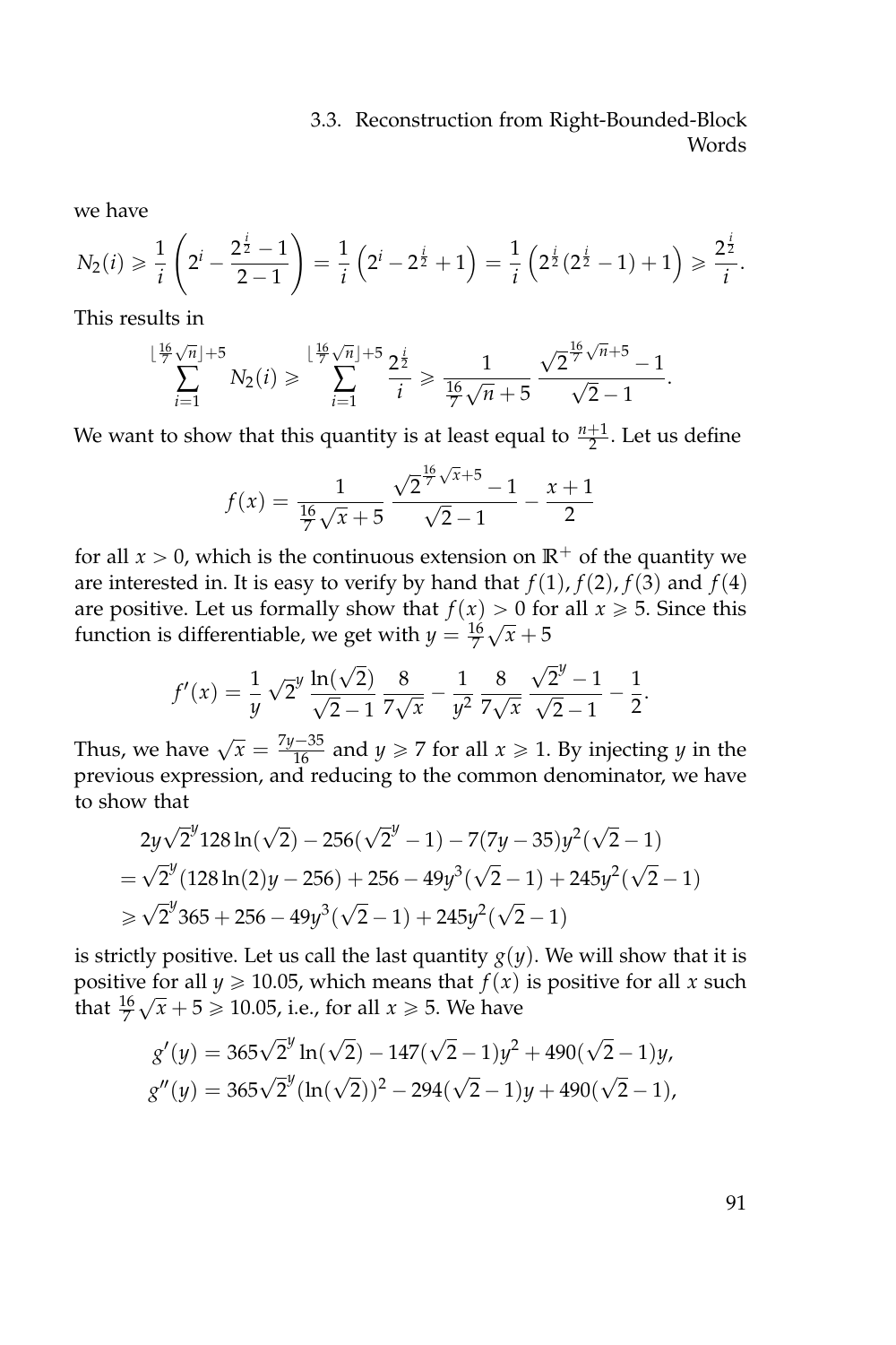we have

$$N_2(i) \geqslant \frac{1}{i}\left(2^i - \frac{2^{\frac{i}{2}}-1}{2-1}\right) = \frac{1}{i}\left(2^i - 2^{\frac{i}{2}} + 1\right) = \frac{1}{i}\left(2^{\frac{i}{2}}(2^{\frac{i}{2}}-1)+1\right) \geqslant \frac{2^{\frac{i}{2}}}{i}.$$

This results in

$$\sum_{i=1}^{\lfloor \frac{16}{7}\sqrt{n}\rfloor + 5} N_2(i) \geqslant \sum_{i=1}^{\lfloor \frac{16}{7}\sqrt{n}\rfloor + 5} \frac{2^{\frac{i}{2}}}{i} \geqslant \frac{1}{\frac{16}{7}\sqrt{n}+5}\,\frac{\sqrt{2}^{\frac{16}{7}\sqrt{n}+5}-1}{\sqrt{2}-1}.$$

We want to show that this quantity is at least equal to $\frac{n+1}{2}$. Let us define

$$f(x) = \frac{1}{\frac{16}{7}\sqrt{x}+5}\,\frac{\sqrt{2}^{\frac{16}{7}\sqrt{x}+5}-1}{\sqrt{2}-1} - \frac{x+1}{2}$$

for all $x > 0$, which is the continuous extension on $\mathbb{R}^+$ of the quantity we are interested in. It is easy to verify by hand that $f(1)$, $f(2)$, $f(3)$ and $f(4)$ are positive. Let us formally show that $f(x) > 0$ for all $x \geqslant 5$. Since this function is differentiable, we get with $y = \frac{16}{7}\sqrt{x}+5$

$$f'(x) = \frac{1}{y}\,\sqrt{2}^y\,\frac{\ln(\sqrt{2})}{\sqrt{2}-1}\,\frac{8}{7\sqrt{x}} - \frac{1}{y^2}\,\frac{8}{7\sqrt{x}}\,\frac{\sqrt{2}^y-1}{\sqrt{2}-1} - \frac{1}{2}.$$

Thus, we have $\sqrt{x} = \frac{7y-35}{16}$ and $y \geqslant 7$ for all $x \geqslant 1$. By injecting $y$ in the previous expression, and reducing to the common denominator, we have to show that

$$\begin{aligned}
&2y\sqrt{2}^y 128\ln(\sqrt{2}) - 256(\sqrt{2}^y - 1) - 7(7y-35)y^2(\sqrt{2}-1)\\
&= \sqrt{2}^y(128\ln(2)y - 256) + 256 - 49y^3(\sqrt{2}-1) + 245y^2(\sqrt{2}-1)\\
&\geqslant \sqrt{2}^y 365 + 256 - 49y^3(\sqrt{2}-1) + 245y^2(\sqrt{2}-1)
\end{aligned}$$

is strictly positive. Let us call the last quantity $g(y)$. We will show that it is positive for all $y \geqslant 10.05$, which means that $f(x)$ is positive for all $x$ such that $\frac{16}{7}\sqrt{x}+5 \geqslant 10.05$, i.e., for all $x \geqslant 5$. We have

$$\begin{aligned}
g'(y) &= 365\sqrt{2}^y\ln(\sqrt{2}) - 147(\sqrt{2}-1)y^2 + 490(\sqrt{2}-1)y,\\
g''(y) &= 365\sqrt{2}^y(\ln(\sqrt{2}))^2 - 294(\sqrt{2}-1)y + 490(\sqrt{2}-1),
\end{aligned}$$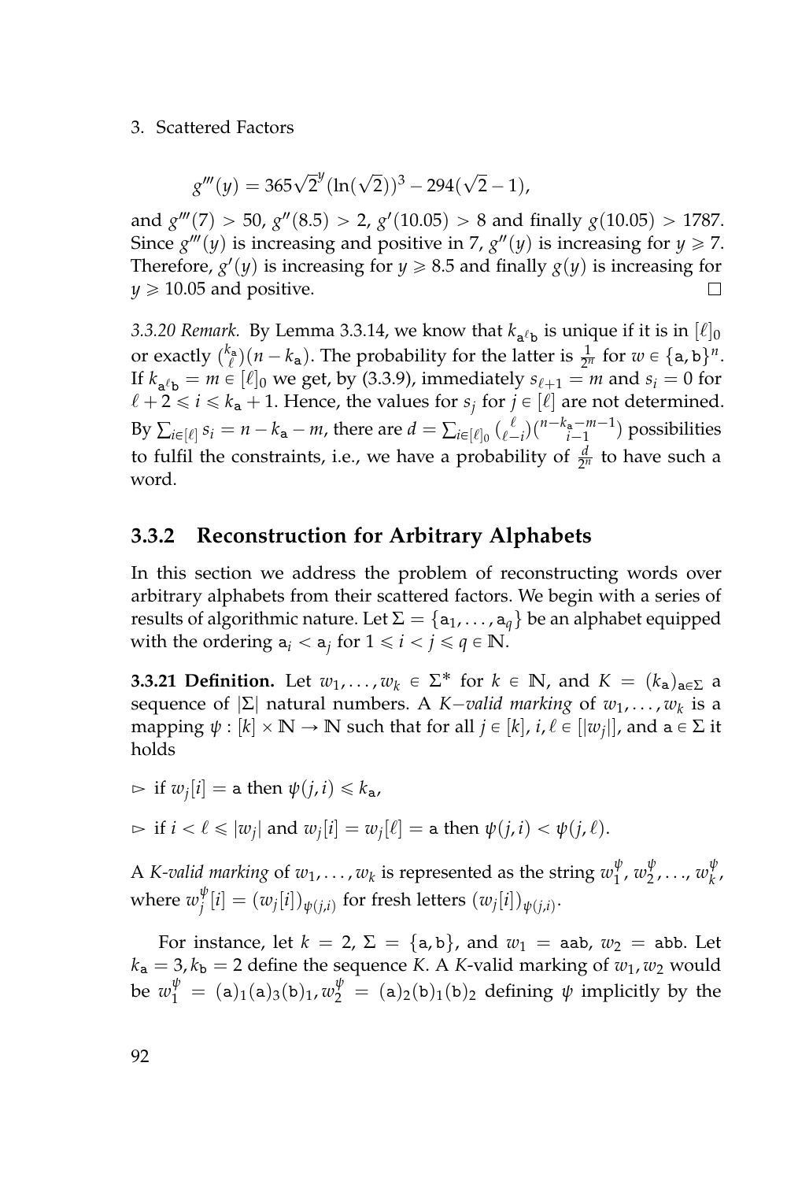$$g'''(y) = 365\sqrt{2}^y(\ln(\sqrt{2}))^3 - 294(\sqrt{2}-1),$$

and $g'''(7) > 50$, $g''(8.5) > 2$, $g'(10.05) > 8$ and finally $g(10.05) > 1787$. Since $g'''(y)$ is increasing and positive in 7, $g''(y)$ is increasing for $y \geqslant 7$. Therefore, $g'(y)$ is increasing for $y \geqslant 8.5$ and finally $g(y)$ is increasing for $y \geqslant 10.05$ and positive. □

*3.3.20 Remark.* By Lemma 3.3.14, we know that $k_{\mathtt{a}^\ell\mathtt{b}}$ is unique if it is in $[\ell]_0$ or exactly $\binom{k_\mathtt{a}}{\ell}(n-k_\mathtt{a})$. The probability for the latter is $\frac{1}{2^n}$ for $w \in \{\mathtt{a},\mathtt{b}\}^n$. If $k_{\mathtt{a}^\ell\mathtt{b}} = m \in [\ell]_0$ we get, by (3.3.9), immediately $s_{\ell+1} = m$ and $s_i = 0$ for $\ell+2 \leqslant i \leqslant k_\mathtt{a}+1$. Hence, the values for $s_j$ for $j \in [\ell]$ are not determined. By $\sum_{i\in[\ell]} s_i = n - k_\mathtt{a} - m$, there are $d = \sum_{i\in[\ell]_0}\binom{\ell}{\ell-i}\binom{n-k_\mathtt{a}-m-1}{i-1}$ possibilities to fulfil the constraints, i.e., we have a probability of $\frac{d}{2^n}$ to have such a word.

### 3.3.2 Reconstruction for Arbitrary Alphabets

In this section we address the problem of reconstructing words over arbitrary alphabets from their scattered factors. We begin with a series of results of algorithmic nature. Let $\Sigma = \{\mathtt{a}_1,\ldots,\mathtt{a}_q\}$ be an alphabet equipped with the ordering $\mathtt{a}_i < \mathtt{a}_j$ for $1 \leqslant i < j \leqslant q \in \mathbb{N}$.

**3.3.21 Definition.** Let $w_1,\ldots,w_k \in \Sigma^*$ for $k \in \mathbb{N}$, and $K = (k_\mathtt{a})_{\mathtt{a}\in\Sigma}$ a sequence of $|\Sigma|$ natural numbers. A *K−valid marking* of $w_1,\ldots,w_k$ is a mapping $\psi : [k] \times \mathbb{N} \to \mathbb{N}$ such that for all $j \in [k]$, $i,\ell \in [|w_j|]$, and $\mathtt{a} \in \Sigma$ it holds

▷ if $w_j[i] = \mathtt{a}$ then $\psi(j,i) \leqslant k_\mathtt{a}$,

▷ if $i < \ell \leqslant |w_j|$ and $w_j[i] = w_j[\ell] = \mathtt{a}$ then $\psi(j,i) < \psi(j,\ell)$.

A *K-valid marking* of $w_1,\ldots,w_k$ is represented as the string $w_1^\psi, w_2^\psi, \ldots, w_k^\psi$, where $w_j^\psi[i] = (w_j[i])_{\psi(j,i)}$ for fresh letters $(w_j[i])_{\psi(j,i)}$.

For instance, let $k = 2$, $\Sigma = \{\mathtt{a},\mathtt{b}\}$, and $w_1 = \mathtt{aab}$, $w_2 = \mathtt{abb}$. Let $k_\mathtt{a} = 3, k_\mathtt{b} = 2$ define the sequence $K$. A $K$-valid marking of $w_1, w_2$ would be $w_1^\psi = (\mathtt{a})_1(\mathtt{a})_3(\mathtt{b})_1, w_2^\psi = (\mathtt{a})_2(\mathtt{b})_1(\mathtt{b})_2$ defining $\psi$ implicitly by the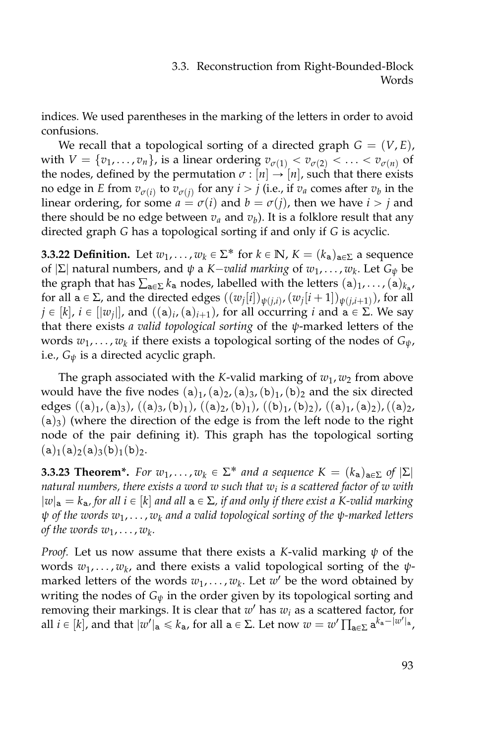indices. We used parentheses in the marking of the letters in order to avoid confusions.

We recall that a topological sorting of a directed graph $G = (V, E)$, with $V = \{v_1, \ldots, v_n\}$, is a linear ordering $v_{\sigma(1)} < v_{\sigma(2)} < \ldots < v_{\sigma(n)}$ of the nodes, defined by the permutation $\sigma : [n] \to [n]$, such that there exists no edge in $E$ from $v_{\sigma(i)}$ to $v_{\sigma(j)}$ for any $i > j$ (i.e., if $v_a$ comes after $v_b$ in the linear ordering, for some $a = \sigma(i)$ and $b = \sigma(j)$, then we have $i > j$ and there should be no edge between $v_a$ and $v_b$). It is a folklore result that any directed graph $G$ has a topological sorting if and only if $G$ is acyclic.

**3.3.22 Definition.** Let $w_1, \ldots, w_k \in \Sigma^*$ for $k \in \mathbb{N}$, $K = (k_{\mathtt{a}})_{\mathtt{a} \in \Sigma}$ a sequence of $|\Sigma|$ natural numbers, and $\psi$ a *K−valid marking* of $w_1, \ldots, w_k$. Let $G_\psi$ be the graph that has $\sum_{\mathtt{a} \in \Sigma} k_{\mathtt{a}}$ nodes, labelled with the letters $(\mathtt{a})_1, \ldots, (\mathtt{a})_{k_{\mathtt{a}}}$, for all $\mathtt{a} \in \Sigma$, and the directed edges $((w_j[i])_{\psi(j,i)}, (w_j[i+1])_{\psi(j,i+1)})$, for all $j \in [k]$, $i \in [|w_j|]$, and $((\mathtt{a})_i, (\mathtt{a})_{i+1})$, for all occurring $i$ and $\mathtt{a} \in \Sigma$. We say that there exists *a valid topological sorting* of the $\psi$-marked letters of the words $w_1, \ldots, w_k$ if there exists a topological sorting of the nodes of $G_\psi$, i.e., $G_\psi$ is a directed acyclic graph.

The graph associated with the $K$-valid marking of $w_1, w_2$ from above would have the five nodes $(\mathtt{a})_1, (\mathtt{a})_2, (\mathtt{a})_3, (\mathtt{b})_1, (\mathtt{b})_2$ and the six directed edges $((\mathtt{a})_1, (\mathtt{a})_3)$, $((\mathtt{a})_3, (\mathtt{b})_1)$, $((\mathtt{a})_2, (\mathtt{b})_1)$, $((\mathtt{b})_1, (\mathtt{b})_2)$, $((\mathtt{a})_1, (\mathtt{a})_2)$, $((\mathtt{a})_2, (\mathtt{a})_3)$ (where the direction of the edge is from the left node to the right node of the pair defining it). This graph has the topological sorting $(\mathtt{a})_1(\mathtt{a})_2(\mathtt{a})_3(\mathtt{b})_1(\mathtt{b})_2$.

**3.3.23 Theorem\*.** *For $w_1, \ldots, w_k \in \Sigma^*$ and a sequence $K = (k_{\mathtt{a}})_{\mathtt{a} \in \Sigma}$ of $|\Sigma|$ natural numbers, there exists a word $w$ such that $w_i$ is a scattered factor of $w$ with $|w|_{\mathtt{a}} = k_{\mathtt{a}}$, for all $i \in [k]$ and all $\mathtt{a} \in \Sigma$, if and only if there exist a $K$-valid marking $\psi$ of the words $w_1, \ldots, w_k$ and a valid topological sorting of the $\psi$-marked letters of the words $w_1, \ldots, w_k$.*

*Proof.* Let us now assume that there exists a $K$-valid marking $\psi$ of the words $w_1, \ldots, w_k$, and there exists a valid topological sorting of the $\psi$-marked letters of the words $w_1, \ldots, w_k$. Let $w'$ be the word obtained by writing the nodes of $G_\psi$ in the order given by its topological sorting and removing their markings. It is clear that $w'$ has $w_i$ as a scattered factor, for all $i \in [k]$, and that $|w'|_{\mathtt{a}} \leqslant k_{\mathtt{a}}$, for all $\mathtt{a} \in \Sigma$. Let now $w = w' \prod_{\mathtt{a} \in \Sigma} \mathtt{a}^{k_{\mathtt{a}} - |w'|_{\mathtt{a}}}$,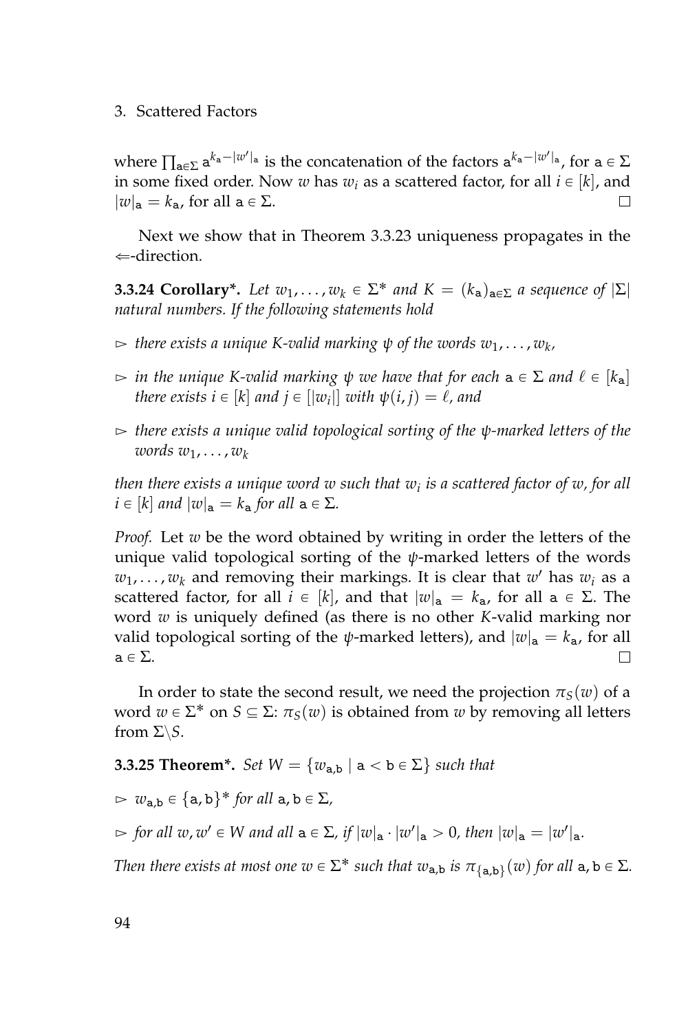where $\prod_{\mathtt{a}\in\Sigma} \mathtt{a}^{k_{\mathtt{a}}-|w'|_{\mathtt{a}}}$ is the concatenation of the factors $\mathtt{a}^{k_{\mathtt{a}}-|w'|_{\mathtt{a}}}$, for $\mathtt{a} \in \Sigma$ in some fixed order. Now $w$ has $w_i$ as a scattered factor, for all $i \in [k]$, and $|w|_{\mathtt{a}} = k_{\mathtt{a}}$, for all $\mathtt{a} \in \Sigma$. □

Next we show that in Theorem 3.3.23 uniqueness propagates in the $\Leftarrow$-direction.

**3.3.24 Corollary\*.** *Let $w_1, \ldots, w_k \in \Sigma^*$ and $K = (k_{\mathtt{a}})_{\mathtt{a}\in\Sigma}$ a sequence of $|\Sigma|$ natural numbers. If the following statements hold*

- ▻ *there exists a unique $K$-valid marking $\psi$ of the words $w_1, \ldots, w_k$,*
- ▻ *in the unique $K$-valid marking $\psi$ we have that for each $\mathtt{a} \in \Sigma$ and $\ell \in [k_{\mathtt{a}}]$ there exists $i \in [k]$ and $j \in [|w_i|]$ with $\psi(i, j) = \ell$, and*
- ▻ *there exists a unique valid topological sorting of the $\psi$-marked letters of the words $w_1, \ldots, w_k$*

*then there exists a unique word $w$ such that $w_i$ is a scattered factor of $w$, for all $i \in [k]$ and $|w|_{\mathtt{a}} = k_{\mathtt{a}}$ for all $\mathtt{a} \in \Sigma$.*

*Proof.* Let $w$ be the word obtained by writing in order the letters of the unique valid topological sorting of the $\psi$-marked letters of the words $w_1, \ldots, w_k$ and removing their markings. It is clear that $w'$ has $w_i$ as a scattered factor, for all $i \in [k]$, and that $|w|_{\mathtt{a}} = k_{\mathtt{a}}$, for all $\mathtt{a} \in \Sigma$. The word $w$ is uniquely defined (as there is no other $K$-valid marking nor valid topological sorting of the $\psi$-marked letters), and $|w|_{\mathtt{a}} = k_{\mathtt{a}}$, for all $\mathtt{a} \in \Sigma$. □

In order to state the second result, we need the projection $\pi_S(w)$ of a word $w \in \Sigma^*$ on $S \subseteq \Sigma$: $\pi_S(w)$ is obtained from $w$ by removing all letters from $\Sigma \backslash S$.

**3.3.25 Theorem\*.** *Set $W = \{w_{\mathtt{a},\mathtt{b}} \mid \mathtt{a} < \mathtt{b} \in \Sigma\}$ such that*

- ▻ *$w_{\mathtt{a},\mathtt{b}} \in \{\mathtt{a}, \mathtt{b}\}^*$ for all $\mathtt{a}, \mathtt{b} \in \Sigma$,*
- ▻ *for all $w, w' \in W$ and all $\mathtt{a} \in \Sigma$, if $|w|_{\mathtt{a}} \cdot |w'|_{\mathtt{a}} > 0$, then $|w|_{\mathtt{a}} = |w'|_{\mathtt{a}}$.*

*Then there exists at most one $w \in \Sigma^*$ such that $w_{\mathtt{a},\mathtt{b}}$ is $\pi_{\{\mathtt{a},\mathtt{b}\}}(w)$ for all $\mathtt{a}, \mathtt{b} \in \Sigma$.*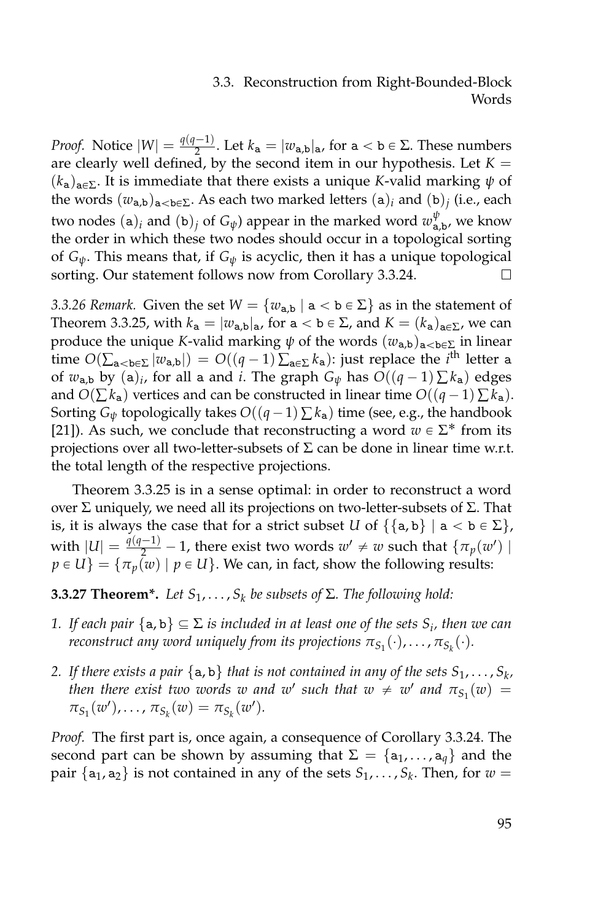*Proof.* Notice $|W| = \frac{q(q-1)}{2}$. Let $k_{\mathtt{a}} = |w_{\mathtt{a},\mathtt{b}}|_{\mathtt{a}}$, for $\mathtt{a} < \mathtt{b} \in \Sigma$. These numbers are clearly well defined, by the second item in our hypothesis. Let $K = (k_{\mathtt{a}})_{\mathtt{a} \in \Sigma}$. It is immediate that there exists a unique $K$-valid marking $\psi$ of the words $(w_{\mathtt{a},\mathtt{b}})_{\mathtt{a}<\mathtt{b}\in\Sigma}$. As each two marked letters $(\mathtt{a})_i$ and $(\mathtt{b})_j$ (i.e., each two nodes $(\mathtt{a})_i$ and $(\mathtt{b})_j$ of $G_\psi$) appear in the marked word $w^{\psi}_{\mathtt{a},\mathtt{b}}$, we know the order in which these two nodes should occur in a topological sorting of $G_\psi$. This means that, if $G_\psi$ is acyclic, then it has a unique topological sorting. Our statement follows now from Corollary 3.3.24. □

*3.3.26 Remark.* Given the set $W = \{w_{\mathtt{a},\mathtt{b}} \mid \mathtt{a} < \mathtt{b} \in \Sigma\}$ as in the statement of Theorem 3.3.25, with $k_{\mathtt{a}} = |w_{\mathtt{a},\mathtt{b}}|_{\mathtt{a}}$, for $\mathtt{a} < \mathtt{b} \in \Sigma$, and $K = (k_{\mathtt{a}})_{\mathtt{a}\in\Sigma}$, we can produce the unique $K$-valid marking $\psi$ of the words $(w_{\mathtt{a},\mathtt{b}})_{\mathtt{a}<\mathtt{b}\in\Sigma}$ in linear time $O(\sum_{\mathtt{a}<\mathtt{b}\in\Sigma} |w_{\mathtt{a},\mathtt{b}}|) = O((q-1)\sum_{\mathtt{a}\in\Sigma} k_{\mathtt{a}})$: just replace the $i^{\text{th}}$ letter $\mathtt{a}$ of $w_{\mathtt{a},\mathtt{b}}$ by $(\mathtt{a})_i$, for all $\mathtt{a}$ and $i$. The graph $G_\psi$ has $O((q-1)\sum k_{\mathtt{a}})$ edges and $O(\sum k_{\mathtt{a}})$ vertices and can be constructed in linear time $O((q-1)\sum k_{\mathtt{a}})$. Sorting $G_\psi$ topologically takes $O((q-1)\sum k_{\mathtt{a}})$ time (see, e.g., the handbook [21]). As such, we conclude that reconstructing a word $w \in \Sigma^*$ from its projections over all two-letter-subsets of $\Sigma$ can be done in linear time w.r.t. the total length of the respective projections.

Theorem 3.3.25 is in a sense optimal: in order to reconstruct a word over $\Sigma$ uniquely, we need all its projections on two-letter-subsets of $\Sigma$. That is, it is always the case that for a strict subset $U$ of $\{\{\mathtt{a},\mathtt{b}\} \mid \mathtt{a} < \mathtt{b} \in \Sigma\}$, with $|U| = \frac{q(q-1)}{2} - 1$, there exist two words $w' \neq w$ such that $\{\pi_p(w') \mid p \in U\} = \{\pi_p(w) \mid p \in U\}$. We can, in fact, show the following results:

**3.3.27 Theorem\*.** *Let $S_1, \ldots, S_k$ be subsets of $\Sigma$. The following hold:*

1. *If each pair $\{\mathtt{a},\mathtt{b}\} \subseteq \Sigma$ is included in at least one of the sets $S_i$, then we can reconstruct any word uniquely from its projections $\pi_{S_1}(\cdot), \ldots, \pi_{S_k}(\cdot)$.*
2. *If there exists a pair $\{\mathtt{a},\mathtt{b}\}$ that is not contained in any of the sets $S_1, \ldots, S_k$, then there exist two words $w$ and $w'$ such that $w \neq w'$ and $\pi_{S_1}(w) = \pi_{S_1}(w'), \ldots, \pi_{S_k}(w) = \pi_{S_k}(w')$.*

*Proof.* The first part is, once again, a consequence of Corollary 3.3.24. The second part can be shown by assuming that $\Sigma = \{\mathtt{a}_1, \ldots, \mathtt{a}_q\}$ and the pair $\{\mathtt{a}_1, \mathtt{a}_2\}$ is not contained in any of the sets $S_1, \ldots, S_k$. Then, for $w =$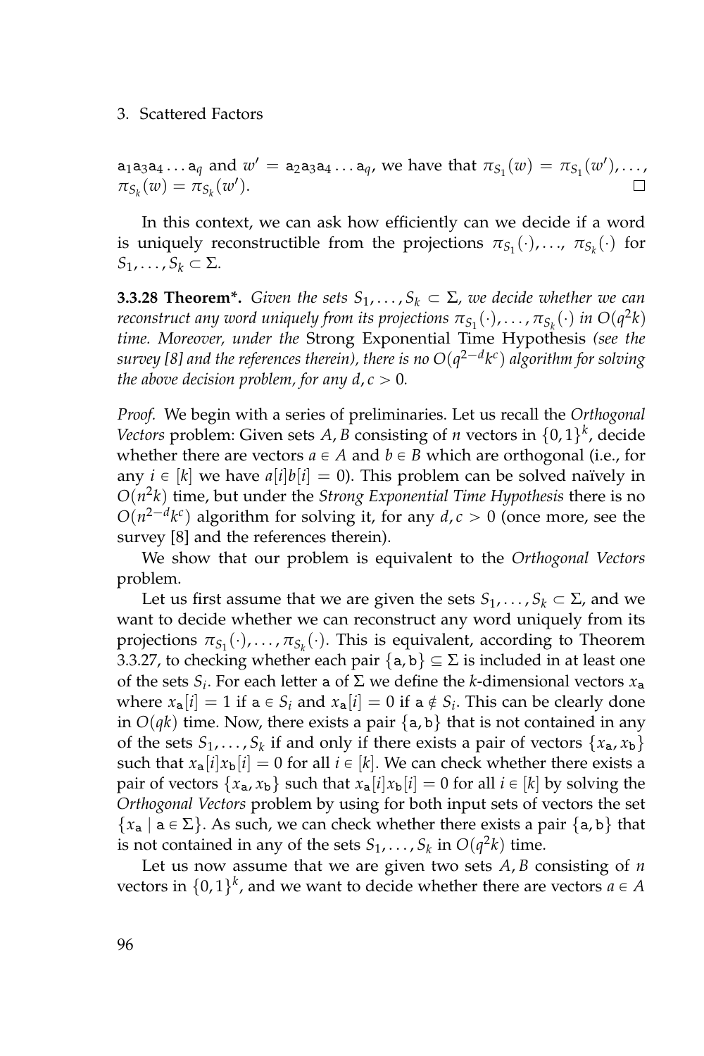$\mathtt{a}_1\mathtt{a}_3\mathtt{a}_4 \ldots \mathtt{a}_q$ and $w' = \mathtt{a}_2\mathtt{a}_3\mathtt{a}_4 \ldots \mathtt{a}_q$, we have that $\pi_{S_1}(w) = \pi_{S_1}(w'), \ldots, \pi_{S_k}(w) = \pi_{S_k}(w')$. □

In this context, we can ask how efficiently can we decide if a word is uniquely reconstructible from the projections $\pi_{S_1}(\cdot), \ldots, \pi_{S_k}(\cdot)$ for $S_1, \ldots, S_k \subset \Sigma$.

**3.3.28 Theorem*.** *Given the sets $S_1, \ldots, S_k \subset \Sigma$, we decide whether we can reconstruct any word uniquely from its projections $\pi_{S_1}(\cdot), \ldots, \pi_{S_k}(\cdot)$ in $O(q^2k)$ time. Moreover, under the* Strong Exponential Time Hypothesis *(see the survey [8] and the references therein), there is no $O(q^{2-d}k^c)$ algorithm for solving the above decision problem, for any $d, c > 0$.*

*Proof.* We begin with a series of preliminaries. Let us recall the *Orthogonal Vectors* problem: Given sets $A, B$ consisting of $n$ vectors in $\{0,1\}^k$, decide whether there are vectors $a \in A$ and $b \in B$ which are orthogonal (i.e., for any $i \in [k]$ we have $a[i]b[i] = 0$). This problem can be solved naïvely in $O(n^2k)$ time, but under the *Strong Exponential Time Hypothesis* there is no $O(n^{2-d}k^c)$ algorithm for solving it, for any $d, c > 0$ (once more, see the survey [8] and the references therein).

We show that our problem is equivalent to the *Orthogonal Vectors* problem.

Let us first assume that we are given the sets $S_1, \ldots, S_k \subset \Sigma$, and we want to decide whether we can reconstruct any word uniquely from its projections $\pi_{S_1}(\cdot), \ldots, \pi_{S_k}(\cdot)$. This is equivalent, according to Theorem 3.3.27, to checking whether each pair $\{\mathtt{a}, \mathtt{b}\} \subseteq \Sigma$ is included in at least one of the sets $S_i$. For each letter $\mathtt{a}$ of $\Sigma$ we define the $k$-dimensional vectors $x_{\mathtt{a}}$ where $x_{\mathtt{a}}[i] = 1$ if $\mathtt{a} \in S_i$ and $x_{\mathtt{a}}[i] = 0$ if $\mathtt{a} \notin S_i$. This can be clearly done in $O(qk)$ time. Now, there exists a pair $\{\mathtt{a}, \mathtt{b}\}$ that is not contained in any of the sets $S_1, \ldots, S_k$ if and only if there exists a pair of vectors $\{x_{\mathtt{a}}, x_{\mathtt{b}}\}$ such that $x_{\mathtt{a}}[i]x_{\mathtt{b}}[i] = 0$ for all $i \in [k]$. We can check whether there exists a pair of vectors $\{x_{\mathtt{a}}, x_{\mathtt{b}}\}$ such that $x_{\mathtt{a}}[i]x_{\mathtt{b}}[i] = 0$ for all $i \in [k]$ by solving the *Orthogonal Vectors* problem by using for both input sets of vectors the set $\{x_{\mathtt{a}} \mid \mathtt{a} \in \Sigma\}$. As such, we can check whether there exists a pair $\{\mathtt{a}, \mathtt{b}\}$ that is not contained in any of the sets $S_1, \ldots, S_k$ in $O(q^2k)$ time.

Let us now assume that we are given two sets $A, B$ consisting of $n$ vectors in $\{0,1\}^k$, and we want to decide whether there are vectors $a \in A$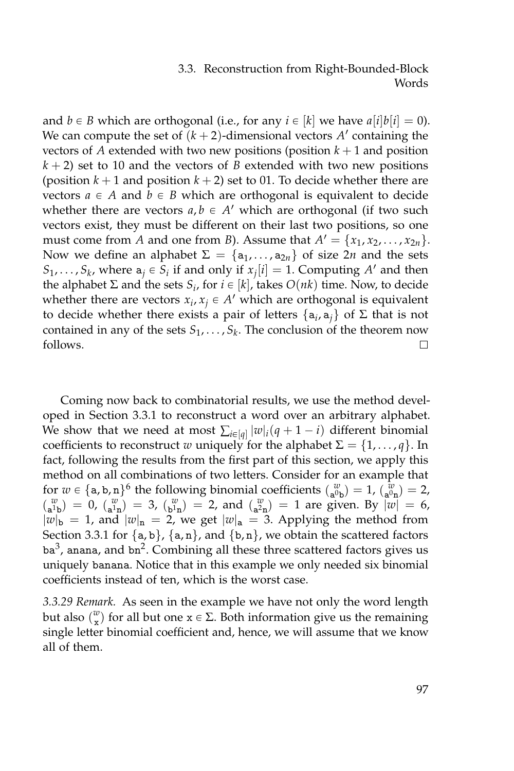and $b \in B$ which are orthogonal (i.e., for any $i \in [k]$ we have $a[i]b[i] = 0$). We can compute the set of $(k+2)$-dimensional vectors $A'$ containing the vectors of $A$ extended with two new positions (position $k+1$ and position $k+2$) set to 10 and the vectors of $B$ extended with two new positions (position $k+1$ and position $k+2$) set to 01. To decide whether there are vectors $a \in A$ and $b \in B$ which are orthogonal is equivalent to decide whether there are vectors $a, b \in A'$ which are orthogonal (if two such vectors exist, they must be different on their last two positions, so one must come from $A$ and one from $B$). Assume that $A' = \{x_1, x_2, \ldots, x_{2n}\}$. Now we define an alphabet $\Sigma = \{\mathtt{a}_1, \ldots, \mathtt{a}_{2n}\}$ of size $2n$ and the sets $S_1, \ldots, S_k$, where $\mathtt{a}_j \in S_i$ if and only if $x_j[i] = 1$. Computing $A'$ and then the alphabet $\Sigma$ and the sets $S_i$, for $i \in [k]$, takes $O(nk)$ time. Now, to decide whether there are vectors $x_i, x_j \in A'$ which are orthogonal is equivalent to decide whether there exists a pair of letters $\{\mathtt{a}_i, \mathtt{a}_j\}$ of $\Sigma$ that is not contained in any of the sets $S_1, \ldots, S_k$. The conclusion of the theorem now follows. □

Coming now back to combinatorial results, we use the method developed in Section 3.3.1 to reconstruct a word over an arbitrary alphabet. We show that we need at most $\sum_{i \in [q]} |w|_i (q+1-i)$ different binomial coefficients to reconstruct $w$ uniquely for the alphabet $\Sigma = \{1, \ldots, q\}$. In fact, following the results from the first part of this section, we apply this method on all combinations of two letters. Consider for an example that for $w \in \{\mathtt{a}, \mathtt{b}, \mathtt{n}\}^6$ the following binomial coefficients $\binom{w}{\mathtt{a}^0\mathtt{b}} = 1$, $\binom{w}{\mathtt{a}^0\mathtt{n}} = 2$, $\binom{w}{\mathtt{a}^1\mathtt{b}} = 0$, $\binom{w}{\mathtt{a}^1\mathtt{n}} = 3$, $\binom{w}{\mathtt{b}^1\mathtt{n}} = 2$, and $\binom{w}{\mathtt{a}^2\mathtt{n}} = 1$ are given. By $|w| = 6$, $|w|_\mathtt{b} = 1$, and $|w|_\mathtt{n} = 2$, we get $|w|_\mathtt{a} = 3$. Applying the method from Section 3.3.1 for $\{\mathtt{a}, \mathtt{b}\}$, $\{\mathtt{a}, \mathtt{n}\}$, and $\{\mathtt{b}, \mathtt{n}\}$, we obtain the scattered factors $\mathtt{ba}^3$, $\mathtt{anana}$, and $\mathtt{bn}^2$. Combining all these three scattered factors gives us uniquely $\mathtt{banana}$. Notice that in this example we only needed six binomial coefficients instead of ten, which is the worst case.

*3.3.29 Remark.* As seen in the example we have not only the word length but also $\binom{w}{\mathtt{x}}$ for all but one $\mathtt{x} \in \Sigma$. Both information give us the remaining single letter binomial coefficient and, hence, we will assume that we know all of them.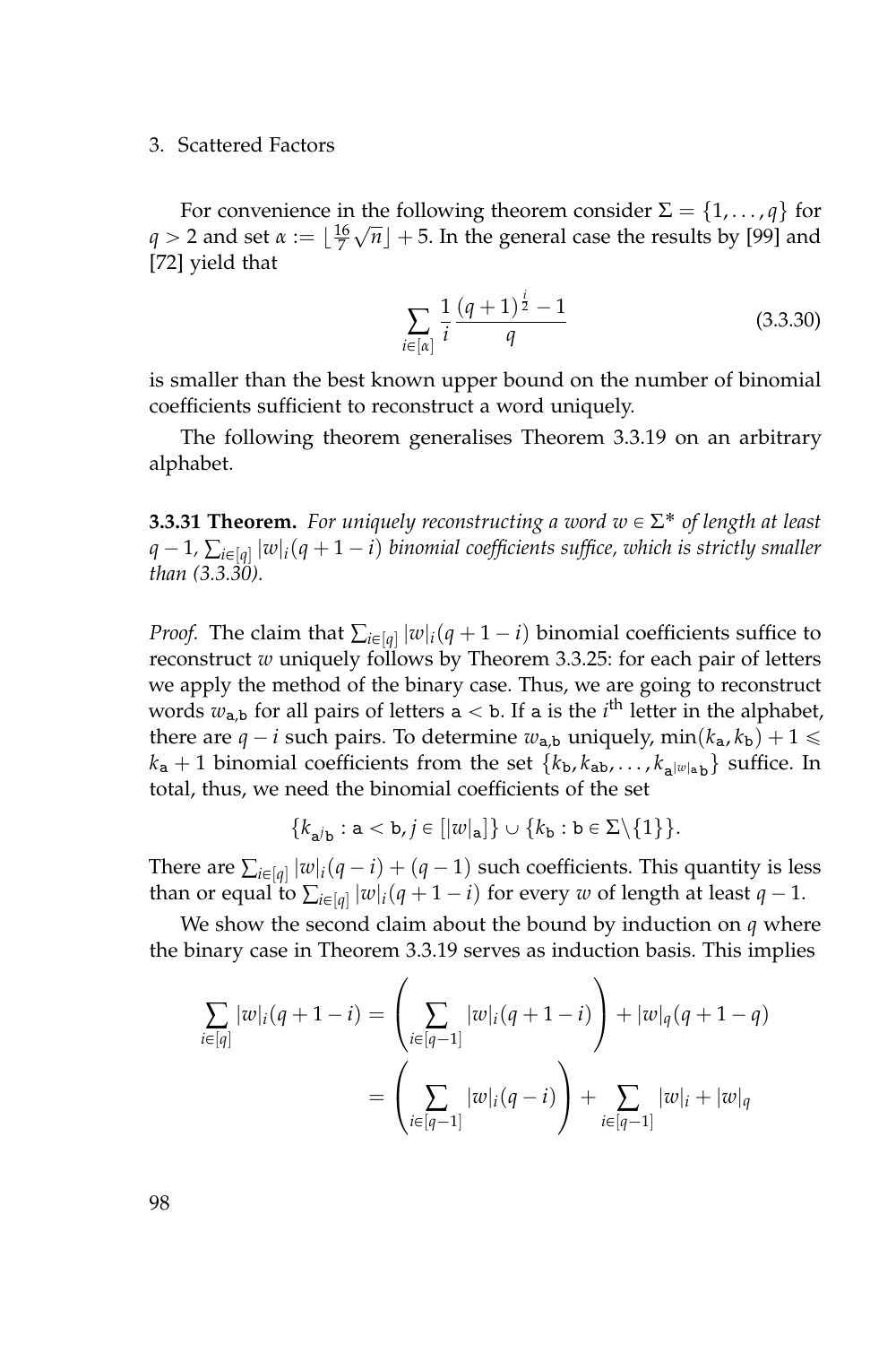For convenience in the following theorem consider $\Sigma = \{1, \ldots, q\}$ for $q > 2$ and set $\alpha := \lfloor \frac{16}{7}\sqrt{n} \rfloor + 5$. In the general case the results by [99] and [72] yield that

$$\sum_{i \in [\alpha]} \frac{1}{i} \frac{(q+1)^{\frac{i}{2}} - 1}{q} \tag{3.3.30}$$

is smaller than the best known upper bound on the number of binomial coefficients sufficient to reconstruct a word uniquely.

The following theorem generalises Theorem 3.3.19 on an arbitrary alphabet.

**3.3.31 Theorem.** *For uniquely reconstructing a word $w \in \Sigma^*$ of length at least $q-1$, $\sum_{i \in [q]} |w|_i (q+1-i)$ binomial coefficients suffice, which is strictly smaller than (3.3.30).*

*Proof.* The claim that $\sum_{i \in [q]} |w|_i (q+1-i)$ binomial coefficients suffice to reconstruct $w$ uniquely follows by Theorem 3.3.25: for each pair of letters we apply the method of the binary case. Thus, we are going to reconstruct words $w_{\mathtt{a},\mathtt{b}}$ for all pairs of letters $\mathtt{a} < \mathtt{b}$. If $\mathtt{a}$ is the $i^{\text{th}}$ letter in the alphabet, there are $q - i$ such pairs. To determine $w_{\mathtt{a},\mathtt{b}}$ uniquely, $\min(k_{\mathtt{a}}, k_{\mathtt{b}}) + 1 \leqslant k_{\mathtt{a}} + 1$ binomial coefficients from the set $\{k_{\mathtt{b}}, k_{\mathtt{ab}}, \ldots, k_{\mathtt{a}^{|w|_{\mathtt{a}}}\mathtt{b}}\}$ suffice. In total, thus, we need the binomial coefficients of the set

$$\{k_{\mathtt{a}^j\mathtt{b}} : \mathtt{a} < \mathtt{b}, j \in [|w|_{\mathtt{a}}]\} \cup \{k_{\mathtt{b}} : \mathtt{b} \in \Sigma \backslash \{1\}\}.$$

There are $\sum_{i \in [q]} |w|_i (q-i) + (q-1)$ such coefficients. This quantity is less than or equal to $\sum_{i \in [q]} |w|_i (q+1-i)$ for every $w$ of length at least $q-1$.

We show the second claim about the bound by induction on $q$ where the binary case in Theorem 3.3.19 serves as induction basis. This implies

$$\begin{aligned}
\sum_{i \in [q]} |w|_i (q+1-i) &= \left( \sum_{i \in [q-1]} |w|_i (q+1-i) \right) + |w|_q (q+1-q) \\
&= \left( \sum_{i \in [q-1]} |w|_i (q-i) \right) + \sum_{i \in [q-1]} |w|_i + |w|_q
\end{aligned}$$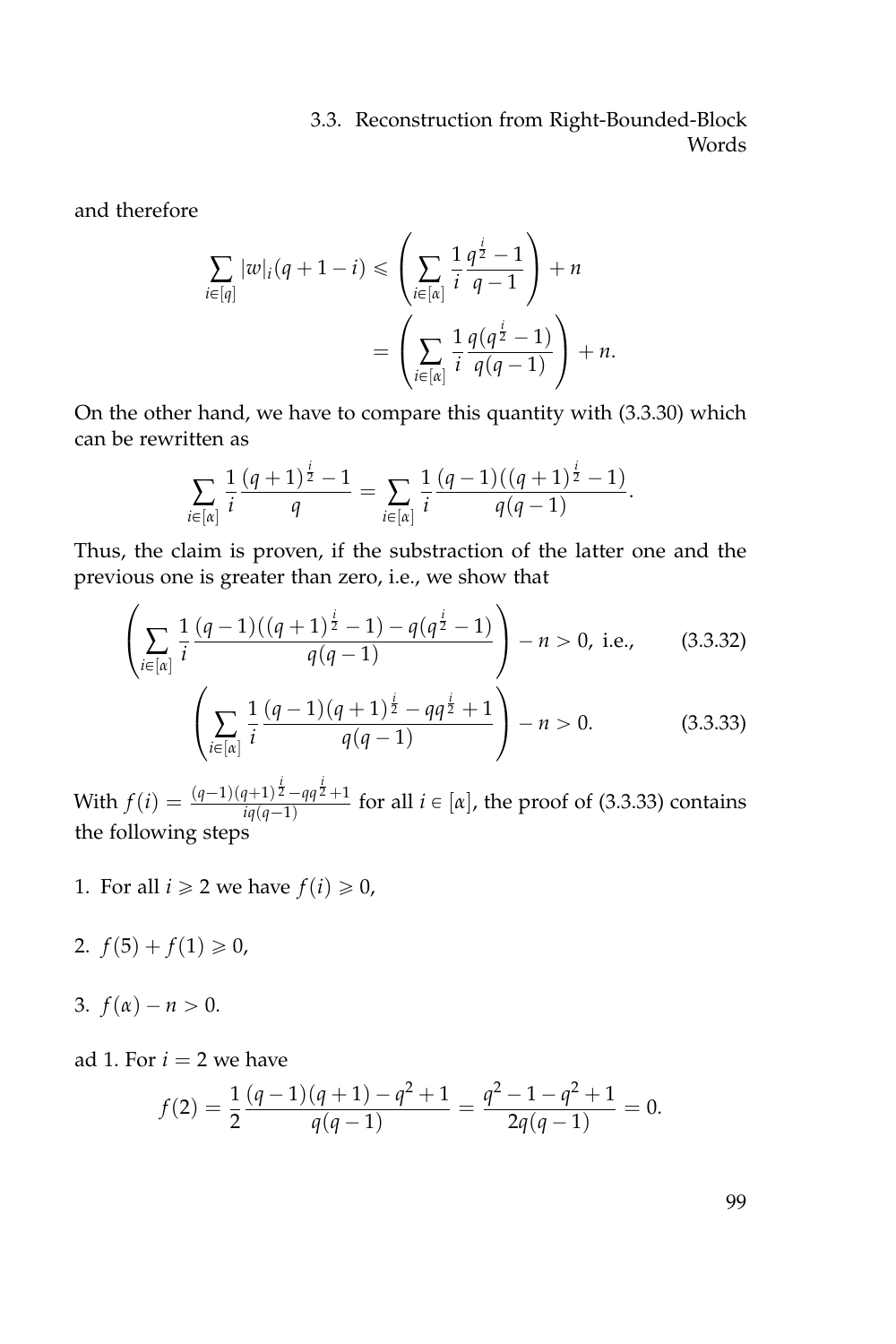and therefore

$$\sum_{i\in[q]} |w|_i(q+1-i) \leqslant \left(\sum_{i\in[\alpha]} \frac{1}{i}\frac{q^{\frac{i}{2}}-1}{q-1}\right) + n$$
$$= \left(\sum_{i\in[\alpha]} \frac{1}{i}\frac{q(q^{\frac{i}{2}}-1)}{q(q-1)}\right) + n.$$

On the other hand, we have to compare this quantity with (3.3.30) which can be rewritten as

$$\sum_{i\in[\alpha]} \frac{1}{i}\frac{(q+1)^{\frac{i}{2}}-1}{q} = \sum_{i\in[\alpha]} \frac{1}{i}\frac{(q-1)((q+1)^{\frac{i}{2}}-1)}{q(q-1)}.$$

Thus, the claim is proven, if the substraction of the latter one and the previous one is greater than zero, i.e., we show that

$$\left(\sum_{i\in[\alpha]} \frac{1}{i}\frac{(q-1)((q+1)^{\frac{i}{2}}-1)-q(q^{\frac{i}{2}}-1)}{q(q-1)}\right) - n > 0, \text{ i.e.,} \tag{3.3.32}$$

$$\left(\sum_{i\in[\alpha]} \frac{1}{i}\frac{(q-1)(q+1)^{\frac{i}{2}}-qq^{\frac{i}{2}}+1}{q(q-1)}\right) - n > 0. \tag{3.3.33}$$

With $f(i) = \frac{(q-1)(q+1)^{\frac{i}{2}}-qq^{\frac{i}{2}}+1}{iq(q-1)}$ for all $i \in [\alpha]$, the proof of (3.3.33) contains the following steps

1. For all $i \geqslant 2$ we have $f(i) \geqslant 0$,
2. $f(5) + f(1) \geqslant 0$,
3. $f(\alpha) - n > 0$.

ad 1. For $i = 2$ we have

$$f(2) = \frac{1}{2}\frac{(q-1)(q+1)-q^2+1}{q(q-1)} = \frac{q^2-1-q^2+1}{2q(q-1)} = 0.$$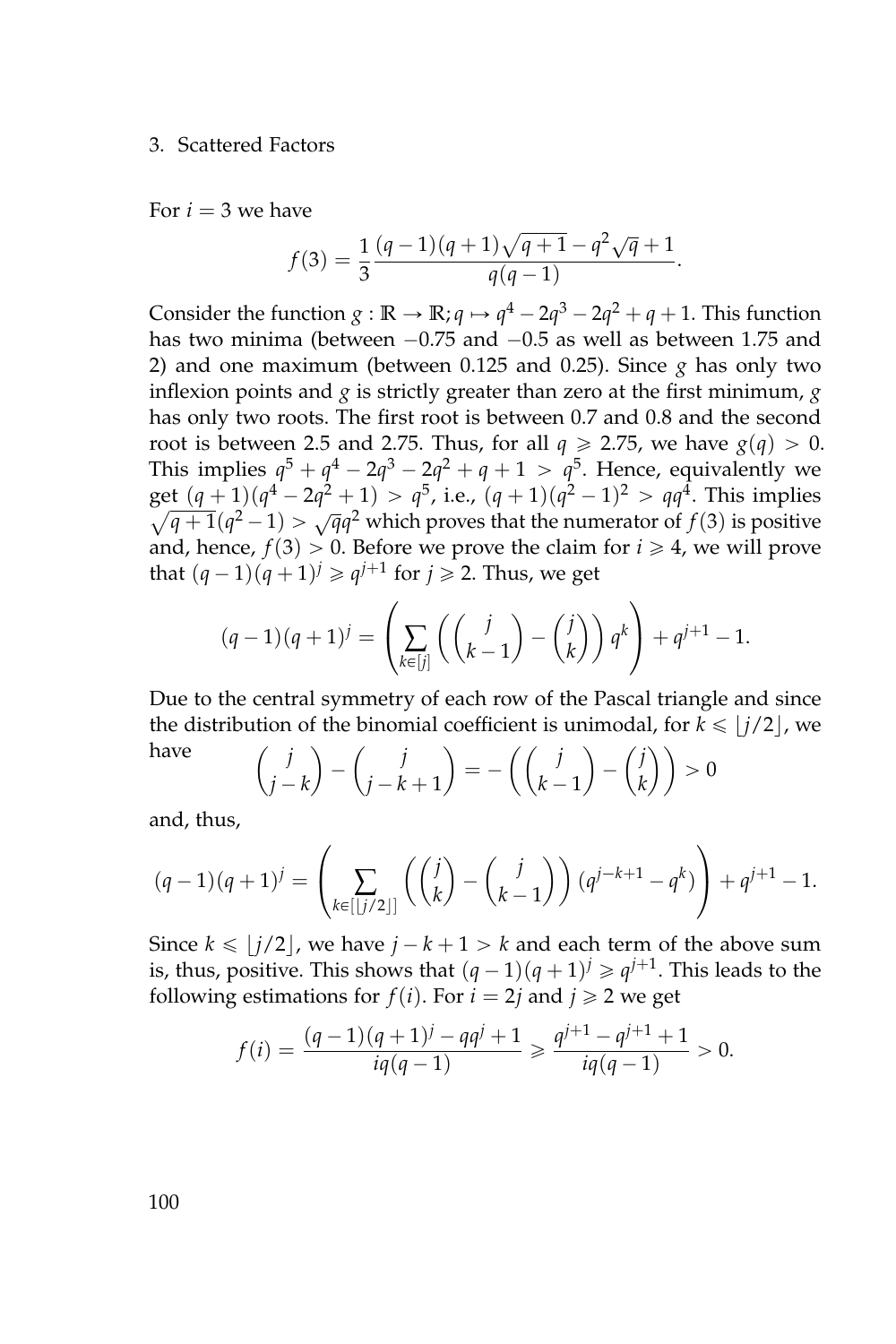For $i = 3$ we have

$$f(3) = \frac{1}{3} \frac{(q-1)(q+1)\sqrt{q+1} - q^2\sqrt{q} + 1}{q(q-1)}.$$

Consider the function $g : \mathbb{R} \to \mathbb{R}; q \mapsto q^4 - 2q^3 - 2q^2 + q + 1$. This function has two minima (between $-0.75$ and $-0.5$ as well as between 1.75 and 2) and one maximum (between 0.125 and 0.25). Since $g$ has only two inflexion points and $g$ is strictly greater than zero at the first minimum, $g$ has only two roots. The first root is between 0.7 and 0.8 and the second root is between 2.5 and 2.75. Thus, for all $q \geqslant 2.75$, we have $g(q) > 0$. This implies $q^5 + q^4 - 2q^3 - 2q^2 + q + 1 > q^5$. Hence, equivalently we get $(q+1)(q^4 - 2q^2 + 1) > q^5$, i.e., $(q+1)(q^2-1)^2 > qq^4$. This implies $\sqrt{q+1}(q^2 - 1) > \sqrt{q}q^2$ which proves that the numerator of $f(3)$ is positive and, hence, $f(3) > 0$. Before we prove the claim for $i \geqslant 4$, we will prove that $(q-1)(q+1)^j \geqslant q^{j+1}$ for $j \geqslant 2$. Thus, we get

$$(q-1)(q+1)^j = \left( \sum_{k \in [j]} \left( \binom{j}{k-1} - \binom{j}{k} \right) q^k \right) + q^{j+1} - 1.$$

Due to the central symmetry of each row of the Pascal triangle and since the distribution of the binomial coefficient is unimodal, for $k \leqslant \lfloor j/2 \rfloor$, we have

$$\binom{j}{j-k} - \binom{j}{j-k+1} = -\left( \binom{j}{k-1} - \binom{j}{k} \right) > 0$$

and, thus,

$$(q-1)(q+1)^j = \left( \sum_{k \in [\lfloor j/2 \rfloor]} \left( \binom{j}{k} - \binom{j}{k-1} \right) (q^{j-k+1} - q^k) \right) + q^{j+1} - 1.$$

Since $k \leqslant \lfloor j/2 \rfloor$, we have $j - k + 1 > k$ and each term of the above sum is, thus, positive. This shows that $(q-1)(q+1)^j \geqslant q^{j+1}$. This leads to the following estimations for $f(i)$. For $i = 2j$ and $j \geqslant 2$ we get

$$f(i) = \frac{(q-1)(q+1)^j - qq^j + 1}{iq(q-1)} \geqslant \frac{q^{j+1} - q^{j+1} + 1}{iq(q-1)} > 0.$$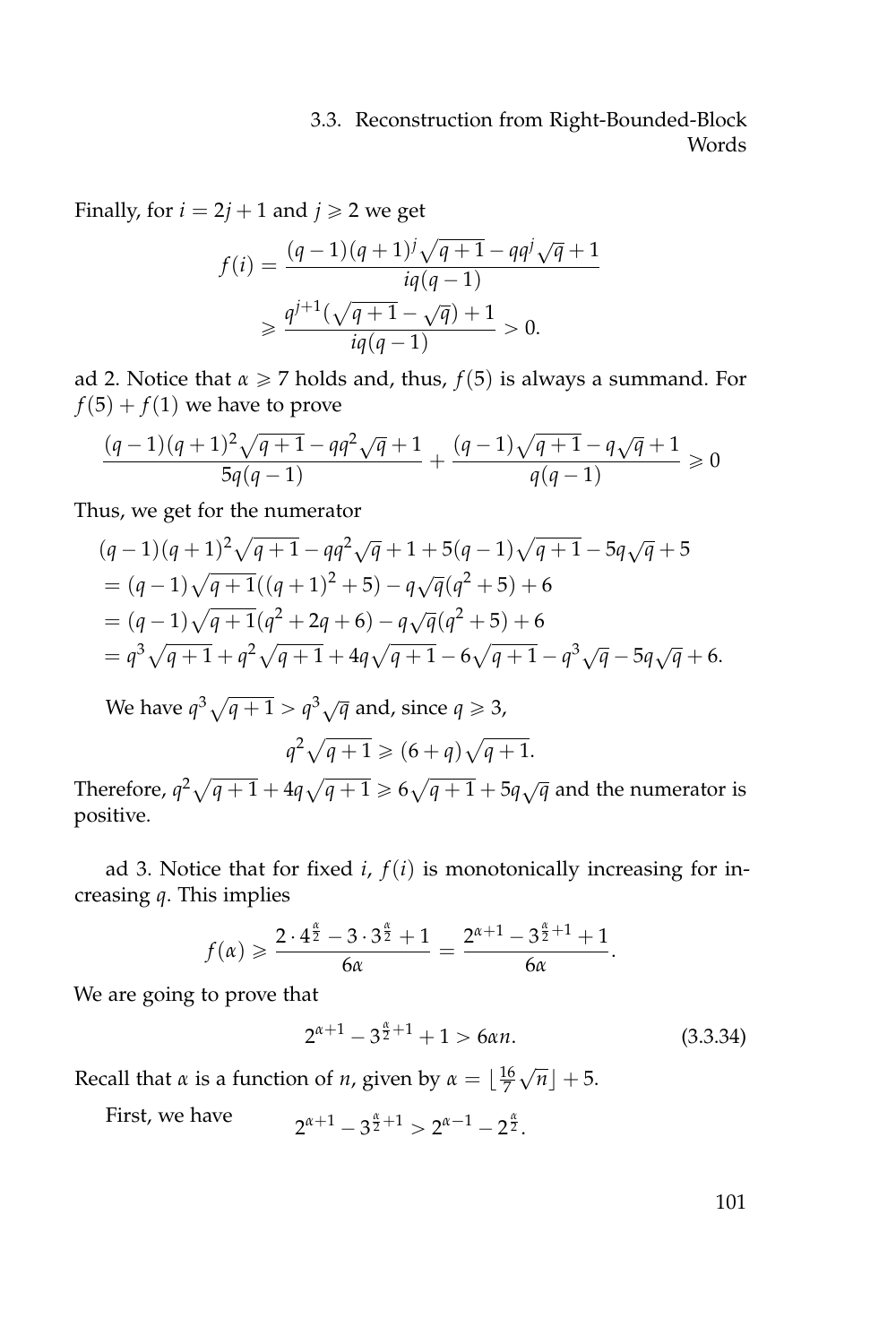Finally, for $i = 2j+1$ and $j \geqslant 2$ we get

$$f(i) = \frac{(q-1)(q+1)^j\sqrt{q+1} - qq^j\sqrt{q} + 1}{iq(q-1)}$$
$$\geqslant \frac{q^{j+1}(\sqrt{q+1} - \sqrt{q}) + 1}{iq(q-1)} > 0.$$

ad 2. Notice that $\alpha \geqslant 7$ holds and, thus, $f(5)$ is always a summand. For $f(5) + f(1)$ we have to prove

$$\frac{(q-1)(q+1)^2\sqrt{q+1} - qq^2\sqrt{q} + 1}{5q(q-1)} + \frac{(q-1)\sqrt{q+1} - q\sqrt{q} + 1}{q(q-1)} \geqslant 0$$

Thus, we get for the numerator

$$\begin{aligned}
&(q-1)(q+1)^2\sqrt{q+1} - qq^2\sqrt{q} + 1 + 5(q-1)\sqrt{q+1} - 5q\sqrt{q} + 5 \\
&= (q-1)\sqrt{q+1}((q+1)^2 + 5) - q\sqrt{q}(q^2+5) + 6 \\
&= (q-1)\sqrt{q+1}(q^2 + 2q + 6) - q\sqrt{q}(q^2+5) + 6 \\
&= q^3\sqrt{q+1} + q^2\sqrt{q+1} + 4q\sqrt{q+1} - 6\sqrt{q+1} - q^3\sqrt{q} - 5q\sqrt{q} + 6.
\end{aligned}$$

We have $q^3\sqrt{q+1} > q^3\sqrt{q}$ and, since $q \geqslant 3$,

$$q^2\sqrt{q+1} \geqslant (6+q)\sqrt{q+1}.$$

Therefore, $q^2\sqrt{q+1} + 4q\sqrt{q+1} \geqslant 6\sqrt{q+1} + 5q\sqrt{q}$ and the numerator is positive.

ad 3. Notice that for fixed $i$, $f(i)$ is monotonically increasing for increasing $q$. This implies

$$f(\alpha) \geqslant \frac{2 \cdot 4^{\frac{\alpha}{2}} - 3 \cdot 3^{\frac{\alpha}{2}} + 1}{6\alpha} = \frac{2^{\alpha+1} - 3^{\frac{\alpha}{2}+1} + 1}{6\alpha}.$$

We are going to prove that

$$2^{\alpha+1} - 3^{\frac{\alpha}{2}+1} + 1 > 6\alpha n. \tag{3.3.34}$$

Recall that $\alpha$ is a function of $n$, given by $\alpha = \lfloor \frac{16}{7}\sqrt{n} \rfloor + 5$.

First, we have
$$2^{\alpha+1} - 3^{\frac{\alpha}{2}+1} > 2^{\alpha-1} - 2^{\frac{\alpha}{2}}.$$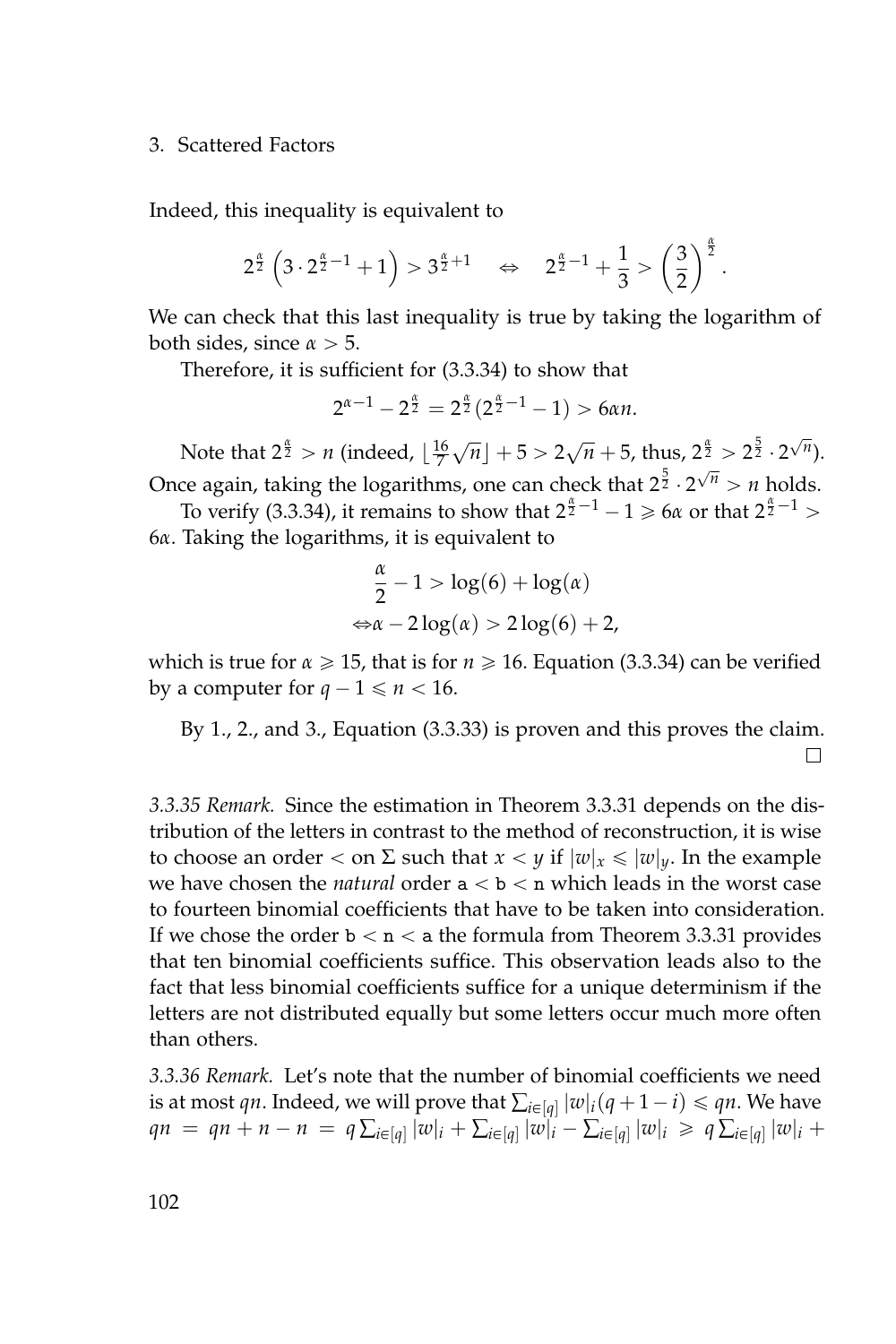Indeed, this inequality is equivalent to

$$2^{\frac{\alpha}{2}}\left(3\cdot 2^{\frac{\alpha}{2}-1}+1\right) > 3^{\frac{\alpha}{2}+1} \quad \Leftrightarrow \quad 2^{\frac{\alpha}{2}-1}+\frac{1}{3} > \left(\frac{3}{2}\right)^{\frac{\alpha}{2}}.$$

We can check that this last inequality is true by taking the logarithm of both sides, since $\alpha > 5$.

Therefore, it is sufficient for (3.3.34) to show that

$$2^{\alpha-1} - 2^{\frac{\alpha}{2}} = 2^{\frac{\alpha}{2}}(2^{\frac{\alpha}{2}-1}-1) > 6\alpha n.$$

Note that $2^{\frac{\alpha}{2}} > n$ (indeed, $\lfloor \frac{16}{7}\sqrt{n}\rfloor + 5 > 2\sqrt{n}+5$, thus, $2^{\frac{\alpha}{2}} > 2^{\frac{5}{2}}\cdot 2^{\sqrt{n}}$). Once again, taking the logarithms, one can check that $2^{\frac{5}{2}}\cdot 2^{\sqrt{n}} > n$ holds.

To verify (3.3.34), it remains to show that $2^{\frac{\alpha}{2}-1}-1 \geqslant 6\alpha$ or that $2^{\frac{\alpha}{2}-1} > 6\alpha$. Taking the logarithms, it is equivalent to

$$\begin{aligned} &\frac{\alpha}{2} - 1 > \log(6) + \log(\alpha) \\ \Leftrightarrow &\alpha - 2\log(\alpha) > 2\log(6) + 2, \end{aligned}$$

which is true for $\alpha \geqslant 15$, that is for $n \geqslant 16$. Equation (3.3.34) can be verified by a computer for $q-1 \leqslant n < 16$.

By 1., 2., and 3., Equation (3.3.33) is proven and this proves the claim. □

*3.3.35 Remark.* Since the estimation in Theorem 3.3.31 depends on the distribution of the letters in contrast to the method of reconstruction, it is wise to choose an order $<$ on $\Sigma$ such that $x < y$ if $|w|_x \leqslant |w|_y$. In the example we have chosen the *natural* order a $<$ b $<$ n which leads in the worst case to fourteen binomial coefficients that have to be taken into consideration. If we chose the order b $<$ n $<$ a the formula from Theorem 3.3.31 provides that ten binomial coefficients suffice. This observation leads also to the fact that less binomial coefficients suffice for a unique determinism if the letters are not distributed equally but some letters occur much more often than others.

*3.3.36 Remark.* Let's note that the number of binomial coefficients we need is at most $qn$. Indeed, we will prove that $\sum_{i\in[q]} |w|_i(q+1-i) \leqslant qn$. We have $qn = qn + n - n = q\sum_{i\in[q]}|w|_i + \sum_{i\in[q]}|w|_i - \sum_{i\in[q]}|w|_i \geqslant q\sum_{i\in[q]}|w|_i +$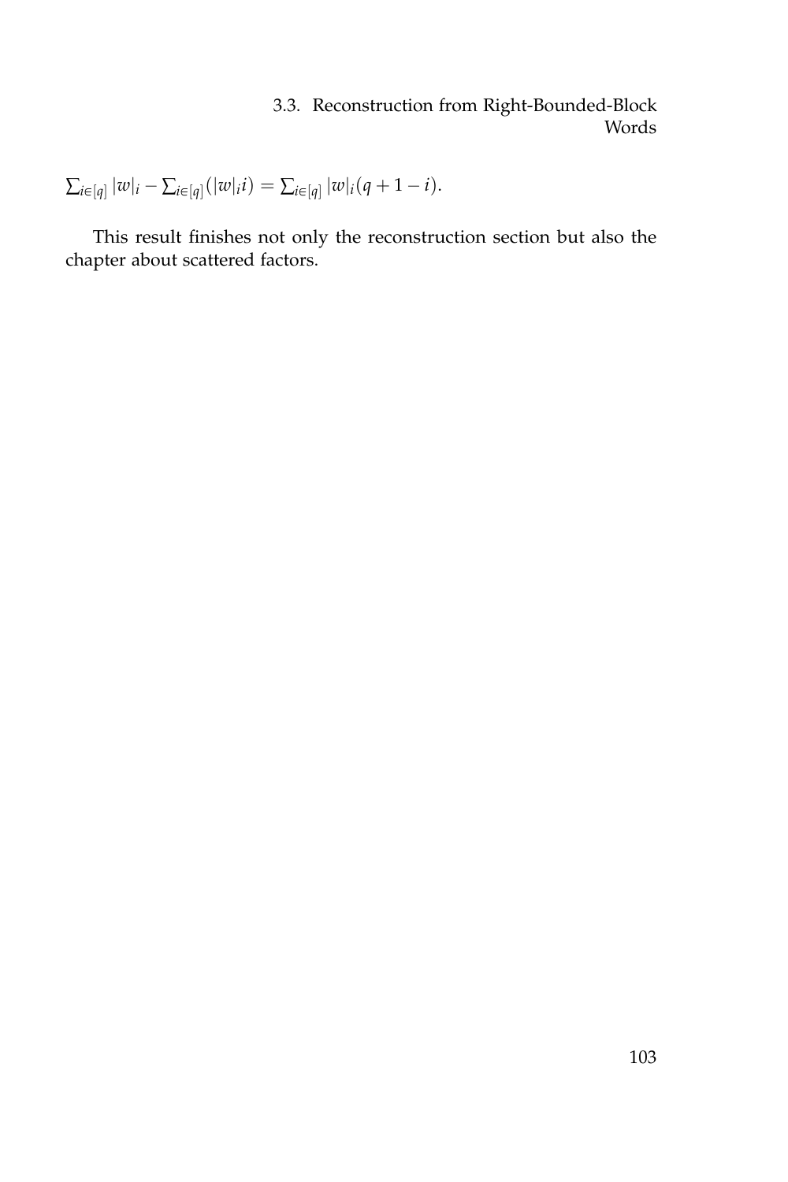$\sum_{i \in [q]} |w|_i - \sum_{i \in [q]} (|w|_i i) = \sum_{i \in [q]} |w|_i (q + 1 - i)$.

This result finishes not only the reconstruction section but also the chapter about scattered factors.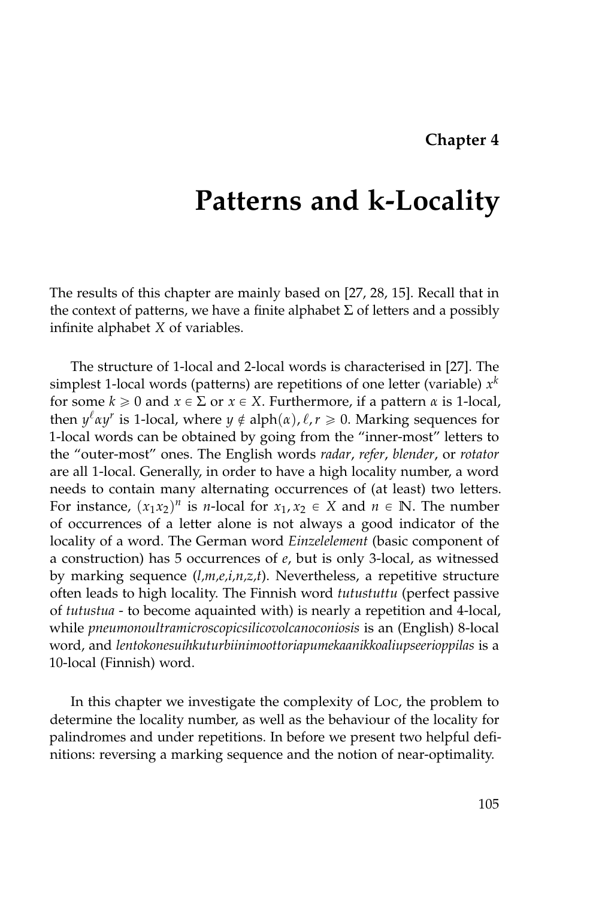**Chapter 4**

# Patterns and k-Locality

The results of this chapter are mainly based on [27, 28, 15]. Recall that in the context of patterns, we have a finite alphabet $\Sigma$ of letters and a possibly infinite alphabet $X$ of variables.

The structure of 1-local and 2-local words is characterised in [27]. The simplest 1-local words (patterns) are repetitions of one letter (variable) $x^k$ for some $k \geqslant 0$ and $x \in \Sigma$ or $x \in X$. Furthermore, if a pattern $\alpha$ is 1-local, then $y^\ell \alpha y^r$ is 1-local, where $y \notin \mathrm{alph}(\alpha), \ell, r \geqslant 0$. Marking sequences for 1-local words can be obtained by going from the "inner-most" letters to the "outer-most" ones. The English words *radar*, *refer*, *blender*, or *rotator* are all 1-local. Generally, in order to have a high locality number, a word needs to contain many alternating occurrences of (at least) two letters. For instance, $(x_1x_2)^n$ is $n$-local for $x_1, x_2 \in X$ and $n \in \mathbb{N}$. The number of occurrences of a letter alone is not always a good indicator of the locality of a word. The German word *Einzelelement* (basic component of a construction) has 5 occurrences of *e*, but is only 3-local, as witnessed by marking sequence (*l,m,e,i,n,z,t*). Nevertheless, a repetitive structure often leads to high locality. The Finnish word *tutustuttu* (perfect passive of *tutustua* - to become aquainted with) is nearly a repetition and 4-local, while *pneumonoultramicroscopicsilicovolcanoconiosis* is an (English) 8-local word, and *lentokonesuihkuturbiinimoottoriapumekaanikkoaliupseerioppilas* is a 10-local (Finnish) word.

In this chapter we investigate the complexity of Loc, the problem to determine the locality number, as well as the behaviour of the locality for palindromes and under repetitions. In before we present two helpful definitions: reversing a marking sequence and the notion of near-optimality.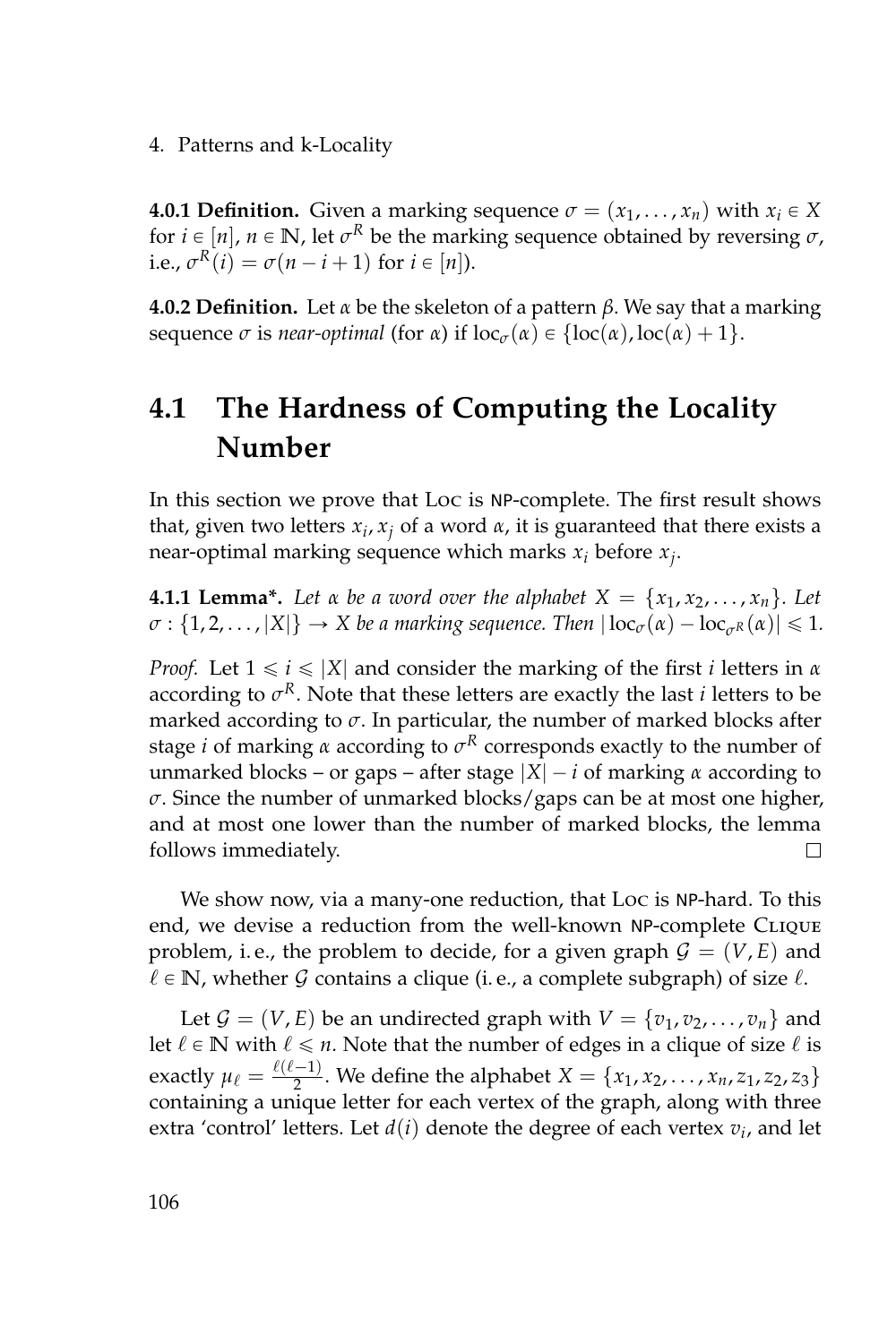**4.0.1 Definition.** Given a marking sequence $\sigma = (x_1, \ldots, x_n)$ with $x_i \in X$ for $i \in [n]$, $n \in \mathbb{N}$, let $\sigma^R$ be the marking sequence obtained by reversing $\sigma$, i.e., $\sigma^R(i) = \sigma(n - i + 1)$ for $i \in [n]$).

**4.0.2 Definition.** Let $\alpha$ be the skeleton of a pattern $\beta$. We say that a marking sequence $\sigma$ is *near-optimal* (for $\alpha$) if $\text{loc}_\sigma(\alpha) \in \{\text{loc}(\alpha), \text{loc}(\alpha) + 1\}$.

## 4.1 The Hardness of Computing the Locality Number

In this section we prove that LOC is NP-complete. The first result shows that, given two letters $x_i, x_j$ of a word $\alpha$, it is guaranteed that there exists a near-optimal marking sequence which marks $x_i$ before $x_j$.

**4.1.1 Lemma\*.** *Let $\alpha$ be a word over the alphabet $X = \{x_1, x_2, \ldots, x_n\}$. Let $\sigma : \{1, 2, \ldots, |X|\} \to X$ be a marking sequence. Then $|\text{loc}_\sigma(\alpha) - \text{loc}_{\sigma^R}(\alpha)| \leqslant 1$.*

*Proof.* Let $1 \leqslant i \leqslant |X|$ and consider the marking of the first $i$ letters in $\alpha$ according to $\sigma^R$. Note that these letters are exactly the last $i$ letters to be marked according to $\sigma$. In particular, the number of marked blocks after stage $i$ of marking $\alpha$ according to $\sigma^R$ corresponds exactly to the number of unmarked blocks – or gaps – after stage $|X| - i$ of marking $\alpha$ according to $\sigma$. Since the number of unmarked blocks/gaps can be at most one higher, and at most one lower than the number of marked blocks, the lemma follows immediately. □

We show now, via a many-one reduction, that LOC is NP-hard. To this end, we devise a reduction from the well-known NP-complete CLIQUE problem, i. e., the problem to decide, for a given graph $\mathcal{G} = (V, E)$ and $\ell \in \mathbb{N}$, whether $\mathcal{G}$ contains a clique (i. e., a complete subgraph) of size $\ell$.

Let $\mathcal{G} = (V, E)$ be an undirected graph with $V = \{v_1, v_2, \ldots, v_n\}$ and let $\ell \in \mathbb{N}$ with $\ell \leqslant n$. Note that the number of edges in a clique of size $\ell$ is exactly $\mu_\ell = \frac{\ell(\ell-1)}{2}$. We define the alphabet $X = \{x_1, x_2, \ldots, x_n, z_1, z_2, z_3\}$ containing a unique letter for each vertex of the graph, along with three extra 'control' letters. Let $d(i)$ denote the degree of each vertex $v_i$, and let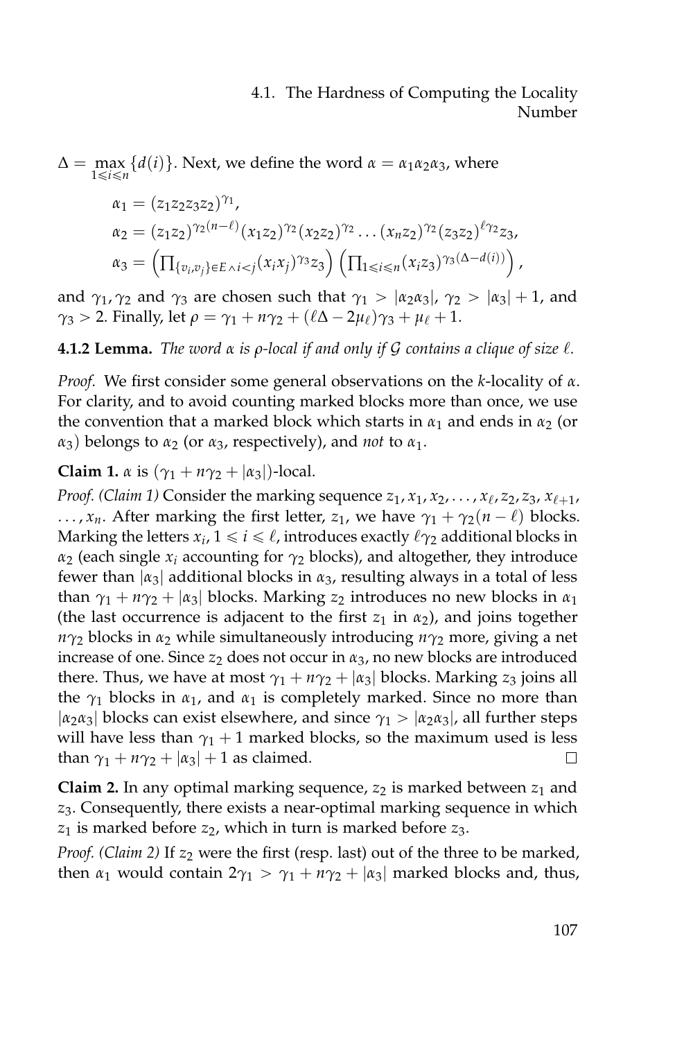$\Delta = \max_{1 \leqslant i \leqslant n} \{d(i)\}$. Next, we define the word $\alpha = \alpha_1\alpha_2\alpha_3$, where

$$\alpha_1 = (z_1z_2z_3z_2)^{\gamma_1},$$
$$\alpha_2 = (z_1z_2)^{\gamma_2(n-\ell)}(x_1z_2)^{\gamma_2}(x_2z_2)^{\gamma_2}\dots(x_nz_2)^{\gamma_2}(z_3z_2)^{\ell\gamma_2}z_3,$$
$$\alpha_3 = \left(\prod_{\{v_i,v_j\}\in E \wedge i<j}(x_ix_j)^{\gamma_3}z_3\right)\left(\prod_{1\leqslant i\leqslant n}(x_iz_3)^{\gamma_3(\Delta-d(i))}\right),$$

and $\gamma_1, \gamma_2$ and $\gamma_3$ are chosen such that $\gamma_1 > |\alpha_2\alpha_3|$, $\gamma_2 > |\alpha_3| + 1$, and $\gamma_3 > 2$. Finally, let $\rho = \gamma_1 + n\gamma_2 + (\ell\Delta - 2\mu_\ell)\gamma_3 + \mu_\ell + 1$.

**4.1.2 Lemma.** *The word $\alpha$ is $\rho$-local if and only if $\mathcal{G}$ contains a clique of size $\ell$.*

*Proof.* We first consider some general observations on the $k$-locality of $\alpha$. For clarity, and to avoid counting marked blocks more than once, we use the convention that a marked block which starts in $\alpha_1$ and ends in $\alpha_2$ (or $\alpha_3$) belongs to $\alpha_2$ (or $\alpha_3$, respectively), and *not* to $\alpha_1$.

**Claim 1.** $\alpha$ is $(\gamma_1 + n\gamma_2 + |\alpha_3|)$-local.

*Proof. (Claim 1)* Consider the marking sequence $z_1, x_1, x_2, \dots, x_\ell, z_2, z_3, x_{\ell+1}, \dots, x_n$. After marking the first letter, $z_1$, we have $\gamma_1 + \gamma_2(n-\ell)$ blocks. Marking the letters $x_i$, $1 \leqslant i \leqslant \ell$, introduces exactly $\ell\gamma_2$ additional blocks in $\alpha_2$ (each single $x_i$ accounting for $\gamma_2$ blocks), and altogether, they introduce fewer than $|\alpha_3|$ additional blocks in $\alpha_3$, resulting always in a total of less than $\gamma_1 + n\gamma_2 + |\alpha_3|$ blocks. Marking $z_2$ introduces no new blocks in $\alpha_1$ (the last occurrence is adjacent to the first $z_1$ in $\alpha_2$), and joins together $n\gamma_2$ blocks in $\alpha_2$ while simultaneously introducing $n\gamma_2$ more, giving a net increase of one. Since $z_2$ does not occur in $\alpha_3$, no new blocks are introduced there. Thus, we have at most $\gamma_1 + n\gamma_2 + |\alpha_3|$ blocks. Marking $z_3$ joins all the $\gamma_1$ blocks in $\alpha_1$, and $\alpha_1$ is completely marked. Since no more than $|\alpha_2\alpha_3|$ blocks can exist elsewhere, and since $\gamma_1 > |\alpha_2\alpha_3|$, all further steps will have less than $\gamma_1 + 1$ marked blocks, so the maximum used is less than $\gamma_1 + n\gamma_2 + |\alpha_3| + 1$ as claimed. □

**Claim 2.** In any optimal marking sequence, $z_2$ is marked between $z_1$ and $z_3$. Consequently, there exists a near-optimal marking sequence in which $z_1$ is marked before $z_2$, which in turn is marked before $z_3$.

*Proof. (Claim 2)* If $z_2$ were the first (resp. last) out of the three to be marked, then $\alpha_1$ would contain $2\gamma_1 > \gamma_1 + n\gamma_2 + |\alpha_3|$ marked blocks and, thus,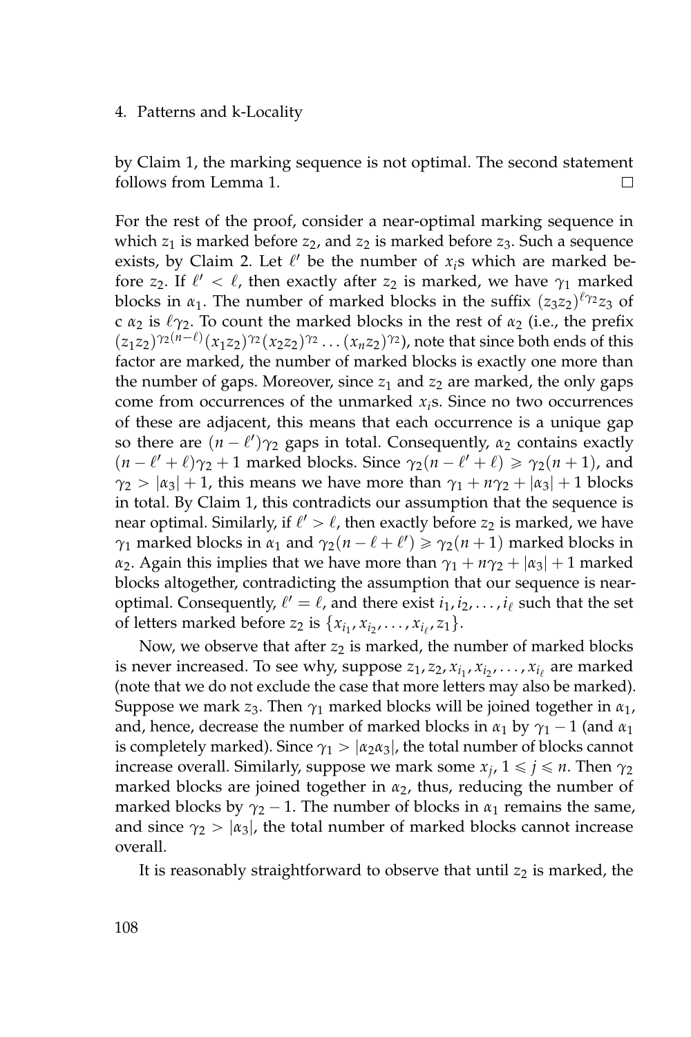by Claim 1, the marking sequence is not optimal. The second statement follows from Lemma 1. □

For the rest of the proof, consider a near-optimal marking sequence in which $z_1$ is marked before $z_2$, and $z_2$ is marked before $z_3$. Such a sequence exists, by Claim 2. Let $\ell'$ be the number of $x_i$s which are marked before $z_2$. If $\ell' < \ell$, then exactly after $z_2$ is marked, we have $\gamma_1$ marked blocks in $\alpha_1$. The number of marked blocks in the suffix $(z_3 z_2)^{\ell \gamma_2} z_3$ of c $\alpha_2$ is $\ell \gamma_2$. To count the marked blocks in the rest of $\alpha_2$ (i.e., the prefix $(z_1 z_2)^{\gamma_2 (n-\ell)} (x_1 z_2)^{\gamma_2} (x_2 z_2)^{\gamma_2} \ldots (x_n z_2)^{\gamma_2}$), note that since both ends of this factor are marked, the number of marked blocks is exactly one more than the number of gaps. Moreover, since $z_1$ and $z_2$ are marked, the only gaps come from occurrences of the unmarked $x_i$s. Since no two occurrences of these are adjacent, this means that each occurrence is a unique gap so there are $(n - \ell')\gamma_2$ gaps in total. Consequently, $\alpha_2$ contains exactly $(n - \ell' + \ell)\gamma_2 + 1$ marked blocks. Since $\gamma_2(n - \ell' + \ell) \geqslant \gamma_2(n+1)$, and $\gamma_2 > |\alpha_3| + 1$, this means we have more than $\gamma_1 + n\gamma_2 + |\alpha_3| + 1$ blocks in total. By Claim 1, this contradicts our assumption that the sequence is near optimal. Similarly, if $\ell' > \ell$, then exactly before $z_2$ is marked, we have $\gamma_1$ marked blocks in $\alpha_1$ and $\gamma_2(n - \ell + \ell') \geqslant \gamma_2(n+1)$ marked blocks in $\alpha_2$. Again this implies that we have more than $\gamma_1 + n\gamma_2 + |\alpha_3| + 1$ marked blocks altogether, contradicting the assumption that our sequence is near-optimal. Consequently, $\ell' = \ell$, and there exist $i_1, i_2, \ldots, i_\ell$ such that the set of letters marked before $z_2$ is $\{x_{i_1}, x_{i_2}, \ldots, x_{i_\ell}, z_1\}$.

Now, we observe that after $z_2$ is marked, the number of marked blocks is never increased. To see why, suppose $z_1, z_2, x_{i_1}, x_{i_2}, \ldots, x_{i_\ell}$ are marked (note that we do not exclude the case that more letters may also be marked). Suppose we mark $z_3$. Then $\gamma_1$ marked blocks will be joined together in $\alpha_1$, and, hence, decrease the number of marked blocks in $\alpha_1$ by $\gamma_1 - 1$ (and $\alpha_1$ is completely marked). Since $\gamma_1 > |\alpha_2 \alpha_3|$, the total number of blocks cannot increase overall. Similarly, suppose we mark some $x_j$, $1 \leqslant j \leqslant n$. Then $\gamma_2$ marked blocks are joined together in $\alpha_2$, thus, reducing the number of marked blocks by $\gamma_2 - 1$. The number of blocks in $\alpha_1$ remains the same, and since $\gamma_2 > |\alpha_3|$, the total number of marked blocks cannot increase overall.

It is reasonably straightforward to observe that until $z_2$ is marked, the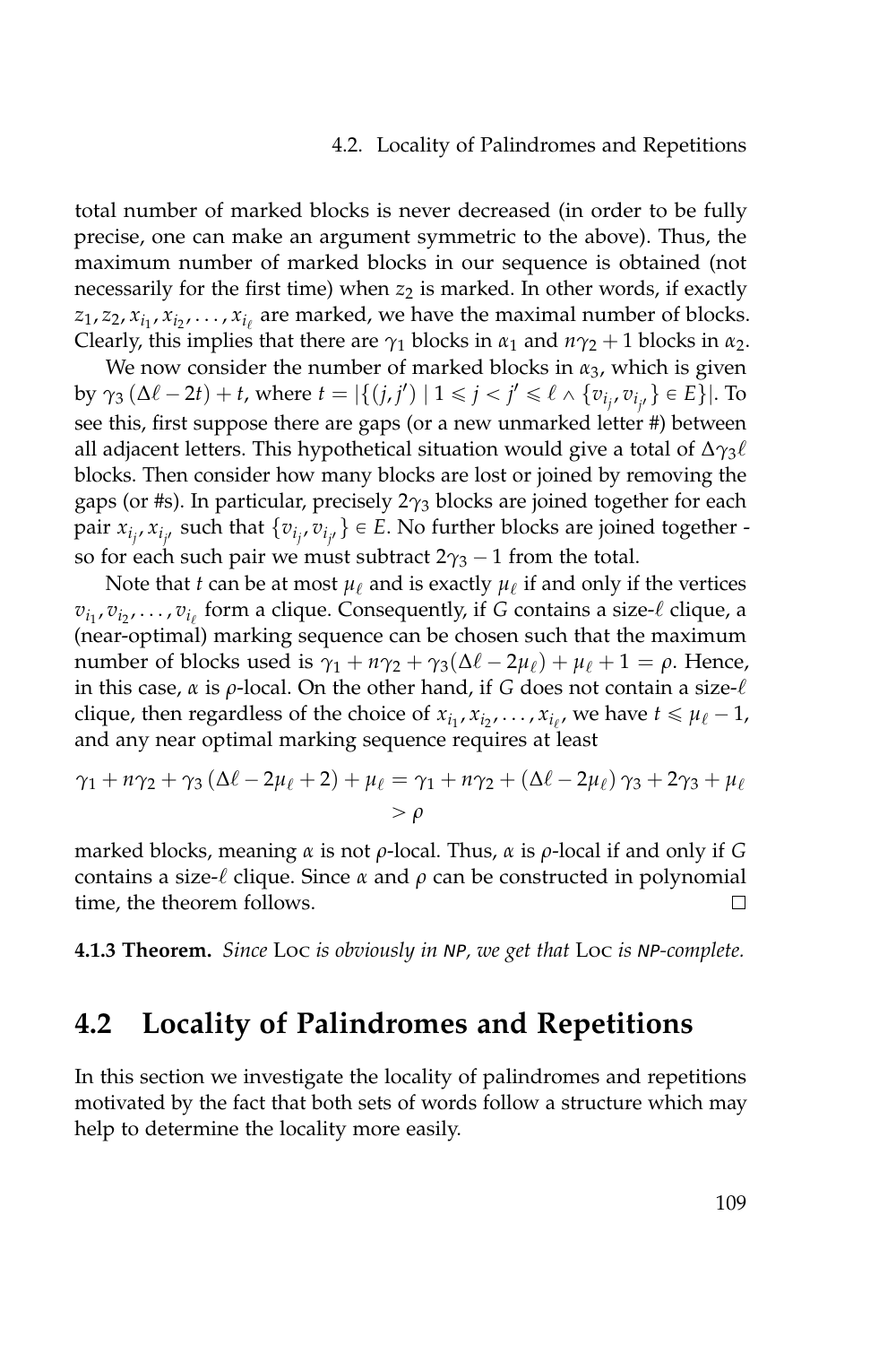total number of marked blocks is never decreased (in order to be fully precise, one can make an argument symmetric to the above). Thus, the maximum number of marked blocks in our sequence is obtained (not necessarily for the first time) when $z_2$ is marked. In other words, if exactly $z_1, z_2, x_{i_1}, x_{i_2}, \ldots, x_{i_\ell}$ are marked, we have the maximal number of blocks. Clearly, this implies that there are $\gamma_1$ blocks in $\alpha_1$ and $n\gamma_2 + 1$ blocks in $\alpha_2$.

We now consider the number of marked blocks in $\alpha_3$, which is given by $\gamma_3 (\Delta\ell - 2t) + t$, where $t = |\{(j, j') \mid 1 \leqslant j < j' \leqslant \ell \wedge \{v_{i_j}, v_{i_{j'}}\} \in E\}|$. To see this, first suppose there are gaps (or a new unmarked letter #) between all adjacent letters. This hypothetical situation would give a total of $\Delta\gamma_3\ell$ blocks. Then consider how many blocks are lost or joined by removing the gaps (or #s). In particular, precisely $2\gamma_3$ blocks are joined together for each pair $x_{i_j}, x_{i_{j'}}$ such that $\{v_{i_j}, v_{i_{j'}}\} \in E$. No further blocks are joined together - so for each such pair we must subtract $2\gamma_3 - 1$ from the total.

Note that $t$ can be at most $\mu_\ell$ and is exactly $\mu_\ell$ if and only if the vertices $v_{i_1}, v_{i_2}, \ldots, v_{i_\ell}$ form a clique. Consequently, if $G$ contains a size-$\ell$ clique, a (near-optimal) marking sequence can be chosen such that the maximum number of blocks used is $\gamma_1 + n\gamma_2 + \gamma_3(\Delta\ell - 2\mu_\ell) + \mu_\ell + 1 = \rho$. Hence, in this case, $\alpha$ is $\rho$-local. On the other hand, if $G$ does not contain a size-$\ell$ clique, then regardless of the choice of $x_{i_1}, x_{i_2}, \ldots, x_{i_\ell}$, we have $t \leqslant \mu_\ell - 1$, and any near optimal marking sequence requires at least

$$\gamma_1 + n\gamma_2 + \gamma_3 (\Delta\ell - 2\mu_\ell + 2) + \mu_\ell = \gamma_1 + n\gamma_2 + (\Delta\ell - 2\mu_\ell)\gamma_3 + 2\gamma_3 + \mu_\ell > \rho$$

marked blocks, meaning $\alpha$ is not $\rho$-local. Thus, $\alpha$ is $\rho$-local if and only if $G$ contains a size-$\ell$ clique. Since $\alpha$ and $\rho$ can be constructed in polynomial time, the theorem follows. □

**4.1.3 Theorem.** *Since* Loc *is obviously in NP, we get that* Loc *is NP-complete.*

## 4.2 Locality of Palindromes and Repetitions

In this section we investigate the locality of palindromes and repetitions motivated by the fact that both sets of words follow a structure which may help to determine the locality more easily.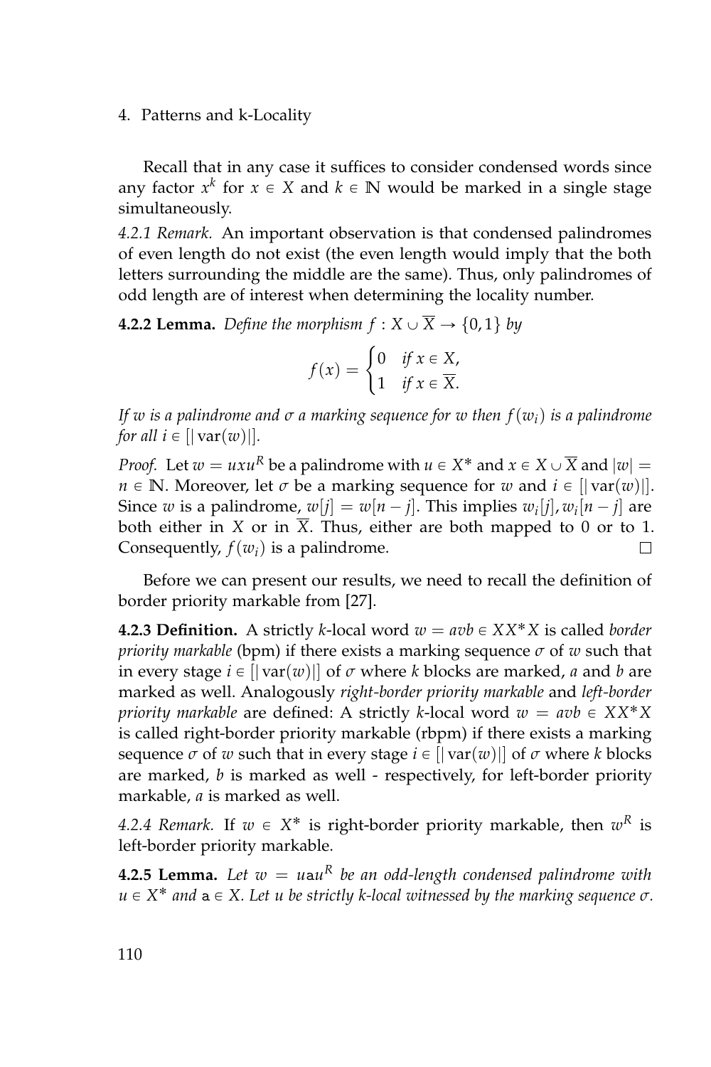Recall that in any case it suffices to consider condensed words since any factor $x^k$ for $x \in X$ and $k \in \mathbb{N}$ would be marked in a single stage simultaneously.

*4.2.1 Remark.* An important observation is that condensed palindromes of even length do not exist (the even length would imply that the both letters surrounding the middle are the same). Thus, only palindromes of odd length are of interest when determining the locality number.

**4.2.2 Lemma.** *Define the morphism* $f : X \cup \overline{X} \to \{0, 1\}$ *by*

$$f(x) = \begin{cases} 0 & \text{if } x \in X, \\ 1 & \text{if } x \in \overline{X}. \end{cases}$$

*If* $w$ *is a palindrome and* $\sigma$ *a marking sequence for* $w$ *then* $f(w_i)$ *is a palindrome for all* $i \in [|\operatorname{var}(w)|]$.

*Proof.* Let $w = uxu^R$ be a palindrome with $u \in X^*$ and $x \in X \cup \overline{X}$ and $|w| = n \in \mathbb{N}$. Moreover, let $\sigma$ be a marking sequence for $w$ and $i \in [|\operatorname{var}(w)|]$. Since $w$ is a palindrome, $w[j] = w[n-j]$. This implies $w_i[j], w_i[n-j]$ are both either in $X$ or in $\overline{X}$. Thus, either are both mapped to 0 or to 1. Consequently, $f(w_i)$ is a palindrome. □

Before we can present our results, we need to recall the definition of border priority markable from [27].

**4.2.3 Definition.** A strictly $k$-local word $w = avb \in XX^*X$ is called *border priority markable* (bpm) if there exists a marking sequence $\sigma$ of $w$ such that in every stage $i \in [|\operatorname{var}(w)|]$ of $\sigma$ where $k$ blocks are marked, $a$ and $b$ are marked as well. Analogously *right-border priority markable* and *left-border priority markable* are defined: A strictly $k$-local word $w = avb \in XX^*X$ is called right-border priority markable (rbpm) if there exists a marking sequence $\sigma$ of $w$ such that in every stage $i \in [|\operatorname{var}(w)|]$ of $\sigma$ where $k$ blocks are marked, $b$ is marked as well - respectively, for left-border priority markable, $a$ is marked as well.

*4.2.4 Remark.* If $w \in X^*$ is right-border priority markable, then $w^R$ is left-border priority markable.

**4.2.5 Lemma.** *Let* $w = u\mathtt{a}u^R$ *be an odd-length condensed palindrome with* $u \in X^*$ *and* $\mathtt{a} \in X$. *Let* $u$ *be strictly* $k$*-local witnessed by the marking sequence* $\sigma$.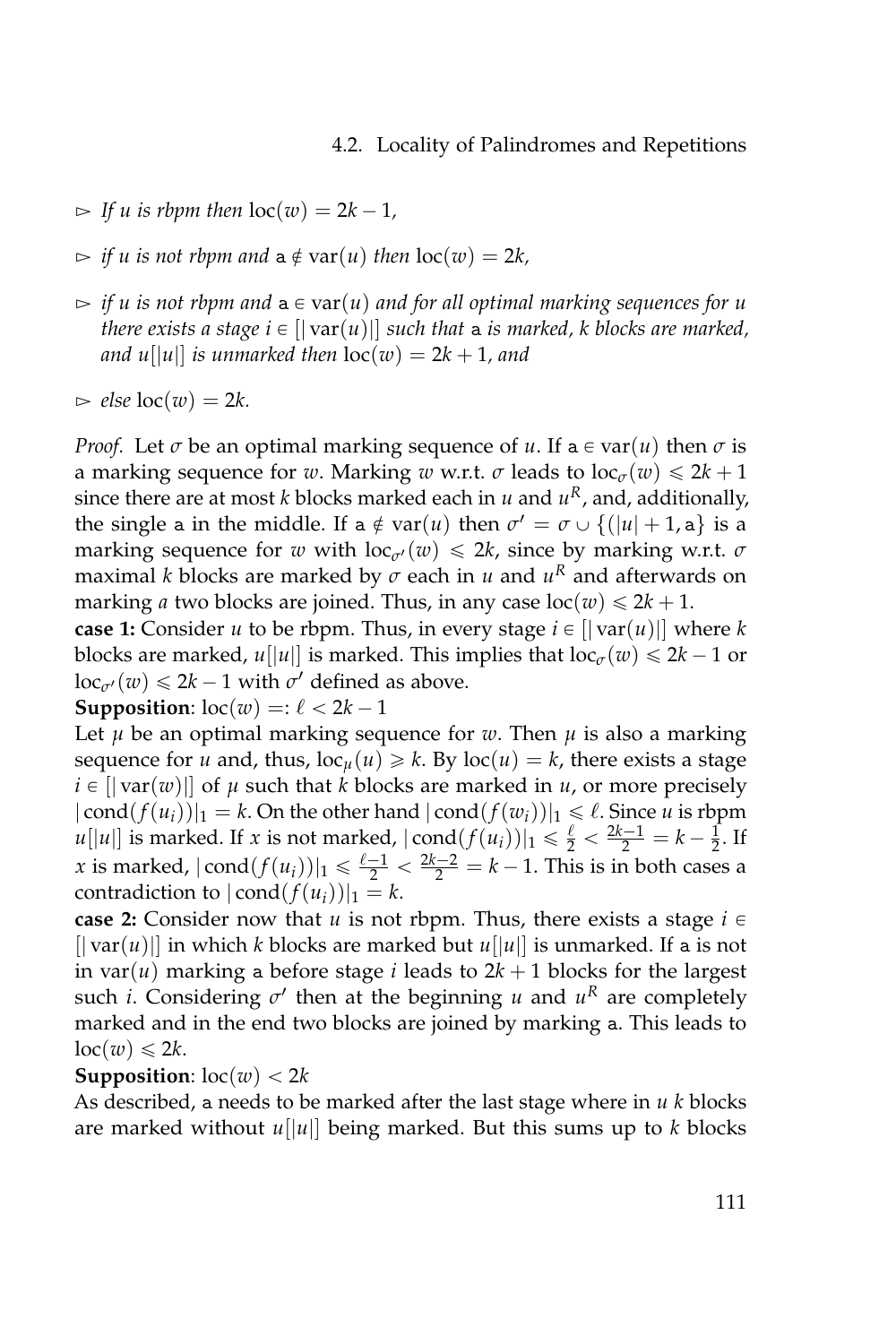- ▷ *If $u$ is rbpm then* $\mathrm{loc}(w) = 2k - 1$,
- ▷ *if $u$ is not rbpm and* $\mathtt{a} \notin \mathrm{var}(u)$ *then* $\mathrm{loc}(w) = 2k$,
- ▷ *if $u$ is not rbpm and* $\mathtt{a} \in \mathrm{var}(u)$ *and for all optimal marking sequences for $u$ there exists a stage* $i \in [|\mathrm{var}(u)|]$ *such that* $\mathtt{a}$ *is marked, $k$ blocks are marked, and* $u[|u|]$ *is unmarked then* $\mathrm{loc}(w) = 2k + 1$, *and*
- ▷ *else* $\mathrm{loc}(w) = 2k$.

*Proof.* Let $\sigma$ be an optimal marking sequence of $u$. If $\mathtt{a} \in \mathrm{var}(u)$ then $\sigma$ is a marking sequence for $w$. Marking $w$ w.r.t. $\sigma$ leads to $\mathrm{loc}_\sigma(w) \leqslant 2k + 1$ since there are at most $k$ blocks marked each in $u$ and $u^R$, and, additionally, the single $\mathtt{a}$ in the middle. If $\mathtt{a} \notin \mathrm{var}(u)$ then $\sigma' = \sigma \cup \{(|u| + 1, \mathtt{a}\}$ is a marking sequence for $w$ with $\mathrm{loc}_{\sigma'}(w) \leqslant 2k$, since by marking w.r.t. $\sigma$ maximal $k$ blocks are marked by $\sigma$ each in $u$ and $u^R$ and afterwards on marking $a$ two blocks are joined. Thus, in any case $\mathrm{loc}(w) \leqslant 2k + 1$.

**case 1:** Consider $u$ to be rbpm. Thus, in every stage $i \in [|\mathrm{var}(u)|]$ where $k$ blocks are marked, $u[|u|]$ is marked. This implies that $\mathrm{loc}_\sigma(w) \leqslant 2k - 1$ or $\mathrm{loc}_{\sigma'}(w) \leqslant 2k - 1$ with $\sigma'$ defined as above.

**Supposition**: $\mathrm{loc}(w) =: \ell < 2k - 1$

Let $\mu$ be an optimal marking sequence for $w$. Then $\mu$ is also a marking sequence for $u$ and, thus, $\mathrm{loc}_\mu(u) \geqslant k$. By $\mathrm{loc}(u) = k$, there exists a stage $i \in [|\mathrm{var}(w)|]$ of $\mu$ such that $k$ blocks are marked in $u$, or more precisely $|\mathrm{cond}(f(u_i))|_1 = k$. On the other hand $|\mathrm{cond}(f(w_i))|_1 \leqslant \ell$. Since $u$ is rbpm $u[|u|]$ is marked. If $x$ is not marked, $|\mathrm{cond}(f(u_i))|_1 \leqslant \frac{\ell}{2} < \frac{2k-1}{2} = k - \frac{1}{2}$. If $x$ is marked, $|\mathrm{cond}(f(u_i))|_1 \leqslant \frac{\ell-1}{2} < \frac{2k-2}{2} = k - 1$. This is in both cases a contradiction to $|\mathrm{cond}(f(u_i))|_1 = k$.

**case 2:** Consider now that $u$ is not rbpm. Thus, there exists a stage $i \in [|\mathrm{var}(u)|]$ in which $k$ blocks are marked but $u[|u|]$ is unmarked. If $\mathtt{a}$ is not in $\mathrm{var}(u)$ marking $\mathtt{a}$ before stage $i$ leads to $2k + 1$ blocks for the largest such $i$. Considering $\sigma'$ then at the beginning $u$ and $u^R$ are completely marked and in the end two blocks are joined by marking $\mathtt{a}$. This leads to $\mathrm{loc}(w) \leqslant 2k$.

**Supposition**: $\mathrm{loc}(w) < 2k$

As described, $\mathtt{a}$ needs to be marked after the last stage where in $u$ $k$ blocks are marked without $u[|u|]$ being marked. But this sums up to $k$ blocks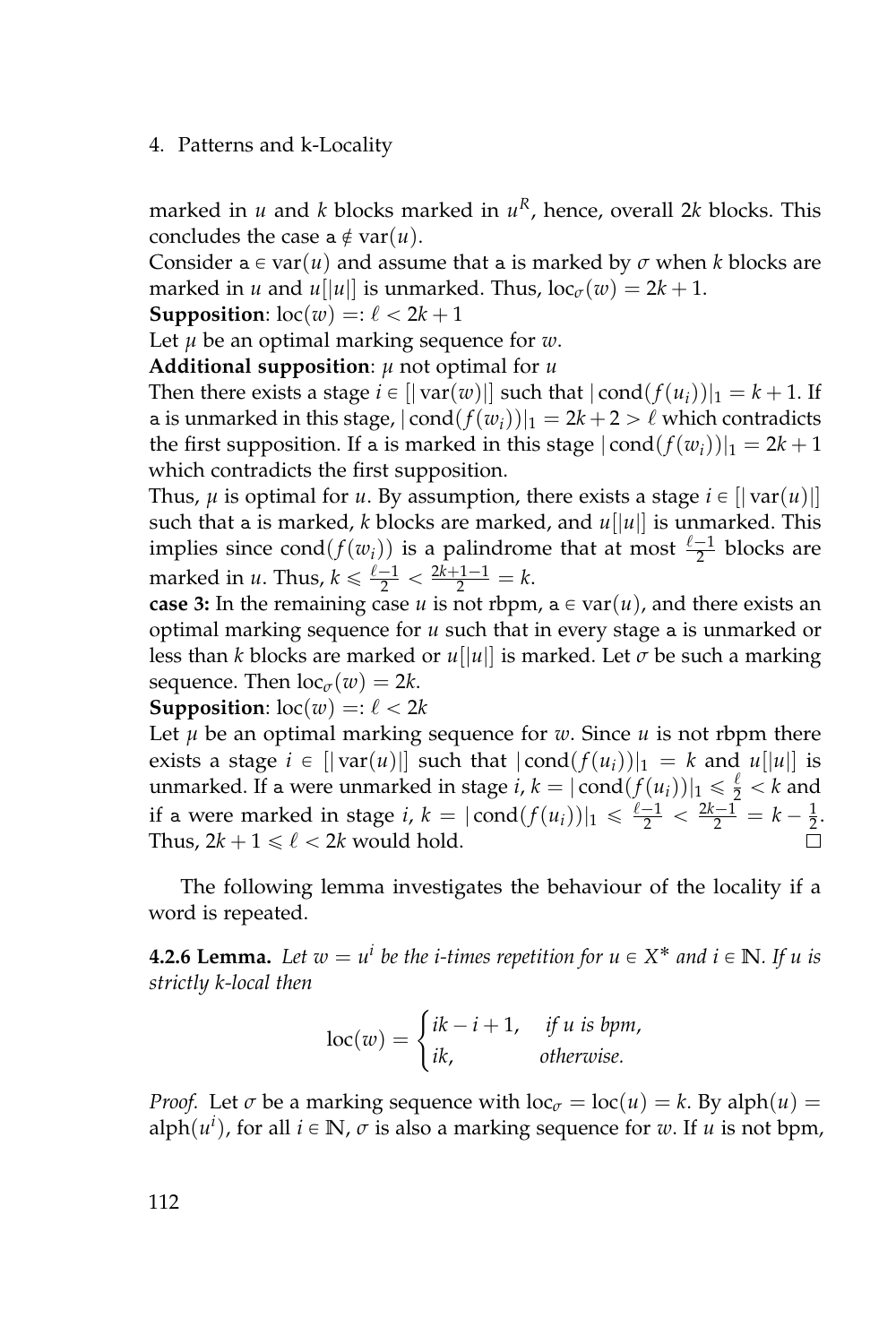marked in $u$ and $k$ blocks marked in $u^R$, hence, overall $2k$ blocks. This concludes the case $\mathtt{a} \notin \operatorname{var}(u)$.

Consider $\mathtt{a} \in \operatorname{var}(u)$ and assume that $\mathtt{a}$ is marked by $\sigma$ when $k$ blocks are marked in $u$ and $u[|u|]$ is unmarked. Thus, $\operatorname{loc}_\sigma(w) = 2k+1$.

**Supposition**: $\operatorname{loc}(w) =: \ell < 2k+1$

Let $\mu$ be an optimal marking sequence for $w$.

**Additional supposition**: $\mu$ not optimal for $u$

Then there exists a stage $i \in [|\operatorname{var}(w)|]$ such that $|\operatorname{cond}(f(u_i))|_1 = k+1$. If $\mathtt{a}$ is unmarked in this stage, $|\operatorname{cond}(f(w_i))|_1 = 2k+2 > \ell$ which contradicts the first supposition. If $\mathtt{a}$ is marked in this stage $|\operatorname{cond}(f(w_i))|_1 = 2k+1$ which contradicts the first supposition.

Thus, $\mu$ is optimal for $u$. By assumption, there exists a stage $i \in [|\operatorname{var}(u)|]$ such that $\mathtt{a}$ is marked, $k$ blocks are marked, and $u[|u|]$ is unmarked. This implies since $\operatorname{cond}(f(w_i))$ is a palindrome that at most $\frac{\ell-1}{2}$ blocks are marked in $u$. Thus, $k \leqslant \frac{\ell-1}{2} < \frac{2k+1-1}{2} = k$.

**case 3:** In the remaining case $u$ is not rbpm, $\mathtt{a} \in \operatorname{var}(u)$, and there exists an optimal marking sequence for $u$ such that in every stage $\mathtt{a}$ is unmarked or less than $k$ blocks are marked or $u[|u|]$ is marked. Let $\sigma$ be such a marking sequence. Then $\operatorname{loc}_\sigma(w) = 2k$.

**Supposition**: $\operatorname{loc}(w) =: \ell < 2k$

Let $\mu$ be an optimal marking sequence for $w$. Since $u$ is not rbpm there exists a stage $i \in [|\operatorname{var}(u)|]$ such that $|\operatorname{cond}(f(u_i))|_1 = k$ and $u[|u|]$ is unmarked. If $\mathtt{a}$ were unmarked in stage $i$, $k = |\operatorname{cond}(f(u_i))|_1 \leqslant \frac{\ell}{2} < k$ and if $\mathtt{a}$ were marked in stage $i$, $k = |\operatorname{cond}(f(u_i))|_1 \leqslant \frac{\ell-1}{2} < \frac{2k-1}{2} = k - \frac{1}{2}$. Thus, $2k+1 \leqslant \ell < 2k$ would hold. □

The following lemma investigates the behaviour of the locality if a word is repeated.

**4.2.6 Lemma.** *Let $w = u^i$ be the $i$-times repetition for $u \in X^*$ and $i \in \mathbb{N}$. If $u$ is strictly $k$-local then*

$$\operatorname{loc}(w) = \begin{cases} ik - i + 1, & \text{if } u \text{ is bpm}, \\ ik, & \text{otherwise.} \end{cases}$$

*Proof.* Let $\sigma$ be a marking sequence with $\operatorname{loc}_\sigma = \operatorname{loc}(u) = k$. By $\operatorname{alph}(u) = \operatorname{alph}(u^i)$, for all $i \in \mathbb{N}$, $\sigma$ is also a marking sequence for $w$. If $u$ is not bpm,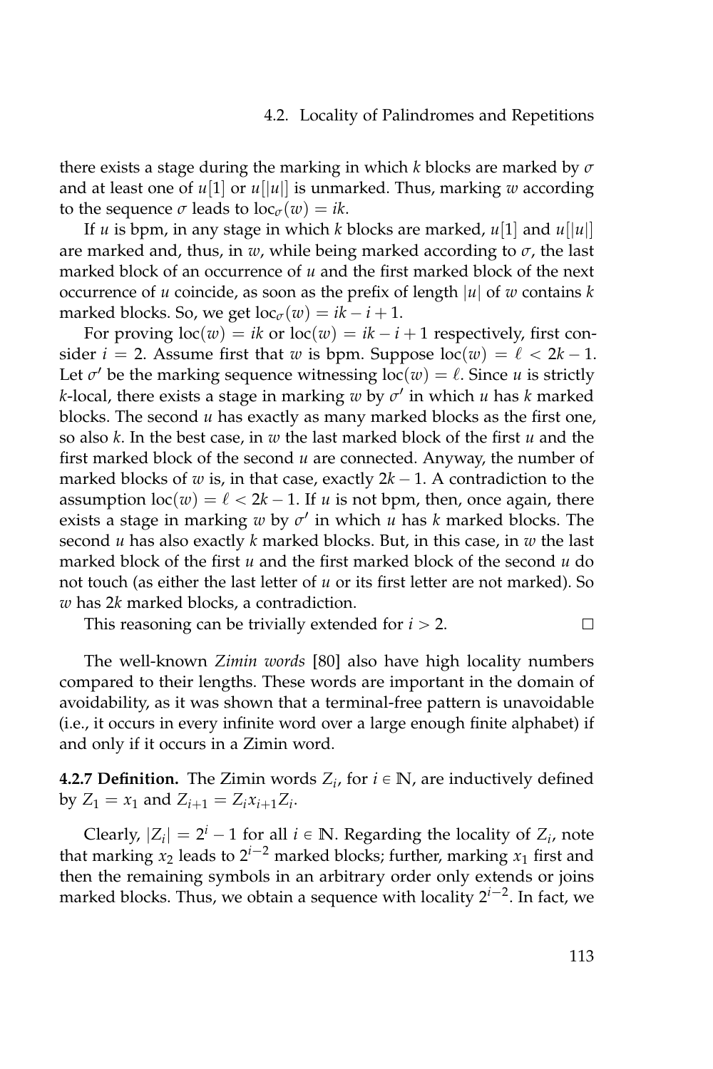there exists a stage during the marking in which $k$ blocks are marked by $\sigma$ and at least one of $u[1]$ or $u[|u|]$ is unmarked. Thus, marking $w$ according to the sequence $\sigma$ leads to $\text{loc}_\sigma(w) = ik$.

If $u$ is bpm, in any stage in which $k$ blocks are marked, $u[1]$ and $u[|u|]$ are marked and, thus, in $w$, while being marked according to $\sigma$, the last marked block of an occurrence of $u$ and the first marked block of the next occurrence of $u$ coincide, as soon as the prefix of length $|u|$ of $w$ contains $k$ marked blocks. So, we get $\text{loc}_\sigma(w) = ik - i + 1$.

For proving $\text{loc}(w) = ik$ or $\text{loc}(w) = ik - i + 1$ respectively, first consider $i = 2$. Assume first that $w$ is bpm. Suppose $\text{loc}(w) = \ell < 2k - 1$. Let $\sigma'$ be the marking sequence witnessing $\text{loc}(w) = \ell$. Since $u$ is strictly $k$-local, there exists a stage in marking $w$ by $\sigma'$ in which $u$ has $k$ marked blocks. The second $u$ has exactly as many marked blocks as the first one, so also $k$. In the best case, in $w$ the last marked block of the first $u$ and the first marked block of the second $u$ are connected. Anyway, the number of marked blocks of $w$ is, in that case, exactly $2k - 1$. A contradiction to the assumption $\text{loc}(w) = \ell < 2k - 1$. If $u$ is not bpm, then, once again, there exists a stage in marking $w$ by $\sigma'$ in which $u$ has $k$ marked blocks. The second $u$ has also exactly $k$ marked blocks. But, in this case, in $w$ the last marked block of the first $u$ and the first marked block of the second $u$ do not touch (as either the last letter of $u$ or its first letter are not marked). So $w$ has $2k$ marked blocks, a contradiction.

This reasoning can be trivially extended for $i > 2$. □

The well-known *Zimin words* [80] also have high locality numbers compared to their lengths. These words are important in the domain of avoidability, as it was shown that a terminal-free pattern is unavoidable (i.e., it occurs in every infinite word over a large enough finite alphabet) if and only if it occurs in a Zimin word.

**4.2.7 Definition.** The Zimin words $Z_i$, for $i \in \mathbb{N}$, are inductively defined by $Z_1 = x_1$ and $Z_{i+1} = Z_i x_{i+1} Z_i$.

Clearly, $|Z_i| = 2^i - 1$ for all $i \in \mathbb{N}$. Regarding the locality of $Z_i$, note that marking $x_2$ leads to $2^{i-2}$ marked blocks; further, marking $x_1$ first and then the remaining symbols in an arbitrary order only extends or joins marked blocks. Thus, we obtain a sequence with locality $2^{i-2}$. In fact, we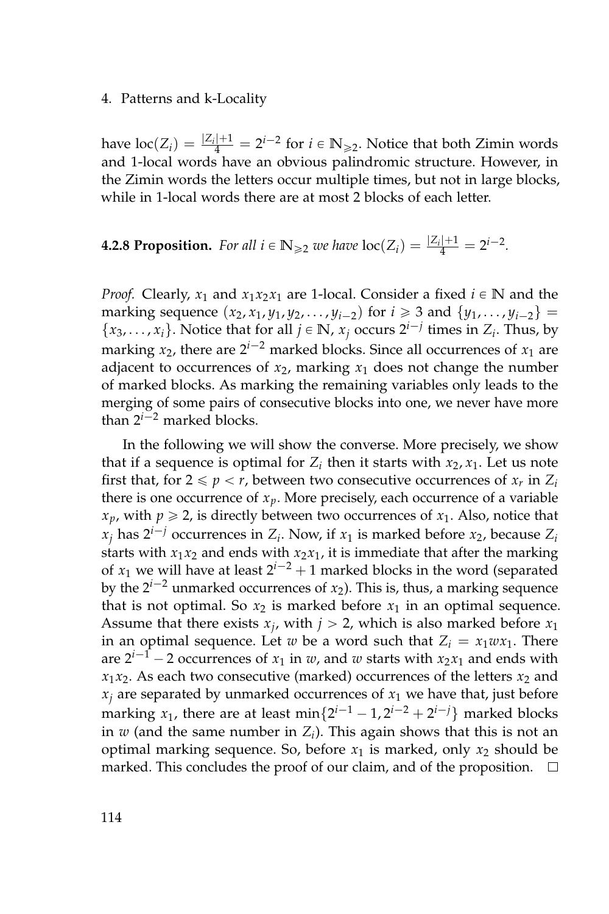have $\operatorname{loc}(Z_i) = \frac{|Z_i|+1}{4} = 2^{i-2}$ for $i \in \mathbb{N}_{\geqslant 2}$. Notice that both Zimin words and 1-local words have an obvious palindromic structure. However, in the Zimin words the letters occur multiple times, but not in large blocks, while in 1-local words there are at most 2 blocks of each letter.

**4.2.8 Proposition.** *For all $i \in \mathbb{N}_{\geqslant 2}$ we have $\operatorname{loc}(Z_i) = \frac{|Z_i|+1}{4} = 2^{i-2}$.*

*Proof.* Clearly, $x_1$ and $x_1x_2x_1$ are 1-local. Consider a fixed $i \in \mathbb{N}$ and the marking sequence $(x_2, x_1, y_1, y_2, \ldots, y_{i-2})$ for $i \geqslant 3$ and $\{y_1, \ldots, y_{i-2}\} = \{x_3, \ldots, x_i\}$. Notice that for all $j \in \mathbb{N}$, $x_j$ occurs $2^{i-j}$ times in $Z_i$. Thus, by marking $x_2$, there are $2^{i-2}$ marked blocks. Since all occurrences of $x_1$ are adjacent to occurrences of $x_2$, marking $x_1$ does not change the number of marked blocks. As marking the remaining variables only leads to the merging of some pairs of consecutive blocks into one, we never have more than $2^{i-2}$ marked blocks.

In the following we will show the converse. More precisely, we show that if a sequence is optimal for $Z_i$ then it starts with $x_2, x_1$. Let us note first that, for $2 \leqslant p < r$, between two consecutive occurrences of $x_r$ in $Z_i$ there is one occurrence of $x_p$. More precisely, each occurrence of a variable $x_p$, with $p \geqslant 2$, is directly between two occurrences of $x_1$. Also, notice that $x_j$ has $2^{i-j}$ occurrences in $Z_i$. Now, if $x_1$ is marked before $x_2$, because $Z_i$ starts with $x_1x_2$ and ends with $x_2x_1$, it is immediate that after the marking of $x_1$ we will have at least $2^{i-2} + 1$ marked blocks in the word (separated by the $2^{i-2}$ unmarked occurrences of $x_2$). This is, thus, a marking sequence that is not optimal. So $x_2$ is marked before $x_1$ in an optimal sequence. Assume that there exists $x_j$, with $j > 2$, which is also marked before $x_1$ in an optimal sequence. Let $w$ be a word such that $Z_i = x_1wx_1$. There are $2^{i-1} - 2$ occurrences of $x_1$ in $w$, and $w$ starts with $x_2x_1$ and ends with $x_1x_2$. As each two consecutive (marked) occurrences of the letters $x_2$ and $x_j$ are separated by unmarked occurrences of $x_1$ we have that, just before marking $x_1$, there are at least $\min\{2^{i-1} - 1, 2^{i-2} + 2^{i-j}\}$ marked blocks in $w$ (and the same number in $Z_i$). This again shows that this is not an optimal marking sequence. So, before $x_1$ is marked, only $x_2$ should be marked. This concludes the proof of our claim, and of the proposition. $\square$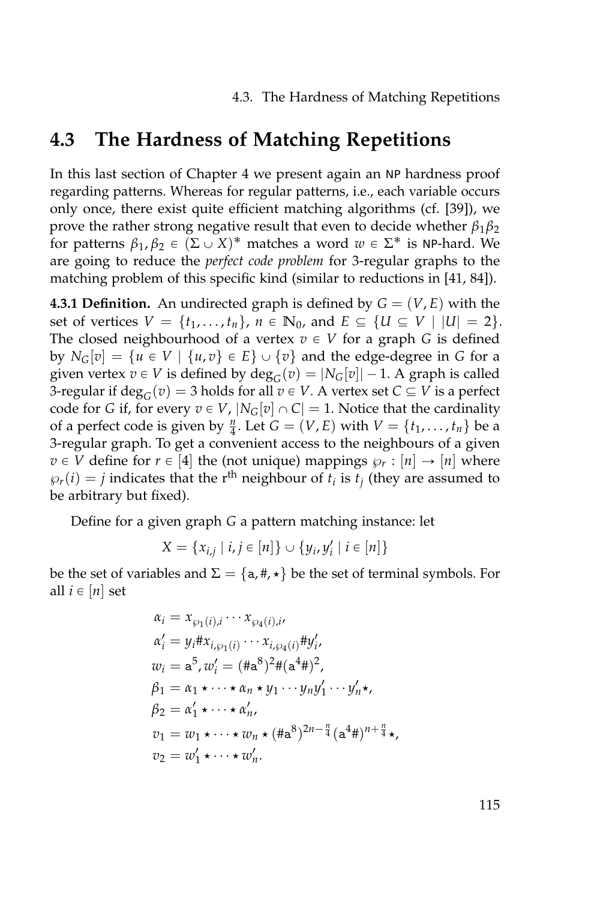## 4.3 The Hardness of Matching Repetitions

In this last section of Chapter 4 we present again an NP hardness proof regarding patterns. Whereas for regular patterns, i.e., each variable occurs only once, there exist quite efficient matching algorithms (cf. [39]), we prove the rather strong negative result that even to decide whether $\beta_1\beta_2$ for patterns $\beta_1, \beta_2 \in (\Sigma \cup X)^*$ matches a word $w \in \Sigma^*$ is NP-hard. We are going to reduce the *perfect code problem* for 3-regular graphs to the matching problem of this specific kind (similar to reductions in [41, 84]).

**4.3.1 Definition.** An undirected graph is defined by $G = (V, E)$ with the set of vertices $V = \{t_1, \ldots, t_n\}$, $n \in \mathbb{N}_0$, and $E \subseteq \{U \subseteq V \mid |U| = 2\}$. The closed neighbourhood of a vertex $v \in V$ for a graph $G$ is defined by $N_G[v] = \{u \in V \mid \{u, v\} \in E\} \cup \{v\}$ and the edge-degree in $G$ for a given vertex $v \in V$ is defined by $\deg_G(v) = |N_G[v]| - 1$. A graph is called 3-regular if $\deg_G(v) = 3$ holds for all $v \in V$. A vertex set $C \subseteq V$ is a perfect code for $G$ if, for every $v \in V$, $|N_G[v] \cap C| = 1$. Notice that the cardinality of a perfect code is given by $\frac{n}{4}$. Let $G = (V, E)$ with $V = \{t_1, \ldots, t_n\}$ be a 3-regular graph. To get a convenient access to the neighbours of a given $v \in V$ define for $r \in [4]$ the (not unique) mappings $\wp_r : [n] \to [n]$ where $\wp_r(i) = j$ indicates that the $r^{\text{th}}$ neighbour of $t_i$ is $t_j$ (they are assumed to be arbitrary but fixed).

Define for a given graph $G$ a pattern matching instance: let

$$X = \{x_{i,j} \mid i, j \in [n]\} \cup \{y_i, y'_i \mid i \in [n]\}$$

be the set of variables and $\Sigma = \{\mathtt{a}, \#, \star\}$ be the set of terminal symbols. For all $i \in [n]$ set

$$\begin{aligned}
\alpha_i &= x_{\wp_1(i),i} \cdots x_{\wp_4(i),i},\\
\alpha'_i &= y_i \# x_{i,\wp_1(i)} \cdots x_{i,\wp_4(i)} \# y'_i,\\
w_i &= \mathtt{a}^5, w'_i = (\#\mathtt{a}^8)^2 \# (\mathtt{a}^4 \#)^2,\\
\beta_1 &= \alpha_1 \star \cdots \star \alpha_n \star y_1 \cdots y_n y'_1 \cdots y'_n \star,\\
\beta_2 &= \alpha'_1 \star \cdots \star \alpha'_n,\\
v_1 &= w_1 \star \cdots \star w_n \star (\#\mathtt{a}^8)^{2n - \frac{n}{4}} (\mathtt{a}^4 \#)^{n + \frac{n}{4}} \star,\\
v_2 &= w'_1 \star \cdots \star w'_n.
\end{aligned}$$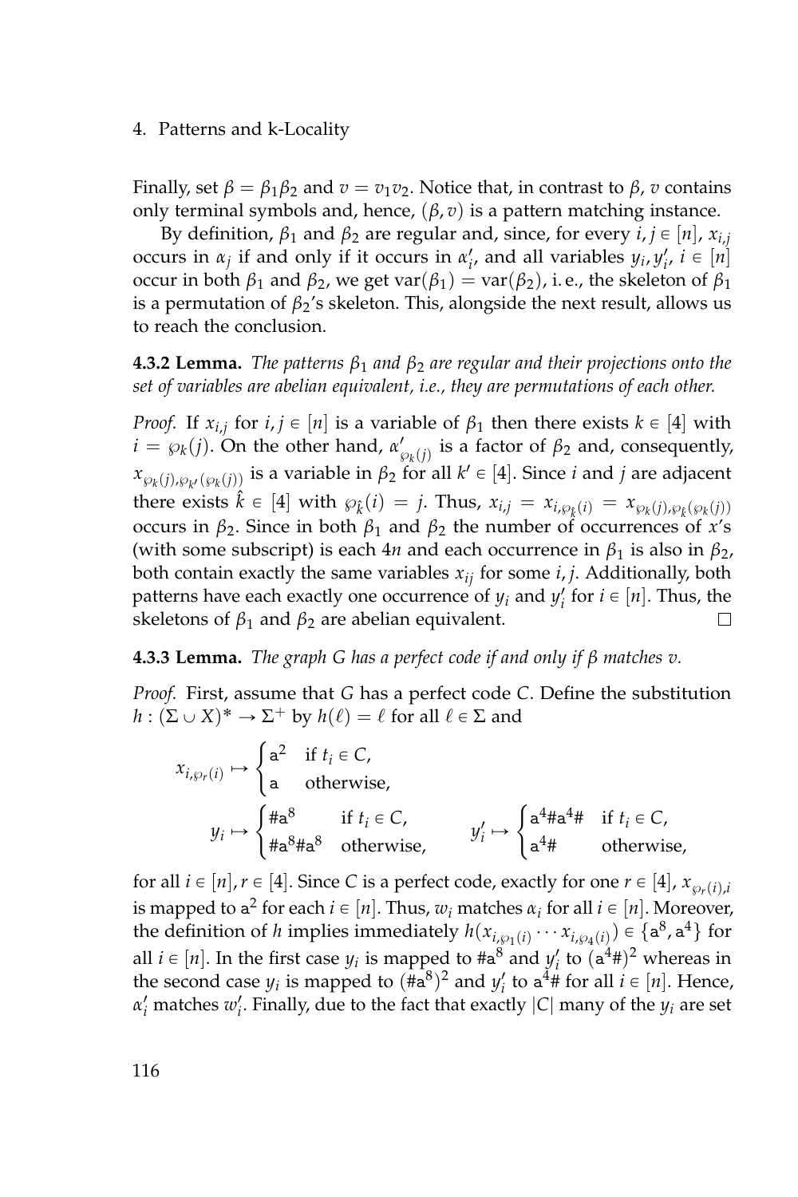Finally, set $\beta = \beta_1\beta_2$ and $v = v_1v_2$. Notice that, in contrast to $\beta$, $v$ contains only terminal symbols and, hence, $(\beta, v)$ is a pattern matching instance.

By definition, $\beta_1$ and $\beta_2$ are regular and, since, for every $i, j \in [n]$, $x_{i,j}$ occurs in $\alpha_j$ if and only if it occurs in $\alpha'_i$, and all variables $y_i, y'_i$, $i \in [n]$ occur in both $\beta_1$ and $\beta_2$, we get $\operatorname{var}(\beta_1) = \operatorname{var}(\beta_2)$, i. e., the skeleton of $\beta_1$ is a permutation of $\beta_2$'s skeleton. This, alongside the next result, allows us to reach the conclusion.

**4.3.2 Lemma.** *The patterns $\beta_1$ and $\beta_2$ are regular and their projections onto the set of variables are abelian equivalent, i.e., they are permutations of each other.*

*Proof.* If $x_{i,j}$ for $i, j \in [n]$ is a variable of $\beta_1$ then there exists $k \in [4]$ with $i = \wp_k(j)$. On the other hand, $\alpha'_{\wp_k(j)}$ is a factor of $\beta_2$ and, consequently, $x_{\wp_k(j),\wp_{k'}(\wp_k(j))}$ is a variable in $\beta_2$ for all $k' \in [4]$. Since $i$ and $j$ are adjacent there exists $\hat{k} \in [4]$ with $\wp_{\hat{k}}(i) = j$. Thus, $x_{i,j} = x_{i,\wp_{\hat{k}}(i)} = x_{\wp_k(j),\wp_{\hat{k}}(\wp_k(j))}$ occurs in $\beta_2$. Since in both $\beta_1$ and $\beta_2$ the number of occurrences of $x$'s (with some subscript) is each $4n$ and each occurrence in $\beta_1$ is also in $\beta_2$, both contain exactly the same variables $x_{ij}$ for some $i, j$. Additionally, both patterns have each exactly one occurrence of $y_i$ and $y'_i$ for $i \in [n]$. Thus, the skeletons of $\beta_1$ and $\beta_2$ are abelian equivalent. □

**4.3.3 Lemma.** *The graph $G$ has a perfect code if and only if $\beta$ matches $v$.*

*Proof.* First, assume that $G$ has a perfect code $C$. Define the substitution $h : (\Sigma \cup X)^* \to \Sigma^+$ by $h(\ell) = \ell$ for all $\ell \in \Sigma$ and

$$x_{i,\wp_r(i)} \mapsto \begin{cases} \mathtt{a}^2 & \text{if } t_i \in C, \\ \mathtt{a} & \text{otherwise,} \end{cases}$$

$$y_i \mapsto \begin{cases} \#\mathtt{a}^8 & \text{if } t_i \in C, \\ \#\mathtt{a}^8\#\mathtt{a}^8 & \text{otherwise,} \end{cases} \qquad y'_i \mapsto \begin{cases} \mathtt{a}^4\#\mathtt{a}^4\# & \text{if } t_i \in C, \\ \mathtt{a}^4\# & \text{otherwise,} \end{cases}$$

for all $i \in [n], r \in [4]$. Since $C$ is a perfect code, exactly for one $r \in [4]$, $x_{\wp_r(i),i}$ is mapped to $\mathtt{a}^2$ for each $i \in [n]$. Thus, $w_i$ matches $\alpha_i$ for all $i \in [n]$. Moreover, the definition of $h$ implies immediately $h(x_{i,\wp_1(i)} \cdots x_{i,\wp_4(i)}) \in \{\mathtt{a}^8, \mathtt{a}^4\}$ for all $i \in [n]$. In the first case $y_i$ is mapped to $\#\mathtt{a}^8$ and $y'_i$ to $(\mathtt{a}^4\#)^2$ whereas in the second case $y_i$ is mapped to $(\#\mathtt{a}^8)^2$ and $y'_i$ to $\mathtt{a}^4\#$ for all $i \in [n]$. Hence, $\alpha'_i$ matches $w'_i$. Finally, due to the fact that exactly $|C|$ many of the $y_i$ are set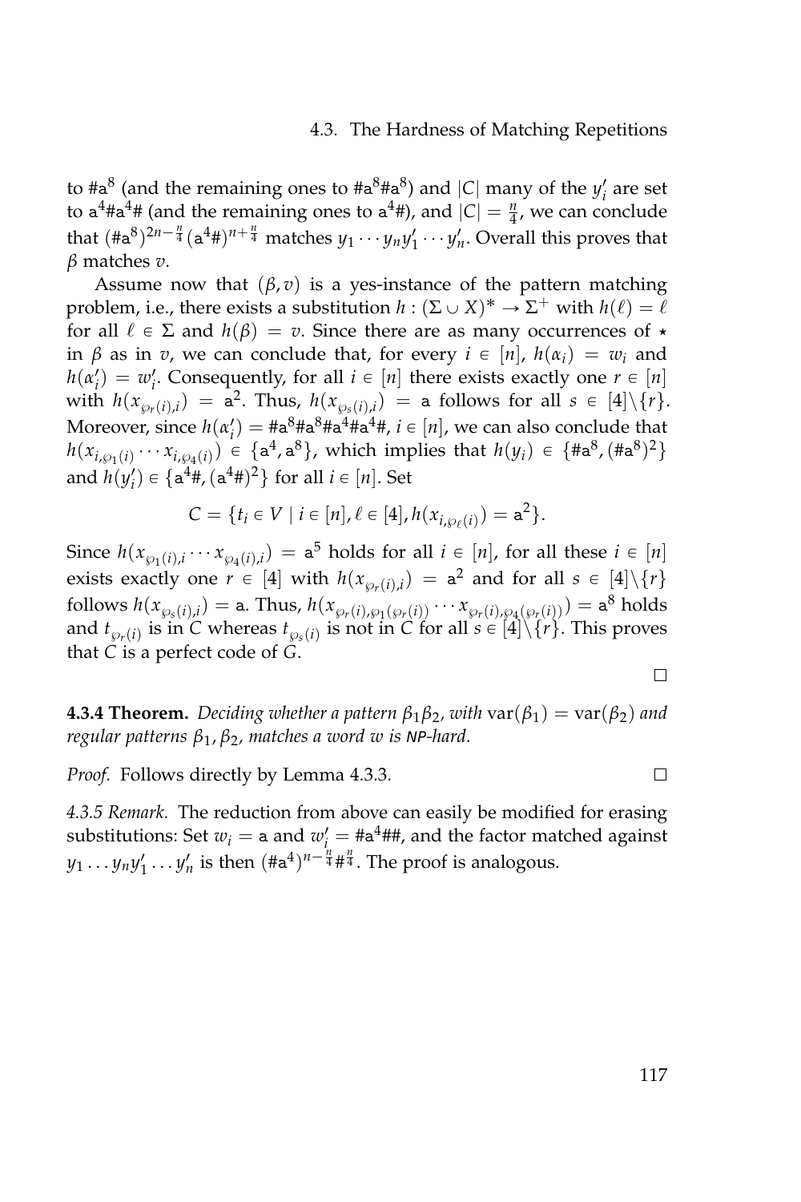to $\#\mathtt{a}^8$ (and the remaining ones to $\#\mathtt{a}^8\#\mathtt{a}^8$) and $|C|$ many of the $y'_i$ are set to $\mathtt{a}^4\#\mathtt{a}^4\#$ (and the remaining ones to $\mathtt{a}^4\#$), and $|C| = \frac{n}{4}$, we can conclude that $(\#\mathtt{a}^8)^{2n-\frac{n}{4}}(\mathtt{a}^4\#)^{n+\frac{n}{4}}$ matches $y_1 \cdots y_n y'_1 \cdots y'_n$. Overall this proves that $\beta$ matches $v$.

Assume now that $(\beta, v)$ is a yes-instance of the pattern matching problem, i.e., there exists a substitution $h : (\Sigma \cup X)^* \to \Sigma^+$ with $h(\ell) = \ell$ for all $\ell \in \Sigma$ and $h(\beta) = v$. Since there are as many occurrences of $\star$ in $\beta$ as in $v$, we can conclude that, for every $i \in [n]$, $h(\alpha_i) = w_i$ and $h(\alpha'_i) = w'_i$. Consequently, for all $i \in [n]$ there exists exactly one $r \in [n]$ with $h(x_{\wp_r(i),i}) = \mathtt{a}^2$. Thus, $h(x_{\wp_s(i),i}) = \mathtt{a}$ follows for all $s \in [4]\backslash\{r\}$. Moreover, since $h(\alpha'_i) = \#\mathtt{a}^8\#\mathtt{a}^8\#\mathtt{a}^4\#\mathtt{a}^4\#$, $i \in [n]$, we can also conclude that $h(x_{i,\wp_1(i)} \cdots x_{i,\wp_4(i)}) \in \{\mathtt{a}^4, \mathtt{a}^8\}$, which implies that $h(y_i) \in \{\#\mathtt{a}^8, (\#\mathtt{a}^8)^2\}$ and $h(y'_i) \in \{\mathtt{a}^4\#, (\mathtt{a}^4\#)^2\}$ for all $i \in [n]$. Set

$$C = \{t_i \in V \mid i \in [n], \ell \in [4], h(x_{i,\wp_\ell(i)}) = \mathtt{a}^2\}.$$

Since $h(x_{\wp_1(i),i} \cdots x_{\wp_4(i),i}) = \mathtt{a}^5$ holds for all $i \in [n]$, for all these $i \in [n]$ exists exactly one $r \in [4]$ with $h(x_{\wp_r(i),i}) = \mathtt{a}^2$ and for all $s \in [4]\backslash\{r\}$ follows $h(x_{\wp_s(i),i}) = \mathtt{a}$. Thus, $h(x_{\wp_r(i),\wp_1(\wp_r(i))} \cdots x_{\wp_r(i),\wp_4(\wp_r(i))}) = \mathtt{a}^8$ holds and $t_{\wp_r(i)}$ is in $C$ whereas $t_{\wp_s(i)}$ is not in $C$ for all $s \in [4]\backslash\{r\}$. This proves that $C$ is a perfect code of $G$.

$\square$

**4.3.4 Theorem.** *Deciding whether a pattern $\beta_1\beta_2$, with $\mathrm{var}(\beta_1) = \mathrm{var}(\beta_2)$ and regular patterns $\beta_1, \beta_2$, matches a word $w$ is* NP*-hard.*

*Proof.* Follows directly by Lemma 4.3.3. $\square$

*4.3.5 Remark.* The reduction from above can easily be modified for erasing substitutions: Set $w_i = \mathtt{a}$ and $w'_i = \#\mathtt{a}^4\#\#$, and the factor matched against $y_1 \dots y_n y'_1 \dots y'_n$ is then $(\#\mathtt{a}^4)^{n-\frac{n}{4}}\#^{\frac{n}{4}}$. The proof is analogous.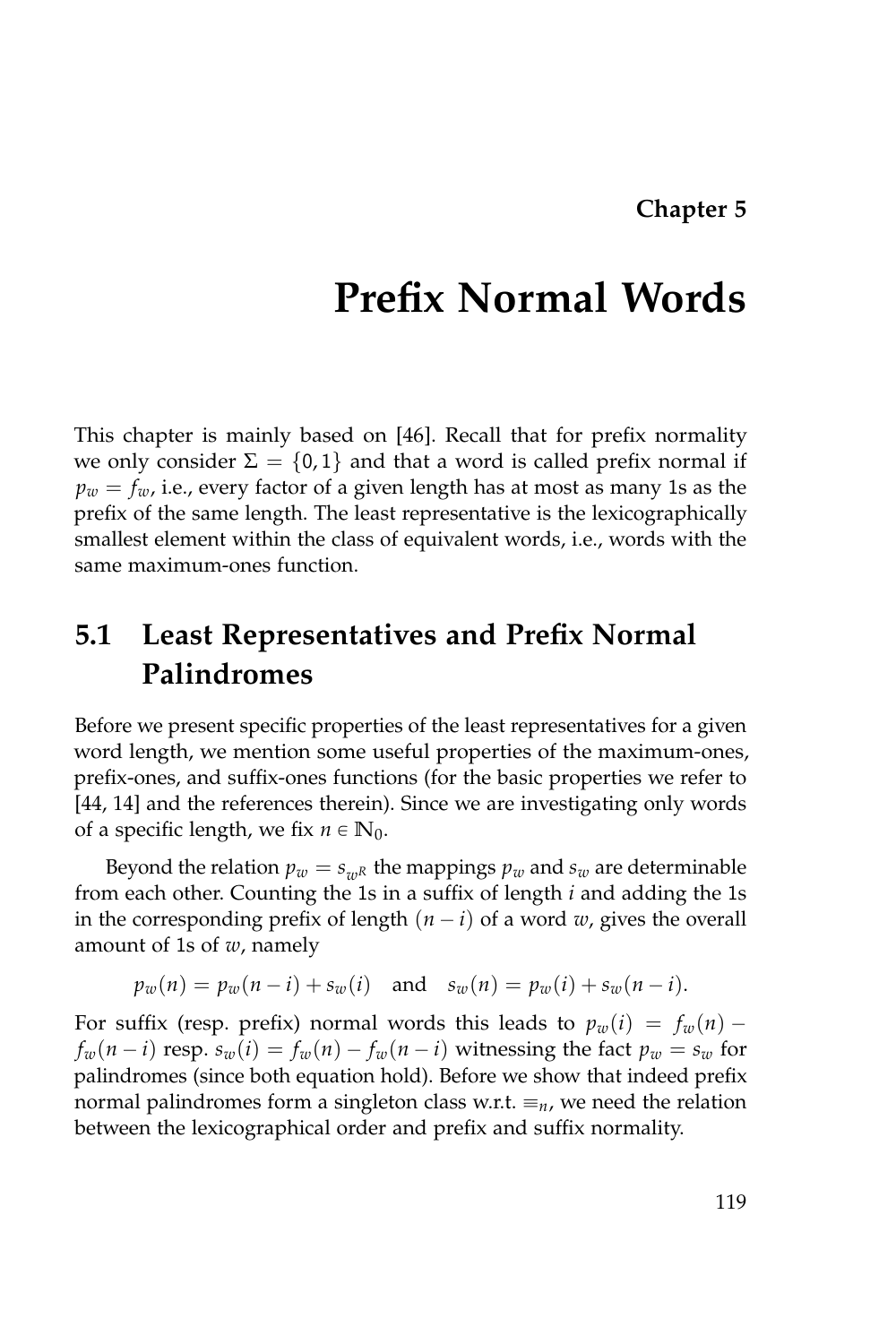# Chapter 5

# Prefix Normal Words

This chapter is mainly based on [46]. Recall that for prefix normality we only consider $\Sigma = \{0, 1\}$ and that a word is called prefix normal if $p_w = f_w$, i.e., every factor of a given length has at most as many 1s as the prefix of the same length. The least representative is the lexicographically smallest element within the class of equivalent words, i.e., words with the same maximum-ones function.

## 5.1 Least Representatives and Prefix Normal Palindromes

Before we present specific properties of the least representatives for a given word length, we mention some useful properties of the maximum-ones, prefix-ones, and suffix-ones functions (for the basic properties we refer to [44, 14] and the references therein). Since we are investigating only words of a specific length, we fix $n \in \mathbb{N}_0$.

Beyond the relation $p_w = s_{w^R}$ the mappings $p_w$ and $s_w$ are determinable from each other. Counting the 1s in a suffix of length $i$ and adding the 1s in the corresponding prefix of length $(n - i)$ of a word $w$, gives the overall amount of 1s of $w$, namely

$$p_w(n) = p_w(n - i) + s_w(i) \quad \text{and} \quad s_w(n) = p_w(i) + s_w(n - i).$$

For suffix (resp. prefix) normal words this leads to $p_w(i) = f_w(n) - f_w(n - i)$ resp. $s_w(i) = f_w(n) - f_w(n - i)$ witnessing the fact $p_w = s_w$ for palindromes (since both equation hold). Before we show that indeed prefix normal palindromes form a singleton class w.r.t. $\equiv_n$, we need the relation between the lexicographical order and prefix and suffix normality.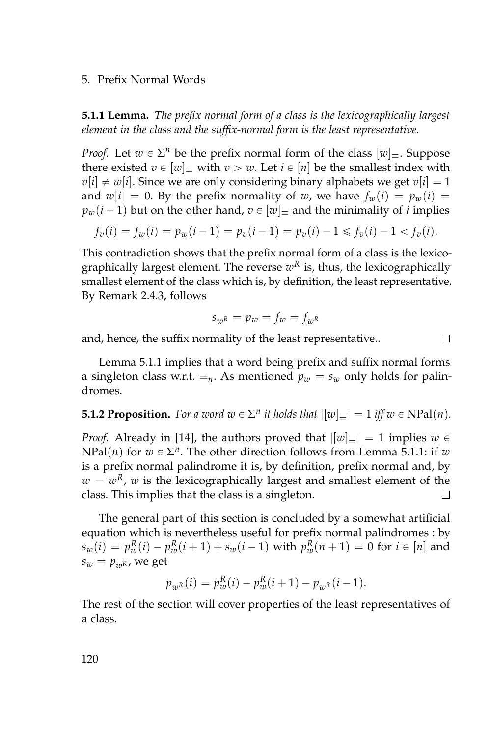**5.1.1 Lemma.** *The prefix normal form of a class is the lexicographically largest element in the class and the suffix-normal form is the least representative.*

*Proof.* Let $w \in \Sigma^n$ be the prefix normal form of the class $[w]_\equiv$. Suppose there existed $v \in [w]_\equiv$ with $v > w$. Let $i \in [n]$ be the smallest index with $v[i] \neq w[i]$. Since we are only considering binary alphabets we get $v[i] = 1$ and $w[i] = 0$. By the prefix normality of $w$, we have $f_w(i) = p_w(i) = p_w(i-1)$ but on the other hand, $v \in [w]_\equiv$ and the minimality of $i$ implies

$$f_v(i) = f_w(i) = p_w(i-1) = p_v(i-1) = p_v(i) - 1 \leqslant f_v(i) - 1 < f_v(i).$$

This contradiction shows that the prefix normal form of a class is the lexicographically largest element. The reverse $w^R$ is, thus, the lexicographically smallest element of the class which is, by definition, the least representative. By Remark 2.4.3, follows

$$s_{w^R} = p_w = f_w = f_{w^R}$$

and, hence, the suffix normality of the least representative.. □

Lemma 5.1.1 implies that a word being prefix and suffix normal forms a singleton class w.r.t. $\equiv_n$. As mentioned $p_w = s_w$ only holds for palindromes.

**5.1.2 Proposition.** *For a word $w \in \Sigma^n$ it holds that $|[w]_\equiv| = 1$ iff $w \in \mathrm{NPal}(n)$.*

*Proof.* Already in [14], the authors proved that $|[w]_\equiv| = 1$ implies $w \in \mathrm{NPal}(n)$ for $w \in \Sigma^n$. The other direction follows from Lemma 5.1.1: if $w$ is a prefix normal palindrome it is, by definition, prefix normal and, by $w = w^R$, $w$ is the lexicographically largest and smallest element of the class. This implies that the class is a singleton. □

The general part of this section is concluded by a somewhat artificial equation which is nevertheless useful for prefix normal palindromes : by $s_w(i) = p_w^R(i) - p_w^R(i+1) + s_w(i-1)$ with $p_w^R(n+1) = 0$ for $i \in [n]$ and $s_w = p_{w^R}$, we get

$$p_{w^R}(i) = p_w^R(i) - p_w^R(i+1) - p_{w^R}(i-1).$$

The rest of the section will cover properties of the least representatives of a class.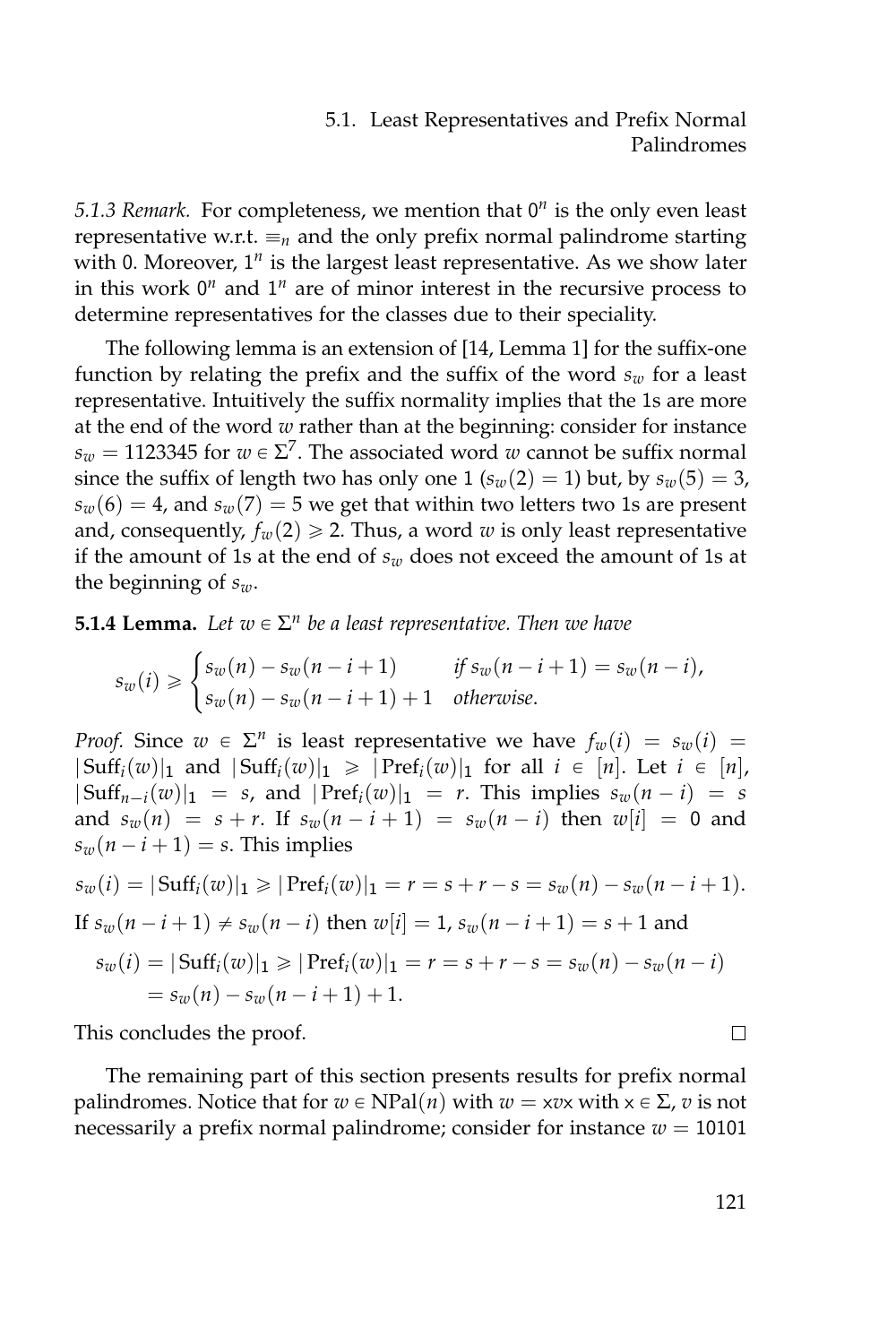*5.1.3 Remark.* For completeness, we mention that $0^n$ is the only even least representative w.r.t. $\equiv_n$ and the only prefix normal palindrome starting with 0. Moreover, $1^n$ is the largest least representative. As we show later in this work $0^n$ and $1^n$ are of minor interest in the recursive process to determine representatives for the classes due to their speciality.

The following lemma is an extension of [14, Lemma 1] for the suffix-one function by relating the prefix and the suffix of the word $s_w$ for a least representative. Intuitively the suffix normality implies that the 1s are more at the end of the word $w$ rather than at the beginning: consider for instance $s_w = 1123345$ for $w \in \Sigma^7$. The associated word $w$ cannot be suffix normal since the suffix of length two has only one 1 ($s_w(2) = 1$) but, by $s_w(5) = 3$, $s_w(6) = 4$, and $s_w(7) = 5$ we get that within two letters two 1s are present and, consequently, $f_w(2) \geqslant 2$. Thus, a word $w$ is only least representative if the amount of 1s at the end of $s_w$ does not exceed the amount of 1s at the beginning of $s_w$.

**5.1.4 Lemma.** *Let $w \in \Sigma^n$ be a least representative. Then we have*

$$s_w(i) \geqslant \begin{cases} s_w(n) - s_w(n-i+1) & \text{if } s_w(n-i+1) = s_w(n-i), \\ s_w(n) - s_w(n-i+1) + 1 & \text{otherwise.} \end{cases}$$

*Proof.* Since $w \in \Sigma^n$ is least representative we have $f_w(i) = s_w(i) = |\mathrm{Suff}_i(w)|_1$ and $|\mathrm{Suff}_i(w)|_1 \geqslant |\mathrm{Pref}_i(w)|_1$ for all $i \in [n]$. Let $i \in [n]$, $|\mathrm{Suff}_{n-i}(w)|_1 = s$, and $|\mathrm{Pref}_i(w)|_1 = r$. This implies $s_w(n-i) = s$ and $s_w(n) = s + r$. If $s_w(n-i+1) = s_w(n-i)$ then $w[i] = 0$ and $s_w(n-i+1) = s$. This implies

$$s_w(i) = |\mathrm{Suff}_i(w)|_1 \geqslant |\mathrm{Pref}_i(w)|_1 = r = s + r - s = s_w(n) - s_w(n-i+1).$$

If $s_w(n-i+1) \neq s_w(n-i)$ then $w[i] = 1$, $s_w(n-i+1) = s + 1$ and

$$\begin{aligned} s_w(i) = |\mathrm{Suff}_i(w)|_1 \geqslant |\mathrm{Pref}_i(w)|_1 = r = s + r - s = s_w(n) - s_w(n-i) \\ = s_w(n) - s_w(n-i+1) + 1. \end{aligned}$$

This concludes the proof. □

The remaining part of this section presents results for prefix normal palindromes. Notice that for $w \in \mathrm{NPal}(n)$ with $w = \mathtt{x}v\mathtt{x}$ with $\mathtt{x} \in \Sigma$, $v$ is not necessarily a prefix normal palindrome; consider for instance $w = 10101$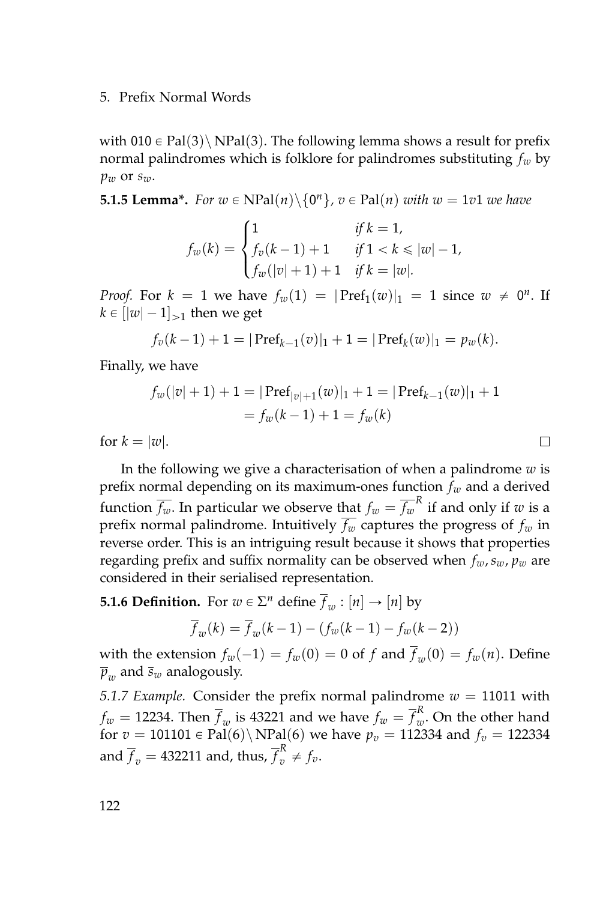with $010 \in \mathrm{Pal}(3) \setminus \mathrm{NPal}(3)$. The following lemma shows a result for prefix normal palindromes which is folklore for palindromes substituting $f_w$ by $p_w$ or $s_w$.

**5.1.5 Lemma\*.** *For $w \in \mathrm{NPal}(n) \setminus \{0^n\}$, $v \in \mathrm{Pal}(n)$ with $w = 1v1$ we have*

$$f_w(k) = \begin{cases} 1 & \text{if } k = 1, \\ f_v(k-1) + 1 & \text{if } 1 < k \leqslant |w| - 1, \\ f_w(|v|+1) + 1 & \text{if } k = |w|. \end{cases}$$

*Proof.* For $k = 1$ we have $f_w(1) = |\mathrm{Pref}_1(w)|_1 = 1$ since $w \neq 0^n$. If $k \in [|w|-1]_{>1}$ then we get

$$f_v(k-1) + 1 = |\mathrm{Pref}_{k-1}(v)|_1 + 1 = |\mathrm{Pref}_k(w)|_1 = p_w(k).$$

Finally, we have

$$\begin{aligned} f_w(|v|+1) + 1 &= |\mathrm{Pref}_{|v|+1}(w)|_1 + 1 = |\mathrm{Pref}_{k-1}(w)|_1 + 1 \\ &= f_w(k-1) + 1 = f_w(k) \end{aligned}$$

for $k = |w|$. □

In the following we give a characterisation of when a palindrome $w$ is prefix normal depending on its maximum-ones function $f_w$ and a derived function $\overline{f_w}$. In particular we observe that $f_w = \overline{f_w}^R$ if and only if $w$ is a prefix normal palindrome. Intuitively $\overline{f_w}$ captures the progress of $f_w$ in reverse order. This is an intriguing result because it shows that properties regarding prefix and suffix normality can be observed when $f_w, s_w, p_w$ are considered in their serialised representation.

**5.1.6 Definition.** For $w \in \Sigma^n$ define $\overline{f}_w : [n] \to [n]$ by

$$\overline{f}_w(k) = \overline{f}_w(k-1) - (f_w(k-1) - f_w(k-2))$$

with the extension $f_w(-1) = f_w(0) = 0$ of $f$ and $\overline{f}_w(0) = f_w(n)$. Define $\overline{p}_w$ and $\overline{s}_w$ analogously.

*5.1.7 Example.* Consider the prefix normal palindrome $w = 11011$ with $f_w = 12234$. Then $\overline{f}_w$ is 43221 and we have $f_w = \overline{f}_w^R$. On the other hand for $v = 101101 \in \mathrm{Pal}(6) \setminus \mathrm{NPal}(6)$ we have $p_v = 112334$ and $f_v = 122334$ and $\overline{f}_v = 432211$ and, thus, $\overline{f}_v^R \neq f_v$.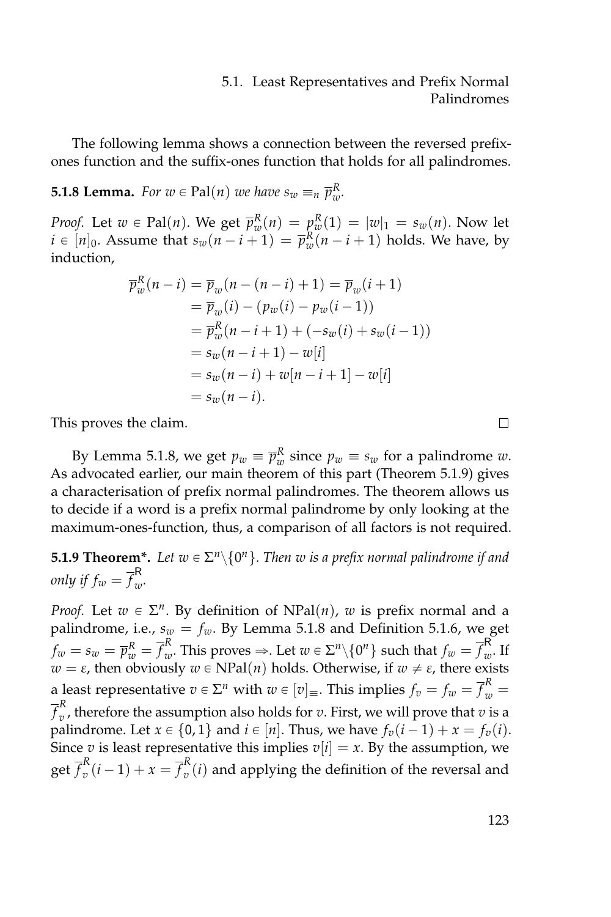The following lemma shows a connection between the reversed prefix-ones function and the suffix-ones function that holds for all palindromes.

**5.1.8 Lemma.** *For $w \in \mathrm{Pal}(n)$ we have $s_w \equiv_n \overline{p}_w^R$.*

*Proof.* Let $w \in \mathrm{Pal}(n)$. We get $\overline{p}_w^R(n) = p_w^R(1) = |w|_1 = s_w(n)$. Now let $i \in [n]_0$. Assume that $s_w(n-i+1) = \overline{p}_w^R(n-i+1)$ holds. We have, by induction,

$$
\begin{aligned}
\overline{p}_w^R(n-i) &= \overline{p}_w(n-(n-i)+1) = \overline{p}_w(i+1) \\
&= \overline{p}_w(i) - (p_w(i) - p_w(i-1)) \\
&= \overline{p}_w^R(n-i+1) + (-s_w(i) + s_w(i-1)) \\
&= s_w(n-i+1) - w[i] \\
&= s_w(n-i) + w[n-i+1] - w[i] \\
&= s_w(n-i).
\end{aligned}
$$

This proves the claim. □

By Lemma 5.1.8, we get $p_w \equiv \overline{p}_w^R$ since $p_w \equiv s_w$ for a palindrome $w$. As advocated earlier, our main theorem of this part (Theorem 5.1.9) gives a characterisation of prefix normal palindromes. The theorem allows us to decide if a word is a prefix normal palindrome by only looking at the maximum-ones-function, thus, a comparison of all factors is not required.

**5.1.9 Theorem\*.** *Let $w \in \Sigma^n \backslash \{0^n\}$. Then $w$ is a prefix normal palindrome if and only if $f_w = \overline{f}_w^{\mathsf{R}}$.*

*Proof.* Let $w \in \Sigma^n$. By definition of $\mathrm{NPal}(n)$, $w$ is prefix normal and a palindrome, i.e., $s_w = f_w$. By Lemma 5.1.8 and Definition 5.1.6, we get $f_w = s_w = \overline{p}_w^R = \overline{f}_w^R$. This proves $\Rightarrow$. Let $w \in \Sigma^n \backslash \{0^n\}$ such that $f_w = \overline{f}_w^{\mathsf{R}}$. If $w = \varepsilon$, then obviously $w \in \mathrm{NPal}(n)$ holds. Otherwise, if $w \neq \varepsilon$, there exists a least representative $v \in \Sigma^n$ with $w \in [v]_\equiv$. This implies $f_v = f_w = \overline{f}_w^R = \overline{f}_v^R$, therefore the assumption also holds for $v$. First, we will prove that $v$ is a palindrome. Let $x \in \{0, 1\}$ and $i \in [n]$. Thus, we have $f_v(i-1) + x = f_v(i)$. Since $v$ is least representative this implies $v[i] = x$. By the assumption, we get $\overline{f}_v^R(i-1) + x = \overline{f}_v^R(i)$ and applying the definition of the reversal and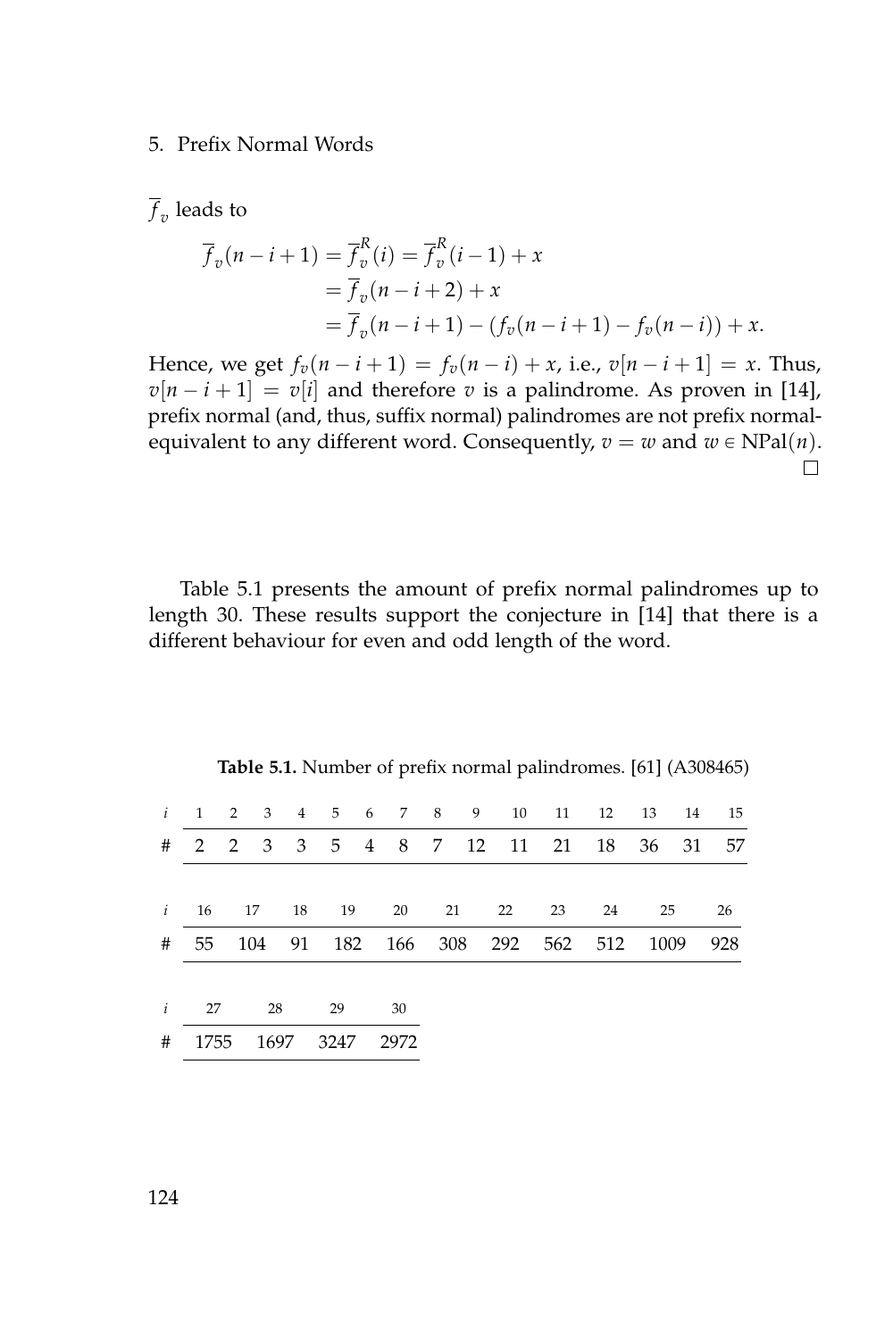$\overline{f}_v$ leads to

$$\begin{aligned}
\overline{f}_v(n-i+1) &= \overline{f}_v^R(i) = \overline{f}_v^R(i-1) + x \\
&= \overline{f}_v(n-i+2) + x \\
&= \overline{f}_v(n-i+1) - (f_v(n-i+1) - f_v(n-i)) + x.
\end{aligned}$$

Hence, we get $f_v(n-i+1) = f_v(n-i) + x$, i.e., $v[n-i+1] = x$. Thus, $v[n-i+1] = v[i]$ and therefore $v$ is a palindrome. As proven in [14], prefix normal (and, thus, suffix normal) palindromes are not prefix normal-equivalent to any different word. Consequently, $v = w$ and $w \in \mathrm{NPal}(n)$. □

Table 5.1 presents the amount of prefix normal palindromes up to length 30. These results support the conjecture in [14] that there is a different behaviour for even and odd length of the word.

**Table 5.1.** Number of prefix normal palindromes. [61] (A308465)

| $i$ | 1 | 2 | 3 | 4 | 5 | 6 | 7 | 8 | 9 | 10 | 11 | 12 | 13 | 14 | 15 |
|---|---|---|---|---|---|---|---|---|---|---|---|---|---|---|---|
| # | 2 | 2 | 3 | 3 | 5 | 4 | 8 | 7 | 12 | 11 | 21 | 18 | 36 | 31 | 57 |

| $i$ | 16 | 17 | 18 | 19 | 20 | 21 | 22 | 23 | 24 | 25 | 26 |
|---|---|---|---|---|---|---|---|---|---|---|---|
| # | 55 | 104 | 91 | 182 | 166 | 308 | 292 | 562 | 512 | 1009 | 928 |

| $i$ | 27 | 28 | 29 | 30 |
|---|---|---|---|---|
| # | 1755 | 1697 | 3247 | 2972 |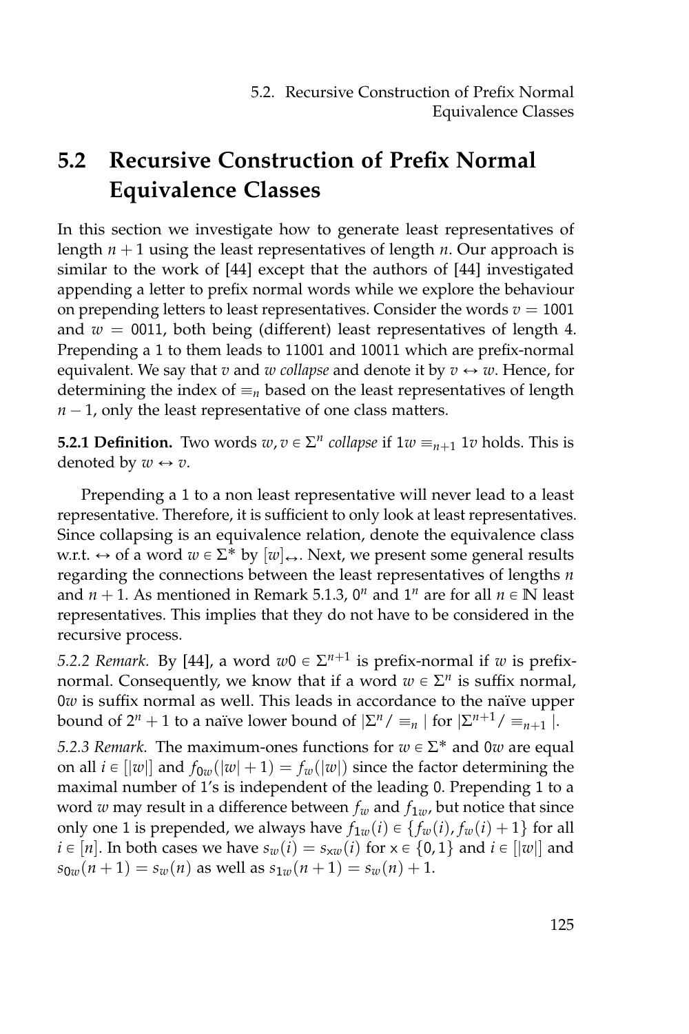## 5.2 Recursive Construction of Prefix Normal Equivalence Classes

In this section we investigate how to generate least representatives of length $n+1$ using the least representatives of length $n$. Our approach is similar to the work of [44] except that the authors of [44] investigated appending a letter to prefix normal words while we explore the behaviour on prepending letters to least representatives. Consider the words $v = 1001$ and $w = 0011$, both being (different) least representatives of length 4. Prepending a 1 to them leads to 11001 and 10011 which are prefix-normal equivalent. We say that $v$ and $w$ *collapse* and denote it by $v \leftrightarrow w$. Hence, for determining the index of $\equiv_n$ based on the least representatives of length $n-1$, only the least representative of one class matters.

**5.2.1 Definition.** Two words $w, v \in \Sigma^n$ *collapse* if $1w \equiv_{n+1} 1v$ holds. This is denoted by $w \leftrightarrow v$.

Prepending a 1 to a non least representative will never lead to a least representative. Therefore, it is sufficient to only look at least representatives. Since collapsing is an equivalence relation, denote the equivalence class w.r.t. $\leftrightarrow$ of a word $w \in \Sigma^*$ by $[w]_\leftrightarrow$. Next, we present some general results regarding the connections between the least representatives of lengths $n$ and $n+1$. As mentioned in Remark 5.1.3, $0^n$ and $1^n$ are for all $n \in \mathbb{N}$ least representatives. This implies that they do not have to be considered in the recursive process.

*5.2.2 Remark.* By [44], a word $w0 \in \Sigma^{n+1}$ is prefix-normal if $w$ is prefix-normal. Consequently, we know that if a word $w \in \Sigma^n$ is suffix normal, $0w$ is suffix normal as well. This leads in accordance to the naïve upper bound of $2^n + 1$ to a naïve lower bound of $|\Sigma^n / \equiv_n|$ for $|\Sigma^{n+1} / \equiv_{n+1}|$.

*5.2.3 Remark.* The maximum-ones functions for $w \in \Sigma^*$ and $0w$ are equal on all $i \in [|w|]$ and $f_{0w}(|w|+1) = f_w(|w|)$ since the factor determining the maximal number of 1's is independent of the leading 0. Prepending 1 to a word $w$ may result in a difference between $f_w$ and $f_{1w}$, but notice that since only one 1 is prepended, we always have $f_{1w}(i) \in \{f_w(i), f_w(i)+1\}$ for all $i \in [n]$. In both cases we have $s_w(i) = s_{\mathtt{x}w}(i)$ for $\mathtt{x} \in \{0, 1\}$ and $i \in [|w|]$ and $s_{0w}(n+1) = s_w(n)$ as well as $s_{1w}(n+1) = s_w(n) + 1$.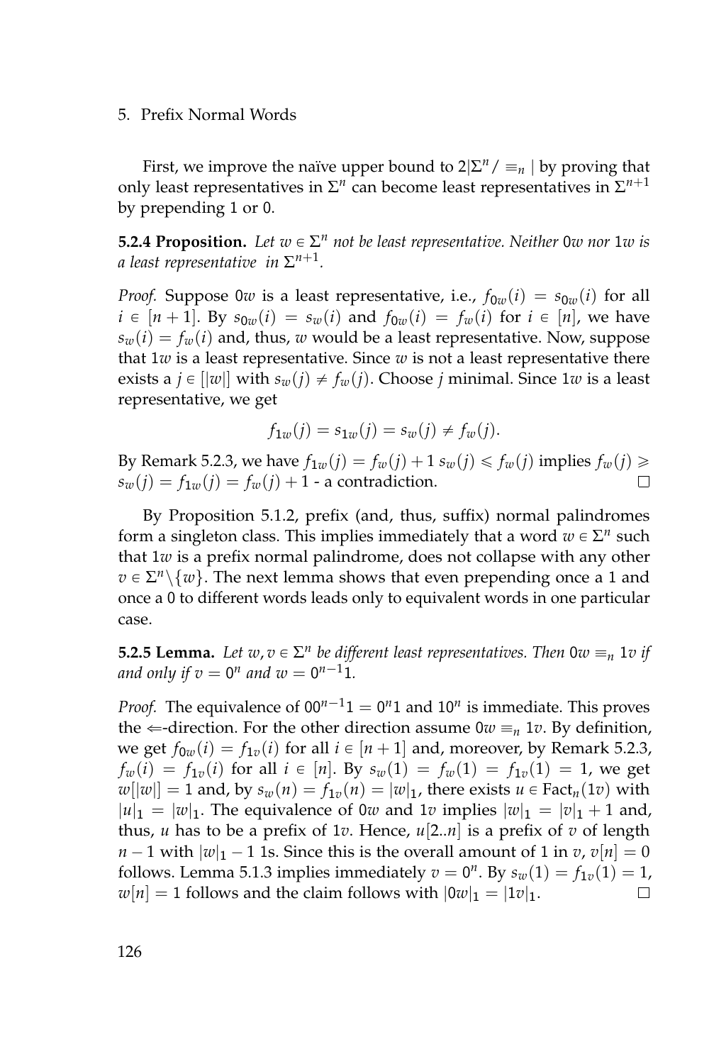First, we improve the naïve upper bound to $2|\Sigma^n/\equiv_n|$ by proving that only least representatives in $\Sigma^n$ can become least representatives in $\Sigma^{n+1}$ by prepending 1 or 0.

**5.2.4 Proposition.** *Let $w \in \Sigma^n$ not be least representative. Neither $0w$ nor $1w$ is a least representative in $\Sigma^{n+1}$.*

*Proof.* Suppose $0w$ is a least representative, i.e., $f_{0w}(i) = s_{0w}(i)$ for all $i \in [n+1]$. By $s_{0w}(i) = s_w(i)$ and $f_{0w}(i) = f_w(i)$ for $i \in [n]$, we have $s_w(i) = f_w(i)$ and, thus, $w$ would be a least representative. Now, suppose that $1w$ is a least representative. Since $w$ is not a least representative there exists a $j \in [|w|]$ with $s_w(j) \neq f_w(j)$. Choose $j$ minimal. Since $1w$ is a least representative, we get

$$f_{1w}(j) = s_{1w}(j) = s_w(j) \neq f_w(j).$$

By Remark 5.2.3, we have $f_{1w}(j) = f_w(j) + 1$ $s_w(j) \leqslant f_w(j)$ implies $f_w(j) \geqslant s_w(j) = f_{1w}(j) = f_w(j) + 1$ - a contradiction. □

By Proposition 5.1.2, prefix (and, thus, suffix) normal palindromes form a singleton class. This implies immediately that a word $w \in \Sigma^n$ such that $1w$ is a prefix normal palindrome, does not collapse with any other $v \in \Sigma^n \backslash \{w\}$. The next lemma shows that even prepending once a 1 and once a 0 to different words leads only to equivalent words in one particular case.

**5.2.5 Lemma.** *Let $w, v \in \Sigma^n$ be different least representatives. Then $0w \equiv_n 1v$ if and only if $v = 0^n$ and $w = 0^{n-1}1$.*

*Proof.* The equivalence of $00^{n-1}1 = 0^n1$ and $10^n$ is immediate. This proves the $\Leftarrow$-direction. For the other direction assume $0w \equiv_n 1v$. By definition, we get $f_{0w}(i) = f_{1v}(i)$ for all $i \in [n+1]$ and, moreover, by Remark 5.2.3, $f_w(i) = f_{1v}(i)$ for all $i \in [n]$. By $s_w(1) = f_w(1) = f_{1v}(1) = 1$, we get $w[|w|] = 1$ and, by $s_w(n) = f_{1v}(n) = |w|_1$, there exists $u \in \mathrm{Fact}_n(1v)$ with $|u|_1 = |w|_1$. The equivalence of $0w$ and $1v$ implies $|w|_1 = |v|_1 + 1$ and, thus, $u$ has to be a prefix of $1v$. Hence, $u[2..n]$ is a prefix of $v$ of length $n-1$ with $|w|_1 - 1$ 1s. Since this is the overall amount of 1 in $v$, $v[n] = 0$ follows. Lemma 5.1.3 implies immediately $v = 0^n$. By $s_w(1) = f_{1v}(1) = 1$, $w[n] = 1$ follows and the claim follows with $|0w|_1 = |1v|_1$. □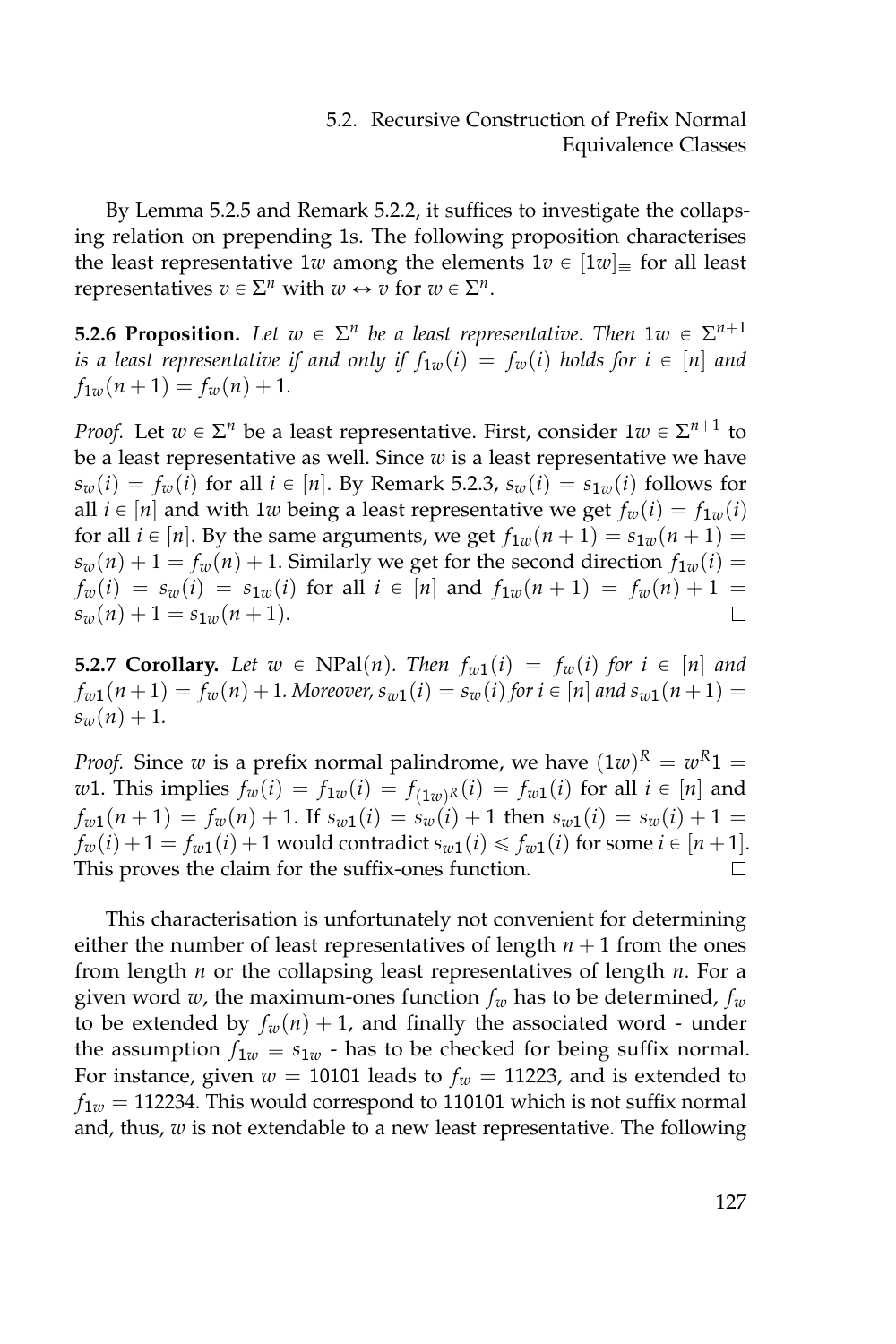By Lemma 5.2.5 and Remark 5.2.2, it suffices to investigate the collapsing relation on prepending 1s. The following proposition characterises the least representative $1w$ among the elements $1v \in [1w]_{\equiv}$ for all least representatives $v \in \Sigma^n$ with $w \leftrightarrow v$ for $w \in \Sigma^n$.

**5.2.6 Proposition.** *Let $w \in \Sigma^n$ be a least representative. Then $1w \in \Sigma^{n+1}$ is a least representative if and only if $f_{1w}(i) = f_w(i)$ holds for $i \in [n]$ and $f_{1w}(n+1) = f_w(n) + 1$.*

*Proof.* Let $w \in \Sigma^n$ be a least representative. First, consider $1w \in \Sigma^{n+1}$ to be a least representative as well. Since $w$ is a least representative we have $s_w(i) = f_w(i)$ for all $i \in [n]$. By Remark 5.2.3, $s_w(i) = s_{1w}(i)$ follows for all $i \in [n]$ and with $1w$ being a least representative we get $f_w(i) = f_{1w}(i)$ for all $i \in [n]$. By the same arguments, we get $f_{1w}(n+1) = s_{1w}(n+1) = s_w(n) + 1 = f_w(n) + 1$. Similarly we get for the second direction $f_{1w}(i) = f_w(i) = s_w(i) = s_{1w}(i)$ for all $i \in [n]$ and $f_{1w}(n+1) = f_w(n) + 1 = s_w(n) + 1 = s_{1w}(n+1)$. □

**5.2.7 Corollary.** *Let $w \in \mathrm{NPal}(n)$. Then $f_{w1}(i) = f_w(i)$ for $i \in [n]$ and $f_{w1}(n+1) = f_w(n) + 1$. Moreover, $s_{w1}(i) = s_w(i)$ for $i \in [n]$ and $s_{w1}(n+1) = s_w(n) + 1$.*

*Proof.* Since $w$ is a prefix normal palindrome, we have $(1w)^R = w^R 1 = w1$. This implies $f_w(i) = f_{1w}(i) = f_{(1w)^R}(i) = f_{w1}(i)$ for all $i \in [n]$ and $f_{w1}(n+1) = f_w(n) + 1$. If $s_{w1}(i) = s_w(i) + 1$ then $s_{w1}(i) = s_w(i) + 1 = f_w(i) + 1 = f_{w1}(i) + 1$ would contradict $s_{w1}(i) \leqslant f_{w1}(i)$ for some $i \in [n+1]$. This proves the claim for the suffix-ones function. □

This characterisation is unfortunately not convenient for determining either the number of least representatives of length $n+1$ from the ones from length $n$ or the collapsing least representatives of length $n$. For a given word $w$, the maximum-ones function $f_w$ has to be determined, $f_w$ to be extended by $f_w(n) + 1$, and finally the associated word - under the assumption $f_{1w} \equiv s_{1w}$ - has to be checked for being suffix normal. For instance, given $w = 10101$ leads to $f_w = 11223$, and is extended to $f_{1w} = 112234$. This would correspond to 110101 which is not suffix normal and, thus, $w$ is not extendable to a new least representative. The following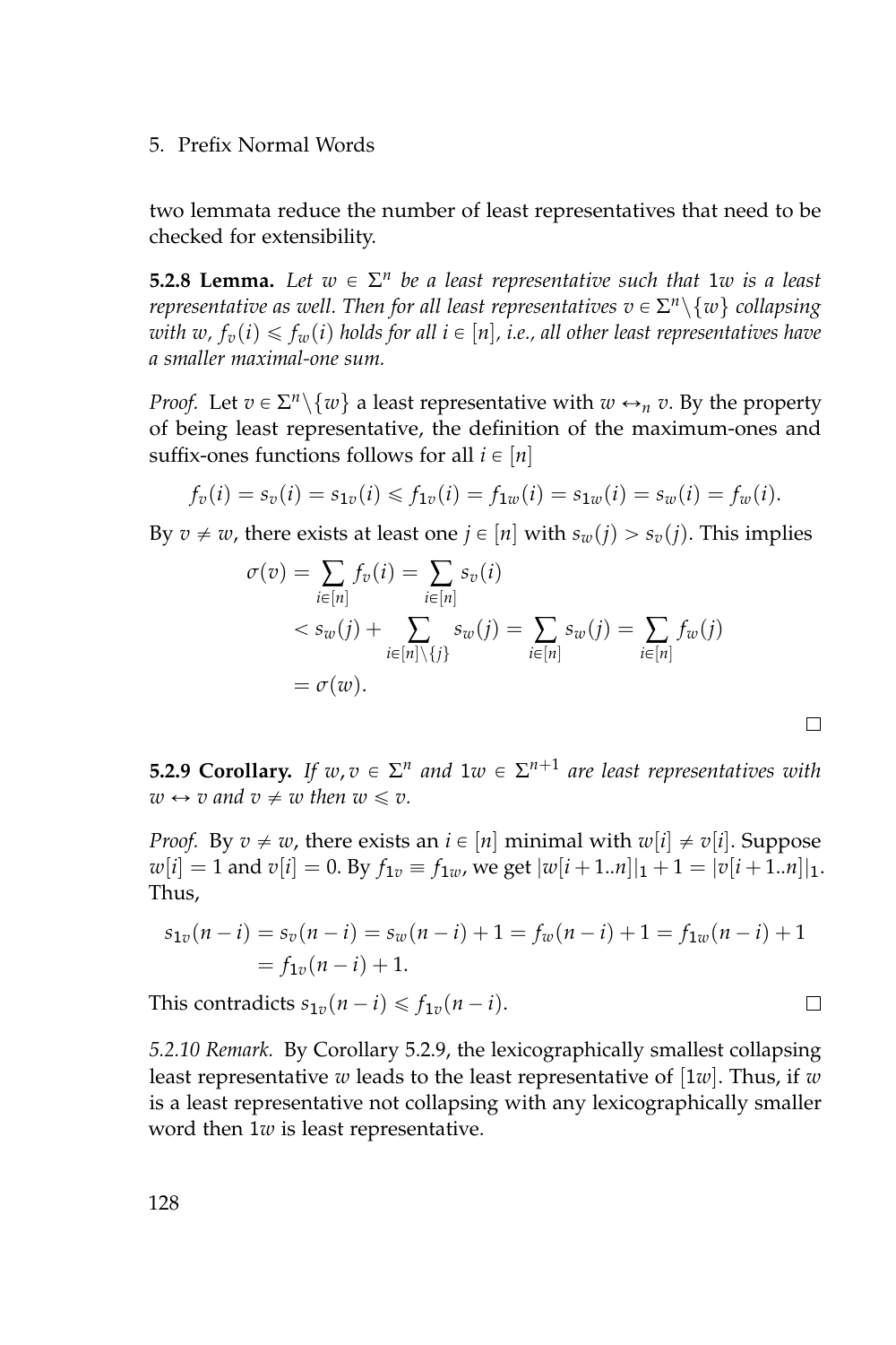two lemmata reduce the number of least representatives that need to be checked for extensibility.

**5.2.8 Lemma.** *Let $w \in \Sigma^n$ be a least representative such that $1w$ is a least representative as well. Then for all least representatives $v \in \Sigma^n \backslash \{w\}$ collapsing with $w$, $f_v(i) \leqslant f_w(i)$ holds for all $i \in [n]$, i.e., all other least representatives have a smaller maximal-one sum.*

*Proof.* Let $v \in \Sigma^n \backslash \{w\}$ a least representative with $w \leftrightarrow_n v$. By the property of being least representative, the definition of the maximum-ones and suffix-ones functions follows for all $i \in [n]$

$$f_v(i) = s_v(i) = s_{1v}(i) \leqslant f_{1v}(i) = f_{1w}(i) = s_{1w}(i) = s_w(i) = f_w(i).$$

By $v \neq w$, there exists at least one $j \in [n]$ with $s_w(j) > s_v(j)$. This implies

$$\begin{aligned}
\sigma(v) &= \sum_{i \in [n]} f_v(i) = \sum_{i \in [n]} s_v(i) \\
&< s_w(j) + \sum_{i \in [n] \backslash \{j\}} s_w(j) = \sum_{i \in [n]} s_w(j) = \sum_{i \in [n]} f_w(j) \\
&= \sigma(w).
\end{aligned}$$

□

**5.2.9 Corollary.** *If $w, v \in \Sigma^n$ and $1w \in \Sigma^{n+1}$ are least representatives with $w \leftrightarrow v$ and $v \neq w$ then $w \leqslant v$.*

*Proof.* By $v \neq w$, there exists an $i \in [n]$ minimal with $w[i] \neq v[i]$. Suppose $w[i] = 1$ and $v[i] = 0$. By $f_{1v} \equiv f_{1w}$, we get $|w[i+1..n]|_1 + 1 = |v[i+1..n]|_1$. Thus,

$$\begin{aligned}
s_{1v}(n-i) &= s_v(n-i) = s_w(n-i) + 1 = f_w(n-i) + 1 = f_{1w}(n-i) + 1 \\
&= f_{1v}(n-i) + 1.
\end{aligned}$$

This contradicts $s_{1v}(n-i) \leqslant f_{1v}(n-i)$. □

*5.2.10 Remark.* By Corollary 5.2.9, the lexicographically smallest collapsing least representative $w$ leads to the least representative of $[1w]$. Thus, if $w$ is a least representative not collapsing with any lexicographically smaller word then $1w$ is least representative.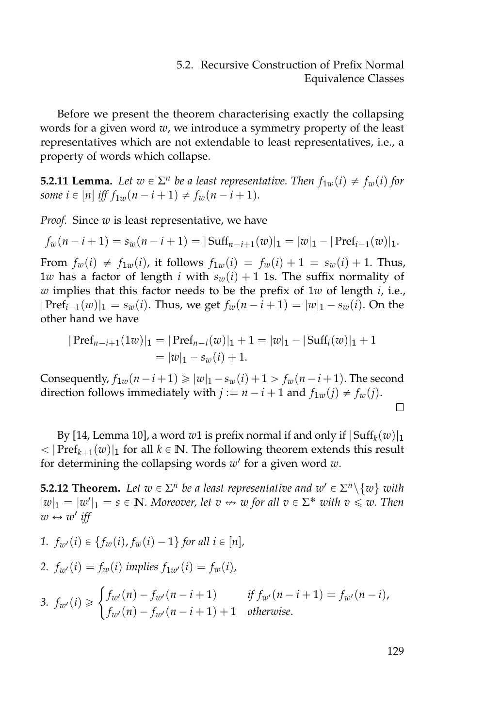Before we present the theorem characterising exactly the collapsing words for a given word $w$, we introduce a symmetry property of the least representatives which are not extendable to least representatives, i.e., a property of words which collapse.

**5.2.11 Lemma.** *Let $w \in \Sigma^n$ be a least representative. Then $f_{1w}(i) \neq f_w(i)$ for some $i \in [n]$ iff $f_{1w}(n-i+1) \neq f_w(n-i+1)$.*

*Proof.* Since $w$ is least representative, we have

$$f_w(n-i+1) = s_w(n-i+1) = |\operatorname{Suff}_{n-i+1}(w)|_1 = |w|_1 - |\operatorname{Pref}_{i-1}(w)|_1.$$

From $f_w(i) \neq f_{1w}(i)$, it follows $f_{1w}(i) = f_w(i) + 1 = s_w(i) + 1$. Thus, $1w$ has a factor of length $i$ with $s_w(i) + 1$ 1s. The suffix normality of $w$ implies that this factor needs to be the prefix of $1w$ of length $i$, i.e., $|\operatorname{Pref}_{i-1}(w)|_1 = s_w(i)$. Thus, we get $f_w(n-i+1) = |w|_1 - s_w(i)$. On the other hand we have

$$\begin{aligned}
|\operatorname{Pref}_{n-i+1}(1w)|_1 &= |\operatorname{Pref}_{n-i}(w)|_1 + 1 = |w|_1 - |\operatorname{Suff}_i(w)|_1 + 1 \\
&= |w|_1 - s_w(i) + 1.
\end{aligned}$$

Consequently, $f_{1w}(n-i+1) \geqslant |w|_1 - s_w(i) + 1 > f_w(n-i+1)$. The second direction follows immediately with $j := n-i+1$ and $f_{1w}(j) \neq f_w(j)$. □

By [14, Lemma 10], a word $w1$ is prefix normal if and only if $|\operatorname{Suff}_k(w)|_1 < |\operatorname{Pref}_{k+1}(w)|_1$ for all $k \in \mathbb{N}$. The following theorem extends this result for determining the collapsing words $w'$ for a given word $w$.

**5.2.12 Theorem.** *Let $w \in \Sigma^n$ be a least representative and $w' \in \Sigma^n \backslash \{w\}$ with $|w|_1 = |w'|_1 = s \in \mathbb{N}$. Moreover, let $v \nleftrightarrow w$ for all $v \in \Sigma^*$ with $v \leqslant w$. Then $w \leftrightarrow w'$ iff*

1. *$f_{w'}(i) \in \{f_w(i), f_w(i) - 1\}$ for all $i \in [n]$,*
2. *$f_{w'}(i) = f_w(i)$ implies $f_{1w'}(i) = f_w(i)$,*
3. *$f_{w'}(i) \geqslant \begin{cases} f_{w'}(n) - f_{w'}(n-i+1) & \text{if } f_{w'}(n-i+1) = f_{w'}(n-i), \\ f_{w'}(n) - f_{w'}(n-i+1) + 1 & \text{otherwise.} \end{cases}$*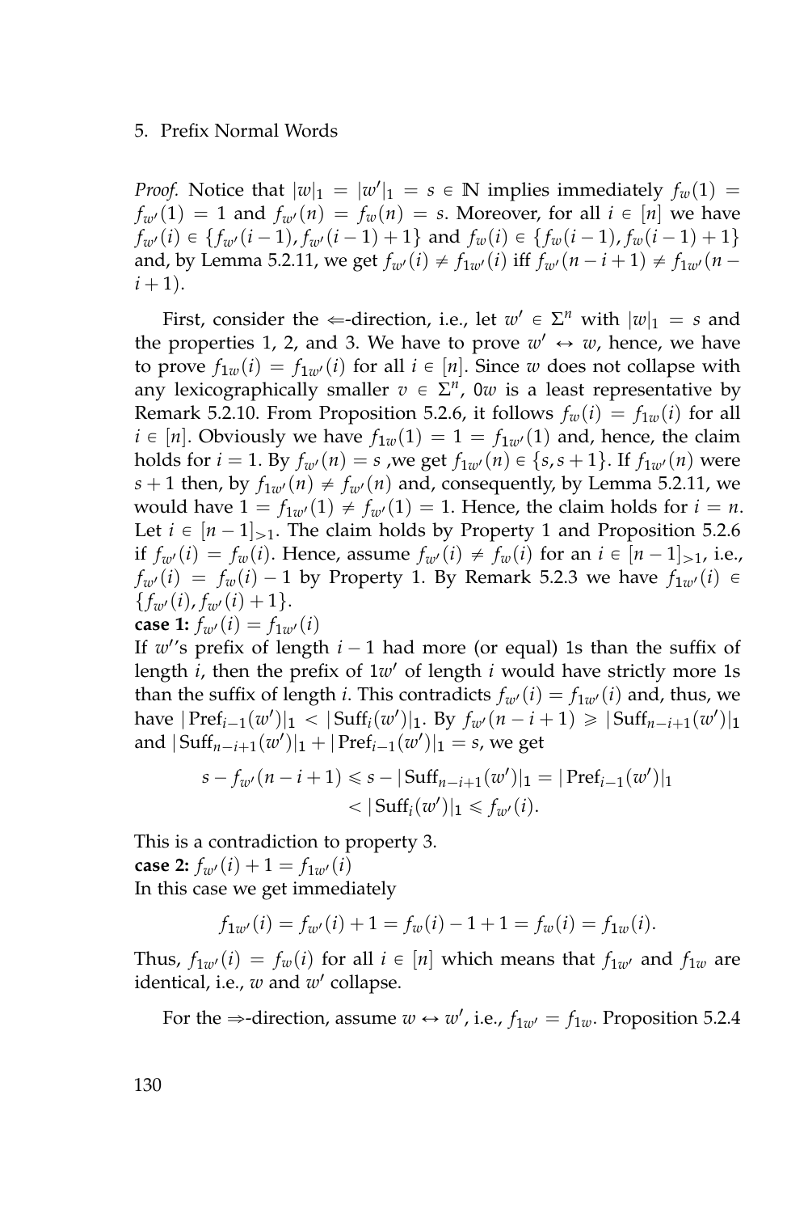*Proof.* Notice that $|w|_1 = |w'|_1 = s \in \mathbb{N}$ implies immediately $f_w(1) = f_{w'}(1) = 1$ and $f_{w'}(n) = f_w(n) = s$. Moreover, for all $i \in [n]$ we have $f_{w'}(i) \in \{f_{w'}(i-1), f_{w'}(i-1)+1\}$ and $f_w(i) \in \{f_w(i-1), f_w(i-1)+1\}$ and, by Lemma 5.2.11, we get $f_{w'}(i) \neq f_{1w'}(i)$ iff $f_{w'}(n-i+1) \neq f_{1w'}(n-i+1)$.

First, consider the $\Leftarrow$-direction, i.e., let $w' \in \Sigma^n$ with $|w|_1 = s$ and the properties 1, 2, and 3. We have to prove $w' \leftrightarrow w$, hence, we have to prove $f_{1w}(i) = f_{1w'}(i)$ for all $i \in [n]$. Since $w$ does not collapse with any lexicographically smaller $v \in \Sigma^n$, $0w$ is a least representative by Remark 5.2.10. From Proposition 5.2.6, it follows $f_w(i) = f_{1w}(i)$ for all $i \in [n]$. Obviously we have $f_{1w}(1) = 1 = f_{1w'}(1)$ and, hence, the claim holds for $i = 1$. By $f_{w'}(n) = s$ ,we get $f_{1w'}(n) \in \{s, s+1\}$. If $f_{1w'}(n)$ were $s+1$ then, by $f_{1w'}(n) \neq f_{w'}(n)$ and, consequently, by Lemma 5.2.11, we would have $1 = f_{1w'}(1) \neq f_{w'}(1) = 1$. Hence, the claim holds for $i = n$. Let $i \in [n-1]_{>1}$. The claim holds by Property 1 and Proposition 5.2.6 if $f_{w'}(i) = f_w(i)$. Hence, assume $f_{w'}(i) \neq f_w(i)$ for an $i \in [n-1]_{>1}$, i.e., $f_{w'}(i) = f_w(i) - 1$ by Property 1. By Remark 5.2.3 we have $f_{1w'}(i) \in \{f_{w'}(i), f_{w'}(i)+1\}$.

**case 1:** $f_{w'}(i) = f_{1w'}(i)$

If $w'$'s prefix of length $i-1$ had more (or equal) 1s than the suffix of length $i$, then the prefix of $1w'$ of length $i$ would have strictly more 1s than the suffix of length $i$. This contradicts $f_{w'}(i) = f_{1w'}(i)$ and, thus, we have $|\operatorname{Pref}_{i-1}(w')|_1 < |\operatorname{Suff}_i(w')|_1$. By $f_{w'}(n-i+1) \geqslant |\operatorname{Suff}_{n-i+1}(w')|_1$ and $|\operatorname{Suff}_{n-i+1}(w')|_1 + |\operatorname{Pref}_{i-1}(w')|_1 = s$, we get

$$
\begin{aligned}
s - f_{w'}(n-i+1) \leqslant s - |\operatorname{Suff}_{n-i+1}(w')|_1 &= |\operatorname{Pref}_{i-1}(w')|_1 \\
&< |\operatorname{Suff}_i(w')|_1 \leqslant f_{w'}(i).
\end{aligned}
$$

This is a contradiction to property 3.

**case 2:** $f_{w'}(i) + 1 = f_{1w'}(i)$

In this case we get immediately

$$
f_{1w'}(i) = f_{w'}(i) + 1 = f_w(i) - 1 + 1 = f_w(i) = f_{1w}(i).
$$

Thus, $f_{1w'}(i) = f_w(i)$ for all $i \in [n]$ which means that $f_{1w'}$ and $f_{1w}$ are identical, i.e., $w$ and $w'$ collapse.

For the $\Rightarrow$-direction, assume $w \leftrightarrow w'$, i.e., $f_{1w'} = f_{1w}$. Proposition 5.2.4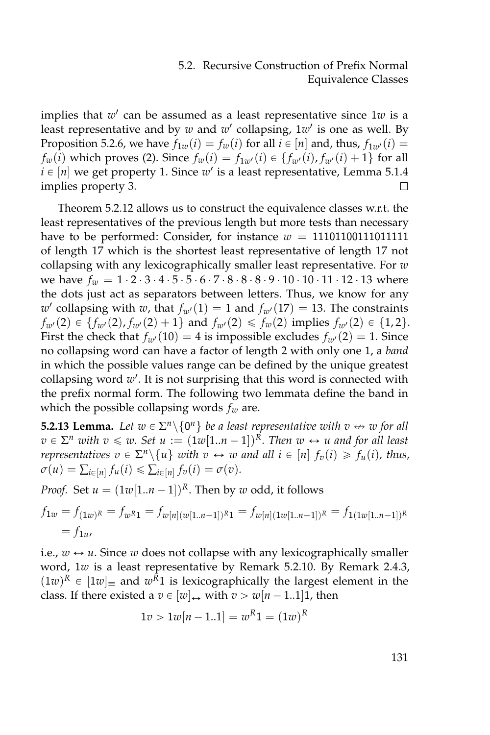implies that $w'$ can be assumed as a least representative since $1w$ is a least representative and by $w$ and $w'$ collapsing, $1w'$ is one as well. By Proposition 5.2.6, we have $f_{1w}(i) = f_w(i)$ for all $i \in [n]$ and, thus, $f_{1w'}(i) = f_w(i)$ which proves (2). Since $f_w(i) = f_{1w'}(i) \in \{f_{w'}(i), f_{w'}(i)+1\}$ for all $i \in [n]$ we get property 1. Since $w'$ is a least representative, Lemma 5.1.4 implies property 3. □

Theorem 5.2.12 allows us to construct the equivalence classes w.r.t. the least representatives of the previous length but more tests than necessary have to be performed: Consider, for instance $w = 11101100111011111$ of length 17 which is the shortest least representative of length 17 not collapsing with any lexicographically smaller least representative. For $w$ we have $f_w = 1 \cdot 2 \cdot 3 \cdot 4 \cdot 5 \cdot 5 \cdot 6 \cdot 7 \cdot 8 \cdot 8 \cdot 8 \cdot 9 \cdot 10 \cdot 10 \cdot 11 \cdot 12 \cdot 13$ where the dots just act as separators between letters. Thus, we know for any $w'$ collapsing with $w$, that $f_{w'}(1) = 1$ and $f_{w'}(17) = 13$. The constraints $f_{w'}(2) \in \{f_{w'}(2), f_{w'}(2)+1\}$ and $f_{w'}(2) \leqslant f_w(2)$ implies $f_{w'}(2) \in \{1,2\}$. First the check that $f_{w'}(10) = 4$ is impossible excludes $f_{w'}(2) = 1$. Since no collapsing word can have a factor of length 2 with only one 1, a *band* in which the possible values range can be defined by the unique greatest collapsing word $w'$. It is not surprising that this word is connected with the prefix normal form. The following two lemmata define the band in which the possible collapsing words $f_w$ are.

**5.2.13 Lemma.** *Let $w \in \Sigma^n \backslash \{0^n\}$ be a least representative with $v \not\leftrightarrow w$ for all $v \in \Sigma^n$ with $v \leqslant w$. Set $u := (1w[1..n-1])^R$. Then $w \leftrightarrow u$ and for all least representatives $v \in \Sigma^n \backslash \{u\}$ with $v \leftrightarrow w$ and all $i \in [n]$ $f_v(i) \geqslant f_u(i)$, thus, $\sigma(u) = \sum_{i\in[n]} f_u(i) \leqslant \sum_{i\in[n]} f_v(i) = \sigma(v)$.*

*Proof.* Set $u = (1w[1..n-1])^R$. Then by $w$ odd, it follows

$$f_{1w} = f_{(1w)^R} = f_{w^R 1} = f_{w[n](w[1..n-1])^R 1} = f_{w[n](1w[1..n-1])^R} = f_{1(1w[1..n-1])^R} = f_{1u},$$

i.e., $w \leftrightarrow u$. Since $w$ does not collapse with any lexicographically smaller word, $1w$ is a least representative by Remark 5.2.10. By Remark 2.4.3, $(1w)^R \in [1w]_\equiv$ and $w^R 1$ is lexicographically the largest element in the class. If there existed a $v \in [w]_\leftrightarrow$ with $v > w[n-1..1]1$, then

$$1v > 1w[n-1..1] = w^R 1 = (1w)^R$$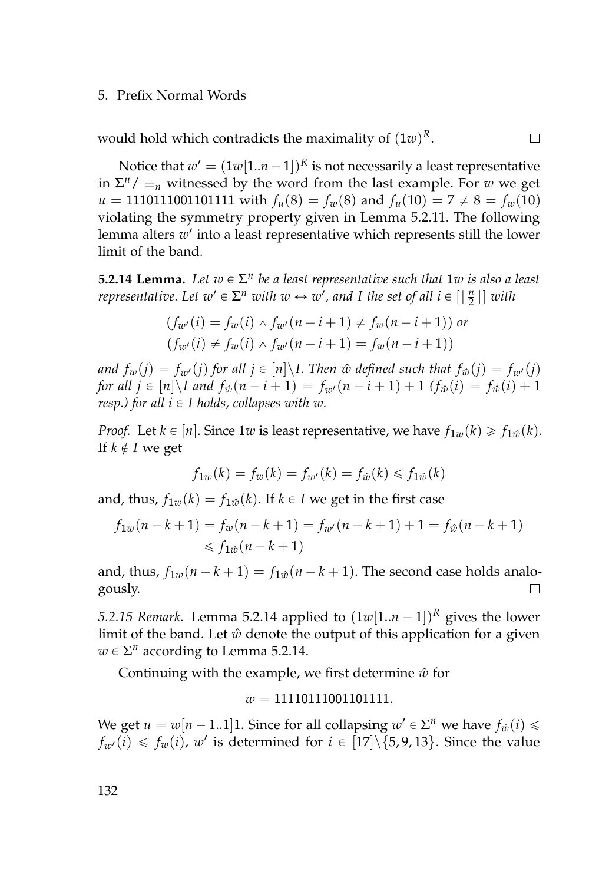would hold which contradicts the maximality of $(1w)^R$. $\square$

Notice that $w' = (1w[1..n-1])^R$ is not necessarily a least representative in $\Sigma^n/\equiv_n$ witnessed by the word from the last example. For $w$ we get $u = 1110111001101111$ with $f_u(8) = f_w(8)$ and $f_u(10) = 7 \neq 8 = f_w(10)$ violating the symmetry property given in Lemma 5.2.11. The following lemma alters $w'$ into a least representative which represents still the lower limit of the band.

**5.2.14 Lemma.** *Let $w \in \Sigma^n$ be a least representative such that $1w$ is also a least representative. Let $w' \in \Sigma^n$ with $w \leftrightarrow w'$, and $I$ the set of all $i \in [\lfloor \frac{n}{2} \rfloor]$ with*

$$(f_{w'}(i) = f_w(i) \wedge f_{w'}(n-i+1) \neq f_w(n-i+1)) \text{ or}$$
$$(f_{w'}(i) \neq f_w(i) \wedge f_{w'}(n-i+1) = f_w(n-i+1))$$

*and $f_w(j) = f_{w'}(j)$ for all $j \in [n]\backslash I$. Then $\hat{w}$ defined such that $f_{\hat{w}}(j) = f_{w'}(j)$ for all $j \in [n]\backslash I$ and $f_{\hat{w}}(n-i+1) = f_{w'}(n-i+1) + 1$ ($f_{\hat{w}}(i) = f_{\hat{w}}(i) + 1$ resp.) for all $i \in I$ holds, collapses with $w$.*

*Proof.* Let $k \in [n]$. Since $1w$ is least representative, we have $f_{1w}(k) \geqslant f_{1\hat{w}}(k)$. If $k \notin I$ we get

$$f_{1w}(k) = f_w(k) = f_{w'}(k) = f_{\hat{w}}(k) \leqslant f_{1\hat{w}}(k)$$

and, thus, $f_{1w}(k) = f_{1\hat{w}}(k)$. If $k \in I$ we get in the first case

$$f_{1w}(n-k+1) = f_w(n-k+1) = f_{w'}(n-k+1) + 1 = f_{\hat{w}}(n-k+1)$$
$$\leqslant f_{1\hat{w}}(n-k+1)$$

and, thus, $f_{1w}(n-k+1) = f_{1\hat{w}}(n-k+1)$. The second case holds analogously. $\square$

*5.2.15 Remark.* Lemma 5.2.14 applied to $(1w[1..n-1])^R$ gives the lower limit of the band. Let $\hat{w}$ denote the output of this application for a given $w \in \Sigma^n$ according to Lemma 5.2.14.

Continuing with the example, we first determine $\hat{w}$ for

$$w = 11110111001101111.$$

We get $u = w[n-1..1]1$. Since for all collapsing $w' \in \Sigma^n$ we have $f_{\hat{w}}(i) \leqslant f_{w'}(i) \leqslant f_w(i)$, $w'$ is determined for $i \in [17]\backslash\{5, 9, 13\}$. Since the value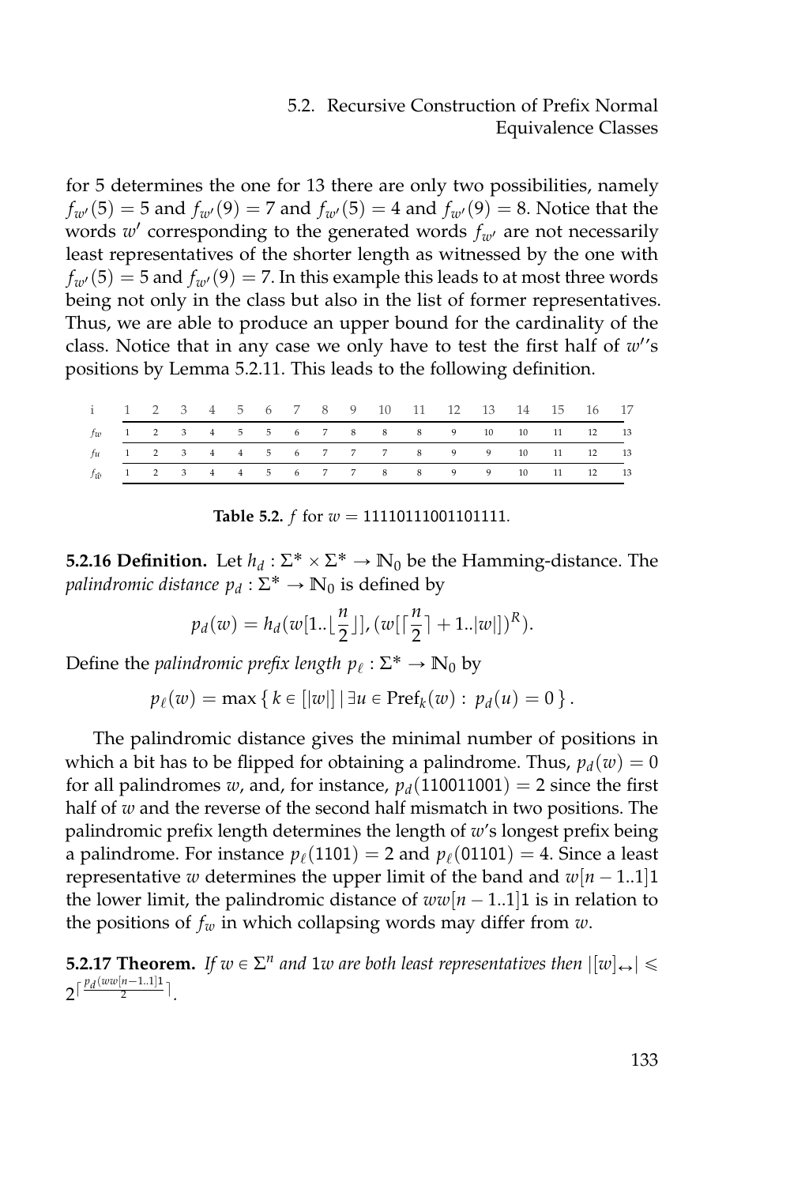for 5 determines the one for 13 there are only two possibilities, namely $f_{w'}(5) = 5$ and $f_{w'}(9) = 7$ and $f_{w'}(5) = 4$ and $f_{w'}(9) = 8$. Notice that the words $w'$ corresponding to the generated words $f_{w'}$ are not necessarily least representatives of the shorter length as witnessed by the one with $f_{w'}(5) = 5$ and $f_{w'}(9) = 7$. In this example this leads to at most three words being not only in the class but also in the list of former representatives. Thus, we are able to produce an upper bound for the cardinality of the class. Notice that in any case we only have to test the first half of $w'$'s positions by Lemma 5.2.11. This leads to the following definition.

| i | 1 | 2 | 3 | 4 | 5 | 6 | 7 | 8 | 9 | 10 | 11 | 12 | 13 | 14 | 15 | 16 | 17 |
|---|---|---|---|---|---|---|---|---|---|---|---|---|---|---|---|---|---|
| $f_w$ | 1 | 2 | 3 | 4 | 5 | 5 | 6 | 7 | 8 | 8 | 8 | 9 | 10 | 10 | 11 | 12 | 13 |
| $f_u$ | 1 | 2 | 3 | 4 | 4 | 5 | 6 | 7 | 7 | 7 | 8 | 9 | 9 | 10 | 11 | 12 | 13 |
| $f_{\tilde{w}}$ | 1 | 2 | 3 | 4 | 4 | 5 | 6 | 7 | 7 | 8 | 8 | 9 | 9 | 10 | 11 | 12 | 13 |

**Table 5.2.** $f$ for $w = 11110111001101111$.

**5.2.16 Definition.** Let $h_d : \Sigma^* \times \Sigma^* \to \mathbb{N}_0$ be the Hamming-distance. The *palindromic distance* $p_d : \Sigma^* \to \mathbb{N}_0$ is defined by

$$p_d(w) = h_d(w[1..\lfloor \frac{n}{2} \rfloor], (w[\lceil \frac{n}{2} \rceil + 1..|w|])^R).$$

Define the *palindromic prefix length* $p_\ell : \Sigma^* \to \mathbb{N}_0$ by

$$p_\ell(w) = \max \{ k \in [|w|] \mid \exists u \in \mathrm{Pref}_k(w) : \ p_d(u) = 0 \}.$$

The palindromic distance gives the minimal number of positions in which a bit has to be flipped for obtaining a palindrome. Thus, $p_d(w) = 0$ for all palindromes $w$, and, for instance, $p_d(110011001) = 2$ since the first half of $w$ and the reverse of the second half mismatch in two positions. The palindromic prefix length determines the length of $w$'s longest prefix being a palindrome. For instance $p_\ell(1101) = 2$ and $p_\ell(01101) = 4$. Since a least representative $w$ determines the upper limit of the band and $w[n-1..1]1$ the lower limit, the palindromic distance of $ww[n-1..1]1$ is in relation to the positions of $f_w$ in which collapsing words may differ from $w$.

**5.2.17 Theorem.** *If $w \in \Sigma^n$ and $1w$ are both least representatives then $|[w]_\leftrightarrow| \leqslant 2^{\lceil \frac{p_d(ww[n-1..1]1}{2} \rceil}$.*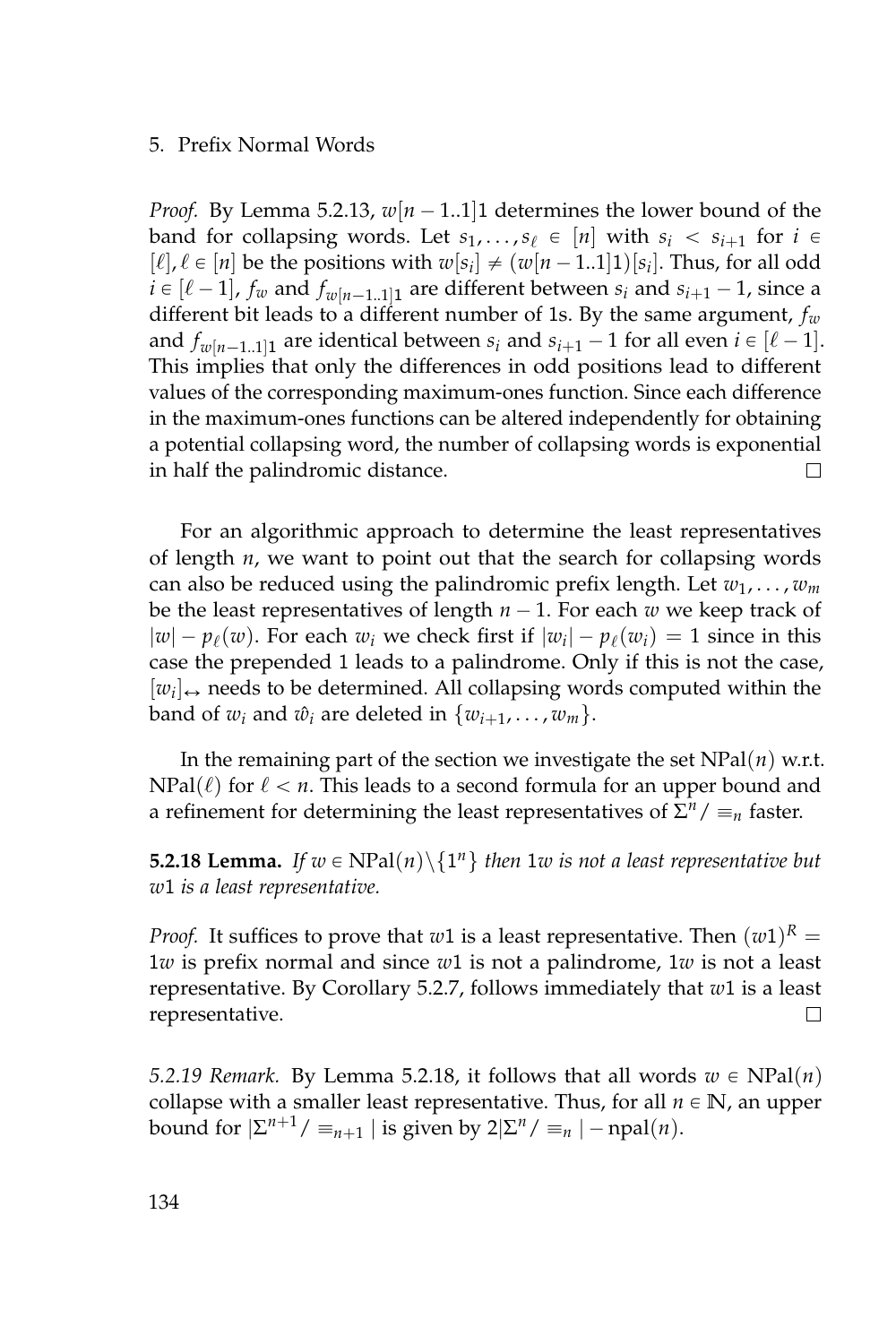*Proof.* By Lemma 5.2.13, $w[n-1..1]1$ determines the lower bound of the band for collapsing words. Let $s_1, \ldots, s_\ell \in [n]$ with $s_i < s_{i+1}$ for $i \in [\ell]$, $\ell \in [n]$ be the positions with $w[s_i] \neq (w[n-1..1]1)[s_i]$. Thus, for all odd $i \in [\ell - 1]$, $f_w$ and $f_{w[n-1..1]1}$ are different between $s_i$ and $s_{i+1} - 1$, since a different bit leads to a different number of 1s. By the same argument, $f_w$ and $f_{w[n-1..1]1}$ are identical between $s_i$ and $s_{i+1} - 1$ for all even $i \in [\ell - 1]$. This implies that only the differences in odd positions lead to different values of the corresponding maximum-ones function. Since each difference in the maximum-ones functions can be altered independently for obtaining a potential collapsing word, the number of collapsing words is exponential in half the palindromic distance. □

For an algorithmic approach to determine the least representatives of length $n$, we want to point out that the search for collapsing words can also be reduced using the palindromic prefix length. Let $w_1, \ldots, w_m$ be the least representatives of length $n - 1$. For each $w$ we keep track of $|w| - p_\ell(w)$. For each $w_i$ we check first if $|w_i| - p_\ell(w_i) = 1$ since in this case the prepended 1 leads to a palindrome. Only if this is not the case, $[w_i]_\leftrightarrow$ needs to be determined. All collapsing words computed within the band of $w_i$ and $\hat{w}_i$ are deleted in $\{w_{i+1}, \ldots, w_m\}$.

In the remaining part of the section we investigate the set $\mathrm{NPal}(n)$ w.r.t. $\mathrm{NPal}(\ell)$ for $\ell < n$. This leads to a second formula for an upper bound and a refinement for determining the least representatives of $\Sigma^n / \equiv_n$ faster.

**5.2.18 Lemma.** *If $w \in \mathrm{NPal}(n) \backslash \{1^n\}$ then $1w$ is not a least representative but $w1$ is a least representative.*

*Proof.* It suffices to prove that $w1$ is a least representative. Then $(w1)^R = 1w$ is prefix normal and since $w1$ is not a palindrome, $1w$ is not a least representative. By Corollary 5.2.7, follows immediately that $w1$ is a least representative. □

*5.2.19 Remark.* By Lemma 5.2.18, it follows that all words $w \in \mathrm{NPal}(n)$ collapse with a smaller least representative. Thus, for all $n \in \mathbb{N}$, an upper bound for $|\Sigma^{n+1} / \equiv_{n+1}|$ is given by $2|\Sigma^n / \equiv_n| - \mathrm{npal}(n)$.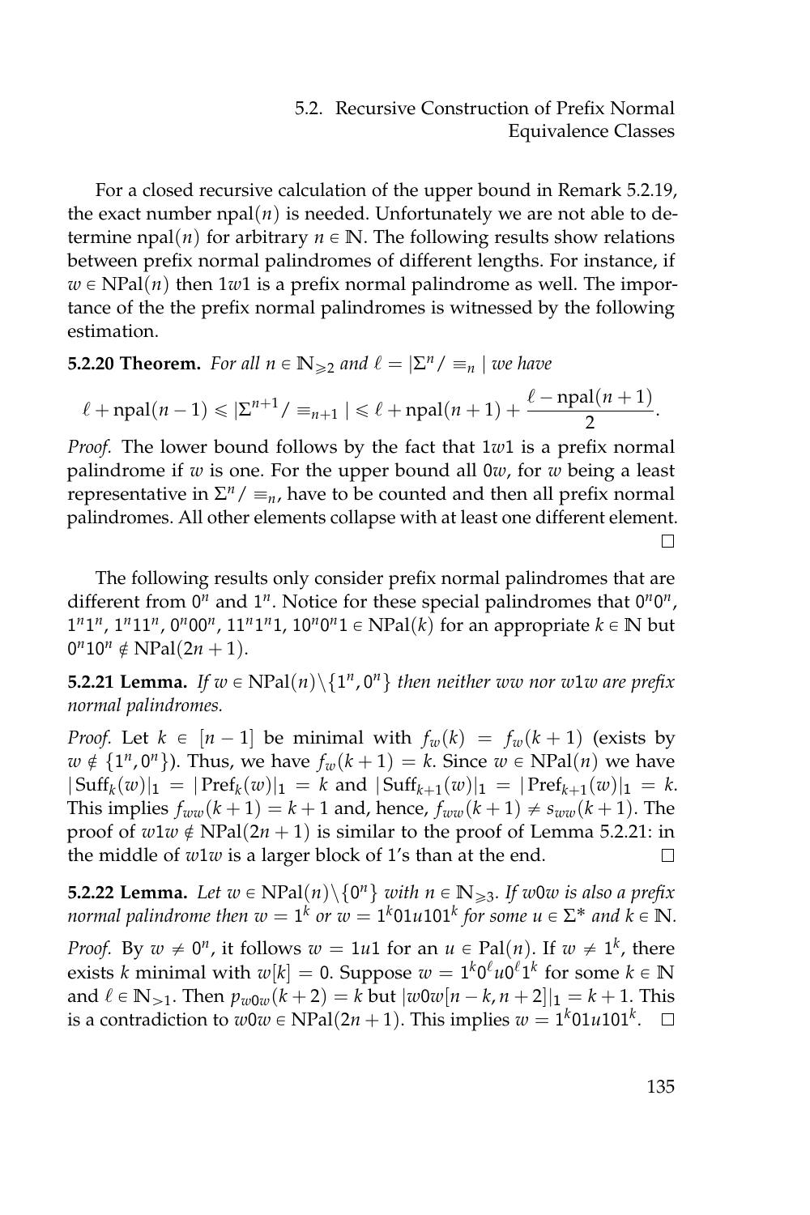For a closed recursive calculation of the upper bound in Remark 5.2.19, the exact number $\text{npal}(n)$ is needed. Unfortunately we are not able to determine $\text{npal}(n)$ for arbitrary $n \in \mathbb{N}$. The following results show relations between prefix normal palindromes of different lengths. For instance, if $w \in \text{NPal}(n)$ then $1w1$ is a prefix normal palindrome as well. The importance of the the prefix normal palindromes is witnessed by the following estimation.

**5.2.20 Theorem.** *For all $n \in \mathbb{N}_{\geqslant 2}$ and $\ell = |\Sigma^n/\equiv_n|$ we have*

$$\ell + \text{npal}(n-1) \leqslant |\Sigma^{n+1}/\equiv_{n+1}| \leqslant \ell + \text{npal}(n+1) + \frac{\ell - \text{npal}(n+1)}{2}.$$

*Proof.* The lower bound follows by the fact that $1w1$ is a prefix normal palindrome if $w$ is one. For the upper bound all $0w$, for $w$ being a least representative in $\Sigma^n/\equiv_n$, have to be counted and then all prefix normal palindromes. All other elements collapse with at least one different element. □

The following results only consider prefix normal palindromes that are different from $0^n$ and $1^n$. Notice for these special palindromes that $0^n0^n$, $1^n1^n$, $1^n11^n$, $0^n00^n$, $11^n1^n1$, $10^n0^n1 \in \text{NPal}(k)$ for an appropriate $k \in \mathbb{N}$ but $0^n10^n \notin \text{NPal}(2n+1)$.

**5.2.21 Lemma.** *If $w \in \text{NPal}(n)\backslash\{1^n, 0^n\}$ then neither $ww$ nor $w1w$ are prefix normal palindromes.*

*Proof.* Let $k \in [n-1]$ be minimal with $f_w(k) = f_w(k+1)$ (exists by $w \notin \{1^n, 0^n\}$). Thus, we have $f_w(k+1) = k$. Since $w \in \text{NPal}(n)$ we have $|\text{Suff}_k(w)|_1 = |\text{Pref}_k(w)|_1 = k$ and $|\text{Suff}_{k+1}(w)|_1 = |\text{Pref}_{k+1}(w)|_1 = k$. This implies $f_{ww}(k+1) = k+1$ and, hence, $f_{ww}(k+1) \neq s_{ww}(k+1)$. The proof of $w1w \notin \text{NPal}(2n+1)$ is similar to the proof of Lemma 5.2.21: in the middle of $w1w$ is a larger block of 1's than at the end. □

**5.2.22 Lemma.** *Let $w \in \text{NPal}(n)\backslash\{0^n\}$ with $n \in \mathbb{N}_{\geqslant 3}$. If $w0w$ is also a prefix normal palindrome then $w = 1^k$ or $w = 1^k01u101^k$ for some $u \in \Sigma^*$ and $k \in \mathbb{N}$.*

*Proof.* By $w \neq 0^n$, it follows $w = 1u1$ for an $u \in \text{Pal}(n)$. If $w \neq 1^k$, there exists $k$ minimal with $w[k] = 0$. Suppose $w = 1^k0^\ell u0^\ell 1^k$ for some $k \in \mathbb{N}$ and $\ell \in \mathbb{N}_{>1}$. Then $p_{w0w}(k+2) = k$ but $|w0w[n-k, n+2]|_1 = k+1$. This is a contradiction to $w0w \in \text{NPal}(2n+1)$. This implies $w = 1^k01u101^k$. □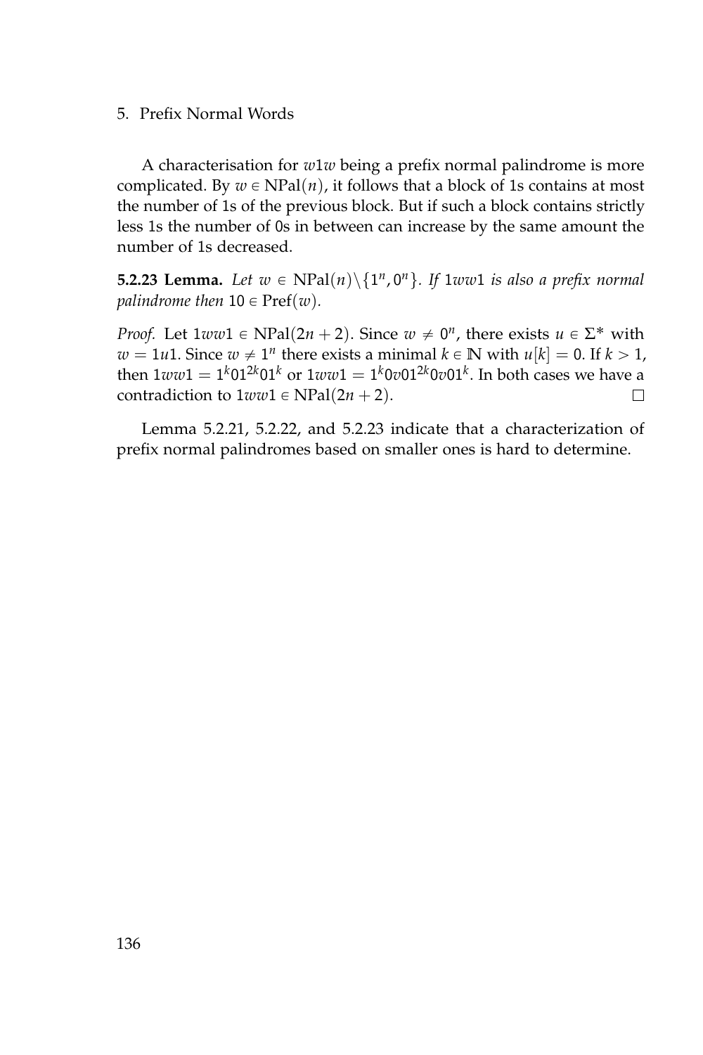A characterisation for $w1w$ being a prefix normal palindrome is more complicated. By $w \in \mathrm{NPal}(n)$, it follows that a block of 1s contains at most the number of 1s of the previous block. But if such a block contains strictly less 1s the number of 0s in between can increase by the same amount the number of 1s decreased.

**5.2.23 Lemma.** *Let $w \in \mathrm{NPal}(n) \backslash \{1^n, 0^n\}$. If $1ww1$ is also a prefix normal palindrome then $10 \in \mathrm{Pref}(w)$.*

*Proof.* Let $1ww1 \in \mathrm{NPal}(2n+2)$. Since $w \neq 0^n$, there exists $u \in \Sigma^*$ with $w = 1u1$. Since $w \neq 1^n$ there exists a minimal $k \in \mathbb{N}$ with $u[k] = 0$. If $k > 1$, then $1ww1 = 1^k01^{2k}01^k$ or $1ww1 = 1^k0v01^{2k}0v01^k$. In both cases we have a contradiction to $1ww1 \in \mathrm{NPal}(2n+2)$. □

Lemma 5.2.21, 5.2.22, and 5.2.23 indicate that a characterization of prefix normal palindromes based on smaller ones is hard to determine.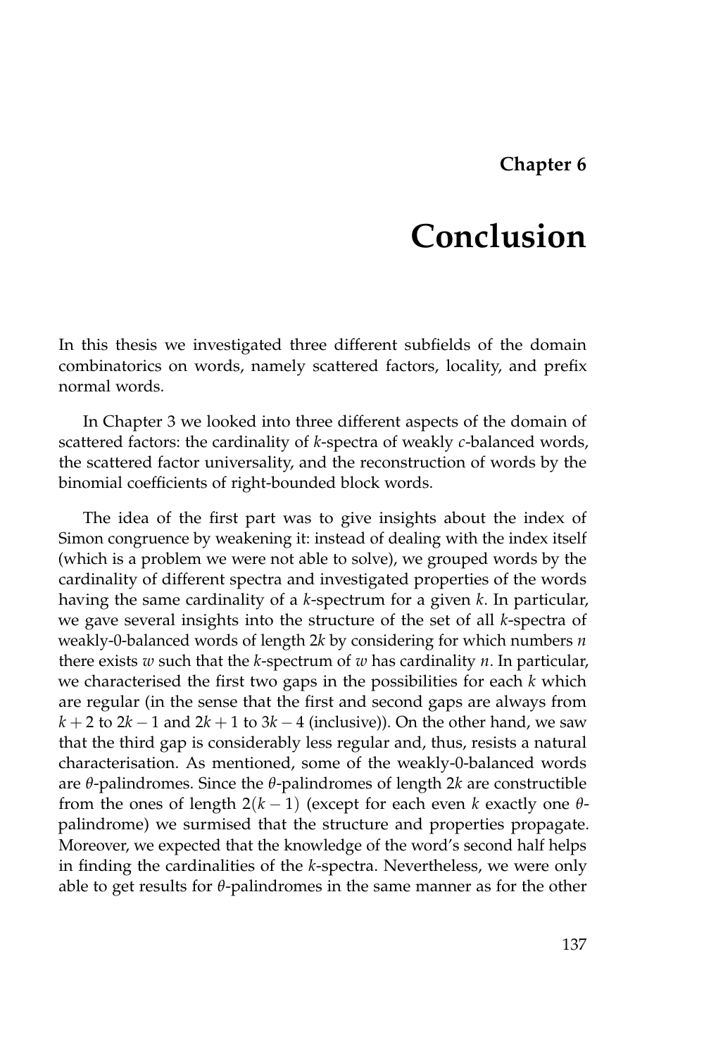# Chapter 6

# Conclusion

In this thesis we investigated three different subfields of the domain combinatorics on words, namely scattered factors, locality, and prefix normal words.

In Chapter 3 we looked into three different aspects of the domain of scattered factors: the cardinality of $k$-spectra of weakly $c$-balanced words, the scattered factor universality, and the reconstruction of words by the binomial coefficients of right-bounded block words.

The idea of the first part was to give insights about the index of Simon congruence by weakening it: instead of dealing with the index itself (which is a problem we were not able to solve), we grouped words by the cardinality of different spectra and investigated properties of the words having the same cardinality of a $k$-spectrum for a given $k$. In particular, we gave several insights into the structure of the set of all $k$-spectra of weakly-0-balanced words of length $2k$ by considering for which numbers $n$ there exists $w$ such that the $k$-spectrum of $w$ has cardinality $n$. In particular, we characterised the first two gaps in the possibilities for each $k$ which are regular (in the sense that the first and second gaps are always from $k+2$ to $2k-1$ and $2k+1$ to $3k-4$ (inclusive)). On the other hand, we saw that the third gap is considerably less regular and, thus, resists a natural characterisation. As mentioned, some of the weakly-0-balanced words are $\theta$-palindromes. Since the $\theta$-palindromes of length $2k$ are constructible from the ones of length $2(k-1)$ (except for each even $k$ exactly one $\theta$-palindrome) we surmised that the structure and properties propagate. Moreover, we expected that the knowledge of the word's second half helps in finding the cardinalities of the $k$-spectra. Nevertheless, we were only able to get results for $\theta$-palindromes in the same manner as for the other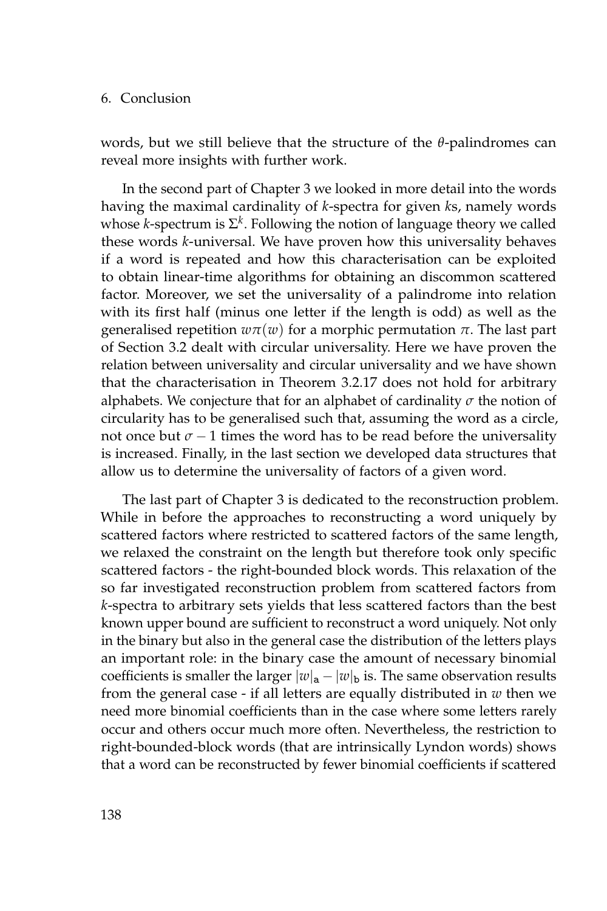words, but we still believe that the structure of the $\theta$-palindromes can reveal more insights with further work.

In the second part of Chapter 3 we looked in more detail into the words having the maximal cardinality of $k$-spectra for given $k$s, namely words whose $k$-spectrum is $\Sigma^k$. Following the notion of language theory we called these words $k$-universal. We have proven how this universality behaves if a word is repeated and how this characterisation can be exploited to obtain linear-time algorithms for obtaining an discommon scattered factor. Moreover, we set the universality of a palindrome into relation with its first half (minus one letter if the length is odd) as well as the generalised repetition $w\pi(w)$ for a morphic permutation $\pi$. The last part of Section 3.2 dealt with circular universality. Here we have proven the relation between universality and circular universality and we have shown that the characterisation in Theorem 3.2.17 does not hold for arbitrary alphabets. We conjecture that for an alphabet of cardinality $\sigma$ the notion of circularity has to be generalised such that, assuming the word as a circle, not once but $\sigma - 1$ times the word has to be read before the universality is increased. Finally, in the last section we developed data structures that allow us to determine the universality of factors of a given word.

The last part of Chapter 3 is dedicated to the reconstruction problem. While in before the approaches to reconstructing a word uniquely by scattered factors where restricted to scattered factors of the same length, we relaxed the constraint on the length but therefore took only specific scattered factors - the right-bounded block words. This relaxation of the so far investigated reconstruction problem from scattered factors from $k$-spectra to arbitrary sets yields that less scattered factors than the best known upper bound are sufficient to reconstruct a word uniquely. Not only in the binary but also in the general case the distribution of the letters plays an important role: in the binary case the amount of necessary binomial coefficients is smaller the larger $|w|_{\mathtt{a}} - |w|_{\mathtt{b}}$ is. The same observation results from the general case - if all letters are equally distributed in $w$ then we need more binomial coefficients than in the case where some letters rarely occur and others occur much more often. Nevertheless, the restriction to right-bounded-block words (that are intrinsically Lyndon words) shows that a word can be reconstructed by fewer binomial coefficients if scattered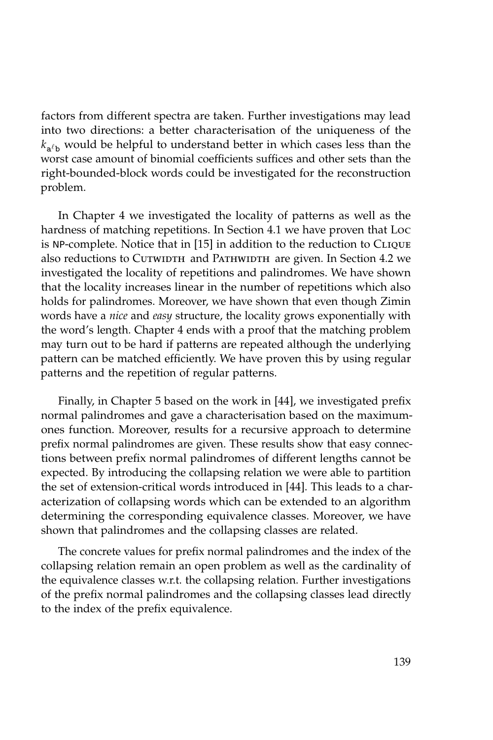factors from different spectra are taken. Further investigations may lead into two directions: a better characterisation of the uniqueness of the $k_{\mathtt{a}^\ell\mathtt{b}}$ would be helpful to understand better in which cases less than the worst case amount of binomial coefficients suffices and other sets than the right-bounded-block words could be investigated for the reconstruction problem.

In Chapter 4 we investigated the locality of patterns as well as the hardness of matching repetitions. In Section 4.1 we have proven that Loc is NP-complete. Notice that in [15] in addition to the reduction to Clique also reductions to Cutwidth and Pathwidth are given. In Section 4.2 we investigated the locality of repetitions and palindromes. We have shown that the locality increases linear in the number of repetitions which also holds for palindromes. Moreover, we have shown that even though Zimin words have a *nice* and *easy* structure, the locality grows exponentially with the word's length. Chapter 4 ends with a proof that the matching problem may turn out to be hard if patterns are repeated although the underlying pattern can be matched efficiently. We have proven this by using regular patterns and the repetition of regular patterns.

Finally, in Chapter 5 based on the work in [44], we investigated prefix normal palindromes and gave a characterisation based on the maximum-ones function. Moreover, results for a recursive approach to determine prefix normal palindromes are given. These results show that easy connections between prefix normal palindromes of different lengths cannot be expected. By introducing the collapsing relation we were able to partition the set of extension-critical words introduced in [44]. This leads to a characterization of collapsing words which can be extended to an algorithm determining the corresponding equivalence classes. Moreover, we have shown that palindromes and the collapsing classes are related.

The concrete values for prefix normal palindromes and the index of the collapsing relation remain an open problem as well as the cardinality of the equivalence classes w.r.t. the collapsing relation. Further investigations of the prefix normal palindromes and the collapsing classes lead directly to the index of the prefix equivalence.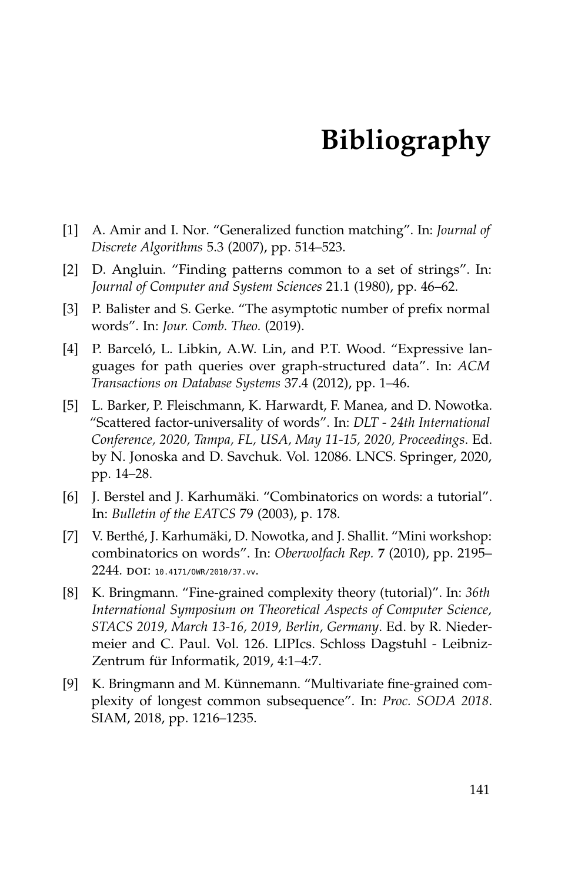# Bibliography

[1] A. Amir and I. Nor. “Generalized function matching”. In: *Journal of Discrete Algorithms* 5.3 (2007), pp. 514–523.

[2] D. Angluin. “Finding patterns common to a set of strings”. In: *Journal of Computer and System Sciences* 21.1 (1980), pp. 46–62.

[3] P. Balister and S. Gerke. “The asymptotic number of prefix normal words”. In: *Jour. Comb. Theo.* (2019).

[4] P. Barceló, L. Libkin, A.W. Lin, and P.T. Wood. “Expressive languages for path queries over graph-structured data”. In: *ACM Transactions on Database Systems* 37.4 (2012), pp. 1–46.

[5] L. Barker, P. Fleischmann, K. Harwardt, F. Manea, and D. Nowotka. “Scattered factor-universality of words”. In: *DLT - 24th International Conference, 2020, Tampa, FL, USA, May 11-15, 2020, Proceedings*. Ed. by N. Jonoska and D. Savchuk. Vol. 12086. LNCS. Springer, 2020, pp. 14–28.

[6] J. Berstel and J. Karhumäki. “Combinatorics on words: a tutorial”. In: *Bulletin of the EATCS* 79 (2003), p. 178.

[7] V. Berthé, J. Karhumäki, D. Nowotka, and J. Shallit. “Mini workshop: combinatorics on words”. In: *Oberwolfach Rep.* **7** (2010), pp. 2195–2244. DOI: 10.4171/OWR/2010/37.vv.

[8] K. Bringmann. “Fine-grained complexity theory (tutorial)”. In: *36th International Symposium on Theoretical Aspects of Computer Science, STACS 2019, March 13-16, 2019, Berlin, Germany*. Ed. by R. Niedermeier and C. Paul. Vol. 126. LIPIcs. Schloss Dagstuhl - Leibniz-Zentrum für Informatik, 2019, 4:1–4:7.

[9] K. Bringmann and M. Künnemann. “Multivariate fine-grained complexity of longest common subsequence”. In: *Proc. SODA 2018*. SIAM, 2018, pp. 1216–1235.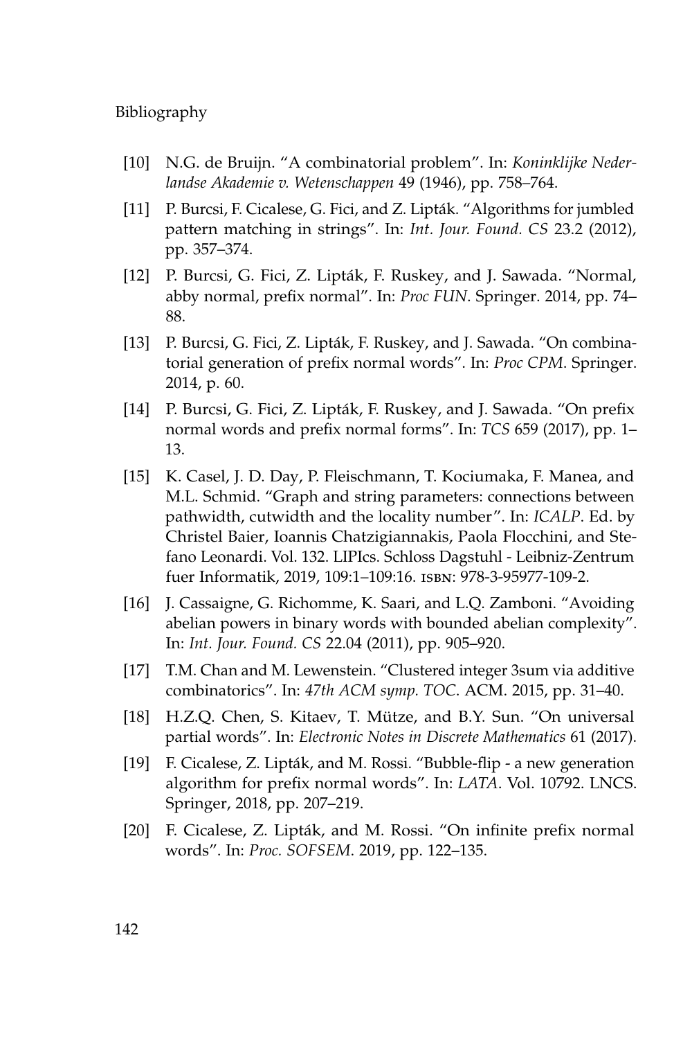[10] N.G. de Bruijn. "A combinatorial problem". In: *Koninklijke Nederlandse Akademie v. Wetenschappen* 49 (1946), pp. 758–764.

[11] P. Burcsi, F. Cicalese, G. Fici, and Z. Lipták. "Algorithms for jumbled pattern matching in strings". In: *Int. Jour. Found. CS* 23.2 (2012), pp. 357–374.

[12] P. Burcsi, G. Fici, Z. Lipták, F. Ruskey, and J. Sawada. "Normal, abby normal, prefix normal". In: *Proc FUN*. Springer. 2014, pp. 74–88.

[13] P. Burcsi, G. Fici, Z. Lipták, F. Ruskey, and J. Sawada. "On combinatorial generation of prefix normal words". In: *Proc CPM*. Springer. 2014, p. 60.

[14] P. Burcsi, G. Fici, Z. Lipták, F. Ruskey, and J. Sawada. "On prefix normal words and prefix normal forms". In: *TCS* 659 (2017), pp. 1–13.

[15] K. Casel, J. D. Day, P. Fleischmann, T. Kociumaka, F. Manea, and M.L. Schmid. "Graph and string parameters: connections between pathwidth, cutwidth and the locality number". In: *ICALP*. Ed. by Christel Baier, Ioannis Chatzigiannakis, Paola Flocchini, and Stefano Leonardi. Vol. 132. LIPIcs. Schloss Dagstuhl - Leibniz-Zentrum fuer Informatik, 2019, 109:1–109:16. ISBN: 978-3-95977-109-2.

[16] J. Cassaigne, G. Richomme, K. Saari, and L.Q. Zamboni. "Avoiding abelian powers in binary words with bounded abelian complexity". In: *Int. Jour. Found. CS* 22.04 (2011), pp. 905–920.

[17] T.M. Chan and M. Lewenstein. "Clustered integer 3sum via additive combinatorics". In: *47th ACM symp. TOC*. ACM. 2015, pp. 31–40.

[18] H.Z.Q. Chen, S. Kitaev, T. Mütze, and B.Y. Sun. "On universal partial words". In: *Electronic Notes in Discrete Mathematics* 61 (2017).

[19] F. Cicalese, Z. Lipták, and M. Rossi. "Bubble-flip - a new generation algorithm for prefix normal words". In: *LATA*. Vol. 10792. LNCS. Springer, 2018, pp. 207–219.

[20] F. Cicalese, Z. Lipták, and M. Rossi. "On infinite prefix normal words". In: *Proc. SOFSEM*. 2019, pp. 122–135.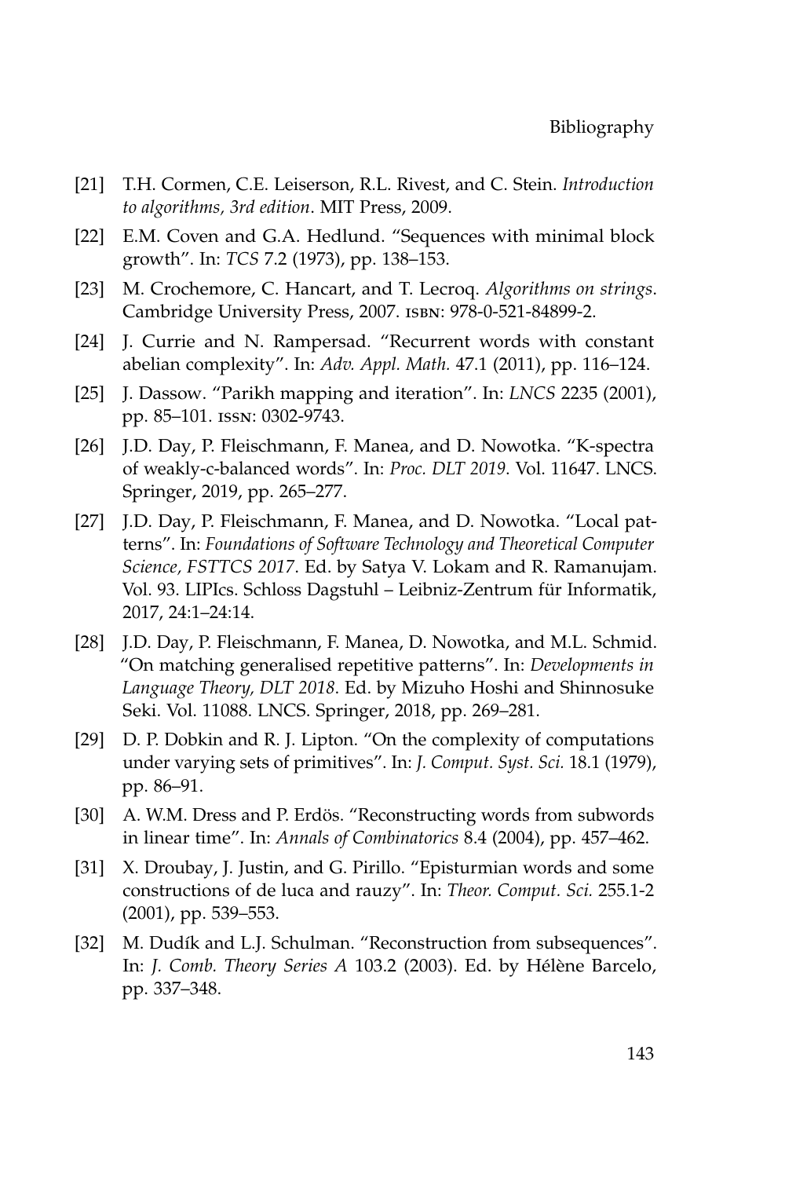[21] T.H. Cormen, C.E. Leiserson, R.L. Rivest, and C. Stein. *Introduction to algorithms, 3rd edition*. MIT Press, 2009.

[22] E.M. Coven and G.A. Hedlund. "Sequences with minimal block growth". In: *TCS* 7.2 (1973), pp. 138–153.

[23] M. Crochemore, C. Hancart, and T. Lecroq. *Algorithms on strings*. Cambridge University Press, 2007. ISBN: 978-0-521-84899-2.

[24] J. Currie and N. Rampersad. "Recurrent words with constant abelian complexity". In: *Adv. Appl. Math.* 47.1 (2011), pp. 116–124.

[25] J. Dassow. "Parikh mapping and iteration". In: *LNCS* 2235 (2001), pp. 85–101. ISSN: 0302-9743.

[26] J.D. Day, P. Fleischmann, F. Manea, and D. Nowotka. "K-spectra of weakly-c-balanced words". In: *Proc. DLT 2019*. Vol. 11647. LNCS. Springer, 2019, pp. 265–277.

[27] J.D. Day, P. Fleischmann, F. Manea, and D. Nowotka. "Local patterns". In: *Foundations of Software Technology and Theoretical Computer Science, FSTTCS 2017*. Ed. by Satya V. Lokam and R. Ramanujam. Vol. 93. LIPIcs. Schloss Dagstuhl – Leibniz-Zentrum für Informatik, 2017, 24:1–24:14.

[28] J.D. Day, P. Fleischmann, F. Manea, D. Nowotka, and M.L. Schmid. "On matching generalised repetitive patterns". In: *Developments in Language Theory, DLT 2018*. Ed. by Mizuho Hoshi and Shinnosuke Seki. Vol. 11088. LNCS. Springer, 2018, pp. 269–281.

[29] D. P. Dobkin and R. J. Lipton. "On the complexity of computations under varying sets of primitives". In: *J. Comput. Syst. Sci.* 18.1 (1979), pp. 86–91.

[30] A. W.M. Dress and P. Erdös. "Reconstructing words from subwords in linear time". In: *Annals of Combinatorics* 8.4 (2004), pp. 457–462.

[31] X. Droubay, J. Justin, and G. Pirillo. "Episturmian words and some constructions of de luca and rauzy". In: *Theor. Comput. Sci.* 255.1-2 (2001), pp. 539–553.

[32] M. Dudík and L.J. Schulman. "Reconstruction from subsequences". In: *J. Comb. Theory Series A* 103.2 (2003). Ed. by Hélène Barcelo, pp. 337–348.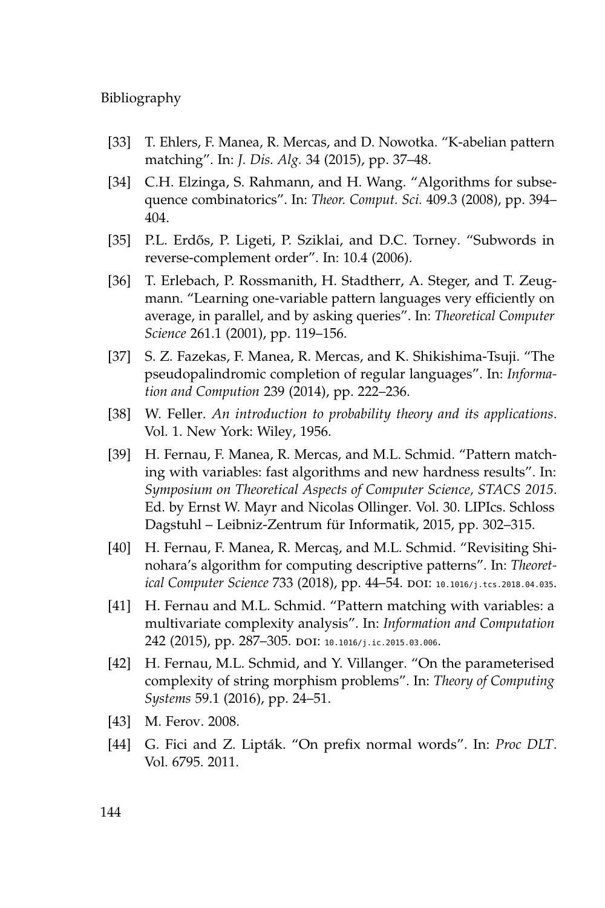[33] T. Ehlers, F. Manea, R. Mercas, and D. Nowotka. "K-abelian pattern matching". In: *J. Dis. Alg.* 34 (2015), pp. 37–48.

[34] C.H. Elzinga, S. Rahmann, and H. Wang. "Algorithms for subsequence combinatorics". In: *Theor. Comput. Sci.* 409.3 (2008), pp. 394–404.

[35] P.L. Erdős, P. Ligeti, P. Sziklai, and D.C. Torney. "Subwords in reverse-complement order". In: 10.4 (2006).

[36] T. Erlebach, P. Rossmanith, H. Stadtherr, A. Steger, and T. Zeugmann. "Learning one-variable pattern languages very efficiently on average, in parallel, and by asking queries". In: *Theoretical Computer Science* 261.1 (2001), pp. 119–156.

[37] S. Z. Fazekas, F. Manea, R. Mercas, and K. Shikishima-Tsuji. "The pseudopalindromic completion of regular languages". In: *Information and Compution* 239 (2014), pp. 222–236.

[38] W. Feller. *An introduction to probability theory and its applications*. Vol. 1. New York: Wiley, 1956.

[39] H. Fernau, F. Manea, R. Mercas, and M.L. Schmid. "Pattern matching with variables: fast algorithms and new hardness results". In: *Symposium on Theoretical Aspects of Computer Science, STACS 2015*. Ed. by Ernst W. Mayr and Nicolas Ollinger. Vol. 30. LIPIcs. Schloss Dagstuhl – Leibniz-Zentrum für Informatik, 2015, pp. 302–315.

[40] H. Fernau, F. Manea, R. Mercaş, and M.L. Schmid. "Revisiting Shinohara's algorithm for computing descriptive patterns". In: *Theoretical Computer Science* 733 (2018), pp. 44–54. DOI: 10.1016/j.tcs.2018.04.035.

[41] H. Fernau and M.L. Schmid. "Pattern matching with variables: a multivariate complexity analysis". In: *Information and Computation* 242 (2015), pp. 287–305. DOI: 10.1016/j.ic.2015.03.006.

[42] H. Fernau, M.L. Schmid, and Y. Villanger. "On the parameterised complexity of string morphism problems". In: *Theory of Computing Systems* 59.1 (2016), pp. 24–51.

[43] M. Ferov. 2008.

[44] G. Fici and Z. Lipták. "On prefix normal words". In: *Proc DLT*. Vol. 6795. 2011.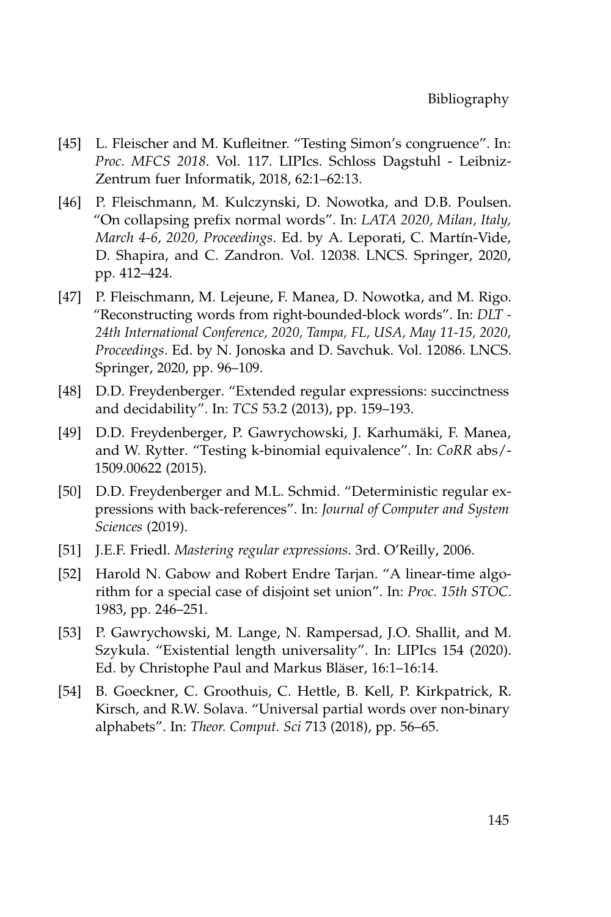[45] L. Fleischer and M. Kufleitner. "Testing Simon's congruence". In: *Proc. MFCS 2018*. Vol. 117. LIPIcs. Schloss Dagstuhl - Leibniz-Zentrum fuer Informatik, 2018, 62:1–62:13.

[46] P. Fleischmann, M. Kulczynski, D. Nowotka, and D.B. Poulsen. "On collapsing prefix normal words". In: *LATA 2020, Milan, Italy, March 4-6, 2020, Proceedings*. Ed. by A. Leporati, C. Martín-Vide, D. Shapira, and C. Zandron. Vol. 12038. LNCS. Springer, 2020, pp. 412–424.

[47] P. Fleischmann, M. Lejeune, F. Manea, D. Nowotka, and M. Rigo. "Reconstructing words from right-bounded-block words". In: *DLT - 24th International Conference, 2020, Tampa, FL, USA, May 11-15, 2020, Proceedings*. Ed. by N. Jonoska and D. Savchuk. Vol. 12086. LNCS. Springer, 2020, pp. 96–109.

[48] D.D. Freydenberger. "Extended regular expressions: succinctness and decidability". In: *TCS* 53.2 (2013), pp. 159–193.

[49] D.D. Freydenberger, P. Gawrychowski, J. Karhumäki, F. Manea, and W. Rytter. "Testing k-binomial equivalence". In: *CoRR* abs/1509.00622 (2015).

[50] D.D. Freydenberger and M.L. Schmid. "Deterministic regular expressions with back-references". In: *Journal of Computer and System Sciences* (2019).

[51] J.E.F. Friedl. *Mastering regular expressions*. 3rd. O'Reilly, 2006.

[52] Harold N. Gabow and Robert Endre Tarjan. "A linear-time algorithm for a special case of disjoint set union". In: *Proc. 15th STOC*. 1983, pp. 246–251.

[53] P. Gawrychowski, M. Lange, N. Rampersad, J.O. Shallit, and M. Szykula. "Existential length universality". In: LIPIcs 154 (2020). Ed. by Christophe Paul and Markus Bläser, 16:1–16:14.

[54] B. Goeckner, C. Groothuis, C. Hettle, B. Kell, P. Kirkpatrick, R. Kirsch, and R.W. Solava. "Universal partial words over non-binary alphabets". In: *Theor. Comput. Sci* 713 (2018), pp. 56–65.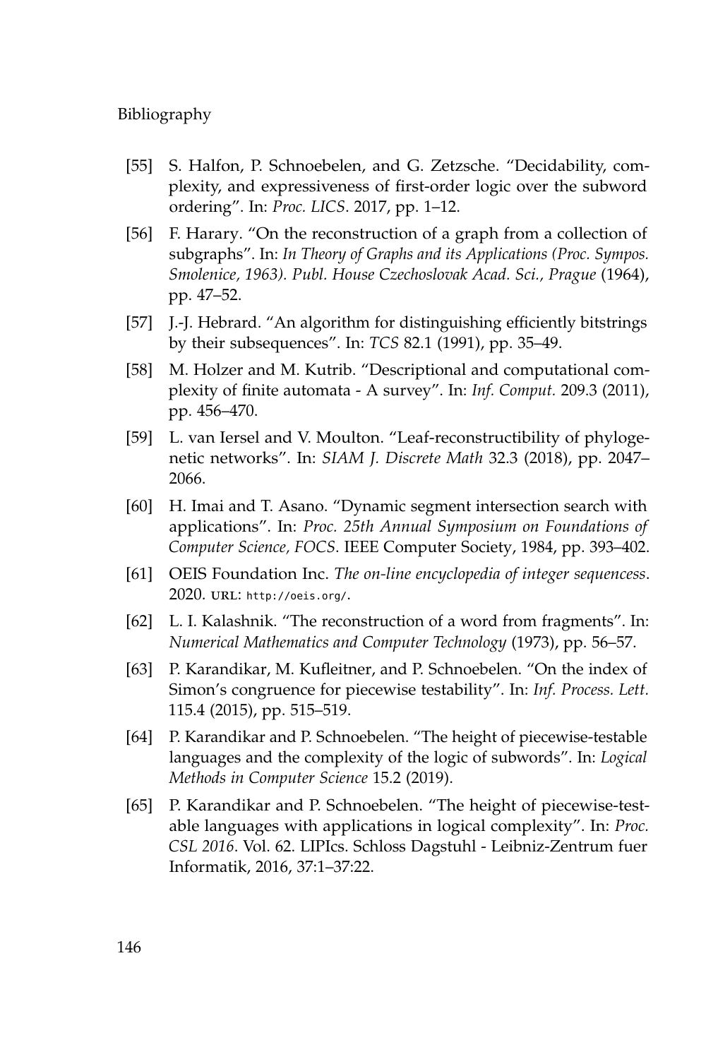[55] S. Halfon, P. Schnoebelen, and G. Zetzsche. "Decidability, complexity, and expressiveness of first-order logic over the subword ordering". In: *Proc. LICS*. 2017, pp. 1–12.

[56] F. Harary. "On the reconstruction of a graph from a collection of subgraphs". In: *In Theory of Graphs and its Applications (Proc. Sympos. Smolenice, 1963). Publ. House Czechoslovak Acad. Sci., Prague* (1964), pp. 47–52.

[57] J.-J. Hebrard. "An algorithm for distinguishing efficiently bitstrings by their subsequences". In: *TCS* 82.1 (1991), pp. 35–49.

[58] M. Holzer and M. Kutrib. "Descriptional and computational complexity of finite automata - A survey". In: *Inf. Comput.* 209.3 (2011), pp. 456–470.

[59] L. van Iersel and V. Moulton. "Leaf-reconstructibility of phylogenetic networks". In: *SIAM J. Discrete Math* 32.3 (2018), pp. 2047–2066.

[60] H. Imai and T. Asano. "Dynamic segment intersection search with applications". In: *Proc. 25th Annual Symposium on Foundations of Computer Science, FOCS*. IEEE Computer Society, 1984, pp. 393–402.

[61] OEIS Foundation Inc. *The on-line encyclopedia of integer sequencess*. 2020. URL: http://oeis.org/.

[62] L. I. Kalashnik. "The reconstruction of a word from fragments". In: *Numerical Mathematics and Computer Technology* (1973), pp. 56–57.

[63] P. Karandikar, M. Kufleitner, and P. Schnoebelen. "On the index of Simon's congruence for piecewise testability". In: *Inf. Process. Lett.* 115.4 (2015), pp. 515–519.

[64] P. Karandikar and P. Schnoebelen. "The height of piecewise-testable languages and the complexity of the logic of subwords". In: *Logical Methods in Computer Science* 15.2 (2019).

[65] P. Karandikar and P. Schnoebelen. "The height of piecewise-testable languages with applications in logical complexity". In: *Proc. CSL 2016*. Vol. 62. LIPIcs. Schloss Dagstuhl - Leibniz-Zentrum fuer Informatik, 2016, 37:1–37:22.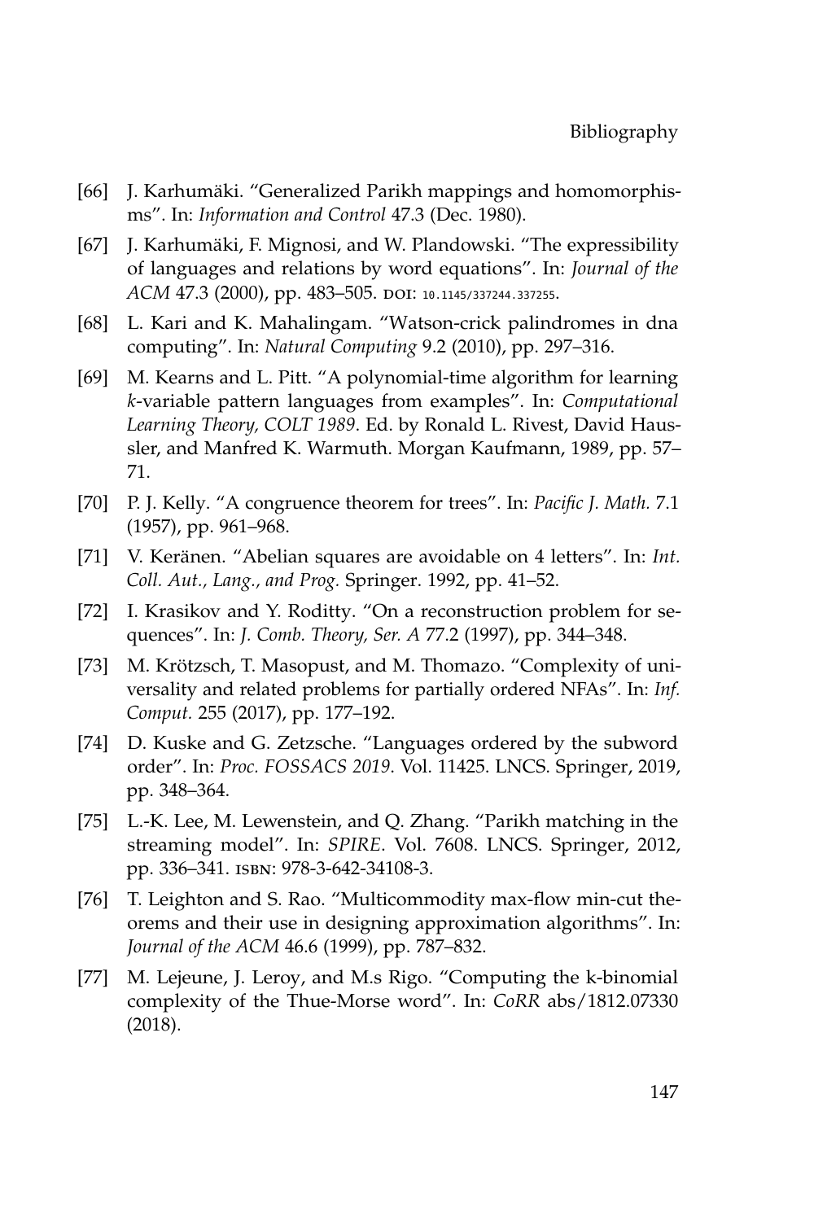- [66] J. Karhumäki. “Generalized Parikh mappings and homomorphisms”. In: *Information and Control* 47.3 (Dec. 1980).
- [67] J. Karhumäki, F. Mignosi, and W. Plandowski. “The expressibility of languages and relations by word equations”. In: *Journal of the ACM* 47.3 (2000), pp. 483–505. DOI: 10.1145/337244.337255.
- [68] L. Kari and K. Mahalingam. “Watson-crick palindromes in dna computing”. In: *Natural Computing* 9.2 (2010), pp. 297–316.
- [69] M. Kearns and L. Pitt. “A polynomial-time algorithm for learning *k*-variable pattern languages from examples”. In: *Computational Learning Theory, COLT 1989*. Ed. by Ronald L. Rivest, David Haussler, and Manfred K. Warmuth. Morgan Kaufmann, 1989, pp. 57–71.
- [70] P. J. Kelly. “A congruence theorem for trees”. In: *Pacific J. Math.* 7.1 (1957), pp. 961–968.
- [71] V. Keränen. “Abelian squares are avoidable on 4 letters”. In: *Int. Coll. Aut., Lang., and Prog.* Springer. 1992, pp. 41–52.
- [72] I. Krasikov and Y. Roditty. “On a reconstruction problem for sequences”. In: *J. Comb. Theory, Ser. A* 77.2 (1997), pp. 344–348.
- [73] M. Krötzsch, T. Masopust, and M. Thomazo. “Complexity of universality and related problems for partially ordered NFAs”. In: *Inf. Comput.* 255 (2017), pp. 177–192.
- [74] D. Kuske and G. Zetzsche. “Languages ordered by the subword order”. In: *Proc. FOSSACS 2019*. Vol. 11425. LNCS. Springer, 2019, pp. 348–364.
- [75] L.-K. Lee, M. Lewenstein, and Q. Zhang. “Parikh matching in the streaming model”. In: *SPIRE*. Vol. 7608. LNCS. Springer, 2012, pp. 336–341. ISBN: 978-3-642-34108-3.
- [76] T. Leighton and S. Rao. “Multicommodity max-flow min-cut theorems and their use in designing approximation algorithms”. In: *Journal of the ACM* 46.6 (1999), pp. 787–832.
- [77] M. Lejeune, J. Leroy, and M.s Rigo. “Computing the k-binomial complexity of the Thue-Morse word”. In: *CoRR* abs/1812.07330 (2018).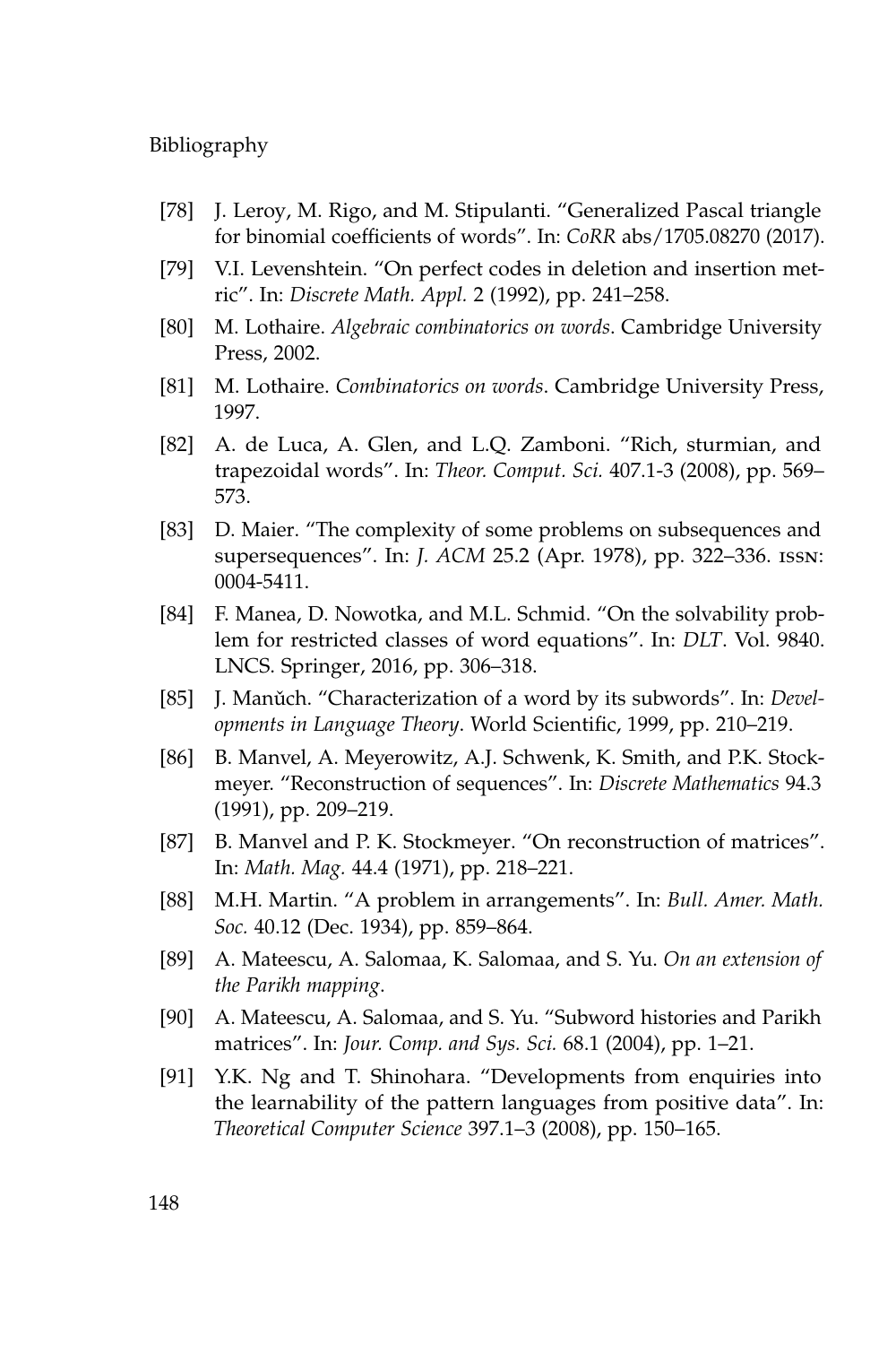[78] J. Leroy, M. Rigo, and M. Stipulanti. "Generalized Pascal triangle for binomial coefficients of words". In: *CoRR* abs/1705.08270 (2017).

[79] V.I. Levenshtein. "On perfect codes in deletion and insertion metric". In: *Discrete Math. Appl.* 2 (1992), pp. 241–258.

[80] M. Lothaire. *Algebraic combinatorics on words*. Cambridge University Press, 2002.

[81] M. Lothaire. *Combinatorics on words*. Cambridge University Press, 1997.

[82] A. de Luca, A. Glen, and L.Q. Zamboni. "Rich, sturmian, and trapezoidal words". In: *Theor. Comput. Sci.* 407.1-3 (2008), pp. 569–573.

[83] D. Maier. "The complexity of some problems on subsequences and supersequences". In: *J. ACM* 25.2 (Apr. 1978), pp. 322–336. ISSN: 0004-5411.

[84] F. Manea, D. Nowotka, and M.L. Schmid. "On the solvability problem for restricted classes of word equations". In: *DLT*. Vol. 9840. LNCS. Springer, 2016, pp. 306–318.

[85] J. Manŭch. "Characterization of a word by its subwords". In: *Developments in Language Theory*. World Scientific, 1999, pp. 210–219.

[86] B. Manvel, A. Meyerowitz, A.J. Schwenk, K. Smith, and P.K. Stockmeyer. "Reconstruction of sequences". In: *Discrete Mathematics* 94.3 (1991), pp. 209–219.

[87] B. Manvel and P. K. Stockmeyer. "On reconstruction of matrices". In: *Math. Mag.* 44.4 (1971), pp. 218–221.

[88] M.H. Martin. "A problem in arrangements". In: *Bull. Amer. Math. Soc.* 40.12 (Dec. 1934), pp. 859–864.

[89] A. Mateescu, A. Salomaa, K. Salomaa, and S. Yu. *On an extension of the Parikh mapping*.

[90] A. Mateescu, A. Salomaa, and S. Yu. "Subword histories and Parikh matrices". In: *Jour. Comp. and Sys. Sci.* 68.1 (2004), pp. 1–21.

[91] Y.K. Ng and T. Shinohara. "Developments from enquiries into the learnability of the pattern languages from positive data". In: *Theoretical Computer Science* 397.1–3 (2008), pp. 150–165.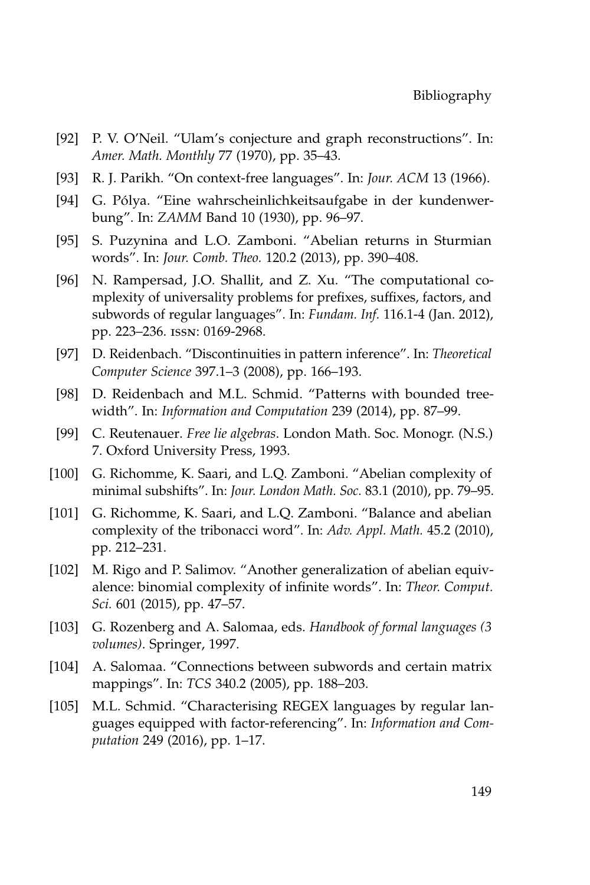[92] P. V. O'Neil. "Ulam's conjecture and graph reconstructions". In: *Amer. Math. Monthly* 77 (1970), pp. 35–43.

[93] R. J. Parikh. "On context-free languages". In: *Jour. ACM* 13 (1966).

[94] G. Pólya. "Eine wahrscheinlichkeitsaufgabe in der kundenwerbung". In: *ZAMM* Band 10 (1930), pp. 96–97.

[95] S. Puzynina and L.O. Zamboni. "Abelian returns in Sturmian words". In: *Jour. Comb. Theo.* 120.2 (2013), pp. 390–408.

[96] N. Rampersad, J.O. Shallit, and Z. Xu. "The computational complexity of universality problems for prefixes, suffixes, factors, and subwords of regular languages". In: *Fundam. Inf.* 116.1-4 (Jan. 2012), pp. 223–236. ISSN: 0169-2968.

[97] D. Reidenbach. "Discontinuities in pattern inference". In: *Theoretical Computer Science* 397.1–3 (2008), pp. 166–193.

[98] D. Reidenbach and M.L. Schmid. "Patterns with bounded treewidth". In: *Information and Computation* 239 (2014), pp. 87–99.

[99] C. Reutenauer. *Free lie algebras*. London Math. Soc. Monogr. (N.S.) 7. Oxford University Press, 1993.

[100] G. Richomme, K. Saari, and L.Q. Zamboni. "Abelian complexity of minimal subshifts". In: *Jour. London Math. Soc.* 83.1 (2010), pp. 79–95.

[101] G. Richomme, K. Saari, and L.Q. Zamboni. "Balance and abelian complexity of the tribonacci word". In: *Adv. Appl. Math.* 45.2 (2010), pp. 212–231.

[102] M. Rigo and P. Salimov. "Another generalization of abelian equivalence: binomial complexity of infinite words". In: *Theor. Comput. Sci.* 601 (2015), pp. 47–57.

[103] G. Rozenberg and A. Salomaa, eds. *Handbook of formal languages (3 volumes)*. Springer, 1997.

[104] A. Salomaa. "Connections between subwords and certain matrix mappings". In: *TCS* 340.2 (2005), pp. 188–203.

[105] M.L. Schmid. "Characterising REGEX languages by regular languages equipped with factor-referencing". In: *Information and Computation* 249 (2016), pp. 1–17.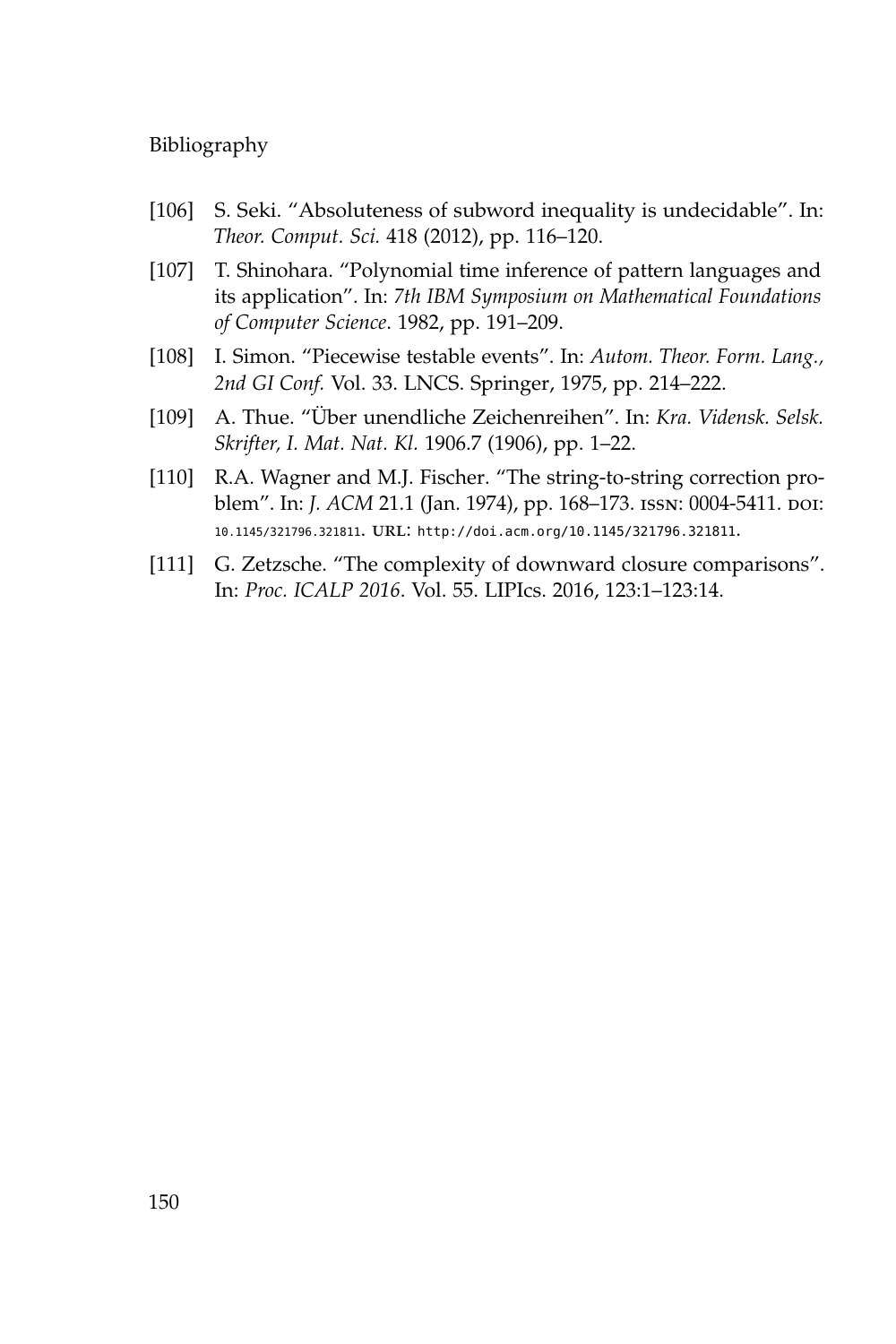[106] S. Seki. “Absoluteness of subword inequality is undecidable”. In: *Theor. Comput. Sci.* 418 (2012), pp. 116–120.

[107] T. Shinohara. “Polynomial time inference of pattern languages and its application”. In: *7th IBM Symposium on Mathematical Foundations of Computer Science*. 1982, pp. 191–209.

[108] I. Simon. “Piecewise testable events”. In: *Autom. Theor. Form. Lang., 2nd GI Conf.* Vol. 33. LNCS. Springer, 1975, pp. 214–222.

[109] A. Thue. “Über unendliche Zeichenreihen”. In: *Kra. Vidensk. Selsk. Skrifter, I. Mat. Nat. Kl.* 1906.7 (1906), pp. 1–22.

[110] R.A. Wagner and M.J. Fischer. “The string-to-string correction problem”. In: *J. ACM* 21.1 (Jan. 1974), pp. 168–173. ISSN: 0004-5411. DOI: 10.1145/321796.321811. URL: http://doi.acm.org/10.1145/321796.321811.

[111] G. Zetzsche. “The complexity of downward closure comparisons”. In: *Proc. ICALP 2016*. Vol. 55. LIPIcs. 2016, 123:1–123:14.